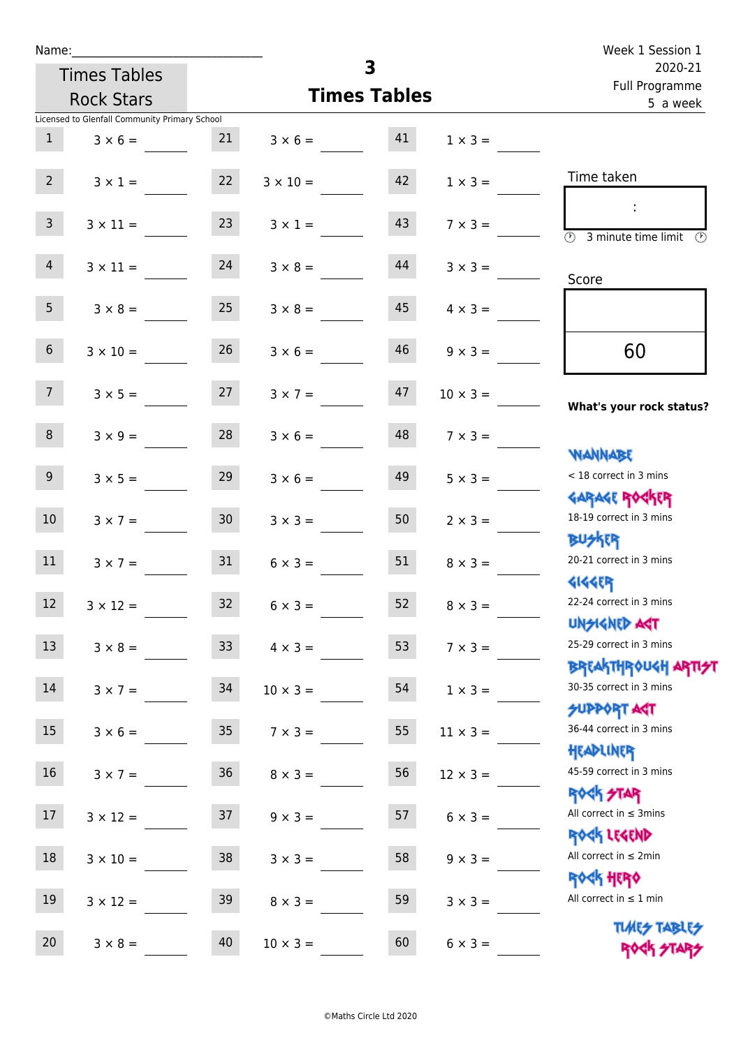Name:

Times Tables Rock Stars

# 3 Times Tables

Week 1 Session 1
2020-21
Full Programme
5 a week

Licensed to Glenfall Community Primary School

| # | Question | # | Question | # | Question |
|---|---|---|---|---|---|
| 1 | 3 × 6 = | 21 | 3 × 6 = | 41 | 1 × 3 = |
| 2 | 3 × 1 = | 22 | 3 × 10 = | 42 | 1 × 3 = |
| 3 | 3 × 11 = | 23 | 3 × 1 = | 43 | 7 × 3 = |
| 4 | 3 × 11 = | 24 | 3 × 8 = | 44 | 3 × 3 = |
| 5 | 3 × 8 = | 25 | 3 × 8 = | 45 | 4 × 3 = |
| 6 | 3 × 10 = | 26 | 3 × 6 = | 46 | 9 × 3 = |
| 7 | 3 × 5 = | 27 | 3 × 7 = | 47 | 10 × 3 = |
| 8 | 3 × 9 = | 28 | 3 × 6 = | 48 | 7 × 3 = |
| 9 | 3 × 5 = | 29 | 3 × 6 = | 49 | 5 × 3 = |
| 10 | 3 × 7 = | 30 | 3 × 3 = | 50 | 2 × 3 = |
| 11 | 3 × 7 = | 31 | 6 × 3 = | 51 | 8 × 3 = |
| 12 | 3 × 12 = | 32 | 6 × 3 = | 52 | 8 × 3 = |
| 13 | 3 × 8 = | 33 | 4 × 3 = | 53 | 7 × 3 = |
| 14 | 3 × 7 = | 34 | 10 × 3 = | 54 | 1 × 3 = |
| 15 | 3 × 6 = | 35 | 7 × 3 = | 55 | 11 × 3 = |
| 16 | 3 × 7 = | 36 | 8 × 3 = | 56 | 12 × 3 = |
| 17 | 3 × 12 = | 37 | 9 × 3 = | 57 | 6 × 3 = |
| 18 | 3 × 10 = | 38 | 3 × 3 = | 58 | 9 × 3 = |
| 19 | 3 × 12 = | 39 | 8 × 3 = | 59 | 3 × 3 = |
| 20 | 3 × 8 = | 40 | 10 × 3 = | 60 | 6 × 3 = |

Time taken

:

3 minute time limit

Score

60

**What's your rock status?**

WANNABE
< 18 correct in 3 mins

GARAGE ROCKER
18-19 correct in 3 mins

BUSKER
20-21 correct in 3 mins

GIGGER
22-24 correct in 3 mins

UNSIGNED ACT
25-29 correct in 3 mins

BREAKTHROUGH ARTIST
30-35 correct in 3 mins

SUPPORT ACT
36-44 correct in 3 mins

HEADLINER
45-59 correct in 3 mins

ROCK STAR
All correct in ≤ 3mins

ROCK LEGEND
All correct in ≤ 2min

ROCK HERO
All correct in ≤ 1 min

TIMES TABLES ROCK STARS

©Maths Circle Ltd 2020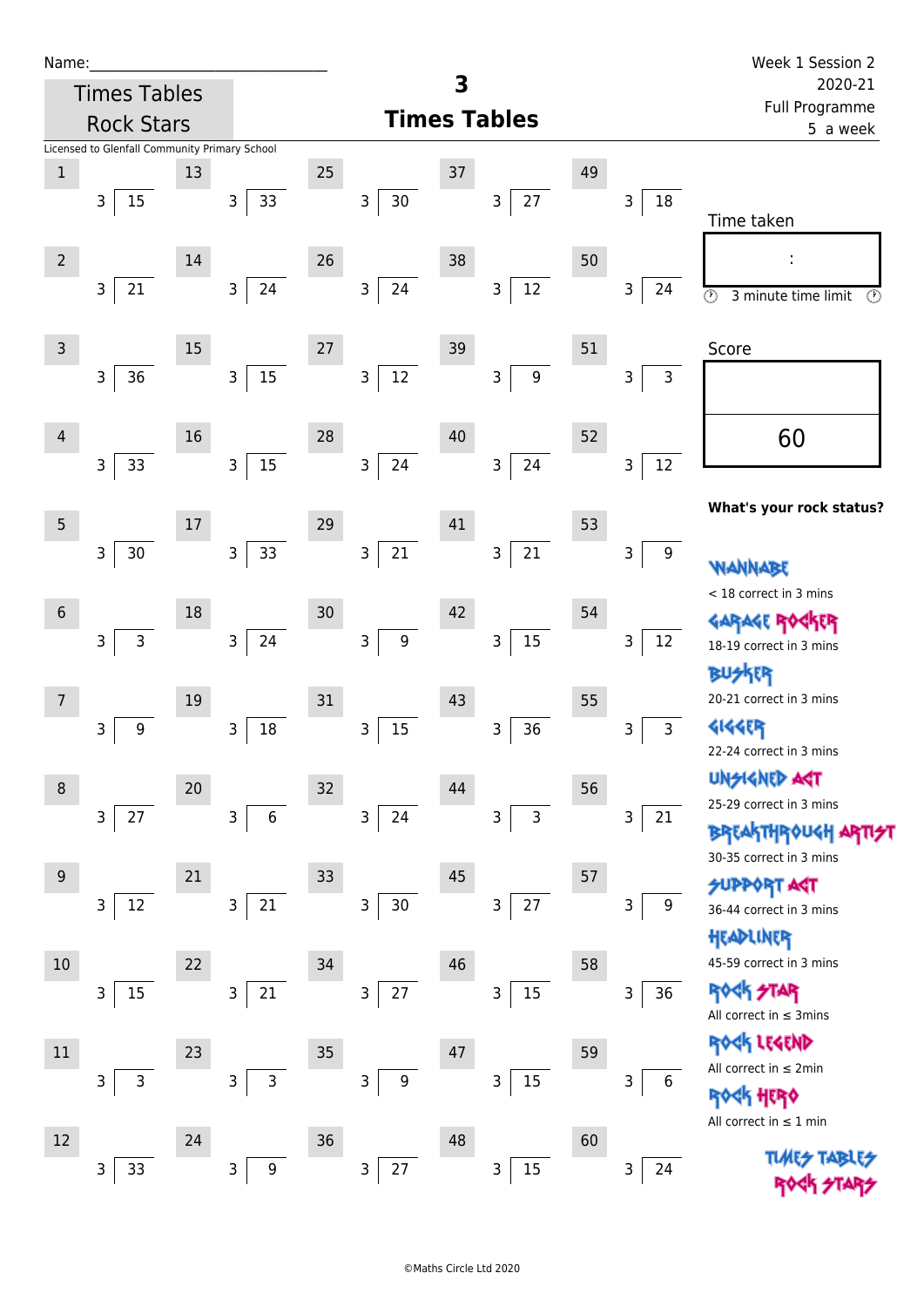Name:\_\_\_\_\_\_\_\_\_\_\_\_\_\_\_\_\_\_\_\_\_\_\_\_\_\_\_\_\_

Times Tables Rock Stars

# 3 Times Tables

Week 1 Session 2
2020-21
Full Programme
5 a week

Licensed to Glenfall Community Primary School

| # | Question | # | Question | # | Question | # | Question | # | Question |
|---|---|---|---|---|---|---|---|---|---|
| 1 | 3 ⟌ 15 | 13 | 3 ⟌ 33 | 25 | 3 ⟌ 30 | 37 | 3 ⟌ 27 | 49 | 3 ⟌ 18 |
| 2 | 3 ⟌ 21 | 14 | 3 ⟌ 24 | 26 | 3 ⟌ 24 | 38 | 3 ⟌ 12 | 50 | 3 ⟌ 24 |
| 3 | 3 ⟌ 36 | 15 | 3 ⟌ 15 | 27 | 3 ⟌ 12 | 39 | 3 ⟌ 9 | 51 | 3 ⟌ 3 |
| 4 | 3 ⟌ 33 | 16 | 3 ⟌ 15 | 28 | 3 ⟌ 24 | 40 | 3 ⟌ 24 | 52 | 3 ⟌ 12 |
| 5 | 3 ⟌ 30 | 17 | 3 ⟌ 33 | 29 | 3 ⟌ 21 | 41 | 3 ⟌ 21 | 53 | 3 ⟌ 9 |
| 6 | 3 ⟌ 3 | 18 | 3 ⟌ 24 | 30 | 3 ⟌ 9 | 42 | 3 ⟌ 15 | 54 | 3 ⟌ 12 |
| 7 | 3 ⟌ 9 | 19 | 3 ⟌ 18 | 31 | 3 ⟌ 15 | 43 | 3 ⟌ 36 | 55 | 3 ⟌ 3 |
| 8 | 3 ⟌ 27 | 20 | 3 ⟌ 6 | 32 | 3 ⟌ 24 | 44 | 3 ⟌ 3 | 56 | 3 ⟌ 21 |
| 9 | 3 ⟌ 12 | 21 | 3 ⟌ 21 | 33 | 3 ⟌ 30 | 45 | 3 ⟌ 27 | 57 | 3 ⟌ 9 |
| 10 | 3 ⟌ 15 | 22 | 3 ⟌ 21 | 34 | 3 ⟌ 27 | 46 | 3 ⟌ 15 | 58 | 3 ⟌ 36 |
| 11 | 3 ⟌ 3 | 23 | 3 ⟌ 3 | 35 | 3 ⟌ 9 | 47 | 3 ⟌ 15 | 59 | 3 ⟌ 6 |
| 12 | 3 ⟌ 33 | 24 | 3 ⟌ 9 | 36 | 3 ⟌ 27 | 48 | 3 ⟌ 15 | 60 | 3 ⟌ 24 |

Time taken

:

3 minute time limit

Score

60

**What's your rock status?**

WANNABE
< 18 correct in 3 mins

GARAGE ROCKER
18-19 correct in 3 mins

BUSKER
20-21 correct in 3 mins

GIGGER
22-24 correct in 3 mins

UNSIGNED ACT
25-29 correct in 3 mins

BREAKTHROUGH ARTIST
30-35 correct in 3 mins

SUPPORT ACT
36-44 correct in 3 mins

HEADLINER
45-59 correct in 3 mins

ROCK STAR
All correct in ≤ 3mins

ROCK LEGEND
All correct in ≤ 2min

ROCK HERO
All correct in ≤ 1 min

TIMES TABLES ROCK STARS

©Maths Circle Ltd 2020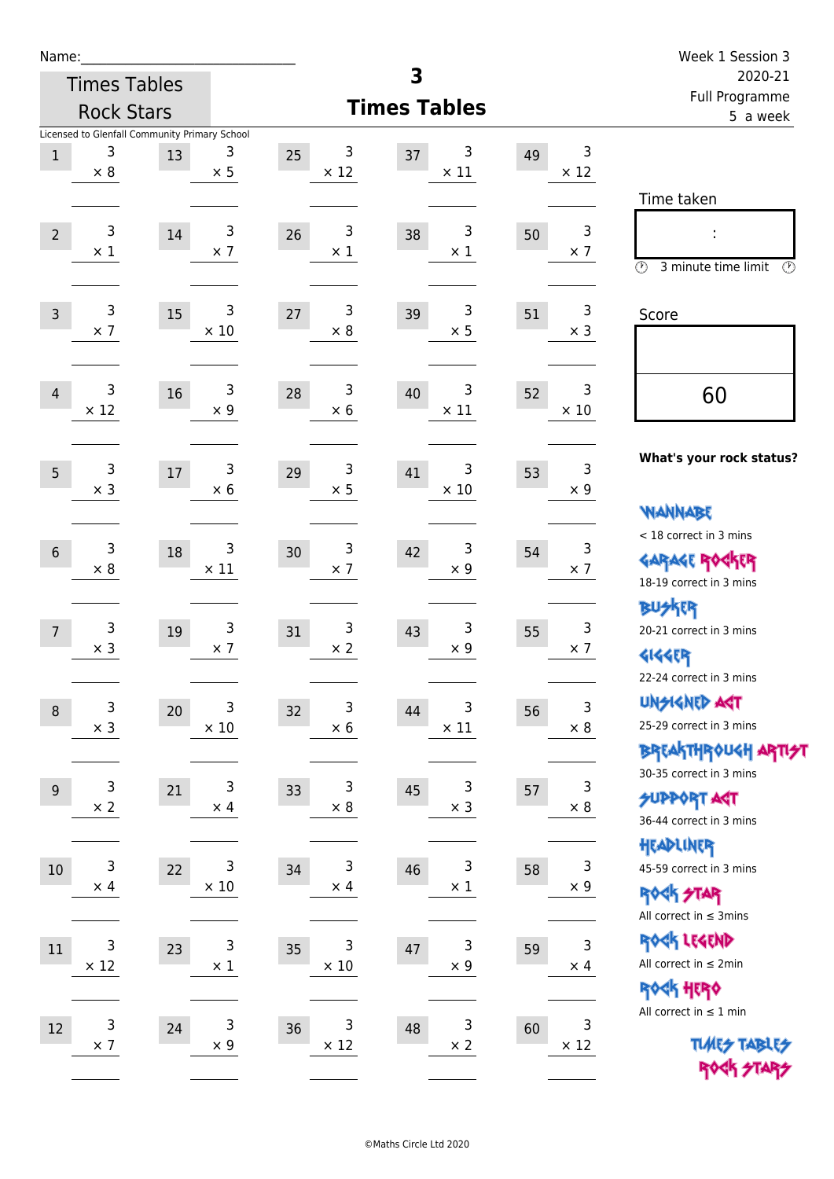Name:\_\_\_\_\_\_\_\_\_\_\_\_\_\_\_\_\_\_\_\_\_\_\_\_\_\_\_\_

Times Tables Rock Stars

# 3
## Times Tables

Week 1 Session 3
2020-21
Full Programme
5 a week

Licensed to Glenfall Community Primary School

| # | | # | | # | | # | | # | |
|---|---|---|---|---|---|---|---|---|---|
| 1 | 3 × 8 | 13 | 3 × 5 | 25 | 3 × 12 | 37 | 3 × 11 | 49 | 3 × 12 |
| 2 | 3 × 1 | 14 | 3 × 7 | 26 | 3 × 1 | 38 | 3 × 1 | 50 | 3 × 7 |
| 3 | 3 × 7 | 15 | 3 × 10 | 27 | 3 × 8 | 39 | 3 × 5 | 51 | 3 × 3 |
| 4 | 3 × 12 | 16 | 3 × 9 | 28 | 3 × 6 | 40 | 3 × 11 | 52 | 3 × 10 |
| 5 | 3 × 3 | 17 | 3 × 6 | 29 | 3 × 5 | 41 | 3 × 10 | 53 | 3 × 9 |
| 6 | 3 × 8 | 18 | 3 × 11 | 30 | 3 × 7 | 42 | 3 × 9 | 54 | 3 × 7 |
| 7 | 3 × 3 | 19 | 3 × 7 | 31 | 3 × 2 | 43 | 3 × 9 | 55 | 3 × 7 |
| 8 | 3 × 3 | 20 | 3 × 10 | 32 | 3 × 6 | 44 | 3 × 11 | 56 | 3 × 8 |
| 9 | 3 × 2 | 21 | 3 × 4 | 33 | 3 × 8 | 45 | 3 × 3 | 57 | 3 × 8 |
| 10 | 3 × 4 | 22 | 3 × 10 | 34 | 3 × 4 | 46 | 3 × 1 | 58 | 3 × 9 |
| 11 | 3 × 12 | 23 | 3 × 1 | 35 | 3 × 10 | 47 | 3 × 9 | 59 | 3 × 4 |
| 12 | 3 × 7 | 24 | 3 × 9 | 36 | 3 × 12 | 48 | 3 × 2 | 60 | 3 × 12 |

Time taken

:

3 minute time limit

Score

60

**What's your rock status?**

WANNABE
< 18 correct in 3 mins

GARAGE ROCKER
18-19 correct in 3 mins

BUSKER
20-21 correct in 3 mins

GIGGER
22-24 correct in 3 mins

UNSIGNED ACT
25-29 correct in 3 mins

BREAKTHROUGH ARTIST
30-35 correct in 3 mins

SUPPORT ACT
36-44 correct in 3 mins

HEADLINER
45-59 correct in 3 mins

ROCK STAR
All correct in ≤ 3mins

ROCK LEGEND
All correct in ≤ 2min

ROCK HERO
All correct in ≤ 1 min

TIMES TABLES ROCK STARS

©Maths Circle Ltd 2020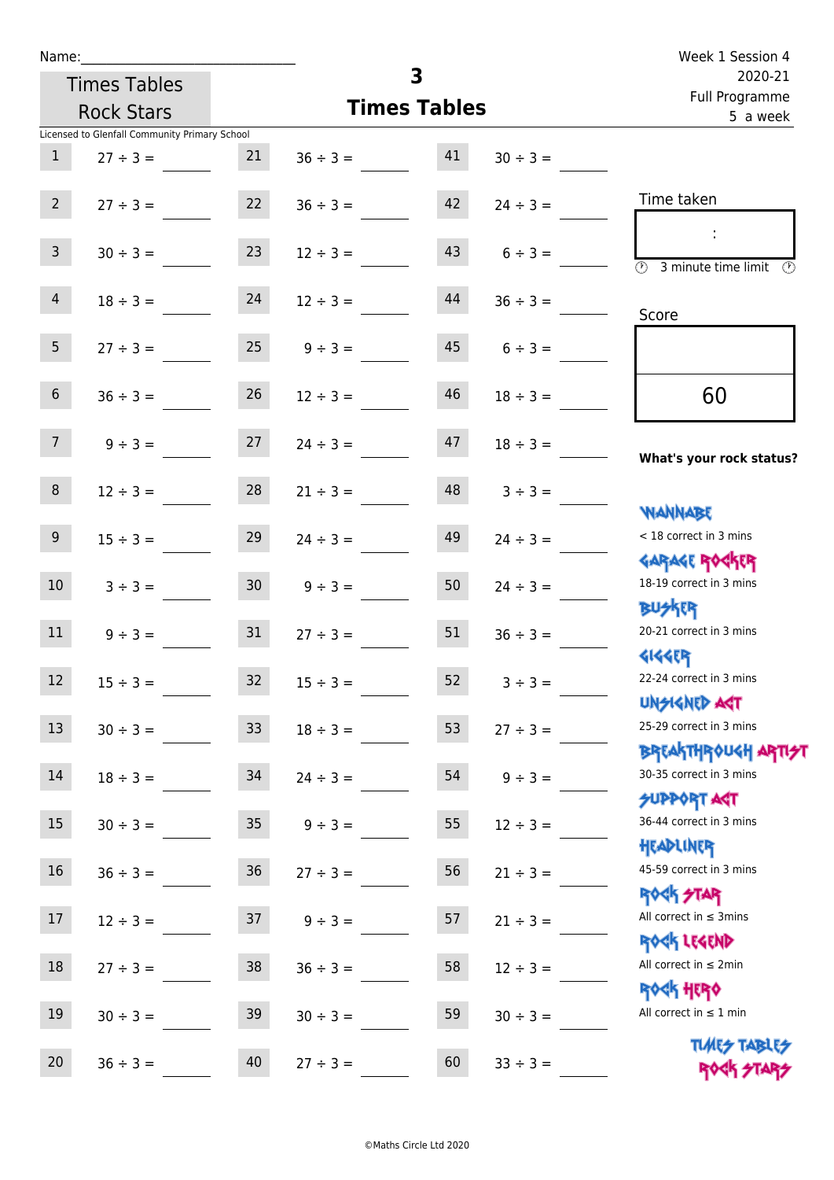Name:______________________________

Times Tables Rock Stars

# 3
## Times Tables

Week 1 Session 4
2020-21
Full Programme
5 a week

Licensed to Glenfall Community Primary School

| | | | | | |
|---|---|---|---|---|---|
| 1 | 27 ÷ 3 = ____ | 21 | 36 ÷ 3 = ____ | 41 | 30 ÷ 3 = ____ |
| 2 | 27 ÷ 3 = ____ | 22 | 36 ÷ 3 = ____ | 42 | 24 ÷ 3 = ____ |
| 3 | 30 ÷ 3 = ____ | 23 | 12 ÷ 3 = ____ | 43 | 6 ÷ 3 = ____ |
| 4 | 18 ÷ 3 = ____ | 24 | 12 ÷ 3 = ____ | 44 | 36 ÷ 3 = ____ |
| 5 | 27 ÷ 3 = ____ | 25 | 9 ÷ 3 = ____ | 45 | 6 ÷ 3 = ____ |
| 6 | 36 ÷ 3 = ____ | 26 | 12 ÷ 3 = ____ | 46 | 18 ÷ 3 = ____ |
| 7 | 9 ÷ 3 = ____ | 27 | 24 ÷ 3 = ____ | 47 | 18 ÷ 3 = ____ |
| 8 | 12 ÷ 3 = ____ | 28 | 21 ÷ 3 = ____ | 48 | 3 ÷ 3 = ____ |
| 9 | 15 ÷ 3 = ____ | 29 | 24 ÷ 3 = ____ | 49 | 24 ÷ 3 = ____ |
| 10 | 3 ÷ 3 = ____ | 30 | 9 ÷ 3 = ____ | 50 | 24 ÷ 3 = ____ |
| 11 | 9 ÷ 3 = ____ | 31 | 27 ÷ 3 = ____ | 51 | 36 ÷ 3 = ____ |
| 12 | 15 ÷ 3 = ____ | 32 | 15 ÷ 3 = ____ | 52 | 3 ÷ 3 = ____ |
| 13 | 30 ÷ 3 = ____ | 33 | 18 ÷ 3 = ____ | 53 | 27 ÷ 3 = ____ |
| 14 | 18 ÷ 3 = ____ | 34 | 24 ÷ 3 = ____ | 54 | 9 ÷ 3 = ____ |
| 15 | 30 ÷ 3 = ____ | 35 | 9 ÷ 3 = ____ | 55 | 12 ÷ 3 = ____ |
| 16 | 36 ÷ 3 = ____ | 36 | 27 ÷ 3 = ____ | 56 | 21 ÷ 3 = ____ |
| 17 | 12 ÷ 3 = ____ | 37 | 9 ÷ 3 = ____ | 57 | 21 ÷ 3 = ____ |
| 18 | 27 ÷ 3 = ____ | 38 | 36 ÷ 3 = ____ | 58 | 12 ÷ 3 = ____ |
| 19 | 30 ÷ 3 = ____ | 39 | 30 ÷ 3 = ____ | 59 | 30 ÷ 3 = ____ |
| 20 | 36 ÷ 3 = ____ | 40 | 27 ÷ 3 = ____ | 60 | 33 ÷ 3 = ____ |

Time taken

:

3 minute time limit

Score

60

**What's your rock status?**

WANNABE
< 18 correct in 3 mins

GARAGE ROCKER
18-19 correct in 3 mins

BUSKER
20-21 correct in 3 mins

GIGGER
22-24 correct in 3 mins

UNSIGNED ACT
25-29 correct in 3 mins

BREAKTHROUGH ARTIST
30-35 correct in 3 mins

SUPPORT ACT
36-44 correct in 3 mins

HEADLINER
45-59 correct in 3 mins

ROCK STAR
All correct in ≤ 3mins

ROCK LEGEND
All correct in ≤ 2min

ROCK HERO
All correct in ≤ 1 min

TIMES TABLES ROCK STARS

©Maths Circle Ltd 2020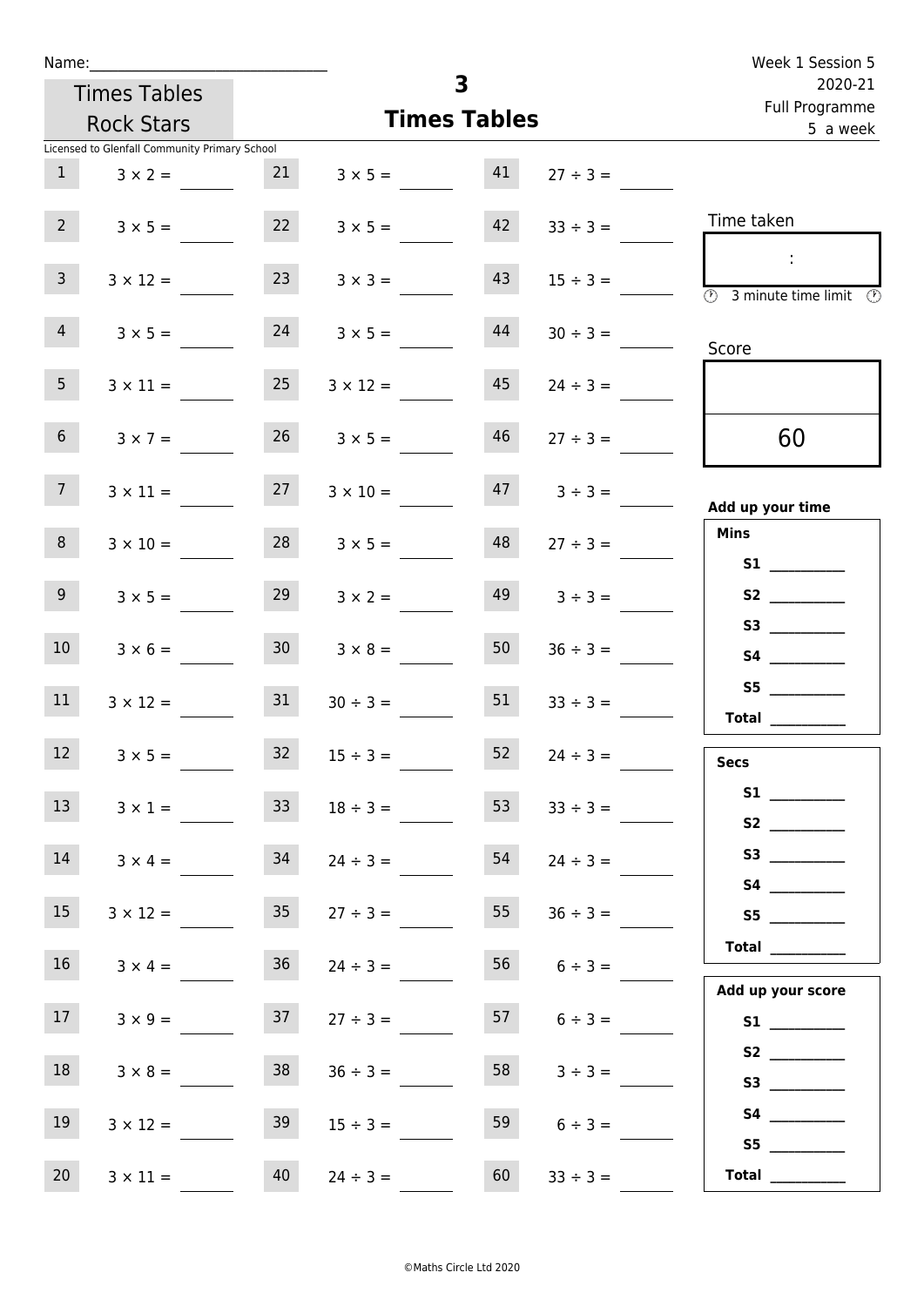Name:\_\_\_\_\_\_\_\_\_\_\_\_\_\_\_\_\_\_\_\_\_\_\_\_\_\_\_\_\_\_

Times Tables Rock Stars

# 3 Times Tables

Week 1 Session 5
2020-21
Full Programme
5 a week

Licensed to Glenfall Community Primary School

| | | | | | |
|---|---|---|---|---|---|
| 1 | $3 \times 2 =$ | 21 | $3 \times 5 =$ | 41 | $27 \div 3 =$ |
| 2 | $3 \times 5 =$ | 22 | $3 \times 5 =$ | 42 | $33 \div 3 =$ |
| 3 | $3 \times 12 =$ | 23 | $3 \times 3 =$ | 43 | $15 \div 3 =$ |
| 4 | $3 \times 5 =$ | 24 | $3 \times 5 =$ | 44 | $30 \div 3 =$ |
| 5 | $3 \times 11 =$ | 25 | $3 \times 12 =$ | 45 | $24 \div 3 =$ |
| 6 | $3 \times 7 =$ | 26 | $3 \times 5 =$ | 46 | $27 \div 3 =$ |
| 7 | $3 \times 11 =$ | 27 | $3 \times 10 =$ | 47 | $3 \div 3 =$ |
| 8 | $3 \times 10 =$ | 28 | $3 \times 5 =$ | 48 | $27 \div 3 =$ |
| 9 | $3 \times 5 =$ | 29 | $3 \times 2 =$ | 49 | $3 \div 3 =$ |
| 10 | $3 \times 6 =$ | 30 | $3 \times 8 =$ | 50 | $36 \div 3 =$ |
| 11 | $3 \times 12 =$ | 31 | $30 \div 3 =$ | 51 | $33 \div 3 =$ |
| 12 | $3 \times 5 =$ | 32 | $15 \div 3 =$ | 52 | $24 \div 3 =$ |
| 13 | $3 \times 1 =$ | 33 | $18 \div 3 =$ | 53 | $33 \div 3 =$ |
| 14 | $3 \times 4 =$ | 34 | $24 \div 3 =$ | 54 | $24 \div 3 =$ |
| 15 | $3 \times 12 =$ | 35 | $27 \div 3 =$ | 55 | $36 \div 3 =$ |
| 16 | $3 \times 4 =$ | 36 | $24 \div 3 =$ | 56 | $6 \div 3 =$ |
| 17 | $3 \times 9 =$ | 37 | $27 \div 3 =$ | 57 | $6 \div 3 =$ |
| 18 | $3 \times 8 =$ | 38 | $36 \div 3 =$ | 58 | $3 \div 3 =$ |
| 19 | $3 \times 12 =$ | 39 | $15 \div 3 =$ | 59 | $6 \div 3 =$ |
| 20 | $3 \times 11 =$ | 40 | $24 \div 3 =$ | 60 | $33 \div 3 =$ |

Time taken

:

3 minute time limit

Score

60

**Add up your time**

**Mins**

**S1** \_\_\_\_\_\_\_\_
**S2** \_\_\_\_\_\_\_\_
**S3** \_\_\_\_\_\_\_\_
**S4** \_\_\_\_\_\_\_\_
**S5** \_\_\_\_\_\_\_\_
**Total** \_\_\_\_\_\_\_\_

**Secs**

**S1** \_\_\_\_\_\_\_\_
**S2** \_\_\_\_\_\_\_\_
**S3** \_\_\_\_\_\_\_\_
**S4** \_\_\_\_\_\_\_\_
**S5** \_\_\_\_\_\_\_\_
**Total** \_\_\_\_\_\_\_\_

**Add up your score**

**S1** \_\_\_\_\_\_\_\_
**S2** \_\_\_\_\_\_\_\_
**S3** \_\_\_\_\_\_\_\_
**S4** \_\_\_\_\_\_\_\_
**S5** \_\_\_\_\_\_\_\_
**Total** \_\_\_\_\_\_\_\_

©Maths Circle Ltd 2020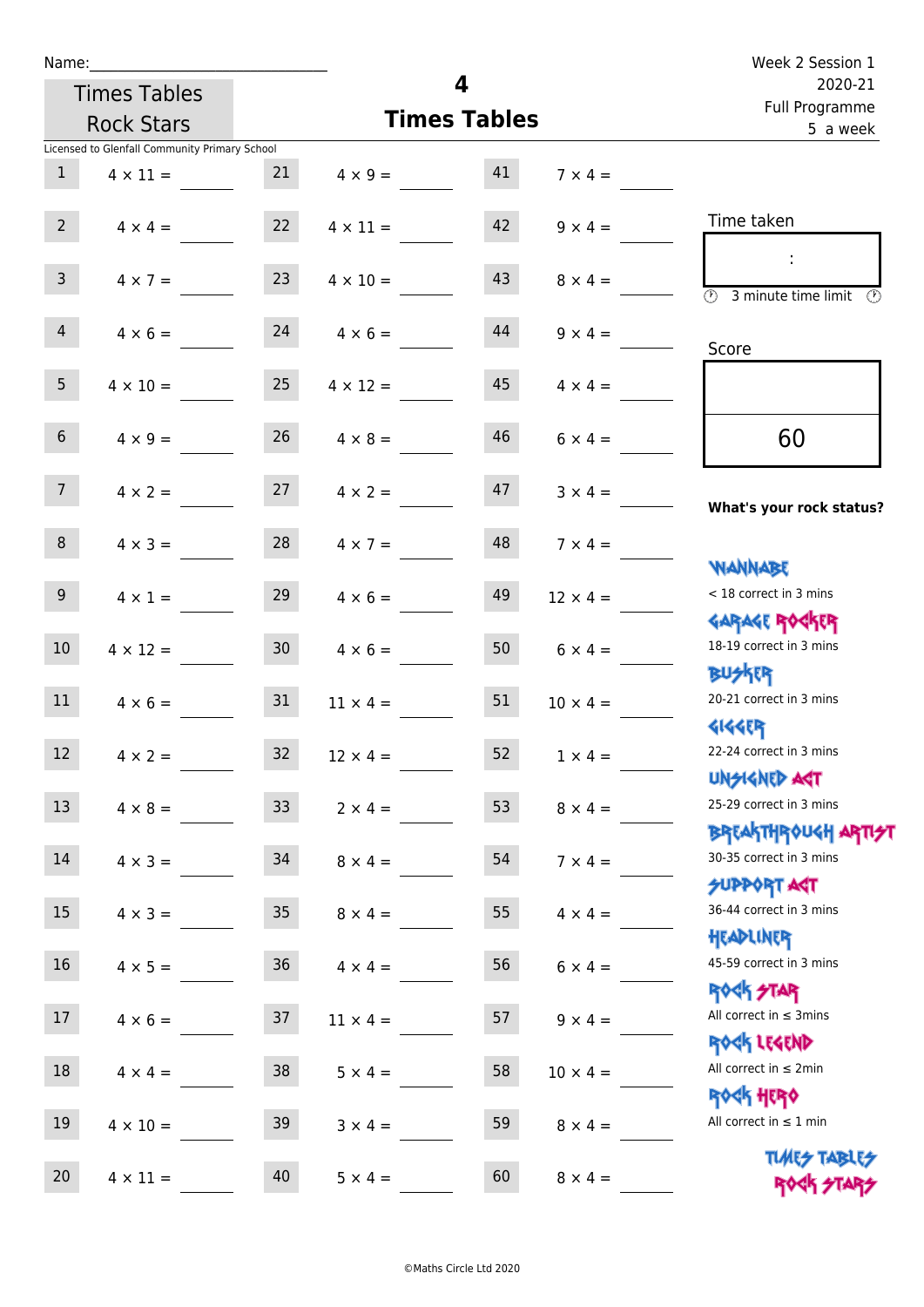Name:\_\_\_\_\_\_\_\_\_\_\_\_\_\_\_\_\_\_\_\_\_\_\_\_\_\_\_\_

Times Tables Rock Stars

# 4 Times Tables

Week 2 Session 1
2020-21
Full Programme
5 a week

Licensed to Glenfall Community Primary School

| | | | | | |
|---|---|---|---|---|---|
| 1 | 4 × 11 = ____ | 21 | 4 × 9 = ____ | 41 | 7 × 4 = ____ |
| 2 | 4 × 4 = ____ | 22 | 4 × 11 = ____ | 42 | 9 × 4 = ____ |
| 3 | 4 × 7 = ____ | 23 | 4 × 10 = ____ | 43 | 8 × 4 = ____ |
| 4 | 4 × 6 = ____ | 24 | 4 × 6 = ____ | 44 | 9 × 4 = ____ |
| 5 | 4 × 10 = ____ | 25 | 4 × 12 = ____ | 45 | 4 × 4 = ____ |
| 6 | 4 × 9 = ____ | 26 | 4 × 8 = ____ | 46 | 6 × 4 = ____ |
| 7 | 4 × 2 = ____ | 27 | 4 × 2 = ____ | 47 | 3 × 4 = ____ |
| 8 | 4 × 3 = ____ | 28 | 4 × 7 = ____ | 48 | 7 × 4 = ____ |
| 9 | 4 × 1 = ____ | 29 | 4 × 6 = ____ | 49 | 12 × 4 = ____ |
| 10 | 4 × 12 = ____ | 30 | 4 × 6 = ____ | 50 | 6 × 4 = ____ |
| 11 | 4 × 6 = ____ | 31 | 11 × 4 = ____ | 51 | 10 × 4 = ____ |
| 12 | 4 × 2 = ____ | 32 | 12 × 4 = ____ | 52 | 1 × 4 = ____ |
| 13 | 4 × 8 = ____ | 33 | 2 × 4 = ____ | 53 | 8 × 4 = ____ |
| 14 | 4 × 3 = ____ | 34 | 8 × 4 = ____ | 54 | 7 × 4 = ____ |
| 15 | 4 × 3 = ____ | 35 | 8 × 4 = ____ | 55 | 4 × 4 = ____ |
| 16 | 4 × 5 = ____ | 36 | 4 × 4 = ____ | 56 | 6 × 4 = ____ |
| 17 | 4 × 6 = ____ | 37 | 11 × 4 = ____ | 57 | 9 × 4 = ____ |
| 18 | 4 × 4 = ____ | 38 | 5 × 4 = ____ | 58 | 10 × 4 = ____ |
| 19 | 4 × 10 = ____ | 39 | 3 × 4 = ____ | 59 | 8 × 4 = ____ |
| 20 | 4 × 11 = ____ | 40 | 5 × 4 = ____ | 60 | 8 × 4 = ____ |

Time taken

:

3 minute time limit

Score

60

**What's your rock status?**

WANNABE
< 18 correct in 3 mins

GARAGE ROCKER
18-19 correct in 3 mins

BUSKER
20-21 correct in 3 mins

GIGGER
22-24 correct in 3 mins

UNSIGNED ACT
25-29 correct in 3 mins

BREAKTHROUGH ARTIST
30-35 correct in 3 mins

SUPPORT ACT
36-44 correct in 3 mins

HEADLINER
45-59 correct in 3 mins

ROCK STAR
All correct in ≤ 3mins

ROCK LEGEND
All correct in ≤ 2min

ROCK HERO
All correct in ≤ 1 min

TIMES TABLES ROCK STARS

©Maths Circle Ltd 2020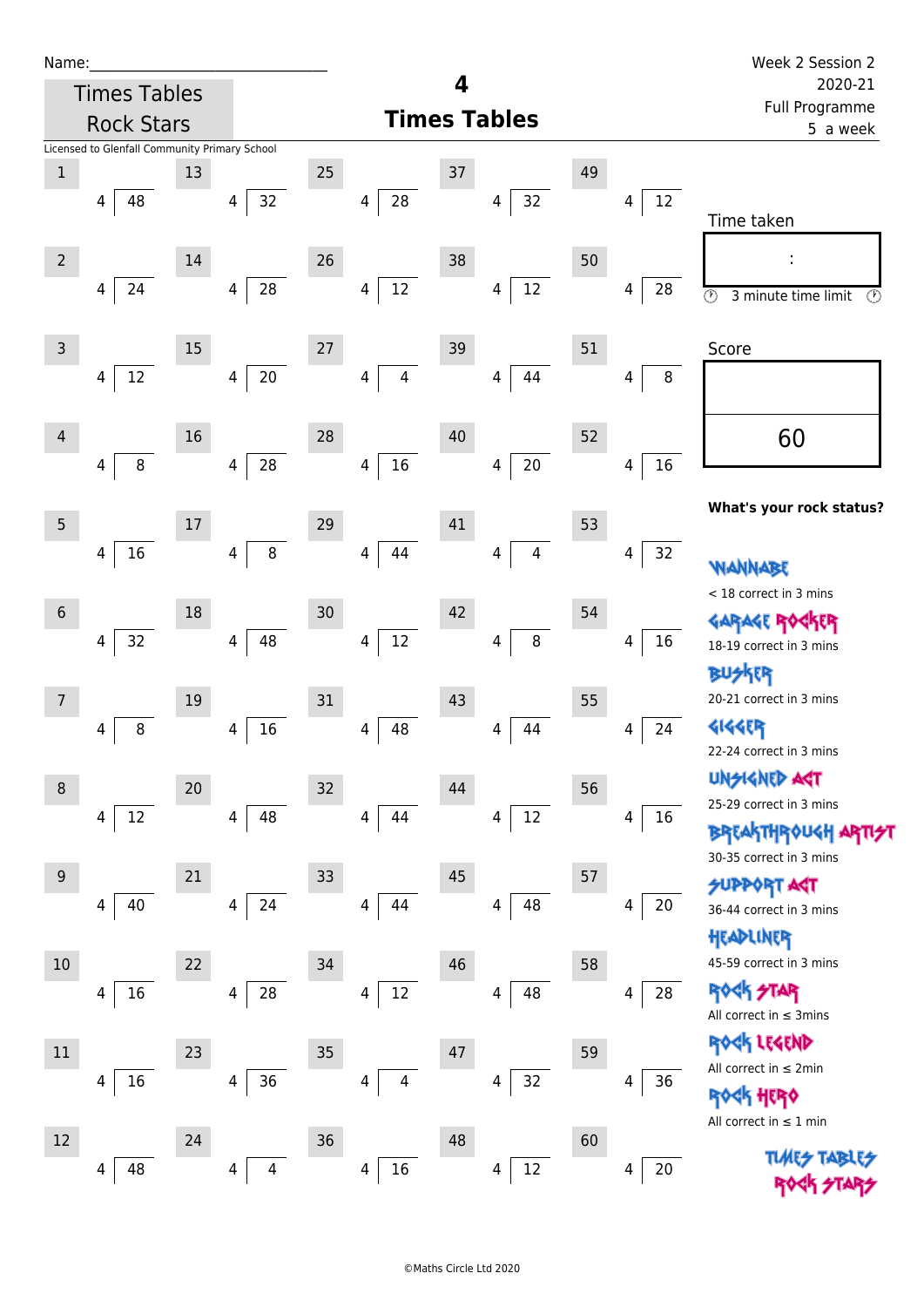Name:_____________________________

Times Tables Rock Stars

# 4 Times Tables

Week 2 Session 2
2020-21
Full Programme
5 a week

Licensed to Glenfall Community Primary School

| # | Question | # | Question | # | Question | # | Question | # | Question |
|---|---|---|---|---|---|---|---|---|---|
| 1 | 4 ⟌ 48 | 13 | 4 ⟌ 32 | 25 | 4 ⟌ 28 | 37 | 4 ⟌ 32 | 49 | 4 ⟌ 12 |
| 2 | 4 ⟌ 24 | 14 | 4 ⟌ 28 | 26 | 4 ⟌ 12 | 38 | 4 ⟌ 12 | 50 | 4 ⟌ 28 |
| 3 | 4 ⟌ 12 | 15 | 4 ⟌ 20 | 27 | 4 ⟌ 4 | 39 | 4 ⟌ 44 | 51 | 4 ⟌ 8 |
| 4 | 4 ⟌ 8 | 16 | 4 ⟌ 28 | 28 | 4 ⟌ 16 | 40 | 4 ⟌ 20 | 52 | 4 ⟌ 16 |
| 5 | 4 ⟌ 16 | 17 | 4 ⟌ 8 | 29 | 4 ⟌ 44 | 41 | 4 ⟌ 4 | 53 | 4 ⟌ 32 |
| 6 | 4 ⟌ 32 | 18 | 4 ⟌ 48 | 30 | 4 ⟌ 12 | 42 | 4 ⟌ 8 | 54 | 4 ⟌ 16 |
| 7 | 4 ⟌ 8 | 19 | 4 ⟌ 16 | 31 | 4 ⟌ 48 | 43 | 4 ⟌ 44 | 55 | 4 ⟌ 24 |
| 8 | 4 ⟌ 12 | 20 | 4 ⟌ 48 | 32 | 4 ⟌ 44 | 44 | 4 ⟌ 12 | 56 | 4 ⟌ 16 |
| 9 | 4 ⟌ 40 | 21 | 4 ⟌ 24 | 33 | 4 ⟌ 44 | 45 | 4 ⟌ 48 | 57 | 4 ⟌ 20 |
| 10 | 4 ⟌ 16 | 22 | 4 ⟌ 28 | 34 | 4 ⟌ 12 | 46 | 4 ⟌ 48 | 58 | 4 ⟌ 28 |
| 11 | 4 ⟌ 16 | 23 | 4 ⟌ 36 | 35 | 4 ⟌ 4 | 47 | 4 ⟌ 32 | 59 | 4 ⟌ 36 |
| 12 | 4 ⟌ 48 | 24 | 4 ⟌ 4 | 36 | 4 ⟌ 16 | 48 | 4 ⟌ 12 | 60 | 4 ⟌ 20 |

Time taken

:

3 minute time limit

Score

60

**What's your rock status?**

WANNABE
< 18 correct in 3 mins

GARAGE ROCKER
18-19 correct in 3 mins

BUSKER
20-21 correct in 3 mins

GIGGER
22-24 correct in 3 mins

UNSIGNED ACT
25-29 correct in 3 mins

BREAKTHROUGH ARTIST
30-35 correct in 3 mins

SUPPORT ACT
36-44 correct in 3 mins

HEADLINER
45-59 correct in 3 mins

ROCK STAR
All correct in ≤ 3mins

ROCK LEGEND
All correct in ≤ 2min

ROCK HERO
All correct in ≤ 1 min

TIMES TABLES ROCK STARS

©Maths Circle Ltd 2020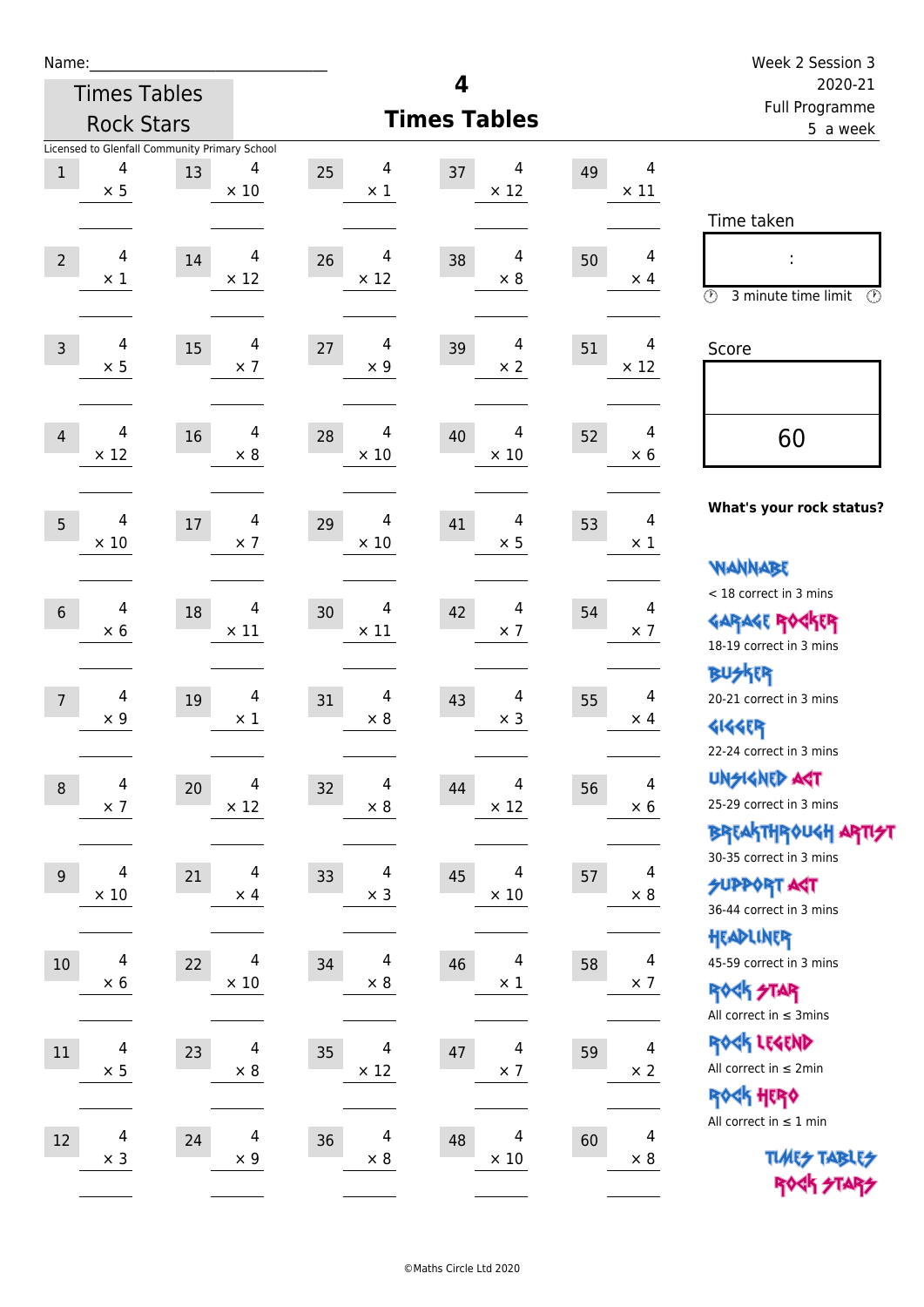Name:

# Times Tables Rock Stars

Licensed to Glenfall Community Primary School

# 4 Times Tables

Week 2 Session 3
2020-21
Full Programme
5 a week

| # | Question | # | Question | # | Question | # | Question | # | Question |
|---|---|---|---|---|---|---|---|---|---|
| 1 | 4 × 5 | 13 | 4 × 10 | 25 | 4 × 1 | 37 | 4 × 12 | 49 | 4 × 11 |
| 2 | 4 × 1 | 14 | 4 × 12 | 26 | 4 × 12 | 38 | 4 × 8 | 50 | 4 × 4 |
| 3 | 4 × 5 | 15 | 4 × 7 | 27 | 4 × 9 | 39 | 4 × 2 | 51 | 4 × 12 |
| 4 | 4 × 12 | 16 | 4 × 8 | 28 | 4 × 10 | 40 | 4 × 10 | 52 | 4 × 6 |
| 5 | 4 × 10 | 17 | 4 × 7 | 29 | 4 × 10 | 41 | 4 × 5 | 53 | 4 × 1 |
| 6 | 4 × 6 | 18 | 4 × 11 | 30 | 4 × 11 | 42 | 4 × 7 | 54 | 4 × 7 |
| 7 | 4 × 9 | 19 | 4 × 1 | 31 | 4 × 8 | 43 | 4 × 3 | 55 | 4 × 4 |
| 8 | 4 × 7 | 20 | 4 × 12 | 32 | 4 × 8 | 44 | 4 × 12 | 56 | 4 × 6 |
| 9 | 4 × 10 | 21 | 4 × 4 | 33 | 4 × 3 | 45 | 4 × 10 | 57 | 4 × 8 |
| 10 | 4 × 6 | 22 | 4 × 10 | 34 | 4 × 8 | 46 | 4 × 1 | 58 | 4 × 7 |
| 11 | 4 × 5 | 23 | 4 × 8 | 35 | 4 × 12 | 47 | 4 × 7 | 59 | 4 × 2 |
| 12 | 4 × 3 | 24 | 4 × 9 | 36 | 4 × 8 | 48 | 4 × 10 | 60 | 4 × 8 |

Time taken

:

3 minute time limit

Score

60

**What's your rock status?**

WANNABE
< 18 correct in 3 mins

GARAGE ROCKER
18-19 correct in 3 mins

BUSKER
20-21 correct in 3 mins

GIGGER
22-24 correct in 3 mins

UNSIGNED ACT
25-29 correct in 3 mins

BREAKTHROUGH ARTIST
30-35 correct in 3 mins

SUPPORT ACT
36-44 correct in 3 mins

HEADLINER
45-59 correct in 3 mins

ROCK STAR
All correct in ≤ 3mins

ROCK LEGEND
All correct in ≤ 2min

ROCK HERO
All correct in ≤ 1 min

TIMES TABLES ROCK STARS

©Maths Circle Ltd 2020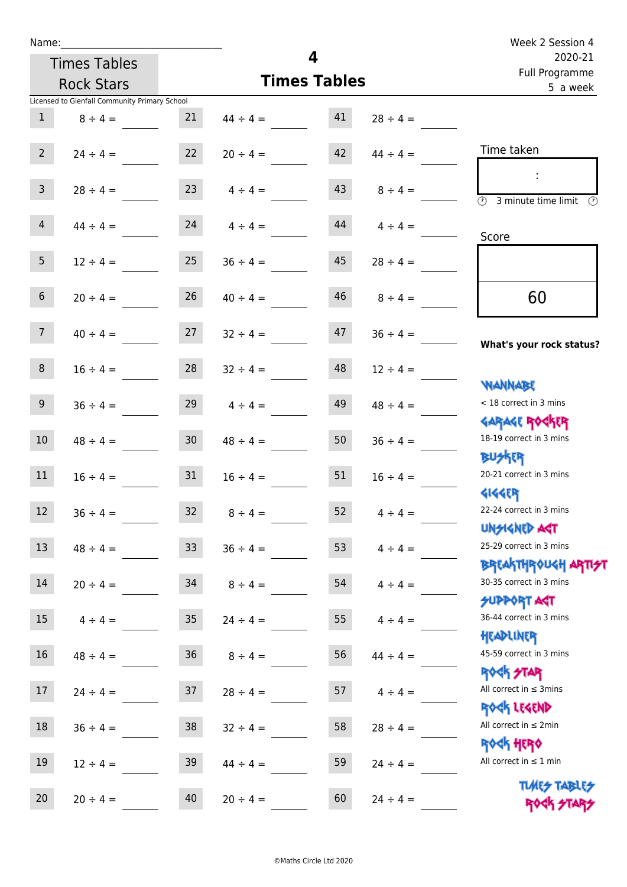Name:\_\_\_\_\_\_\_\_\_\_\_\_\_\_\_\_\_\_\_\_\_\_\_\_\_\_\_\_

Times Tables Rock Stars

# 4 Times Tables

Week 2 Session 4
2020-21
Full Programme
5 a week

Licensed to Glenfall Community Primary School

| | | | | | |
|---|---|---|---|---|---|
| 1 | 8 ÷ 4 = | 21 | 44 ÷ 4 = | 41 | 28 ÷ 4 = |
| 2 | 24 ÷ 4 = | 22 | 20 ÷ 4 = | 42 | 44 ÷ 4 = |
| 3 | 28 ÷ 4 = | 23 | 4 ÷ 4 = | 43 | 8 ÷ 4 = |
| 4 | 44 ÷ 4 = | 24 | 4 ÷ 4 = | 44 | 4 ÷ 4 = |
| 5 | 12 ÷ 4 = | 25 | 36 ÷ 4 = | 45 | 28 ÷ 4 = |
| 6 | 20 ÷ 4 = | 26 | 40 ÷ 4 = | 46 | 8 ÷ 4 = |
| 7 | 40 ÷ 4 = | 27 | 32 ÷ 4 = | 47 | 36 ÷ 4 = |
| 8 | 16 ÷ 4 = | 28 | 32 ÷ 4 = | 48 | 12 ÷ 4 = |
| 9 | 36 ÷ 4 = | 29 | 4 ÷ 4 = | 49 | 48 ÷ 4 = |
| 10 | 48 ÷ 4 = | 30 | 48 ÷ 4 = | 50 | 36 ÷ 4 = |
| 11 | 16 ÷ 4 = | 31 | 16 ÷ 4 = | 51 | 16 ÷ 4 = |
| 12 | 36 ÷ 4 = | 32 | 8 ÷ 4 = | 52 | 4 ÷ 4 = |
| 13 | 48 ÷ 4 = | 33 | 36 ÷ 4 = | 53 | 4 ÷ 4 = |
| 14 | 20 ÷ 4 = | 34 | 8 ÷ 4 = | 54 | 4 ÷ 4 = |
| 15 | 4 ÷ 4 = | 35 | 24 ÷ 4 = | 55 | 4 ÷ 4 = |
| 16 | 48 ÷ 4 = | 36 | 8 ÷ 4 = | 56 | 44 ÷ 4 = |
| 17 | 24 ÷ 4 = | 37 | 28 ÷ 4 = | 57 | 4 ÷ 4 = |
| 18 | 36 ÷ 4 = | 38 | 32 ÷ 4 = | 58 | 28 ÷ 4 = |
| 19 | 12 ÷ 4 = | 39 | 44 ÷ 4 = | 59 | 24 ÷ 4 = |
| 20 | 20 ÷ 4 = | 40 | 20 ÷ 4 = | 60 | 24 ÷ 4 = |

Time taken

:

3 minute time limit

Score

60

**What's your rock status?**

WANNABE
< 18 correct in 3 mins

GARAGE ROCKER
18-19 correct in 3 mins

BUSKER
20-21 correct in 3 mins

GIGGER
22-24 correct in 3 mins

UNSIGNED ACT
25-29 correct in 3 mins

BREAKTHROUGH ARTIST
30-35 correct in 3 mins

SUPPORT ACT
36-44 correct in 3 mins

HEADLINER
45-59 correct in 3 mins

ROCK STAR
All correct in ≤ 3mins

ROCK LEGEND
All correct in ≤ 2min

ROCK HERO
All correct in ≤ 1 min

TIMES TABLES ROCK STARS

©Maths Circle Ltd 2020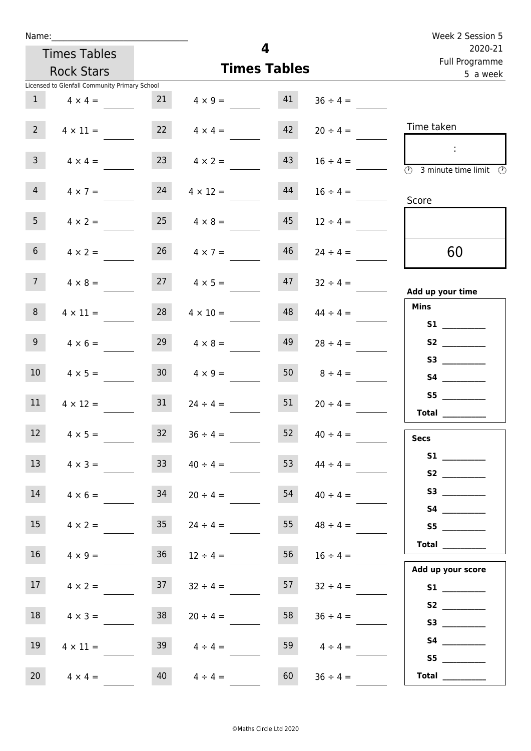Name:_______________________________

Times Tables Rock Stars

# 4
## Times Tables

Week 2 Session 5
2020-21
Full Programme
5 a week

Licensed to Glenfall Community Primary School

| # | Question | # | Question | # | Question |
|---|---|---|---|---|---|
| 1 | 4 × 4 = | 21 | 4 × 9 = | 41 | 36 ÷ 4 = |
| 2 | 4 × 11 = | 22 | 4 × 4 = | 42 | 20 ÷ 4 = |
| 3 | 4 × 4 = | 23 | 4 × 2 = | 43 | 16 ÷ 4 = |
| 4 | 4 × 7 = | 24 | 4 × 12 = | 44 | 16 ÷ 4 = |
| 5 | 4 × 2 = | 25 | 4 × 8 = | 45 | 12 ÷ 4 = |
| 6 | 4 × 2 = | 26 | 4 × 7 = | 46 | 24 ÷ 4 = |
| 7 | 4 × 8 = | 27 | 4 × 5 = | 47 | 32 ÷ 4 = |
| 8 | 4 × 11 = | 28 | 4 × 10 = | 48 | 44 ÷ 4 = |
| 9 | 4 × 6 = | 29 | 4 × 8 = | 49 | 28 ÷ 4 = |
| 10 | 4 × 5 = | 30 | 4 × 9 = | 50 | 8 ÷ 4 = |
| 11 | 4 × 12 = | 31 | 24 ÷ 4 = | 51 | 20 ÷ 4 = |
| 12 | 4 × 5 = | 32 | 36 ÷ 4 = | 52 | 40 ÷ 4 = |
| 13 | 4 × 3 = | 33 | 40 ÷ 4 = | 53 | 44 ÷ 4 = |
| 14 | 4 × 6 = | 34 | 20 ÷ 4 = | 54 | 40 ÷ 4 = |
| 15 | 4 × 2 = | 35 | 24 ÷ 4 = | 55 | 48 ÷ 4 = |
| 16 | 4 × 9 = | 36 | 12 ÷ 4 = | 56 | 16 ÷ 4 = |
| 17 | 4 × 2 = | 37 | 32 ÷ 4 = | 57 | 32 ÷ 4 = |
| 18 | 4 × 3 = | 38 | 20 ÷ 4 = | 58 | 36 ÷ 4 = |
| 19 | 4 × 11 = | 39 | 4 ÷ 4 = | 59 | 4 ÷ 4 = |
| 20 | 4 × 4 = | 40 | 4 ÷ 4 = | 60 | 36 ÷ 4 = |

Time taken

:

3 minute time limit

Score

60

**Add up your time**

**Mins**

**S1** __________
**S2** __________
**S3** __________
**S4** __________
**S5** __________
**Total** __________

**Secs**

**S1** __________
**S2** __________
**S3** __________
**S4** __________
**S5** __________
**Total** __________

**Add up your score**

**S1** __________
**S2** __________
**S3** __________
**S4** __________
**S5** __________
**Total** __________

©Maths Circle Ltd 2020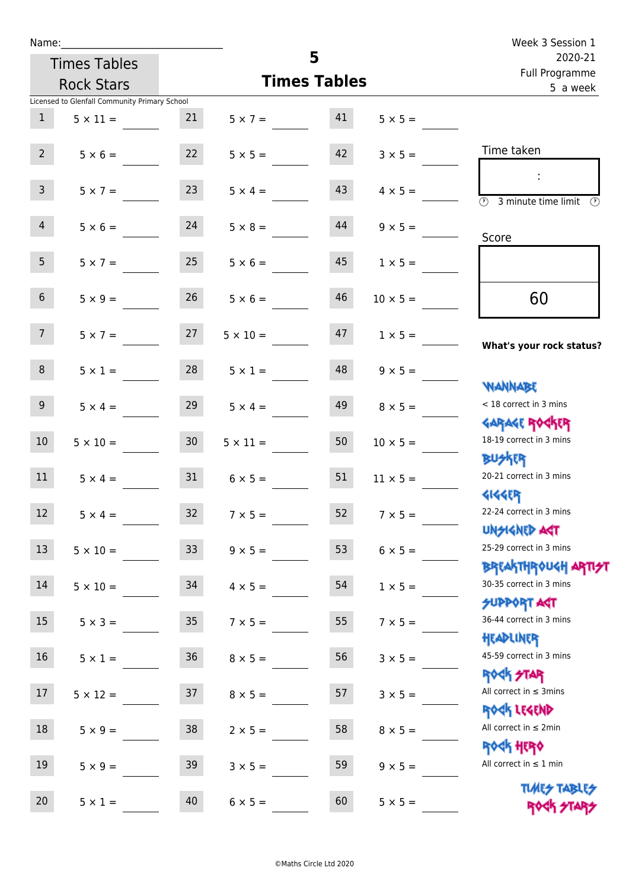Name:\_\_\_\_\_\_\_\_\_\_\_\_\_\_\_\_\_\_\_\_\_\_\_\_\_\_\_

Times Tables Rock Stars

# 5 Times Tables

Week 3 Session 1
2020-21
Full Programme
5 a week

Licensed to Glenfall Community Primary School

| | | | | | |
|---|---|---|---|---|---|
| 1 | 5 × 11 = ___ | 21 | 5 × 7 = ___ | 41 | 5 × 5 = ___ |
| 2 | 5 × 6 = ___ | 22 | 5 × 5 = ___ | 42 | 3 × 5 = ___ |
| 3 | 5 × 7 = ___ | 23 | 5 × 4 = ___ | 43 | 4 × 5 = ___ |
| 4 | 5 × 6 = ___ | 24 | 5 × 8 = ___ | 44 | 9 × 5 = ___ |
| 5 | 5 × 7 = ___ | 25 | 5 × 6 = ___ | 45 | 1 × 5 = ___ |
| 6 | 5 × 9 = ___ | 26 | 5 × 6 = ___ | 46 | 10 × 5 = ___ |
| 7 | 5 × 7 = ___ | 27 | 5 × 10 = ___ | 47 | 1 × 5 = ___ |
| 8 | 5 × 1 = ___ | 28 | 5 × 1 = ___ | 48 | 9 × 5 = ___ |
| 9 | 5 × 4 = ___ | 29 | 5 × 4 = ___ | 49 | 8 × 5 = ___ |
| 10 | 5 × 10 = ___ | 30 | 5 × 11 = ___ | 50 | 10 × 5 = ___ |
| 11 | 5 × 4 = ___ | 31 | 6 × 5 = ___ | 51 | 11 × 5 = ___ |
| 12 | 5 × 4 = ___ | 32 | 7 × 5 = ___ | 52 | 7 × 5 = ___ |
| 13 | 5 × 10 = ___ | 33 | 9 × 5 = ___ | 53 | 6 × 5 = ___ |
| 14 | 5 × 10 = ___ | 34 | 4 × 5 = ___ | 54 | 1 × 5 = ___ |
| 15 | 5 × 3 = ___ | 35 | 7 × 5 = ___ | 55 | 7 × 5 = ___ |
| 16 | 5 × 1 = ___ | 36 | 8 × 5 = ___ | 56 | 3 × 5 = ___ |
| 17 | 5 × 12 = ___ | 37 | 8 × 5 = ___ | 57 | 3 × 5 = ___ |
| 18 | 5 × 9 = ___ | 38 | 2 × 5 = ___ | 58 | 8 × 5 = ___ |
| 19 | 5 × 9 = ___ | 39 | 3 × 5 = ___ | 59 | 9 × 5 = ___ |
| 20 | 5 × 1 = ___ | 40 | 6 × 5 = ___ | 60 | 5 × 5 = ___ |

Time taken

:

3 minute time limit

Score

60

**What's your rock status?**

WANNABE
< 18 correct in 3 mins

GARAGE ROCKER
18-19 correct in 3 mins

BUSKER
20-21 correct in 3 mins

GIGGER
22-24 correct in 3 mins

UNSIGNED ACT
25-29 correct in 3 mins

BREAKTHROUGH ARTIST
30-35 correct in 3 mins

SUPPORT ACT
36-44 correct in 3 mins

HEADLINER
45-59 correct in 3 mins

ROCK STAR
All correct in ≤ 3mins

ROCK LEGEND
All correct in ≤ 2min

ROCK HERO
All correct in ≤ 1 min

TIMES TABLES ROCK STARS

©Maths Circle Ltd 2020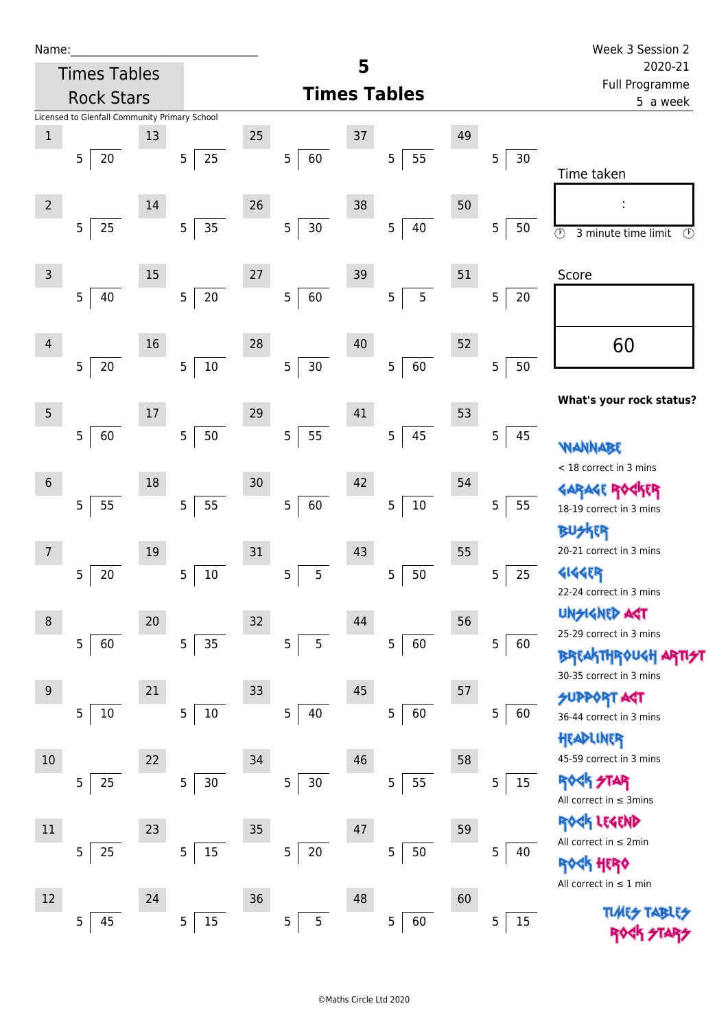Name:\_\_\_\_\_\_\_\_\_\_\_\_\_\_\_\_\_\_\_\_\_\_\_\_\_\_\_\_

Times Tables Rock Stars

# 5 Times Tables

Week 3 Session 2
2020-21
Full Programme
5 a week

Licensed to Glenfall Community Primary School

| # | Question | # | Question | # | Question | # | Question | # | Question |
|---|---|---|---|---|---|---|---|---|---|
| 1 | 5 ⟌ 20 | 13 | 5 ⟌ 25 | 25 | 5 ⟌ 60 | 37 | 5 ⟌ 55 | 49 | 5 ⟌ 30 |
| 2 | 5 ⟌ 25 | 14 | 5 ⟌ 35 | 26 | 5 ⟌ 30 | 38 | 5 ⟌ 40 | 50 | 5 ⟌ 50 |
| 3 | 5 ⟌ 40 | 15 | 5 ⟌ 20 | 27 | 5 ⟌ 60 | 39 | 5 ⟌ 5 | 51 | 5 ⟌ 20 |
| 4 | 5 ⟌ 20 | 16 | 5 ⟌ 10 | 28 | 5 ⟌ 30 | 40 | 5 ⟌ 60 | 52 | 5 ⟌ 50 |
| 5 | 5 ⟌ 60 | 17 | 5 ⟌ 50 | 29 | 5 ⟌ 55 | 41 | 5 ⟌ 45 | 53 | 5 ⟌ 45 |
| 6 | 5 ⟌ 55 | 18 | 5 ⟌ 55 | 30 | 5 ⟌ 60 | 42 | 5 ⟌ 10 | 54 | 5 ⟌ 55 |
| 7 | 5 ⟌ 20 | 19 | 5 ⟌ 10 | 31 | 5 ⟌ 5 | 43 | 5 ⟌ 50 | 55 | 5 ⟌ 25 |
| 8 | 5 ⟌ 60 | 20 | 5 ⟌ 35 | 32 | 5 ⟌ 5 | 44 | 5 ⟌ 60 | 56 | 5 ⟌ 60 |
| 9 | 5 ⟌ 10 | 21 | 5 ⟌ 10 | 33 | 5 ⟌ 40 | 45 | 5 ⟌ 60 | 57 | 5 ⟌ 60 |
| 10 | 5 ⟌ 25 | 22 | 5 ⟌ 30 | 34 | 5 ⟌ 30 | 46 | 5 ⟌ 55 | 58 | 5 ⟌ 15 |
| 11 | 5 ⟌ 25 | 23 | 5 ⟌ 15 | 35 | 5 ⟌ 20 | 47 | 5 ⟌ 50 | 59 | 5 ⟌ 40 |
| 12 | 5 ⟌ 45 | 24 | 5 ⟌ 15 | 36 | 5 ⟌ 5 | 48 | 5 ⟌ 60 | 60 | 5 ⟌ 15 |

Time taken

:

3 minute time limit

Score

60

**What's your rock status?**

WANNABE
< 18 correct in 3 mins

GARAGE ROCKER
18-19 correct in 3 mins

BUSKER
20-21 correct in 3 mins

GIGGER
22-24 correct in 3 mins

UNSIGNED ACT
25-29 correct in 3 mins

BREAKTHROUGH ARTIST
30-35 correct in 3 mins

SUPPORT ACT
36-44 correct in 3 mins

HEADLINER
45-59 correct in 3 mins

ROCK STAR
All correct in ≤ 3mins

ROCK LEGEND
All correct in ≤ 2min

ROCK HERO
All correct in ≤ 1 min

TIMES TABLES ROCK STARS

©Maths Circle Ltd 2020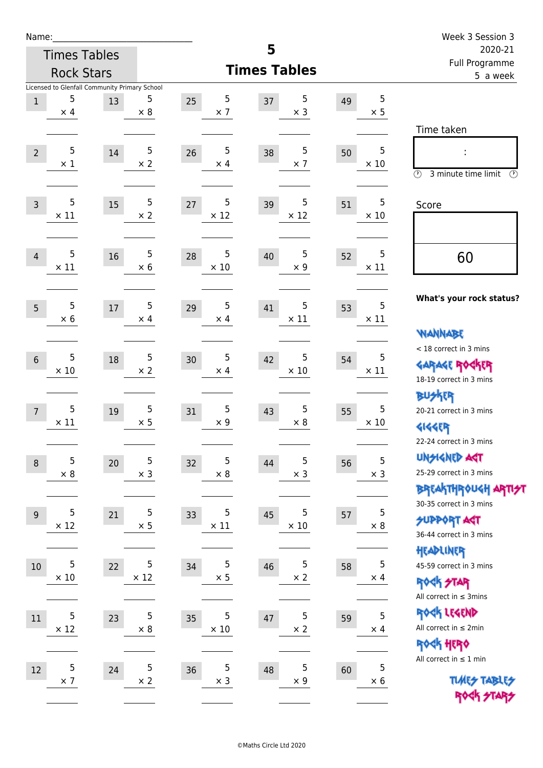Name:

Times Tables Rock Stars

Licensed to Glenfall Community Primary School

# 5 Times Tables

Week 3 Session 3
2020-21
Full Programme
5 a week

| # | Question | # | Question | # | Question | # | Question | # | Question |
|---|---|---|---|---|---|---|---|---|---|
| 1 | 5 × 4 | 13 | 5 × 8 | 25 | 5 × 7 | 37 | 5 × 3 | 49 | 5 × 5 |
| 2 | 5 × 1 | 14 | 5 × 2 | 26 | 5 × 4 | 38 | 5 × 7 | 50 | 5 × 10 |
| 3 | 5 × 11 | 15 | 5 × 2 | 27 | 5 × 12 | 39 | 5 × 12 | 51 | 5 × 10 |
| 4 | 5 × 11 | 16 | 5 × 6 | 28 | 5 × 10 | 40 | 5 × 9 | 52 | 5 × 11 |
| 5 | 5 × 6 | 17 | 5 × 4 | 29 | 5 × 4 | 41 | 5 × 11 | 53 | 5 × 11 |
| 6 | 5 × 10 | 18 | 5 × 2 | 30 | 5 × 4 | 42 | 5 × 10 | 54 | 5 × 11 |
| 7 | 5 × 11 | 19 | 5 × 5 | 31 | 5 × 9 | 43 | 5 × 8 | 55 | 5 × 10 |
| 8 | 5 × 8 | 20 | 5 × 3 | 32 | 5 × 8 | 44 | 5 × 3 | 56 | 5 × 3 |
| 9 | 5 × 12 | 21 | 5 × 5 | 33 | 5 × 11 | 45 | 5 × 10 | 57 | 5 × 8 |
| 10 | 5 × 10 | 22 | 5 × 12 | 34 | 5 × 5 | 46 | 5 × 2 | 58 | 5 × 4 |
| 11 | 5 × 12 | 23 | 5 × 8 | 35 | 5 × 10 | 47 | 5 × 2 | 59 | 5 × 4 |
| 12 | 5 × 7 | 24 | 5 × 2 | 36 | 5 × 3 | 48 | 5 × 9 | 60 | 5 × 6 |

Time taken

:

3 minute time limit

Score

60

**What's your rock status?**

WANNABE
< 18 correct in 3 mins

GARAGE ROCKER
18-19 correct in 3 mins

BUSKER
20-21 correct in 3 mins

GIGGER
22-24 correct in 3 mins

UNSIGNED ACT
25-29 correct in 3 mins

BREAKTHROUGH ARTIST
30-35 correct in 3 mins

SUPPORT ACT
36-44 correct in 3 mins

HEADLINER
45-59 correct in 3 mins

ROCK STAR
All correct in ≤ 3mins

ROCK LEGEND
All correct in ≤ 2min

ROCK HERO
All correct in ≤ 1 min

TIMES TABLES ROCK STARS

©Maths Circle Ltd 2020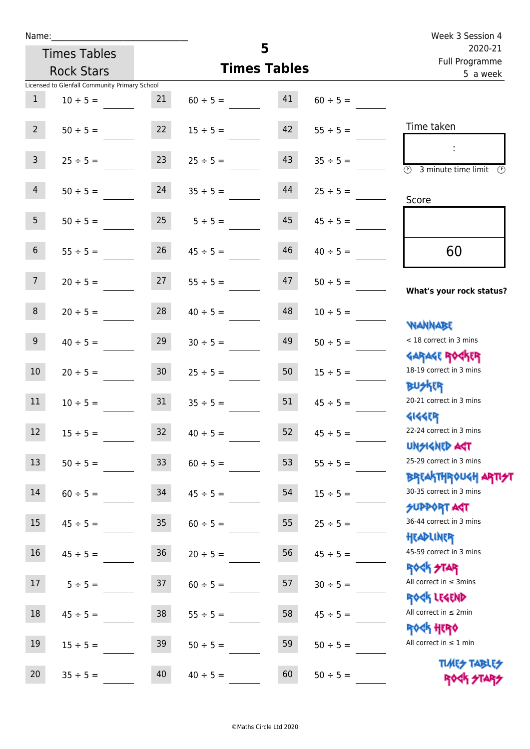Name:\_\_\_\_\_\_\_\_\_\_\_\_\_\_\_\_\_\_\_\_\_\_\_\_\_\_\_\_

Times Tables Rock Stars

# 5
## Times Tables

Week 3 Session 4
2020-21
Full Programme
5 a week

Licensed to Glenfall Community Primary School

| | | | | | |
|---|---|---|---|---|---|
| 1 | 10 ÷ 5 = | 21 | 60 ÷ 5 = | 41 | 60 ÷ 5 = |
| 2 | 50 ÷ 5 = | 22 | 15 ÷ 5 = | 42 | 55 ÷ 5 = |
| 3 | 25 ÷ 5 = | 23 | 25 ÷ 5 = | 43 | 35 ÷ 5 = |
| 4 | 50 ÷ 5 = | 24 | 35 ÷ 5 = | 44 | 25 ÷ 5 = |
| 5 | 50 ÷ 5 = | 25 | 5 ÷ 5 = | 45 | 45 ÷ 5 = |
| 6 | 55 ÷ 5 = | 26 | 45 ÷ 5 = | 46 | 40 ÷ 5 = |
| 7 | 20 ÷ 5 = | 27 | 55 ÷ 5 = | 47 | 50 ÷ 5 = |
| 8 | 20 ÷ 5 = | 28 | 40 ÷ 5 = | 48 | 10 ÷ 5 = |
| 9 | 40 ÷ 5 = | 29 | 30 ÷ 5 = | 49 | 50 ÷ 5 = |
| 10 | 20 ÷ 5 = | 30 | 25 ÷ 5 = | 50 | 15 ÷ 5 = |
| 11 | 10 ÷ 5 = | 31 | 35 ÷ 5 = | 51 | 45 ÷ 5 = |
| 12 | 15 ÷ 5 = | 32 | 40 ÷ 5 = | 52 | 45 ÷ 5 = |
| 13 | 50 ÷ 5 = | 33 | 60 ÷ 5 = | 53 | 55 ÷ 5 = |
| 14 | 60 ÷ 5 = | 34 | 45 ÷ 5 = | 54 | 15 ÷ 5 = |
| 15 | 45 ÷ 5 = | 35 | 60 ÷ 5 = | 55 | 25 ÷ 5 = |
| 16 | 45 ÷ 5 = | 36 | 20 ÷ 5 = | 56 | 45 ÷ 5 = |
| 17 | 5 ÷ 5 = | 37 | 60 ÷ 5 = | 57 | 30 ÷ 5 = |
| 18 | 45 ÷ 5 = | 38 | 55 ÷ 5 = | 58 | 45 ÷ 5 = |
| 19 | 15 ÷ 5 = | 39 | 50 ÷ 5 = | 59 | 50 ÷ 5 = |
| 20 | 35 ÷ 5 = | 40 | 40 ÷ 5 = | 60 | 50 ÷ 5 = |

Time taken

:

3 minute time limit

Score

60

**What's your rock status?**

WANNABE
< 18 correct in 3 mins

GARAGE ROCKER
18-19 correct in 3 mins

BUSKER
20-21 correct in 3 mins

GIGGER
22-24 correct in 3 mins

UNSIGNED ACT
25-29 correct in 3 mins

BREAKTHROUGH ARTIST
30-35 correct in 3 mins

SUPPORT ACT
36-44 correct in 3 mins

HEADLINER
45-59 correct in 3 mins

ROCK STAR
All correct in ≤ 3mins

ROCK LEGEND
All correct in ≤ 2min

ROCK HERO
All correct in ≤ 1 min

TIMES TABLES ROCK STARS

©Maths Circle Ltd 2020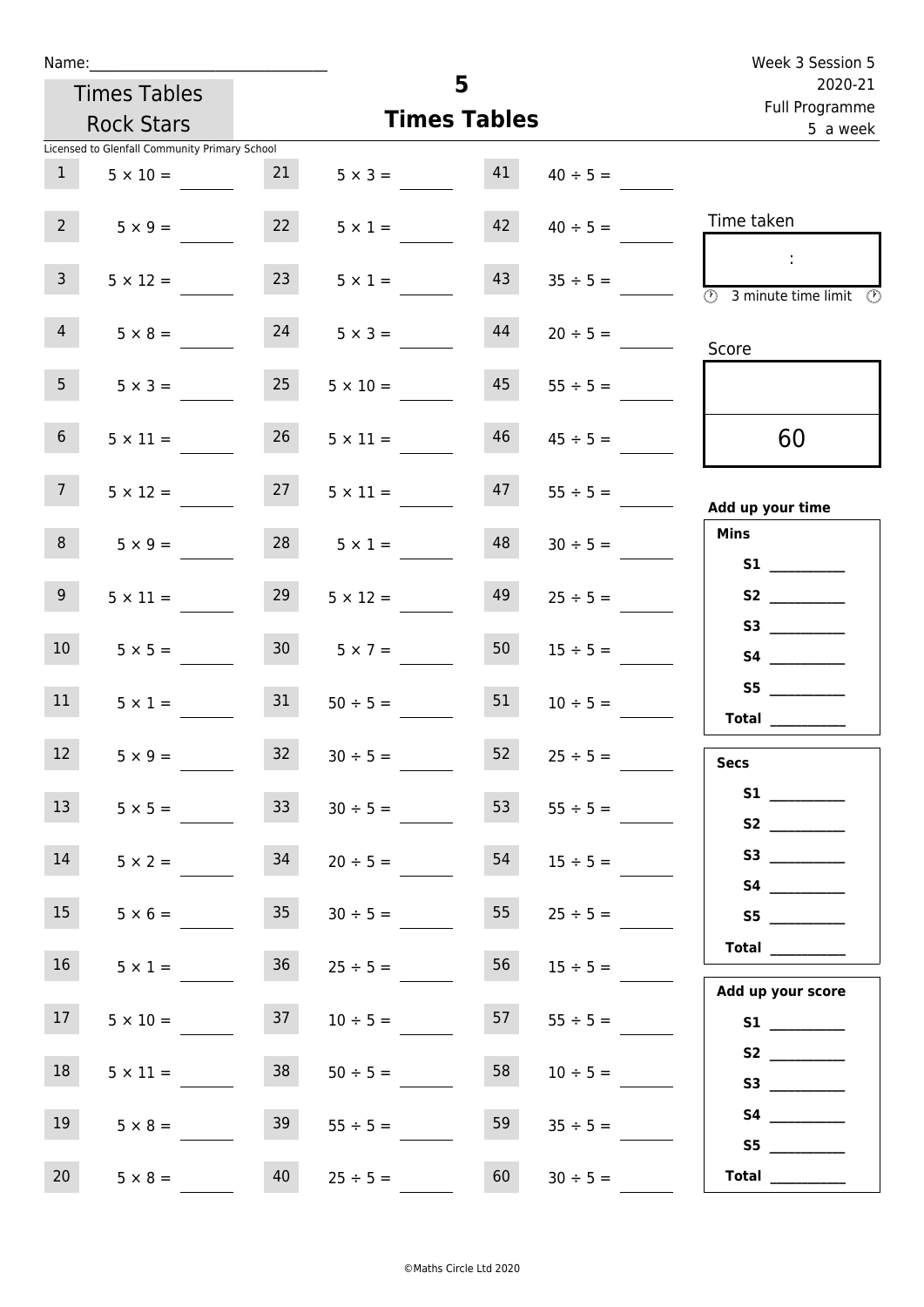Name:\_\_\_\_\_\_\_\_\_\_\_\_\_\_\_\_\_\_\_\_\_\_\_\_\_\_\_\_

Times Tables Rock Stars

Licensed to Glenfall Community Primary School

# 5
## Times Tables

Week 3 Session 5
2020-21
Full Programme
5 a week

| | | | | | |
|---|---|---|---|---|---|
| 1 | 5 × 10 = | 21 | 5 × 3 = | 41 | 40 ÷ 5 = |
| 2 | 5 × 9 = | 22 | 5 × 1 = | 42 | 40 ÷ 5 = |
| 3 | 5 × 12 = | 23 | 5 × 1 = | 43 | 35 ÷ 5 = |
| 4 | 5 × 8 = | 24 | 5 × 3 = | 44 | 20 ÷ 5 = |
| 5 | 5 × 3 = | 25 | 5 × 10 = | 45 | 55 ÷ 5 = |
| 6 | 5 × 11 = | 26 | 5 × 11 = | 46 | 45 ÷ 5 = |
| 7 | 5 × 12 = | 27 | 5 × 11 = | 47 | 55 ÷ 5 = |
| 8 | 5 × 9 = | 28 | 5 × 1 = | 48 | 30 ÷ 5 = |
| 9 | 5 × 11 = | 29 | 5 × 12 = | 49 | 25 ÷ 5 = |
| 10 | 5 × 5 = | 30 | 5 × 7 = | 50 | 15 ÷ 5 = |
| 11 | 5 × 1 = | 31 | 50 ÷ 5 = | 51 | 10 ÷ 5 = |
| 12 | 5 × 9 = | 32 | 30 ÷ 5 = | 52 | 25 ÷ 5 = |
| 13 | 5 × 5 = | 33 | 30 ÷ 5 = | 53 | 55 ÷ 5 = |
| 14 | 5 × 2 = | 34 | 20 ÷ 5 = | 54 | 15 ÷ 5 = |
| 15 | 5 × 6 = | 35 | 30 ÷ 5 = | 55 | 25 ÷ 5 = |
| 16 | 5 × 1 = | 36 | 25 ÷ 5 = | 56 | 15 ÷ 5 = |
| 17 | 5 × 10 = | 37 | 10 ÷ 5 = | 57 | 55 ÷ 5 = |
| 18 | 5 × 11 = | 38 | 50 ÷ 5 = | 58 | 10 ÷ 5 = |
| 19 | 5 × 8 = | 39 | 55 ÷ 5 = | 59 | 35 ÷ 5 = |
| 20 | 5 × 8 = | 40 | 25 ÷ 5 = | 60 | 30 ÷ 5 = |

Time taken

:

3 minute time limit

Score

60

**Add up your time**

**Mins**

**S1** \_\_\_\_\_\_\_\_\_\_
**S2** \_\_\_\_\_\_\_\_\_\_
**S3** \_\_\_\_\_\_\_\_\_\_
**S4** \_\_\_\_\_\_\_\_\_\_
**S5** \_\_\_\_\_\_\_\_\_\_
**Total** \_\_\_\_\_\_\_\_\_\_

**Secs**

**S1** \_\_\_\_\_\_\_\_\_\_
**S2** \_\_\_\_\_\_\_\_\_\_
**S3** \_\_\_\_\_\_\_\_\_\_
**S4** \_\_\_\_\_\_\_\_\_\_
**S5** \_\_\_\_\_\_\_\_\_\_
**Total** \_\_\_\_\_\_\_\_\_\_

**Add up your score**

**S1** \_\_\_\_\_\_\_\_\_\_
**S2** \_\_\_\_\_\_\_\_\_\_
**S3** \_\_\_\_\_\_\_\_\_\_
**S4** \_\_\_\_\_\_\_\_\_\_
**S5** \_\_\_\_\_\_\_\_\_\_
**Total** \_\_\_\_\_\_\_\_\_\_

©Maths Circle Ltd 2020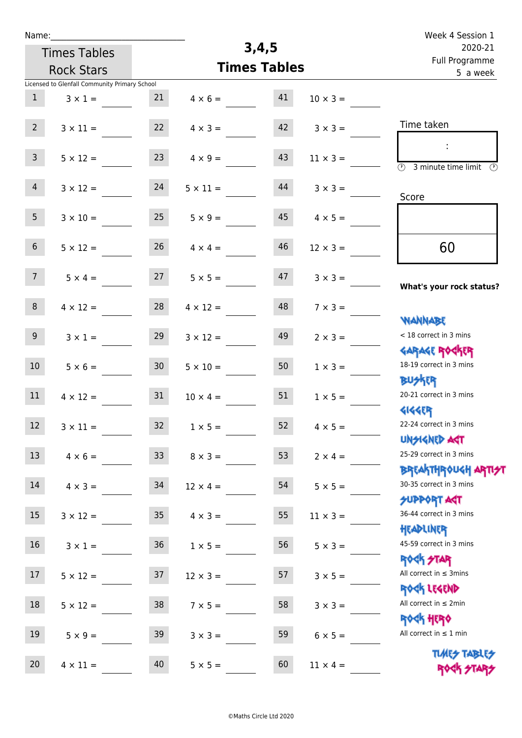Name:\_\_\_\_\_\_\_\_\_\_\_\_\_\_\_\_\_\_\_\_\_\_\_\_\_\_\_\_

Times Tables Rock Stars

# 3,4,5 Times Tables

Week 4 Session 1
2020-21
Full Programme
5 a week

Licensed to Glenfall Community Primary School

| | | | | | |
|---|---|---|---|---|---|
| 1 | 3 × 1 = \_\_\_\_ | 21 | 4 × 6 = \_\_\_\_ | 41 | 10 × 3 = \_\_\_\_ |
| 2 | 3 × 11 = \_\_\_\_ | 22 | 4 × 3 = \_\_\_\_ | 42 | 3 × 3 = \_\_\_\_ |
| 3 | 5 × 12 = \_\_\_\_ | 23 | 4 × 9 = \_\_\_\_ | 43 | 11 × 3 = \_\_\_\_ |
| 4 | 3 × 12 = \_\_\_\_ | 24 | 5 × 11 = \_\_\_\_ | 44 | 3 × 3 = \_\_\_\_ |
| 5 | 3 × 10 = \_\_\_\_ | 25 | 5 × 9 = \_\_\_\_ | 45 | 4 × 5 = \_\_\_\_ |
| 6 | 5 × 12 = \_\_\_\_ | 26 | 4 × 4 = \_\_\_\_ | 46 | 12 × 3 = \_\_\_\_ |
| 7 | 5 × 4 = \_\_\_\_ | 27 | 5 × 5 = \_\_\_\_ | 47 | 3 × 3 = \_\_\_\_ |
| 8 | 4 × 12 = \_\_\_\_ | 28 | 4 × 12 = \_\_\_\_ | 48 | 7 × 3 = \_\_\_\_ |
| 9 | 3 × 1 = \_\_\_\_ | 29 | 3 × 12 = \_\_\_\_ | 49 | 2 × 3 = \_\_\_\_ |
| 10 | 5 × 6 = \_\_\_\_ | 30 | 5 × 10 = \_\_\_\_ | 50 | 1 × 3 = \_\_\_\_ |
| 11 | 4 × 12 = \_\_\_\_ | 31 | 10 × 4 = \_\_\_\_ | 51 | 1 × 5 = \_\_\_\_ |
| 12 | 3 × 11 = \_\_\_\_ | 32 | 1 × 5 = \_\_\_\_ | 52 | 4 × 5 = \_\_\_\_ |
| 13 | 4 × 6 = \_\_\_\_ | 33 | 8 × 3 = \_\_\_\_ | 53 | 2 × 4 = \_\_\_\_ |
| 14 | 4 × 3 = \_\_\_\_ | 34 | 12 × 4 = \_\_\_\_ | 54 | 5 × 5 = \_\_\_\_ |
| 15 | 3 × 12 = \_\_\_\_ | 35 | 4 × 3 = \_\_\_\_ | 55 | 11 × 3 = \_\_\_\_ |
| 16 | 3 × 1 = \_\_\_\_ | 36 | 1 × 5 = \_\_\_\_ | 56 | 5 × 3 = \_\_\_\_ |
| 17 | 5 × 12 = \_\_\_\_ | 37 | 12 × 3 = \_\_\_\_ | 57 | 3 × 5 = \_\_\_\_ |
| 18 | 5 × 12 = \_\_\_\_ | 38 | 7 × 5 = \_\_\_\_ | 58 | 3 × 3 = \_\_\_\_ |
| 19 | 5 × 9 = \_\_\_\_ | 39 | 3 × 3 = \_\_\_\_ | 59 | 6 × 5 = \_\_\_\_ |
| 20 | 4 × 11 = \_\_\_\_ | 40 | 5 × 5 = \_\_\_\_ | 60 | 11 × 4 = \_\_\_\_ |

Time taken

:

3 minute time limit

Score

60

**What's your rock status?**

WANNABE
< 18 correct in 3 mins

GARAGE ROCKER
18-19 correct in 3 mins

BUSKER
20-21 correct in 3 mins

GIGGER
22-24 correct in 3 mins

UNSIGNED ACT
25-29 correct in 3 mins

BREAKTHROUGH ARTIST
30-35 correct in 3 mins

SUPPORT ACT
36-44 correct in 3 mins

HEADLINER
45-59 correct in 3 mins

ROCK STAR
All correct in ≤ 3mins

ROCK LEGEND
All correct in ≤ 2min

ROCK HERO
All correct in ≤ 1 min

TIMES TABLES ROCK STARS

©Maths Circle Ltd 2020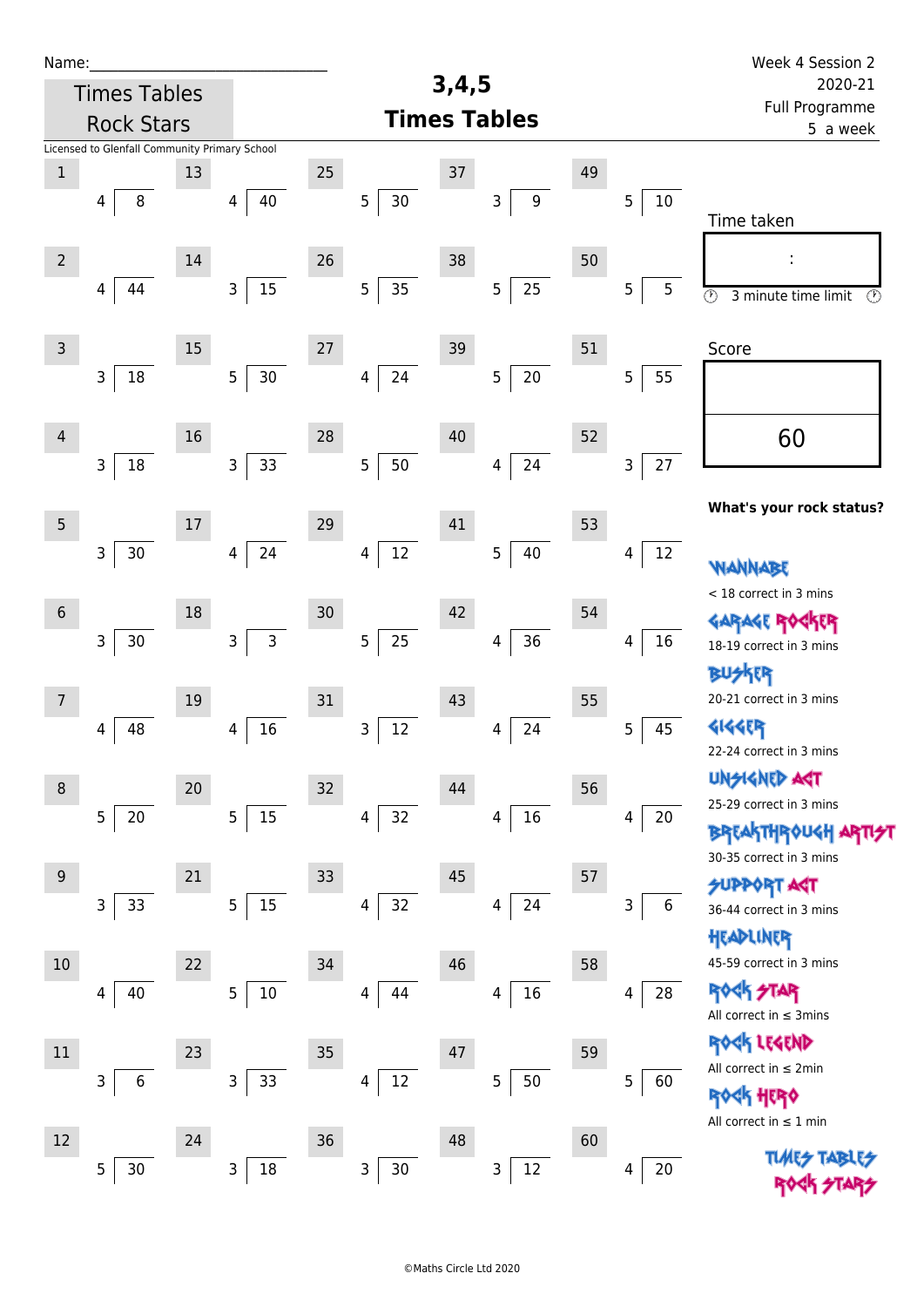Name:_____________________________

# Times Tables Rock Stars

Licensed to Glenfall Community Primary School

## 3,4,5 Times Tables

Week 4 Session 2
2020-21
Full Programme
5 a week

| # | Question | # | Question | # | Question | # | Question | # | Question |
|---|---|---|---|---|---|---|---|---|---|
| 1 | 4 ⟌ 8 | 13 | 4 ⟌ 40 | 25 | 5 ⟌ 30 | 37 | 3 ⟌ 9 | 49 | 5 ⟌ 10 |
| 2 | 4 ⟌ 44 | 14 | 3 ⟌ 15 | 26 | 5 ⟌ 35 | 38 | 5 ⟌ 25 | 50 | 5 ⟌ 5 |
| 3 | 3 ⟌ 18 | 15 | 5 ⟌ 30 | 27 | 4 ⟌ 24 | 39 | 5 ⟌ 20 | 51 | 5 ⟌ 55 |
| 4 | 3 ⟌ 18 | 16 | 3 ⟌ 33 | 28 | 5 ⟌ 50 | 40 | 4 ⟌ 24 | 52 | 3 ⟌ 27 |
| 5 | 3 ⟌ 30 | 17 | 4 ⟌ 24 | 29 | 4 ⟌ 12 | 41 | 5 ⟌ 40 | 53 | 4 ⟌ 12 |
| 6 | 3 ⟌ 30 | 18 | 3 ⟌ 3 | 30 | 5 ⟌ 25 | 42 | 4 ⟌ 36 | 54 | 4 ⟌ 16 |
| 7 | 4 ⟌ 48 | 19 | 4 ⟌ 16 | 31 | 3 ⟌ 12 | 43 | 4 ⟌ 24 | 55 | 5 ⟌ 45 |
| 8 | 5 ⟌ 20 | 20 | 5 ⟌ 15 | 32 | 4 ⟌ 32 | 44 | 4 ⟌ 16 | 56 | 4 ⟌ 20 |
| 9 | 3 ⟌ 33 | 21 | 5 ⟌ 15 | 33 | 4 ⟌ 32 | 45 | 4 ⟌ 24 | 57 | 3 ⟌ 6 |
| 10 | 4 ⟌ 40 | 22 | 5 ⟌ 10 | 34 | 4 ⟌ 44 | 46 | 4 ⟌ 16 | 58 | 4 ⟌ 28 |
| 11 | 3 ⟌ 6 | 23 | 3 ⟌ 33 | 35 | 4 ⟌ 12 | 47 | 5 ⟌ 50 | 59 | 5 ⟌ 60 |
| 12 | 5 ⟌ 30 | 24 | 3 ⟌ 18 | 36 | 3 ⟌ 30 | 48 | 3 ⟌ 12 | 60 | 4 ⟌ 20 |

Time taken

:

3 minute time limit

Score

60

**What's your rock status?**

WANNABE
< 18 correct in 3 mins

GARAGE ROCKER
18-19 correct in 3 mins

BUSKER
20-21 correct in 3 mins

GIGGER
22-24 correct in 3 mins

UNSIGNED ACT
25-29 correct in 3 mins

BREAKTHROUGH ARTIST
30-35 correct in 3 mins

SUPPORT ACT
36-44 correct in 3 mins

HEADLINER
45-59 correct in 3 mins

ROCK STAR
All correct in ≤ 3mins

ROCK LEGEND
All correct in ≤ 2min

ROCK HERO
All correct in ≤ 1 min

TIMES TABLES ROCK STARS

©Maths Circle Ltd 2020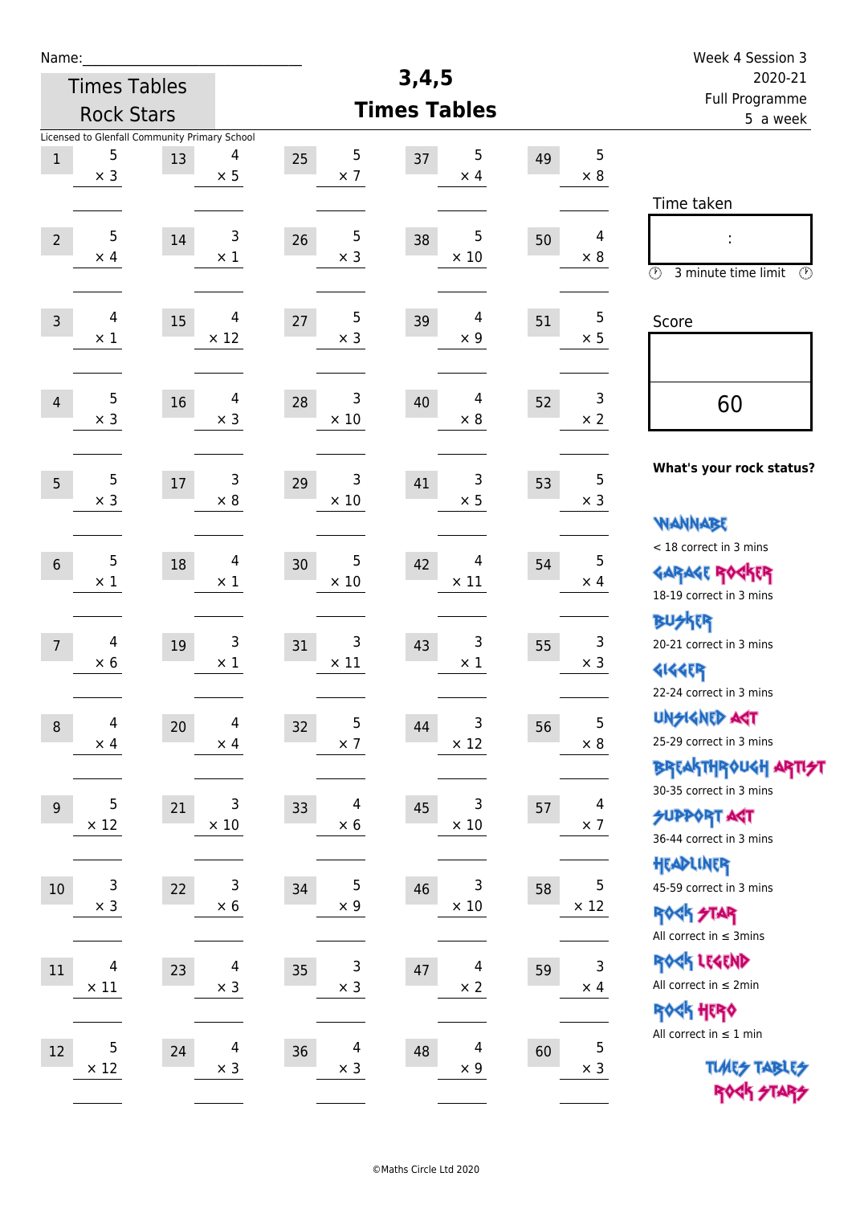Name:\_\_\_\_\_\_\_\_\_\_\_\_\_\_\_\_\_\_\_\_\_\_\_\_\_\_\_\_

Times Tables Rock Stars

Licensed to Glenfall Community Primary School

# 3,4,5 Times Tables

Week 4 Session 3
2020-21
Full Programme
5 a week

| | | | | | | | | | |
|---|---|---|---|---|---|---|---|---|---|
| 1 | $5 \times 3$ | 13 | $4 \times 5$ | 25 | $5 \times 7$ | 37 | $5 \times 4$ | 49 | $5 \times 8$ |
| 2 | $5 \times 4$ | 14 | $3 \times 1$ | 26 | $5 \times 3$ | 38 | $5 \times 10$ | 50 | $4 \times 8$ |
| 3 | $4 \times 1$ | 15 | $4 \times 12$ | 27 | $5 \times 3$ | 39 | $4 \times 9$ | 51 | $5 \times 5$ |
| 4 | $5 \times 3$ | 16 | $4 \times 3$ | 28 | $3 \times 10$ | 40 | $4 \times 8$ | 52 | $3 \times 2$ |
| 5 | $5 \times 3$ | 17 | $3 \times 8$ | 29 | $3 \times 10$ | 41 | $3 \times 5$ | 53 | $5 \times 3$ |
| 6 | $5 \times 1$ | 18 | $4 \times 1$ | 30 | $5 \times 10$ | 42 | $4 \times 11$ | 54 | $5 \times 4$ |
| 7 | $4 \times 6$ | 19 | $3 \times 1$ | 31 | $3 \times 11$ | 43 | $3 \times 1$ | 55 | $3 \times 3$ |
| 8 | $4 \times 4$ | 20 | $4 \times 4$ | 32 | $5 \times 7$ | 44 | $3 \times 12$ | 56 | $5 \times 8$ |
| 9 | $5 \times 12$ | 21 | $3 \times 10$ | 33 | $4 \times 6$ | 45 | $3 \times 10$ | 57 | $4 \times 7$ |
| 10 | $3 \times 3$ | 22 | $3 \times 6$ | 34 | $5 \times 9$ | 46 | $3 \times 10$ | 58 | $5 \times 12$ |
| 11 | $4 \times 11$ | 23 | $4 \times 3$ | 35 | $3 \times 3$ | 47 | $4 \times 2$ | 59 | $3 \times 4$ |
| 12 | $5 \times 12$ | 24 | $4 \times 3$ | 36 | $4 \times 3$ | 48 | $4 \times 9$ | 60 | $5 \times 3$ |

Time taken

:

3 minute time limit

Score

60

**What's your rock status?**

WANNABE
< 18 correct in 3 mins

GARAGE ROCKER
18-19 correct in 3 mins

BUSKER
20-21 correct in 3 mins

GIGGER
22-24 correct in 3 mins

UNSIGNED ACT
25-29 correct in 3 mins

BREAKTHROUGH ARTIST
30-35 correct in 3 mins

SUPPORT ACT
36-44 correct in 3 mins

HEADLINER
45-59 correct in 3 mins

ROCK STAR
All correct in ≤ 3mins

ROCK LEGEND
All correct in ≤ 2min

ROCK HERO
All correct in ≤ 1 min

TIMES TABLES ROCK STARS

©Maths Circle Ltd 2020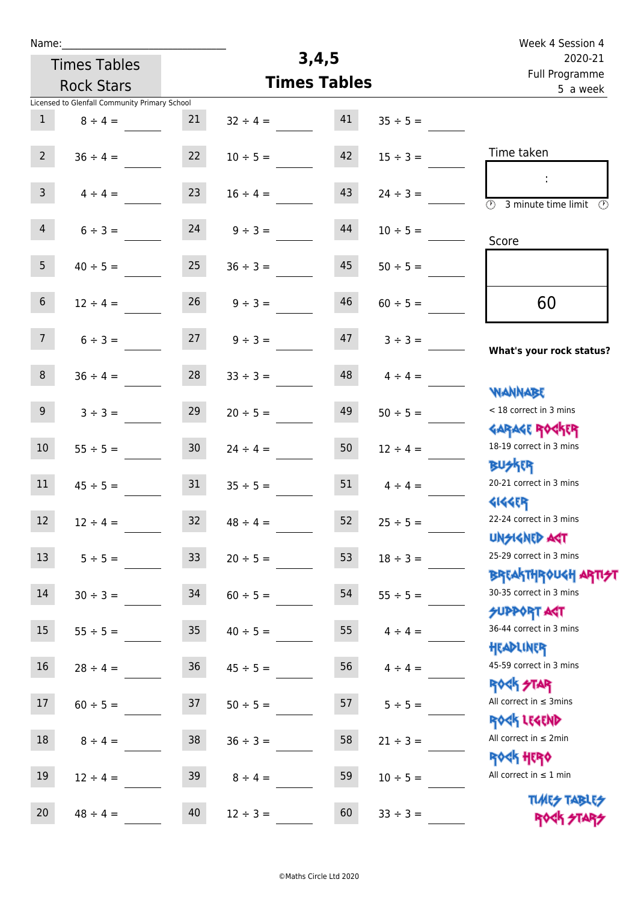Name:\_\_\_\_\_\_\_\_\_\_\_\_\_\_\_\_\_\_\_\_\_\_\_\_\_\_\_\_

Times Tables Rock Stars

Licensed to Glenfall Community Primary School

# 3,4,5
# Times Tables

Week 4 Session 4
2020-21
Full Programme
5 a week

| | | | | | |
|---|---|---|---|---|---|
| 1 | 8 ÷ 4 = | 21 | 32 ÷ 4 = | 41 | 35 ÷ 5 = |
| 2 | 36 ÷ 4 = | 22 | 10 ÷ 5 = | 42 | 15 ÷ 3 = |
| 3 | 4 ÷ 4 = | 23 | 16 ÷ 4 = | 43 | 24 ÷ 3 = |
| 4 | 6 ÷ 3 = | 24 | 9 ÷ 3 = | 44 | 10 ÷ 5 = |
| 5 | 40 ÷ 5 = | 25 | 36 ÷ 3 = | 45 | 50 ÷ 5 = |
| 6 | 12 ÷ 4 = | 26 | 9 ÷ 3 = | 46 | 60 ÷ 5 = |
| 7 | 6 ÷ 3 = | 27 | 9 ÷ 3 = | 47 | 3 ÷ 3 = |
| 8 | 36 ÷ 4 = | 28 | 33 ÷ 3 = | 48 | 4 ÷ 4 = |
| 9 | 3 ÷ 3 = | 29 | 20 ÷ 5 = | 49 | 50 ÷ 5 = |
| 10 | 55 ÷ 5 = | 30 | 24 ÷ 4 = | 50 | 12 ÷ 4 = |
| 11 | 45 ÷ 5 = | 31 | 35 ÷ 5 = | 51 | 4 ÷ 4 = |
| 12 | 12 ÷ 4 = | 32 | 48 ÷ 4 = | 52 | 25 ÷ 5 = |
| 13 | 5 ÷ 5 = | 33 | 20 ÷ 5 = | 53 | 18 ÷ 3 = |
| 14 | 30 ÷ 3 = | 34 | 60 ÷ 5 = | 54 | 55 ÷ 5 = |
| 15 | 55 ÷ 5 = | 35 | 40 ÷ 5 = | 55 | 4 ÷ 4 = |
| 16 | 28 ÷ 4 = | 36 | 45 ÷ 5 = | 56 | 4 ÷ 4 = |
| 17 | 60 ÷ 5 = | 37 | 50 ÷ 5 = | 57 | 5 ÷ 5 = |
| 18 | 8 ÷ 4 = | 38 | 36 ÷ 3 = | 58 | 21 ÷ 3 = |
| 19 | 12 ÷ 4 = | 39 | 8 ÷ 4 = | 59 | 10 ÷ 5 = |
| 20 | 48 ÷ 4 = | 40 | 12 ÷ 3 = | 60 | 33 ÷ 3 = |

Time taken

:

3 minute time limit

Score

60

**What's your rock status?**

WANNABE
< 18 correct in 3 mins

GARAGE ROCKER
18-19 correct in 3 mins

BUSKER
20-21 correct in 3 mins

GIGGER
22-24 correct in 3 mins

UNSIGNED ACT
25-29 correct in 3 mins

BREAKTHROUGH ARTIST
30-35 correct in 3 mins

SUPPORT ACT
36-44 correct in 3 mins

HEADLINER
45-59 correct in 3 mins

ROCK STAR
All correct in ≤ 3mins

ROCK LEGEND
All correct in ≤ 2min

ROCK HERO
All correct in ≤ 1 min

TIMES TABLES ROCK STARS

©Maths Circle Ltd 2020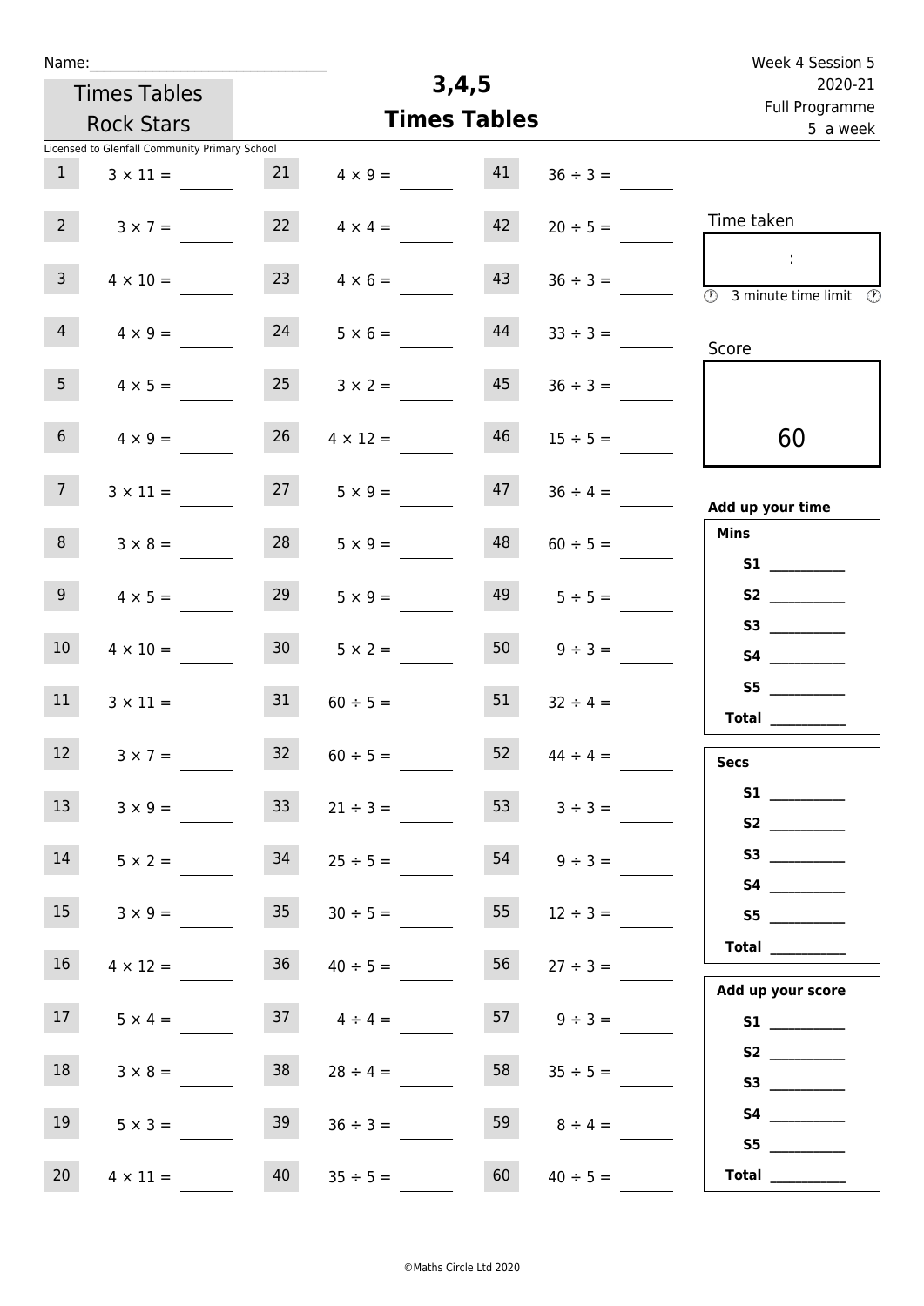Name:\_\_\_\_\_\_\_\_\_\_\_\_\_\_\_\_\_\_\_\_\_\_\_\_\_\_\_\_\_\_

Times Tables Rock Stars

Licensed to Glenfall Community Primary School

# 3,4,5 Times Tables

Week 4 Session 5
2020-21
Full Programme
5 a week

| | | | | | |
|---|---|---|---|---|---|
| 1 | $3 \times 11 =$ | 21 | $4 \times 9 =$ | 41 | $36 \div 3 =$ |
| 2 | $3 \times 7 =$ | 22 | $4 \times 4 =$ | 42 | $20 \div 5 =$ |
| 3 | $4 \times 10 =$ | 23 | $4 \times 6 =$ | 43 | $36 \div 3 =$ |
| 4 | $4 \times 9 =$ | 24 | $5 \times 6 =$ | 44 | $33 \div 3 =$ |
| 5 | $4 \times 5 =$ | 25 | $3 \times 2 =$ | 45 | $36 \div 3 =$ |
| 6 | $4 \times 9 =$ | 26 | $4 \times 12 =$ | 46 | $15 \div 5 =$ |
| 7 | $3 \times 11 =$ | 27 | $5 \times 9 =$ | 47 | $36 \div 4 =$ |
| 8 | $3 \times 8 =$ | 28 | $5 \times 9 =$ | 48 | $60 \div 5 =$ |
| 9 | $4 \times 5 =$ | 29 | $5 \times 9 =$ | 49 | $5 \div 5 =$ |
| 10 | $4 \times 10 =$ | 30 | $5 \times 2 =$ | 50 | $9 \div 3 =$ |
| 11 | $3 \times 11 =$ | 31 | $60 \div 5 =$ | 51 | $32 \div 4 =$ |
| 12 | $3 \times 7 =$ | 32 | $60 \div 5 =$ | 52 | $44 \div 4 =$ |
| 13 | $3 \times 9 =$ | 33 | $21 \div 3 =$ | 53 | $3 \div 3 =$ |
| 14 | $5 \times 2 =$ | 34 | $25 \div 5 =$ | 54 | $9 \div 3 =$ |
| 15 | $3 \times 9 =$ | 35 | $30 \div 5 =$ | 55 | $12 \div 3 =$ |
| 16 | $4 \times 12 =$ | 36 | $40 \div 5 =$ | 56 | $27 \div 3 =$ |
| 17 | $5 \times 4 =$ | 37 | $4 \div 4 =$ | 57 | $9 \div 3 =$ |
| 18 | $3 \times 8 =$ | 38 | $28 \div 4 =$ | 58 | $35 \div 5 =$ |
| 19 | $5 \times 3 =$ | 39 | $36 \div 3 =$ | 59 | $8 \div 4 =$ |
| 20 | $4 \times 11 =$ | 40 | $35 \div 5 =$ | 60 | $40 \div 5 =$ |

Time taken

:

3 minute time limit

Score

60

**Add up your time**

**Mins**

**S1** \_\_\_\_\_\_\_\_\_\_
**S2** \_\_\_\_\_\_\_\_\_\_
**S3** \_\_\_\_\_\_\_\_\_\_
**S4** \_\_\_\_\_\_\_\_\_\_
**S5** \_\_\_\_\_\_\_\_\_\_
**Total** \_\_\_\_\_\_\_\_\_\_

**Secs**

**S1** \_\_\_\_\_\_\_\_\_\_
**S2** \_\_\_\_\_\_\_\_\_\_
**S3** \_\_\_\_\_\_\_\_\_\_
**S4** \_\_\_\_\_\_\_\_\_\_
**S5** \_\_\_\_\_\_\_\_\_\_
**Total** \_\_\_\_\_\_\_\_\_\_

**Add up your score**

**S1** \_\_\_\_\_\_\_\_\_\_
**S2** \_\_\_\_\_\_\_\_\_\_
**S3** \_\_\_\_\_\_\_\_\_\_
**S4** \_\_\_\_\_\_\_\_\_\_
**S5** \_\_\_\_\_\_\_\_\_\_
**Total** \_\_\_\_\_\_\_\_\_\_

©Maths Circle Ltd 2020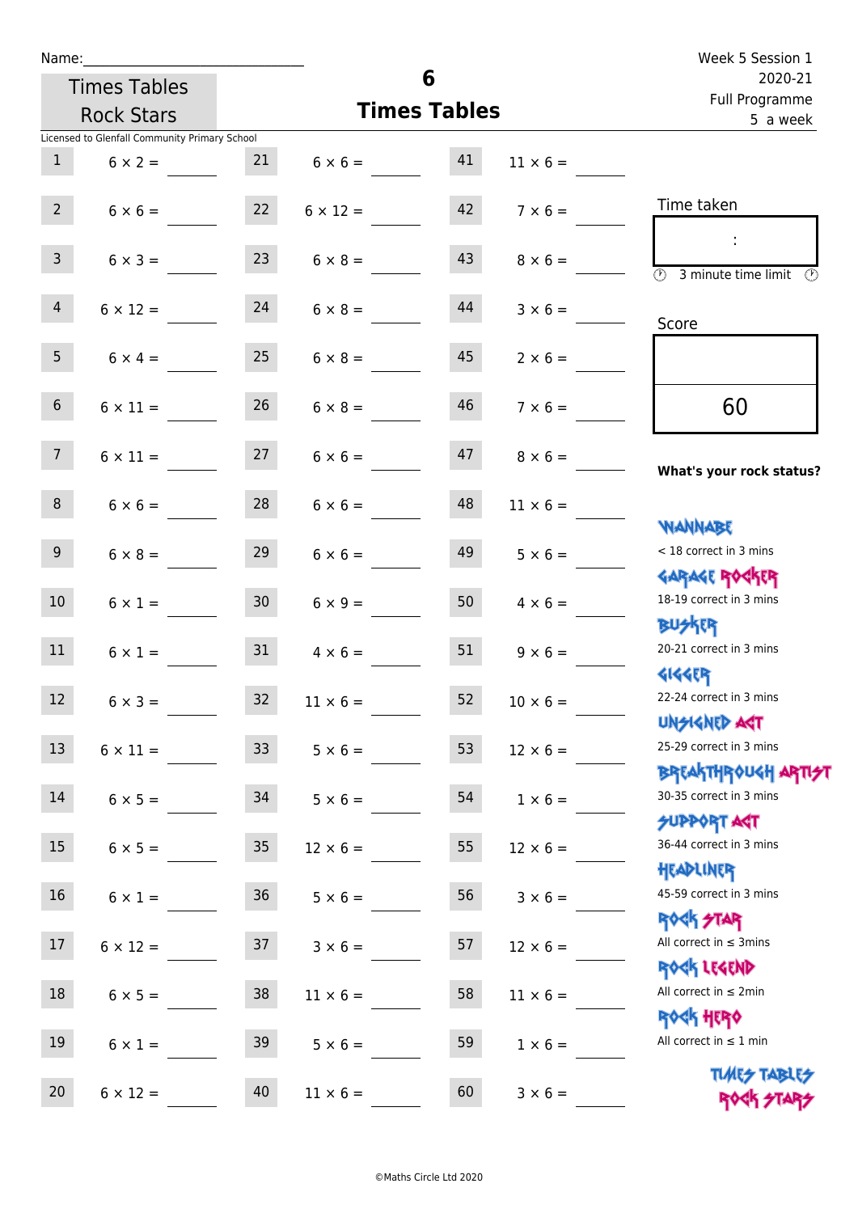Name:

Times Tables Rock Stars

# 6 Times Tables

Week 5 Session 1
2020-21
Full Programme
5 a week

Licensed to Glenfall Community Primary School

| # | Question | # | Question | # | Question |
|---|---|---|---|---|---|
| 1 | 6 × 2 = | 21 | 6 × 6 = | 41 | 11 × 6 = |
| 2 | 6 × 6 = | 22 | 6 × 12 = | 42 | 7 × 6 = |
| 3 | 6 × 3 = | 23 | 6 × 8 = | 43 | 8 × 6 = |
| 4 | 6 × 12 = | 24 | 6 × 8 = | 44 | 3 × 6 = |
| 5 | 6 × 4 = | 25 | 6 × 8 = | 45 | 2 × 6 = |
| 6 | 6 × 11 = | 26 | 6 × 8 = | 46 | 7 × 6 = |
| 7 | 6 × 11 = | 27 | 6 × 6 = | 47 | 8 × 6 = |
| 8 | 6 × 6 = | 28 | 6 × 6 = | 48 | 11 × 6 = |
| 9 | 6 × 8 = | 29 | 6 × 6 = | 49 | 5 × 6 = |
| 10 | 6 × 1 = | 30 | 6 × 9 = | 50 | 4 × 6 = |
| 11 | 6 × 1 = | 31 | 4 × 6 = | 51 | 9 × 6 = |
| 12 | 6 × 3 = | 32 | 11 × 6 = | 52 | 10 × 6 = |
| 13 | 6 × 11 = | 33 | 5 × 6 = | 53 | 12 × 6 = |
| 14 | 6 × 5 = | 34 | 5 × 6 = | 54 | 1 × 6 = |
| 15 | 6 × 5 = | 35 | 12 × 6 = | 55 | 12 × 6 = |
| 16 | 6 × 1 = | 36 | 5 × 6 = | 56 | 3 × 6 = |
| 17 | 6 × 12 = | 37 | 3 × 6 = | 57 | 12 × 6 = |
| 18 | 6 × 5 = | 38 | 11 × 6 = | 58 | 11 × 6 = |
| 19 | 6 × 1 = | 39 | 5 × 6 = | 59 | 1 × 6 = |
| 20 | 6 × 12 = | 40 | 11 × 6 = | 60 | 3 × 6 = |

Time taken

:

3 minute time limit

Score

60

**What's your rock status?**

WANNABE
< 18 correct in 3 mins

GARAGE ROCKER
18-19 correct in 3 mins

BUSKER
20-21 correct in 3 mins

GIGGER
22-24 correct in 3 mins

UNSIGNED ACT
25-29 correct in 3 mins

BREAKTHROUGH ARTIST
30-35 correct in 3 mins

SUPPORT ACT
36-44 correct in 3 mins

HEADLINER
45-59 correct in 3 mins

ROCK STAR
All correct in ≤ 3mins

ROCK LEGEND
All correct in ≤ 2min

ROCK HERO
All correct in ≤ 1 min

TIMES TABLES ROCK STARS

©Maths Circle Ltd 2020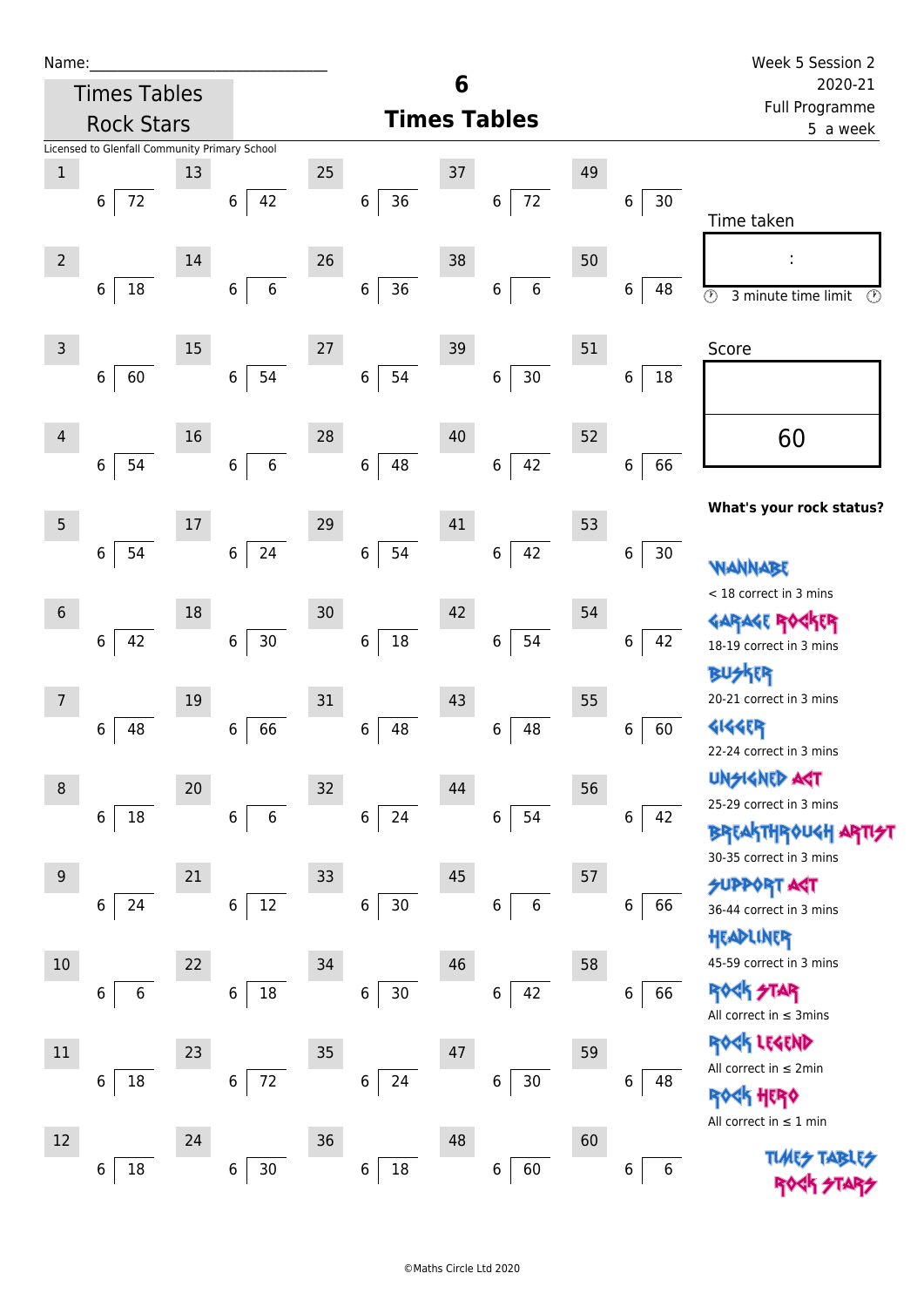Name:_____________________________

Times Tables Rock Stars

Licensed to Glenfall Community Primary School

# 6 Times Tables

Week 5 Session 2
2020-21
Full Programme
5 a week

| # | | # | | # | | # | | # | |
|---|---|---|---|---|---|---|---|---|---|
| 1 | 6 ⟌ 72 | 13 | 6 ⟌ 42 | 25 | 6 ⟌ 36 | 37 | 6 ⟌ 72 | 49 | 6 ⟌ 30 |
| 2 | 6 ⟌ 18 | 14 | 6 ⟌ 6 | 26 | 6 ⟌ 36 | 38 | 6 ⟌ 6 | 50 | 6 ⟌ 48 |
| 3 | 6 ⟌ 60 | 15 | 6 ⟌ 54 | 27 | 6 ⟌ 54 | 39 | 6 ⟌ 30 | 51 | 6 ⟌ 18 |
| 4 | 6 ⟌ 54 | 16 | 6 ⟌ 6 | 28 | 6 ⟌ 48 | 40 | 6 ⟌ 42 | 52 | 6 ⟌ 66 |
| 5 | 6 ⟌ 54 | 17 | 6 ⟌ 24 | 29 | 6 ⟌ 54 | 41 | 6 ⟌ 42 | 53 | 6 ⟌ 30 |
| 6 | 6 ⟌ 42 | 18 | 6 ⟌ 30 | 30 | 6 ⟌ 18 | 42 | 6 ⟌ 54 | 54 | 6 ⟌ 42 |
| 7 | 6 ⟌ 48 | 19 | 6 ⟌ 66 | 31 | 6 ⟌ 48 | 43 | 6 ⟌ 48 | 55 | 6 ⟌ 60 |
| 8 | 6 ⟌ 18 | 20 | 6 ⟌ 6 | 32 | 6 ⟌ 24 | 44 | 6 ⟌ 54 | 56 | 6 ⟌ 42 |
| 9 | 6 ⟌ 24 | 21 | 6 ⟌ 12 | 33 | 6 ⟌ 30 | 45 | 6 ⟌ 6 | 57 | 6 ⟌ 66 |
| 10 | 6 ⟌ 6 | 22 | 6 ⟌ 18 | 34 | 6 ⟌ 30 | 46 | 6 ⟌ 42 | 58 | 6 ⟌ 66 |
| 11 | 6 ⟌ 18 | 23 | 6 ⟌ 72 | 35 | 6 ⟌ 24 | 47 | 6 ⟌ 30 | 59 | 6 ⟌ 48 |
| 12 | 6 ⟌ 18 | 24 | 6 ⟌ 30 | 36 | 6 ⟌ 18 | 48 | 6 ⟌ 60 | 60 | 6 ⟌ 6 |

Time taken

:

3 minute time limit

Score

60

**What's your rock status?**

WANNABE
< 18 correct in 3 mins

GARAGE ROCKER
18-19 correct in 3 mins

BUSKER
20-21 correct in 3 mins

GIGGER
22-24 correct in 3 mins

UNSIGNED ACT
25-29 correct in 3 mins

BREAKTHROUGH ARTIST
30-35 correct in 3 mins

SUPPORT ACT
36-44 correct in 3 mins

HEADLINER
45-59 correct in 3 mins

ROCK STAR
All correct in ≤ 3mins

ROCK LEGEND
All correct in ≤ 2min

ROCK HERO
All correct in ≤ 1 min

TIMES TABLES ROCK STARS

©Maths Circle Ltd 2020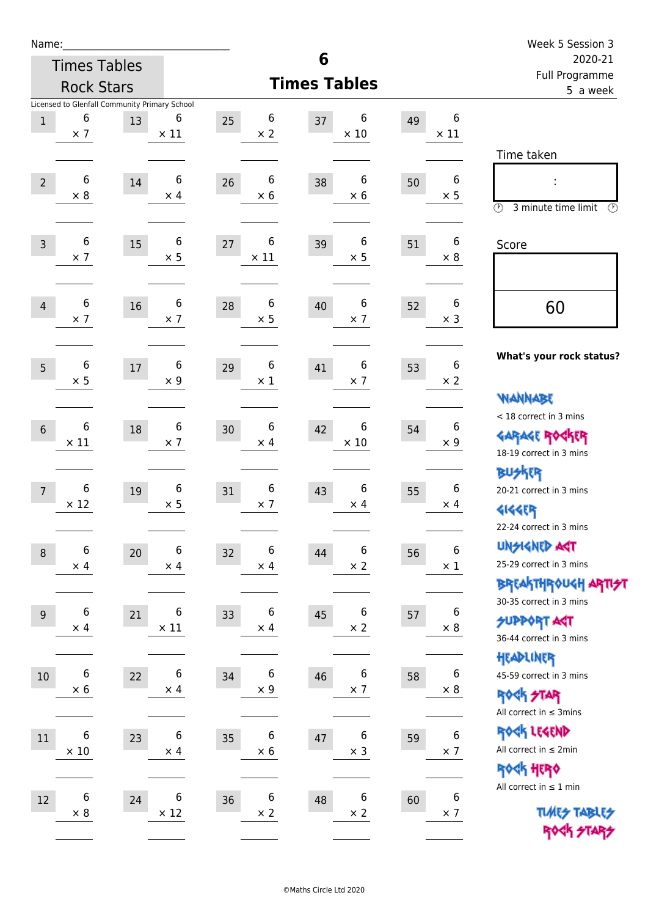Name:

# Times Tables Rock Stars

Licensed to Glenfall Community Primary School

# 6 Times Tables

Week 5 Session 3
2020-21
Full Programme
5 a week

| | | | | | | | | | |
|---|---|---|---|---|---|---|---|---|---|
| 1 | 6 × 7 | 13 | 6 × 11 | 25 | 6 × 2 | 37 | 6 × 10 | 49 | 6 × 11 |
| 2 | 6 × 8 | 14 | 6 × 4 | 26 | 6 × 6 | 38 | 6 × 6 | 50 | 6 × 5 |
| 3 | 6 × 7 | 15 | 6 × 5 | 27 | 6 × 11 | 39 | 6 × 5 | 51 | 6 × 8 |
| 4 | 6 × 7 | 16 | 6 × 7 | 28 | 6 × 5 | 40 | 6 × 7 | 52 | 6 × 3 |
| 5 | 6 × 5 | 17 | 6 × 9 | 29 | 6 × 1 | 41 | 6 × 7 | 53 | 6 × 2 |
| 6 | 6 × 11 | 18 | 6 × 7 | 30 | 6 × 4 | 42 | 6 × 10 | 54 | 6 × 9 |
| 7 | 6 × 12 | 19 | 6 × 5 | 31 | 6 × 7 | 43 | 6 × 4 | 55 | 6 × 4 |
| 8 | 6 × 4 | 20 | 6 × 4 | 32 | 6 × 4 | 44 | 6 × 2 | 56 | 6 × 1 |
| 9 | 6 × 4 | 21 | 6 × 11 | 33 | 6 × 4 | 45 | 6 × 2 | 57 | 6 × 8 |
| 10 | 6 × 6 | 22 | 6 × 4 | 34 | 6 × 9 | 46 | 6 × 7 | 58 | 6 × 8 |
| 11 | 6 × 10 | 23 | 6 × 4 | 35 | 6 × 6 | 47 | 6 × 3 | 59 | 6 × 7 |
| 12 | 6 × 8 | 24 | 6 × 12 | 36 | 6 × 2 | 48 | 6 × 2 | 60 | 6 × 7 |

Time taken

:

3 minute time limit

Score

60

**What's your rock status?**

WANNABE
< 18 correct in 3 mins

GARAGE ROCKER
18-19 correct in 3 mins

BUSKER
20-21 correct in 3 mins

GIGGER
22-24 correct in 3 mins

UNSIGNED ACT
25-29 correct in 3 mins

BREAKTHROUGH ARTIST
30-35 correct in 3 mins

SUPPORT ACT
36-44 correct in 3 mins

HEADLINER
45-59 correct in 3 mins

ROCK STAR
All correct in ≤ 3mins

ROCK LEGEND
All correct in ≤ 2min

ROCK HERO
All correct in ≤ 1 min

TIMES TABLES ROCK STARS

©Maths Circle Ltd 2020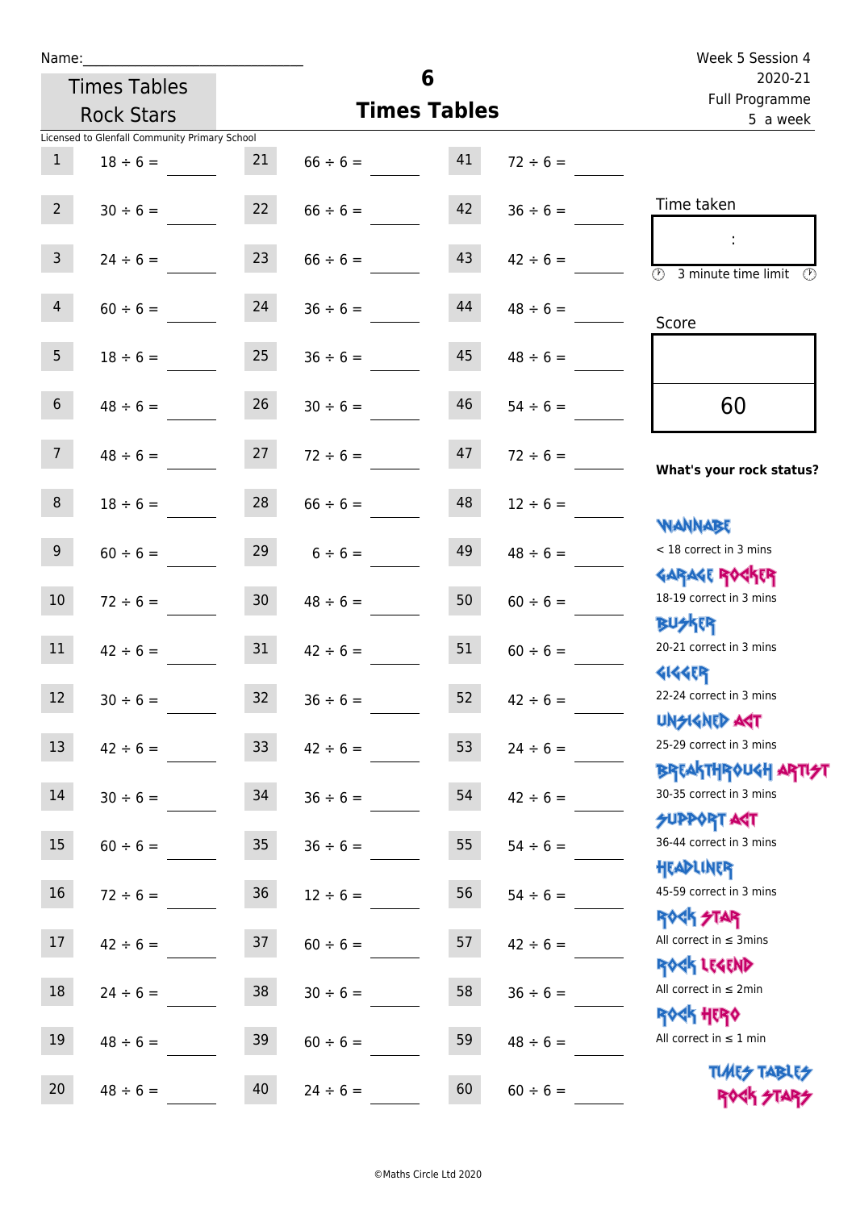Name:

Week 5 Session 4
2020-21
Full Programme
5 a week

Times Tables Rock Stars

# 6
## Times Tables

Licensed to Glenfall Community Primary School

| | | | | | |
|---|---|---|---|---|---|
| 1 | 18 ÷ 6 = | 21 | 66 ÷ 6 = | 41 | 72 ÷ 6 = |
| 2 | 30 ÷ 6 = | 22 | 66 ÷ 6 = | 42 | 36 ÷ 6 = |
| 3 | 24 ÷ 6 = | 23 | 66 ÷ 6 = | 43 | 42 ÷ 6 = |
| 4 | 60 ÷ 6 = | 24 | 36 ÷ 6 = | 44 | 48 ÷ 6 = |
| 5 | 18 ÷ 6 = | 25 | 36 ÷ 6 = | 45 | 48 ÷ 6 = |
| 6 | 48 ÷ 6 = | 26 | 30 ÷ 6 = | 46 | 54 ÷ 6 = |
| 7 | 48 ÷ 6 = | 27 | 72 ÷ 6 = | 47 | 72 ÷ 6 = |
| 8 | 18 ÷ 6 = | 28 | 66 ÷ 6 = | 48 | 12 ÷ 6 = |
| 9 | 60 ÷ 6 = | 29 | 6 ÷ 6 = | 49 | 48 ÷ 6 = |
| 10 | 72 ÷ 6 = | 30 | 48 ÷ 6 = | 50 | 60 ÷ 6 = |
| 11 | 42 ÷ 6 = | 31 | 42 ÷ 6 = | 51 | 60 ÷ 6 = |
| 12 | 30 ÷ 6 = | 32 | 36 ÷ 6 = | 52 | 42 ÷ 6 = |
| 13 | 42 ÷ 6 = | 33 | 42 ÷ 6 = | 53 | 24 ÷ 6 = |
| 14 | 30 ÷ 6 = | 34 | 36 ÷ 6 = | 54 | 42 ÷ 6 = |
| 15 | 60 ÷ 6 = | 35 | 36 ÷ 6 = | 55 | 54 ÷ 6 = |
| 16 | 72 ÷ 6 = | 36 | 12 ÷ 6 = | 56 | 54 ÷ 6 = |
| 17 | 42 ÷ 6 = | 37 | 60 ÷ 6 = | 57 | 42 ÷ 6 = |
| 18 | 24 ÷ 6 = | 38 | 30 ÷ 6 = | 58 | 36 ÷ 6 = |
| 19 | 48 ÷ 6 = | 39 | 60 ÷ 6 = | 59 | 48 ÷ 6 = |
| 20 | 48 ÷ 6 = | 40 | 24 ÷ 6 = | 60 | 60 ÷ 6 = |

Time taken

:

3 minute time limit

Score

60

**What's your rock status?**

WANNABE
< 18 correct in 3 mins

GARAGE ROCKER
18-19 correct in 3 mins

BUSKER
20-21 correct in 3 mins

GIGGER
22-24 correct in 3 mins

UNSIGNED ACT
25-29 correct in 3 mins

BREAKTHROUGH ARTIST
30-35 correct in 3 mins

SUPPORT ACT
36-44 correct in 3 mins

HEADLINER
45-59 correct in 3 mins

ROCK STAR
All correct in ≤ 3mins

ROCK LEGEND
All correct in ≤ 2min

ROCK HERO
All correct in ≤ 1 min

TIMES TABLES ROCK STARS

©Maths Circle Ltd 2020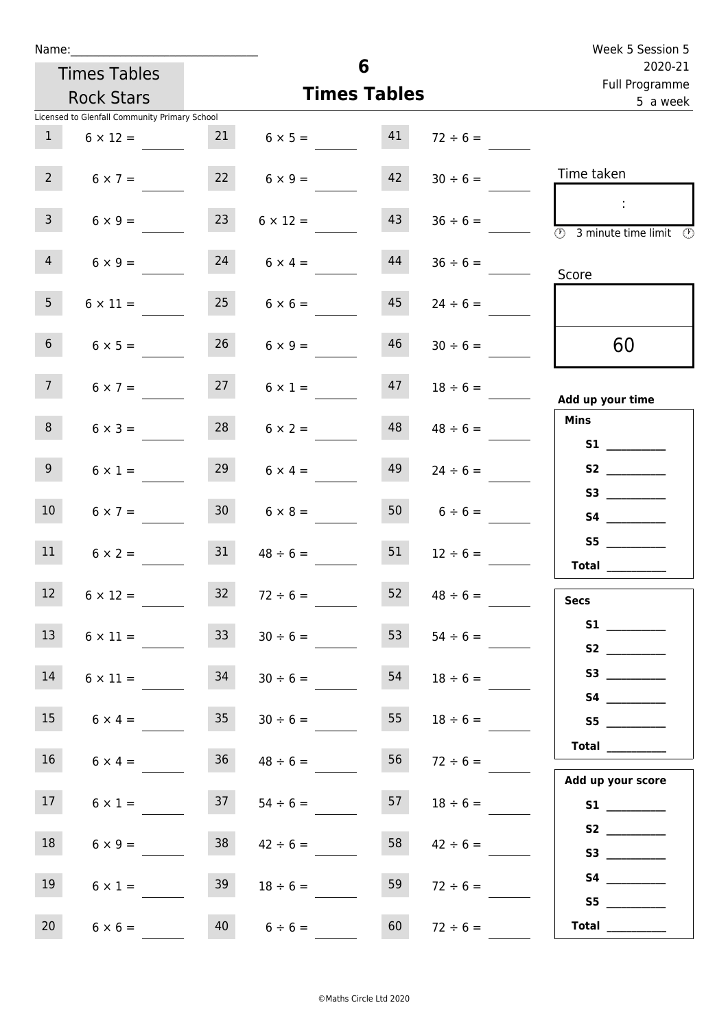Name:______________________________

Times Tables Rock Stars

Licensed to Glenfall Community Primary School

# 6
## Times Tables

Week 5 Session 5
2020-21
Full Programme
5 a week

| | | | | | |
|---|---|---|---|---|---|
| 1 | 6 × 12 = | 21 | 6 × 5 = | 41 | 72 ÷ 6 = |
| 2 | 6 × 7 = | 22 | 6 × 9 = | 42 | 30 ÷ 6 = |
| 3 | 6 × 9 = | 23 | 6 × 12 = | 43 | 36 ÷ 6 = |
| 4 | 6 × 9 = | 24 | 6 × 4 = | 44 | 36 ÷ 6 = |
| 5 | 6 × 11 = | 25 | 6 × 6 = | 45 | 24 ÷ 6 = |
| 6 | 6 × 5 = | 26 | 6 × 9 = | 46 | 30 ÷ 6 = |
| 7 | 6 × 7 = | 27 | 6 × 1 = | 47 | 18 ÷ 6 = |
| 8 | 6 × 3 = | 28 | 6 × 2 = | 48 | 48 ÷ 6 = |
| 9 | 6 × 1 = | 29 | 6 × 4 = | 49 | 24 ÷ 6 = |
| 10 | 6 × 7 = | 30 | 6 × 8 = | 50 | 6 ÷ 6 = |
| 11 | 6 × 2 = | 31 | 48 ÷ 6 = | 51 | 12 ÷ 6 = |
| 12 | 6 × 12 = | 32 | 72 ÷ 6 = | 52 | 48 ÷ 6 = |
| 13 | 6 × 11 = | 33 | 30 ÷ 6 = | 53 | 54 ÷ 6 = |
| 14 | 6 × 11 = | 34 | 30 ÷ 6 = | 54 | 18 ÷ 6 = |
| 15 | 6 × 4 = | 35 | 30 ÷ 6 = | 55 | 18 ÷ 6 = |
| 16 | 6 × 4 = | 36 | 48 ÷ 6 = | 56 | 72 ÷ 6 = |
| 17 | 6 × 1 = | 37 | 54 ÷ 6 = | 57 | 18 ÷ 6 = |
| 18 | 6 × 9 = | 38 | 42 ÷ 6 = | 58 | 42 ÷ 6 = |
| 19 | 6 × 1 = | 39 | 18 ÷ 6 = | 59 | 72 ÷ 6 = |
| 20 | 6 × 6 = | 40 | 6 ÷ 6 = | 60 | 72 ÷ 6 = |

Time taken

:

3 minute time limit

Score

60

**Add up your time**

**Mins**

**S1** __________
**S2** __________
**S3** __________
**S4** __________
**S5** __________
**Total** __________

**Secs**

**S1** __________
**S2** __________
**S3** __________
**S4** __________
**S5** __________
**Total** __________

**Add up your score**

**S1** __________
**S2** __________
**S3** __________
**S4** __________
**S5** __________
**Total** __________

©Maths Circle Ltd 2020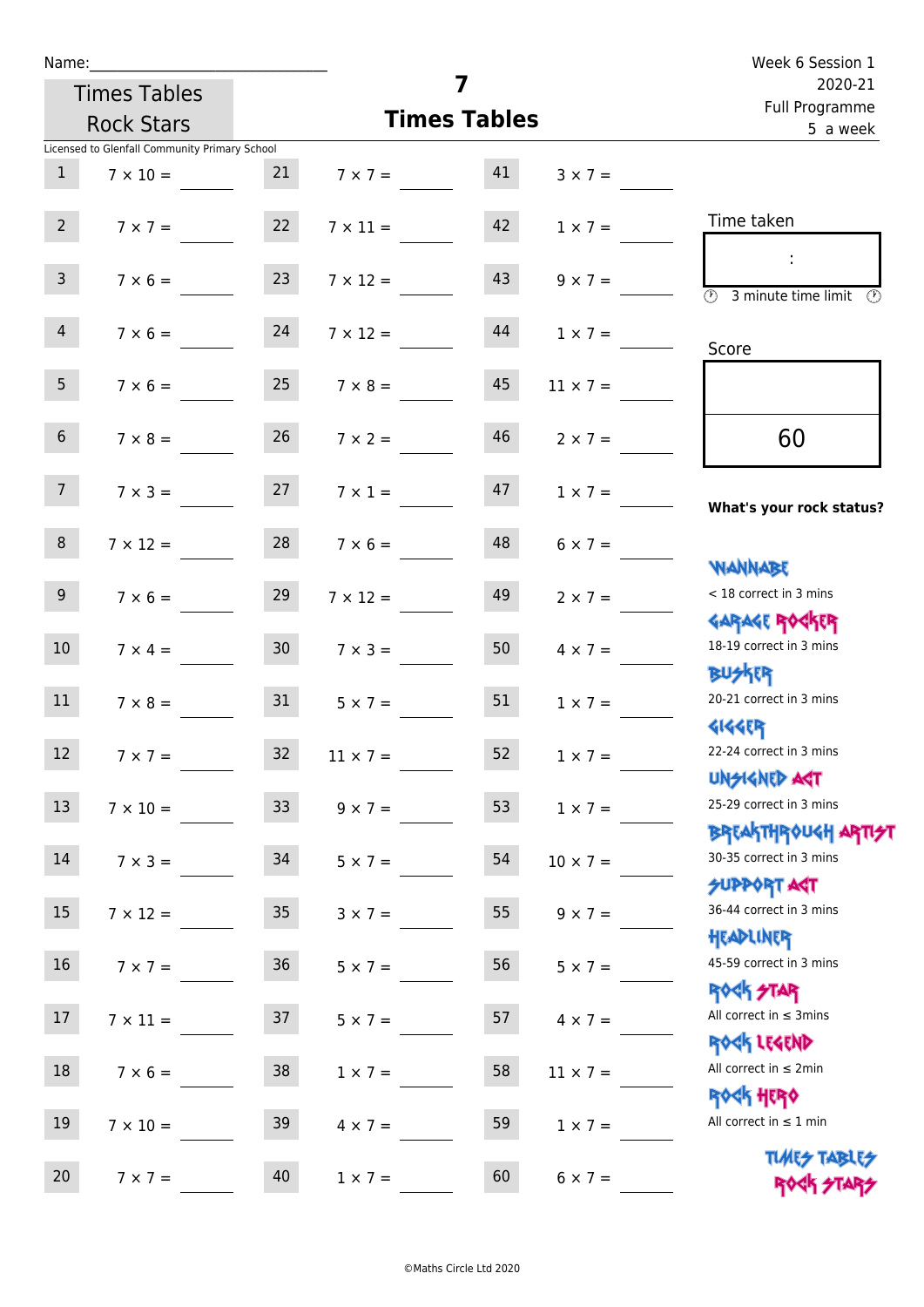Name:_____________________________

Times Tables Rock Stars

# 7 Times Tables

Week 6 Session 1
2020-21
Full Programme
5 a week

Licensed to Glenfall Community Primary School

| | | | | | |
|---|---|---|---|---|---|
| 1 | 7 × 10 = ____ | 21 | 7 × 7 = ____ | 41 | 3 × 7 = ____ |
| 2 | 7 × 7 = ____ | 22 | 7 × 11 = ____ | 42 | 1 × 7 = ____ |
| 3 | 7 × 6 = ____ | 23 | 7 × 12 = ____ | 43 | 9 × 7 = ____ |
| 4 | 7 × 6 = ____ | 24 | 7 × 12 = ____ | 44 | 1 × 7 = ____ |
| 5 | 7 × 6 = ____ | 25 | 7 × 8 = ____ | 45 | 11 × 7 = ____ |
| 6 | 7 × 8 = ____ | 26 | 7 × 2 = ____ | 46 | 2 × 7 = ____ |
| 7 | 7 × 3 = ____ | 27 | 7 × 1 = ____ | 47 | 1 × 7 = ____ |
| 8 | 7 × 12 = ____ | 28 | 7 × 6 = ____ | 48 | 6 × 7 = ____ |
| 9 | 7 × 6 = ____ | 29 | 7 × 12 = ____ | 49 | 2 × 7 = ____ |
| 10 | 7 × 4 = ____ | 30 | 7 × 3 = ____ | 50 | 4 × 7 = ____ |
| 11 | 7 × 8 = ____ | 31 | 5 × 7 = ____ | 51 | 1 × 7 = ____ |
| 12 | 7 × 7 = ____ | 32 | 11 × 7 = ____ | 52 | 1 × 7 = ____ |
| 13 | 7 × 10 = ____ | 33 | 9 × 7 = ____ | 53 | 1 × 7 = ____ |
| 14 | 7 × 3 = ____ | 34 | 5 × 7 = ____ | 54 | 10 × 7 = ____ |
| 15 | 7 × 12 = ____ | 35 | 3 × 7 = ____ | 55 | 9 × 7 = ____ |
| 16 | 7 × 7 = ____ | 36 | 5 × 7 = ____ | 56 | 5 × 7 = ____ |
| 17 | 7 × 11 = ____ | 37 | 5 × 7 = ____ | 57 | 4 × 7 = ____ |
| 18 | 7 × 6 = ____ | 38 | 1 × 7 = ____ | 58 | 11 × 7 = ____ |
| 19 | 7 × 10 = ____ | 39 | 4 × 7 = ____ | 59 | 1 × 7 = ____ |
| 20 | 7 × 7 = ____ | 40 | 1 × 7 = ____ | 60 | 6 × 7 = ____ |

Time taken

:

3 minute time limit

Score

60

**What's your rock status?**

WANNABE
< 18 correct in 3 mins

GARAGE ROCKER
18-19 correct in 3 mins

BUSKER
20-21 correct in 3 mins

GIGGER
22-24 correct in 3 mins

UNSIGNED ACT
25-29 correct in 3 mins

BREAKTHROUGH ARTIST
30-35 correct in 3 mins

SUPPORT ACT
36-44 correct in 3 mins

HEADLINER
45-59 correct in 3 mins

ROCK STAR
All correct in ≤ 3mins

ROCK LEGEND
All correct in ≤ 2min

ROCK HERO
All correct in ≤ 1 min

TIMES TABLES ROCK STARS

©Maths Circle Ltd 2020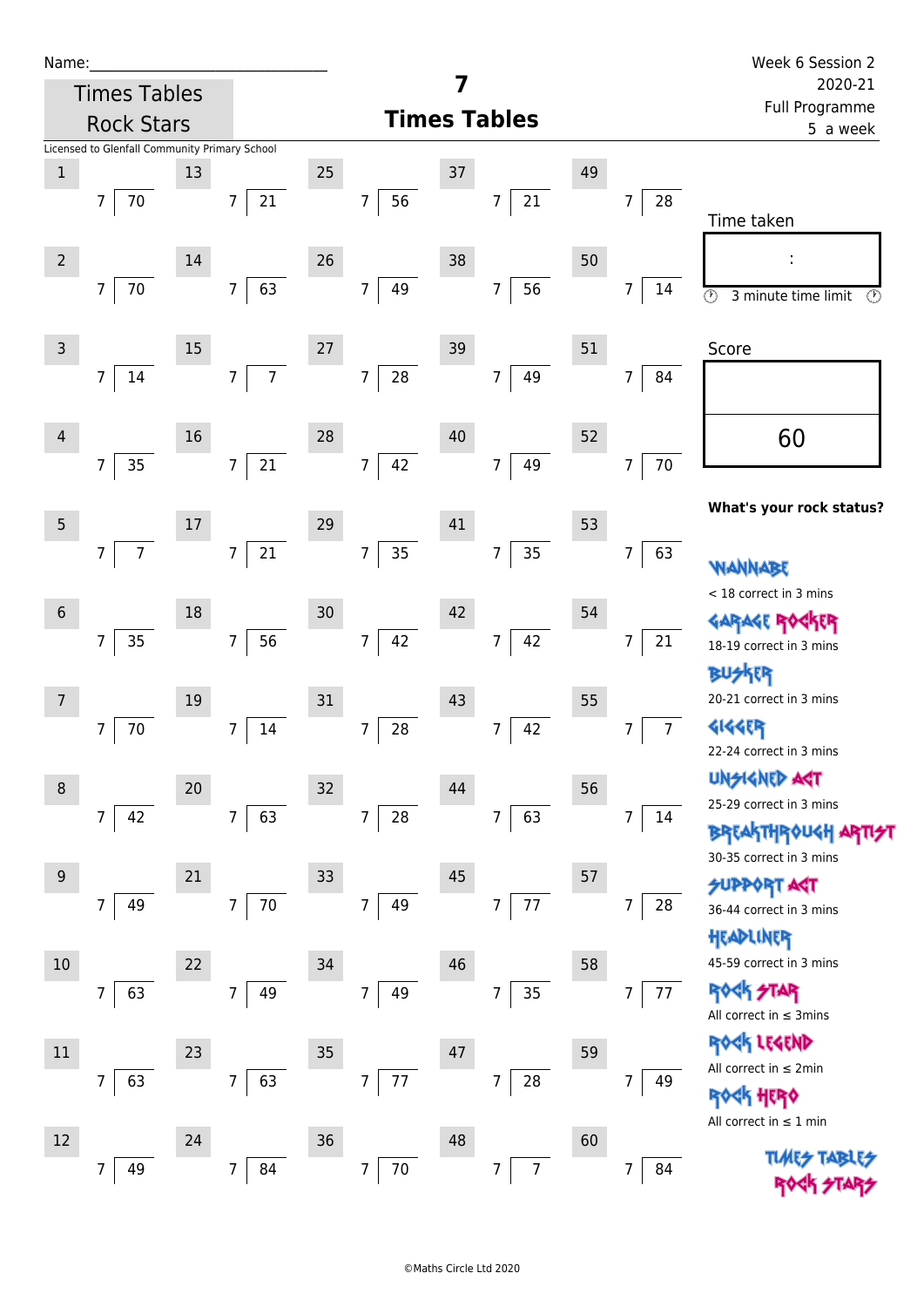Name:_____________________________

Times Tables Rock Stars

Licensed to Glenfall Community Primary School

# 7 Times Tables

Week 6 Session 2
2020-21
Full Programme
5 a week

| # | Question | # | Question | # | Question | # | Question | # | Question |
|---|---|---|---|---|---|---|---|---|---|
| 1 | 7 ⟌ 70 | 13 | 7 ⟌ 21 | 25 | 7 ⟌ 56 | 37 | 7 ⟌ 21 | 49 | 7 ⟌ 28 |
| 2 | 7 ⟌ 70 | 14 | 7 ⟌ 63 | 26 | 7 ⟌ 49 | 38 | 7 ⟌ 56 | 50 | 7 ⟌ 14 |
| 3 | 7 ⟌ 14 | 15 | 7 ⟌ 7 | 27 | 7 ⟌ 28 | 39 | 7 ⟌ 49 | 51 | 7 ⟌ 84 |
| 4 | 7 ⟌ 35 | 16 | 7 ⟌ 21 | 28 | 7 ⟌ 42 | 40 | 7 ⟌ 49 | 52 | 7 ⟌ 70 |
| 5 | 7 ⟌ 7 | 17 | 7 ⟌ 21 | 29 | 7 ⟌ 35 | 41 | 7 ⟌ 35 | 53 | 7 ⟌ 63 |
| 6 | 7 ⟌ 35 | 18 | 7 ⟌ 56 | 30 | 7 ⟌ 42 | 42 | 7 ⟌ 42 | 54 | 7 ⟌ 21 |
| 7 | 7 ⟌ 70 | 19 | 7 ⟌ 14 | 31 | 7 ⟌ 28 | 43 | 7 ⟌ 42 | 55 | 7 ⟌ 7 |
| 8 | 7 ⟌ 42 | 20 | 7 ⟌ 63 | 32 | 7 ⟌ 28 | 44 | 7 ⟌ 63 | 56 | 7 ⟌ 14 |
| 9 | 7 ⟌ 49 | 21 | 7 ⟌ 70 | 33 | 7 ⟌ 49 | 45 | 7 ⟌ 77 | 57 | 7 ⟌ 28 |
| 10 | 7 ⟌ 63 | 22 | 7 ⟌ 49 | 34 | 7 ⟌ 49 | 46 | 7 ⟌ 35 | 58 | 7 ⟌ 77 |
| 11 | 7 ⟌ 63 | 23 | 7 ⟌ 63 | 35 | 7 ⟌ 77 | 47 | 7 ⟌ 28 | 59 | 7 ⟌ 49 |
| 12 | 7 ⟌ 49 | 24 | 7 ⟌ 84 | 36 | 7 ⟌ 70 | 48 | 7 ⟌ 7 | 60 | 7 ⟌ 84 |

Time taken

:

3 minute time limit

Score

60

**What's your rock status?**

WANNABE
< 18 correct in 3 mins

GARAGE ROCKER
18-19 correct in 3 mins

BUSKER
20-21 correct in 3 mins

GIGGER
22-24 correct in 3 mins

UNSIGNED ACT
25-29 correct in 3 mins

BREAKTHROUGH ARTIST
30-35 correct in 3 mins

SUPPORT ACT
36-44 correct in 3 mins

HEADLINER
45-59 correct in 3 mins

ROCK STAR
All correct in ≤ 3mins

ROCK LEGEND
All correct in ≤ 2min

ROCK HERO
All correct in ≤ 1 min

TIMES TABLES ROCK STARS

©Maths Circle Ltd 2020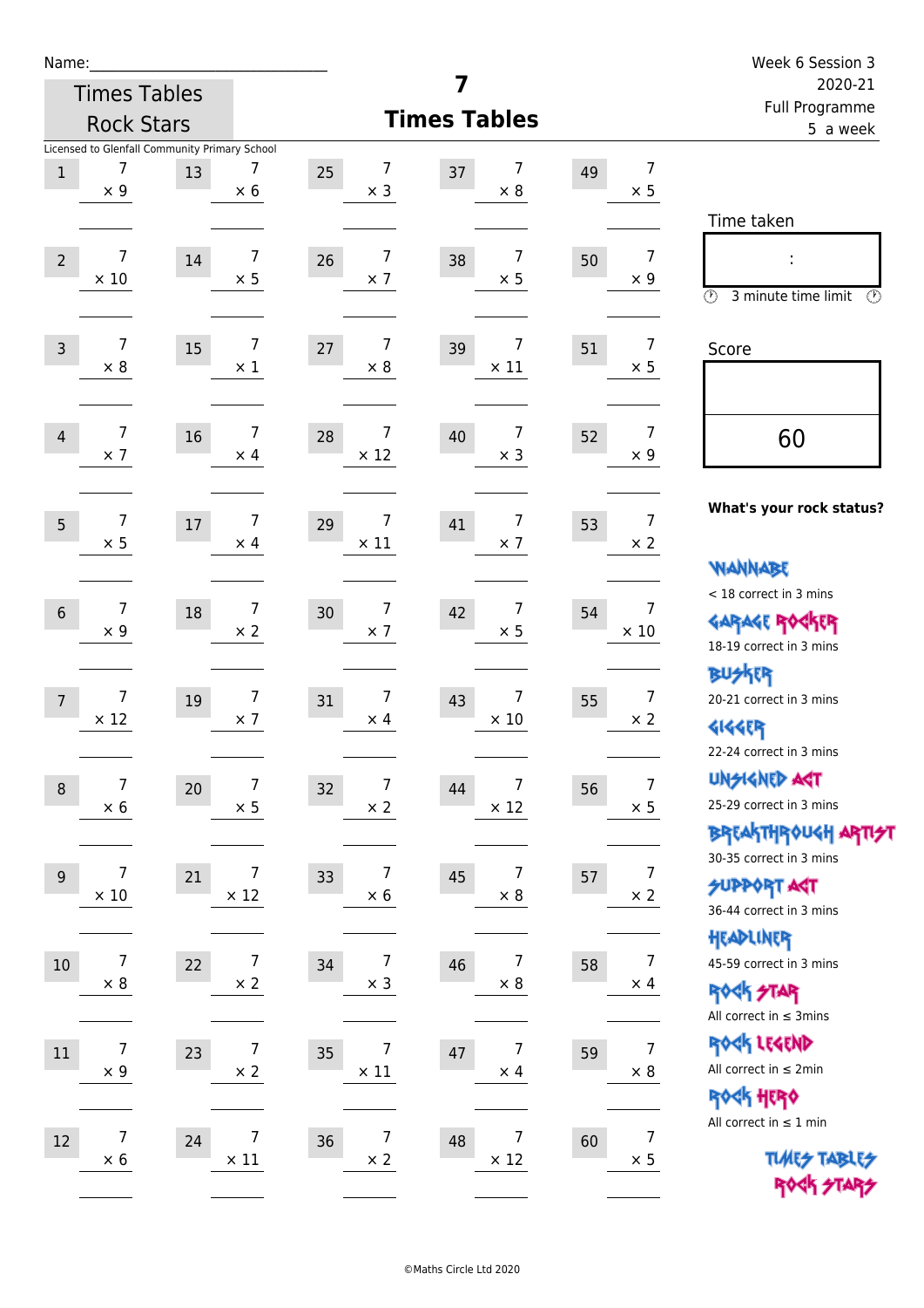Name:______________________________

Times Tables Rock Stars

# 7 Times Tables

Week 6 Session 3
2020-21
Full Programme
5 a week

Licensed to Glenfall Community Primary School

| # | Question | # | Question | # | Question | # | Question | # | Question |
|---|---|---|---|---|---|---|---|---|---|
| 1 | 7 × 9 | 13 | 7 × 6 | 25 | 7 × 3 | 37 | 7 × 8 | 49 | 7 × 5 |
| 2 | 7 × 10 | 14 | 7 × 5 | 26 | 7 × 7 | 38 | 7 × 5 | 50 | 7 × 9 |
| 3 | 7 × 8 | 15 | 7 × 1 | 27 | 7 × 8 | 39 | 7 × 11 | 51 | 7 × 5 |
| 4 | 7 × 7 | 16 | 7 × 4 | 28 | 7 × 12 | 40 | 7 × 3 | 52 | 7 × 9 |
| 5 | 7 × 5 | 17 | 7 × 4 | 29 | 7 × 11 | 41 | 7 × 7 | 53 | 7 × 2 |
| 6 | 7 × 9 | 18 | 7 × 2 | 30 | 7 × 7 | 42 | 7 × 5 | 54 | 7 × 10 |
| 7 | 7 × 12 | 19 | 7 × 7 | 31 | 7 × 4 | 43 | 7 × 10 | 55 | 7 × 2 |
| 8 | 7 × 6 | 20 | 7 × 5 | 32 | 7 × 2 | 44 | 7 × 12 | 56 | 7 × 5 |
| 9 | 7 × 10 | 21 | 7 × 12 | 33 | 7 × 6 | 45 | 7 × 8 | 57 | 7 × 2 |
| 10 | 7 × 8 | 22 | 7 × 2 | 34 | 7 × 3 | 46 | 7 × 8 | 58 | 7 × 4 |
| 11 | 7 × 9 | 23 | 7 × 2 | 35 | 7 × 11 | 47 | 7 × 4 | 59 | 7 × 8 |
| 12 | 7 × 6 | 24 | 7 × 11 | 36 | 7 × 2 | 48 | 7 × 12 | 60 | 7 × 5 |

Time taken

:

3 minute time limit

Score

60

**What's your rock status?**

WANNABE
< 18 correct in 3 mins

GARAGE ROCKER
18-19 correct in 3 mins

BUSKER
20-21 correct in 3 mins

GIGGER
22-24 correct in 3 mins

UNSIGNED ACT
25-29 correct in 3 mins

BREAKTHROUGH ARTIST
30-35 correct in 3 mins

SUPPORT ACT
36-44 correct in 3 mins

HEADLINER
45-59 correct in 3 mins

ROCK STAR
All correct in ≤ 3mins

ROCK LEGEND
All correct in ≤ 2min

ROCK HERO
All correct in ≤ 1 min

TIMES TABLES ROCK STARS

©Maths Circle Ltd 2020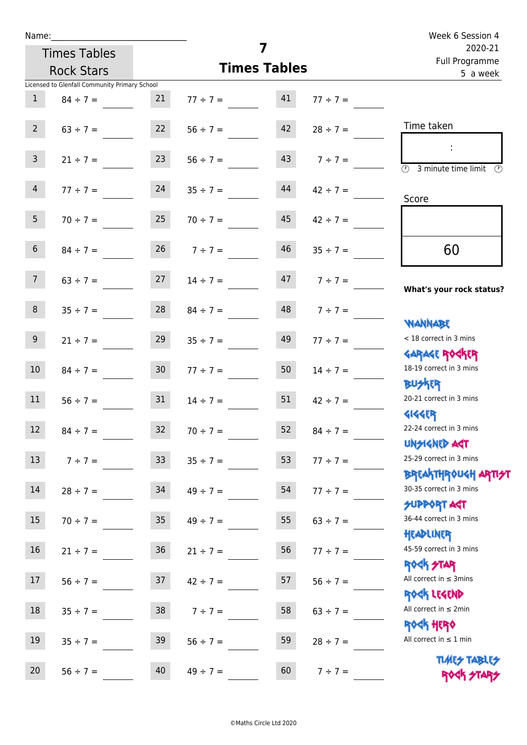Name:______________________________

Times Tables Rock Stars

# 7
## Times Tables

Week 6 Session 4
2020-21
Full Programme
5 a week

Licensed to Glenfall Community Primary School

| | | | | | |
|---|---|---|---|---|---|
| 1 | 84 ÷ 7 = ____ | 21 | 77 ÷ 7 = ____ | 41 | 77 ÷ 7 = ____ |
| 2 | 63 ÷ 7 = ____ | 22 | 56 ÷ 7 = ____ | 42 | 28 ÷ 7 = ____ |
| 3 | 21 ÷ 7 = ____ | 23 | 56 ÷ 7 = ____ | 43 | 7 ÷ 7 = ____ |
| 4 | 77 ÷ 7 = ____ | 24 | 35 ÷ 7 = ____ | 44 | 42 ÷ 7 = ____ |
| 5 | 70 ÷ 7 = ____ | 25 | 70 ÷ 7 = ____ | 45 | 42 ÷ 7 = ____ |
| 6 | 84 ÷ 7 = ____ | 26 | 7 ÷ 7 = ____ | 46 | 35 ÷ 7 = ____ |
| 7 | 63 ÷ 7 = ____ | 27 | 14 ÷ 7 = ____ | 47 | 7 ÷ 7 = ____ |
| 8 | 35 ÷ 7 = ____ | 28 | 84 ÷ 7 = ____ | 48 | 7 ÷ 7 = ____ |
| 9 | 21 ÷ 7 = ____ | 29 | 35 ÷ 7 = ____ | 49 | 77 ÷ 7 = ____ |
| 10 | 84 ÷ 7 = ____ | 30 | 77 ÷ 7 = ____ | 50 | 14 ÷ 7 = ____ |
| 11 | 56 ÷ 7 = ____ | 31 | 14 ÷ 7 = ____ | 51 | 42 ÷ 7 = ____ |
| 12 | 84 ÷ 7 = ____ | 32 | 70 ÷ 7 = ____ | 52 | 84 ÷ 7 = ____ |
| 13 | 7 ÷ 7 = ____ | 33 | 35 ÷ 7 = ____ | 53 | 77 ÷ 7 = ____ |
| 14 | 28 ÷ 7 = ____ | 34 | 49 ÷ 7 = ____ | 54 | 77 ÷ 7 = ____ |
| 15 | 70 ÷ 7 = ____ | 35 | 49 ÷ 7 = ____ | 55 | 63 ÷ 7 = ____ |
| 16 | 21 ÷ 7 = ____ | 36 | 21 ÷ 7 = ____ | 56 | 77 ÷ 7 = ____ |
| 17 | 56 ÷ 7 = ____ | 37 | 42 ÷ 7 = ____ | 57 | 56 ÷ 7 = ____ |
| 18 | 35 ÷ 7 = ____ | 38 | 7 ÷ 7 = ____ | 58 | 63 ÷ 7 = ____ |
| 19 | 35 ÷ 7 = ____ | 39 | 56 ÷ 7 = ____ | 59 | 28 ÷ 7 = ____ |
| 20 | 56 ÷ 7 = ____ | 40 | 49 ÷ 7 = ____ | 60 | 7 ÷ 7 = ____ |

Time taken

:

3 minute time limit

Score

60

**What's your rock status?**

WANNABE
< 18 correct in 3 mins

GARAGE ROCKER
18-19 correct in 3 mins

BUSKER
20-21 correct in 3 mins

GIGGER
22-24 correct in 3 mins

UNSIGNED ACT
25-29 correct in 3 mins

BREAKTHROUGH ARTIST
30-35 correct in 3 mins

SUPPORT ACT
36-44 correct in 3 mins

HEADLINER
45-59 correct in 3 mins

ROCK STAR
All correct in ≤ 3mins

ROCK LEGEND
All correct in ≤ 2min

ROCK HERO
All correct in ≤ 1 min

TIMES TABLES ROCK STARS

©Maths Circle Ltd 2020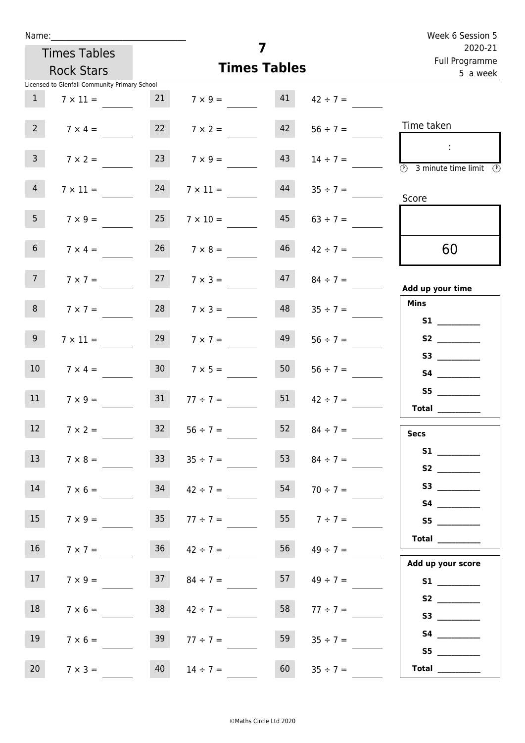Name:_______________________________

Times Tables Rock Stars

Licensed to Glenfall Community Primary School

# 7
## Times Tables

Week 6 Session 5
2020-21
Full Programme
5 a week

| | | | | | |
|---|---|---|---|---|---|
| 1 | 7 × 11 = | 21 | 7 × 9 = | 41 | 42 ÷ 7 = |
| 2 | 7 × 4 = | 22 | 7 × 2 = | 42 | 56 ÷ 7 = |
| 3 | 7 × 2 = | 23 | 7 × 9 = | 43 | 14 ÷ 7 = |
| 4 | 7 × 11 = | 24 | 7 × 11 = | 44 | 35 ÷ 7 = |
| 5 | 7 × 9 = | 25 | 7 × 10 = | 45 | 63 ÷ 7 = |
| 6 | 7 × 4 = | 26 | 7 × 8 = | 46 | 42 ÷ 7 = |
| 7 | 7 × 7 = | 27 | 7 × 3 = | 47 | 84 ÷ 7 = |
| 8 | 7 × 7 = | 28 | 7 × 3 = | 48 | 35 ÷ 7 = |
| 9 | 7 × 11 = | 29 | 7 × 7 = | 49 | 56 ÷ 7 = |
| 10 | 7 × 4 = | 30 | 7 × 5 = | 50 | 56 ÷ 7 = |
| 11 | 7 × 9 = | 31 | 77 ÷ 7 = | 51 | 42 ÷ 7 = |
| 12 | 7 × 2 = | 32 | 56 ÷ 7 = | 52 | 84 ÷ 7 = |
| 13 | 7 × 8 = | 33 | 35 ÷ 7 = | 53 | 84 ÷ 7 = |
| 14 | 7 × 6 = | 34 | 42 ÷ 7 = | 54 | 70 ÷ 7 = |
| 15 | 7 × 9 = | 35 | 77 ÷ 7 = | 55 | 7 ÷ 7 = |
| 16 | 7 × 7 = | 36 | 42 ÷ 7 = | 56 | 49 ÷ 7 = |
| 17 | 7 × 9 = | 37 | 84 ÷ 7 = | 57 | 49 ÷ 7 = |
| 18 | 7 × 6 = | 38 | 42 ÷ 7 = | 58 | 77 ÷ 7 = |
| 19 | 7 × 6 = | 39 | 77 ÷ 7 = | 59 | 35 ÷ 7 = |
| 20 | 7 × 3 = | 40 | 14 ÷ 7 = | 60 | 35 ÷ 7 = |

Time taken

:

3 minute time limit

Score

60

**Add up your time**

**Mins**

**S1** __________
**S2** __________
**S3** __________
**S4** __________
**S5** __________
**Total** __________

**Secs**

**S1** __________
**S2** __________
**S3** __________
**S4** __________
**S5** __________
**Total** __________

**Add up your score**

**S1** __________
**S2** __________
**S3** __________
**S4** __________
**S5** __________
**Total** __________

©Maths Circle Ltd 2020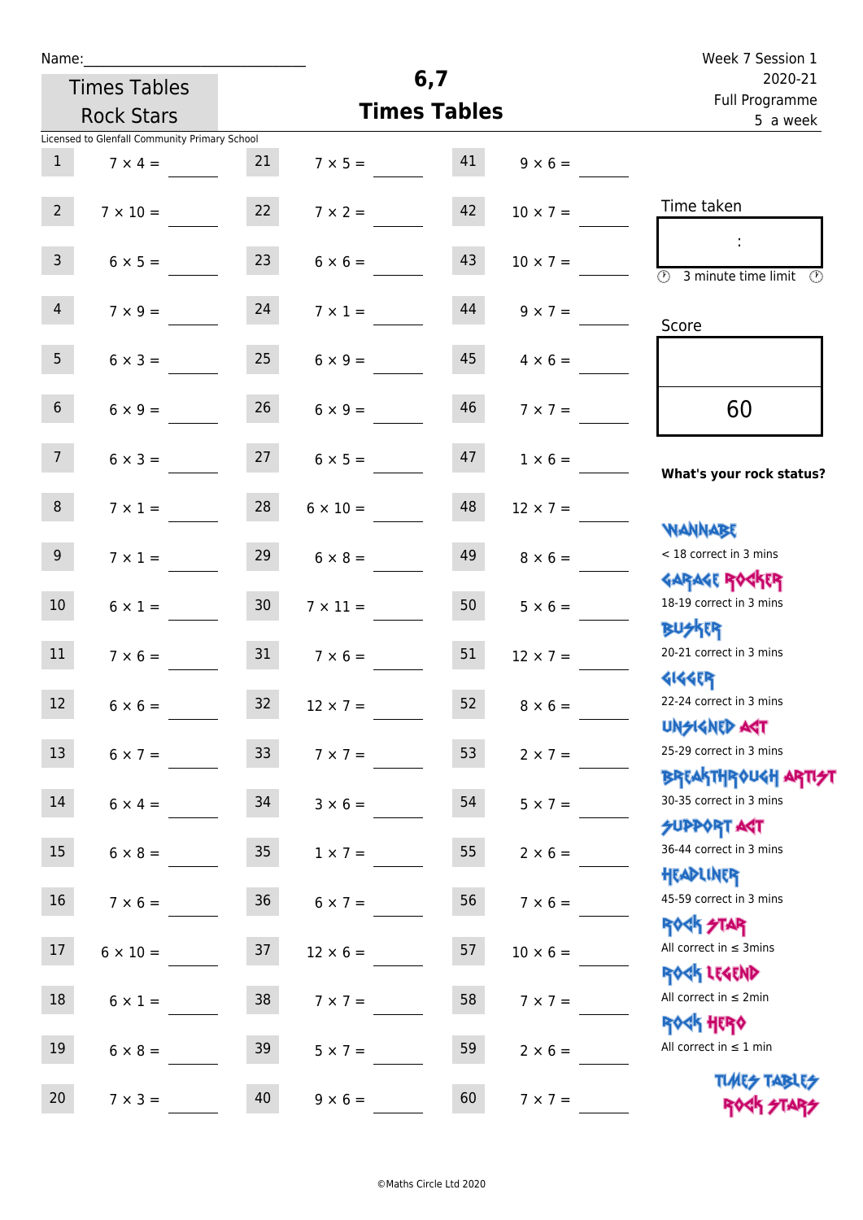Name:\_\_\_\_\_\_\_\_\_\_\_\_\_\_\_\_\_\_\_\_\_\_\_\_\_\_\_\_

Times Tables Rock Stars

Licensed to Glenfall Community Primary School

# 6,7 Times Tables

Week 7 Session 1
2020-21
Full Programme
5 a week

| | | | | | |
|---|---|---|---|---|---|
| 1 | 7 × 4 = | 21 | 7 × 5 = | 41 | 9 × 6 = |
| 2 | 7 × 10 = | 22 | 7 × 2 = | 42 | 10 × 7 = |
| 3 | 6 × 5 = | 23 | 6 × 6 = | 43 | 10 × 7 = |
| 4 | 7 × 9 = | 24 | 7 × 1 = | 44 | 9 × 7 = |
| 5 | 6 × 3 = | 25 | 6 × 9 = | 45 | 4 × 6 = |
| 6 | 6 × 9 = | 26 | 6 × 9 = | 46 | 7 × 7 = |
| 7 | 6 × 3 = | 27 | 6 × 5 = | 47 | 1 × 6 = |
| 8 | 7 × 1 = | 28 | 6 × 10 = | 48 | 12 × 7 = |
| 9 | 7 × 1 = | 29 | 6 × 8 = | 49 | 8 × 6 = |
| 10 | 6 × 1 = | 30 | 7 × 11 = | 50 | 5 × 6 = |
| 11 | 7 × 6 = | 31 | 7 × 6 = | 51 | 12 × 7 = |
| 12 | 6 × 6 = | 32 | 12 × 7 = | 52 | 8 × 6 = |
| 13 | 6 × 7 = | 33 | 7 × 7 = | 53 | 2 × 7 = |
| 14 | 6 × 4 = | 34 | 3 × 6 = | 54 | 5 × 7 = |
| 15 | 6 × 8 = | 35 | 1 × 7 = | 55 | 2 × 6 = |
| 16 | 7 × 6 = | 36 | 6 × 7 = | 56 | 7 × 6 = |
| 17 | 6 × 10 = | 37 | 12 × 6 = | 57 | 10 × 6 = |
| 18 | 6 × 1 = | 38 | 7 × 7 = | 58 | 7 × 7 = |
| 19 | 6 × 8 = | 39 | 5 × 7 = | 59 | 2 × 6 = |
| 20 | 7 × 3 = | 40 | 9 × 6 = | 60 | 7 × 7 = |

Time taken

:

3 minute time limit

Score

60

**What's your rock status?**

WANNABE
< 18 correct in 3 mins

GARAGE ROCKER
18-19 correct in 3 mins

BUSKER
20-21 correct in 3 mins

GIGGER
22-24 correct in 3 mins

UNSIGNED ACT
25-29 correct in 3 mins

BREAKTHROUGH ARTIST
30-35 correct in 3 mins

SUPPORT ACT
36-44 correct in 3 mins

HEADLINER
45-59 correct in 3 mins

ROCK STAR
All correct in ≤ 3mins

ROCK LEGEND
All correct in ≤ 2min

ROCK HERO
All correct in ≤ 1 min

TIMES TABLES ROCK STARS

©Maths Circle Ltd 2020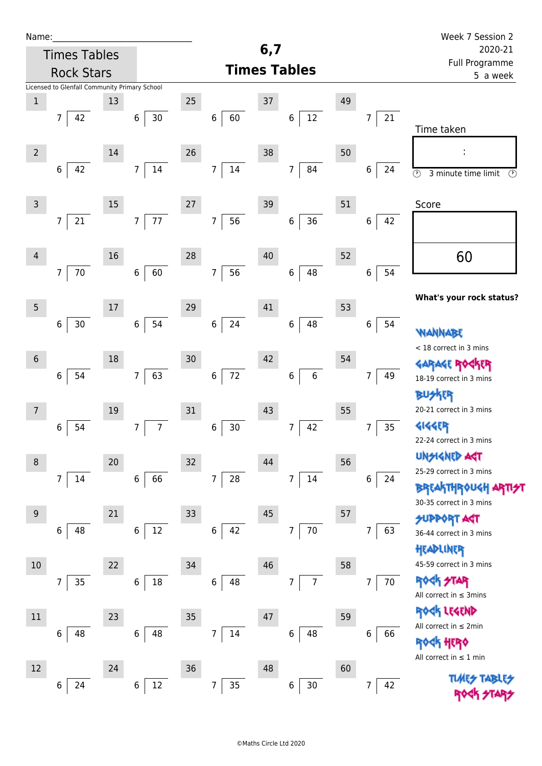Name:\_\_\_\_\_\_\_\_\_\_\_\_\_\_\_\_\_\_\_\_\_\_\_\_\_\_\_\_

Times Tables Rock Stars

# 6,7 Times Tables

Week 7 Session 2
2020-21
Full Programme
5 a week

Licensed to Glenfall Community Primary School

| # | Question | # | Question | # | Question | # | Question | # | Question |
|---|---|---|---|---|---|---|---|---|---|
| 1 | 7 ⟌ 42 | 13 | 6 ⟌ 30 | 25 | 6 ⟌ 60 | 37 | 6 ⟌ 12 | 49 | 7 ⟌ 21 |
| 2 | 6 ⟌ 42 | 14 | 7 ⟌ 14 | 26 | 7 ⟌ 14 | 38 | 7 ⟌ 84 | 50 | 6 ⟌ 24 |
| 3 | 7 ⟌ 21 | 15 | 7 ⟌ 77 | 27 | 7 ⟌ 56 | 39 | 6 ⟌ 36 | 51 | 6 ⟌ 42 |
| 4 | 7 ⟌ 70 | 16 | 6 ⟌ 60 | 28 | 7 ⟌ 56 | 40 | 6 ⟌ 48 | 52 | 6 ⟌ 54 |
| 5 | 6 ⟌ 30 | 17 | 6 ⟌ 54 | 29 | 6 ⟌ 24 | 41 | 6 ⟌ 48 | 53 | 6 ⟌ 54 |
| 6 | 6 ⟌ 54 | 18 | 7 ⟌ 63 | 30 | 6 ⟌ 72 | 42 | 6 ⟌ 6 | 54 | 7 ⟌ 49 |
| 7 | 6 ⟌ 54 | 19 | 7 ⟌ 7 | 31 | 6 ⟌ 30 | 43 | 7 ⟌ 42 | 55 | 7 ⟌ 35 |
| 8 | 7 ⟌ 14 | 20 | 6 ⟌ 66 | 32 | 7 ⟌ 28 | 44 | 7 ⟌ 14 | 56 | 6 ⟌ 24 |
| 9 | 6 ⟌ 48 | 21 | 6 ⟌ 12 | 33 | 6 ⟌ 42 | 45 | 7 ⟌ 70 | 57 | 7 ⟌ 63 |
| 10 | 7 ⟌ 35 | 22 | 6 ⟌ 18 | 34 | 6 ⟌ 48 | 46 | 7 ⟌ 7 | 58 | 7 ⟌ 70 |
| 11 | 6 ⟌ 48 | 23 | 6 ⟌ 48 | 35 | 7 ⟌ 14 | 47 | 6 ⟌ 48 | 59 | 6 ⟌ 66 |
| 12 | 6 ⟌ 24 | 24 | 6 ⟌ 12 | 36 | 7 ⟌ 35 | 48 | 6 ⟌ 30 | 60 | 7 ⟌ 42 |

Time taken

:

3 minute time limit

Score

60

**What's your rock status?**

WANNABE
< 18 correct in 3 mins

GARAGE ROCKER
18-19 correct in 3 mins

BUSKER
20-21 correct in 3 mins

GIGGER
22-24 correct in 3 mins

UNSIGNED ACT
25-29 correct in 3 mins

BREAKTHROUGH ARTIST
30-35 correct in 3 mins

SUPPORT ACT
36-44 correct in 3 mins

HEADLINER
45-59 correct in 3 mins

ROCK STAR
All correct in ≤ 3mins

ROCK LEGEND
All correct in ≤ 2min

ROCK HERO
All correct in ≤ 1 min

TIMES TABLES ROCK STARS

©Maths Circle Ltd 2020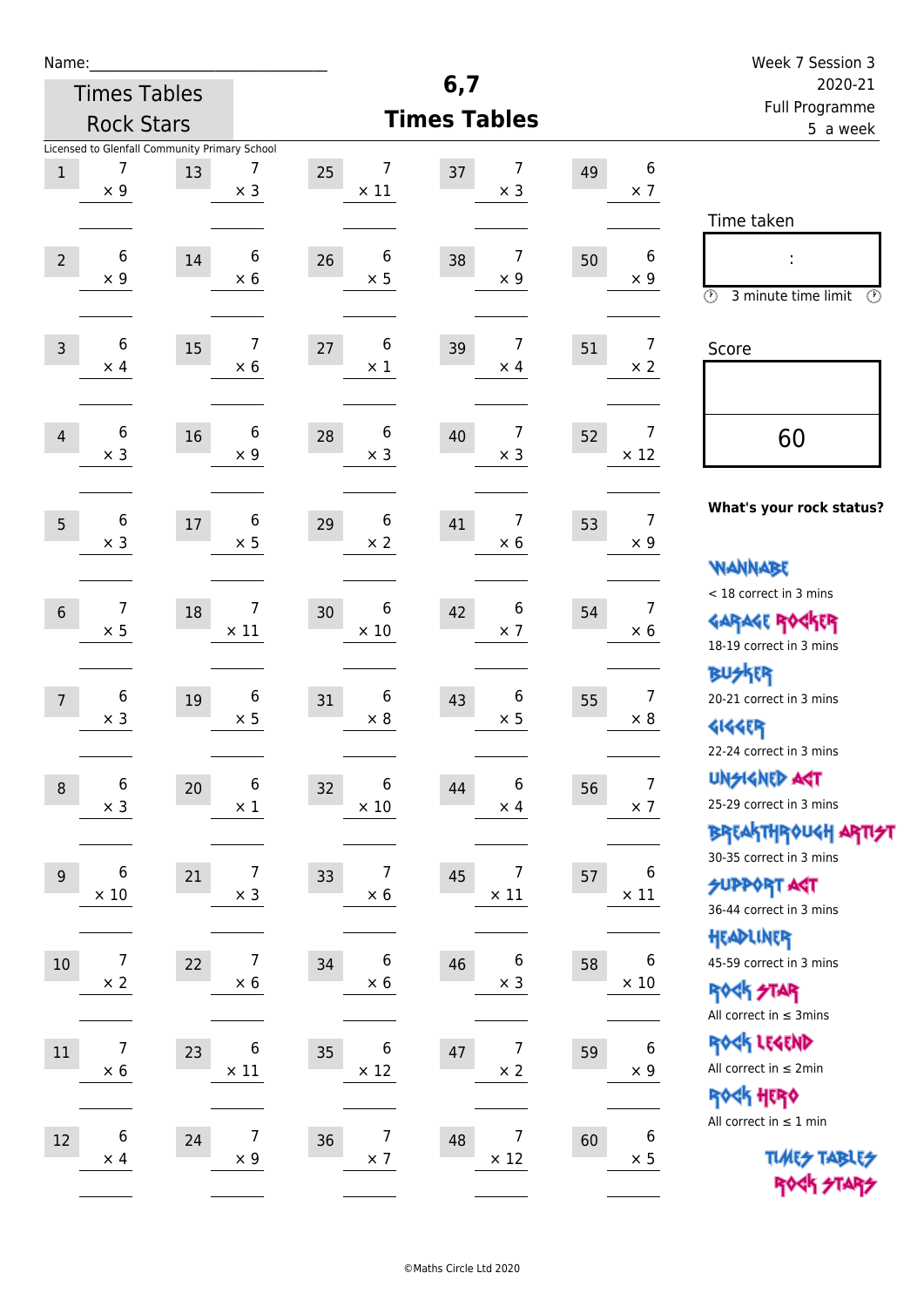Name:\_\_\_\_\_\_\_\_\_\_\_\_\_\_\_\_\_\_\_\_\_\_\_\_\_\_\_\_\_\_

Times Tables Rock Stars

# 6,7 Times Tables

Week 7 Session 3
2020-21
Full Programme
5 a week

Licensed to Glenfall Community Primary School

| | | | | | | | | | |
|---|---|---|---|---|---|---|---|---|---|
| 1 | 7 × 9 | 13 | 7 × 3 | 25 | 7 × 11 | 37 | 7 × 3 | 49 | 6 × 7 |
| 2 | 6 × 9 | 14 | 6 × 6 | 26 | 6 × 5 | 38 | 7 × 9 | 50 | 6 × 9 |
| 3 | 6 × 4 | 15 | 7 × 6 | 27 | 6 × 1 | 39 | 7 × 4 | 51 | 7 × 2 |
| 4 | 6 × 3 | 16 | 6 × 9 | 28 | 6 × 3 | 40 | 7 × 3 | 52 | 7 × 12 |
| 5 | 6 × 3 | 17 | 6 × 5 | 29 | 6 × 2 | 41 | 7 × 6 | 53 | 7 × 9 |
| 6 | 7 × 5 | 18 | 7 × 11 | 30 | 6 × 10 | 42 | 6 × 7 | 54 | 7 × 6 |
| 7 | 6 × 3 | 19 | 6 × 5 | 31 | 6 × 8 | 43 | 6 × 5 | 55 | 7 × 8 |
| 8 | 6 × 3 | 20 | 6 × 1 | 32 | 6 × 10 | 44 | 6 × 4 | 56 | 7 × 7 |
| 9 | 6 × 10 | 21 | 7 × 3 | 33 | 7 × 6 | 45 | 7 × 11 | 57 | 6 × 11 |
| 10 | 7 × 2 | 22 | 7 × 6 | 34 | 6 × 6 | 46 | 6 × 3 | 58 | 6 × 10 |
| 11 | 7 × 6 | 23 | 6 × 11 | 35 | 6 × 12 | 47 | 7 × 2 | 59 | 6 × 9 |
| 12 | 6 × 4 | 24 | 7 × 9 | 36 | 7 × 7 | 48 | 7 × 12 | 60 | 6 × 5 |

Time taken

:

3 minute time limit

Score

60

**What's your rock status?**

WANNABE
< 18 correct in 3 mins

GARAGE ROCKER
18-19 correct in 3 mins

BUSKER
20-21 correct in 3 mins

GIGGER
22-24 correct in 3 mins

UNSIGNED ACT
25-29 correct in 3 mins

BREAKTHROUGH ARTIST
30-35 correct in 3 mins

SUPPORT ACT
36-44 correct in 3 mins

HEADLINER
45-59 correct in 3 mins

ROCK STAR
All correct in ≤ 3mins

ROCK LEGEND
All correct in ≤ 2min

ROCK HERO
All correct in ≤ 1 min

TIMES TABLES ROCK STARS

©Maths Circle Ltd 2020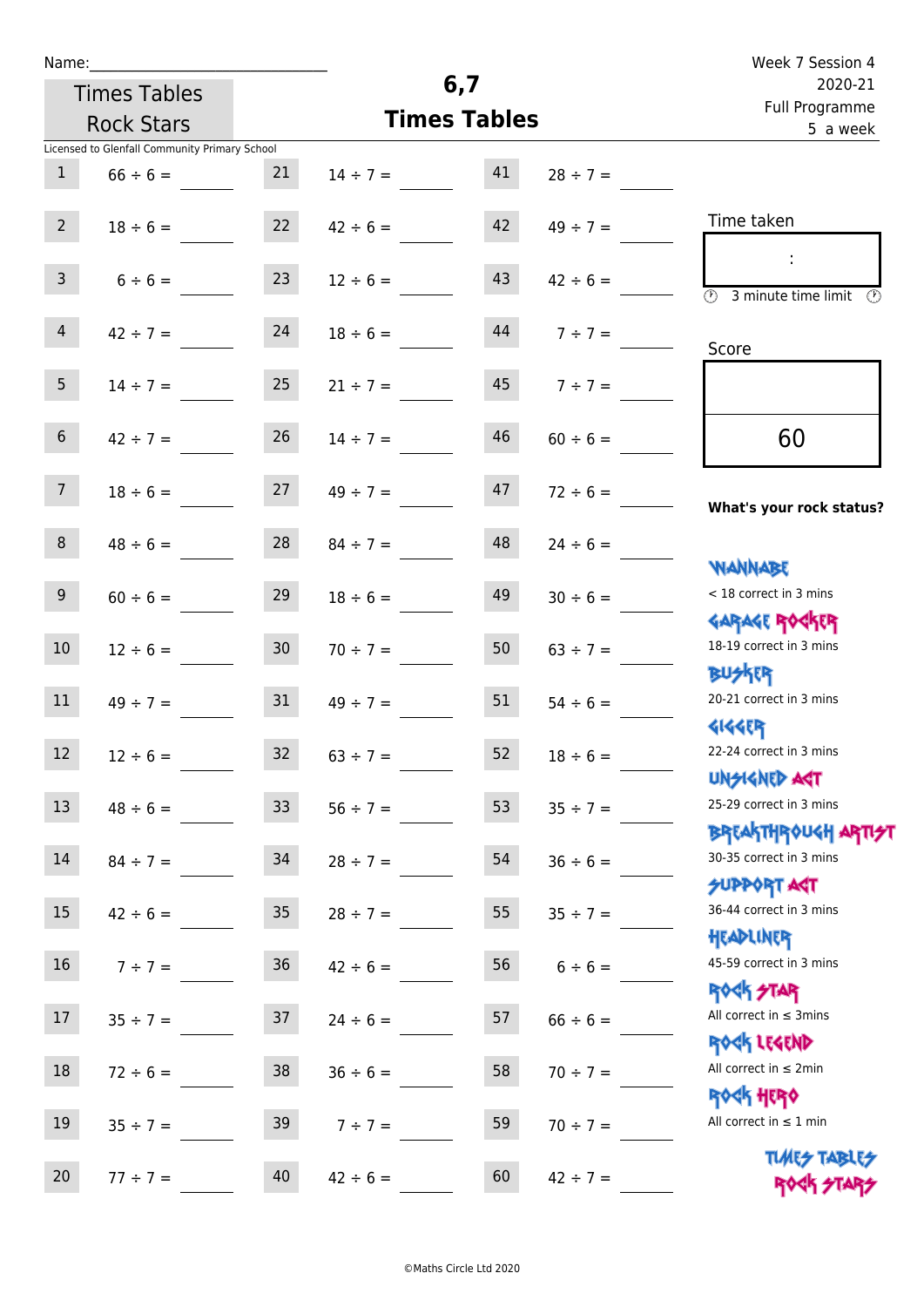Name:\_\_\_\_\_\_\_\_\_\_\_\_\_\_\_\_\_\_\_\_\_\_\_\_\_\_\_\_

Times Tables Rock Stars

Licensed to Glenfall Community Primary School

# 6,7 Times Tables

Week 7 Session 4
2020-21
Full Programme
5 a week

| | | | | | |
|---|---|---|---|---|---|
| 1 | 66 ÷ 6 = | 21 | 14 ÷ 7 = | 41 | 28 ÷ 7 = |
| 2 | 18 ÷ 6 = | 22 | 42 ÷ 6 = | 42 | 49 ÷ 7 = |
| 3 | 6 ÷ 6 = | 23 | 12 ÷ 6 = | 43 | 42 ÷ 6 = |
| 4 | 42 ÷ 7 = | 24 | 18 ÷ 6 = | 44 | 7 ÷ 7 = |
| 5 | 14 ÷ 7 = | 25 | 21 ÷ 7 = | 45 | 7 ÷ 7 = |
| 6 | 42 ÷ 7 = | 26 | 14 ÷ 7 = | 46 | 60 ÷ 6 = |
| 7 | 18 ÷ 6 = | 27 | 49 ÷ 7 = | 47 | 72 ÷ 6 = |
| 8 | 48 ÷ 6 = | 28 | 84 ÷ 7 = | 48 | 24 ÷ 6 = |
| 9 | 60 ÷ 6 = | 29 | 18 ÷ 6 = | 49 | 30 ÷ 6 = |
| 10 | 12 ÷ 6 = | 30 | 70 ÷ 7 = | 50 | 63 ÷ 7 = |
| 11 | 49 ÷ 7 = | 31 | 49 ÷ 7 = | 51 | 54 ÷ 6 = |
| 12 | 12 ÷ 6 = | 32 | 63 ÷ 7 = | 52 | 18 ÷ 6 = |
| 13 | 48 ÷ 6 = | 33 | 56 ÷ 7 = | 53 | 35 ÷ 7 = |
| 14 | 84 ÷ 7 = | 34 | 28 ÷ 7 = | 54 | 36 ÷ 6 = |
| 15 | 42 ÷ 6 = | 35 | 28 ÷ 7 = | 55 | 35 ÷ 7 = |
| 16 | 7 ÷ 7 = | 36 | 42 ÷ 6 = | 56 | 6 ÷ 6 = |
| 17 | 35 ÷ 7 = | 37 | 24 ÷ 6 = | 57 | 66 ÷ 6 = |
| 18 | 72 ÷ 6 = | 38 | 36 ÷ 6 = | 58 | 70 ÷ 7 = |
| 19 | 35 ÷ 7 = | 39 | 7 ÷ 7 = | 59 | 70 ÷ 7 = |
| 20 | 77 ÷ 7 = | 40 | 42 ÷ 6 = | 60 | 42 ÷ 7 = |

Time taken

:

3 minute time limit

Score

60

**What's your rock status?**

WANNABE
< 18 correct in 3 mins

GARAGE ROCKER
18-19 correct in 3 mins

BUSKER
20-21 correct in 3 mins

GIGGER
22-24 correct in 3 mins

UNSIGNED ACT
25-29 correct in 3 mins

BREAKTHROUGH ARTIST
30-35 correct in 3 mins

SUPPORT ACT
36-44 correct in 3 mins

HEADLINER
45-59 correct in 3 mins

ROCK STAR
All correct in ≤ 3mins

ROCK LEGEND
All correct in ≤ 2min

ROCK HERO
All correct in ≤ 1 min

TIMES TABLES ROCK STARS

©Maths Circle Ltd 2020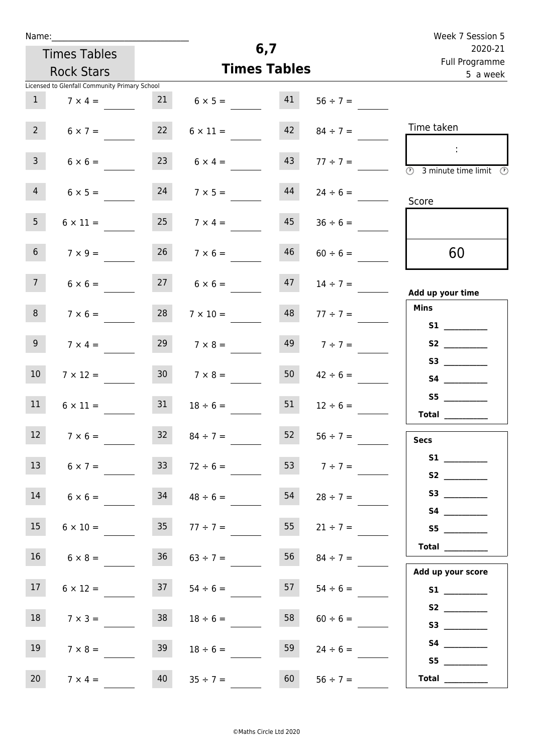Name:________________________________

Times Tables Rock Stars

Licensed to Glenfall Community Primary School

# 6,7 Times Tables

Week 7 Session 5
2020-21
Full Programme
5 a week

| | | | | | |
|---|---|---|---|---|---|
| 1 | $7 \times 4 =$ | 21 | $6 \times 5 =$ | 41 | $56 \div 7 =$ |
| 2 | $6 \times 7 =$ | 22 | $6 \times 11 =$ | 42 | $84 \div 7 =$ |
| 3 | $6 \times 6 =$ | 23 | $6 \times 4 =$ | 43 | $77 \div 7 =$ |
| 4 | $6 \times 5 =$ | 24 | $7 \times 5 =$ | 44 | $24 \div 6 =$ |
| 5 | $6 \times 11 =$ | 25 | $7 \times 4 =$ | 45 | $36 \div 6 =$ |
| 6 | $7 \times 9 =$ | 26 | $7 \times 6 =$ | 46 | $60 \div 6 =$ |
| 7 | $6 \times 6 =$ | 27 | $6 \times 6 =$ | 47 | $14 \div 7 =$ |
| 8 | $7 \times 6 =$ | 28 | $7 \times 10 =$ | 48 | $77 \div 7 =$ |
| 9 | $7 \times 4 =$ | 29 | $7 \times 8 =$ | 49 | $7 \div 7 =$ |
| 10 | $7 \times 12 =$ | 30 | $7 \times 8 =$ | 50 | $42 \div 6 =$ |
| 11 | $6 \times 11 =$ | 31 | $18 \div 6 =$ | 51 | $12 \div 6 =$ |
| 12 | $7 \times 6 =$ | 32 | $84 \div 7 =$ | 52 | $56 \div 7 =$ |
| 13 | $6 \times 7 =$ | 33 | $72 \div 6 =$ | 53 | $7 \div 7 =$ |
| 14 | $6 \times 6 =$ | 34 | $48 \div 6 =$ | 54 | $28 \div 7 =$ |
| 15 | $6 \times 10 =$ | 35 | $77 \div 7 =$ | 55 | $21 \div 7 =$ |
| 16 | $6 \times 8 =$ | 36 | $63 \div 7 =$ | 56 | $84 \div 7 =$ |
| 17 | $6 \times 12 =$ | 37 | $54 \div 6 =$ | 57 | $54 \div 6 =$ |
| 18 | $7 \times 3 =$ | 38 | $18 \div 6 =$ | 58 | $60 \div 6 =$ |
| 19 | $7 \times 8 =$ | 39 | $18 \div 6 =$ | 59 | $24 \div 6 =$ |
| 20 | $7 \times 4 =$ | 40 | $35 \div 7 =$ | 60 | $56 \div 7 =$ |

Time taken

:

3 minute time limit

Score

60

**Add up your time**

**Mins**

**S1** __________
**S2** __________
**S3** __________
**S4** __________
**S5** __________
**Total** __________

**Secs**

**S1** __________
**S2** __________
**S3** __________
**S4** __________
**S5** __________
**Total** __________

**Add up your score**

**S1** __________
**S2** __________
**S3** __________
**S4** __________
**S5** __________
**Total** __________

©Maths Circle Ltd 2020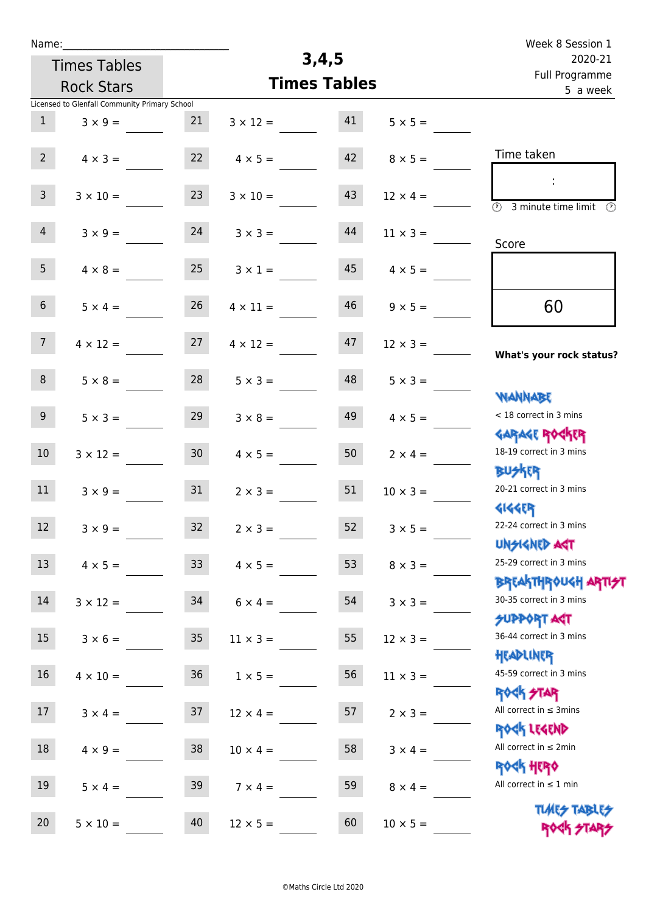Name:\_\_\_\_\_\_\_\_\_\_\_\_\_\_\_\_\_\_\_\_\_\_\_\_\_\_\_\_

Times Tables Rock Stars

Licensed to Glenfall Community Primary School

# 3,4,5 Times Tables

Week 8 Session 1
2020-21
Full Programme
5 a week

| | | | | | |
|---|---|---|---|---|---|
| 1 | $3 \times 9 =$ | 21 | $3 \times 12 =$ | 41 | $5 \times 5 =$ |
| 2 | $4 \times 3 =$ | 22 | $4 \times 5 =$ | 42 | $8 \times 5 =$ |
| 3 | $3 \times 10 =$ | 23 | $3 \times 10 =$ | 43 | $12 \times 4 =$ |
| 4 | $3 \times 9 =$ | 24 | $3 \times 3 =$ | 44 | $11 \times 3 =$ |
| 5 | $4 \times 8 =$ | 25 | $3 \times 1 =$ | 45 | $4 \times 5 =$ |
| 6 | $5 \times 4 =$ | 26 | $4 \times 11 =$ | 46 | $9 \times 5 =$ |
| 7 | $4 \times 12 =$ | 27 | $4 \times 12 =$ | 47 | $12 \times 3 =$ |
| 8 | $5 \times 8 =$ | 28 | $5 \times 3 =$ | 48 | $5 \times 3 =$ |
| 9 | $5 \times 3 =$ | 29 | $3 \times 8 =$ | 49 | $4 \times 5 =$ |
| 10 | $3 \times 12 =$ | 30 | $4 \times 5 =$ | 50 | $2 \times 4 =$ |
| 11 | $3 \times 9 =$ | 31 | $2 \times 3 =$ | 51 | $10 \times 3 =$ |
| 12 | $3 \times 9 =$ | 32 | $2 \times 3 =$ | 52 | $3 \times 5 =$ |
| 13 | $4 \times 5 =$ | 33 | $4 \times 5 =$ | 53 | $8 \times 3 =$ |
| 14 | $3 \times 12 =$ | 34 | $6 \times 4 =$ | 54 | $3 \times 3 =$ |
| 15 | $3 \times 6 =$ | 35 | $11 \times 3 =$ | 55 | $12 \times 3 =$ |
| 16 | $4 \times 10 =$ | 36 | $1 \times 5 =$ | 56 | $11 \times 3 =$ |
| 17 | $3 \times 4 =$ | 37 | $12 \times 4 =$ | 57 | $2 \times 3 =$ |
| 18 | $4 \times 9 =$ | 38 | $10 \times 4 =$ | 58 | $3 \times 4 =$ |
| 19 | $5 \times 4 =$ | 39 | $7 \times 4 =$ | 59 | $8 \times 4 =$ |
| 20 | $5 \times 10 =$ | 40 | $12 \times 5 =$ | 60 | $10 \times 5 =$ |

Time taken

:

3 minute time limit

Score

60

**What's your rock status?**

WANNABE
< 18 correct in 3 mins

GARAGE ROCKER
18-19 correct in 3 mins

BUSKER
20-21 correct in 3 mins

GIGGER
22-24 correct in 3 mins

UNSIGNED ACT
25-29 correct in 3 mins

BREAKTHROUGH ARTIST
30-35 correct in 3 mins

SUPPORT ACT
36-44 correct in 3 mins

HEADLINER
45-59 correct in 3 mins

ROCK STAR
All correct in ≤ 3mins

ROCK LEGEND
All correct in ≤ 2min

ROCK HERO
All correct in ≤ 1 min

TIMES TABLES ROCK STARS

©Maths Circle Ltd 2020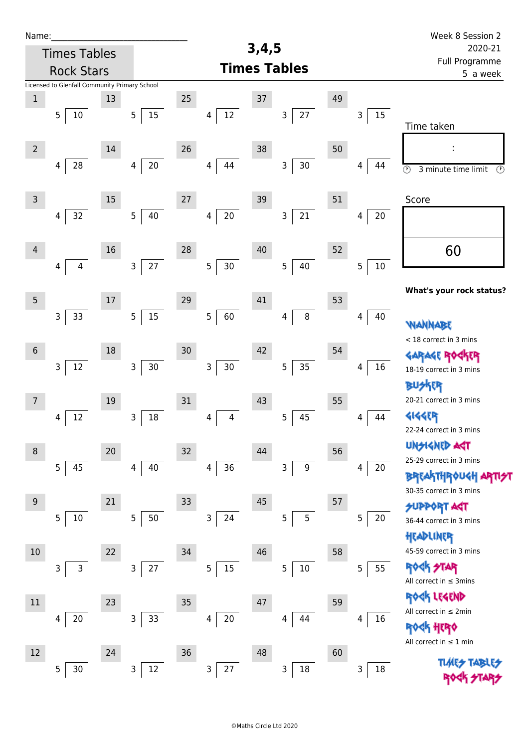Name:____________________________

Times Tables Rock Stars

# 3,4,5 Times Tables

Week 8 Session 2
2020-21
Full Programme
5 a week

Licensed to Glenfall Community Primary School

| # | Question | # | Question | # | Question | # | Question | # | Question |
|---|---|---|---|---|---|---|---|---|---|
| 1 | 5 ) 10 | 13 | 5 ) 15 | 25 | 4 ) 12 | 37 | 3 ) 27 | 49 | 3 ) 15 |
| 2 | 4 ) 28 | 14 | 4 ) 20 | 26 | 4 ) 44 | 38 | 3 ) 30 | 50 | 4 ) 44 |
| 3 | 4 ) 32 | 15 | 5 ) 40 | 27 | 4 ) 20 | 39 | 3 ) 21 | 51 | 4 ) 20 |
| 4 | 4 ) 4 | 16 | 3 ) 27 | 28 | 5 ) 30 | 40 | 5 ) 40 | 52 | 5 ) 10 |
| 5 | 3 ) 33 | 17 | 5 ) 15 | 29 | 5 ) 60 | 41 | 4 ) 8 | 53 | 4 ) 40 |
| 6 | 3 ) 12 | 18 | 3 ) 30 | 30 | 3 ) 30 | 42 | 5 ) 35 | 54 | 4 ) 16 |
| 7 | 4 ) 12 | 19 | 3 ) 18 | 31 | 4 ) 4 | 43 | 5 ) 45 | 55 | 4 ) 44 |
| 8 | 5 ) 45 | 20 | 4 ) 40 | 32 | 4 ) 36 | 44 | 3 ) 9 | 56 | 4 ) 20 |
| 9 | 5 ) 10 | 21 | 5 ) 50 | 33 | 3 ) 24 | 45 | 5 ) 5 | 57 | 5 ) 20 |
| 10 | 3 ) 3 | 22 | 3 ) 27 | 34 | 5 ) 15 | 46 | 5 ) 10 | 58 | 5 ) 55 |
| 11 | 4 ) 20 | 23 | 3 ) 33 | 35 | 4 ) 20 | 47 | 4 ) 44 | 59 | 4 ) 16 |
| 12 | 5 ) 30 | 24 | 3 ) 12 | 36 | 3 ) 27 | 48 | 3 ) 18 | 60 | 3 ) 18 |

Time taken

:

3 minute time limit

Score

60

**What's your rock status?**

WANNABE
< 18 correct in 3 mins

GARAGE ROCKER
18-19 correct in 3 mins

BUSKER
20-21 correct in 3 mins

GIGGER
22-24 correct in 3 mins

UNSIGNED ACT
25-29 correct in 3 mins

BREAKTHROUGH ARTIST
30-35 correct in 3 mins

SUPPORT ACT
36-44 correct in 3 mins

HEADLINER
45-59 correct in 3 mins

ROCK STAR
All correct in ≤ 3mins

ROCK LEGEND
All correct in ≤ 2min

ROCK HERO
All correct in ≤ 1 min

TIMES TABLES ROCK STARS

©Maths Circle Ltd 2020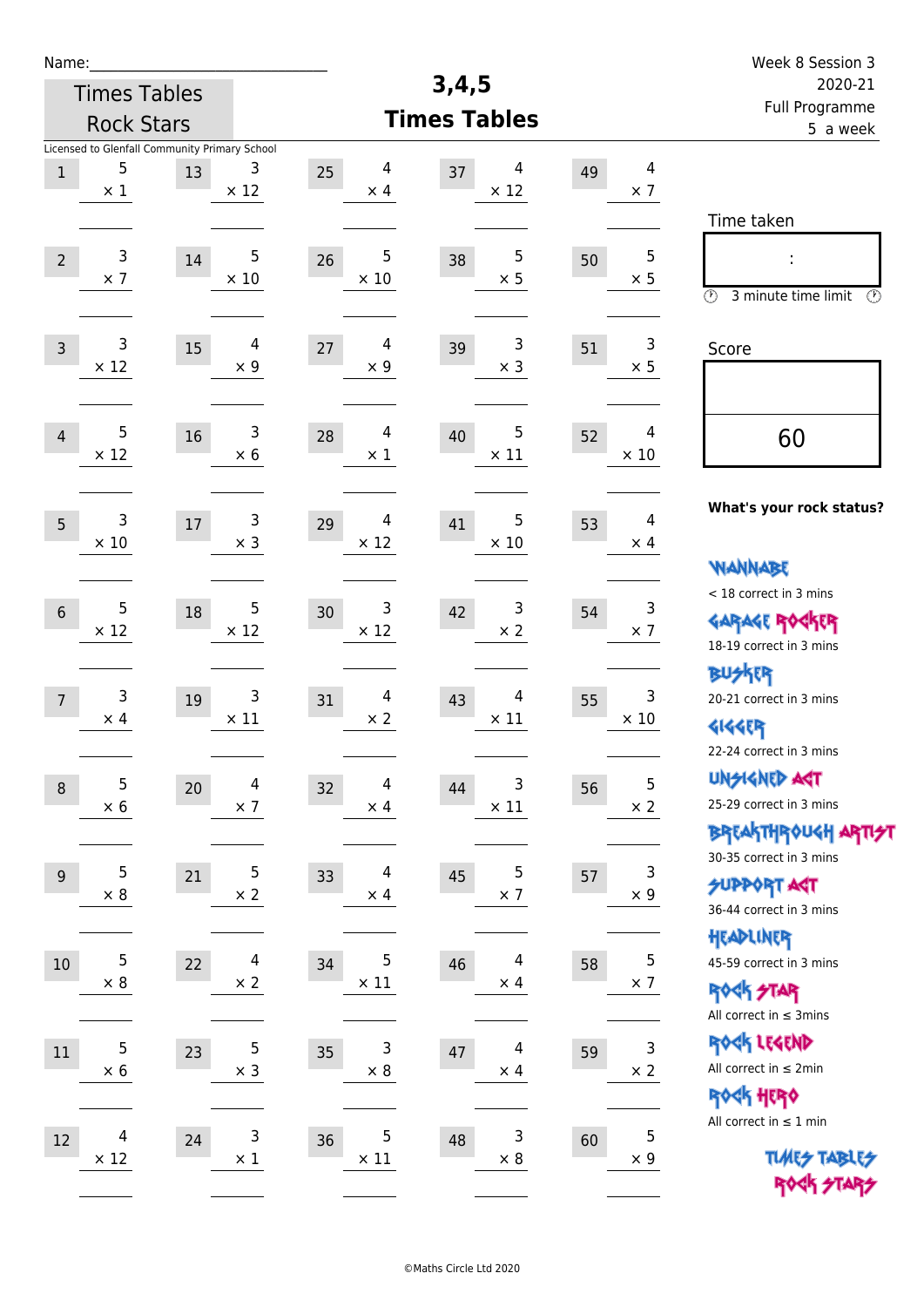Name:\_\_\_\_\_\_\_\_\_\_\_\_\_\_\_\_\_\_\_\_\_\_\_\_\_\_\_\_

Times Tables Rock Stars

# 3,4,5 Times Tables

Week 8 Session 3
2020-21
Full Programme
5 a week

Licensed to Glenfall Community Primary School

| | | | | | | | | | |
|---|---|---|---|---|---|---|---|---|---|
| 1 | 5 × 1 | 13 | 3 × 12 | 25 | 4 × 4 | 37 | 4 × 12 | 49 | 4 × 7 |
| 2 | 3 × 7 | 14 | 5 × 10 | 26 | 5 × 10 | 38 | 5 × 5 | 50 | 5 × 5 |
| 3 | 3 × 12 | 15 | 4 × 9 | 27 | 4 × 9 | 39 | 3 × 3 | 51 | 3 × 5 |
| 4 | 5 × 12 | 16 | 3 × 6 | 28 | 4 × 1 | 40 | 5 × 11 | 52 | 4 × 10 |
| 5 | 3 × 10 | 17 | 3 × 3 | 29 | 4 × 12 | 41 | 5 × 10 | 53 | 4 × 4 |
| 6 | 5 × 12 | 18 | 5 × 12 | 30 | 3 × 12 | 42 | 3 × 2 | 54 | 3 × 7 |
| 7 | 3 × 4 | 19 | 3 × 11 | 31 | 4 × 2 | 43 | 4 × 11 | 55 | 3 × 10 |
| 8 | 5 × 6 | 20 | 4 × 7 | 32 | 4 × 4 | 44 | 3 × 11 | 56 | 5 × 2 |
| 9 | 5 × 8 | 21 | 5 × 2 | 33 | 4 × 4 | 45 | 5 × 7 | 57 | 3 × 9 |
| 10 | 5 × 8 | 22 | 4 × 2 | 34 | 5 × 11 | 46 | 4 × 4 | 58 | 5 × 7 |
| 11 | 5 × 6 | 23 | 5 × 3 | 35 | 3 × 8 | 47 | 4 × 4 | 59 | 3 × 2 |
| 12 | 4 × 12 | 24 | 3 × 1 | 36 | 5 × 11 | 48 | 3 × 8 | 60 | 5 × 9 |

Time taken

:

3 minute time limit

Score

60

**What's your rock status?**

WANNABE
< 18 correct in 3 mins

GARAGE ROCKER
18-19 correct in 3 mins

BUSKER
20-21 correct in 3 mins

GIGGER
22-24 correct in 3 mins

UNSIGNED ACT
25-29 correct in 3 mins

BREAKTHROUGH ARTIST
30-35 correct in 3 mins

SUPPORT ACT
36-44 correct in 3 mins

HEADLINER
45-59 correct in 3 mins

ROCK STAR
All correct in ≤ 3mins

ROCK LEGEND
All correct in ≤ 2min

ROCK HERO
All correct in ≤ 1 min

TIMES TABLES ROCK STARS

©Maths Circle Ltd 2020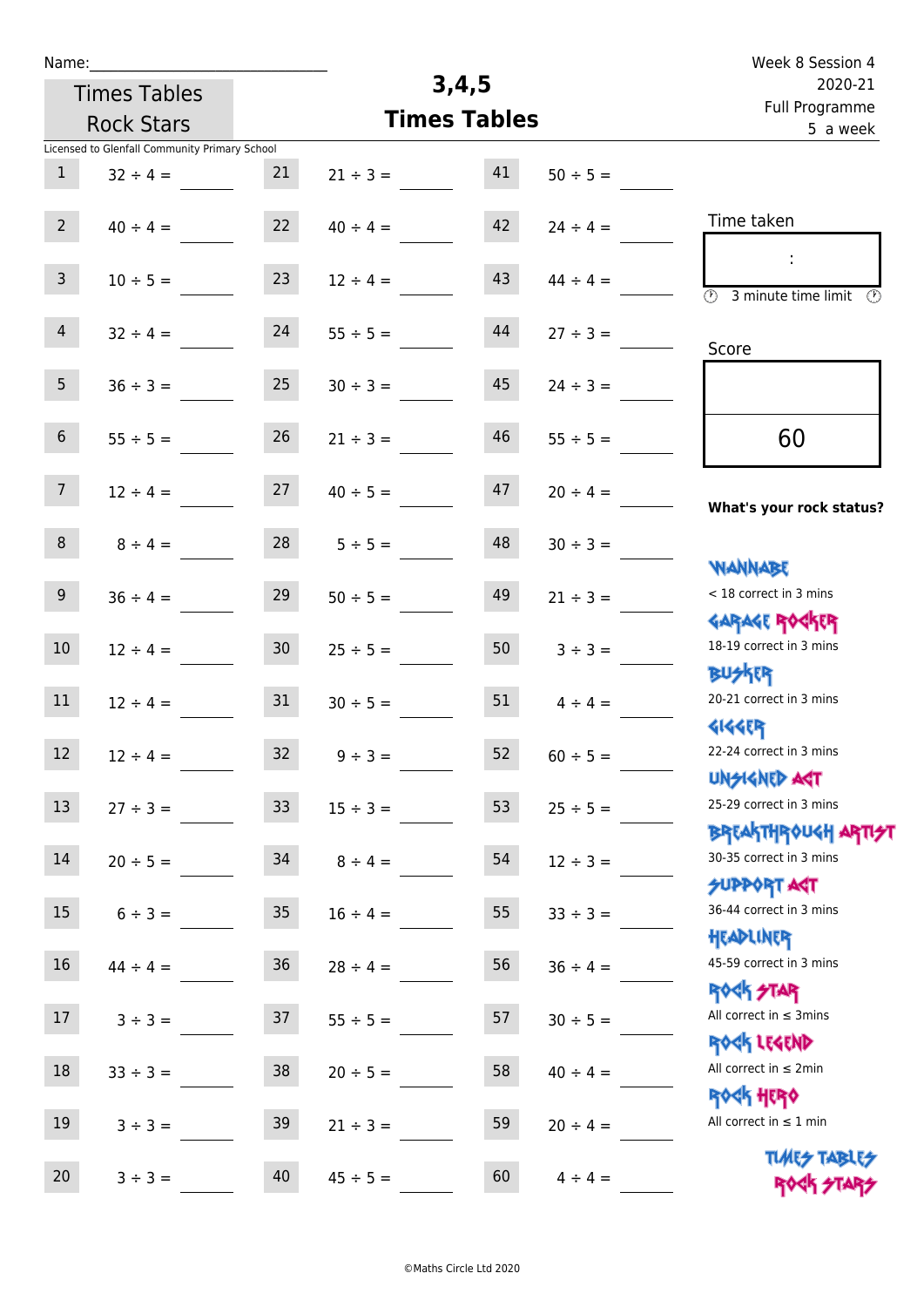Name:_____________________________

Times Tables Rock Stars

# 3,4,5 Times Tables

Week 8 Session 4
2020-21
Full Programme
5 a week

Licensed to Glenfall Community Primary School

| | | | | | |
|---|---|---|---|---|---|
| 1 | 32 ÷ 4 = ____ | 21 | 21 ÷ 3 = ____ | 41 | 50 ÷ 5 = ____ |
| 2 | 40 ÷ 4 = ____ | 22 | 40 ÷ 4 = ____ | 42 | 24 ÷ 4 = ____ |
| 3 | 10 ÷ 5 = ____ | 23 | 12 ÷ 4 = ____ | 43 | 44 ÷ 4 = ____ |
| 4 | 32 ÷ 4 = ____ | 24 | 55 ÷ 5 = ____ | 44 | 27 ÷ 3 = ____ |
| 5 | 36 ÷ 3 = ____ | 25 | 30 ÷ 3 = ____ | 45 | 24 ÷ 3 = ____ |
| 6 | 55 ÷ 5 = ____ | 26 | 21 ÷ 3 = ____ | 46 | 55 ÷ 5 = ____ |
| 7 | 12 ÷ 4 = ____ | 27 | 40 ÷ 5 = ____ | 47 | 20 ÷ 4 = ____ |
| 8 | 8 ÷ 4 = ____ | 28 | 5 ÷ 5 = ____ | 48 | 30 ÷ 3 = ____ |
| 9 | 36 ÷ 4 = ____ | 29 | 50 ÷ 5 = ____ | 49 | 21 ÷ 3 = ____ |
| 10 | 12 ÷ 4 = ____ | 30 | 25 ÷ 5 = ____ | 50 | 3 ÷ 3 = ____ |
| 11 | 12 ÷ 4 = ____ | 31 | 30 ÷ 5 = ____ | 51 | 4 ÷ 4 = ____ |
| 12 | 12 ÷ 4 = ____ | 32 | 9 ÷ 3 = ____ | 52 | 60 ÷ 5 = ____ |
| 13 | 27 ÷ 3 = ____ | 33 | 15 ÷ 3 = ____ | 53 | 25 ÷ 5 = ____ |
| 14 | 20 ÷ 5 = ____ | 34 | 8 ÷ 4 = ____ | 54 | 12 ÷ 3 = ____ |
| 15 | 6 ÷ 3 = ____ | 35 | 16 ÷ 4 = ____ | 55 | 33 ÷ 3 = ____ |
| 16 | 44 ÷ 4 = ____ | 36 | 28 ÷ 4 = ____ | 56 | 36 ÷ 4 = ____ |
| 17 | 3 ÷ 3 = ____ | 37 | 55 ÷ 5 = ____ | 57 | 30 ÷ 5 = ____ |
| 18 | 33 ÷ 3 = ____ | 38 | 20 ÷ 5 = ____ | 58 | 40 ÷ 4 = ____ |
| 19 | 3 ÷ 3 = ____ | 39 | 21 ÷ 3 = ____ | 59 | 20 ÷ 4 = ____ |
| 20 | 3 ÷ 3 = ____ | 40 | 45 ÷ 5 = ____ | 60 | 4 ÷ 4 = ____ |

Time taken

:

3 minute time limit

Score

60

**What's your rock status?**

WANNABE
< 18 correct in 3 mins

GARAGE ROCKER
18-19 correct in 3 mins

BUSKER
20-21 correct in 3 mins

GIGGER
22-24 correct in 3 mins

UNSIGNED ACT
25-29 correct in 3 mins

BREAKTHROUGH ARTIST
30-35 correct in 3 mins

SUPPORT ACT
36-44 correct in 3 mins

HEADLINER
45-59 correct in 3 mins

ROCK STAR
All correct in ≤ 3mins

ROCK LEGEND
All correct in ≤ 2min

ROCK HERO
All correct in ≤ 1 min

TIMES TABLES ROCK STARS

©Maths Circle Ltd 2020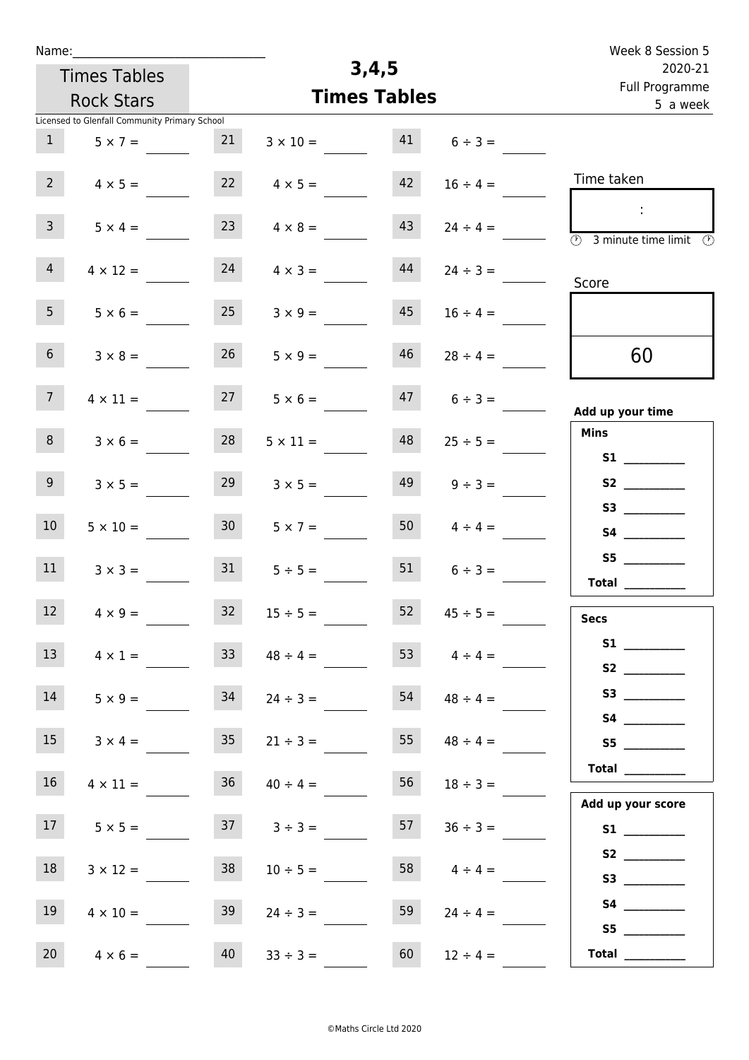Name:_______________________________

Times Tables Rock Stars

Licensed to Glenfall Community Primary School

# 3,4,5 Times Tables

Week 8 Session 5
2020-21
Full Programme
5 a week

| | | | | | |
|---|---|---|---|---|---|
| 1 | $5 \times 7 =$ | 21 | $3 \times 10 =$ | 41 | $6 \div 3 =$ |
| 2 | $4 \times 5 =$ | 22 | $4 \times 5 =$ | 42 | $16 \div 4 =$ |
| 3 | $5 \times 4 =$ | 23 | $4 \times 8 =$ | 43 | $24 \div 4 =$ |
| 4 | $4 \times 12 =$ | 24 | $4 \times 3 =$ | 44 | $24 \div 3 =$ |
| 5 | $5 \times 6 =$ | 25 | $3 \times 9 =$ | 45 | $16 \div 4 =$ |
| 6 | $3 \times 8 =$ | 26 | $5 \times 9 =$ | 46 | $28 \div 4 =$ |
| 7 | $4 \times 11 =$ | 27 | $5 \times 6 =$ | 47 | $6 \div 3 =$ |
| 8 | $3 \times 6 =$ | 28 | $5 \times 11 =$ | 48 | $25 \div 5 =$ |
| 9 | $3 \times 5 =$ | 29 | $3 \times 5 =$ | 49 | $9 \div 3 =$ |
| 10 | $5 \times 10 =$ | 30 | $5 \times 7 =$ | 50 | $4 \div 4 =$ |
| 11 | $3 \times 3 =$ | 31 | $5 \div 5 =$ | 51 | $6 \div 3 =$ |
| 12 | $4 \times 9 =$ | 32 | $15 \div 5 =$ | 52 | $45 \div 5 =$ |
| 13 | $4 \times 1 =$ | 33 | $48 \div 4 =$ | 53 | $4 \div 4 =$ |
| 14 | $5 \times 9 =$ | 34 | $24 \div 3 =$ | 54 | $48 \div 4 =$ |
| 15 | $3 \times 4 =$ | 35 | $21 \div 3 =$ | 55 | $48 \div 4 =$ |
| 16 | $4 \times 11 =$ | 36 | $40 \div 4 =$ | 56 | $18 \div 3 =$ |
| 17 | $5 \times 5 =$ | 37 | $3 \div 3 =$ | 57 | $36 \div 3 =$ |
| 18 | $3 \times 12 =$ | 38 | $10 \div 5 =$ | 58 | $4 \div 4 =$ |
| 19 | $4 \times 10 =$ | 39 | $24 \div 3 =$ | 59 | $24 \div 4 =$ |
| 20 | $4 \times 6 =$ | 40 | $33 \div 3 =$ | 60 | $12 \div 4 =$ |

Time taken

:

3 minute time limit

Score

60

**Add up your time**

**Mins**

**S1** __________
**S2** __________
**S3** __________
**S4** __________
**S5** __________
**Total** __________

**Secs**

**S1** __________
**S2** __________
**S3** __________
**S4** __________
**S5** __________
**Total** __________

**Add up your score**

**S1** __________
**S2** __________
**S3** __________
**S4** __________
**S5** __________
**Total** __________

©Maths Circle Ltd 2020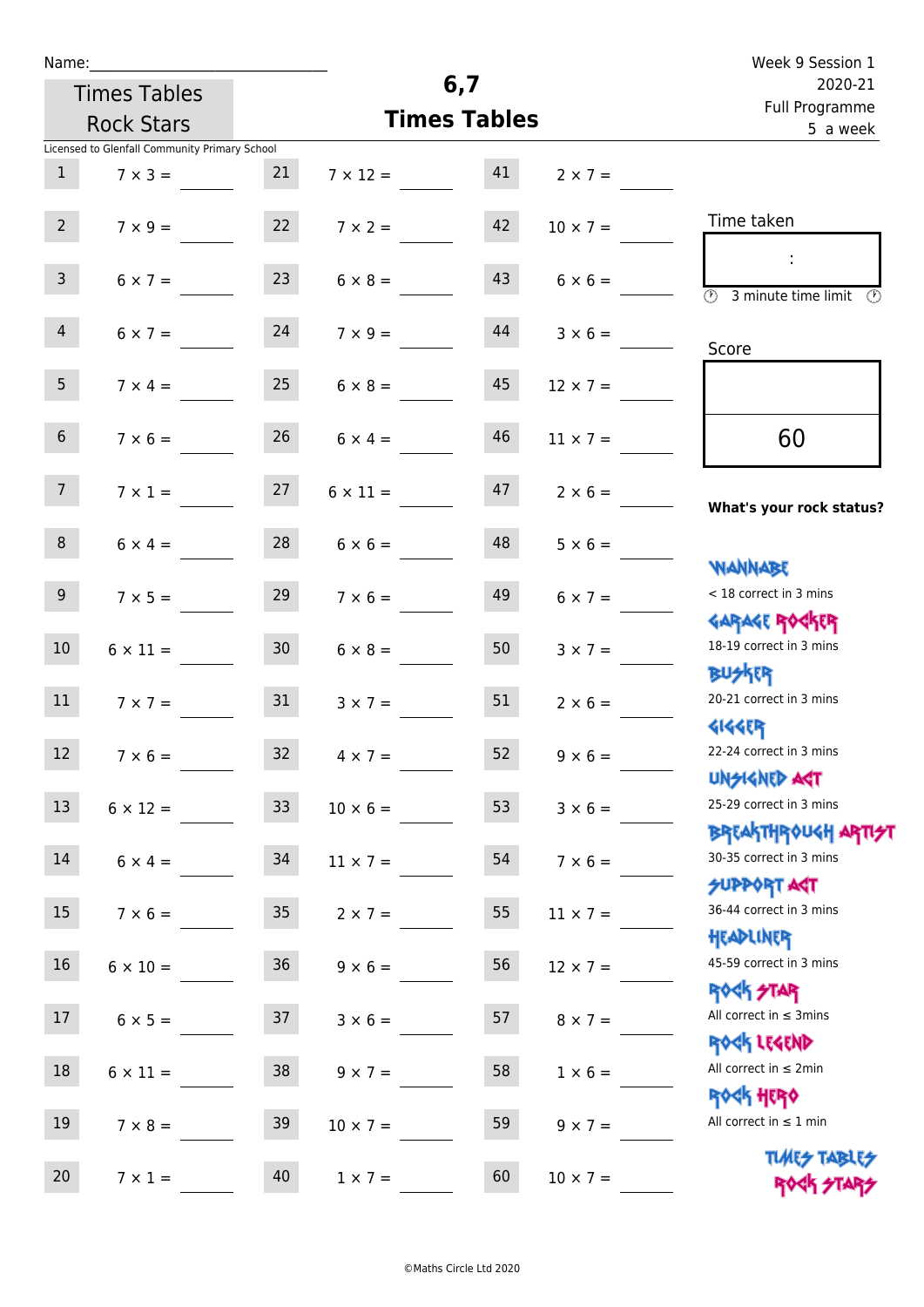Name:______________________________

Times Tables Rock Stars

# 6,7 Times Tables

Week 9 Session 1
2020-21
Full Programme
5 a week

Licensed to Glenfall Community Primary School

| | | | | | |
|---|---|---|---|---|---|
| 1 | 7 × 3 = ____ | 21 | 7 × 12 = ____ | 41 | 2 × 7 = ____ |
| 2 | 7 × 9 = ____ | 22 | 7 × 2 = ____ | 42 | 10 × 7 = ____ |
| 3 | 6 × 7 = ____ | 23 | 6 × 8 = ____ | 43 | 6 × 6 = ____ |
| 4 | 6 × 7 = ____ | 24 | 7 × 9 = ____ | 44 | 3 × 6 = ____ |
| 5 | 7 × 4 = ____ | 25 | 6 × 8 = ____ | 45 | 12 × 7 = ____ |
| 6 | 7 × 6 = ____ | 26 | 6 × 4 = ____ | 46 | 11 × 7 = ____ |
| 7 | 7 × 1 = ____ | 27 | 6 × 11 = ____ | 47 | 2 × 6 = ____ |
| 8 | 6 × 4 = ____ | 28 | 6 × 6 = ____ | 48 | 5 × 6 = ____ |
| 9 | 7 × 5 = ____ | 29 | 7 × 6 = ____ | 49 | 6 × 7 = ____ |
| 10 | 6 × 11 = ____ | 30 | 6 × 8 = ____ | 50 | 3 × 7 = ____ |
| 11 | 7 × 7 = ____ | 31 | 3 × 7 = ____ | 51 | 2 × 6 = ____ |
| 12 | 7 × 6 = ____ | 32 | 4 × 7 = ____ | 52 | 9 × 6 = ____ |
| 13 | 6 × 12 = ____ | 33 | 10 × 6 = ____ | 53 | 3 × 6 = ____ |
| 14 | 6 × 4 = ____ | 34 | 11 × 7 = ____ | 54 | 7 × 6 = ____ |
| 15 | 7 × 6 = ____ | 35 | 2 × 7 = ____ | 55 | 11 × 7 = ____ |
| 16 | 6 × 10 = ____ | 36 | 9 × 6 = ____ | 56 | 12 × 7 = ____ |
| 17 | 6 × 5 = ____ | 37 | 3 × 6 = ____ | 57 | 8 × 7 = ____ |
| 18 | 6 × 11 = ____ | 38 | 9 × 7 = ____ | 58 | 1 × 6 = ____ |
| 19 | 7 × 8 = ____ | 39 | 10 × 7 = ____ | 59 | 9 × 7 = ____ |
| 20 | 7 × 1 = ____ | 40 | 1 × 7 = ____ | 60 | 10 × 7 = ____ |

Time taken

:

3 minute time limit

Score

60

**What's your rock status?**

WANNABE
< 18 correct in 3 mins

GARAGE ROCKER
18-19 correct in 3 mins

BUSKER
20-21 correct in 3 mins

GIGGER
22-24 correct in 3 mins

UNSIGNED ACT
25-29 correct in 3 mins

BREAKTHROUGH ARTIST
30-35 correct in 3 mins

SUPPORT ACT
36-44 correct in 3 mins

HEADLINER
45-59 correct in 3 mins

ROCK STAR
All correct in ≤ 3mins

ROCK LEGEND
All correct in ≤ 2min

ROCK HERO
All correct in ≤ 1 min

TIMES TABLES ROCK STARS

©Maths Circle Ltd 2020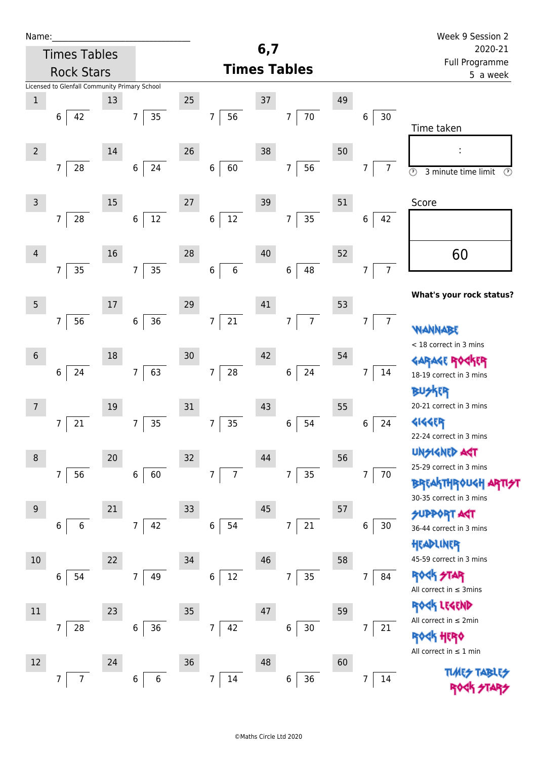Name:______________________________

Times Tables Rock Stars

# 6,7 Times Tables

Week 9 Session 2
2020-21
Full Programme
5 a week

Licensed to Glenfall Community Primary School

| # | Question | # | Question | # | Question | # | Question | # | Question |
|---|---|---|---|---|---|---|---|---|---|
| 1 | 6 ⟌ 42 | 13 | 7 ⟌ 35 | 25 | 7 ⟌ 56 | 37 | 7 ⟌ 70 | 49 | 6 ⟌ 30 |
| 2 | 7 ⟌ 28 | 14 | 6 ⟌ 24 | 26 | 6 ⟌ 60 | 38 | 7 ⟌ 56 | 50 | 7 ⟌ 7 |
| 3 | 7 ⟌ 28 | 15 | 6 ⟌ 12 | 27 | 6 ⟌ 12 | 39 | 7 ⟌ 35 | 51 | 6 ⟌ 42 |
| 4 | 7 ⟌ 35 | 16 | 7 ⟌ 35 | 28 | 6 ⟌ 6 | 40 | 6 ⟌ 48 | 52 | 7 ⟌ 7 |
| 5 | 7 ⟌ 56 | 17 | 6 ⟌ 36 | 29 | 7 ⟌ 21 | 41 | 7 ⟌ 7 | 53 | 7 ⟌ 7 |
| 6 | 6 ⟌ 24 | 18 | 7 ⟌ 63 | 30 | 7 ⟌ 28 | 42 | 6 ⟌ 24 | 54 | 7 ⟌ 14 |
| 7 | 7 ⟌ 21 | 19 | 7 ⟌ 35 | 31 | 7 ⟌ 35 | 43 | 6 ⟌ 54 | 55 | 6 ⟌ 24 |
| 8 | 7 ⟌ 56 | 20 | 6 ⟌ 60 | 32 | 7 ⟌ 7 | 44 | 7 ⟌ 35 | 56 | 7 ⟌ 70 |
| 9 | 6 ⟌ 6 | 21 | 7 ⟌ 42 | 33 | 6 ⟌ 54 | 45 | 7 ⟌ 21 | 57 | 6 ⟌ 30 |
| 10 | 6 ⟌ 54 | 22 | 7 ⟌ 49 | 34 | 6 ⟌ 12 | 46 | 7 ⟌ 35 | 58 | 7 ⟌ 84 |
| 11 | 7 ⟌ 28 | 23 | 6 ⟌ 36 | 35 | 7 ⟌ 42 | 47 | 6 ⟌ 30 | 59 | 7 ⟌ 21 |
| 12 | 7 ⟌ 7 | 24 | 6 ⟌ 6 | 36 | 7 ⟌ 14 | 48 | 6 ⟌ 36 | 60 | 7 ⟌ 14 |

Time taken

:

3 minute time limit

Score

60

**What's your rock status?**

WANNABE
< 18 correct in 3 mins

GARAGE ROCKER
18-19 correct in 3 mins

BUSKER
20-21 correct in 3 mins

GIGGER
22-24 correct in 3 mins

UNSIGNED ACT
25-29 correct in 3 mins

BREAKTHROUGH ARTIST
30-35 correct in 3 mins

SUPPORT ACT
36-44 correct in 3 mins

HEADLINER
45-59 correct in 3 mins

ROCK STAR
All correct in ≤ 3mins

ROCK LEGEND
All correct in ≤ 2min

ROCK HERO
All correct in ≤ 1 min

TIMES TABLES ROCK STARS

©Maths Circle Ltd 2020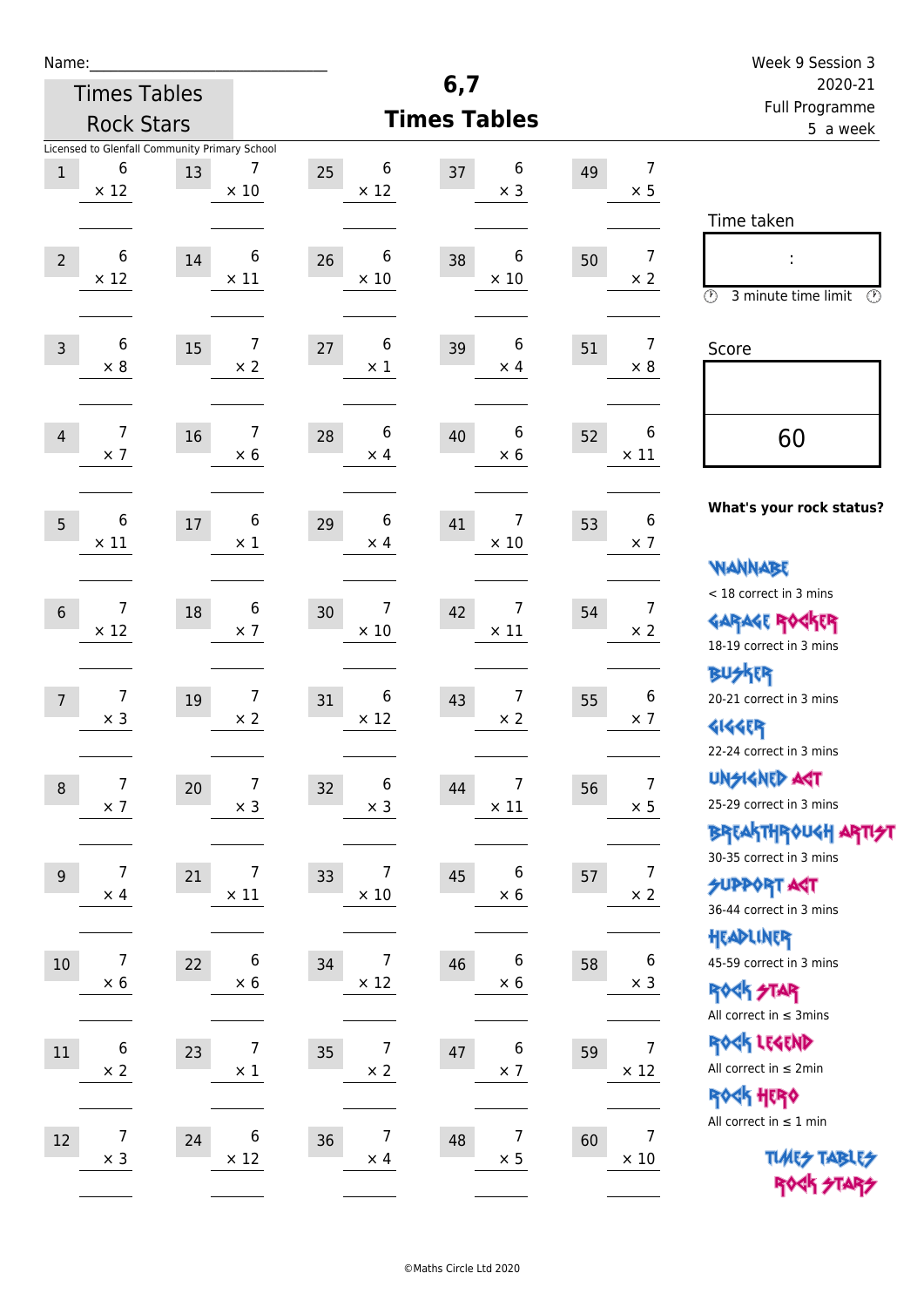Name:\_\_\_\_\_\_\_\_\_\_\_\_\_\_\_\_\_\_\_\_\_\_\_\_\_\_\_\_

Times Tables Rock Stars

Licensed to Glenfall Community Primary School

# 6,7 Times Tables

Week 9 Session 3
2020-21
Full Programme
5 a week

| # | | # | | # | | # | | # | |
|---|---|---|---|---|---|---|---|---|---|
| 1 | 6 × 12 | 13 | 7 × 10 | 25 | 6 × 12 | 37 | 6 × 3 | 49 | 7 × 5 |
| 2 | 6 × 12 | 14 | 6 × 11 | 26 | 6 × 10 | 38 | 6 × 10 | 50 | 7 × 2 |
| 3 | 6 × 8 | 15 | 7 × 2 | 27 | 6 × 1 | 39 | 6 × 4 | 51 | 7 × 8 |
| 4 | 7 × 7 | 16 | 7 × 6 | 28 | 6 × 4 | 40 | 6 × 6 | 52 | 6 × 11 |
| 5 | 6 × 11 | 17 | 6 × 1 | 29 | 6 × 4 | 41 | 7 × 10 | 53 | 6 × 7 |
| 6 | 7 × 12 | 18 | 6 × 7 | 30 | 7 × 10 | 42 | 7 × 11 | 54 | 7 × 2 |
| 7 | 7 × 3 | 19 | 7 × 2 | 31 | 6 × 12 | 43 | 7 × 2 | 55 | 6 × 7 |
| 8 | 7 × 7 | 20 | 7 × 3 | 32 | 6 × 3 | 44 | 7 × 11 | 56 | 7 × 5 |
| 9 | 7 × 4 | 21 | 7 × 11 | 33 | 7 × 10 | 45 | 6 × 6 | 57 | 7 × 2 |
| 10 | 7 × 6 | 22 | 6 × 6 | 34 | 7 × 12 | 46 | 6 × 6 | 58 | 6 × 3 |
| 11 | 6 × 2 | 23 | 7 × 1 | 35 | 7 × 2 | 47 | 6 × 7 | 59 | 7 × 12 |
| 12 | 7 × 3 | 24 | 6 × 12 | 36 | 7 × 4 | 48 | 7 × 5 | 60 | 7 × 10 |

Time taken

:

3 minute time limit

Score

60

**What's your rock status?**

WANNABE
< 18 correct in 3 mins

GARAGE ROCKER
18-19 correct in 3 mins

BUSKER
20-21 correct in 3 mins

GIGGER
22-24 correct in 3 mins

UNSIGNED ACT
25-29 correct in 3 mins

BREAKTHROUGH ARTIST
30-35 correct in 3 mins

SUPPORT ACT
36-44 correct in 3 mins

HEADLINER
45-59 correct in 3 mins

ROCK STAR
All correct in ≤ 3mins

ROCK LEGEND
All correct in ≤ 2min

ROCK HERO
All correct in ≤ 1 min

TIMES TABLES ROCK STARS

©Maths Circle Ltd 2020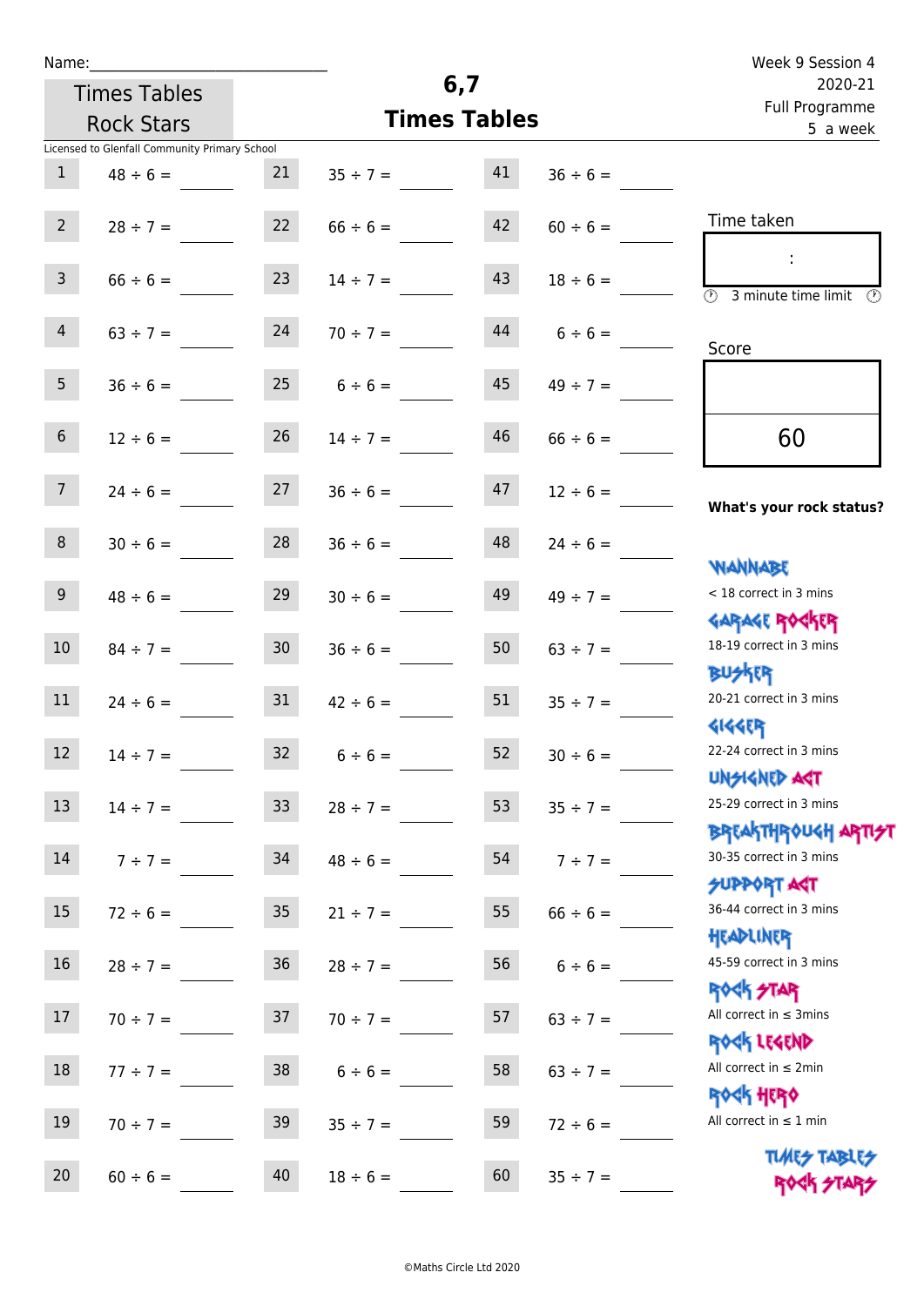Name:

Times Tables Rock Stars

# 6,7 Times Tables

Week 9 Session 4
2020-21
Full Programme
5 a week

Licensed to Glenfall Community Primary School

| | | | | | |
|---|---|---|---|---|---|
| 1 | 48 ÷ 6 = | 21 | 35 ÷ 7 = | 41 | 36 ÷ 6 = |
| 2 | 28 ÷ 7 = | 22 | 66 ÷ 6 = | 42 | 60 ÷ 6 = |
| 3 | 66 ÷ 6 = | 23 | 14 ÷ 7 = | 43 | 18 ÷ 6 = |
| 4 | 63 ÷ 7 = | 24 | 70 ÷ 7 = | 44 | 6 ÷ 6 = |
| 5 | 36 ÷ 6 = | 25 | 6 ÷ 6 = | 45 | 49 ÷ 7 = |
| 6 | 12 ÷ 6 = | 26 | 14 ÷ 7 = | 46 | 66 ÷ 6 = |
| 7 | 24 ÷ 6 = | 27 | 36 ÷ 6 = | 47 | 12 ÷ 6 = |
| 8 | 30 ÷ 6 = | 28 | 36 ÷ 6 = | 48 | 24 ÷ 6 = |
| 9 | 48 ÷ 6 = | 29 | 30 ÷ 6 = | 49 | 49 ÷ 7 = |
| 10 | 84 ÷ 7 = | 30 | 36 ÷ 6 = | 50 | 63 ÷ 7 = |
| 11 | 24 ÷ 6 = | 31 | 42 ÷ 6 = | 51 | 35 ÷ 7 = |
| 12 | 14 ÷ 7 = | 32 | 6 ÷ 6 = | 52 | 30 ÷ 6 = |
| 13 | 14 ÷ 7 = | 33 | 28 ÷ 7 = | 53 | 35 ÷ 7 = |
| 14 | 7 ÷ 7 = | 34 | 48 ÷ 6 = | 54 | 7 ÷ 7 = |
| 15 | 72 ÷ 6 = | 35 | 21 ÷ 7 = | 55 | 66 ÷ 6 = |
| 16 | 28 ÷ 7 = | 36 | 28 ÷ 7 = | 56 | 6 ÷ 6 = |
| 17 | 70 ÷ 7 = | 37 | 70 ÷ 7 = | 57 | 63 ÷ 7 = |
| 18 | 77 ÷ 7 = | 38 | 6 ÷ 6 = | 58 | 63 ÷ 7 = |
| 19 | 70 ÷ 7 = | 39 | 35 ÷ 7 = | 59 | 72 ÷ 6 = |
| 20 | 60 ÷ 6 = | 40 | 18 ÷ 6 = | 60 | 35 ÷ 7 = |

Time taken

:

3 minute time limit

Score

60

**What's your rock status?**

WANNABE
< 18 correct in 3 mins

GARAGE ROCKER
18-19 correct in 3 mins

BUSKER
20-21 correct in 3 mins

GIGGER
22-24 correct in 3 mins

UNSIGNED ACT
25-29 correct in 3 mins

BREAKTHROUGH ARTIST
30-35 correct in 3 mins

SUPPORT ACT
36-44 correct in 3 mins

HEADLINER
45-59 correct in 3 mins

ROCK STAR
All correct in ≤ 3mins

ROCK LEGEND
All correct in ≤ 2min

ROCK HERO
All correct in ≤ 1 min

TIMES TABLES ROCK STARS

©Maths Circle Ltd 2020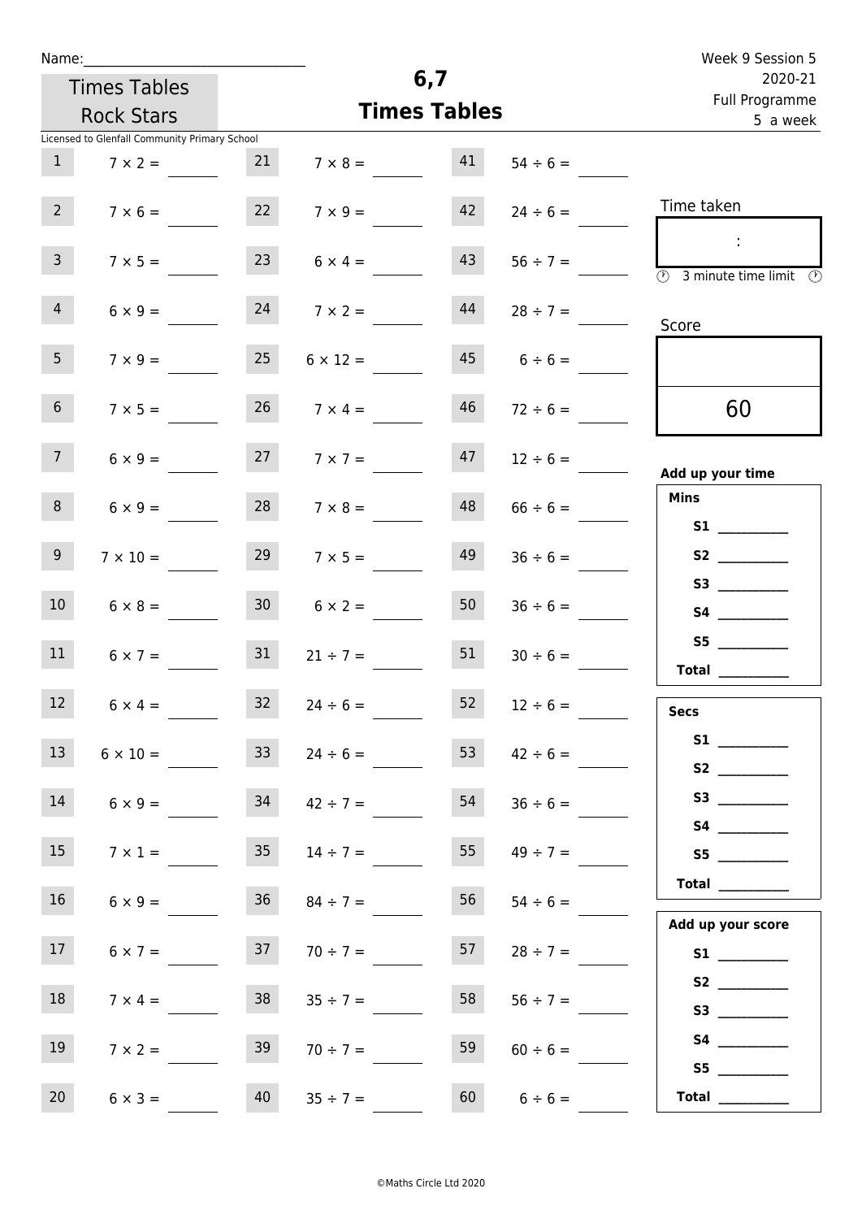Name:_______________________________

Times Tables Rock Stars

Licensed to Glenfall Community Primary School

# 6,7 Times Tables

Week 9 Session 5
2020-21
Full Programme
5 a week

| | | | | | |
|---|---|---|---|---|---|
| 1 | $7 \times 2 =$ | 21 | $7 \times 8 =$ | 41 | $54 \div 6 =$ |
| 2 | $7 \times 6 =$ | 22 | $7 \times 9 =$ | 42 | $24 \div 6 =$ |
| 3 | $7 \times 5 =$ | 23 | $6 \times 4 =$ | 43 | $56 \div 7 =$ |
| 4 | $6 \times 9 =$ | 24 | $7 \times 2 =$ | 44 | $28 \div 7 =$ |
| 5 | $7 \times 9 =$ | 25 | $6 \times 12 =$ | 45 | $6 \div 6 =$ |
| 6 | $7 \times 5 =$ | 26 | $7 \times 4 =$ | 46 | $72 \div 6 =$ |
| 7 | $6 \times 9 =$ | 27 | $7 \times 7 =$ | 47 | $12 \div 6 =$ |
| 8 | $6 \times 9 =$ | 28 | $7 \times 8 =$ | 48 | $66 \div 6 =$ |
| 9 | $7 \times 10 =$ | 29 | $7 \times 5 =$ | 49 | $36 \div 6 =$ |
| 10 | $6 \times 8 =$ | 30 | $6 \times 2 =$ | 50 | $36 \div 6 =$ |
| 11 | $6 \times 7 =$ | 31 | $21 \div 7 =$ | 51 | $30 \div 6 =$ |
| 12 | $6 \times 4 =$ | 32 | $24 \div 6 =$ | 52 | $12 \div 6 =$ |
| 13 | $6 \times 10 =$ | 33 | $24 \div 6 =$ | 53 | $42 \div 6 =$ |
| 14 | $6 \times 9 =$ | 34 | $42 \div 7 =$ | 54 | $36 \div 6 =$ |
| 15 | $7 \times 1 =$ | 35 | $14 \div 7 =$ | 55 | $49 \div 7 =$ |
| 16 | $6 \times 9 =$ | 36 | $84 \div 7 =$ | 56 | $54 \div 6 =$ |
| 17 | $6 \times 7 =$ | 37 | $70 \div 7 =$ | 57 | $28 \div 7 =$ |
| 18 | $7 \times 4 =$ | 38 | $35 \div 7 =$ | 58 | $56 \div 7 =$ |
| 19 | $7 \times 2 =$ | 39 | $70 \div 7 =$ | 59 | $60 \div 6 =$ |
| 20 | $6 \times 3 =$ | 40 | $35 \div 7 =$ | 60 | $6 \div 6 =$ |

Time taken

:

3 minute time limit

Score

60

**Add up your time**

**Mins**

**S1** __________
**S2** __________
**S3** __________
**S4** __________
**S5** __________
**Total** __________

**Secs**

**S1** __________
**S2** __________
**S3** __________
**S4** __________
**S5** __________
**Total** __________

**Add up your score**

**S1** __________
**S2** __________
**S3** __________
**S4** __________
**S5** __________
**Total** __________

©Maths Circle Ltd 2020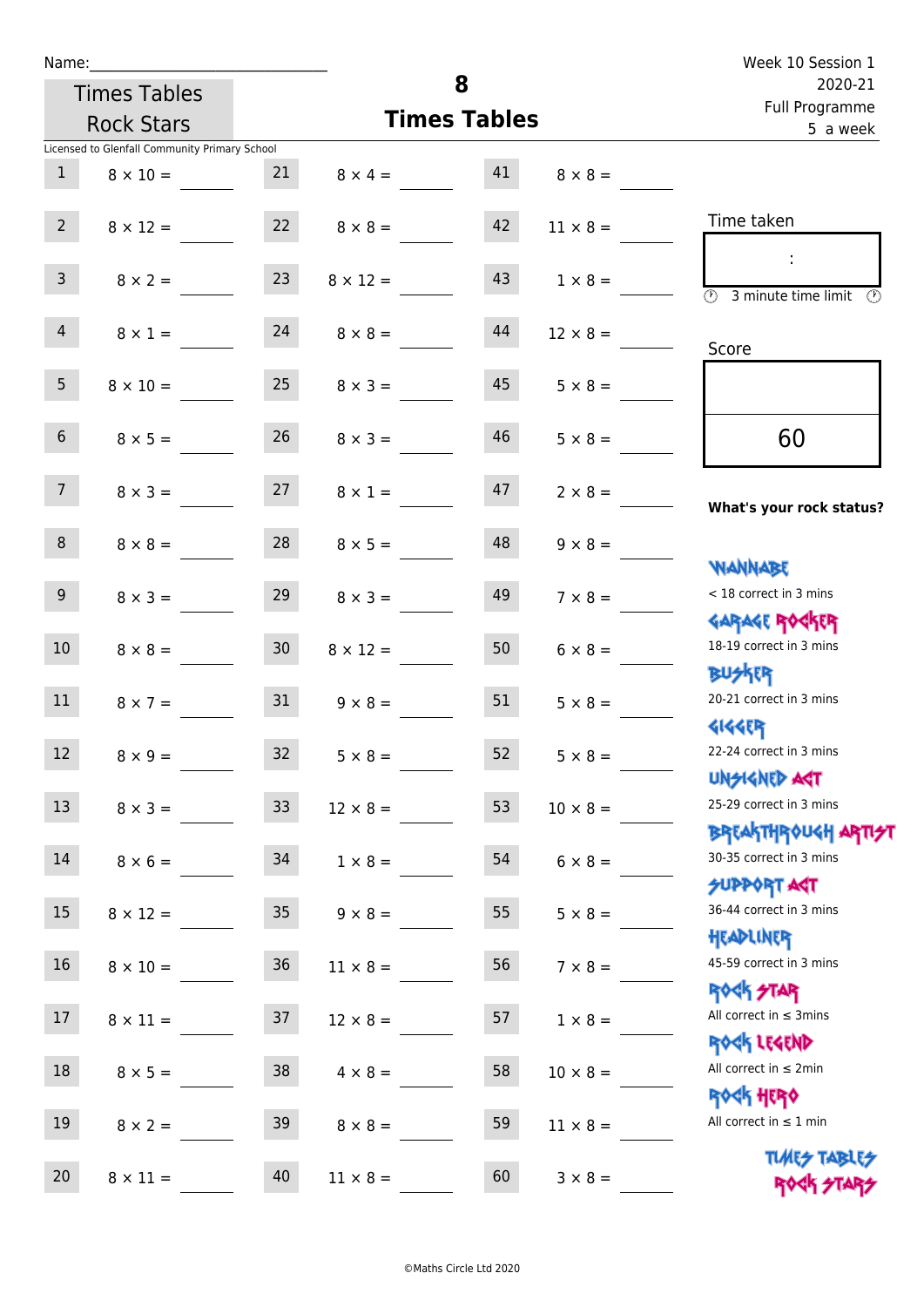Name:______________________________

Week 10 Session 1
2020-21
Full Programme
5 a week

Times Tables Rock Stars

# 8
## Times Tables

Licensed to Glenfall Community Primary School

| | | | | | |
|---|---|---|---|---|---|
| 1 | 8 × 10 = ____ | 21 | 8 × 4 = ____ | 41 | 8 × 8 = ____ |
| 2 | 8 × 12 = ____ | 22 | 8 × 8 = ____ | 42 | 11 × 8 = ____ |
| 3 | 8 × 2 = ____ | 23 | 8 × 12 = ____ | 43 | 1 × 8 = ____ |
| 4 | 8 × 1 = ____ | 24 | 8 × 8 = ____ | 44 | 12 × 8 = ____ |
| 5 | 8 × 10 = ____ | 25 | 8 × 3 = ____ | 45 | 5 × 8 = ____ |
| 6 | 8 × 5 = ____ | 26 | 8 × 3 = ____ | 46 | 5 × 8 = ____ |
| 7 | 8 × 3 = ____ | 27 | 8 × 1 = ____ | 47 | 2 × 8 = ____ |
| 8 | 8 × 8 = ____ | 28 | 8 × 5 = ____ | 48 | 9 × 8 = ____ |
| 9 | 8 × 3 = ____ | 29 | 8 × 3 = ____ | 49 | 7 × 8 = ____ |
| 10 | 8 × 8 = ____ | 30 | 8 × 12 = ____ | 50 | 6 × 8 = ____ |
| 11 | 8 × 7 = ____ | 31 | 9 × 8 = ____ | 51 | 5 × 8 = ____ |
| 12 | 8 × 9 = ____ | 32 | 5 × 8 = ____ | 52 | 5 × 8 = ____ |
| 13 | 8 × 3 = ____ | 33 | 12 × 8 = ____ | 53 | 10 × 8 = ____ |
| 14 | 8 × 6 = ____ | 34 | 1 × 8 = ____ | 54 | 6 × 8 = ____ |
| 15 | 8 × 12 = ____ | 35 | 9 × 8 = ____ | 55 | 5 × 8 = ____ |
| 16 | 8 × 10 = ____ | 36 | 11 × 8 = ____ | 56 | 7 × 8 = ____ |
| 17 | 8 × 11 = ____ | 37 | 12 × 8 = ____ | 57 | 1 × 8 = ____ |
| 18 | 8 × 5 = ____ | 38 | 4 × 8 = ____ | 58 | 10 × 8 = ____ |
| 19 | 8 × 2 = ____ | 39 | 8 × 8 = ____ | 59 | 11 × 8 = ____ |
| 20 | 8 × 11 = ____ | 40 | 11 × 8 = ____ | 60 | 3 × 8 = ____ |

Time taken

:

3 minute time limit

Score

60

**What's your rock status?**

WANNABE
< 18 correct in 3 mins

GARAGE ROCKER
18-19 correct in 3 mins

BUSKER
20-21 correct in 3 mins

GIGGER
22-24 correct in 3 mins

UNSIGNED ACT
25-29 correct in 3 mins

BREAKTHROUGH ARTIST
30-35 correct in 3 mins

SUPPORT ACT
36-44 correct in 3 mins

HEADLINER
45-59 correct in 3 mins

ROCK STAR
All correct in ≤ 3mins

ROCK LEGEND
All correct in ≤ 2min

ROCK HERO
All correct in ≤ 1 min

TIMES TABLES ROCK STARS

©Maths Circle Ltd 2020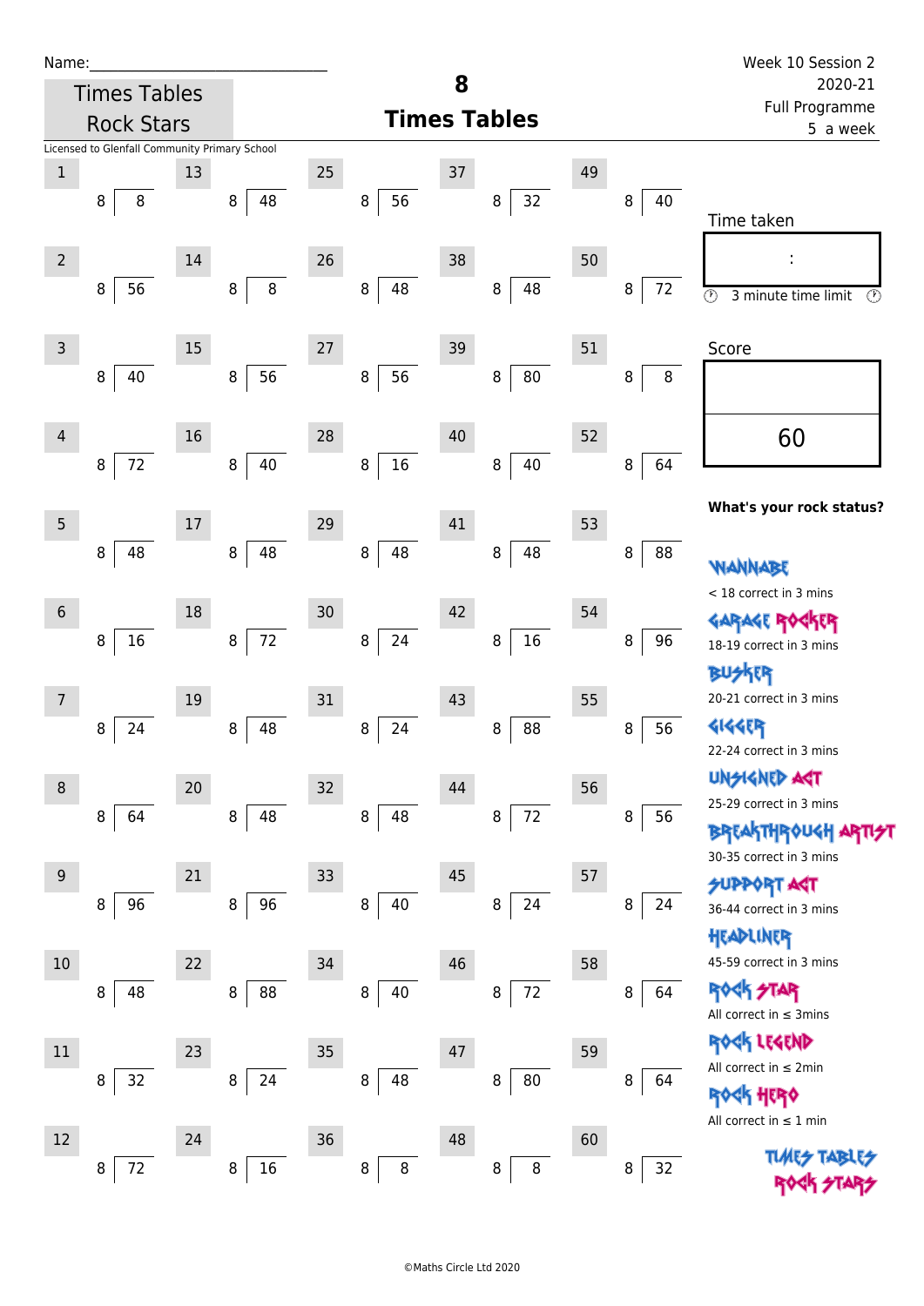Name:______________________________

Times Tables Rock Stars

# 8 Times Tables

Week 10 Session 2
2020-21
Full Programme
5 a week

Licensed to Glenfall Community Primary School

| # | Question | # | Question | # | Question | # | Question | # | Question |
|---|---|---|---|---|---|---|---|---|---|
| 1 | 8 ⟌ 8 | 13 | 8 ⟌ 48 | 25 | 8 ⟌ 56 | 37 | 8 ⟌ 32 | 49 | 8 ⟌ 40 |
| 2 | 8 ⟌ 56 | 14 | 8 ⟌ 8 | 26 | 8 ⟌ 48 | 38 | 8 ⟌ 48 | 50 | 8 ⟌ 72 |
| 3 | 8 ⟌ 40 | 15 | 8 ⟌ 56 | 27 | 8 ⟌ 56 | 39 | 8 ⟌ 80 | 51 | 8 ⟌ 8 |
| 4 | 8 ⟌ 72 | 16 | 8 ⟌ 40 | 28 | 8 ⟌ 16 | 40 | 8 ⟌ 40 | 52 | 8 ⟌ 64 |
| 5 | 8 ⟌ 48 | 17 | 8 ⟌ 48 | 29 | 8 ⟌ 48 | 41 | 8 ⟌ 48 | 53 | 8 ⟌ 88 |
| 6 | 8 ⟌ 16 | 18 | 8 ⟌ 72 | 30 | 8 ⟌ 24 | 42 | 8 ⟌ 16 | 54 | 8 ⟌ 96 |
| 7 | 8 ⟌ 24 | 19 | 8 ⟌ 48 | 31 | 8 ⟌ 24 | 43 | 8 ⟌ 88 | 55 | 8 ⟌ 56 |
| 8 | 8 ⟌ 64 | 20 | 8 ⟌ 48 | 32 | 8 ⟌ 48 | 44 | 8 ⟌ 72 | 56 | 8 ⟌ 56 |
| 9 | 8 ⟌ 96 | 21 | 8 ⟌ 96 | 33 | 8 ⟌ 40 | 45 | 8 ⟌ 24 | 57 | 8 ⟌ 24 |
| 10 | 8 ⟌ 48 | 22 | 8 ⟌ 88 | 34 | 8 ⟌ 40 | 46 | 8 ⟌ 72 | 58 | 8 ⟌ 64 |
| 11 | 8 ⟌ 32 | 23 | 8 ⟌ 24 | 35 | 8 ⟌ 48 | 47 | 8 ⟌ 80 | 59 | 8 ⟌ 64 |
| 12 | 8 ⟌ 72 | 24 | 8 ⟌ 16 | 36 | 8 ⟌ 8 | 48 | 8 ⟌ 8 | 60 | 8 ⟌ 32 |

Time taken

:

3 minute time limit

Score

60

**What's your rock status?**

WANNABE
< 18 correct in 3 mins

GARAGE ROCKER
18-19 correct in 3 mins

BUSKER
20-21 correct in 3 mins

GIGGER
22-24 correct in 3 mins

UNSIGNED ACT
25-29 correct in 3 mins

BREAKTHROUGH ARTIST
30-35 correct in 3 mins

SUPPORT ACT
36-44 correct in 3 mins

HEADLINER
45-59 correct in 3 mins

ROCK STAR
All correct in ≤ 3mins

ROCK LEGEND
All correct in ≤ 2min

ROCK HERO
All correct in ≤ 1 min

TIMES TABLES ROCK STARS

©Maths Circle Ltd 2020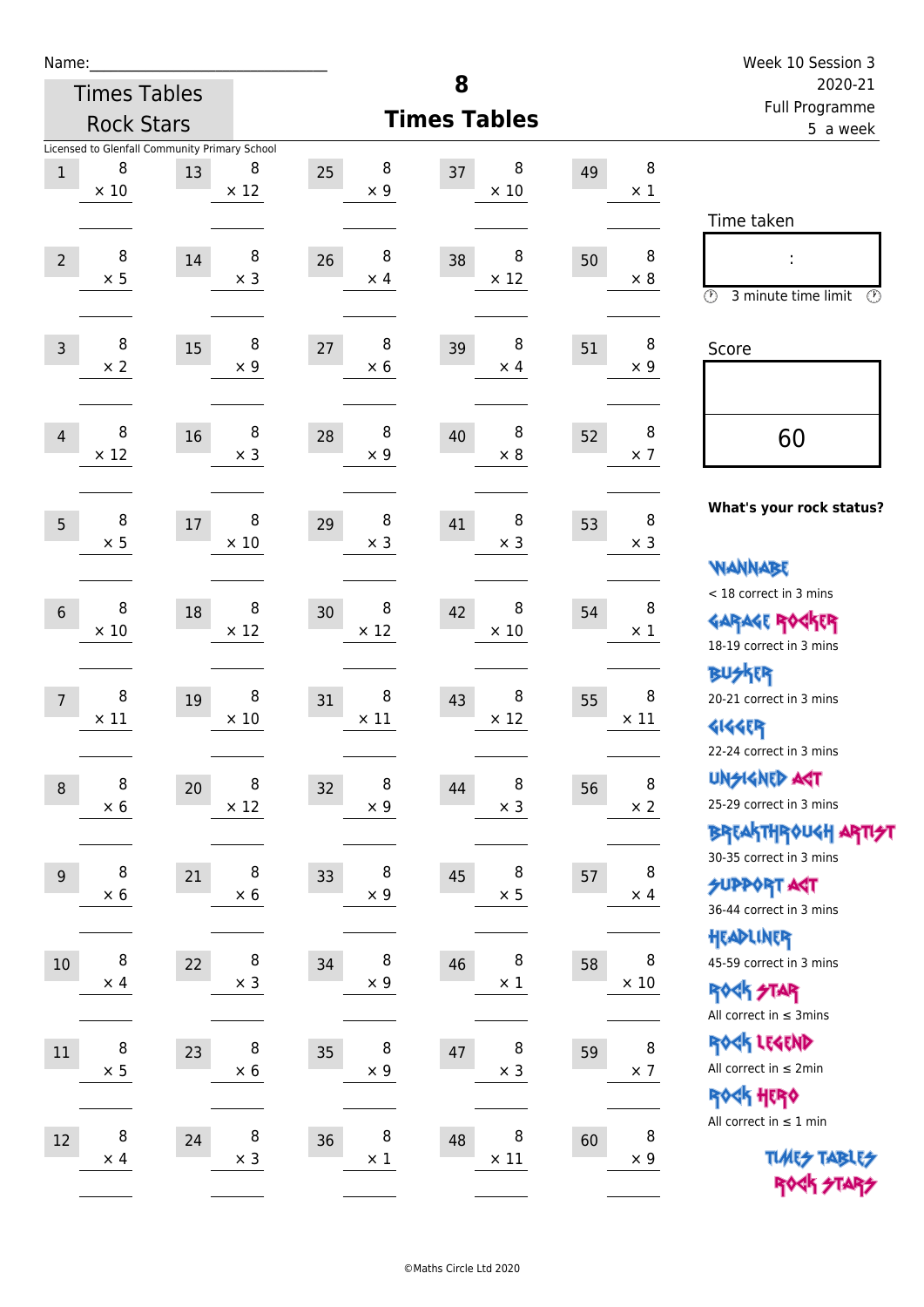Name:_____________________________

Week 10 Session 3
2020-21
Full Programme
5 a week

Times Tables Rock Stars

# 8
# Times Tables

Licensed to Glenfall Community Primary School

| # | Question | # | Question | # | Question | # | Question | # | Question |
|---|---|---|---|---|---|---|---|---|---|
| 1 | 8 × 10 | 13 | 8 × 12 | 25 | 8 × 9 | 37 | 8 × 10 | 49 | 8 × 1 |
| 2 | 8 × 5 | 14 | 8 × 3 | 26 | 8 × 4 | 38 | 8 × 12 | 50 | 8 × 8 |
| 3 | 8 × 2 | 15 | 8 × 9 | 27 | 8 × 6 | 39 | 8 × 4 | 51 | 8 × 9 |
| 4 | 8 × 12 | 16 | 8 × 3 | 28 | 8 × 9 | 40 | 8 × 8 | 52 | 8 × 7 |
| 5 | 8 × 5 | 17 | 8 × 10 | 29 | 8 × 3 | 41 | 8 × 3 | 53 | 8 × 3 |
| 6 | 8 × 10 | 18 | 8 × 12 | 30 | 8 × 12 | 42 | 8 × 10 | 54 | 8 × 1 |
| 7 | 8 × 11 | 19 | 8 × 10 | 31 | 8 × 11 | 43 | 8 × 12 | 55 | 8 × 11 |
| 8 | 8 × 6 | 20 | 8 × 12 | 32 | 8 × 9 | 44 | 8 × 3 | 56 | 8 × 2 |
| 9 | 8 × 6 | 21 | 8 × 6 | 33 | 8 × 9 | 45 | 8 × 5 | 57 | 8 × 4 |
| 10 | 8 × 4 | 22 | 8 × 3 | 34 | 8 × 9 | 46 | 8 × 1 | 58 | 8 × 10 |
| 11 | 8 × 5 | 23 | 8 × 6 | 35 | 8 × 9 | 47 | 8 × 3 | 59 | 8 × 7 |
| 12 | 8 × 4 | 24 | 8 × 3 | 36 | 8 × 1 | 48 | 8 × 11 | 60 | 8 × 9 |

Time taken

:

3 minute time limit

Score

60

**What's your rock status?**

WANNABE
< 18 correct in 3 mins

GARAGE ROCKER
18-19 correct in 3 mins

BUSKER
20-21 correct in 3 mins

GIGGER
22-24 correct in 3 mins

UNSIGNED ACT
25-29 correct in 3 mins

BREAKTHROUGH ARTIST
30-35 correct in 3 mins

SUPPORT ACT
36-44 correct in 3 mins

HEADLINER
45-59 correct in 3 mins

ROCK STAR
All correct in ≤ 3mins

ROCK LEGEND
All correct in ≤ 2min

ROCK HERO
All correct in ≤ 1 min

TIMES TABLES ROCK STARS

©Maths Circle Ltd 2020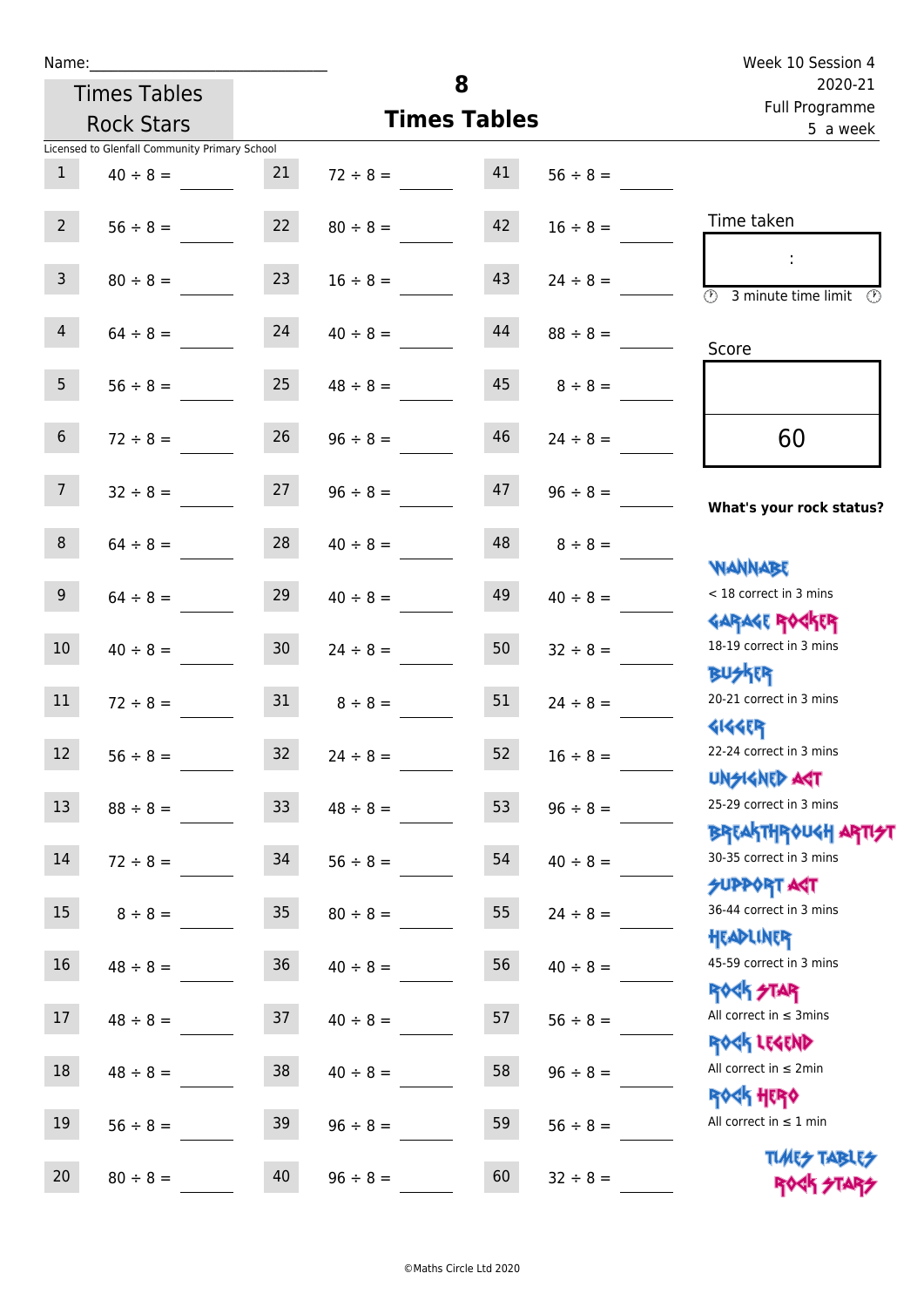Name:\_\_\_\_\_\_\_\_\_\_\_\_\_\_\_\_\_\_\_\_\_\_\_\_\_\_\_\_

Times Tables Rock Stars

# 8 Times Tables

Week 10 Session 4
2020-21
Full Programme
5 a week

Licensed to Glenfall Community Primary School

| | | | | | |
|---|---|---|---|---|---|
| 1 | 40 ÷ 8 = ____ | 21 | 72 ÷ 8 = ____ | 41 | 56 ÷ 8 = ____ |
| 2 | 56 ÷ 8 = ____ | 22 | 80 ÷ 8 = ____ | 42 | 16 ÷ 8 = ____ |
| 3 | 80 ÷ 8 = ____ | 23 | 16 ÷ 8 = ____ | 43 | 24 ÷ 8 = ____ |
| 4 | 64 ÷ 8 = ____ | 24 | 40 ÷ 8 = ____ | 44 | 88 ÷ 8 = ____ |
| 5 | 56 ÷ 8 = ____ | 25 | 48 ÷ 8 = ____ | 45 | 8 ÷ 8 = ____ |
| 6 | 72 ÷ 8 = ____ | 26 | 96 ÷ 8 = ____ | 46 | 24 ÷ 8 = ____ |
| 7 | 32 ÷ 8 = ____ | 27 | 96 ÷ 8 = ____ | 47 | 96 ÷ 8 = ____ |
| 8 | 64 ÷ 8 = ____ | 28 | 40 ÷ 8 = ____ | 48 | 8 ÷ 8 = ____ |
| 9 | 64 ÷ 8 = ____ | 29 | 40 ÷ 8 = ____ | 49 | 40 ÷ 8 = ____ |
| 10 | 40 ÷ 8 = ____ | 30 | 24 ÷ 8 = ____ | 50 | 32 ÷ 8 = ____ |
| 11 | 72 ÷ 8 = ____ | 31 | 8 ÷ 8 = ____ | 51 | 24 ÷ 8 = ____ |
| 12 | 56 ÷ 8 = ____ | 32 | 24 ÷ 8 = ____ | 52 | 16 ÷ 8 = ____ |
| 13 | 88 ÷ 8 = ____ | 33 | 48 ÷ 8 = ____ | 53 | 96 ÷ 8 = ____ |
| 14 | 72 ÷ 8 = ____ | 34 | 56 ÷ 8 = ____ | 54 | 40 ÷ 8 = ____ |
| 15 | 8 ÷ 8 = ____ | 35 | 80 ÷ 8 = ____ | 55 | 24 ÷ 8 = ____ |
| 16 | 48 ÷ 8 = ____ | 36 | 40 ÷ 8 = ____ | 56 | 40 ÷ 8 = ____ |
| 17 | 48 ÷ 8 = ____ | 37 | 40 ÷ 8 = ____ | 57 | 56 ÷ 8 = ____ |
| 18 | 48 ÷ 8 = ____ | 38 | 40 ÷ 8 = ____ | 58 | 96 ÷ 8 = ____ |
| 19 | 56 ÷ 8 = ____ | 39 | 96 ÷ 8 = ____ | 59 | 56 ÷ 8 = ____ |
| 20 | 80 ÷ 8 = ____ | 40 | 96 ÷ 8 = ____ | 60 | 32 ÷ 8 = ____ |

Time taken

:

3 minute time limit

Score

60

**What's your rock status?**

WANNABE
< 18 correct in 3 mins

GARAGE ROCKER
18-19 correct in 3 mins

BUSKER
20-21 correct in 3 mins

GIGGER
22-24 correct in 3 mins

UNSIGNED ACT
25-29 correct in 3 mins

BREAKTHROUGH ARTIST
30-35 correct in 3 mins

SUPPORT ACT
36-44 correct in 3 mins

HEADLINER
45-59 correct in 3 mins

ROCK STAR
All correct in ≤ 3mins

ROCK LEGEND
All correct in ≤ 2min

ROCK HERO
All correct in ≤ 1 min

TIMES TABLES ROCK STARS

©Maths Circle Ltd 2020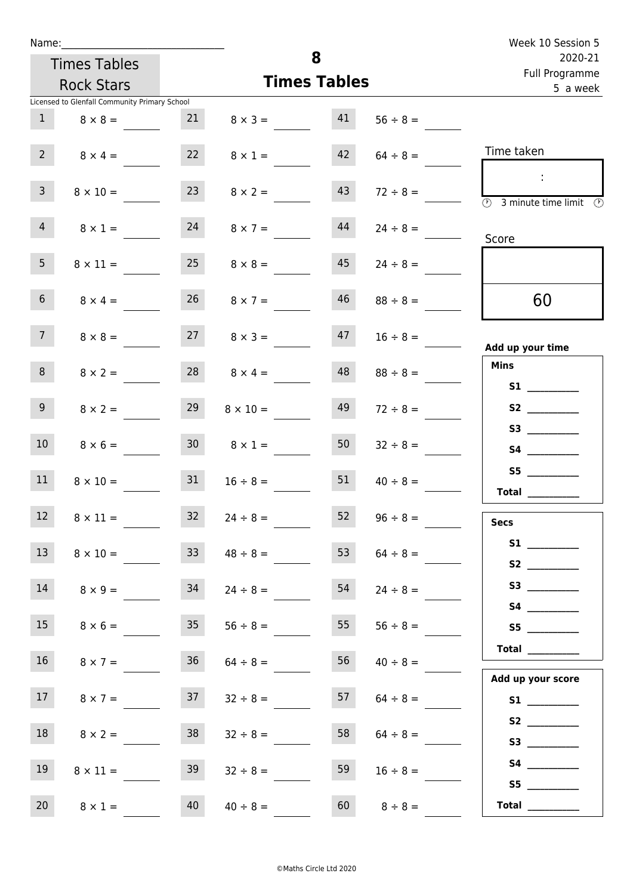Name:\_\_\_\_\_\_\_\_\_\_\_\_\_\_\_\_\_\_\_\_\_\_\_\_\_\_\_\_

Times Tables Rock Stars

Licensed to Glenfall Community Primary School

# 8
## Times Tables

Week 10 Session 5
2020-21
Full Programme
5 a week

| | | | | | |
|---|---|---|---|---|---|
| 1 | $8 \times 8 =$ | 21 | $8 \times 3 =$ | 41 | $56 \div 8 =$ |
| 2 | $8 \times 4 =$ | 22 | $8 \times 1 =$ | 42 | $64 \div 8 =$ |
| 3 | $8 \times 10 =$ | 23 | $8 \times 2 =$ | 43 | $72 \div 8 =$ |
| 4 | $8 \times 1 =$ | 24 | $8 \times 7 =$ | 44 | $24 \div 8 =$ |
| 5 | $8 \times 11 =$ | 25 | $8 \times 8 =$ | 45 | $24 \div 8 =$ |
| 6 | $8 \times 4 =$ | 26 | $8 \times 7 =$ | 46 | $88 \div 8 =$ |
| 7 | $8 \times 8 =$ | 27 | $8 \times 3 =$ | 47 | $16 \div 8 =$ |
| 8 | $8 \times 2 =$ | 28 | $8 \times 4 =$ | 48 | $88 \div 8 =$ |
| 9 | $8 \times 2 =$ | 29 | $8 \times 10 =$ | 49 | $72 \div 8 =$ |
| 10 | $8 \times 6 =$ | 30 | $8 \times 1 =$ | 50 | $32 \div 8 =$ |
| 11 | $8 \times 10 =$ | 31 | $16 \div 8 =$ | 51 | $40 \div 8 =$ |
| 12 | $8 \times 11 =$ | 32 | $24 \div 8 =$ | 52 | $96 \div 8 =$ |
| 13 | $8 \times 10 =$ | 33 | $48 \div 8 =$ | 53 | $64 \div 8 =$ |
| 14 | $8 \times 9 =$ | 34 | $24 \div 8 =$ | 54 | $24 \div 8 =$ |
| 15 | $8 \times 6 =$ | 35 | $56 \div 8 =$ | 55 | $56 \div 8 =$ |
| 16 | $8 \times 7 =$ | 36 | $64 \div 8 =$ | 56 | $40 \div 8 =$ |
| 17 | $8 \times 7 =$ | 37 | $32 \div 8 =$ | 57 | $64 \div 8 =$ |
| 18 | $8 \times 2 =$ | 38 | $32 \div 8 =$ | 58 | $64 \div 8 =$ |
| 19 | $8 \times 11 =$ | 39 | $32 \div 8 =$ | 59 | $16 \div 8 =$ |
| 20 | $8 \times 1 =$ | 40 | $40 \div 8 =$ | 60 | $8 \div 8 =$ |

Time taken

:

3 minute time limit

Score

60

**Add up your time**

**Mins**

**S1** \_\_\_\_\_\_\_\_
**S2** \_\_\_\_\_\_\_\_
**S3** \_\_\_\_\_\_\_\_
**S4** \_\_\_\_\_\_\_\_
**S5** \_\_\_\_\_\_\_\_
**Total** \_\_\_\_\_\_\_\_

**Secs**

**S1** \_\_\_\_\_\_\_\_
**S2** \_\_\_\_\_\_\_\_
**S3** \_\_\_\_\_\_\_\_
**S4** \_\_\_\_\_\_\_\_
**S5** \_\_\_\_\_\_\_\_
**Total** \_\_\_\_\_\_\_\_

**Add up your score**

**S1** \_\_\_\_\_\_\_\_
**S2** \_\_\_\_\_\_\_\_
**S3** \_\_\_\_\_\_\_\_
**S4** \_\_\_\_\_\_\_\_
**S5** \_\_\_\_\_\_\_\_
**Total** \_\_\_\_\_\_\_\_

©Maths Circle Ltd 2020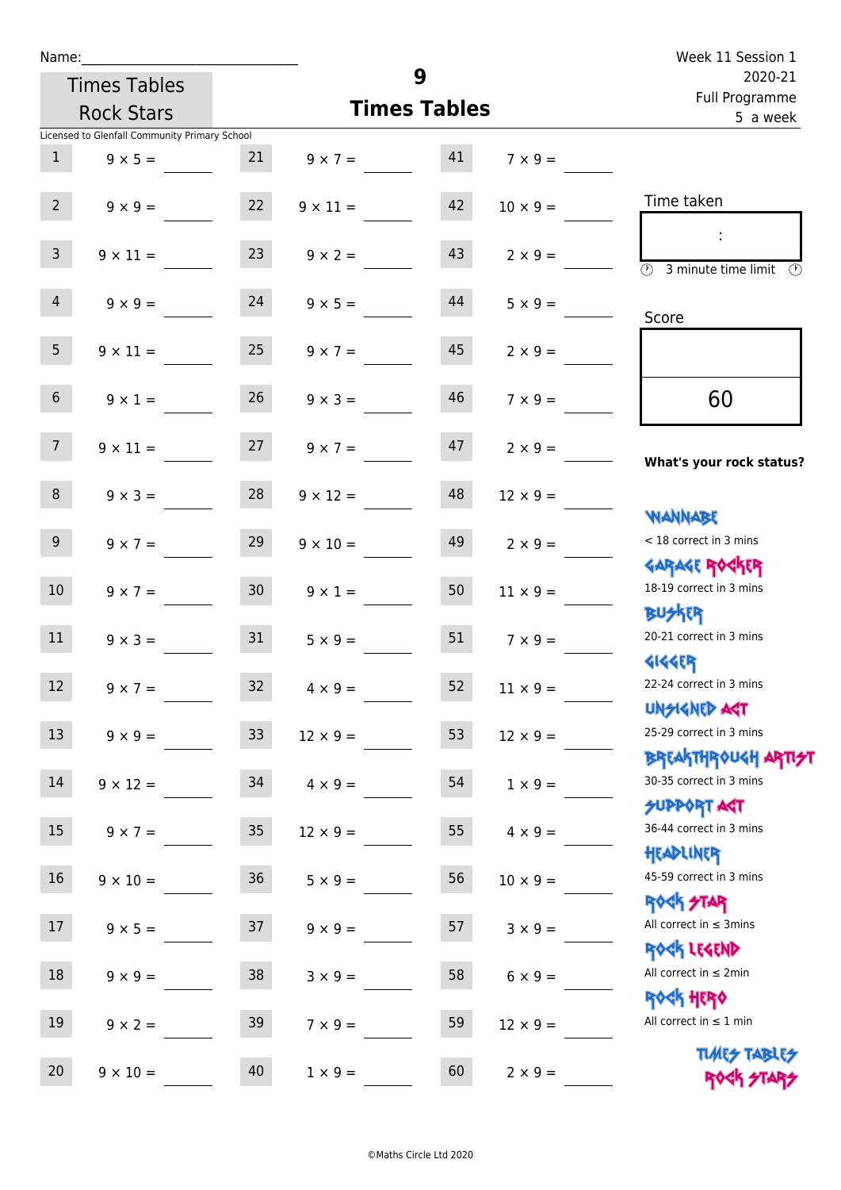Name:\_\_\_\_\_\_\_\_\_\_\_\_\_\_\_\_\_\_\_\_\_\_\_\_\_\_\_\_

Times Tables Rock Stars

# 9
## Times Tables

Week 11 Session 1
2020-21
Full Programme
5 a week

Licensed to Glenfall Community Primary School

| # | Question | # | Question | # | Question |
|---|---|---|---|---|---|
| 1 | 9 × 5 = | 21 | 9 × 7 = | 41 | 7 × 9 = |
| 2 | 9 × 9 = | 22 | 9 × 11 = | 42 | 10 × 9 = |
| 3 | 9 × 11 = | 23 | 9 × 2 = | 43 | 2 × 9 = |
| 4 | 9 × 9 = | 24 | 9 × 5 = | 44 | 5 × 9 = |
| 5 | 9 × 11 = | 25 | 9 × 7 = | 45 | 2 × 9 = |
| 6 | 9 × 1 = | 26 | 9 × 3 = | 46 | 7 × 9 = |
| 7 | 9 × 11 = | 27 | 9 × 7 = | 47 | 2 × 9 = |
| 8 | 9 × 3 = | 28 | 9 × 12 = | 48 | 12 × 9 = |
| 9 | 9 × 7 = | 29 | 9 × 10 = | 49 | 2 × 9 = |
| 10 | 9 × 7 = | 30 | 9 × 1 = | 50 | 11 × 9 = |
| 11 | 9 × 3 = | 31 | 5 × 9 = | 51 | 7 × 9 = |
| 12 | 9 × 7 = | 32 | 4 × 9 = | 52 | 11 × 9 = |
| 13 | 9 × 9 = | 33 | 12 × 9 = | 53 | 12 × 9 = |
| 14 | 9 × 12 = | 34 | 4 × 9 = | 54 | 1 × 9 = |
| 15 | 9 × 7 = | 35 | 12 × 9 = | 55 | 4 × 9 = |
| 16 | 9 × 10 = | 36 | 5 × 9 = | 56 | 10 × 9 = |
| 17 | 9 × 5 = | 37 | 9 × 9 = | 57 | 3 × 9 = |
| 18 | 9 × 9 = | 38 | 3 × 9 = | 58 | 6 × 9 = |
| 19 | 9 × 2 = | 39 | 7 × 9 = | 59 | 12 × 9 = |
| 20 | 9 × 10 = | 40 | 1 × 9 = | 60 | 2 × 9 = |

Time taken

:

3 minute time limit

Score

60

**What's your rock status?**

WANNABE
< 18 correct in 3 mins

GARAGE ROCKER
18-19 correct in 3 mins

BUSKER
20-21 correct in 3 mins

GIGGER
22-24 correct in 3 mins

UNSIGNED ACT
25-29 correct in 3 mins

BREAKTHROUGH ARTIST
30-35 correct in 3 mins

SUPPORT ACT
36-44 correct in 3 mins

HEADLINER
45-59 correct in 3 mins

ROCK STAR
All correct in ≤ 3mins

ROCK LEGEND
All correct in ≤ 2min

ROCK HERO
All correct in ≤ 1 min

TIMES TABLES ROCK STARS

©Maths Circle Ltd 2020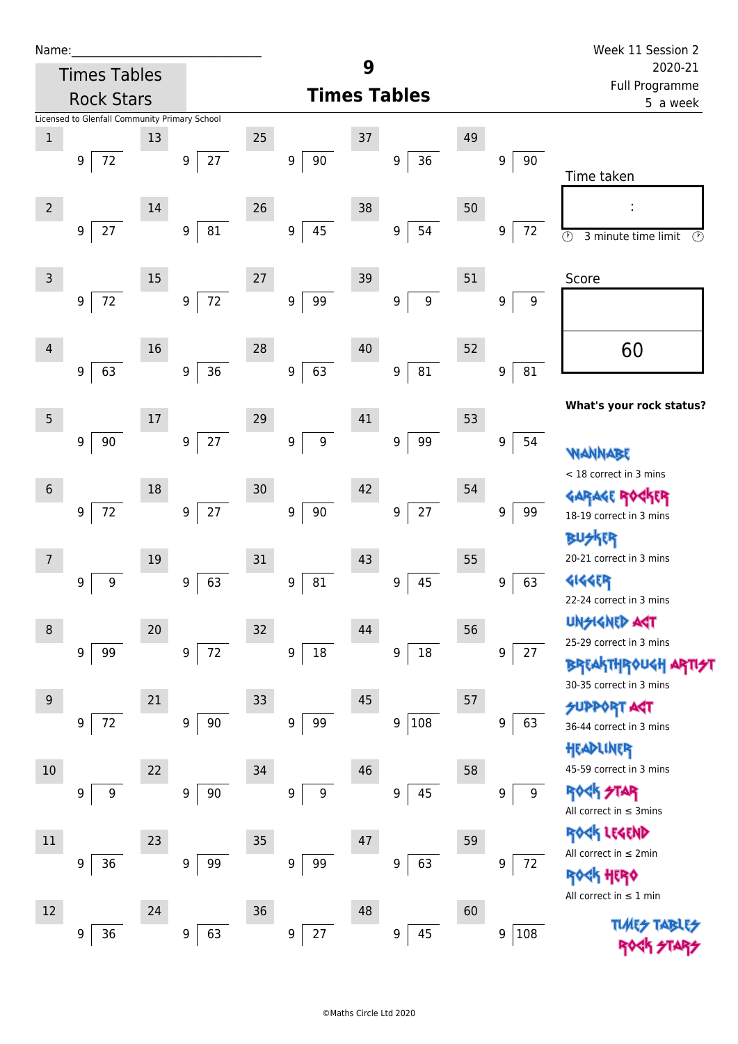Name:\_\_\_\_\_\_\_\_\_\_\_\_\_\_\_\_\_\_\_\_\_\_\_\_\_\_\_\_\_\_

Times Tables Rock Stars

# 9 Times Tables

Week 11 Session 2
2020-21
Full Programme
5 a week

Licensed to Glenfall Community Primary School

| # | Question | # | Question | # | Question | # | Question | # | Question |
|---|---|---|---|---|---|---|---|---|---|
| 1 | 9 ) 72 | 13 | 9 ) 27 | 25 | 9 ) 90 | 37 | 9 ) 36 | 49 | 9 ) 90 |
| 2 | 9 ) 27 | 14 | 9 ) 81 | 26 | 9 ) 45 | 38 | 9 ) 54 | 50 | 9 ) 72 |
| 3 | 9 ) 72 | 15 | 9 ) 72 | 27 | 9 ) 99 | 39 | 9 ) 9 | 51 | 9 ) 9 |
| 4 | 9 ) 63 | 16 | 9 ) 36 | 28 | 9 ) 63 | 40 | 9 ) 81 | 52 | 9 ) 81 |
| 5 | 9 ) 90 | 17 | 9 ) 27 | 29 | 9 ) 9 | 41 | 9 ) 99 | 53 | 9 ) 54 |
| 6 | 9 ) 72 | 18 | 9 ) 27 | 30 | 9 ) 90 | 42 | 9 ) 27 | 54 | 9 ) 99 |
| 7 | 9 ) 9 | 19 | 9 ) 63 | 31 | 9 ) 81 | 43 | 9 ) 45 | 55 | 9 ) 63 |
| 8 | 9 ) 99 | 20 | 9 ) 72 | 32 | 9 ) 18 | 44 | 9 ) 18 | 56 | 9 ) 27 |
| 9 | 9 ) 72 | 21 | 9 ) 90 | 33 | 9 ) 99 | 45 | 9 ) 108 | 57 | 9 ) 63 |
| 10 | 9 ) 9 | 22 | 9 ) 90 | 34 | 9 ) 9 | 46 | 9 ) 45 | 58 | 9 ) 9 |
| 11 | 9 ) 36 | 23 | 9 ) 99 | 35 | 9 ) 99 | 47 | 9 ) 63 | 59 | 9 ) 72 |
| 12 | 9 ) 36 | 24 | 9 ) 63 | 36 | 9 ) 27 | 48 | 9 ) 45 | 60 | 9 ) 108 |

Time taken

:

3 minute time limit

Score

60

**What's your rock status?**

WANNABE
< 18 correct in 3 mins

GARAGE ROCKER
18-19 correct in 3 mins

BUSKER
20-21 correct in 3 mins

GIGGER
22-24 correct in 3 mins

UNSIGNED ACT
25-29 correct in 3 mins

BREAKTHROUGH ARTIST
30-35 correct in 3 mins

SUPPORT ACT
36-44 correct in 3 mins

HEADLINER
45-59 correct in 3 mins

ROCK STAR
All correct in ≤ 3mins

ROCK LEGEND
All correct in ≤ 2min

ROCK HERO
All correct in ≤ 1 min

TIMES TABLES ROCK STARS

©Maths Circle Ltd 2020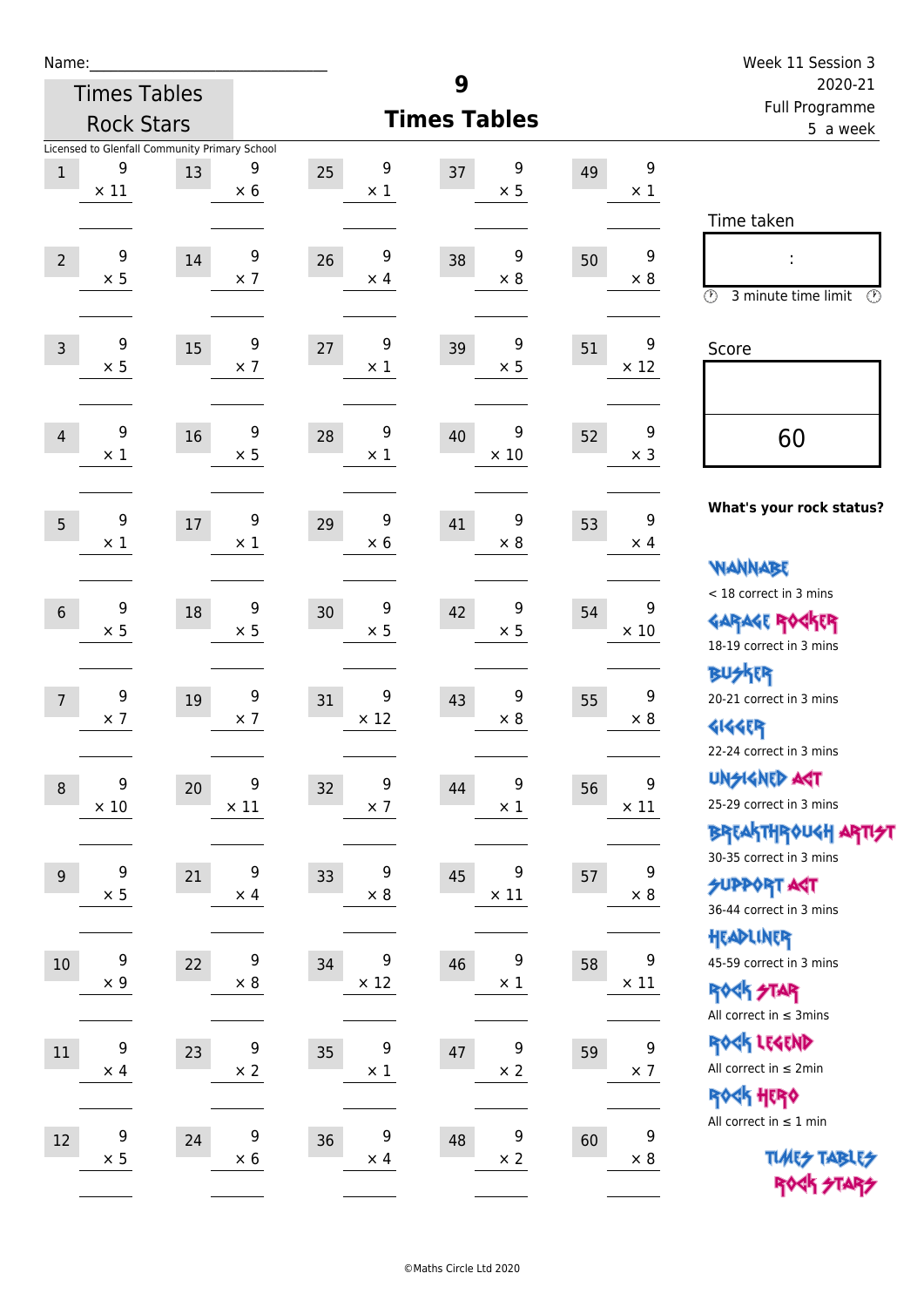Name:\_\_\_\_\_\_\_\_\_\_\_\_\_\_\_\_\_\_\_\_\_\_\_\_\_\_\_\_\_\_

Times Tables Rock Stars

# 9 Times Tables

Week 11 Session 3
2020-21
Full Programme
5 a week

Licensed to Glenfall Community Primary School

| # | | # | | # | | # | | # | |
|---|---|---|---|---|---|---|---|---|---|
| 1 | 9 × 11 | 13 | 9 × 6 | 25 | 9 × 1 | 37 | 9 × 5 | 49 | 9 × 1 |
| 2 | 9 × 5 | 14 | 9 × 7 | 26 | 9 × 4 | 38 | 9 × 8 | 50 | 9 × 8 |
| 3 | 9 × 5 | 15 | 9 × 7 | 27 | 9 × 1 | 39 | 9 × 5 | 51 | 9 × 12 |
| 4 | 9 × 1 | 16 | 9 × 5 | 28 | 9 × 1 | 40 | 9 × 10 | 52 | 9 × 3 |
| 5 | 9 × 1 | 17 | 9 × 1 | 29 | 9 × 6 | 41 | 9 × 8 | 53 | 9 × 4 |
| 6 | 9 × 5 | 18 | 9 × 5 | 30 | 9 × 5 | 42 | 9 × 5 | 54 | 9 × 10 |
| 7 | 9 × 7 | 19 | 9 × 7 | 31 | 9 × 12 | 43 | 9 × 8 | 55 | 9 × 8 |
| 8 | 9 × 10 | 20 | 9 × 11 | 32 | 9 × 7 | 44 | 9 × 1 | 56 | 9 × 11 |
| 9 | 9 × 5 | 21 | 9 × 4 | 33 | 9 × 8 | 45 | 9 × 11 | 57 | 9 × 8 |
| 10 | 9 × 9 | 22 | 9 × 8 | 34 | 9 × 12 | 46 | 9 × 1 | 58 | 9 × 11 |
| 11 | 9 × 4 | 23 | 9 × 2 | 35 | 9 × 1 | 47 | 9 × 2 | 59 | 9 × 7 |
| 12 | 9 × 5 | 24 | 9 × 6 | 36 | 9 × 4 | 48 | 9 × 2 | 60 | 9 × 8 |

Time taken

:

3 minute time limit

Score

60

**What's your rock status?**

WANNABE
< 18 correct in 3 mins

GARAGE ROCKER
18-19 correct in 3 mins

BUSKER
20-21 correct in 3 mins

GIGGER
22-24 correct in 3 mins

UNSIGNED ACT
25-29 correct in 3 mins

BREAKTHROUGH ARTIST
30-35 correct in 3 mins

SUPPORT ACT
36-44 correct in 3 mins

HEADLINER
45-59 correct in 3 mins

ROCK STAR
All correct in ≤ 3mins

ROCK LEGEND
All correct in ≤ 2min

ROCK HERO
All correct in ≤ 1 min

TIMES TABLES ROCK STARS

©Maths Circle Ltd 2020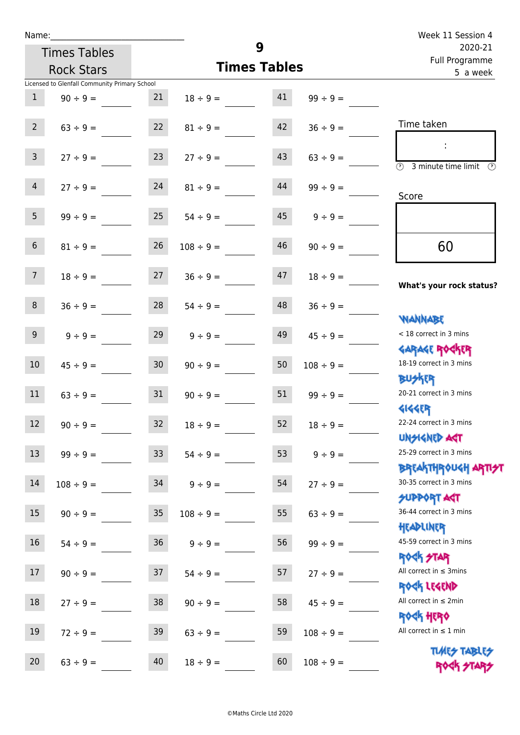Name:\_\_\_\_\_\_\_\_\_\_\_\_\_\_\_\_\_\_\_\_\_\_\_\_\_\_\_\_

Times Tables Rock Stars

# 9 Times Tables

Week 11 Session 4
2020-21
Full Programme
5 a week

Licensed to Glenfall Community Primary School

| | | | | | |
|---|---|---|---|---|---|
| 1 | 90 ÷ 9 = | 21 | 18 ÷ 9 = | 41 | 99 ÷ 9 = |
| 2 | 63 ÷ 9 = | 22 | 81 ÷ 9 = | 42 | 36 ÷ 9 = |
| 3 | 27 ÷ 9 = | 23 | 27 ÷ 9 = | 43 | 63 ÷ 9 = |
| 4 | 27 ÷ 9 = | 24 | 81 ÷ 9 = | 44 | 99 ÷ 9 = |
| 5 | 99 ÷ 9 = | 25 | 54 ÷ 9 = | 45 | 9 ÷ 9 = |
| 6 | 81 ÷ 9 = | 26 | 108 ÷ 9 = | 46 | 90 ÷ 9 = |
| 7 | 18 ÷ 9 = | 27 | 36 ÷ 9 = | 47 | 18 ÷ 9 = |
| 8 | 36 ÷ 9 = | 28 | 54 ÷ 9 = | 48 | 36 ÷ 9 = |
| 9 | 9 ÷ 9 = | 29 | 9 ÷ 9 = | 49 | 45 ÷ 9 = |
| 10 | 45 ÷ 9 = | 30 | 90 ÷ 9 = | 50 | 108 ÷ 9 = |
| 11 | 63 ÷ 9 = | 31 | 90 ÷ 9 = | 51 | 99 ÷ 9 = |
| 12 | 90 ÷ 9 = | 32 | 18 ÷ 9 = | 52 | 18 ÷ 9 = |
| 13 | 99 ÷ 9 = | 33 | 54 ÷ 9 = | 53 | 9 ÷ 9 = |
| 14 | 108 ÷ 9 = | 34 | 9 ÷ 9 = | 54 | 27 ÷ 9 = |
| 15 | 90 ÷ 9 = | 35 | 108 ÷ 9 = | 55 | 63 ÷ 9 = |
| 16 | 54 ÷ 9 = | 36 | 9 ÷ 9 = | 56 | 99 ÷ 9 = |
| 17 | 90 ÷ 9 = | 37 | 54 ÷ 9 = | 57 | 27 ÷ 9 = |
| 18 | 27 ÷ 9 = | 38 | 90 ÷ 9 = | 58 | 45 ÷ 9 = |
| 19 | 72 ÷ 9 = | 39 | 63 ÷ 9 = | 59 | 108 ÷ 9 = |
| 20 | 63 ÷ 9 = | 40 | 18 ÷ 9 = | 60 | 108 ÷ 9 = |

Time taken

:

3 minute time limit

Score

60

**What's your rock status?**

WANNABE
< 18 correct in 3 mins

GARAGE ROCKER
18-19 correct in 3 mins

BUSKER
20-21 correct in 3 mins

GIGGER
22-24 correct in 3 mins

UNSIGNED ACT
25-29 correct in 3 mins

BREAKTHROUGH ARTIST
30-35 correct in 3 mins

SUPPORT ACT
36-44 correct in 3 mins

HEADLINER
45-59 correct in 3 mins

ROCK STAR
All correct in ≤ 3mins

ROCK LEGEND
All correct in ≤ 2min

ROCK HERO
All correct in ≤ 1 min

TIMES TABLES ROCK STARS

©Maths Circle Ltd 2020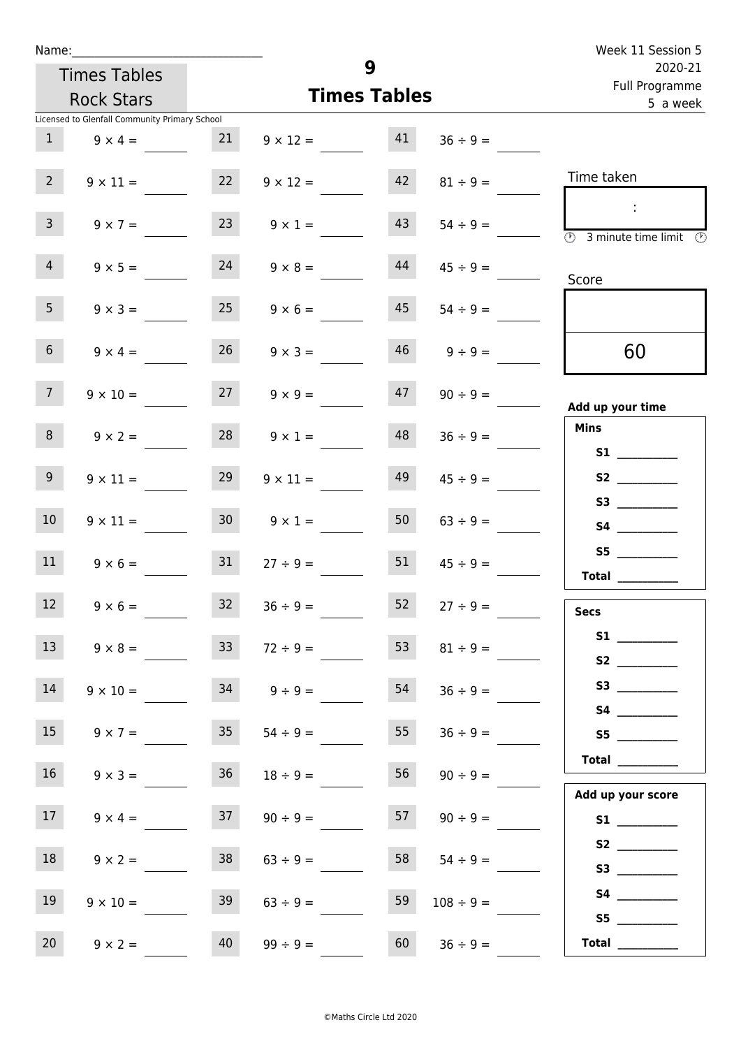Name:______________________________

Times Tables Rock Stars

Licensed to Glenfall Community Primary School

# 9
## Times Tables

Week 11 Session 5
2020-21
Full Programme
5 a week

| | | | | | |
|---|---|---|---|---|---|
| 1 | $9 \times 4 =$ | 21 | $9 \times 12 =$ | 41 | $36 \div 9 =$ |
| 2 | $9 \times 11 =$ | 22 | $9 \times 12 =$ | 42 | $81 \div 9 =$ |
| 3 | $9 \times 7 =$ | 23 | $9 \times 1 =$ | 43 | $54 \div 9 =$ |
| 4 | $9 \times 5 =$ | 24 | $9 \times 8 =$ | 44 | $45 \div 9 =$ |
| 5 | $9 \times 3 =$ | 25 | $9 \times 6 =$ | 45 | $54 \div 9 =$ |
| 6 | $9 \times 4 =$ | 26 | $9 \times 3 =$ | 46 | $9 \div 9 =$ |
| 7 | $9 \times 10 =$ | 27 | $9 \times 9 =$ | 47 | $90 \div 9 =$ |
| 8 | $9 \times 2 =$ | 28 | $9 \times 1 =$ | 48 | $36 \div 9 =$ |
| 9 | $9 \times 11 =$ | 29 | $9 \times 11 =$ | 49 | $45 \div 9 =$ |
| 10 | $9 \times 11 =$ | 30 | $9 \times 1 =$ | 50 | $63 \div 9 =$ |
| 11 | $9 \times 6 =$ | 31 | $27 \div 9 =$ | 51 | $45 \div 9 =$ |
| 12 | $9 \times 6 =$ | 32 | $36 \div 9 =$ | 52 | $27 \div 9 =$ |
| 13 | $9 \times 8 =$ | 33 | $72 \div 9 =$ | 53 | $81 \div 9 =$ |
| 14 | $9 \times 10 =$ | 34 | $9 \div 9 =$ | 54 | $36 \div 9 =$ |
| 15 | $9 \times 7 =$ | 35 | $54 \div 9 =$ | 55 | $36 \div 9 =$ |
| 16 | $9 \times 3 =$ | 36 | $18 \div 9 =$ | 56 | $90 \div 9 =$ |
| 17 | $9 \times 4 =$ | 37 | $90 \div 9 =$ | 57 | $90 \div 9 =$ |
| 18 | $9 \times 2 =$ | 38 | $63 \div 9 =$ | 58 | $54 \div 9 =$ |
| 19 | $9 \times 10 =$ | 39 | $63 \div 9 =$ | 59 | $108 \div 9 =$ |
| 20 | $9 \times 2 =$ | 40 | $99 \div 9 =$ | 60 | $36 \div 9 =$ |

Time taken

:

3 minute time limit

Score

60

**Add up your time**

**Mins**

**S1** __________
**S2** __________
**S3** __________
**S4** __________
**S5** __________
**Total** __________

**Secs**

**S1** __________
**S2** __________
**S3** __________
**S4** __________
**S5** __________
**Total** __________

**Add up your score**

**S1** __________
**S2** __________
**S3** __________
**S4** __________
**S5** __________
**Total** __________

©Maths Circle Ltd 2020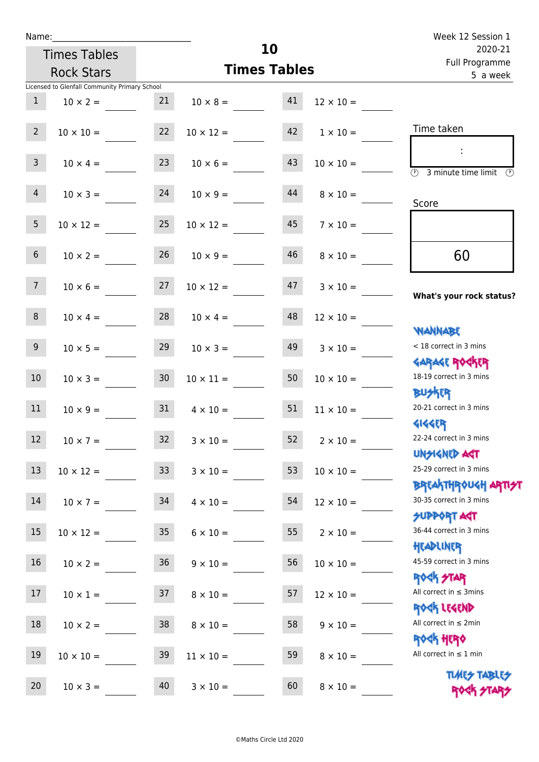Name:_______________________________

Times Tables Rock Stars

Licensed to Glenfall Community Primary School

# 10 Times Tables

Week 12 Session 1
2020-21
Full Programme
5 a week

| | | | | | |
|---|---|---|---|---|---|
| 1 | 10 × 2 = ____ | 21 | 10 × 8 = ____ | 41 | 12 × 10 = ____ |
| 2 | 10 × 10 = ____ | 22 | 10 × 12 = ____ | 42 | 1 × 10 = ____ |
| 3 | 10 × 4 = ____ | 23 | 10 × 6 = ____ | 43 | 10 × 10 = ____ |
| 4 | 10 × 3 = ____ | 24 | 10 × 9 = ____ | 44 | 8 × 10 = ____ |
| 5 | 10 × 12 = ____ | 25 | 10 × 12 = ____ | 45 | 7 × 10 = ____ |
| 6 | 10 × 2 = ____ | 26 | 10 × 9 = ____ | 46 | 8 × 10 = ____ |
| 7 | 10 × 6 = ____ | 27 | 10 × 12 = ____ | 47 | 3 × 10 = ____ |
| 8 | 10 × 4 = ____ | 28 | 10 × 4 = ____ | 48 | 12 × 10 = ____ |
| 9 | 10 × 5 = ____ | 29 | 10 × 3 = ____ | 49 | 3 × 10 = ____ |
| 10 | 10 × 3 = ____ | 30 | 10 × 11 = ____ | 50 | 10 × 10 = ____ |
| 11 | 10 × 9 = ____ | 31 | 4 × 10 = ____ | 51 | 11 × 10 = ____ |
| 12 | 10 × 7 = ____ | 32 | 3 × 10 = ____ | 52 | 2 × 10 = ____ |
| 13 | 10 × 12 = ____ | 33 | 3 × 10 = ____ | 53 | 10 × 10 = ____ |
| 14 | 10 × 7 = ____ | 34 | 4 × 10 = ____ | 54 | 12 × 10 = ____ |
| 15 | 10 × 12 = ____ | 35 | 6 × 10 = ____ | 55 | 2 × 10 = ____ |
| 16 | 10 × 2 = ____ | 36 | 9 × 10 = ____ | 56 | 10 × 10 = ____ |
| 17 | 10 × 1 = ____ | 37 | 8 × 10 = ____ | 57 | 12 × 10 = ____ |
| 18 | 10 × 2 = ____ | 38 | 8 × 10 = ____ | 58 | 9 × 10 = ____ |
| 19 | 10 × 10 = ____ | 39 | 11 × 10 = ____ | 59 | 8 × 10 = ____ |
| 20 | 10 × 3 = ____ | 40 | 3 × 10 = ____ | 60 | 8 × 10 = ____ |

Time taken

:

3 minute time limit

Score

60

**What's your rock status?**

WANNABE
< 18 correct in 3 mins

GARAGE ROCKER
18-19 correct in 3 mins

BUSKER
20-21 correct in 3 mins

GIGGER
22-24 correct in 3 mins

UNSIGNED ACT
25-29 correct in 3 mins

BREAKTHROUGH ARTIST
30-35 correct in 3 mins

SUPPORT ACT
36-44 correct in 3 mins

HEADLINER
45-59 correct in 3 mins

ROCK STAR
All correct in ≤ 3mins

ROCK LEGEND
All correct in ≤ 2min

ROCK HERO
All correct in ≤ 1 min

TIMES TABLES ROCK STARS

©Maths Circle Ltd 2020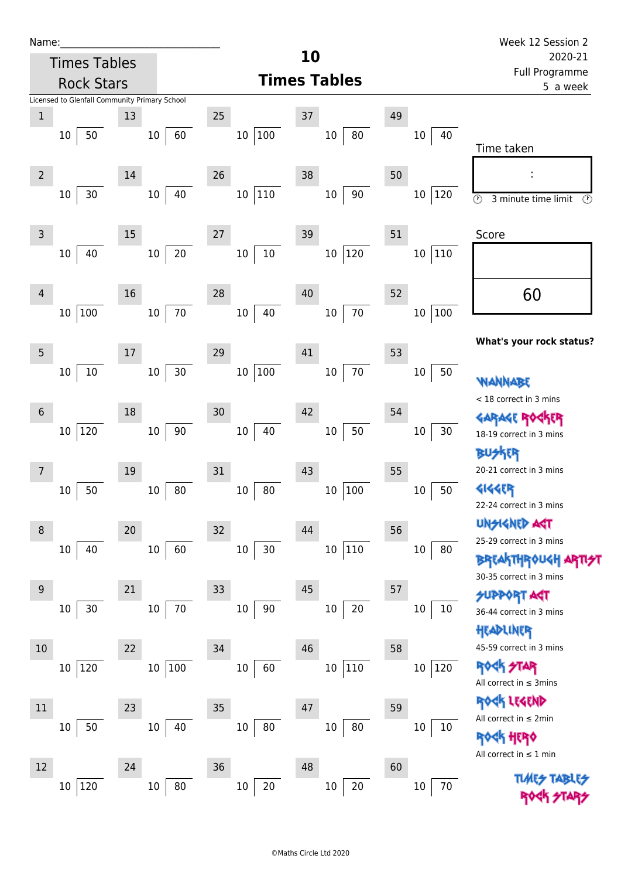Name:_____________________________

Times Tables Rock Stars

Licensed to Glenfall Community Primary School

# 10 Times Tables

Week 12 Session 2
2020-21
Full Programme
5 a week

| # | Question | # | Question | # | Question | # | Question | # | Question |
|---|---|---|---|---|---|---|---|---|---|
| 1 | 10 ⟌ 50 | 13 | 10 ⟌ 60 | 25 | 10 ⟌ 100 | 37 | 10 ⟌ 80 | 49 | 10 ⟌ 40 |
| 2 | 10 ⟌ 30 | 14 | 10 ⟌ 40 | 26 | 10 ⟌ 110 | 38 | 10 ⟌ 90 | 50 | 10 ⟌ 120 |
| 3 | 10 ⟌ 40 | 15 | 10 ⟌ 20 | 27 | 10 ⟌ 10 | 39 | 10 ⟌ 120 | 51 | 10 ⟌ 110 |
| 4 | 10 ⟌ 100 | 16 | 10 ⟌ 70 | 28 | 10 ⟌ 40 | 40 | 10 ⟌ 70 | 52 | 10 ⟌ 100 |
| 5 | 10 ⟌ 10 | 17 | 10 ⟌ 30 | 29 | 10 ⟌ 100 | 41 | 10 ⟌ 70 | 53 | 10 ⟌ 50 |
| 6 | 10 ⟌ 120 | 18 | 10 ⟌ 90 | 30 | 10 ⟌ 40 | 42 | 10 ⟌ 50 | 54 | 10 ⟌ 30 |
| 7 | 10 ⟌ 50 | 19 | 10 ⟌ 80 | 31 | 10 ⟌ 80 | 43 | 10 ⟌ 100 | 55 | 10 ⟌ 50 |
| 8 | 10 ⟌ 40 | 20 | 10 ⟌ 60 | 32 | 10 ⟌ 30 | 44 | 10 ⟌ 110 | 56 | 10 ⟌ 80 |
| 9 | 10 ⟌ 30 | 21 | 10 ⟌ 70 | 33 | 10 ⟌ 90 | 45 | 10 ⟌ 20 | 57 | 10 ⟌ 10 |
| 10 | 10 ⟌ 120 | 22 | 10 ⟌ 100 | 34 | 10 ⟌ 60 | 46 | 10 ⟌ 110 | 58 | 10 ⟌ 120 |
| 11 | 10 ⟌ 50 | 23 | 10 ⟌ 40 | 35 | 10 ⟌ 80 | 47 | 10 ⟌ 80 | 59 | 10 ⟌ 10 |
| 12 | 10 ⟌ 120 | 24 | 10 ⟌ 80 | 36 | 10 ⟌ 20 | 48 | 10 ⟌ 20 | 60 | 10 ⟌ 70 |

Time taken

:

3 minute time limit

Score

60

**What's your rock status?**

WANNABE
< 18 correct in 3 mins

GARAGE ROCKER
18-19 correct in 3 mins

BUSKER
20-21 correct in 3 mins

GIGGER
22-24 correct in 3 mins

UNSIGNED ACT
25-29 correct in 3 mins

BREAKTHROUGH ARTIST
30-35 correct in 3 mins

SUPPORT ACT
36-44 correct in 3 mins

HEADLINER
45-59 correct in 3 mins

ROCK STAR
All correct in ≤ 3mins

ROCK LEGEND
All correct in ≤ 2min

ROCK HERO
All correct in ≤ 1 min

TIMES TABLES ROCK STARS

©Maths Circle Ltd 2020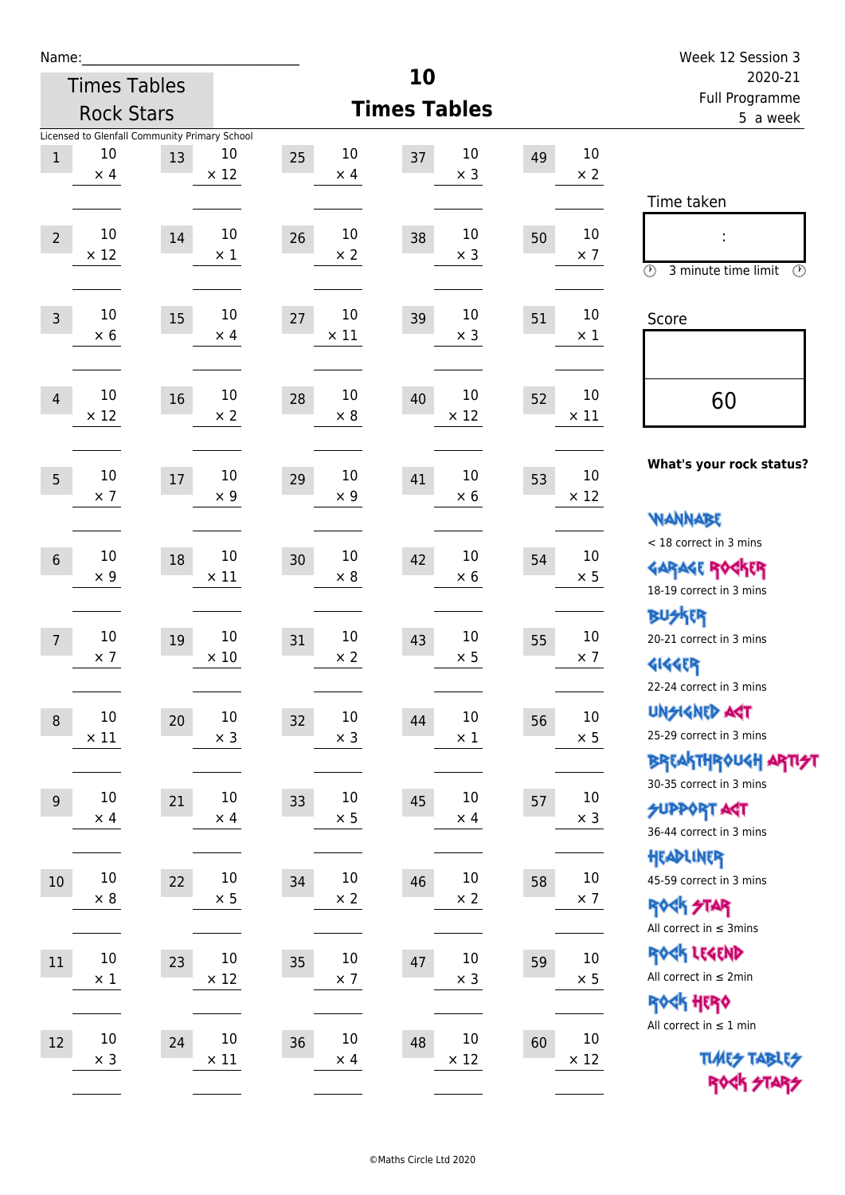Name:_______________________

Times Tables Rock Stars

Licensed to Glenfall Community Primary School

# 10 Times Tables

Week 12 Session 3
2020-21
Full Programme
5 a week

| # | | # | | # | | # | | # | |
|---|---|---|---|---|---|---|---|---|---|
| 1 | 10 × 4 | 13 | 10 × 12 | 25 | 10 × 4 | 37 | 10 × 3 | 49 | 10 × 2 |
| 2 | 10 × 12 | 14 | 10 × 1 | 26 | 10 × 2 | 38 | 10 × 3 | 50 | 10 × 7 |
| 3 | 10 × 6 | 15 | 10 × 4 | 27 | 10 × 11 | 39 | 10 × 3 | 51 | 10 × 1 |
| 4 | 10 × 12 | 16 | 10 × 2 | 28 | 10 × 8 | 40 | 10 × 12 | 52 | 10 × 11 |
| 5 | 10 × 7 | 17 | 10 × 9 | 29 | 10 × 9 | 41 | 10 × 6 | 53 | 10 × 12 |
| 6 | 10 × 9 | 18 | 10 × 11 | 30 | 10 × 8 | 42 | 10 × 6 | 54 | 10 × 5 |
| 7 | 10 × 7 | 19 | 10 × 10 | 31 | 10 × 2 | 43 | 10 × 5 | 55 | 10 × 7 |
| 8 | 10 × 11 | 20 | 10 × 3 | 32 | 10 × 3 | 44 | 10 × 1 | 56 | 10 × 5 |
| 9 | 10 × 4 | 21 | 10 × 4 | 33 | 10 × 5 | 45 | 10 × 4 | 57 | 10 × 3 |
| 10 | 10 × 8 | 22 | 10 × 5 | 34 | 10 × 2 | 46 | 10 × 2 | 58 | 10 × 7 |
| 11 | 10 × 1 | 23 | 10 × 12 | 35 | 10 × 7 | 47 | 10 × 3 | 59 | 10 × 5 |
| 12 | 10 × 3 | 24 | 10 × 11 | 36 | 10 × 4 | 48 | 10 × 12 | 60 | 10 × 12 |

Time taken

:

3 minute time limit

Score

60

**What's your rock status?**

WANNABE
< 18 correct in 3 mins

GARAGE ROCKER
18-19 correct in 3 mins

BUSKER
20-21 correct in 3 mins

GIGGER
22-24 correct in 3 mins

UNSIGNED ACT
25-29 correct in 3 mins

BREAKTHROUGH ARTIST
30-35 correct in 3 mins

SUPPORT ACT
36-44 correct in 3 mins

HEADLINER
45-59 correct in 3 mins

ROCK STAR
All correct in ≤ 3mins

ROCK LEGEND
All correct in ≤ 2min

ROCK HERO
All correct in ≤ 1 min

TIMES TABLES ROCK STARS

©Maths Circle Ltd 2020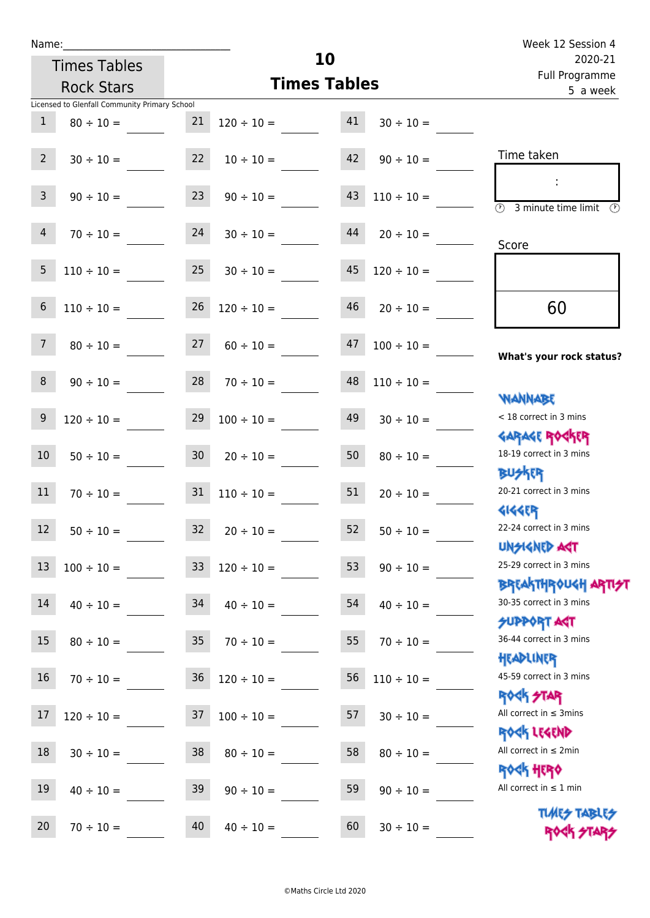Name:\_\_\_\_\_\_\_\_\_\_\_\_\_\_\_\_\_\_\_\_\_\_\_\_\_\_\_\_\_\_

Times Tables Rock Stars

# 10 Times Tables

Week 12 Session 4
2020-21
Full Programme
5 a week

Licensed to Glenfall Community Primary School

| | | | | | |
|---|---|---|---|---|---|
| 1 | 80 ÷ 10 = | 21 | 120 ÷ 10 = | 41 | 30 ÷ 10 = |
| 2 | 30 ÷ 10 = | 22 | 10 ÷ 10 = | 42 | 90 ÷ 10 = |
| 3 | 90 ÷ 10 = | 23 | 90 ÷ 10 = | 43 | 110 ÷ 10 = |
| 4 | 70 ÷ 10 = | 24 | 30 ÷ 10 = | 44 | 20 ÷ 10 = |
| 5 | 110 ÷ 10 = | 25 | 30 ÷ 10 = | 45 | 120 ÷ 10 = |
| 6 | 110 ÷ 10 = | 26 | 120 ÷ 10 = | 46 | 20 ÷ 10 = |
| 7 | 80 ÷ 10 = | 27 | 60 ÷ 10 = | 47 | 100 ÷ 10 = |
| 8 | 90 ÷ 10 = | 28 | 70 ÷ 10 = | 48 | 110 ÷ 10 = |
| 9 | 120 ÷ 10 = | 29 | 100 ÷ 10 = | 49 | 30 ÷ 10 = |
| 10 | 50 ÷ 10 = | 30 | 20 ÷ 10 = | 50 | 80 ÷ 10 = |
| 11 | 70 ÷ 10 = | 31 | 110 ÷ 10 = | 51 | 20 ÷ 10 = |
| 12 | 50 ÷ 10 = | 32 | 20 ÷ 10 = | 52 | 50 ÷ 10 = |
| 13 | 100 ÷ 10 = | 33 | 120 ÷ 10 = | 53 | 90 ÷ 10 = |
| 14 | 40 ÷ 10 = | 34 | 40 ÷ 10 = | 54 | 40 ÷ 10 = |
| 15 | 80 ÷ 10 = | 35 | 70 ÷ 10 = | 55 | 70 ÷ 10 = |
| 16 | 70 ÷ 10 = | 36 | 120 ÷ 10 = | 56 | 110 ÷ 10 = |
| 17 | 120 ÷ 10 = | 37 | 100 ÷ 10 = | 57 | 30 ÷ 10 = |
| 18 | 30 ÷ 10 = | 38 | 80 ÷ 10 = | 58 | 80 ÷ 10 = |
| 19 | 40 ÷ 10 = | 39 | 90 ÷ 10 = | 59 | 90 ÷ 10 = |
| 20 | 70 ÷ 10 = | 40 | 40 ÷ 10 = | 60 | 30 ÷ 10 = |

Time taken

:

3 minute time limit

Score

60

**What's your rock status?**

WANNABE
< 18 correct in 3 mins

GARAGE ROCKER
18-19 correct in 3 mins

BUSKER
20-21 correct in 3 mins

GIGGER
22-24 correct in 3 mins

UNSIGNED ACT
25-29 correct in 3 mins

BREAKTHROUGH ARTIST
30-35 correct in 3 mins

SUPPORT ACT
36-44 correct in 3 mins

HEADLINER
45-59 correct in 3 mins

ROCK STAR
All correct in ≤ 3mins

ROCK LEGEND
All correct in ≤ 2min

ROCK HERO
All correct in ≤ 1 min

TIMES TABLES ROCK STARS

©Maths Circle Ltd 2020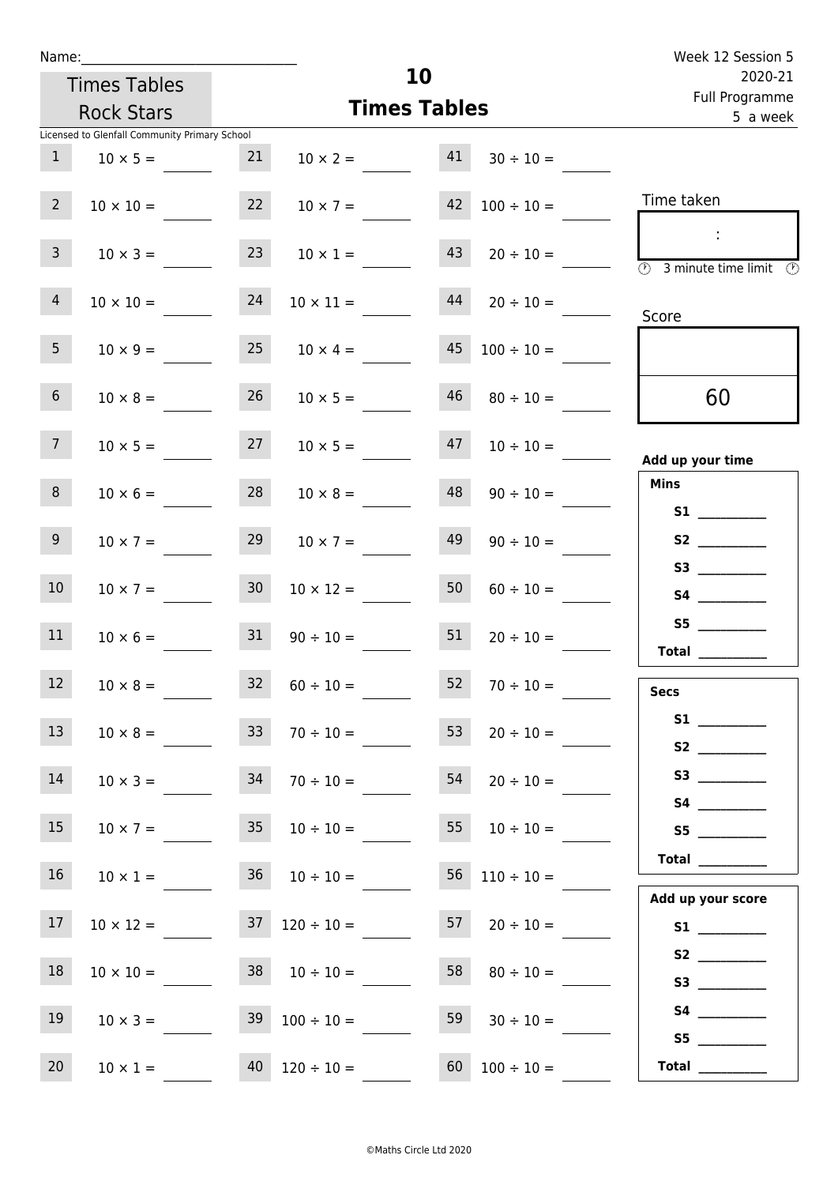Name:______________________________

Times Tables Rock Stars

# 10
## Times Tables

Week 12 Session 5
2020-21
Full Programme
5 a week

Licensed to Glenfall Community Primary School

| | | | | | |
|---|---|---|---|---|---|
| 1 | $10 \times 5 =$ | 21 | $10 \times 2 =$ | 41 | $30 \div 10 =$ |
| 2 | $10 \times 10 =$ | 22 | $10 \times 7 =$ | 42 | $100 \div 10 =$ |
| 3 | $10 \times 3 =$ | 23 | $10 \times 1 =$ | 43 | $20 \div 10 =$ |
| 4 | $10 \times 10 =$ | 24 | $10 \times 11 =$ | 44 | $20 \div 10 =$ |
| 5 | $10 \times 9 =$ | 25 | $10 \times 4 =$ | 45 | $100 \div 10 =$ |
| 6 | $10 \times 8 =$ | 26 | $10 \times 5 =$ | 46 | $80 \div 10 =$ |
| 7 | $10 \times 5 =$ | 27 | $10 \times 5 =$ | 47 | $10 \div 10 =$ |
| 8 | $10 \times 6 =$ | 28 | $10 \times 8 =$ | 48 | $90 \div 10 =$ |
| 9 | $10 \times 7 =$ | 29 | $10 \times 7 =$ | 49 | $90 \div 10 =$ |
| 10 | $10 \times 7 =$ | 30 | $10 \times 12 =$ | 50 | $60 \div 10 =$ |
| 11 | $10 \times 6 =$ | 31 | $90 \div 10 =$ | 51 | $20 \div 10 =$ |
| 12 | $10 \times 8 =$ | 32 | $60 \div 10 =$ | 52 | $70 \div 10 =$ |
| 13 | $10 \times 8 =$ | 33 | $70 \div 10 =$ | 53 | $20 \div 10 =$ |
| 14 | $10 \times 3 =$ | 34 | $70 \div 10 =$ | 54 | $20 \div 10 =$ |
| 15 | $10 \times 7 =$ | 35 | $10 \div 10 =$ | 55 | $10 \div 10 =$ |
| 16 | $10 \times 1 =$ | 36 | $10 \div 10 =$ | 56 | $110 \div 10 =$ |
| 17 | $10 \times 12 =$ | 37 | $120 \div 10 =$ | 57 | $20 \div 10 =$ |
| 18 | $10 \times 10 =$ | 38 | $10 \div 10 =$ | 58 | $80 \div 10 =$ |
| 19 | $10 \times 3 =$ | 39 | $100 \div 10 =$ | 59 | $30 \div 10 =$ |
| 20 | $10 \times 1 =$ | 40 | $120 \div 10 =$ | 60 | $100 \div 10 =$ |

Time taken

:

3 minute time limit

Score

60

**Add up your time**

**Mins**

**S1** __________
**S2** __________
**S3** __________
**S4** __________
**S5** __________
**Total** __________

**Secs**

**S1** __________
**S2** __________
**S3** __________
**S4** __________
**S5** __________
**Total** __________

**Add up your score**

**S1** __________
**S2** __________
**S3** __________
**S4** __________
**S5** __________
**Total** __________

©Maths Circle Ltd 2020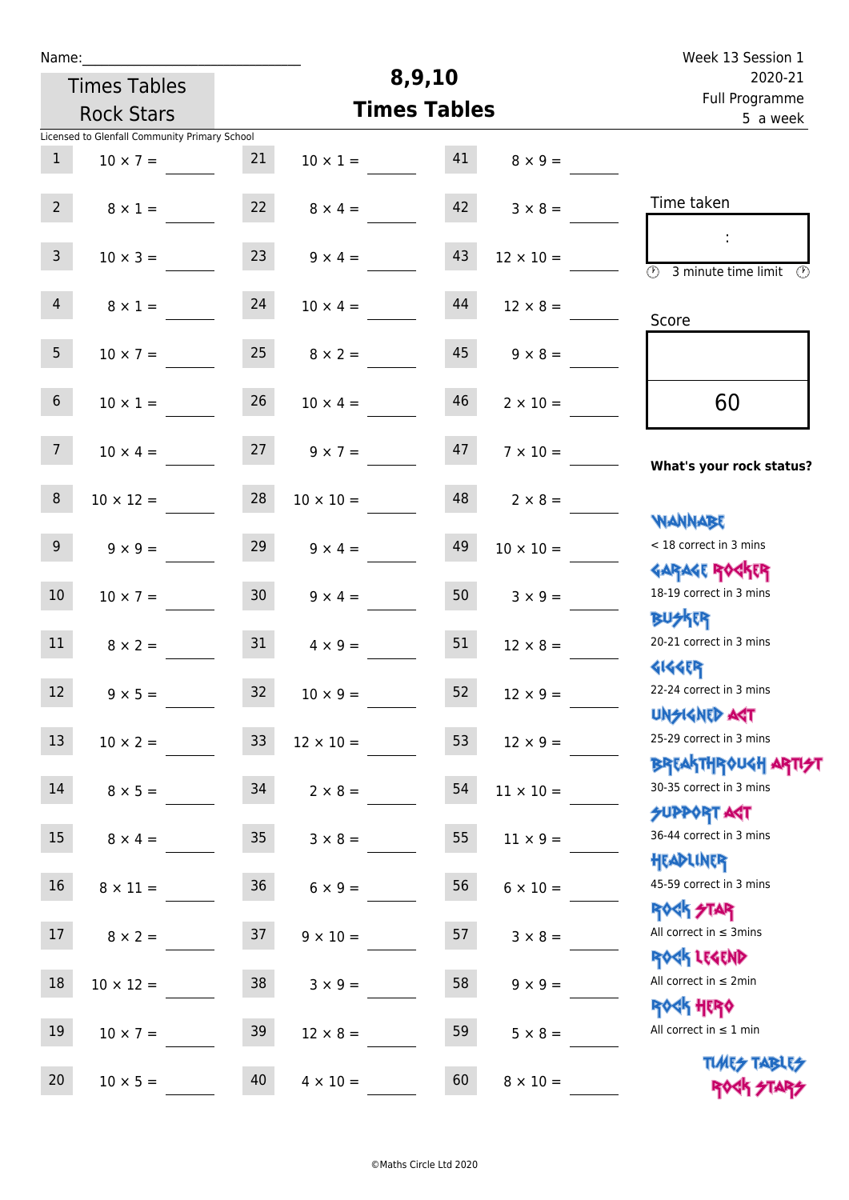Name:______________________________

Times Tables Rock Stars

# 8,9,10 Times Tables

Week 13 Session 1
2020-21
Full Programme
5 a week

Licensed to Glenfall Community Primary School

| | | | | | |
|---|---|---|---|---|---|
| 1 | 10 × 7 = | 21 | 10 × 1 = | 41 | 8 × 9 = |
| 2 | 8 × 1 = | 22 | 8 × 4 = | 42 | 3 × 8 = |
| 3 | 10 × 3 = | 23 | 9 × 4 = | 43 | 12 × 10 = |
| 4 | 8 × 1 = | 24 | 10 × 4 = | 44 | 12 × 8 = |
| 5 | 10 × 7 = | 25 | 8 × 2 = | 45 | 9 × 8 = |
| 6 | 10 × 1 = | 26 | 10 × 4 = | 46 | 2 × 10 = |
| 7 | 10 × 4 = | 27 | 9 × 7 = | 47 | 7 × 10 = |
| 8 | 10 × 12 = | 28 | 10 × 10 = | 48 | 2 × 8 = |
| 9 | 9 × 9 = | 29 | 9 × 4 = | 49 | 10 × 10 = |
| 10 | 10 × 7 = | 30 | 9 × 4 = | 50 | 3 × 9 = |
| 11 | 8 × 2 = | 31 | 4 × 9 = | 51 | 12 × 8 = |
| 12 | 9 × 5 = | 32 | 10 × 9 = | 52 | 12 × 9 = |
| 13 | 10 × 2 = | 33 | 12 × 10 = | 53 | 12 × 9 = |
| 14 | 8 × 5 = | 34 | 2 × 8 = | 54 | 11 × 10 = |
| 15 | 8 × 4 = | 35 | 3 × 8 = | 55 | 11 × 9 = |
| 16 | 8 × 11 = | 36 | 6 × 9 = | 56 | 6 × 10 = |
| 17 | 8 × 2 = | 37 | 9 × 10 = | 57 | 3 × 8 = |
| 18 | 10 × 12 = | 38 | 3 × 9 = | 58 | 9 × 9 = |
| 19 | 10 × 7 = | 39 | 12 × 8 = | 59 | 5 × 8 = |
| 20 | 10 × 5 = | 40 | 4 × 10 = | 60 | 8 × 10 = |

Time taken

:

3 minute time limit

Score

60

**What's your rock status?**

WANNABE
< 18 correct in 3 mins

GARAGE ROCKER
18-19 correct in 3 mins

BUSKER
20-21 correct in 3 mins

GIGGER
22-24 correct in 3 mins

UNSIGNED ACT
25-29 correct in 3 mins

BREAKTHROUGH ARTIST
30-35 correct in 3 mins

SUPPORT ACT
36-44 correct in 3 mins

HEADLINER
45-59 correct in 3 mins

ROCK STAR
All correct in ≤ 3mins

ROCK LEGEND
All correct in ≤ 2min

ROCK HERO
All correct in ≤ 1 min

TIMES TABLES ROCK STARS

©Maths Circle Ltd 2020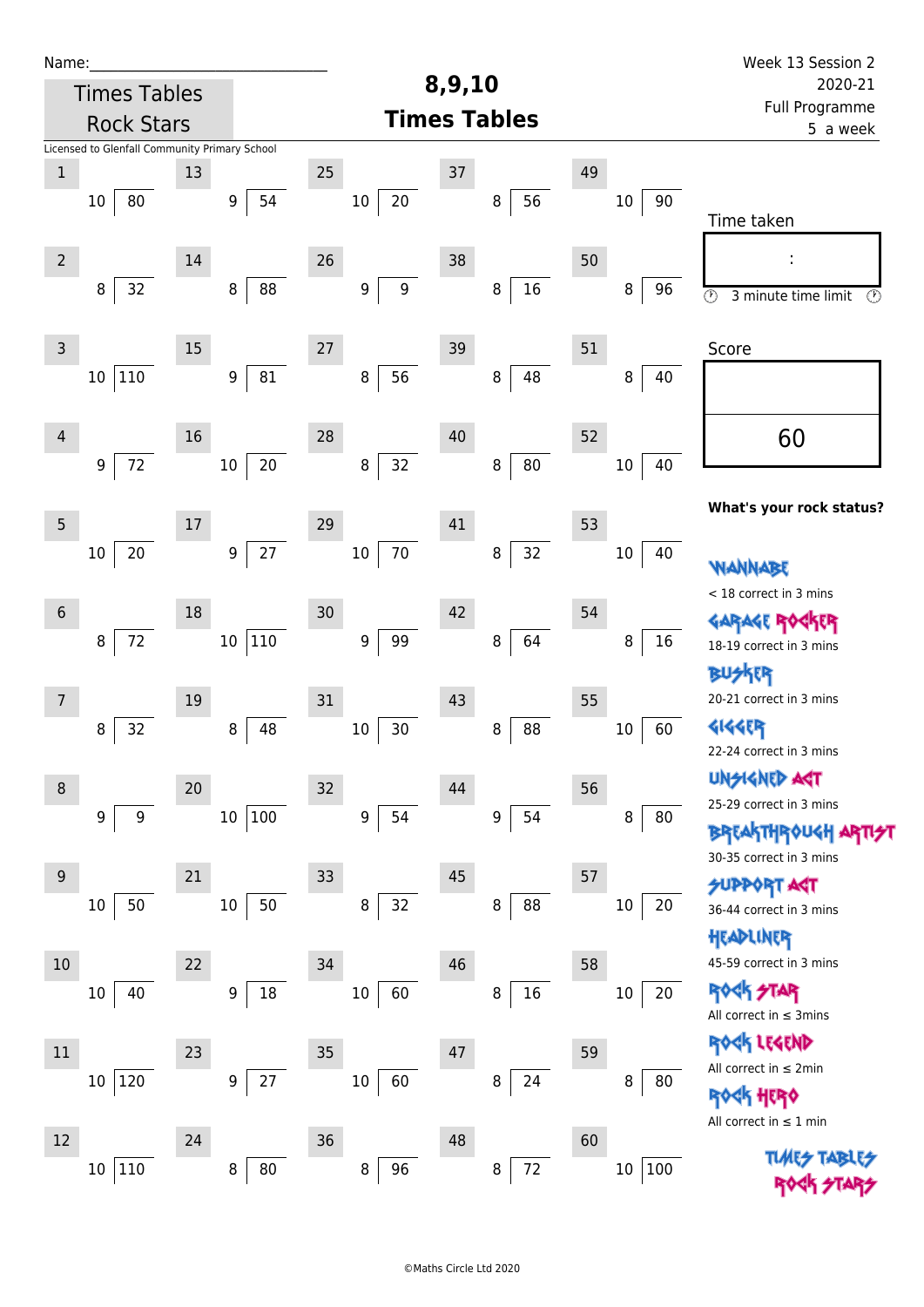Name:\_\_\_\_\_\_\_\_\_\_\_\_\_\_\_\_\_\_\_\_\_\_\_\_\_\_\_\_\_\_

Times Tables Rock Stars

Licensed to Glenfall Community Primary School

# 8,9,10 Times Tables

Week 13 Session 2
2020-21
Full Programme
5 a week

| # | Question | # | Question | # | Question | # | Question | # | Question |
|---|---|---|---|---|---|---|---|---|---|
| 1 | 10 ⟌ 80 | 13 | 9 ⟌ 54 | 25 | 10 ⟌ 20 | 37 | 8 ⟌ 56 | 49 | 10 ⟌ 90 |
| 2 | 8 ⟌ 32 | 14 | 8 ⟌ 88 | 26 | 9 ⟌ 9 | 38 | 8 ⟌ 16 | 50 | 8 ⟌ 96 |
| 3 | 10 ⟌ 110 | 15 | 9 ⟌ 81 | 27 | 8 ⟌ 56 | 39 | 8 ⟌ 48 | 51 | 8 ⟌ 40 |
| 4 | 9 ⟌ 72 | 16 | 10 ⟌ 20 | 28 | 8 ⟌ 32 | 40 | 8 ⟌ 80 | 52 | 10 ⟌ 40 |
| 5 | 10 ⟌ 20 | 17 | 9 ⟌ 27 | 29 | 10 ⟌ 70 | 41 | 8 ⟌ 32 | 53 | 10 ⟌ 40 |
| 6 | 8 ⟌ 72 | 18 | 10 ⟌ 110 | 30 | 9 ⟌ 99 | 42 | 8 ⟌ 64 | 54 | 8 ⟌ 16 |
| 7 | 8 ⟌ 32 | 19 | 8 ⟌ 48 | 31 | 10 ⟌ 30 | 43 | 8 ⟌ 88 | 55 | 10 ⟌ 60 |
| 8 | 9 ⟌ 9 | 20 | 10 ⟌ 100 | 32 | 9 ⟌ 54 | 44 | 9 ⟌ 54 | 56 | 8 ⟌ 80 |
| 9 | 10 ⟌ 50 | 21 | 10 ⟌ 50 | 33 | 8 ⟌ 32 | 45 | 8 ⟌ 88 | 57 | 10 ⟌ 20 |
| 10 | 10 ⟌ 40 | 22 | 9 ⟌ 18 | 34 | 10 ⟌ 60 | 46 | 8 ⟌ 16 | 58 | 10 ⟌ 20 |
| 11 | 10 ⟌ 120 | 23 | 9 ⟌ 27 | 35 | 10 ⟌ 60 | 47 | 8 ⟌ 24 | 59 | 8 ⟌ 80 |
| 12 | 10 ⟌ 110 | 24 | 8 ⟌ 80 | 36 | 8 ⟌ 96 | 48 | 8 ⟌ 72 | 60 | 10 ⟌ 100 |

Time taken

:

3 minute time limit

Score

60

**What's your rock status?**

WANNABE
< 18 correct in 3 mins

GARAGE ROCKER
18-19 correct in 3 mins

BUSKER
20-21 correct in 3 mins

GIGGER
22-24 correct in 3 mins

UNSIGNED ACT
25-29 correct in 3 mins

BREAKTHROUGH ARTIST
30-35 correct in 3 mins

SUPPORT ACT
36-44 correct in 3 mins

HEADLINER
45-59 correct in 3 mins

ROCK STAR
All correct in ≤ 3mins

ROCK LEGEND
All correct in ≤ 2min

ROCK HERO
All correct in ≤ 1 min

TIMES TABLES ROCK STARS

©Maths Circle Ltd 2020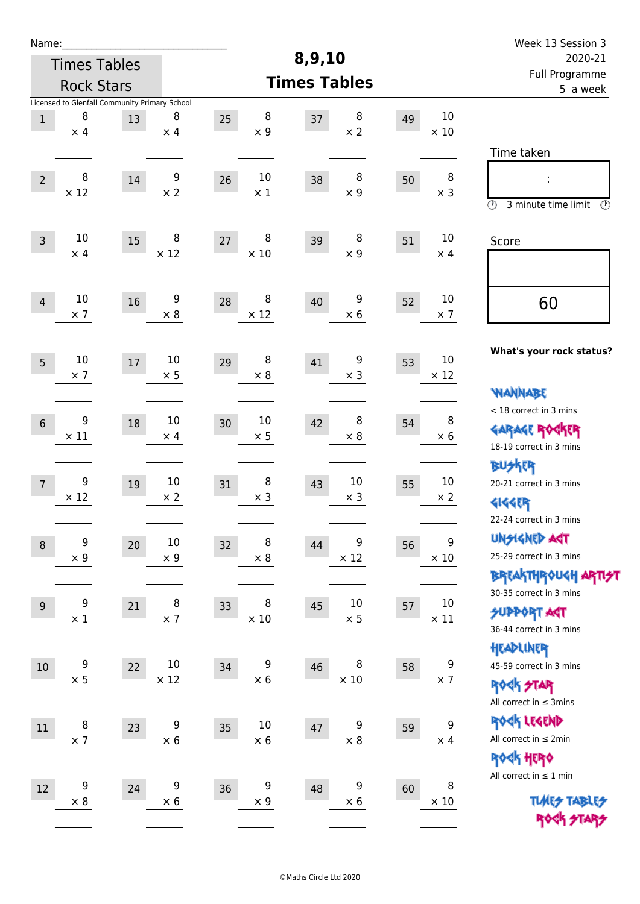Name:\_\_\_\_\_\_\_\_\_\_\_\_\_\_\_\_\_\_\_\_\_\_\_\_\_\_\_\_

Times Tables Rock Stars

# 8,9,10 Times Tables

Week 13 Session 3
2020-21
Full Programme
5 a week

Licensed to Glenfall Community Primary School

| # | | # | | # | | # | | # | |
|---|---|---|---|---|---|---|---|---|---|
| 1 | 8 × 4 | 13 | 8 × 4 | 25 | 8 × 9 | 37 | 8 × 2 | 49 | 10 × 10 |
| 2 | 8 × 12 | 14 | 9 × 2 | 26 | 10 × 1 | 38 | 8 × 9 | 50 | 8 × 3 |
| 3 | 10 × 4 | 15 | 8 × 12 | 27 | 8 × 10 | 39 | 8 × 9 | 51 | 10 × 4 |
| 4 | 10 × 7 | 16 | 9 × 8 | 28 | 8 × 12 | 40 | 9 × 6 | 52 | 10 × 7 |
| 5 | 10 × 7 | 17 | 10 × 5 | 29 | 8 × 8 | 41 | 9 × 3 | 53 | 10 × 12 |
| 6 | 9 × 11 | 18 | 10 × 4 | 30 | 10 × 5 | 42 | 8 × 8 | 54 | 8 × 6 |
| 7 | 9 × 12 | 19 | 10 × 2 | 31 | 8 × 3 | 43 | 10 × 3 | 55 | 10 × 2 |
| 8 | 9 × 9 | 20 | 10 × 9 | 32 | 8 × 8 | 44 | 9 × 12 | 56 | 9 × 10 |
| 9 | 9 × 1 | 21 | 8 × 7 | 33 | 8 × 10 | 45 | 10 × 5 | 57 | 10 × 11 |
| 10 | 9 × 5 | 22 | 10 × 12 | 34 | 9 × 6 | 46 | 8 × 10 | 58 | 9 × 7 |
| 11 | 8 × 7 | 23 | 9 × 6 | 35 | 10 × 6 | 47 | 9 × 8 | 59 | 9 × 4 |
| 12 | 9 × 8 | 24 | 9 × 6 | 36 | 9 × 9 | 48 | 9 × 6 | 60 | 8 × 10 |

Time taken

:

3 minute time limit

Score

60

**What's your rock status?**

WANNABE
< 18 correct in 3 mins

GARAGE ROCKER
18-19 correct in 3 mins

BUSKER
20-21 correct in 3 mins

GIGGER
22-24 correct in 3 mins

UNSIGNED ACT
25-29 correct in 3 mins

BREAKTHROUGH ARTIST
30-35 correct in 3 mins

SUPPORT ACT
36-44 correct in 3 mins

HEADLINER
45-59 correct in 3 mins

ROCK STAR
All correct in ≤ 3mins

ROCK LEGEND
All correct in ≤ 2min

ROCK HERO
All correct in ≤ 1 min

TIMES TABLES ROCK STARS

©Maths Circle Ltd 2020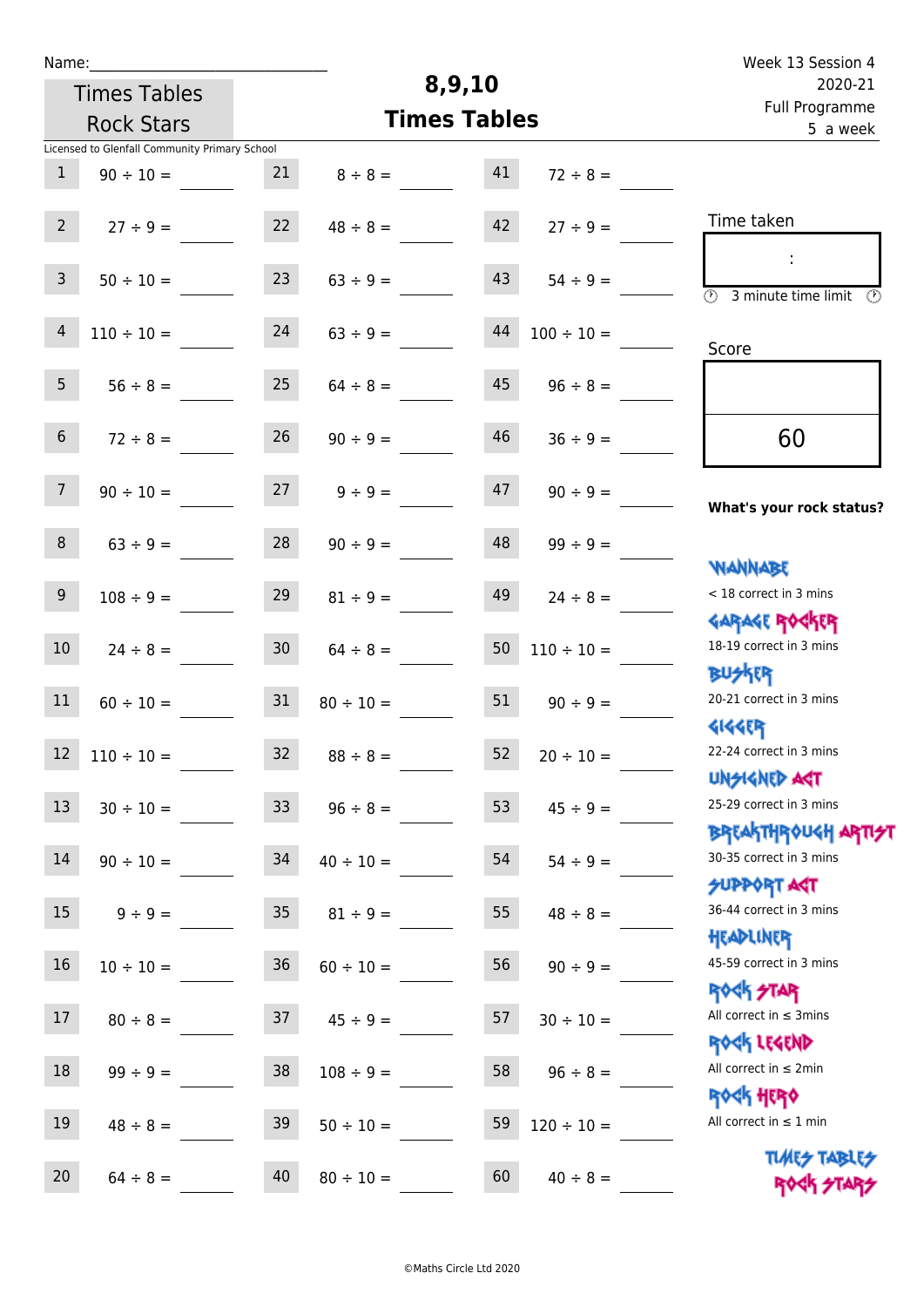Name:______________________________

Times Tables Rock Stars

# 8,9,10 Times Tables

Week 13 Session 4
2020-21
Full Programme
5 a week

Licensed to Glenfall Community Primary School

| | | | | | |
|---|---|---|---|---|---|
| 1 | 90 ÷ 10 = ____ | 21 | 8 ÷ 8 = ____ | 41 | 72 ÷ 8 = ____ |
| 2 | 27 ÷ 9 = ____ | 22 | 48 ÷ 8 = ____ | 42 | 27 ÷ 9 = ____ |
| 3 | 50 ÷ 10 = ____ | 23 | 63 ÷ 9 = ____ | 43 | 54 ÷ 9 = ____ |
| 4 | 110 ÷ 10 = ____ | 24 | 63 ÷ 9 = ____ | 44 | 100 ÷ 10 = ____ |
| 5 | 56 ÷ 8 = ____ | 25 | 64 ÷ 8 = ____ | 45 | 96 ÷ 8 = ____ |
| 6 | 72 ÷ 8 = ____ | 26 | 90 ÷ 9 = ____ | 46 | 36 ÷ 9 = ____ |
| 7 | 90 ÷ 10 = ____ | 27 | 9 ÷ 9 = ____ | 47 | 90 ÷ 9 = ____ |
| 8 | 63 ÷ 9 = ____ | 28 | 90 ÷ 9 = ____ | 48 | 99 ÷ 9 = ____ |
| 9 | 108 ÷ 9 = ____ | 29 | 81 ÷ 9 = ____ | 49 | 24 ÷ 8 = ____ |
| 10 | 24 ÷ 8 = ____ | 30 | 64 ÷ 8 = ____ | 50 | 110 ÷ 10 = ____ |
| 11 | 60 ÷ 10 = ____ | 31 | 80 ÷ 10 = ____ | 51 | 90 ÷ 9 = ____ |
| 12 | 110 ÷ 10 = ____ | 32 | 88 ÷ 8 = ____ | 52 | 20 ÷ 10 = ____ |
| 13 | 30 ÷ 10 = ____ | 33 | 96 ÷ 8 = ____ | 53 | 45 ÷ 9 = ____ |
| 14 | 90 ÷ 10 = ____ | 34 | 40 ÷ 10 = ____ | 54 | 54 ÷ 9 = ____ |
| 15 | 9 ÷ 9 = ____ | 35 | 81 ÷ 9 = ____ | 55 | 48 ÷ 8 = ____ |
| 16 | 10 ÷ 10 = ____ | 36 | 60 ÷ 10 = ____ | 56 | 90 ÷ 9 = ____ |
| 17 | 80 ÷ 8 = ____ | 37 | 45 ÷ 9 = ____ | 57 | 30 ÷ 10 = ____ |
| 18 | 99 ÷ 9 = ____ | 38 | 108 ÷ 9 = ____ | 58 | 96 ÷ 8 = ____ |
| 19 | 48 ÷ 8 = ____ | 39 | 50 ÷ 10 = ____ | 59 | 120 ÷ 10 = ____ |
| 20 | 64 ÷ 8 = ____ | 40 | 80 ÷ 10 = ____ | 60 | 40 ÷ 8 = ____ |

Time taken

:

3 minute time limit

Score

60

**What's your rock status?**

WANNABE
< 18 correct in 3 mins

GARAGE ROCKER
18-19 correct in 3 mins

BUSKER
20-21 correct in 3 mins

GIGGER
22-24 correct in 3 mins

UNSIGNED ACT
25-29 correct in 3 mins

BREAKTHROUGH ARTIST
30-35 correct in 3 mins

SUPPORT ACT
36-44 correct in 3 mins

HEADLINER
45-59 correct in 3 mins

ROCK STAR
All correct in ≤ 3mins

ROCK LEGEND
All correct in ≤ 2min

ROCK HERO
All correct in ≤ 1 min

TIMES TABLES ROCK STARS

©Maths Circle Ltd 2020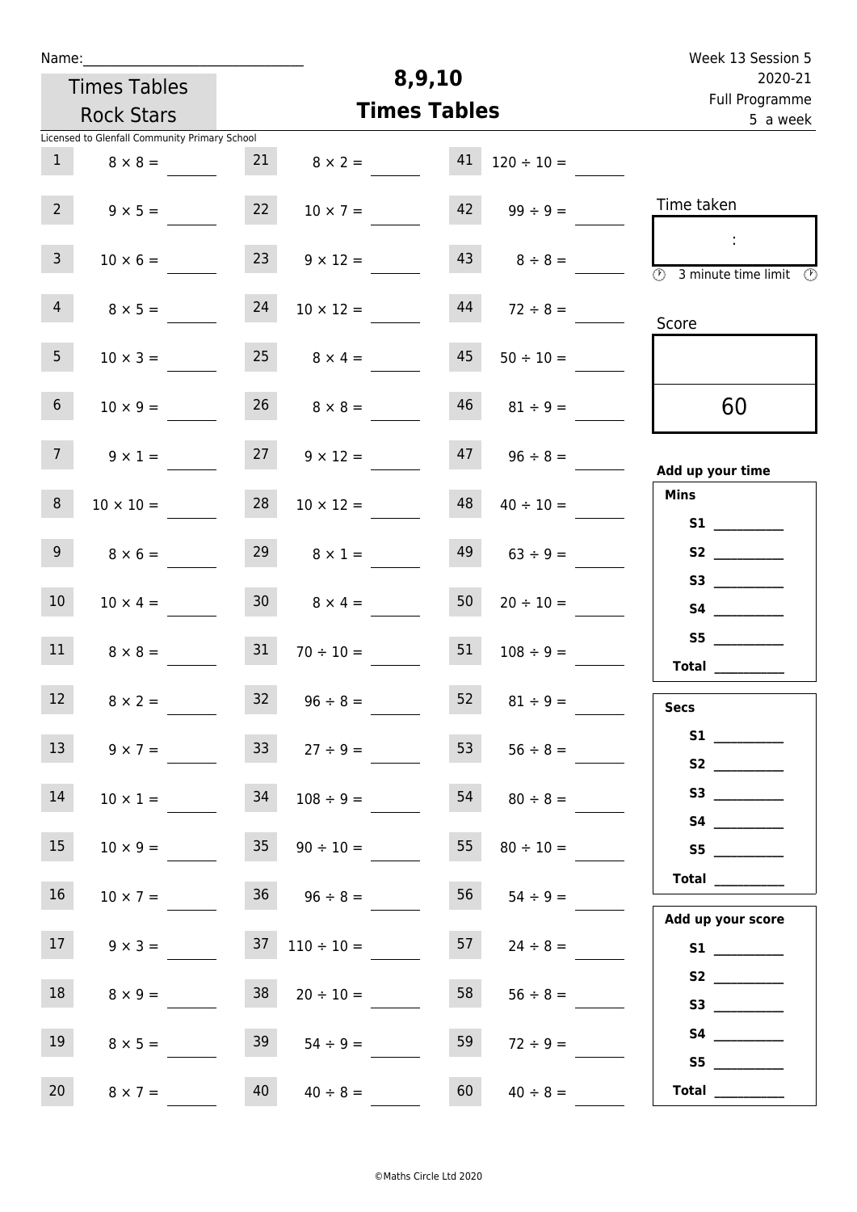Name:\_\_\_\_\_\_\_\_\_\_\_\_\_\_\_\_\_\_\_\_\_\_\_\_\_\_\_\_\_\_

Times Tables Rock Stars

Licensed to Glenfall Community Primary School

# 8,9,10
## Times Tables

Week 13 Session 5
2020-21
Full Programme
5 a week

| | | | | | |
|---|---|---|---|---|---|
| 1 | $8 \times 8 =$ | 21 | $8 \times 2 =$ | 41 | $120 \div 10 =$ |
| 2 | $9 \times 5 =$ | 22 | $10 \times 7 =$ | 42 | $99 \div 9 =$ |
| 3 | $10 \times 6 =$ | 23 | $9 \times 12 =$ | 43 | $8 \div 8 =$ |
| 4 | $8 \times 5 =$ | 24 | $10 \times 12 =$ | 44 | $72 \div 8 =$ |
| 5 | $10 \times 3 =$ | 25 | $8 \times 4 =$ | 45 | $50 \div 10 =$ |
| 6 | $10 \times 9 =$ | 26 | $8 \times 8 =$ | 46 | $81 \div 9 =$ |
| 7 | $9 \times 1 =$ | 27 | $9 \times 12 =$ | 47 | $96 \div 8 =$ |
| 8 | $10 \times 10 =$ | 28 | $10 \times 12 =$ | 48 | $40 \div 10 =$ |
| 9 | $8 \times 6 =$ | 29 | $8 \times 1 =$ | 49 | $63 \div 9 =$ |
| 10 | $10 \times 4 =$ | 30 | $8 \times 4 =$ | 50 | $20 \div 10 =$ |
| 11 | $8 \times 8 =$ | 31 | $70 \div 10 =$ | 51 | $108 \div 9 =$ |
| 12 | $8 \times 2 =$ | 32 | $96 \div 8 =$ | 52 | $81 \div 9 =$ |
| 13 | $9 \times 7 =$ | 33 | $27 \div 9 =$ | 53 | $56 \div 8 =$ |
| 14 | $10 \times 1 =$ | 34 | $108 \div 9 =$ | 54 | $80 \div 8 =$ |
| 15 | $10 \times 9 =$ | 35 | $90 \div 10 =$ | 55 | $80 \div 10 =$ |
| 16 | $10 \times 7 =$ | 36 | $96 \div 8 =$ | 56 | $54 \div 9 =$ |
| 17 | $9 \times 3 =$ | 37 | $110 \div 10 =$ | 57 | $24 \div 8 =$ |
| 18 | $8 \times 9 =$ | 38 | $20 \div 10 =$ | 58 | $56 \div 8 =$ |
| 19 | $8 \times 5 =$ | 39 | $54 \div 9 =$ | 59 | $72 \div 9 =$ |
| 20 | $8 \times 7 =$ | 40 | $40 \div 8 =$ | 60 | $40 \div 8 =$ |

Time taken

:

3 minute time limit

Score

60

**Add up your time**

**Mins**

**S1** \_\_\_\_\_\_\_\_\_\_
**S2** \_\_\_\_\_\_\_\_\_\_
**S3** \_\_\_\_\_\_\_\_\_\_
**S4** \_\_\_\_\_\_\_\_\_\_
**S5** \_\_\_\_\_\_\_\_\_\_
**Total** \_\_\_\_\_\_\_\_\_\_

**Secs**

**S1** \_\_\_\_\_\_\_\_\_\_
**S2** \_\_\_\_\_\_\_\_\_\_
**S3** \_\_\_\_\_\_\_\_\_\_
**S4** \_\_\_\_\_\_\_\_\_\_
**S5** \_\_\_\_\_\_\_\_\_\_
**Total** \_\_\_\_\_\_\_\_\_\_

**Add up your score**

**S1** \_\_\_\_\_\_\_\_\_\_
**S2** \_\_\_\_\_\_\_\_\_\_
**S3** \_\_\_\_\_\_\_\_\_\_
**S4** \_\_\_\_\_\_\_\_\_\_
**S5** \_\_\_\_\_\_\_\_\_\_
**Total** \_\_\_\_\_\_\_\_\_\_

©Maths Circle Ltd 2020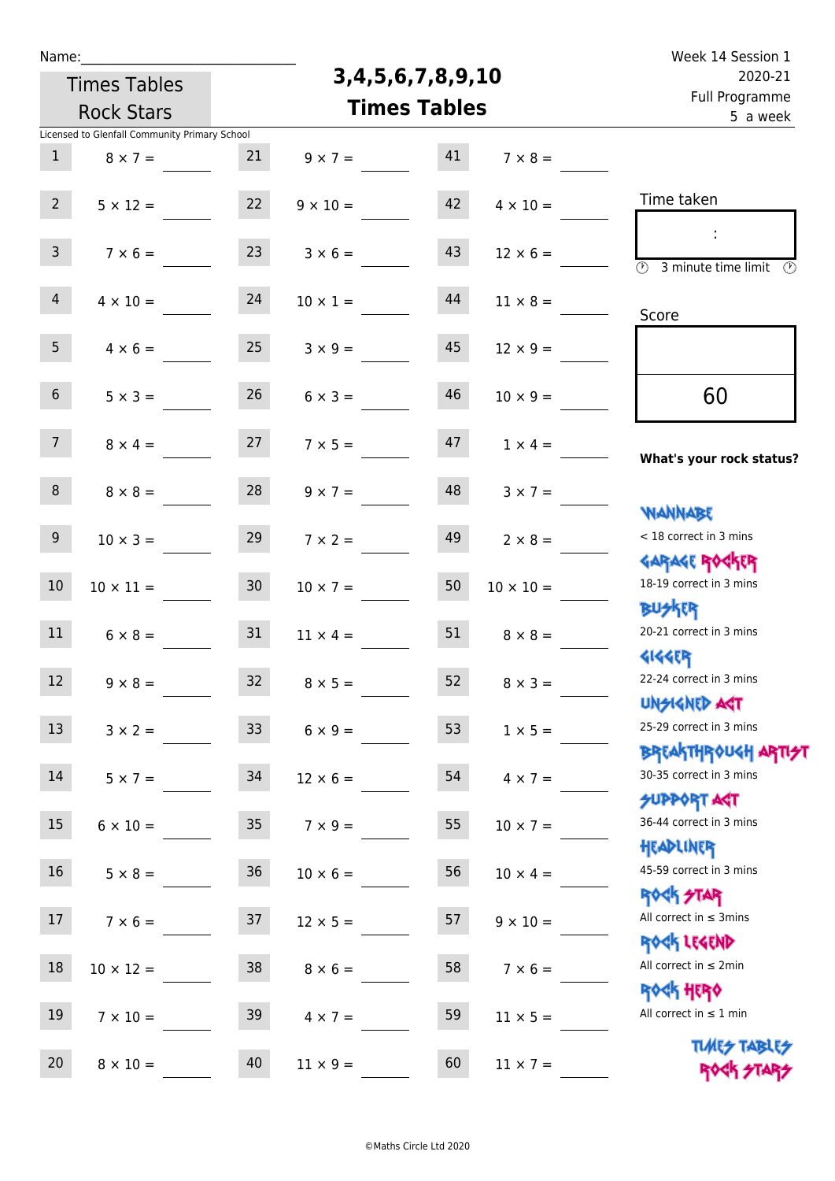Name:\_\_\_\_\_\_\_\_\_\_\_\_\_\_\_\_\_\_\_\_\_\_\_\_\_\_\_\_

Times Tables Rock Stars

# 3,4,5,6,7,8,9,10 Times Tables

Week 14 Session 1
2020-21
Full Programme
5 a week

Licensed to Glenfall Community Primary School

| | | | | | |
|---|---|---|---|---|---|
| 1 | 8 × 7 = | 21 | 9 × 7 = | 41 | 7 × 8 = |
| 2 | 5 × 12 = | 22 | 9 × 10 = | 42 | 4 × 10 = |
| 3 | 7 × 6 = | 23 | 3 × 6 = | 43 | 12 × 6 = |
| 4 | 4 × 10 = | 24 | 10 × 1 = | 44 | 11 × 8 = |
| 5 | 4 × 6 = | 25 | 3 × 9 = | 45 | 12 × 9 = |
| 6 | 5 × 3 = | 26 | 6 × 3 = | 46 | 10 × 9 = |
| 7 | 8 × 4 = | 27 | 7 × 5 = | 47 | 1 × 4 = |
| 8 | 8 × 8 = | 28 | 9 × 7 = | 48 | 3 × 7 = |
| 9 | 10 × 3 = | 29 | 7 × 2 = | 49 | 2 × 8 = |
| 10 | 10 × 11 = | 30 | 10 × 7 = | 50 | 10 × 10 = |
| 11 | 6 × 8 = | 31 | 11 × 4 = | 51 | 8 × 8 = |
| 12 | 9 × 8 = | 32 | 8 × 5 = | 52 | 8 × 3 = |
| 13 | 3 × 2 = | 33 | 6 × 9 = | 53 | 1 × 5 = |
| 14 | 5 × 7 = | 34 | 12 × 6 = | 54 | 4 × 7 = |
| 15 | 6 × 10 = | 35 | 7 × 9 = | 55 | 10 × 7 = |
| 16 | 5 × 8 = | 36 | 10 × 6 = | 56 | 10 × 4 = |
| 17 | 7 × 6 = | 37 | 12 × 5 = | 57 | 9 × 10 = |
| 18 | 10 × 12 = | 38 | 8 × 6 = | 58 | 7 × 6 = |
| 19 | 7 × 10 = | 39 | 4 × 7 = | 59 | 11 × 5 = |
| 20 | 8 × 10 = | 40 | 11 × 9 = | 60 | 11 × 7 = |

Time taken

:

3 minute time limit

Score

60

**What's your rock status?**

WANNABE
< 18 correct in 3 mins

GARAGE ROCKER
18-19 correct in 3 mins

BUSKER
20-21 correct in 3 mins

GIGGER
22-24 correct in 3 mins

UNSIGNED ACT
25-29 correct in 3 mins

BREAKTHROUGH ARTIST
30-35 correct in 3 mins

SUPPORT ACT
36-44 correct in 3 mins

HEADLINER
45-59 correct in 3 mins

ROCK STAR
All correct in ≤ 3mins

ROCK LEGEND
All correct in ≤ 2min

ROCK HERO
All correct in ≤ 1 min

TIMES TABLES ROCK STARS

©Maths Circle Ltd 2020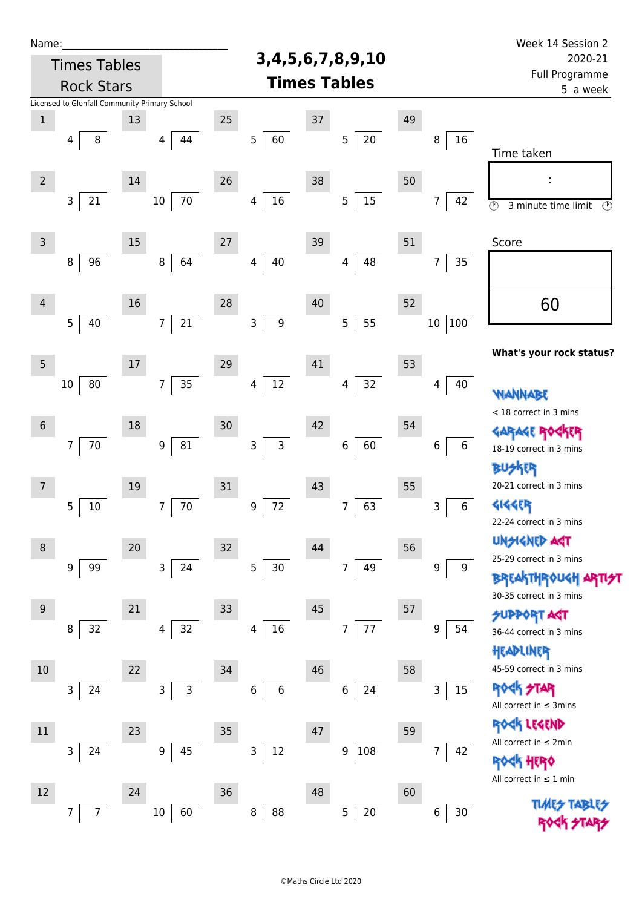Name:______________________________

Times Tables Rock Stars

Licensed to Glenfall Community Primary School

# 3,4,5,6,7,8,9,10 Times Tables

Week 14 Session 2
2020-21
Full Programme
5 a week

| | | | | |
|---|---|---|---|---|
| 1) 4 ⟌ 8 | 13) 4 ⟌ 44 | 25) 5 ⟌ 60 | 37) 5 ⟌ 20 | 49) 8 ⟌ 16 |
| 2) 3 ⟌ 21 | 14) 10 ⟌ 70 | 26) 4 ⟌ 16 | 38) 5 ⟌ 15 | 50) 7 ⟌ 42 |
| 3) 8 ⟌ 96 | 15) 8 ⟌ 64 | 27) 4 ⟌ 40 | 39) 4 ⟌ 48 | 51) 7 ⟌ 35 |
| 4) 5 ⟌ 40 | 16) 7 ⟌ 21 | 28) 3 ⟌ 9 | 40) 5 ⟌ 55 | 52) 10 ⟌ 100 |
| 5) 10 ⟌ 80 | 17) 7 ⟌ 35 | 29) 4 ⟌ 12 | 41) 4 ⟌ 32 | 53) 4 ⟌ 40 |
| 6) 7 ⟌ 70 | 18) 9 ⟌ 81 | 30) 3 ⟌ 3 | 42) 6 ⟌ 60 | 54) 6 ⟌ 6 |
| 7) 5 ⟌ 10 | 19) 7 ⟌ 70 | 31) 9 ⟌ 72 | 43) 7 ⟌ 63 | 55) 3 ⟌ 6 |
| 8) 9 ⟌ 99 | 20) 3 ⟌ 24 | 32) 5 ⟌ 30 | 44) 7 ⟌ 49 | 56) 9 ⟌ 9 |
| 9) 8 ⟌ 32 | 21) 4 ⟌ 32 | 33) 4 ⟌ 16 | 45) 7 ⟌ 77 | 57) 9 ⟌ 54 |
| 10) 3 ⟌ 24 | 22) 3 ⟌ 3 | 34) 6 ⟌ 6 | 46) 6 ⟌ 24 | 58) 3 ⟌ 15 |
| 11) 3 ⟌ 24 | 23) 9 ⟌ 45 | 35) 3 ⟌ 12 | 47) 9 ⟌ 108 | 59) 7 ⟌ 42 |
| 12) 7 ⟌ 7 | 24) 10 ⟌ 60 | 36) 8 ⟌ 88 | 48) 5 ⟌ 20 | 60) 6 ⟌ 30 |

Time taken

:

3 minute time limit

Score

60

**What's your rock status?**

WANNABE
< 18 correct in 3 mins

GARAGE ROCKER
18-19 correct in 3 mins

BUSKER
20-21 correct in 3 mins

GIGGER
22-24 correct in 3 mins

UNSIGNED ACT
25-29 correct in 3 mins

BREAKTHROUGH ARTIST
30-35 correct in 3 mins

SUPPORT ACT
36-44 correct in 3 mins

HEADLINER
45-59 correct in 3 mins

ROCK STAR
All correct in ≤ 3mins

ROCK LEGEND
All correct in ≤ 2min

ROCK HERO
All correct in ≤ 1 min

TIMES TABLES ROCK STARS

©Maths Circle Ltd 2020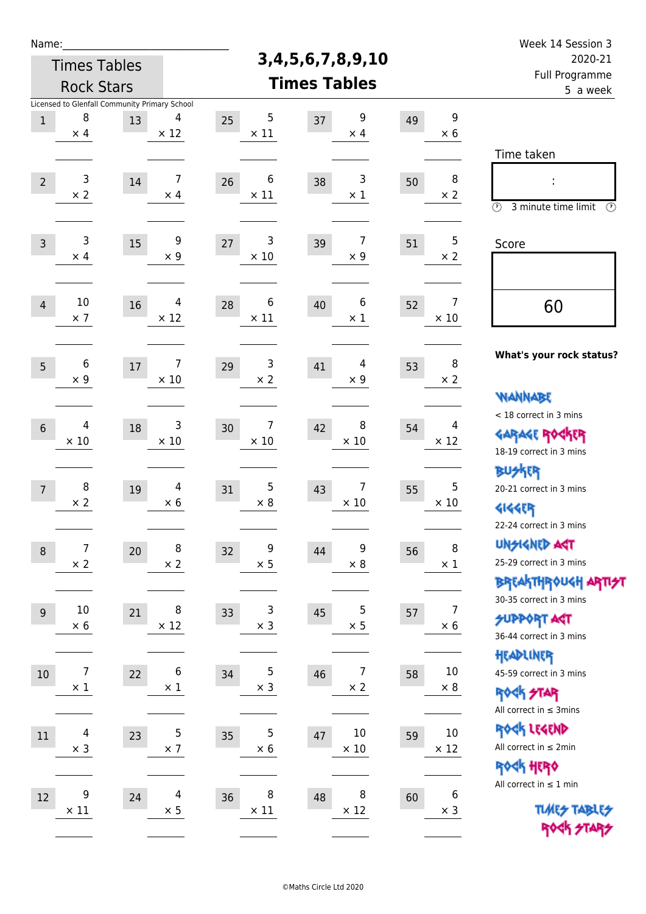Name:

Times Tables Rock Stars

# 3,4,5,6,7,8,9,10 Times Tables

Week 14 Session 3
2020-21
Full Programme
5 a week

Licensed to Glenfall Community Primary School

| # | Question | # | Question | # | Question | # | Question | # | Question |
|---|---|---|---|---|---|---|---|---|---|
| 1 | 8 × 4 | 13 | 4 × 12 | 25 | 5 × 11 | 37 | 9 × 4 | 49 | 9 × 6 |
| 2 | 3 × 2 | 14 | 7 × 4 | 26 | 6 × 11 | 38 | 3 × 1 | 50 | 8 × 2 |
| 3 | 3 × 4 | 15 | 9 × 9 | 27 | 3 × 10 | 39 | 7 × 9 | 51 | 5 × 2 |
| 4 | 10 × 7 | 16 | 4 × 12 | 28 | 6 × 11 | 40 | 6 × 1 | 52 | 7 × 10 |
| 5 | 6 × 9 | 17 | 7 × 10 | 29 | 3 × 2 | 41 | 4 × 9 | 53 | 8 × 2 |
| 6 | 4 × 10 | 18 | 3 × 10 | 30 | 7 × 10 | 42 | 8 × 10 | 54 | 4 × 12 |
| 7 | 8 × 2 | 19 | 4 × 6 | 31 | 5 × 8 | 43 | 7 × 10 | 55 | 5 × 10 |
| 8 | 7 × 2 | 20 | 8 × 2 | 32 | 9 × 5 | 44 | 9 × 8 | 56 | 8 × 1 |
| 9 | 10 × 6 | 21 | 8 × 12 | 33 | 3 × 3 | 45 | 5 × 5 | 57 | 7 × 6 |
| 10 | 7 × 1 | 22 | 6 × 1 | 34 | 5 × 3 | 46 | 7 × 2 | 58 | 10 × 8 |
| 11 | 4 × 3 | 23 | 5 × 7 | 35 | 5 × 6 | 47 | 10 × 10 | 59 | 10 × 12 |
| 12 | 9 × 11 | 24 | 4 × 5 | 36 | 8 × 11 | 48 | 8 × 12 | 60 | 6 × 3 |

Time taken

:

3 minute time limit

Score

60

**What's your rock status?**

WANNABE
< 18 correct in 3 mins

GARAGE ROCKER
18-19 correct in 3 mins

BUSKER
20-21 correct in 3 mins

GIGGER
22-24 correct in 3 mins

UNSIGNED ACT
25-29 correct in 3 mins

BREAKTHROUGH ARTIST
30-35 correct in 3 mins

SUPPORT ACT
36-44 correct in 3 mins

HEADLINER
45-59 correct in 3 mins

ROCK STAR
All correct in ≤ 3mins

ROCK LEGEND
All correct in ≤ 2min

ROCK HERO
All correct in ≤ 1 min

TIMES TABLES ROCK STARS

©Maths Circle Ltd 2020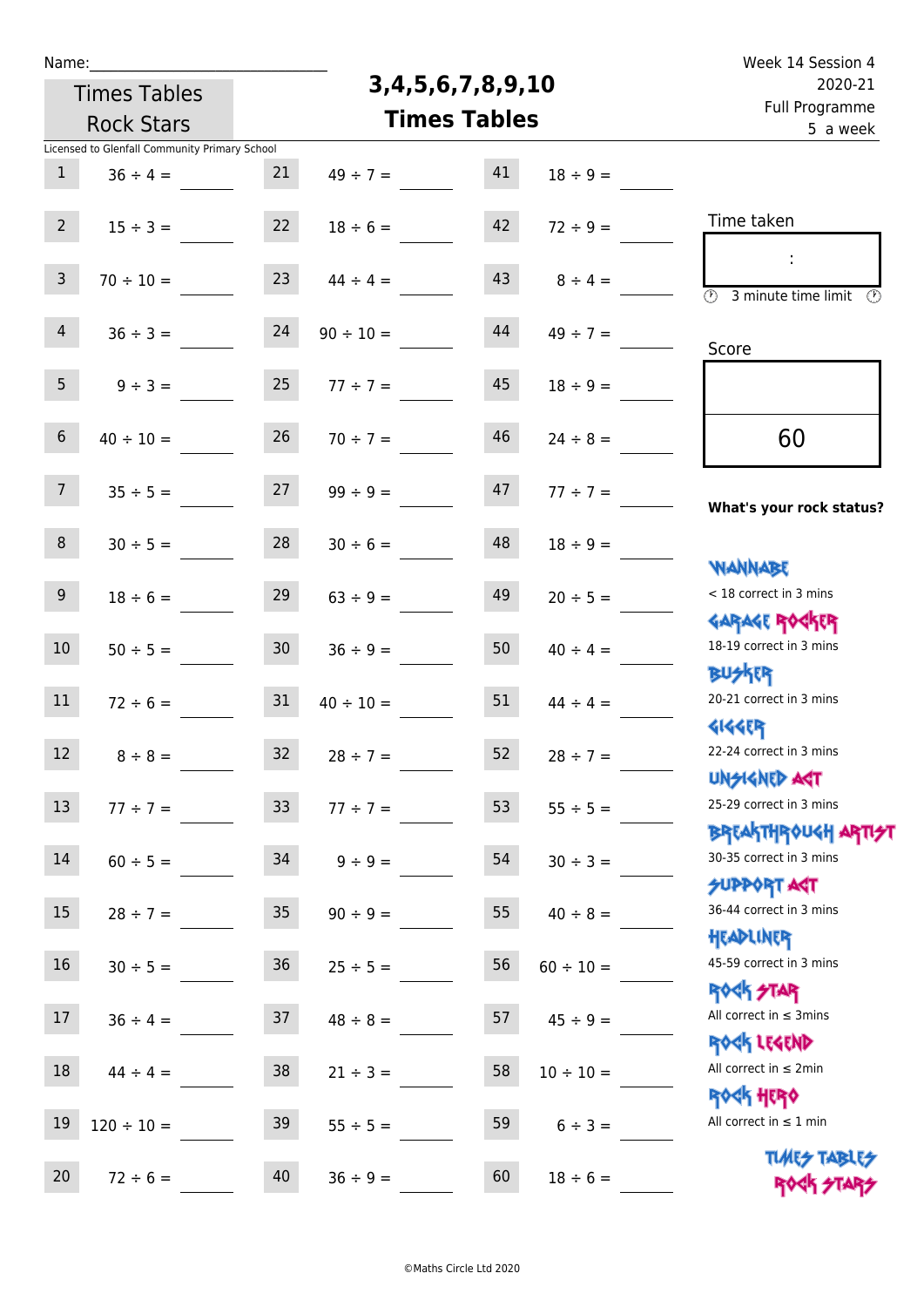Name:______________________________

Times Tables Rock Stars

# 3,4,5,6,7,8,9,10 Times Tables

Week 14 Session 4
2020-21
Full Programme
5 a week

Licensed to Glenfall Community Primary School

| | | | | | |
|---|---|---|---|---|---|
| 1 | 36 ÷ 4 = | 21 | 49 ÷ 7 = | 41 | 18 ÷ 9 = |
| 2 | 15 ÷ 3 = | 22 | 18 ÷ 6 = | 42 | 72 ÷ 9 = |
| 3 | 70 ÷ 10 = | 23 | 44 ÷ 4 = | 43 | 8 ÷ 4 = |
| 4 | 36 ÷ 3 = | 24 | 90 ÷ 10 = | 44 | 49 ÷ 7 = |
| 5 | 9 ÷ 3 = | 25 | 77 ÷ 7 = | 45 | 18 ÷ 9 = |
| 6 | 40 ÷ 10 = | 26 | 70 ÷ 7 = | 46 | 24 ÷ 8 = |
| 7 | 35 ÷ 5 = | 27 | 99 ÷ 9 = | 47 | 77 ÷ 7 = |
| 8 | 30 ÷ 5 = | 28 | 30 ÷ 6 = | 48 | 18 ÷ 9 = |
| 9 | 18 ÷ 6 = | 29 | 63 ÷ 9 = | 49 | 20 ÷ 5 = |
| 10 | 50 ÷ 5 = | 30 | 36 ÷ 9 = | 50 | 40 ÷ 4 = |
| 11 | 72 ÷ 6 = | 31 | 40 ÷ 10 = | 51 | 44 ÷ 4 = |
| 12 | 8 ÷ 8 = | 32 | 28 ÷ 7 = | 52 | 28 ÷ 7 = |
| 13 | 77 ÷ 7 = | 33 | 77 ÷ 7 = | 53 | 55 ÷ 5 = |
| 14 | 60 ÷ 5 = | 34 | 9 ÷ 9 = | 54 | 30 ÷ 3 = |
| 15 | 28 ÷ 7 = | 35 | 90 ÷ 9 = | 55 | 40 ÷ 8 = |
| 16 | 30 ÷ 5 = | 36 | 25 ÷ 5 = | 56 | 60 ÷ 10 = |
| 17 | 36 ÷ 4 = | 37 | 48 ÷ 8 = | 57 | 45 ÷ 9 = |
| 18 | 44 ÷ 4 = | 38 | 21 ÷ 3 = | 58 | 10 ÷ 10 = |
| 19 | 120 ÷ 10 = | 39 | 55 ÷ 5 = | 59 | 6 ÷ 3 = |
| 20 | 72 ÷ 6 = | 40 | 36 ÷ 9 = | 60 | 18 ÷ 6 = |

Time taken

:

3 minute time limit

Score

60

**What's your rock status?**

WANNABE
< 18 correct in 3 mins

GARAGE ROCKER
18-19 correct in 3 mins

BUSKER
20-21 correct in 3 mins

GIGGER
22-24 correct in 3 mins

UNSIGNED ACT
25-29 correct in 3 mins

BREAKTHROUGH ARTIST
30-35 correct in 3 mins

SUPPORT ACT
36-44 correct in 3 mins

HEADLINER
45-59 correct in 3 mins

ROCK STAR
All correct in ≤ 3mins

ROCK LEGEND
All correct in ≤ 2min

ROCK HERO
All correct in ≤ 1 min

TIMES TABLES ROCK STARS

©Maths Circle Ltd 2020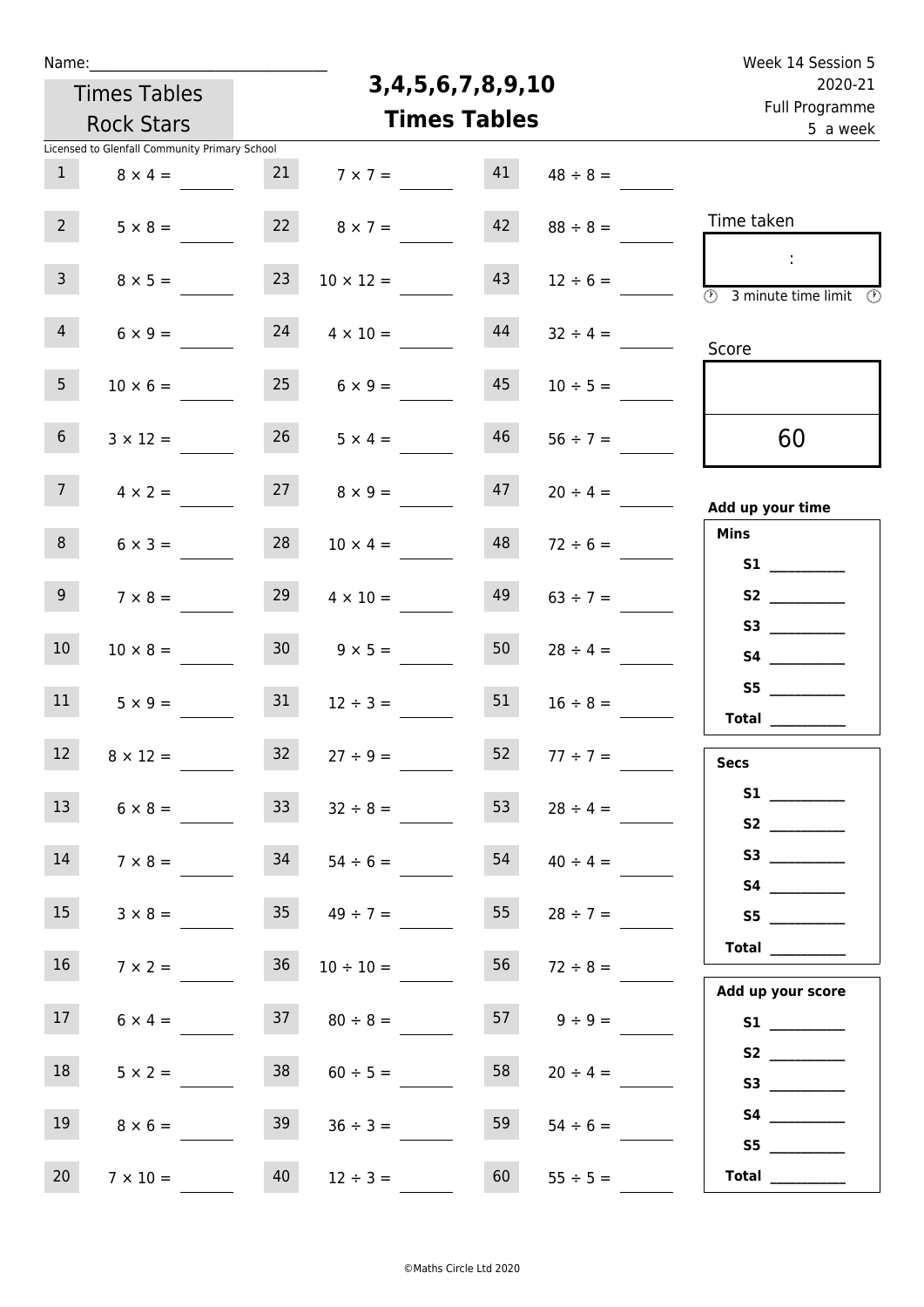Name:_______________________________

Times Tables Rock Stars

# 3,4,5,6,7,8,9,10 Times Tables

Week 14 Session 5
2020-21
Full Programme
5 a week

Licensed to Glenfall Community Primary School

| | | | | | |
|---|---|---|---|---|---|
| 1 | $8 \times 4 =$ | 21 | $7 \times 7 =$ | 41 | $48 \div 8 =$ |
| 2 | $5 \times 8 =$ | 22 | $8 \times 7 =$ | 42 | $88 \div 8 =$ |
| 3 | $8 \times 5 =$ | 23 | $10 \times 12 =$ | 43 | $12 \div 6 =$ |
| 4 | $6 \times 9 =$ | 24 | $4 \times 10 =$ | 44 | $32 \div 4 =$ |
| 5 | $10 \times 6 =$ | 25 | $6 \times 9 =$ | 45 | $10 \div 5 =$ |
| 6 | $3 \times 12 =$ | 26 | $5 \times 4 =$ | 46 | $56 \div 7 =$ |
| 7 | $4 \times 2 =$ | 27 | $8 \times 9 =$ | 47 | $20 \div 4 =$ |
| 8 | $6 \times 3 =$ | 28 | $10 \times 4 =$ | 48 | $72 \div 6 =$ |
| 9 | $7 \times 8 =$ | 29 | $4 \times 10 =$ | 49 | $63 \div 7 =$ |
| 10 | $10 \times 8 =$ | 30 | $9 \times 5 =$ | 50 | $28 \div 4 =$ |
| 11 | $5 \times 9 =$ | 31 | $12 \div 3 =$ | 51 | $16 \div 8 =$ |
| 12 | $8 \times 12 =$ | 32 | $27 \div 9 =$ | 52 | $77 \div 7 =$ |
| 13 | $6 \times 8 =$ | 33 | $32 \div 8 =$ | 53 | $28 \div 4 =$ |
| 14 | $7 \times 8 =$ | 34 | $54 \div 6 =$ | 54 | $40 \div 4 =$ |
| 15 | $3 \times 8 =$ | 35 | $49 \div 7 =$ | 55 | $28 \div 7 =$ |
| 16 | $7 \times 2 =$ | 36 | $10 \div 10 =$ | 56 | $72 \div 8 =$ |
| 17 | $6 \times 4 =$ | 37 | $80 \div 8 =$ | 57 | $9 \div 9 =$ |
| 18 | $5 \times 2 =$ | 38 | $60 \div 5 =$ | 58 | $20 \div 4 =$ |
| 19 | $8 \times 6 =$ | 39 | $36 \div 3 =$ | 59 | $54 \div 6 =$ |
| 20 | $7 \times 10 =$ | 40 | $12 \div 3 =$ | 60 | $55 \div 5 =$ |

Time taken

:

3 minute time limit

Score

60

**Add up your time**

**Mins**

**S1** __________
**S2** __________
**S3** __________
**S4** __________
**S5** __________
**Total** __________

**Secs**

**S1** __________
**S2** __________
**S3** __________
**S4** __________
**S5** __________
**Total** __________

**Add up your score**

**S1** __________
**S2** __________
**S3** __________
**S4** __________
**S5** __________
**Total** __________

©Maths Circle Ltd 2020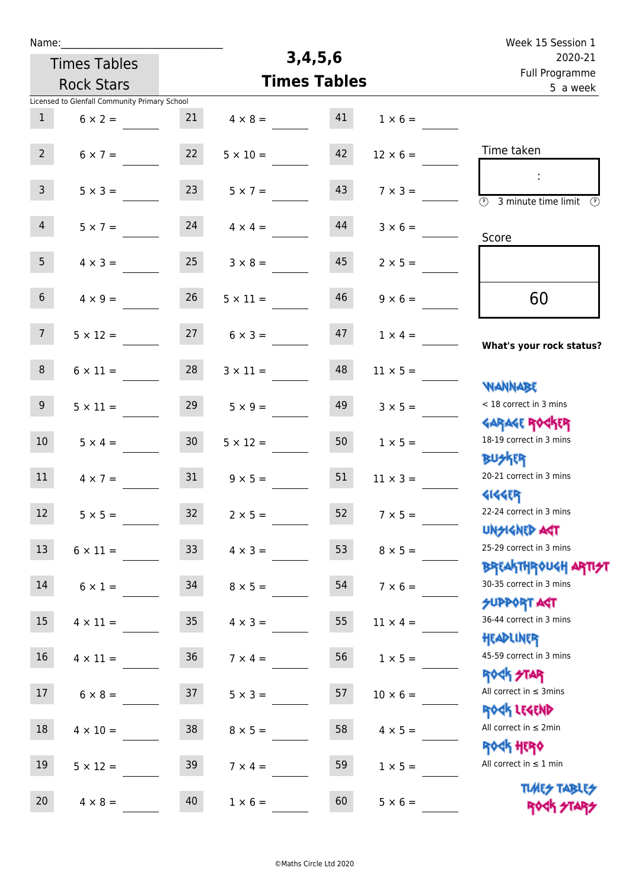Name:______________________________

Times Tables Rock Stars

Licensed to Glenfall Community Primary School

# 3,4,5,6 Times Tables

Week 15 Session 1
2020-21
Full Programme
5 a week

| | | | | | |
|---|---|---|---|---|---|
| 1 | $6 \times 2 =$ | 21 | $4 \times 8 =$ | 41 | $1 \times 6 =$ |
| 2 | $6 \times 7 =$ | 22 | $5 \times 10 =$ | 42 | $12 \times 6 =$ |
| 3 | $5 \times 3 =$ | 23 | $5 \times 7 =$ | 43 | $7 \times 3 =$ |
| 4 | $5 \times 7 =$ | 24 | $4 \times 4 =$ | 44 | $3 \times 6 =$ |
| 5 | $4 \times 3 =$ | 25 | $3 \times 8 =$ | 45 | $2 \times 5 =$ |
| 6 | $4 \times 9 =$ | 26 | $5 \times 11 =$ | 46 | $9 \times 6 =$ |
| 7 | $5 \times 12 =$ | 27 | $6 \times 3 =$ | 47 | $1 \times 4 =$ |
| 8 | $6 \times 11 =$ | 28 | $3 \times 11 =$ | 48 | $11 \times 5 =$ |
| 9 | $5 \times 11 =$ | 29 | $5 \times 9 =$ | 49 | $3 \times 5 =$ |
| 10 | $5 \times 4 =$ | 30 | $5 \times 12 =$ | 50 | $1 \times 5 =$ |
| 11 | $4 \times 7 =$ | 31 | $9 \times 5 =$ | 51 | $11 \times 3 =$ |
| 12 | $5 \times 5 =$ | 32 | $2 \times 5 =$ | 52 | $7 \times 5 =$ |
| 13 | $6 \times 11 =$ | 33 | $4 \times 3 =$ | 53 | $8 \times 5 =$ |
| 14 | $6 \times 1 =$ | 34 | $8 \times 5 =$ | 54 | $7 \times 6 =$ |
| 15 | $4 \times 11 =$ | 35 | $4 \times 3 =$ | 55 | $11 \times 4 =$ |
| 16 | $4 \times 11 =$ | 36 | $7 \times 4 =$ | 56 | $1 \times 5 =$ |
| 17 | $6 \times 8 =$ | 37 | $5 \times 3 =$ | 57 | $10 \times 6 =$ |
| 18 | $4 \times 10 =$ | 38 | $8 \times 5 =$ | 58 | $4 \times 5 =$ |
| 19 | $5 \times 12 =$ | 39 | $7 \times 4 =$ | 59 | $1 \times 5 =$ |
| 20 | $4 \times 8 =$ | 40 | $1 \times 6 =$ | 60 | $5 \times 6 =$ |

Time taken

:

3 minute time limit

Score

60

**What's your rock status?**

WANNABE
< 18 correct in 3 mins

GARAGE ROCKER
18-19 correct in 3 mins

BUSKER
20-21 correct in 3 mins

GIGGER
22-24 correct in 3 mins

UNSIGNED ACT
25-29 correct in 3 mins

BREAKTHROUGH ARTIST
30-35 correct in 3 mins

SUPPORT ACT
36-44 correct in 3 mins

HEADLINER
45-59 correct in 3 mins

ROCK STAR
All correct in ≤ 3mins

ROCK LEGEND
All correct in ≤ 2min

ROCK HERO
All correct in ≤ 1 min

TIMES TABLES ROCK STARS

©Maths Circle Ltd 2020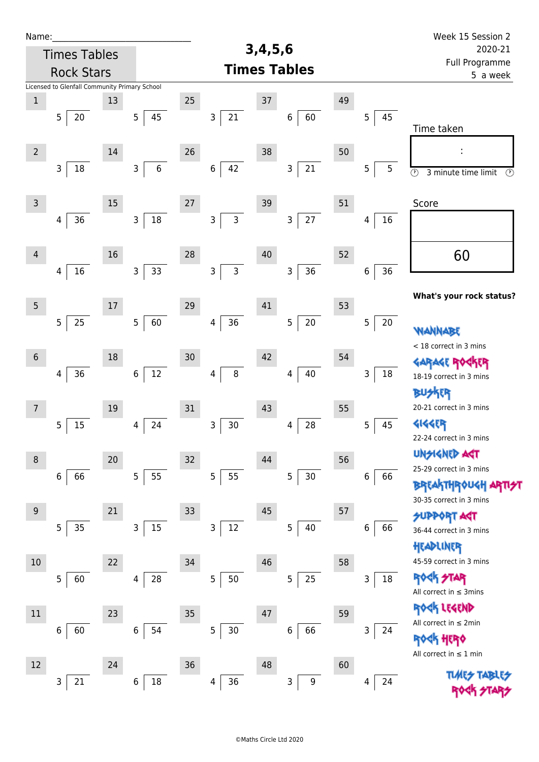Name:_____________________________

Times Tables Rock Stars

Licensed to Glenfall Community Primary School

# 3,4,5,6 Times Tables

Week 15 Session 2
2020-21
Full Programme
5 a week

| # | Question | # | Question | # | Question | # | Question | # | Question |
|---|---|---|---|---|---|---|---|---|---|
| 1 | 5 ⟌ 20 | 13 | 5 ⟌ 45 | 25 | 3 ⟌ 21 | 37 | 6 ⟌ 60 | 49 | 5 ⟌ 45 |
| 2 | 3 ⟌ 18 | 14 | 3 ⟌ 6 | 26 | 6 ⟌ 42 | 38 | 3 ⟌ 21 | 50 | 5 ⟌ 5 |
| 3 | 4 ⟌ 36 | 15 | 3 ⟌ 18 | 27 | 3 ⟌ 3 | 39 | 3 ⟌ 27 | 51 | 4 ⟌ 16 |
| 4 | 4 ⟌ 16 | 16 | 3 ⟌ 33 | 28 | 3 ⟌ 3 | 40 | 3 ⟌ 36 | 52 | 6 ⟌ 36 |
| 5 | 5 ⟌ 25 | 17 | 5 ⟌ 60 | 29 | 4 ⟌ 36 | 41 | 5 ⟌ 20 | 53 | 5 ⟌ 20 |
| 6 | 4 ⟌ 36 | 18 | 6 ⟌ 12 | 30 | 4 ⟌ 8 | 42 | 4 ⟌ 40 | 54 | 3 ⟌ 18 |
| 7 | 5 ⟌ 15 | 19 | 4 ⟌ 24 | 31 | 3 ⟌ 30 | 43 | 4 ⟌ 28 | 55 | 5 ⟌ 45 |
| 8 | 6 ⟌ 66 | 20 | 5 ⟌ 55 | 32 | 5 ⟌ 55 | 44 | 5 ⟌ 30 | 56 | 6 ⟌ 66 |
| 9 | 5 ⟌ 35 | 21 | 3 ⟌ 15 | 33 | 3 ⟌ 12 | 45 | 5 ⟌ 40 | 57 | 6 ⟌ 66 |
| 10 | 5 ⟌ 60 | 22 | 4 ⟌ 28 | 34 | 5 ⟌ 50 | 46 | 5 ⟌ 25 | 58 | 3 ⟌ 18 |
| 11 | 6 ⟌ 60 | 23 | 6 ⟌ 54 | 35 | 5 ⟌ 30 | 47 | 6 ⟌ 66 | 59 | 3 ⟌ 24 |
| 12 | 3 ⟌ 21 | 24 | 6 ⟌ 18 | 36 | 4 ⟌ 36 | 48 | 3 ⟌ 9 | 60 | 4 ⟌ 24 |

Time taken

:

3 minute time limit

Score

60

**What's your rock status?**

WANNABE
< 18 correct in 3 mins

GARAGE ROCKER
18-19 correct in 3 mins

BUSKER
20-21 correct in 3 mins

GIGGER
22-24 correct in 3 mins

UNSIGNED ACT
25-29 correct in 3 mins

BREAKTHROUGH ARTIST
30-35 correct in 3 mins

SUPPORT ACT
36-44 correct in 3 mins

HEADLINER
45-59 correct in 3 mins

ROCK STAR
All correct in ≤ 3mins

ROCK LEGEND
All correct in ≤ 2min

ROCK HERO
All correct in ≤ 1 min

TIMES TABLES ROCK STARS

©Maths Circle Ltd 2020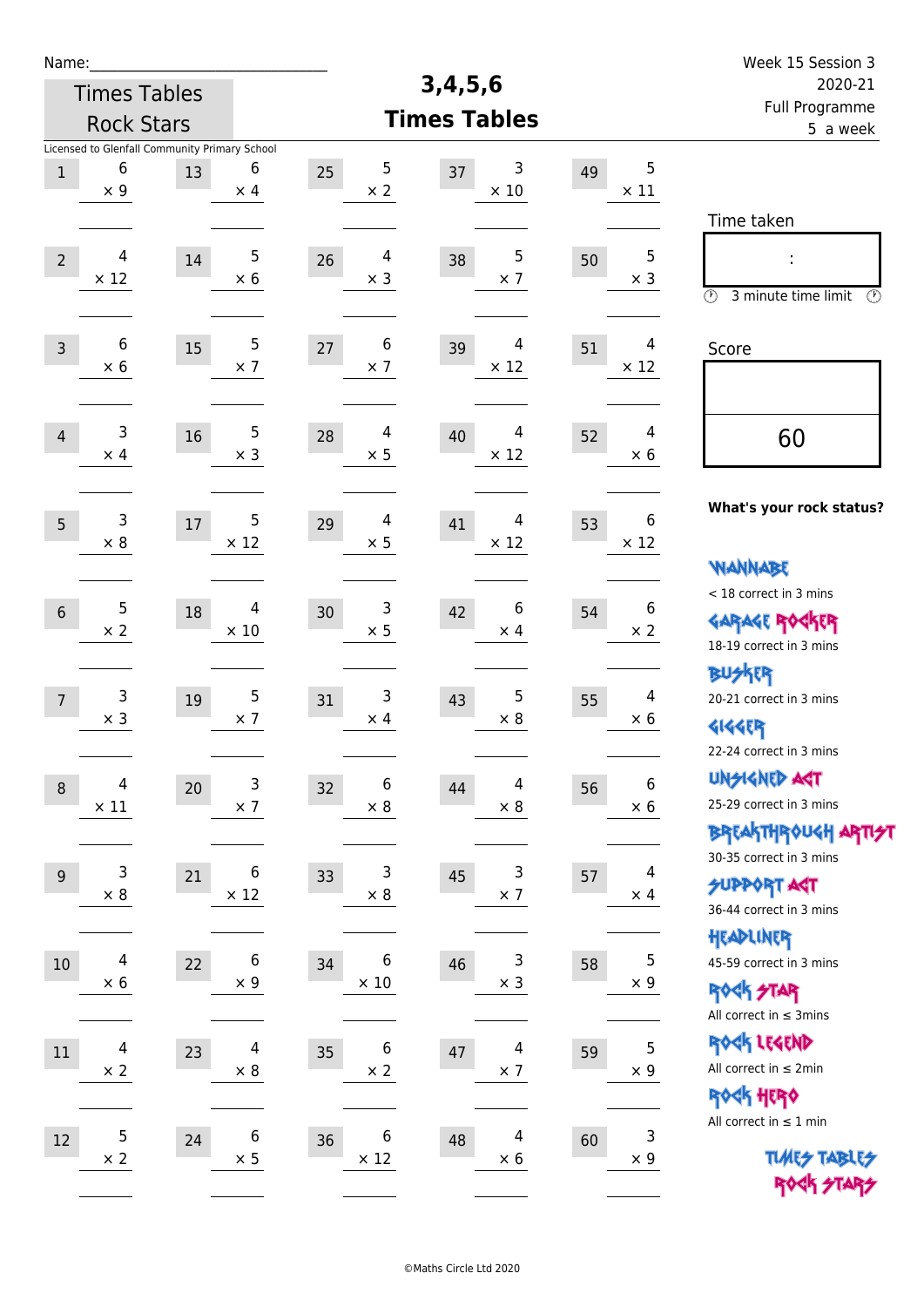Name:______________________________

Times Tables Rock Stars

# 3,4,5,6 Times Tables

Week 15 Session 3
2020-21
Full Programme
5 a week

Licensed to Glenfall Community Primary School

| # | Question | # | Question | # | Question | # | Question | # | Question |
|---|---|---|---|---|---|---|---|---|---|
| 1 | 6 × 9 | 13 | 6 × 4 | 25 | 5 × 2 | 37 | 3 × 10 | 49 | 5 × 11 |
| 2 | 4 × 12 | 14 | 5 × 6 | 26 | 4 × 3 | 38 | 5 × 7 | 50 | 5 × 3 |
| 3 | 6 × 6 | 15 | 5 × 7 | 27 | 6 × 7 | 39 | 4 × 12 | 51 | 4 × 12 |
| 4 | 3 × 4 | 16 | 5 × 3 | 28 | 4 × 5 | 40 | 4 × 12 | 52 | 4 × 6 |
| 5 | 3 × 8 | 17 | 5 × 12 | 29 | 4 × 5 | 41 | 4 × 12 | 53 | 6 × 12 |
| 6 | 5 × 2 | 18 | 4 × 10 | 30 | 3 × 5 | 42 | 6 × 4 | 54 | 6 × 2 |
| 7 | 3 × 3 | 19 | 5 × 7 | 31 | 3 × 4 | 43 | 5 × 8 | 55 | 4 × 6 |
| 8 | 4 × 11 | 20 | 3 × 7 | 32 | 6 × 8 | 44 | 4 × 8 | 56 | 6 × 6 |
| 9 | 3 × 8 | 21 | 6 × 12 | 33 | 3 × 8 | 45 | 3 × 7 | 57 | 4 × 4 |
| 10 | 4 × 6 | 22 | 6 × 9 | 34 | 6 × 10 | 46 | 3 × 3 | 58 | 5 × 9 |
| 11 | 4 × 2 | 23 | 4 × 8 | 35 | 6 × 2 | 47 | 4 × 7 | 59 | 5 × 9 |
| 12 | 5 × 2 | 24 | 6 × 5 | 36 | 6 × 12 | 48 | 4 × 6 | 60 | 3 × 9 |

Time taken

:

3 minute time limit

Score

60

**What's your rock status?**

WANNABE
< 18 correct in 3 mins

GARAGE ROCKER
18-19 correct in 3 mins

BUSKER
20-21 correct in 3 mins

GIGGER
22-24 correct in 3 mins

UNSIGNED ACT
25-29 correct in 3 mins

BREAKTHROUGH ARTIST
30-35 correct in 3 mins

SUPPORT ACT
36-44 correct in 3 mins

HEADLINER
45-59 correct in 3 mins

ROCK STAR
All correct in ≤ 3mins

ROCK LEGEND
All correct in ≤ 2min

ROCK HERO
All correct in ≤ 1 min

TIMES TABLES ROCK STARS

©Maths Circle Ltd 2020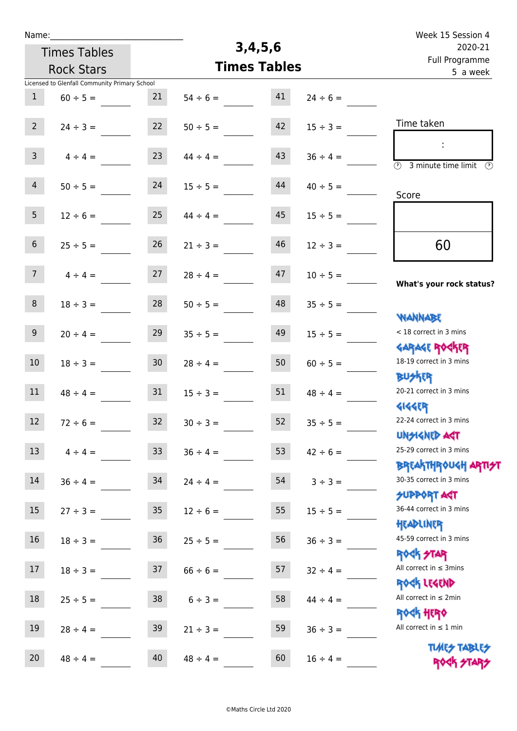Name:\_\_\_\_\_\_\_\_\_\_\_\_\_\_\_\_\_\_\_\_\_\_\_\_\_\_\_\_

Times Tables Rock Stars

# 3,4,5,6 Times Tables

Week 15 Session 4
2020-21
Full Programme
5 a week

Licensed to Glenfall Community Primary School

| | | | | | |
|---|---|---|---|---|---|
| 1 | $60 \div 5 =$ | 21 | $54 \div 6 =$ | 41 | $24 \div 6 =$ |
| 2 | $24 \div 3 =$ | 22 | $50 \div 5 =$ | 42 | $15 \div 3 =$ |
| 3 | $4 \div 4 =$ | 23 | $44 \div 4 =$ | 43 | $36 \div 4 =$ |
| 4 | $50 \div 5 =$ | 24 | $15 \div 5 =$ | 44 | $40 \div 5 =$ |
| 5 | $12 \div 6 =$ | 25 | $44 \div 4 =$ | 45 | $15 \div 5 =$ |
| 6 | $25 \div 5 =$ | 26 | $21 \div 3 =$ | 46 | $12 \div 3 =$ |
| 7 | $4 \div 4 =$ | 27 | $28 \div 4 =$ | 47 | $10 \div 5 =$ |
| 8 | $18 \div 3 =$ | 28 | $50 \div 5 =$ | 48 | $35 \div 5 =$ |
| 9 | $20 \div 4 =$ | 29 | $35 \div 5 =$ | 49 | $15 \div 5 =$ |
| 10 | $18 \div 3 =$ | 30 | $28 \div 4 =$ | 50 | $60 \div 5 =$ |
| 11 | $48 \div 4 =$ | 31 | $15 \div 3 =$ | 51 | $48 \div 4 =$ |
| 12 | $72 \div 6 =$ | 32 | $30 \div 3 =$ | 52 | $35 \div 5 =$ |
| 13 | $4 \div 4 =$ | 33 | $36 \div 4 =$ | 53 | $42 \div 6 =$ |
| 14 | $36 \div 4 =$ | 34 | $24 \div 4 =$ | 54 | $3 \div 3 =$ |
| 15 | $27 \div 3 =$ | 35 | $12 \div 6 =$ | 55 | $15 \div 5 =$ |
| 16 | $18 \div 3 =$ | 36 | $25 \div 5 =$ | 56 | $36 \div 3 =$ |
| 17 | $18 \div 3 =$ | 37 | $66 \div 6 =$ | 57 | $32 \div 4 =$ |
| 18 | $25 \div 5 =$ | 38 | $6 \div 3 =$ | 58 | $44 \div 4 =$ |
| 19 | $28 \div 4 =$ | 39 | $21 \div 3 =$ | 59 | $36 \div 3 =$ |
| 20 | $48 \div 4 =$ | 40 | $48 \div 4 =$ | 60 | $16 \div 4 =$ |

Time taken

:

3 minute time limit

Score

60

**What's your rock status?**

WANNABE
< 18 correct in 3 mins

GARAGE ROCKER
18-19 correct in 3 mins

BUSKER
20-21 correct in 3 mins

GIGGER
22-24 correct in 3 mins

UNSIGNED ACT
25-29 correct in 3 mins

BREAKTHROUGH ARTIST
30-35 correct in 3 mins

SUPPORT ACT
36-44 correct in 3 mins

HEADLINER
45-59 correct in 3 mins

ROCK STAR
All correct in ≤ 3mins

ROCK LEGEND
All correct in ≤ 2min

ROCK HERO
All correct in ≤ 1 min

TIMES TABLES ROCK STARS

©Maths Circle Ltd 2020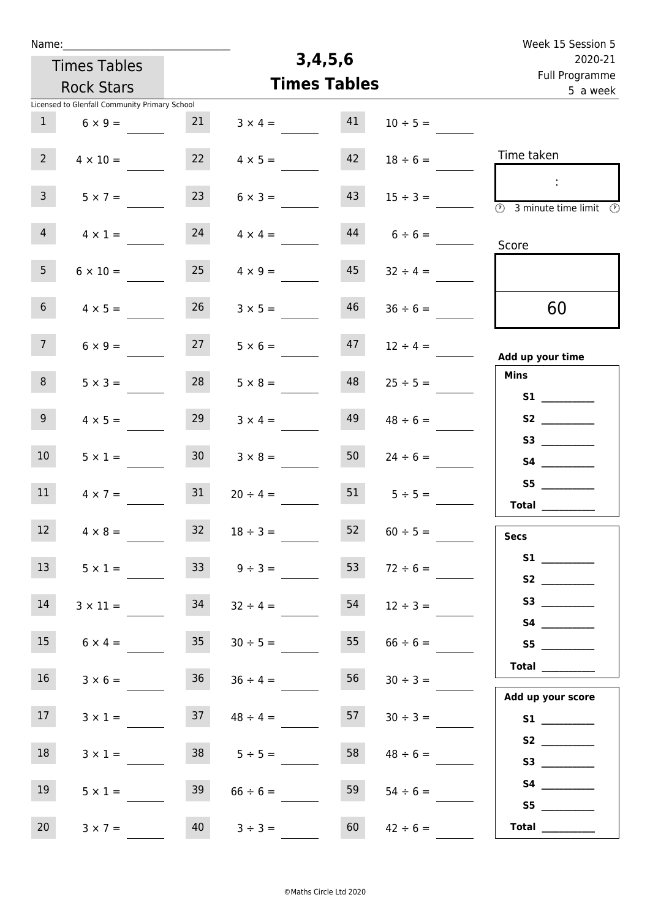Name:______________________________

Times Tables Rock Stars

Licensed to Glenfall Community Primary School

# 3,4,5,6 Times Tables

Week 15 Session 5
2020-21
Full Programme
5 a week

| | | | | | |
|---|---|---|---|---|---|
| 1 | $6 \times 9 =$ | 21 | $3 \times 4 =$ | 41 | $10 \div 5 =$ |
| 2 | $4 \times 10 =$ | 22 | $4 \times 5 =$ | 42 | $18 \div 6 =$ |
| 3 | $5 \times 7 =$ | 23 | $6 \times 3 =$ | 43 | $15 \div 3 =$ |
| 4 | $4 \times 1 =$ | 24 | $4 \times 4 =$ | 44 | $6 \div 6 =$ |
| 5 | $6 \times 10 =$ | 25 | $4 \times 9 =$ | 45 | $32 \div 4 =$ |
| 6 | $4 \times 5 =$ | 26 | $3 \times 5 =$ | 46 | $36 \div 6 =$ |
| 7 | $6 \times 9 =$ | 27 | $5 \times 6 =$ | 47 | $12 \div 4 =$ |
| 8 | $5 \times 3 =$ | 28 | $5 \times 8 =$ | 48 | $25 \div 5 =$ |
| 9 | $4 \times 5 =$ | 29 | $3 \times 4 =$ | 49 | $48 \div 6 =$ |
| 10 | $5 \times 1 =$ | 30 | $3 \times 8 =$ | 50 | $24 \div 6 =$ |
| 11 | $4 \times 7 =$ | 31 | $20 \div 4 =$ | 51 | $5 \div 5 =$ |
| 12 | $4 \times 8 =$ | 32 | $18 \div 3 =$ | 52 | $60 \div 5 =$ |
| 13 | $5 \times 1 =$ | 33 | $9 \div 3 =$ | 53 | $72 \div 6 =$ |
| 14 | $3 \times 11 =$ | 34 | $32 \div 4 =$ | 54 | $12 \div 3 =$ |
| 15 | $6 \times 4 =$ | 35 | $30 \div 5 =$ | 55 | $66 \div 6 =$ |
| 16 | $3 \times 6 =$ | 36 | $36 \div 4 =$ | 56 | $30 \div 3 =$ |
| 17 | $3 \times 1 =$ | 37 | $48 \div 4 =$ | 57 | $30 \div 3 =$ |
| 18 | $3 \times 1 =$ | 38 | $5 \div 5 =$ | 58 | $48 \div 6 =$ |
| 19 | $5 \times 1 =$ | 39 | $66 \div 6 =$ | 59 | $54 \div 6 =$ |
| 20 | $3 \times 7 =$ | 40 | $3 \div 3 =$ | 60 | $42 \div 6 =$ |

Time taken

:

3 minute time limit

Score

60

**Add up your time**

**Mins**

**S1** __________
**S2** __________
**S3** __________
**S4** __________
**S5** __________
**Total** __________

**Secs**

**S1** __________
**S2** __________
**S3** __________
**S4** __________
**S5** __________
**Total** __________

**Add up your score**

**S1** __________
**S2** __________
**S3** __________
**S4** __________
**S5** __________
**Total** __________

©Maths Circle Ltd 2020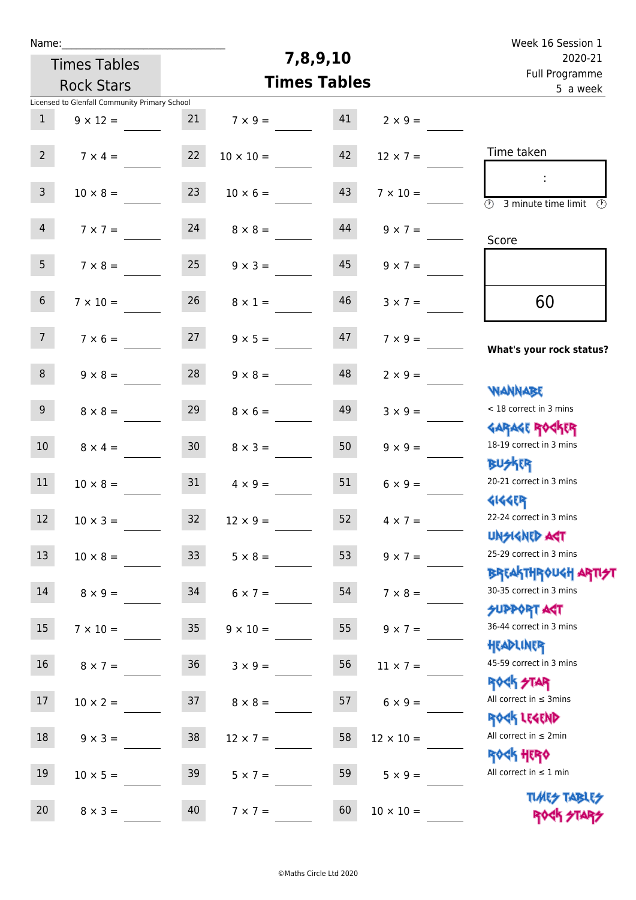Name:\_\_\_\_\_\_\_\_\_\_\_\_\_\_\_\_\_\_\_\_\_\_\_\_\_\_\_\_

Times Tables Rock Stars

# 7,8,9,10 Times Tables

Week 16 Session 1
2020-21
Full Programme
5 a week

Licensed to Glenfall Community Primary School

| | | | | | |
|---|---|---|---|---|---|
| 1 | $9 \times 12 =$ | 21 | $7 \times 9 =$ | 41 | $2 \times 9 =$ |
| 2 | $7 \times 4 =$ | 22 | $10 \times 10 =$ | 42 | $12 \times 7 =$ |
| 3 | $10 \times 8 =$ | 23 | $10 \times 6 =$ | 43 | $7 \times 10 =$ |
| 4 | $7 \times 7 =$ | 24 | $8 \times 8 =$ | 44 | $9 \times 7 =$ |
| 5 | $7 \times 8 =$ | 25 | $9 \times 3 =$ | 45 | $9 \times 7 =$ |
| 6 | $7 \times 10 =$ | 26 | $8 \times 1 =$ | 46 | $3 \times 7 =$ |
| 7 | $7 \times 6 =$ | 27 | $9 \times 5 =$ | 47 | $7 \times 9 =$ |
| 8 | $9 \times 8 =$ | 28 | $9 \times 8 =$ | 48 | $2 \times 9 =$ |
| 9 | $8 \times 8 =$ | 29 | $8 \times 6 =$ | 49 | $3 \times 9 =$ |
| 10 | $8 \times 4 =$ | 30 | $8 \times 3 =$ | 50 | $9 \times 9 =$ |
| 11 | $10 \times 8 =$ | 31 | $4 \times 9 =$ | 51 | $6 \times 9 =$ |
| 12 | $10 \times 3 =$ | 32 | $12 \times 9 =$ | 52 | $4 \times 7 =$ |
| 13 | $10 \times 8 =$ | 33 | $5 \times 8 =$ | 53 | $9 \times 7 =$ |
| 14 | $8 \times 9 =$ | 34 | $6 \times 7 =$ | 54 | $7 \times 8 =$ |
| 15 | $7 \times 10 =$ | 35 | $9 \times 10 =$ | 55 | $9 \times 7 =$ |
| 16 | $8 \times 7 =$ | 36 | $3 \times 9 =$ | 56 | $11 \times 7 =$ |
| 17 | $10 \times 2 =$ | 37 | $8 \times 8 =$ | 57 | $6 \times 9 =$ |
| 18 | $9 \times 3 =$ | 38 | $12 \times 7 =$ | 58 | $12 \times 10 =$ |
| 19 | $10 \times 5 =$ | 39 | $5 \times 7 =$ | 59 | $5 \times 9 =$ |
| 20 | $8 \times 3 =$ | 40 | $7 \times 7 =$ | 60 | $10 \times 10 =$ |

Time taken

:

3 minute time limit

Score

60

**What's your rock status?**

WANNABE
< 18 correct in 3 mins

GARAGE ROCKER
18-19 correct in 3 mins

BUSKER
20-21 correct in 3 mins

GIGGER
22-24 correct in 3 mins

UNSIGNED ACT
25-29 correct in 3 mins

BREAKTHROUGH ARTIST
30-35 correct in 3 mins

SUPPORT ACT
36-44 correct in 3 mins

HEADLINER
45-59 correct in 3 mins

ROCK STAR
All correct in ≤ 3mins

ROCK LEGEND
All correct in ≤ 2min

ROCK HERO
All correct in ≤ 1 min

TIMES TABLES ROCK STARS

©Maths Circle Ltd 2020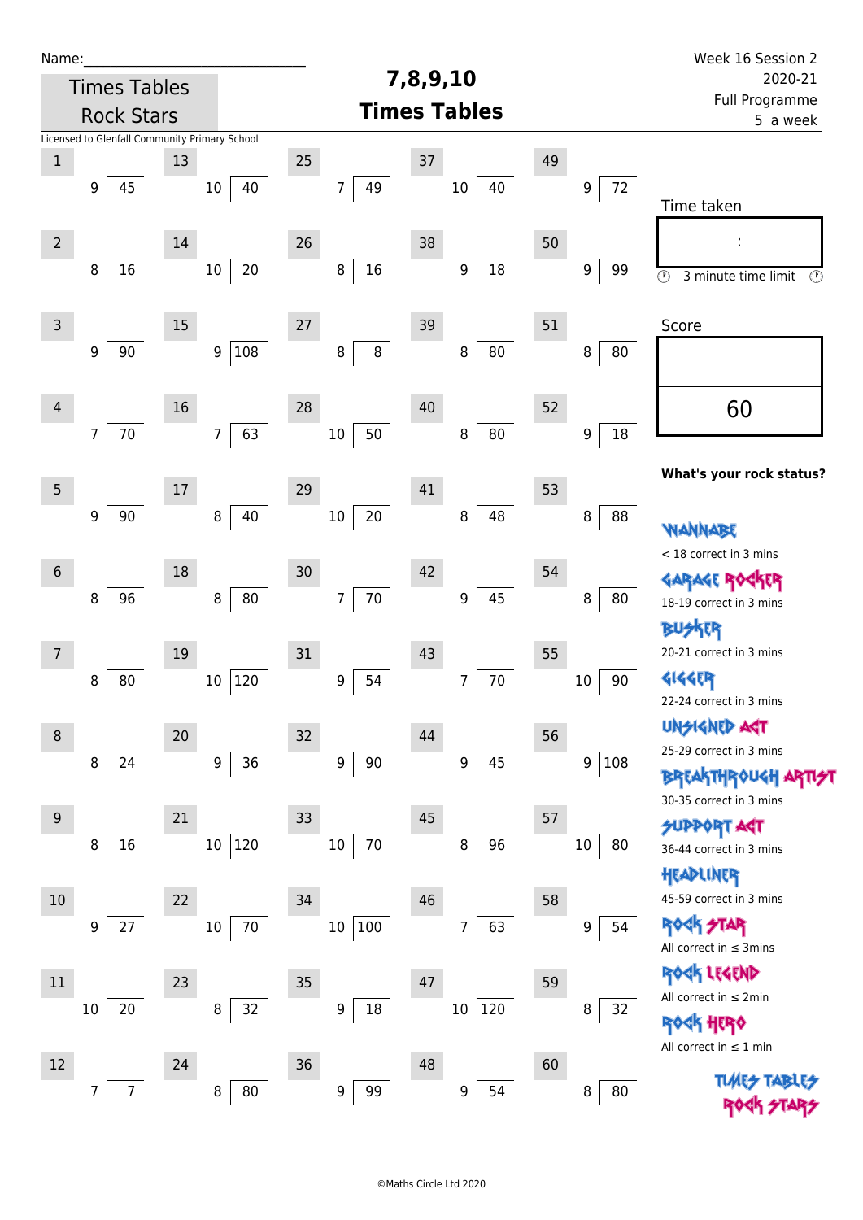Name:\_\_\_\_\_\_\_\_\_\_\_\_\_\_\_\_\_\_\_\_\_\_\_\_\_\_\_\_

Times Tables Rock Stars

# 7,8,9,10 Times Tables

Week 16 Session 2
2020-21
Full Programme
5 a week

Licensed to Glenfall Community Primary School

| # | Divisor | Dividend | # | Divisor | Dividend | # | Divisor | Dividend | # | Divisor | Dividend | # | Divisor | Dividend |
|---|---|---|---|---|---|---|---|---|---|---|---|---|---|---|
| 1 | 9 | 45 | 13 | 10 | 40 | 25 | 7 | 49 | 37 | 10 | 40 | 49 | 9 | 72 |
| 2 | 8 | 16 | 14 | 10 | 20 | 26 | 8 | 16 | 38 | 9 | 18 | 50 | 9 | 99 |
| 3 | 9 | 90 | 15 | 9 | 108 | 27 | 8 | 8 | 39 | 8 | 80 | 51 | 8 | 80 |
| 4 | 7 | 70 | 16 | 7 | 63 | 28 | 10 | 50 | 40 | 8 | 80 | 52 | 9 | 18 |
| 5 | 9 | 90 | 17 | 8 | 40 | 29 | 10 | 20 | 41 | 8 | 48 | 53 | 8 | 88 |
| 6 | 8 | 96 | 18 | 8 | 80 | 30 | 7 | 70 | 42 | 9 | 45 | 54 | 8 | 80 |
| 7 | 8 | 80 | 19 | 10 | 120 | 31 | 9 | 54 | 43 | 7 | 70 | 55 | 10 | 90 |
| 8 | 8 | 24 | 20 | 9 | 36 | 32 | 9 | 90 | 44 | 9 | 45 | 56 | 9 | 108 |
| 9 | 8 | 16 | 21 | 10 | 120 | 33 | 10 | 70 | 45 | 8 | 96 | 57 | 10 | 80 |
| 10 | 9 | 27 | 22 | 10 | 70 | 34 | 10 | 100 | 46 | 7 | 63 | 58 | 9 | 54 |
| 11 | 10 | 20 | 23 | 8 | 32 | 35 | 9 | 18 | 47 | 10 | 120 | 59 | 8 | 32 |
| 12 | 7 | 7 | 24 | 8 | 80 | 36 | 9 | 99 | 48 | 9 | 54 | 60 | 8 | 80 |

Time taken

:

3 minute time limit

Score

60

**What's your rock status?**

WANNABE
< 18 correct in 3 mins

GARAGE ROCKER
18-19 correct in 3 mins

BUSKER
20-21 correct in 3 mins

GIGGER
22-24 correct in 3 mins

UNSIGNED ACT
25-29 correct in 3 mins

BREAKTHROUGH ARTIST
30-35 correct in 3 mins

SUPPORT ACT
36-44 correct in 3 mins

HEADLINER
45-59 correct in 3 mins

ROCK STAR
All correct in ≤ 3mins

ROCK LEGEND
All correct in ≤ 2min

ROCK HERO
All correct in ≤ 1 min

TIMES TABLES ROCK STARS

©Maths Circle Ltd 2020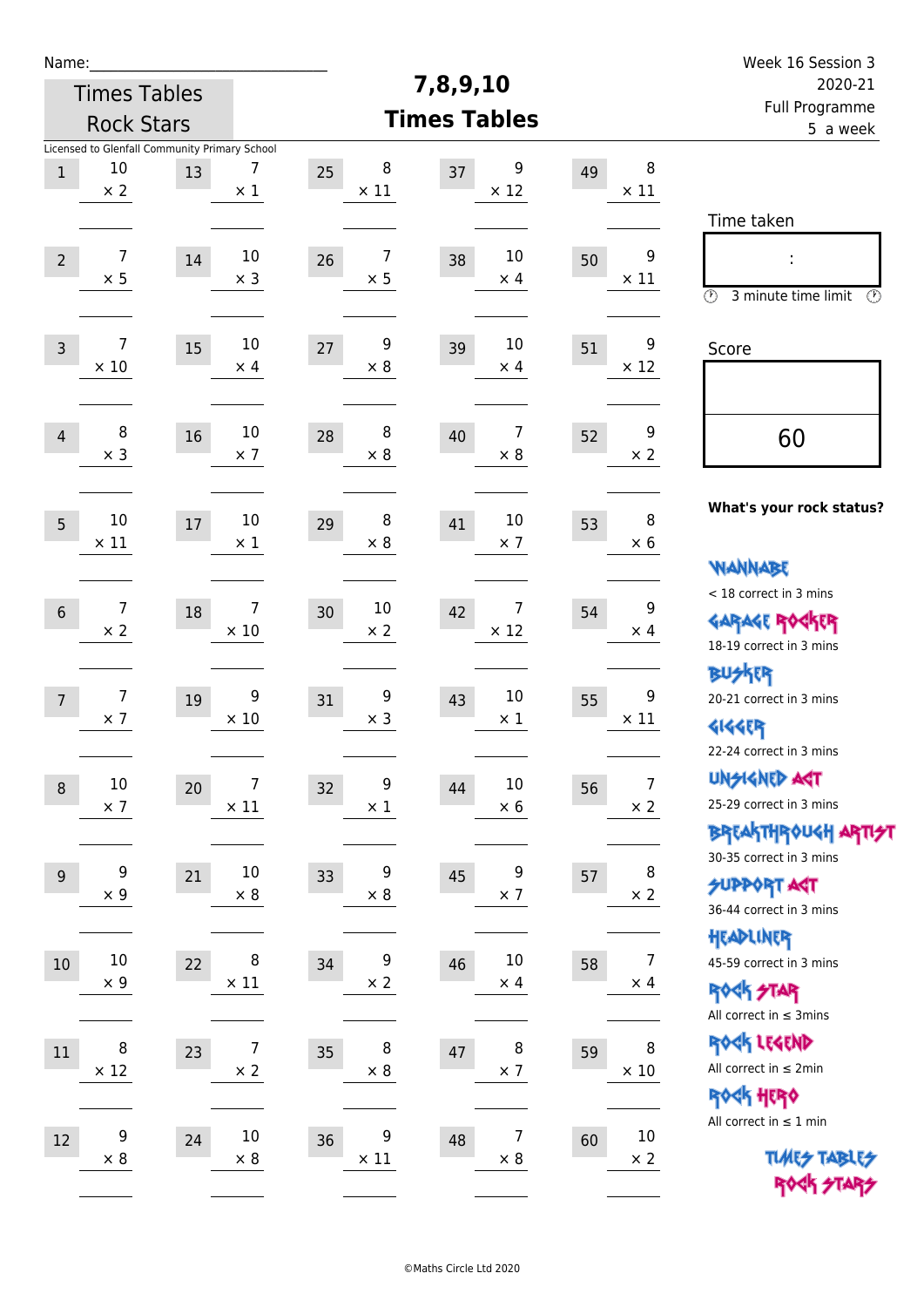Name:_______________________

Times Tables Rock Stars

Licensed to Glenfall Community Primary School

# 7,8,9,10 Times Tables

Week 16 Session 3
2020-21
Full Programme
5 a week

| # | Question | # | Question | # | Question | # | Question | # | Question |
|---|---|---|---|---|---|---|---|---|---|
| 1 | $10 \times 2$ | 13 | $7 \times 1$ | 25 | $8 \times 11$ | 37 | $9 \times 12$ | 49 | $8 \times 11$ |
| 2 | $7 \times 5$ | 14 | $10 \times 3$ | 26 | $7 \times 5$ | 38 | $10 \times 4$ | 50 | $9 \times 11$ |
| 3 | $7 \times 10$ | 15 | $10 \times 4$ | 27 | $9 \times 8$ | 39 | $10 \times 4$ | 51 | $9 \times 12$ |
| 4 | $8 \times 3$ | 16 | $10 \times 7$ | 28 | $8 \times 8$ | 40 | $7 \times 8$ | 52 | $9 \times 2$ |
| 5 | $10 \times 11$ | 17 | $10 \times 1$ | 29 | $8 \times 8$ | 41 | $10 \times 7$ | 53 | $8 \times 6$ |
| 6 | $7 \times 2$ | 18 | $7 \times 10$ | 30 | $10 \times 2$ | 42 | $7 \times 12$ | 54 | $9 \times 4$ |
| 7 | $7 \times 7$ | 19 | $9 \times 10$ | 31 | $9 \times 3$ | 43 | $10 \times 1$ | 55 | $9 \times 11$ |
| 8 | $10 \times 7$ | 20 | $7 \times 11$ | 32 | $9 \times 1$ | 44 | $10 \times 6$ | 56 | $7 \times 2$ |
| 9 | $9 \times 9$ | 21 | $10 \times 8$ | 33 | $9 \times 8$ | 45 | $9 \times 7$ | 57 | $8 \times 2$ |
| 10 | $10 \times 9$ | 22 | $8 \times 11$ | 34 | $9 \times 2$ | 46 | $10 \times 4$ | 58 | $7 \times 4$ |
| 11 | $8 \times 12$ | 23 | $7 \times 2$ | 35 | $8 \times 8$ | 47 | $8 \times 7$ | 59 | $8 \times 10$ |
| 12 | $9 \times 8$ | 24 | $10 \times 8$ | 36 | $9 \times 11$ | 48 | $7 \times 8$ | 60 | $10 \times 2$ |

Time taken

:

3 minute time limit

Score

60

**What's your rock status?**

WANNABE
< 18 correct in 3 mins

GARAGE ROCKER
18-19 correct in 3 mins

BUSKER
20-21 correct in 3 mins

GIGGER
22-24 correct in 3 mins

UNSIGNED ACT
25-29 correct in 3 mins

BREAKTHROUGH ARTIST
30-35 correct in 3 mins

SUPPORT ACT
36-44 correct in 3 mins

HEADLINER
45-59 correct in 3 mins

ROCK STAR
All correct in ≤ 3mins

ROCK LEGEND
All correct in ≤ 2min

ROCK HERO
All correct in ≤ 1 min

TIMES TABLES ROCK STARS

©Maths Circle Ltd 2020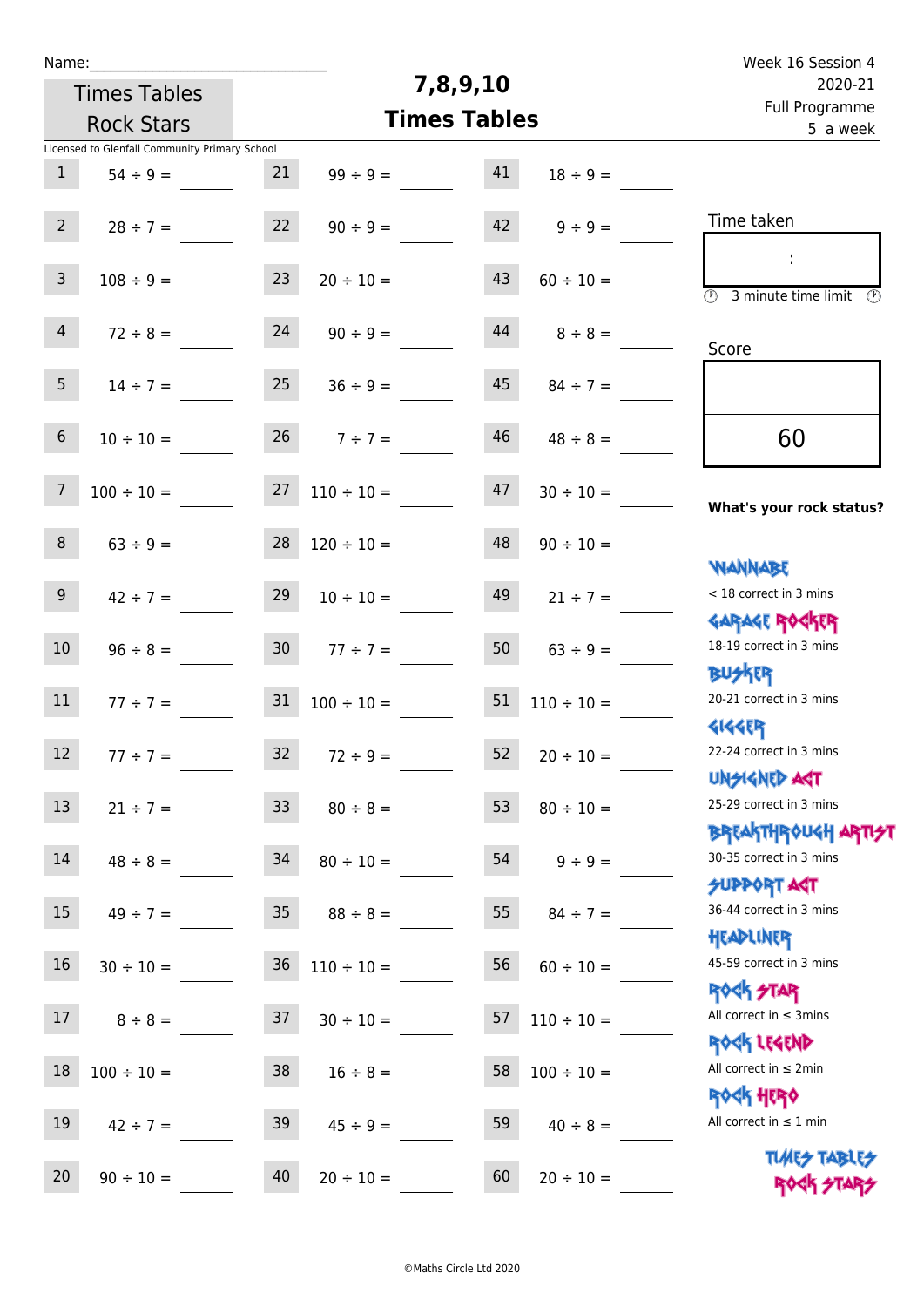Name:\_\_\_\_\_\_\_\_\_\_\_\_\_\_\_\_\_\_\_\_\_\_\_\_\_\_\_\_

Times Tables Rock Stars

Licensed to Glenfall Community Primary School

# 7,8,9,10 Times Tables

Week 16 Session 4
2020-21
Full Programme
5 a week

| # | Question | # | Question | # | Question |
|---|---|---|---|---|---|
| 1 | 54 ÷ 9 = | 21 | 99 ÷ 9 = | 41 | 18 ÷ 9 = |
| 2 | 28 ÷ 7 = | 22 | 90 ÷ 9 = | 42 | 9 ÷ 9 = |
| 3 | 108 ÷ 9 = | 23 | 20 ÷ 10 = | 43 | 60 ÷ 10 = |
| 4 | 72 ÷ 8 = | 24 | 90 ÷ 9 = | 44 | 8 ÷ 8 = |
| 5 | 14 ÷ 7 = | 25 | 36 ÷ 9 = | 45 | 84 ÷ 7 = |
| 6 | 10 ÷ 10 = | 26 | 7 ÷ 7 = | 46 | 48 ÷ 8 = |
| 7 | 100 ÷ 10 = | 27 | 110 ÷ 10 = | 47 | 30 ÷ 10 = |
| 8 | 63 ÷ 9 = | 28 | 120 ÷ 10 = | 48 | 90 ÷ 10 = |
| 9 | 42 ÷ 7 = | 29 | 10 ÷ 10 = | 49 | 21 ÷ 7 = |
| 10 | 96 ÷ 8 = | 30 | 77 ÷ 7 = | 50 | 63 ÷ 9 = |
| 11 | 77 ÷ 7 = | 31 | 100 ÷ 10 = | 51 | 110 ÷ 10 = |
| 12 | 77 ÷ 7 = | 32 | 72 ÷ 9 = | 52 | 20 ÷ 10 = |
| 13 | 21 ÷ 7 = | 33 | 80 ÷ 8 = | 53 | 80 ÷ 10 = |
| 14 | 48 ÷ 8 = | 34 | 80 ÷ 10 = | 54 | 9 ÷ 9 = |
| 15 | 49 ÷ 7 = | 35 | 88 ÷ 8 = | 55 | 84 ÷ 7 = |
| 16 | 30 ÷ 10 = | 36 | 110 ÷ 10 = | 56 | 60 ÷ 10 = |
| 17 | 8 ÷ 8 = | 37 | 30 ÷ 10 = | 57 | 110 ÷ 10 = |
| 18 | 100 ÷ 10 = | 38 | 16 ÷ 8 = | 58 | 100 ÷ 10 = |
| 19 | 42 ÷ 7 = | 39 | 45 ÷ 9 = | 59 | 40 ÷ 8 = |
| 20 | 90 ÷ 10 = | 40 | 20 ÷ 10 = | 60 | 20 ÷ 10 = |

Time taken

:

3 minute time limit

Score

60

**What's your rock status?**

WANNABE
< 18 correct in 3 mins

GARAGE ROCKER
18-19 correct in 3 mins

BUSKER
20-21 correct in 3 mins

GIGGER
22-24 correct in 3 mins

UNSIGNED ACT
25-29 correct in 3 mins

BREAKTHROUGH ARTIST
30-35 correct in 3 mins

SUPPORT ACT
36-44 correct in 3 mins

HEADLINER
45-59 correct in 3 mins

ROCK STAR
All correct in ≤ 3mins

ROCK LEGEND
All correct in ≤ 2min

ROCK HERO
All correct in ≤ 1 min

TIMES TABLES ROCK STARS

©Maths Circle Ltd 2020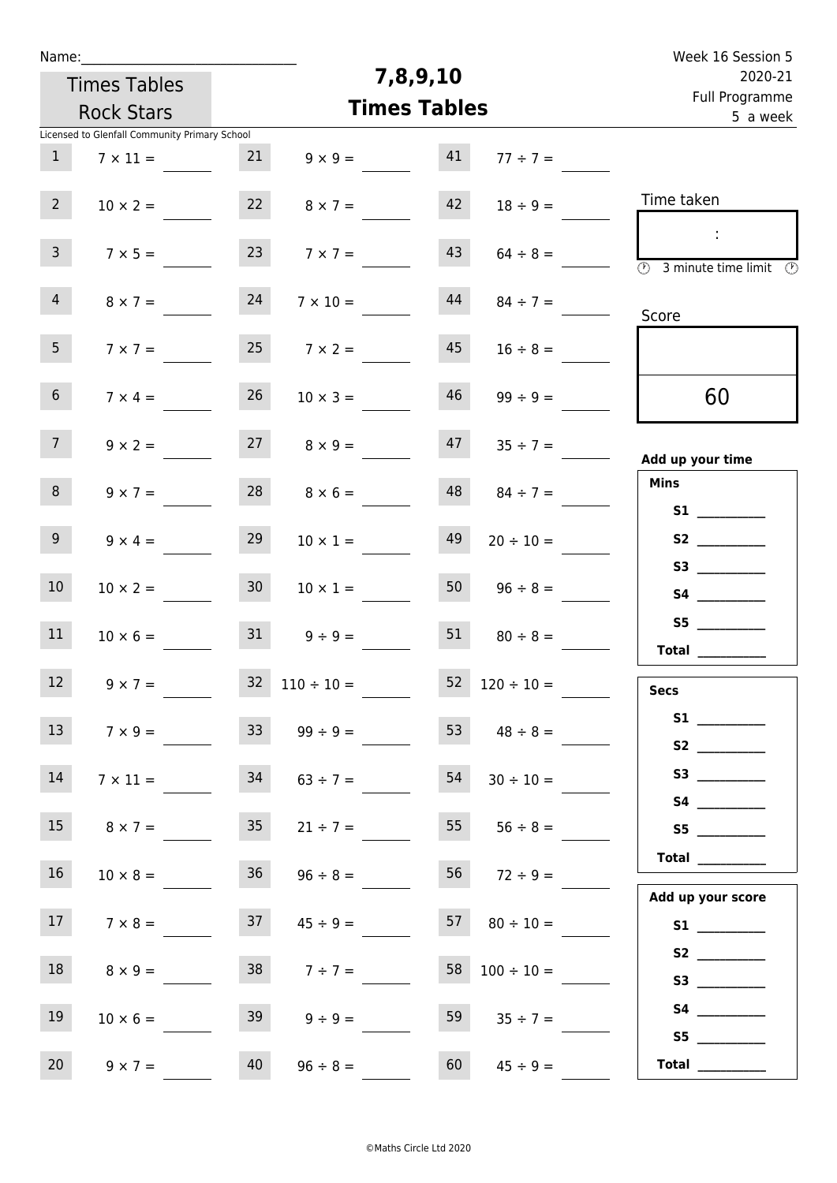Name: ______________________________

Times Tables Rock Stars

Licensed to Glenfall Community Primary School

# 7,8,9,10 Times Tables

Week 16 Session 5
2020-21
Full Programme
5 a week

| | | | | | |
|---|---|---|---|---|---|
| 1 | $7 \times 11 =$ | 21 | $9 \times 9 =$ | 41 | $77 \div 7 =$ |
| 2 | $10 \times 2 =$ | 22 | $8 \times 7 =$ | 42 | $18 \div 9 =$ |
| 3 | $7 \times 5 =$ | 23 | $7 \times 7 =$ | 43 | $64 \div 8 =$ |
| 4 | $8 \times 7 =$ | 24 | $7 \times 10 =$ | 44 | $84 \div 7 =$ |
| 5 | $7 \times 7 =$ | 25 | $7 \times 2 =$ | 45 | $16 \div 8 =$ |
| 6 | $7 \times 4 =$ | 26 | $10 \times 3 =$ | 46 | $99 \div 9 =$ |
| 7 | $9 \times 2 =$ | 27 | $8 \times 9 =$ | 47 | $35 \div 7 =$ |
| 8 | $9 \times 7 =$ | 28 | $8 \times 6 =$ | 48 | $84 \div 7 =$ |
| 9 | $9 \times 4 =$ | 29 | $10 \times 1 =$ | 49 | $20 \div 10 =$ |
| 10 | $10 \times 2 =$ | 30 | $10 \times 1 =$ | 50 | $96 \div 8 =$ |
| 11 | $10 \times 6 =$ | 31 | $9 \div 9 =$ | 51 | $80 \div 8 =$ |
| 12 | $9 \times 7 =$ | 32 | $110 \div 10 =$ | 52 | $120 \div 10 =$ |
| 13 | $7 \times 9 =$ | 33 | $99 \div 9 =$ | 53 | $48 \div 8 =$ |
| 14 | $7 \times 11 =$ | 34 | $63 \div 7 =$ | 54 | $30 \div 10 =$ |
| 15 | $8 \times 7 =$ | 35 | $21 \div 7 =$ | 55 | $56 \div 8 =$ |
| 16 | $10 \times 8 =$ | 36 | $96 \div 8 =$ | 56 | $72 \div 9 =$ |
| 17 | $7 \times 8 =$ | 37 | $45 \div 9 =$ | 57 | $80 \div 10 =$ |
| 18 | $8 \times 9 =$ | 38 | $7 \div 7 =$ | 58 | $100 \div 10 =$ |
| 19 | $10 \times 6 =$ | 39 | $9 \div 9 =$ | 59 | $35 \div 7 =$ |
| 20 | $9 \times 7 =$ | 40 | $96 \div 8 =$ | 60 | $45 \div 9 =$ |

Time taken

:

3 minute time limit

Score

60

**Add up your time**

**Mins**

**S1** __________
**S2** __________
**S3** __________
**S4** __________
**S5** __________
**Total** __________

**Secs**

**S1** __________
**S2** __________
**S3** __________
**S4** __________
**S5** __________
**Total** __________

**Add up your score**

**S1** __________
**S2** __________
**S3** __________
**S4** __________
**S5** __________
**Total** __________

©Maths Circle Ltd 2020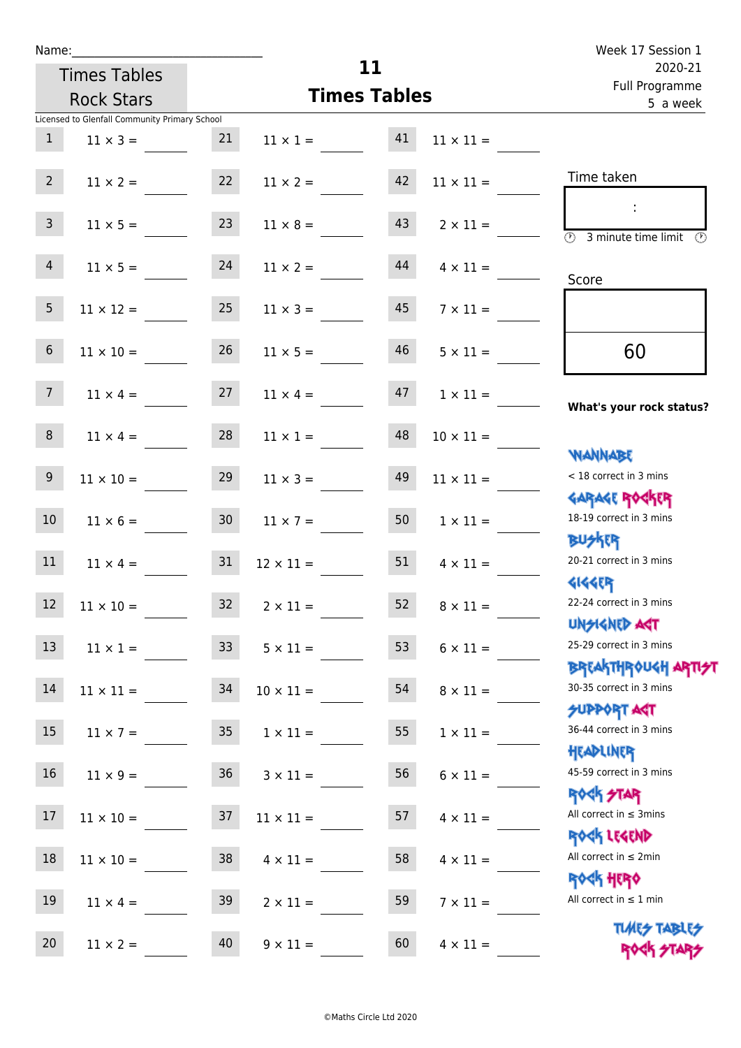Name:\_\_\_\_\_\_\_\_\_\_\_\_\_\_\_\_\_\_\_\_\_\_\_\_\_\_\_\_

Times Tables Rock Stars

# 11 Times Tables

Week 17 Session 1
2020-21
Full Programme
5 a week

Licensed to Glenfall Community Primary School

| # | Question | # | Question | # | Question |
|---|---|---|---|---|---|
| 1 | 11 × 3 = | 21 | 11 × 1 = | 41 | 11 × 11 = |
| 2 | 11 × 2 = | 22 | 11 × 2 = | 42 | 11 × 11 = |
| 3 | 11 × 5 = | 23 | 11 × 8 = | 43 | 2 × 11 = |
| 4 | 11 × 5 = | 24 | 11 × 2 = | 44 | 4 × 11 = |
| 5 | 11 × 12 = | 25 | 11 × 3 = | 45 | 7 × 11 = |
| 6 | 11 × 10 = | 26 | 11 × 5 = | 46 | 5 × 11 = |
| 7 | 11 × 4 = | 27 | 11 × 4 = | 47 | 1 × 11 = |
| 8 | 11 × 4 = | 28 | 11 × 1 = | 48 | 10 × 11 = |
| 9 | 11 × 10 = | 29 | 11 × 3 = | 49 | 11 × 11 = |
| 10 | 11 × 6 = | 30 | 11 × 7 = | 50 | 1 × 11 = |
| 11 | 11 × 4 = | 31 | 12 × 11 = | 51 | 4 × 11 = |
| 12 | 11 × 10 = | 32 | 2 × 11 = | 52 | 8 × 11 = |
| 13 | 11 × 1 = | 33 | 5 × 11 = | 53 | 6 × 11 = |
| 14 | 11 × 11 = | 34 | 10 × 11 = | 54 | 8 × 11 = |
| 15 | 11 × 7 = | 35 | 1 × 11 = | 55 | 1 × 11 = |
| 16 | 11 × 9 = | 36 | 3 × 11 = | 56 | 6 × 11 = |
| 17 | 11 × 10 = | 37 | 11 × 11 = | 57 | 4 × 11 = |
| 18 | 11 × 10 = | 38 | 4 × 11 = | 58 | 4 × 11 = |
| 19 | 11 × 4 = | 39 | 2 × 11 = | 59 | 7 × 11 = |
| 20 | 11 × 2 = | 40 | 9 × 11 = | 60 | 4 × 11 = |

Time taken

:

3 minute time limit

Score

60

**What's your rock status?**

WANNABE
< 18 correct in 3 mins

GARAGE ROCKER
18-19 correct in 3 mins

BUSKER
20-21 correct in 3 mins

GIGGER
22-24 correct in 3 mins

UNSIGNED ACT
25-29 correct in 3 mins

BREAKTHROUGH ARTIST
30-35 correct in 3 mins

SUPPORT ACT
36-44 correct in 3 mins

HEADLINER
45-59 correct in 3 mins

ROCK STAR
All correct in ≤ 3mins

ROCK LEGEND
All correct in ≤ 2min

ROCK HERO
All correct in ≤ 1 min

TIMES TABLES ROCK STARS

©Maths Circle Ltd 2020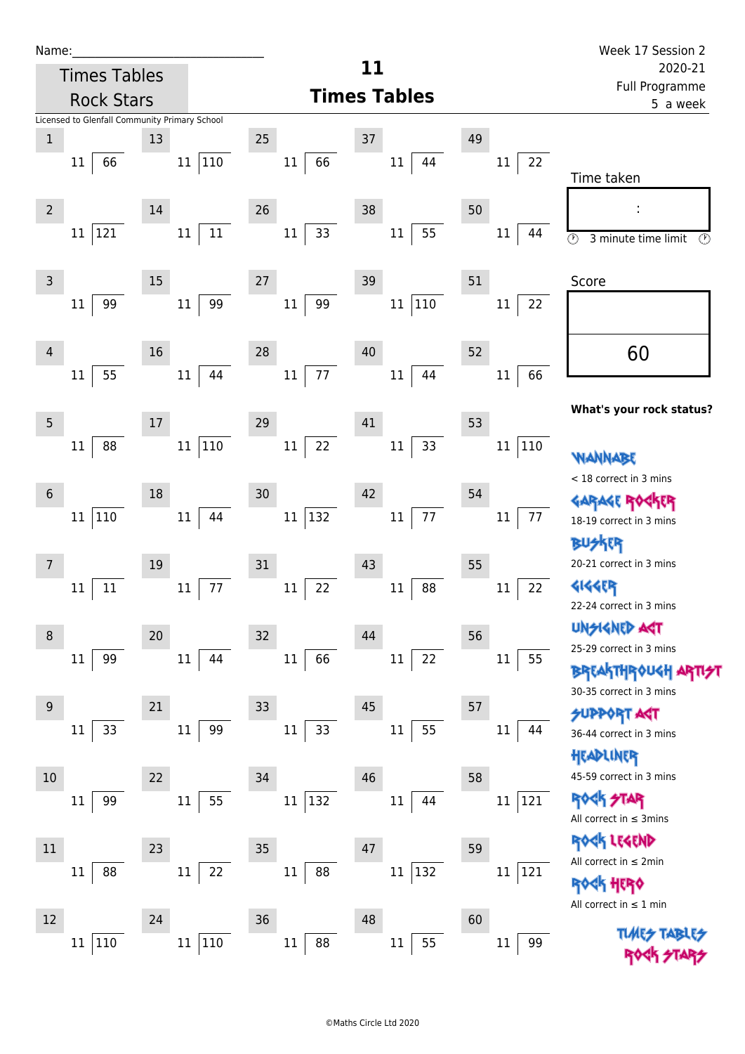Name:______________________________

Times Tables Rock Stars

# 11 Times Tables

Week 17 Session 2
2020-21
Full Programme
5 a week

Licensed to Glenfall Community Primary School

| # | Question | # | Question | # | Question | # | Question | # | Question |
|---|---|---|---|---|---|---|---|---|---|
| 1 | 11 ⟌ 66 | 13 | 11 ⟌ 110 | 25 | 11 ⟌ 66 | 37 | 11 ⟌ 44 | 49 | 11 ⟌ 22 |
| 2 | 11 ⟌ 121 | 14 | 11 ⟌ 11 | 26 | 11 ⟌ 33 | 38 | 11 ⟌ 55 | 50 | 11 ⟌ 44 |
| 3 | 11 ⟌ 99 | 15 | 11 ⟌ 99 | 27 | 11 ⟌ 99 | 39 | 11 ⟌ 110 | 51 | 11 ⟌ 22 |
| 4 | 11 ⟌ 55 | 16 | 11 ⟌ 44 | 28 | 11 ⟌ 77 | 40 | 11 ⟌ 44 | 52 | 11 ⟌ 66 |
| 5 | 11 ⟌ 88 | 17 | 11 ⟌ 110 | 29 | 11 ⟌ 22 | 41 | 11 ⟌ 33 | 53 | 11 ⟌ 110 |
| 6 | 11 ⟌ 110 | 18 | 11 ⟌ 44 | 30 | 11 ⟌ 132 | 42 | 11 ⟌ 77 | 54 | 11 ⟌ 77 |
| 7 | 11 ⟌ 11 | 19 | 11 ⟌ 77 | 31 | 11 ⟌ 22 | 43 | 11 ⟌ 88 | 55 | 11 ⟌ 22 |
| 8 | 11 ⟌ 99 | 20 | 11 ⟌ 44 | 32 | 11 ⟌ 66 | 44 | 11 ⟌ 22 | 56 | 11 ⟌ 55 |
| 9 | 11 ⟌ 33 | 21 | 11 ⟌ 99 | 33 | 11 ⟌ 33 | 45 | 11 ⟌ 55 | 57 | 11 ⟌ 44 |
| 10 | 11 ⟌ 99 | 22 | 11 ⟌ 55 | 34 | 11 ⟌ 132 | 46 | 11 ⟌ 44 | 58 | 11 ⟌ 121 |
| 11 | 11 ⟌ 88 | 23 | 11 ⟌ 22 | 35 | 11 ⟌ 88 | 47 | 11 ⟌ 132 | 59 | 11 ⟌ 121 |
| 12 | 11 ⟌ 110 | 24 | 11 ⟌ 110 | 36 | 11 ⟌ 88 | 48 | 11 ⟌ 55 | 60 | 11 ⟌ 99 |

Time taken

:

3 minute time limit

Score

60

**What's your rock status?**

WANNABE
< 18 correct in 3 mins

GARAGE ROCKER
18-19 correct in 3 mins

BUSKER
20-21 correct in 3 mins

GIGGER
22-24 correct in 3 mins

UNSIGNED ACT
25-29 correct in 3 mins

BREAKTHROUGH ARTIST
30-35 correct in 3 mins

SUPPORT ACT
36-44 correct in 3 mins

HEADLINER
45-59 correct in 3 mins

ROCK STAR
All correct in ≤ 3mins

ROCK LEGEND
All correct in ≤ 2min

ROCK HERO
All correct in ≤ 1 min

TIMES TABLES ROCK STARS

©Maths Circle Ltd 2020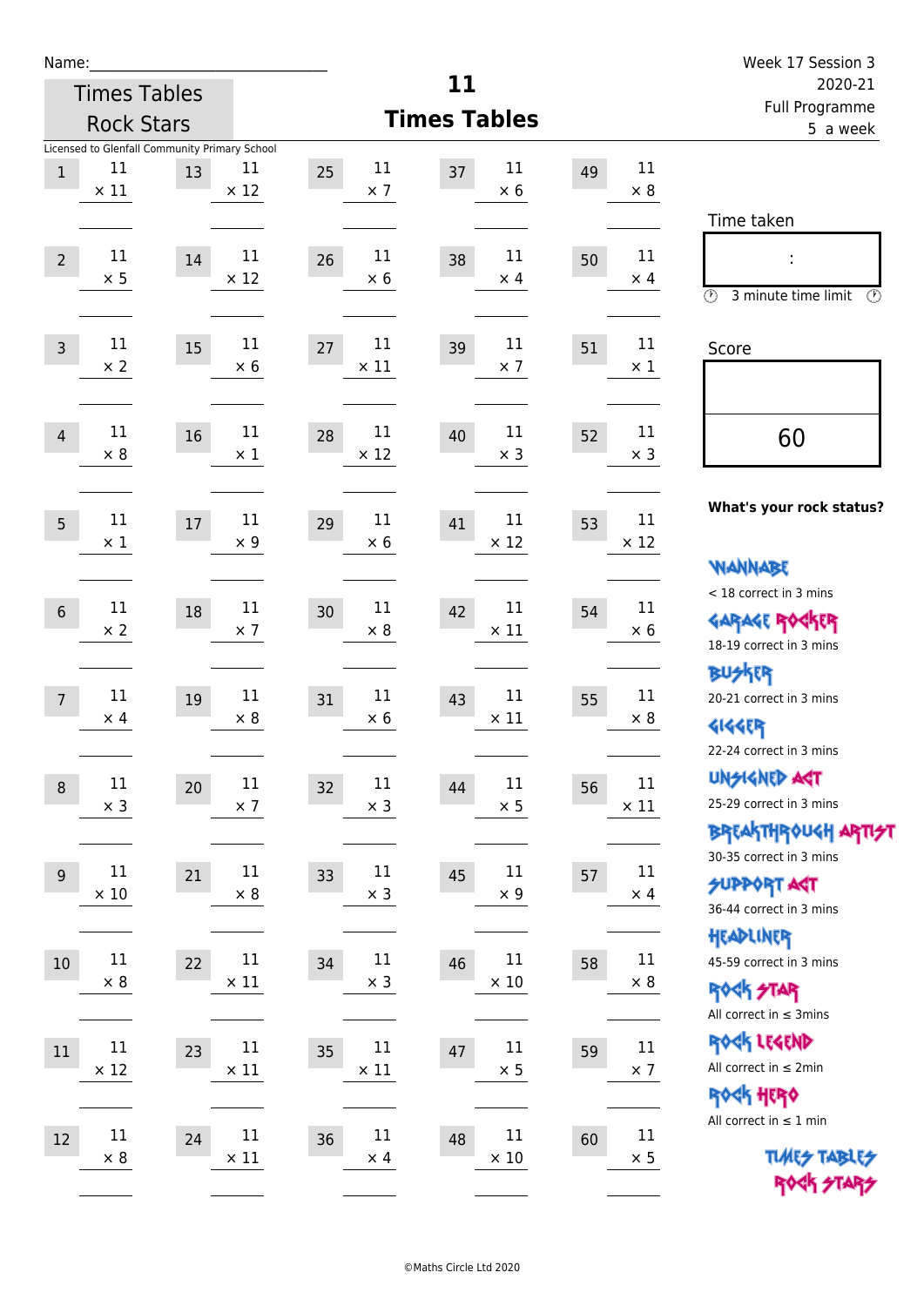Name:\_\_\_\_\_\_\_\_\_\_\_\_\_\_\_\_\_\_\_\_\_\_\_\_\_\_\_\_

Times Tables Rock Stars

Licensed to Glenfall Community Primary School

# 11 Times Tables

Week 17 Session 3
2020-21
Full Programme
5 a week

| # | Question | # | Question | # | Question | # | Question | # | Question |
|---|---|---|---|---|---|---|---|---|---|
| 1 | 11 × 11 | 13 | 11 × 12 | 25 | 11 × 7 | 37 | 11 × 6 | 49 | 11 × 8 |
| 2 | 11 × 5 | 14 | 11 × 12 | 26 | 11 × 6 | 38 | 11 × 4 | 50 | 11 × 4 |
| 3 | 11 × 2 | 15 | 11 × 6 | 27 | 11 × 11 | 39 | 11 × 7 | 51 | 11 × 1 |
| 4 | 11 × 8 | 16 | 11 × 1 | 28 | 11 × 12 | 40 | 11 × 3 | 52 | 11 × 3 |
| 5 | 11 × 1 | 17 | 11 × 9 | 29 | 11 × 6 | 41 | 11 × 12 | 53 | 11 × 12 |
| 6 | 11 × 2 | 18 | 11 × 7 | 30 | 11 × 8 | 42 | 11 × 11 | 54 | 11 × 6 |
| 7 | 11 × 4 | 19 | 11 × 8 | 31 | 11 × 6 | 43 | 11 × 11 | 55 | 11 × 8 |
| 8 | 11 × 3 | 20 | 11 × 7 | 32 | 11 × 3 | 44 | 11 × 5 | 56 | 11 × 11 |
| 9 | 11 × 10 | 21 | 11 × 8 | 33 | 11 × 3 | 45 | 11 × 9 | 57 | 11 × 4 |
| 10 | 11 × 8 | 22 | 11 × 11 | 34 | 11 × 3 | 46 | 11 × 10 | 58 | 11 × 8 |
| 11 | 11 × 12 | 23 | 11 × 11 | 35 | 11 × 11 | 47 | 11 × 5 | 59 | 11 × 7 |
| 12 | 11 × 8 | 24 | 11 × 11 | 36 | 11 × 4 | 48 | 11 × 10 | 60 | 11 × 5 |

Time taken

:

3 minute time limit

Score

60

**What's your rock status?**

WANNABE
< 18 correct in 3 mins

GARAGE ROCKER
18-19 correct in 3 mins

BUSKER
20-21 correct in 3 mins

GIGGER
22-24 correct in 3 mins

UNSIGNED ACT
25-29 correct in 3 mins

BREAKTHROUGH ARTIST
30-35 correct in 3 mins

SUPPORT ACT
36-44 correct in 3 mins

HEADLINER
45-59 correct in 3 mins

ROCK STAR
All correct in ≤ 3mins

ROCK LEGEND
All correct in ≤ 2min

ROCK HERO
All correct in ≤ 1 min

TIMES TABLES ROCK STARS

©Maths Circle Ltd 2020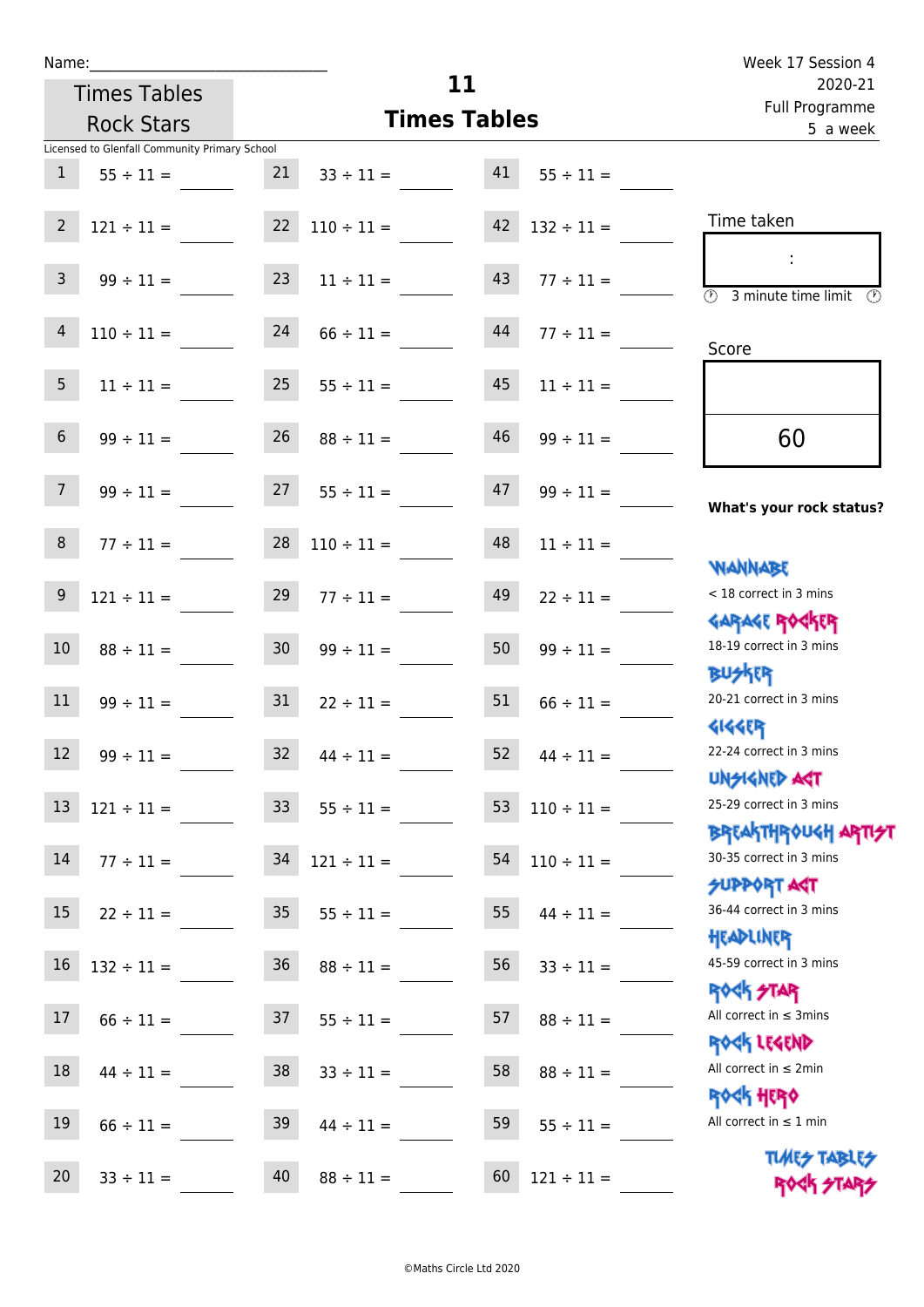Name:______________________________

Times Tables Rock Stars

# 11 Times Tables

Week 17 Session 4
2020-21
Full Programme
5 a week

Licensed to Glenfall Community Primary School

| | | | | | |
|---|---|---|---|---|---|
| 1 | 55 ÷ 11 = ____ | 21 | 33 ÷ 11 = ____ | 41 | 55 ÷ 11 = ____ |
| 2 | 121 ÷ 11 = ____ | 22 | 110 ÷ 11 = ____ | 42 | 132 ÷ 11 = ____ |
| 3 | 99 ÷ 11 = ____ | 23 | 11 ÷ 11 = ____ | 43 | 77 ÷ 11 = ____ |
| 4 | 110 ÷ 11 = ____ | 24 | 66 ÷ 11 = ____ | 44 | 77 ÷ 11 = ____ |
| 5 | 11 ÷ 11 = ____ | 25 | 55 ÷ 11 = ____ | 45 | 11 ÷ 11 = ____ |
| 6 | 99 ÷ 11 = ____ | 26 | 88 ÷ 11 = ____ | 46 | 99 ÷ 11 = ____ |
| 7 | 99 ÷ 11 = ____ | 27 | 55 ÷ 11 = ____ | 47 | 99 ÷ 11 = ____ |
| 8 | 77 ÷ 11 = ____ | 28 | 110 ÷ 11 = ____ | 48 | 11 ÷ 11 = ____ |
| 9 | 121 ÷ 11 = ____ | 29 | 77 ÷ 11 = ____ | 49 | 22 ÷ 11 = ____ |
| 10 | 88 ÷ 11 = ____ | 30 | 99 ÷ 11 = ____ | 50 | 99 ÷ 11 = ____ |
| 11 | 99 ÷ 11 = ____ | 31 | 22 ÷ 11 = ____ | 51 | 66 ÷ 11 = ____ |
| 12 | 99 ÷ 11 = ____ | 32 | 44 ÷ 11 = ____ | 52 | 44 ÷ 11 = ____ |
| 13 | 121 ÷ 11 = ____ | 33 | 55 ÷ 11 = ____ | 53 | 110 ÷ 11 = ____ |
| 14 | 77 ÷ 11 = ____ | 34 | 121 ÷ 11 = ____ | 54 | 110 ÷ 11 = ____ |
| 15 | 22 ÷ 11 = ____ | 35 | 55 ÷ 11 = ____ | 55 | 44 ÷ 11 = ____ |
| 16 | 132 ÷ 11 = ____ | 36 | 88 ÷ 11 = ____ | 56 | 33 ÷ 11 = ____ |
| 17 | 66 ÷ 11 = ____ | 37 | 55 ÷ 11 = ____ | 57 | 88 ÷ 11 = ____ |
| 18 | 44 ÷ 11 = ____ | 38 | 33 ÷ 11 = ____ | 58 | 88 ÷ 11 = ____ |
| 19 | 66 ÷ 11 = ____ | 39 | 44 ÷ 11 = ____ | 59 | 55 ÷ 11 = ____ |
| 20 | 33 ÷ 11 = ____ | 40 | 88 ÷ 11 = ____ | 60 | 121 ÷ 11 = ____ |

Time taken

:

3 minute time limit

Score

60

**What's your rock status?**

WANNABE
< 18 correct in 3 mins

GARAGE ROCKER
18-19 correct in 3 mins

BUSKER
20-21 correct in 3 mins

GIGGER
22-24 correct in 3 mins

UNSIGNED ACT
25-29 correct in 3 mins

BREAKTHROUGH ARTIST
30-35 correct in 3 mins

SUPPORT ACT
36-44 correct in 3 mins

HEADLINER
45-59 correct in 3 mins

ROCK STAR
All correct in ≤ 3mins

ROCK LEGEND
All correct in ≤ 2min

ROCK HERO
All correct in ≤ 1 min

TIMES TABLES ROCK STARS

©Maths Circle Ltd 2020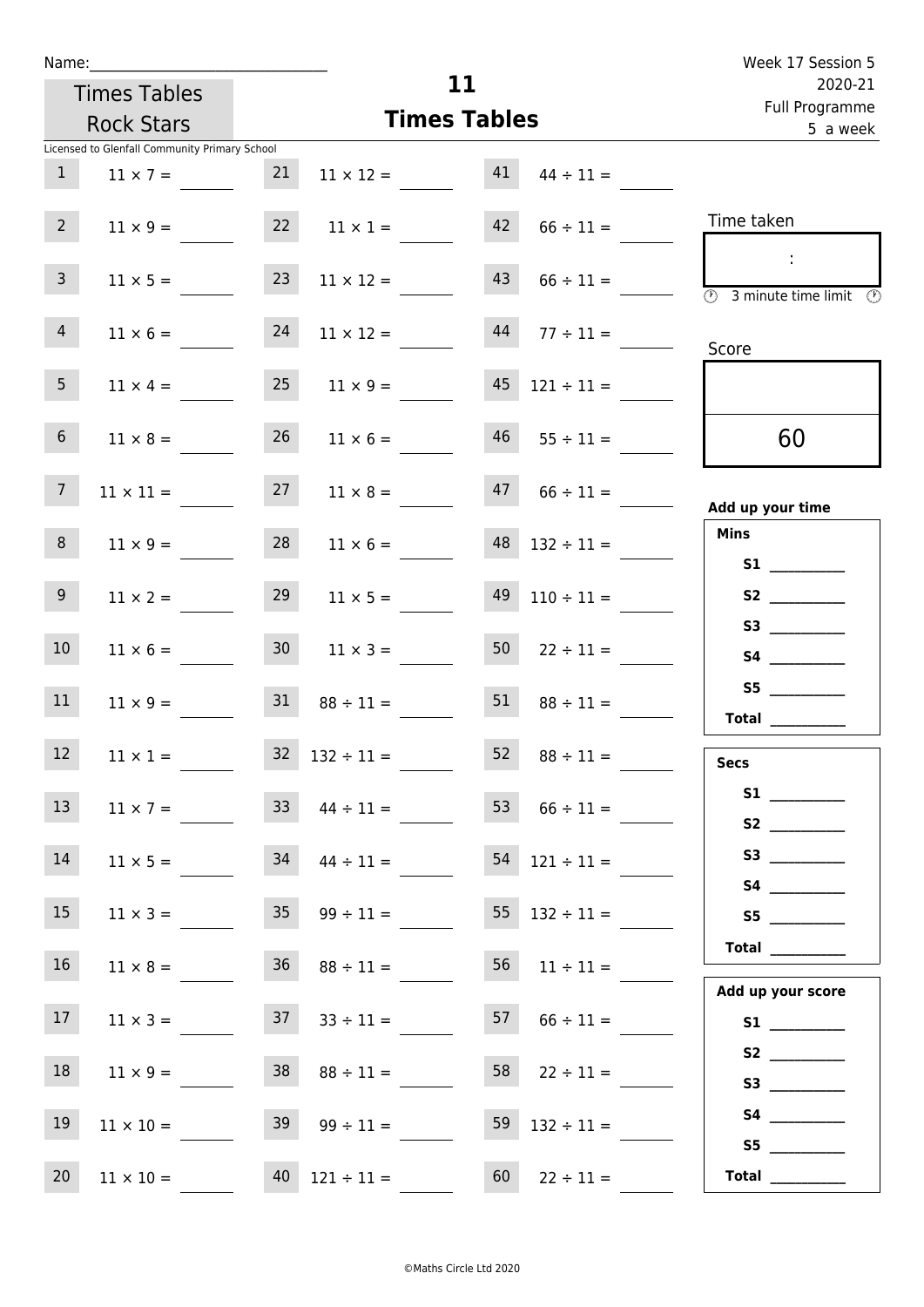Name:______________________________

Times Tables Rock Stars

# 11 Times Tables

Week 17 Session 5
2020-21
Full Programme
5 a week

Licensed to Glenfall Community Primary School

| | | | | | |
|---|---|---|---|---|---|
| 1 | $11 \times 7 =$ | 21 | $11 \times 12 =$ | 41 | $44 \div 11 =$ |
| 2 | $11 \times 9 =$ | 22 | $11 \times 1 =$ | 42 | $66 \div 11 =$ |
| 3 | $11 \times 5 =$ | 23 | $11 \times 12 =$ | 43 | $66 \div 11 =$ |
| 4 | $11 \times 6 =$ | 24 | $11 \times 12 =$ | 44 | $77 \div 11 =$ |
| 5 | $11 \times 4 =$ | 25 | $11 \times 9 =$ | 45 | $121 \div 11 =$ |
| 6 | $11 \times 8 =$ | 26 | $11 \times 6 =$ | 46 | $55 \div 11 =$ |
| 7 | $11 \times 11 =$ | 27 | $11 \times 8 =$ | 47 | $66 \div 11 =$ |
| 8 | $11 \times 9 =$ | 28 | $11 \times 6 =$ | 48 | $132 \div 11 =$ |
| 9 | $11 \times 2 =$ | 29 | $11 \times 5 =$ | 49 | $110 \div 11 =$ |
| 10 | $11 \times 6 =$ | 30 | $11 \times 3 =$ | 50 | $22 \div 11 =$ |
| 11 | $11 \times 9 =$ | 31 | $88 \div 11 =$ | 51 | $88 \div 11 =$ |
| 12 | $11 \times 1 =$ | 32 | $132 \div 11 =$ | 52 | $88 \div 11 =$ |
| 13 | $11 \times 7 =$ | 33 | $44 \div 11 =$ | 53 | $66 \div 11 =$ |
| 14 | $11 \times 5 =$ | 34 | $44 \div 11 =$ | 54 | $121 \div 11 =$ |
| 15 | $11 \times 3 =$ | 35 | $99 \div 11 =$ | 55 | $132 \div 11 =$ |
| 16 | $11 \times 8 =$ | 36 | $88 \div 11 =$ | 56 | $11 \div 11 =$ |
| 17 | $11 \times 3 =$ | 37 | $33 \div 11 =$ | 57 | $66 \div 11 =$ |
| 18 | $11 \times 9 =$ | 38 | $88 \div 11 =$ | 58 | $22 \div 11 =$ |
| 19 | $11 \times 10 =$ | 39 | $99 \div 11 =$ | 59 | $132 \div 11 =$ |
| 20 | $11 \times 10 =$ | 40 | $121 \div 11 =$ | 60 | $22 \div 11 =$ |

Time taken

:

3 minute time limit

Score

60

**Add up your time**

**Mins**

**S1** __________
**S2** __________
**S3** __________
**S4** __________
**S5** __________
**Total** __________

**Secs**

**S1** __________
**S2** __________
**S3** __________
**S4** __________
**S5** __________
**Total** __________

**Add up your score**

**S1** __________
**S2** __________
**S3** __________
**S4** __________
**S5** __________
**Total** __________

©Maths Circle Ltd 2020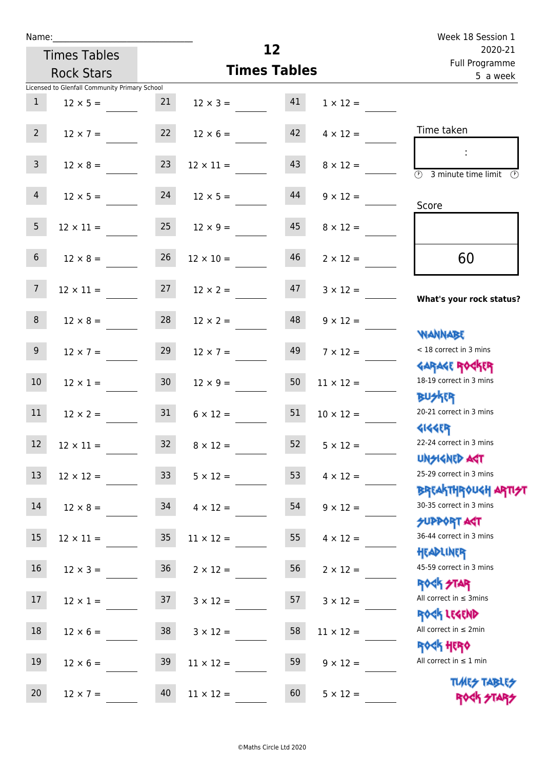Name:______________________________

Times Tables Rock Stars

# 12 Times Tables

Week 18 Session 1
2020-21
Full Programme
5 a week

Licensed to Glenfall Community Primary School

| | | | | | |
|---|---|---|---|---|---|
| 1 | $12 \times 5 =$ ____ | 21 | $12 \times 3 =$ ____ | 41 | $1 \times 12 =$ ____ |
| 2 | $12 \times 7 =$ ____ | 22 | $12 \times 6 =$ ____ | 42 | $4 \times 12 =$ ____ |
| 3 | $12 \times 8 =$ ____ | 23 | $12 \times 11 =$ ____ | 43 | $8 \times 12 =$ ____ |
| 4 | $12 \times 5 =$ ____ | 24 | $12 \times 5 =$ ____ | 44 | $9 \times 12 =$ ____ |
| 5 | $12 \times 11 =$ ____ | 25 | $12 \times 9 =$ ____ | 45 | $8 \times 12 =$ ____ |
| 6 | $12 \times 8 =$ ____ | 26 | $12 \times 10 =$ ____ | 46 | $2 \times 12 =$ ____ |
| 7 | $12 \times 11 =$ ____ | 27 | $12 \times 2 =$ ____ | 47 | $3 \times 12 =$ ____ |
| 8 | $12 \times 8 =$ ____ | 28 | $12 \times 2 =$ ____ | 48 | $9 \times 12 =$ ____ |
| 9 | $12 \times 7 =$ ____ | 29 | $12 \times 7 =$ ____ | 49 | $7 \times 12 =$ ____ |
| 10 | $12 \times 1 =$ ____ | 30 | $12 \times 9 =$ ____ | 50 | $11 \times 12 =$ ____ |
| 11 | $12 \times 2 =$ ____ | 31 | $6 \times 12 =$ ____ | 51 | $10 \times 12 =$ ____ |
| 12 | $12 \times 11 =$ ____ | 32 | $8 \times 12 =$ ____ | 52 | $5 \times 12 =$ ____ |
| 13 | $12 \times 12 =$ ____ | 33 | $5 \times 12 =$ ____ | 53 | $4 \times 12 =$ ____ |
| 14 | $12 \times 8 =$ ____ | 34 | $4 \times 12 =$ ____ | 54 | $9 \times 12 =$ ____ |
| 15 | $12 \times 11 =$ ____ | 35 | $11 \times 12 =$ ____ | 55 | $4 \times 12 =$ ____ |
| 16 | $12 \times 3 =$ ____ | 36 | $2 \times 12 =$ ____ | 56 | $2 \times 12 =$ ____ |
| 17 | $12 \times 1 =$ ____ | 37 | $3 \times 12 =$ ____ | 57 | $3 \times 12 =$ ____ |
| 18 | $12 \times 6 =$ ____ | 38 | $3 \times 12 =$ ____ | 58 | $11 \times 12 =$ ____ |
| 19 | $12 \times 6 =$ ____ | 39 | $11 \times 12 =$ ____ | 59 | $9 \times 12 =$ ____ |
| 20 | $12 \times 7 =$ ____ | 40 | $11 \times 12 =$ ____ | 60 | $5 \times 12 =$ ____ |

Time taken

:

3 minute time limit

Score

60

**What's your rock status?**

WANNABE
< 18 correct in 3 mins

GARAGE ROCKER
18-19 correct in 3 mins

BUSKER
20-21 correct in 3 mins

GIGGER
22-24 correct in 3 mins

UNSIGNED ACT
25-29 correct in 3 mins

BREAKTHROUGH ARTIST
30-35 correct in 3 mins

SUPPORT ACT
36-44 correct in 3 mins

HEADLINER
45-59 correct in 3 mins

ROCK STAR
All correct in ≤ 3mins

ROCK LEGEND
All correct in ≤ 2min

ROCK HERO
All correct in ≤ 1 min

TIMES TABLES ROCK STARS

©Maths Circle Ltd 2020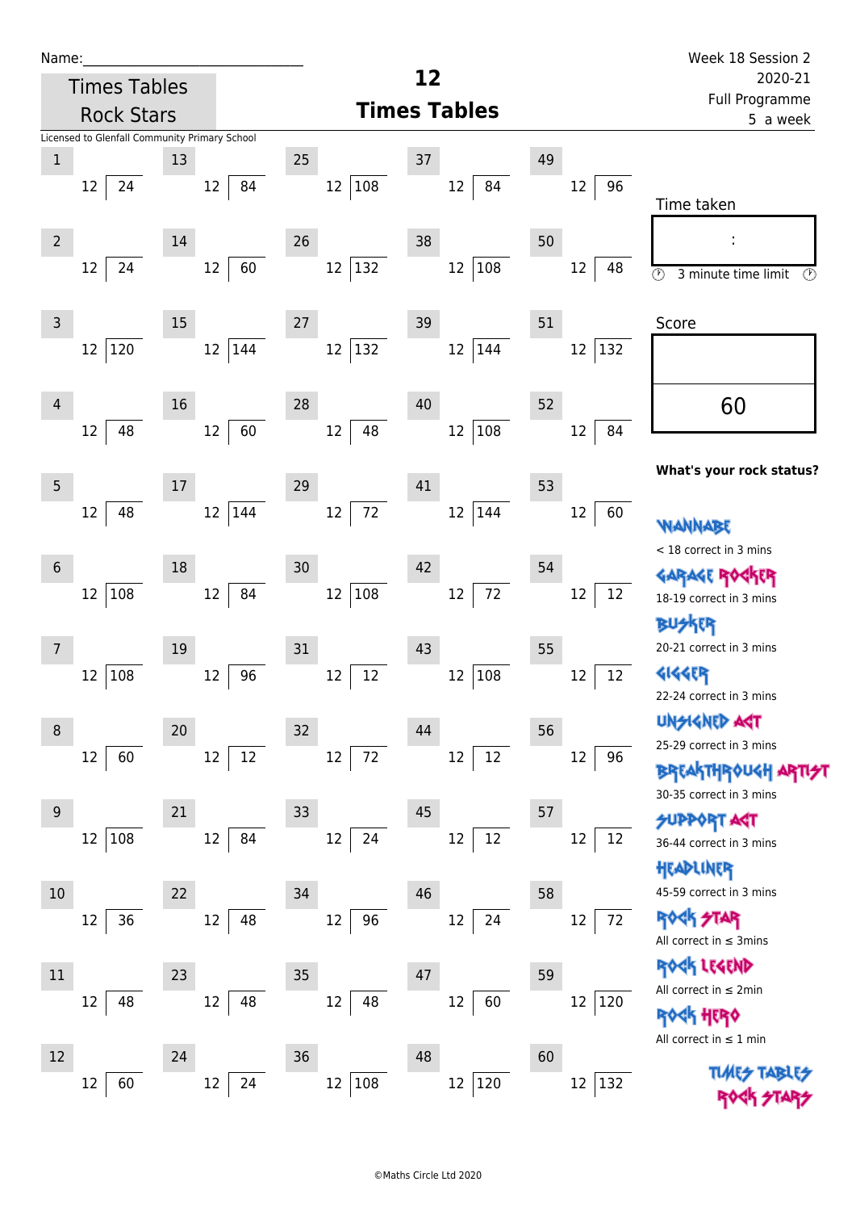Name:\_\_\_\_\_\_\_\_\_\_\_\_\_\_\_\_\_\_\_\_\_\_\_\_\_\_\_\_

Times Tables Rock Stars

Licensed to Glenfall Community Primary School

# 12 Times Tables

Week 18 Session 2
2020-21
Full Programme
5 a week

| # | Question | # | Question | # | Question | # | Question | # | Question |
|---|---|---|---|---|---|---|---|---|---|
| 1 | 12 ⟌ 24 | 13 | 12 ⟌ 84 | 25 | 12 ⟌ 108 | 37 | 12 ⟌ 84 | 49 | 12 ⟌ 96 |
| 2 | 12 ⟌ 24 | 14 | 12 ⟌ 60 | 26 | 12 ⟌ 132 | 38 | 12 ⟌ 108 | 50 | 12 ⟌ 48 |
| 3 | 12 ⟌ 120 | 15 | 12 ⟌ 144 | 27 | 12 ⟌ 132 | 39 | 12 ⟌ 144 | 51 | 12 ⟌ 132 |
| 4 | 12 ⟌ 48 | 16 | 12 ⟌ 60 | 28 | 12 ⟌ 48 | 40 | 12 ⟌ 108 | 52 | 12 ⟌ 84 |
| 5 | 12 ⟌ 48 | 17 | 12 ⟌ 144 | 29 | 12 ⟌ 72 | 41 | 12 ⟌ 144 | 53 | 12 ⟌ 60 |
| 6 | 12 ⟌ 108 | 18 | 12 ⟌ 84 | 30 | 12 ⟌ 108 | 42 | 12 ⟌ 72 | 54 | 12 ⟌ 12 |
| 7 | 12 ⟌ 108 | 19 | 12 ⟌ 96 | 31 | 12 ⟌ 12 | 43 | 12 ⟌ 108 | 55 | 12 ⟌ 12 |
| 8 | 12 ⟌ 60 | 20 | 12 ⟌ 12 | 32 | 12 ⟌ 72 | 44 | 12 ⟌ 12 | 56 | 12 ⟌ 96 |
| 9 | 12 ⟌ 108 | 21 | 12 ⟌ 84 | 33 | 12 ⟌ 24 | 45 | 12 ⟌ 12 | 57 | 12 ⟌ 12 |
| 10 | 12 ⟌ 36 | 22 | 12 ⟌ 48 | 34 | 12 ⟌ 96 | 46 | 12 ⟌ 24 | 58 | 12 ⟌ 72 |
| 11 | 12 ⟌ 48 | 23 | 12 ⟌ 48 | 35 | 12 ⟌ 48 | 47 | 12 ⟌ 60 | 59 | 12 ⟌ 120 |
| 12 | 12 ⟌ 60 | 24 | 12 ⟌ 24 | 36 | 12 ⟌ 108 | 48 | 12 ⟌ 120 | 60 | 12 ⟌ 132 |

Time taken

:

3 minute time limit

Score

60

**What's your rock status?**

WANNABE
< 18 correct in 3 mins

GARAGE ROCKER
18-19 correct in 3 mins

BUSKER
20-21 correct in 3 mins

GIGGER
22-24 correct in 3 mins

UNSIGNED ACT
25-29 correct in 3 mins

BREAKTHROUGH ARTIST
30-35 correct in 3 mins

SUPPORT ACT
36-44 correct in 3 mins

HEADLINER
45-59 correct in 3 mins

ROCK STAR
All correct in ≤ 3mins

ROCK LEGEND
All correct in ≤ 2min

ROCK HERO
All correct in ≤ 1 min

TIMES TABLES ROCK STARS

©Maths Circle Ltd 2020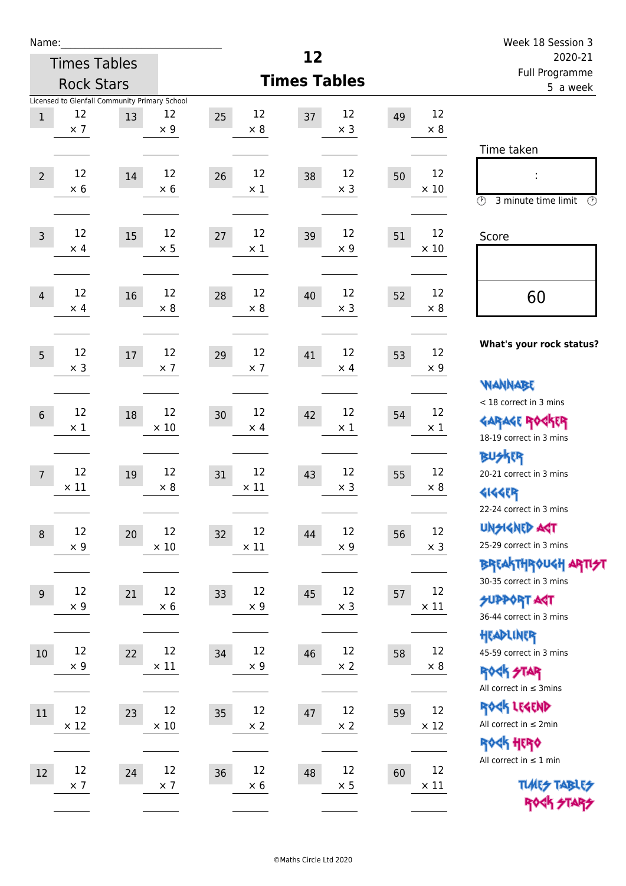Name:_______________________

Times Tables Rock Stars

# 12 Times Tables

Week 18 Session 3
2020-21
Full Programme
5 a week

Licensed to Glenfall Community Primary School

| | | | | | | | | | |
|---|---|---|---|---|---|---|---|---|---|
| 1 | 12 × 7 | 13 | 12 × 9 | 25 | 12 × 8 | 37 | 12 × 3 | 49 | 12 × 8 |
| 2 | 12 × 6 | 14 | 12 × 6 | 26 | 12 × 1 | 38 | 12 × 3 | 50 | 12 × 10 |
| 3 | 12 × 4 | 15 | 12 × 5 | 27 | 12 × 1 | 39 | 12 × 9 | 51 | 12 × 10 |
| 4 | 12 × 4 | 16 | 12 × 8 | 28 | 12 × 8 | 40 | 12 × 3 | 52 | 12 × 8 |
| 5 | 12 × 3 | 17 | 12 × 7 | 29 | 12 × 7 | 41 | 12 × 4 | 53 | 12 × 9 |
| 6 | 12 × 1 | 18 | 12 × 10 | 30 | 12 × 4 | 42 | 12 × 1 | 54 | 12 × 1 |
| 7 | 12 × 11 | 19 | 12 × 8 | 31 | 12 × 11 | 43 | 12 × 3 | 55 | 12 × 8 |
| 8 | 12 × 9 | 20 | 12 × 10 | 32 | 12 × 11 | 44 | 12 × 9 | 56 | 12 × 3 |
| 9 | 12 × 9 | 21 | 12 × 6 | 33 | 12 × 9 | 45 | 12 × 3 | 57 | 12 × 11 |
| 10 | 12 × 9 | 22 | 12 × 11 | 34 | 12 × 9 | 46 | 12 × 2 | 58 | 12 × 8 |
| 11 | 12 × 12 | 23 | 12 × 10 | 35 | 12 × 2 | 47 | 12 × 2 | 59 | 12 × 12 |
| 12 | 12 × 7 | 24 | 12 × 7 | 36 | 12 × 6 | 48 | 12 × 5 | 60 | 12 × 11 |

Time taken

:

3 minute time limit

Score

60

**What's your rock status?**

WANNABE
< 18 correct in 3 mins

GARAGE ROCKER
18-19 correct in 3 mins

BUSKER
20-21 correct in 3 mins

GIGGER
22-24 correct in 3 mins

UNSIGNED ACT
25-29 correct in 3 mins

BREAKTHROUGH ARTIST
30-35 correct in 3 mins

SUPPORT ACT
36-44 correct in 3 mins

HEADLINER
45-59 correct in 3 mins

ROCK STAR
All correct in ≤ 3mins

ROCK LEGEND
All correct in ≤ 2min

ROCK HERO
All correct in ≤ 1 min

TIMES TABLES ROCK STARS

©Maths Circle Ltd 2020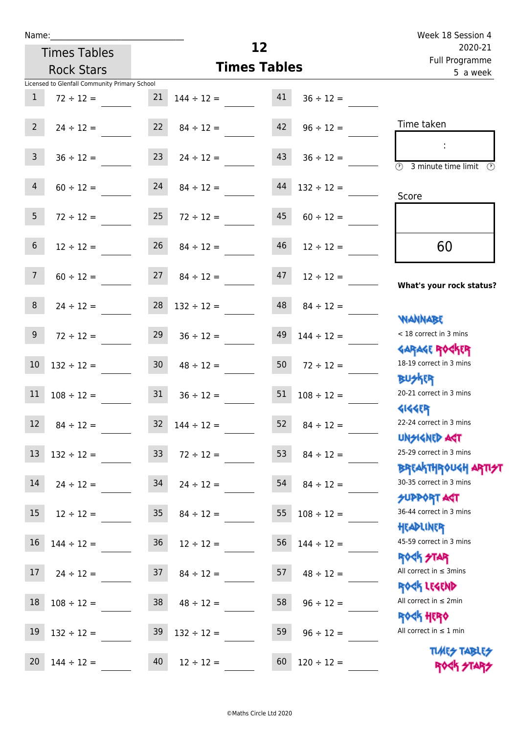Name:______________________________

Times Tables Rock Stars

# 12 Times Tables

Week 18 Session 4
2020-21
Full Programme
5 a week

Licensed to Glenfall Community Primary School

| | | | | | |
|---|---|---|---|---|---|
| 1 | $72 \div 12 =$ | 21 | $144 \div 12 =$ | 41 | $36 \div 12 =$ |
| 2 | $24 \div 12 =$ | 22 | $84 \div 12 =$ | 42 | $96 \div 12 =$ |
| 3 | $36 \div 12 =$ | 23 | $24 \div 12 =$ | 43 | $36 \div 12 =$ |
| 4 | $60 \div 12 =$ | 24 | $84 \div 12 =$ | 44 | $132 \div 12 =$ |
| 5 | $72 \div 12 =$ | 25 | $72 \div 12 =$ | 45 | $60 \div 12 =$ |
| 6 | $12 \div 12 =$ | 26 | $84 \div 12 =$ | 46 | $12 \div 12 =$ |
| 7 | $60 \div 12 =$ | 27 | $84 \div 12 =$ | 47 | $12 \div 12 =$ |
| 8 | $24 \div 12 =$ | 28 | $132 \div 12 =$ | 48 | $84 \div 12 =$ |
| 9 | $72 \div 12 =$ | 29 | $36 \div 12 =$ | 49 | $144 \div 12 =$ |
| 10 | $132 \div 12 =$ | 30 | $48 \div 12 =$ | 50 | $72 \div 12 =$ |
| 11 | $108 \div 12 =$ | 31 | $36 \div 12 =$ | 51 | $108 \div 12 =$ |
| 12 | $84 \div 12 =$ | 32 | $144 \div 12 =$ | 52 | $84 \div 12 =$ |
| 13 | $132 \div 12 =$ | 33 | $72 \div 12 =$ | 53 | $84 \div 12 =$ |
| 14 | $24 \div 12 =$ | 34 | $24 \div 12 =$ | 54 | $84 \div 12 =$ |
| 15 | $12 \div 12 =$ | 35 | $84 \div 12 =$ | 55 | $108 \div 12 =$ |
| 16 | $144 \div 12 =$ | 36 | $12 \div 12 =$ | 56 | $144 \div 12 =$ |
| 17 | $24 \div 12 =$ | 37 | $84 \div 12 =$ | 57 | $48 \div 12 =$ |
| 18 | $108 \div 12 =$ | 38 | $48 \div 12 =$ | 58 | $96 \div 12 =$ |
| 19 | $132 \div 12 =$ | 39 | $132 \div 12 =$ | 59 | $96 \div 12 =$ |
| 20 | $144 \div 12 =$ | 40 | $12 \div 12 =$ | 60 | $120 \div 12 =$ |

Time taken

:

3 minute time limit

Score

60

**What's your rock status?**

WANNABE
< 18 correct in 3 mins

GARAGE ROCKER
18-19 correct in 3 mins

BUSKER
20-21 correct in 3 mins

GIGGER
22-24 correct in 3 mins

UNSIGNED ACT
25-29 correct in 3 mins

BREAKTHROUGH ARTIST
30-35 correct in 3 mins

SUPPORT ACT
36-44 correct in 3 mins

HEADLINER
45-59 correct in 3 mins

ROCK STAR
All correct in ≤ 3mins

ROCK LEGEND
All correct in ≤ 2min

ROCK HERO
All correct in ≤ 1 min

TIMES TABLES ROCK STARS

©Maths Circle Ltd 2020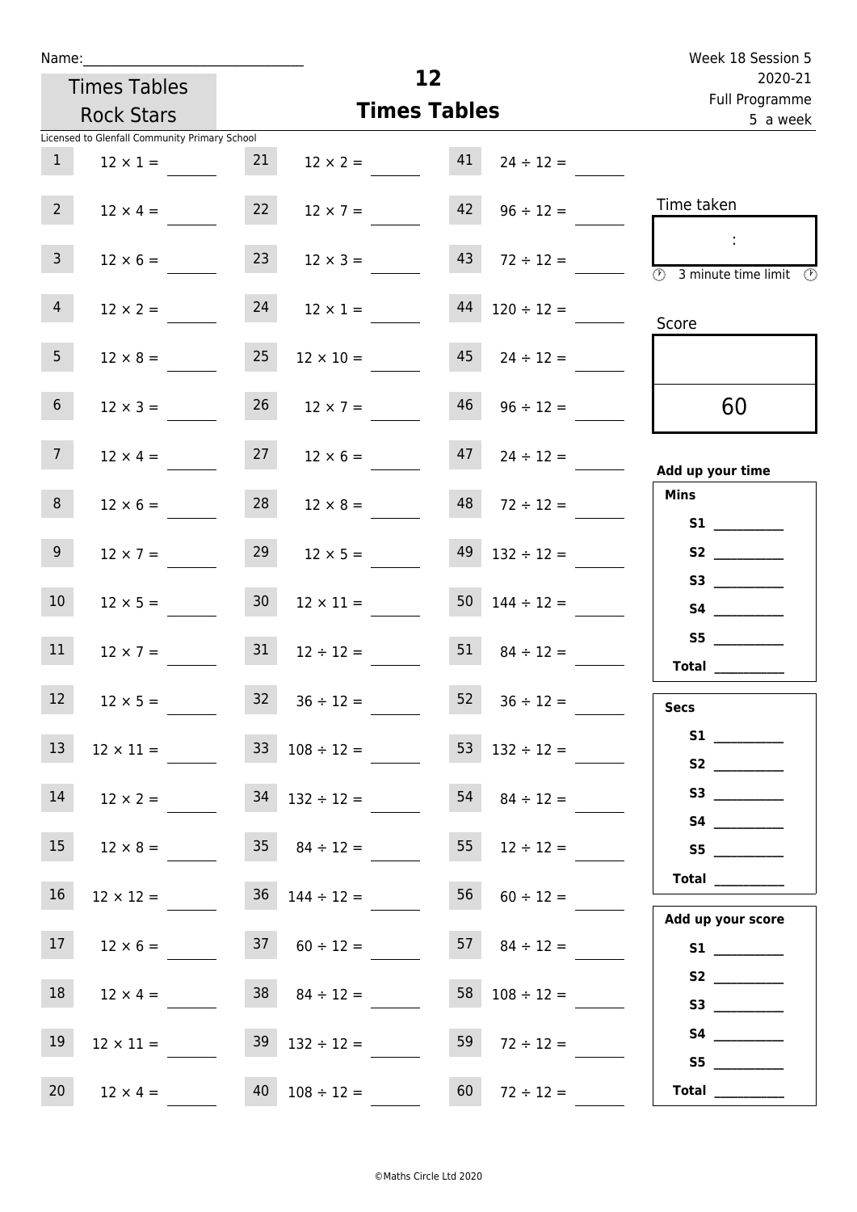Name:______________________________

Times Tables Rock Stars

Licensed to Glenfall Community Primary School

# 12 Times Tables

Week 18 Session 5
2020-21
Full Programme
5 a week

| | | | | | |
|---|---|---|---|---|---|
| 1 | 12 × 1 = | 21 | 12 × 2 = | 41 | 24 ÷ 12 = |
| 2 | 12 × 4 = | 22 | 12 × 7 = | 42 | 96 ÷ 12 = |
| 3 | 12 × 6 = | 23 | 12 × 3 = | 43 | 72 ÷ 12 = |
| 4 | 12 × 2 = | 24 | 12 × 1 = | 44 | 120 ÷ 12 = |
| 5 | 12 × 8 = | 25 | 12 × 10 = | 45 | 24 ÷ 12 = |
| 6 | 12 × 3 = | 26 | 12 × 7 = | 46 | 96 ÷ 12 = |
| 7 | 12 × 4 = | 27 | 12 × 6 = | 47 | 24 ÷ 12 = |
| 8 | 12 × 6 = | 28 | 12 × 8 = | 48 | 72 ÷ 12 = |
| 9 | 12 × 7 = | 29 | 12 × 5 = | 49 | 132 ÷ 12 = |
| 10 | 12 × 5 = | 30 | 12 × 11 = | 50 | 144 ÷ 12 = |
| 11 | 12 × 7 = | 31 | 12 ÷ 12 = | 51 | 84 ÷ 12 = |
| 12 | 12 × 5 = | 32 | 36 ÷ 12 = | 52 | 36 ÷ 12 = |
| 13 | 12 × 11 = | 33 | 108 ÷ 12 = | 53 | 132 ÷ 12 = |
| 14 | 12 × 2 = | 34 | 132 ÷ 12 = | 54 | 84 ÷ 12 = |
| 15 | 12 × 8 = | 35 | 84 ÷ 12 = | 55 | 12 ÷ 12 = |
| 16 | 12 × 12 = | 36 | 144 ÷ 12 = | 56 | 60 ÷ 12 = |
| 17 | 12 × 6 = | 37 | 60 ÷ 12 = | 57 | 84 ÷ 12 = |
| 18 | 12 × 4 = | 38 | 84 ÷ 12 = | 58 | 108 ÷ 12 = |
| 19 | 12 × 11 = | 39 | 132 ÷ 12 = | 59 | 72 ÷ 12 = |
| 20 | 12 × 4 = | 40 | 108 ÷ 12 = | 60 | 72 ÷ 12 = |

Time taken

:

3 minute time limit

Score

60

**Add up your time**

**Mins**

**S1** __________
**S2** __________
**S3** __________
**S4** __________
**S5** __________
**Total** __________

**Secs**

**S1** __________
**S2** __________
**S3** __________
**S4** __________
**S5** __________
**Total** __________

**Add up your score**

**S1** __________
**S2** __________
**S3** __________
**S4** __________
**S5** __________
**Total** __________

©Maths Circle Ltd 2020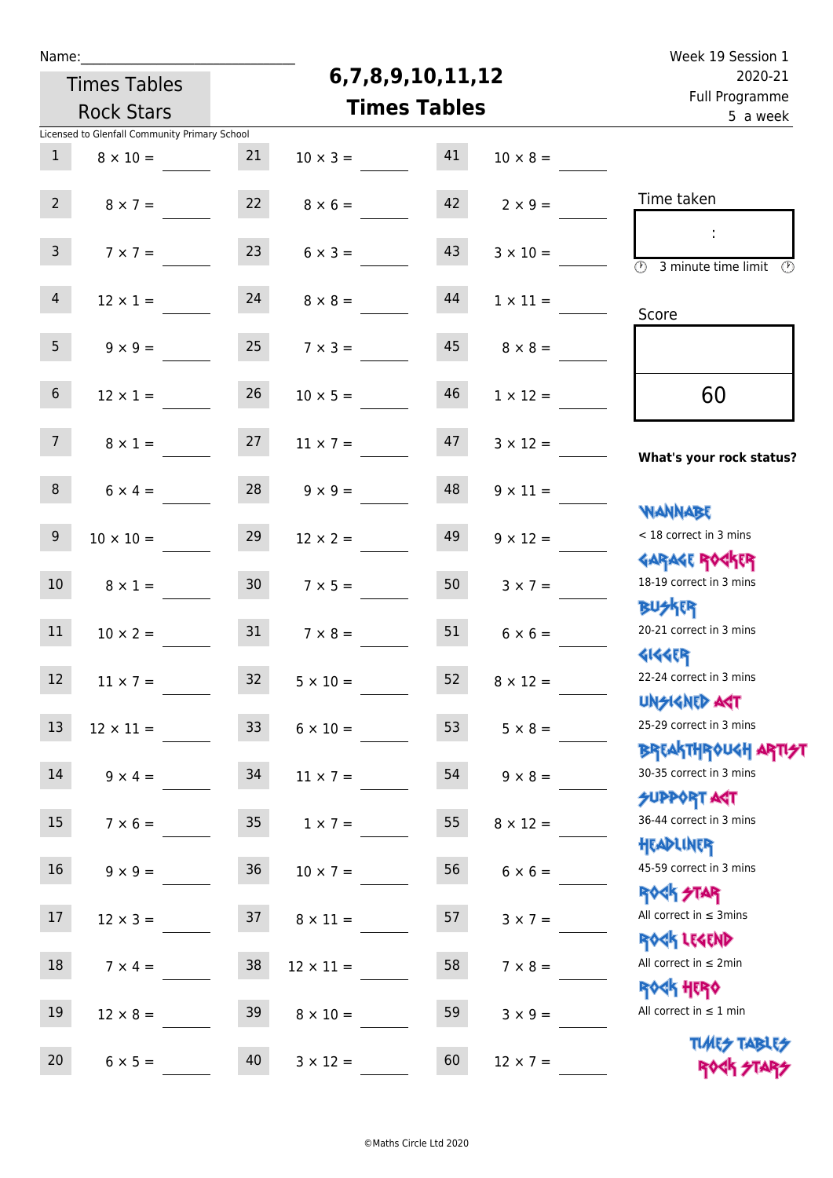Name:______________________________

Times Tables Rock Stars

# 6,7,8,9,10,11,12 Times Tables

Week 19 Session 1
2020-21
Full Programme
5 a week

Licensed to Glenfall Community Primary School

| # | Question | # | Question | # | Question |
|---|---|---|---|---|---|
| 1 | 8 × 10 = | 21 | 10 × 3 = | 41 | 10 × 8 = |
| 2 | 8 × 7 = | 22 | 8 × 6 = | 42 | 2 × 9 = |
| 3 | 7 × 7 = | 23 | 6 × 3 = | 43 | 3 × 10 = |
| 4 | 12 × 1 = | 24 | 8 × 8 = | 44 | 1 × 11 = |
| 5 | 9 × 9 = | 25 | 7 × 3 = | 45 | 8 × 8 = |
| 6 | 12 × 1 = | 26 | 10 × 5 = | 46 | 1 × 12 = |
| 7 | 8 × 1 = | 27 | 11 × 7 = | 47 | 3 × 12 = |
| 8 | 6 × 4 = | 28 | 9 × 9 = | 48 | 9 × 11 = |
| 9 | 10 × 10 = | 29 | 12 × 2 = | 49 | 9 × 12 = |
| 10 | 8 × 1 = | 30 | 7 × 5 = | 50 | 3 × 7 = |
| 11 | 10 × 2 = | 31 | 7 × 8 = | 51 | 6 × 6 = |
| 12 | 11 × 7 = | 32 | 5 × 10 = | 52 | 8 × 12 = |
| 13 | 12 × 11 = | 33 | 6 × 10 = | 53 | 5 × 8 = |
| 14 | 9 × 4 = | 34 | 11 × 7 = | 54 | 9 × 8 = |
| 15 | 7 × 6 = | 35 | 1 × 7 = | 55 | 8 × 12 = |
| 16 | 9 × 9 = | 36 | 10 × 7 = | 56 | 6 × 6 = |
| 17 | 12 × 3 = | 37 | 8 × 11 = | 57 | 3 × 7 = |
| 18 | 7 × 4 = | 38 | 12 × 11 = | 58 | 7 × 8 = |
| 19 | 12 × 8 = | 39 | 8 × 10 = | 59 | 3 × 9 = |
| 20 | 6 × 5 = | 40 | 3 × 12 = | 60 | 12 × 7 = |

Time taken

:

3 minute time limit

Score

60

**What's your rock status?**

WANNABE
< 18 correct in 3 mins

GARAGE ROCKER
18-19 correct in 3 mins

BUSKER
20-21 correct in 3 mins

GIGGER
22-24 correct in 3 mins

UNSIGNED ACT
25-29 correct in 3 mins

BREAKTHROUGH ARTIST
30-35 correct in 3 mins

SUPPORT ACT
36-44 correct in 3 mins

HEADLINER
45-59 correct in 3 mins

ROCK STAR
All correct in ≤ 3mins

ROCK LEGEND
All correct in ≤ 2min

ROCK HERO
All correct in ≤ 1 min

TIMES TABLES ROCK STARS

©Maths Circle Ltd 2020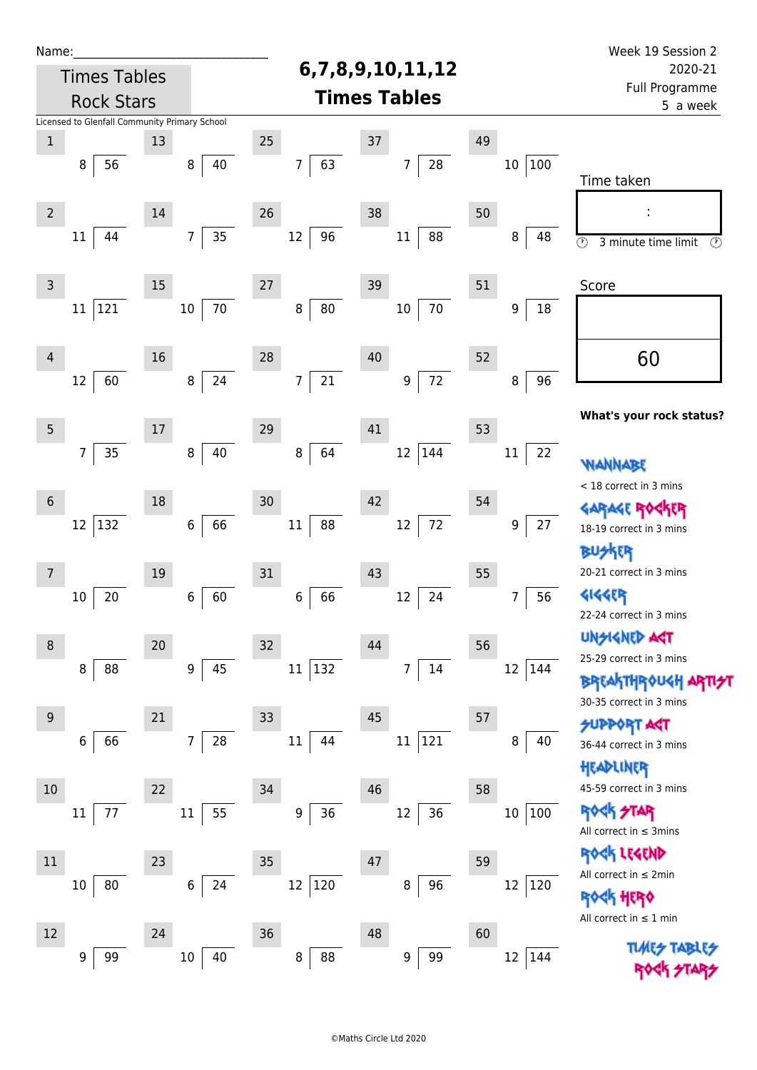Name:\_\_\_\_\_\_\_\_\_\_\_\_\_\_\_\_\_\_\_\_\_\_\_\_\_\_\_\_\_\_

Times Tables Rock Stars

# 6,7,8,9,10,11,12 Times Tables

Week 19 Session 2
2020-21
Full Programme
5 a week

Licensed to Glenfall Community Primary School

| # | Question | # | Question | # | Question | # | Question | # | Question |
|---|---|---|---|---|---|---|---|---|---|
| 1 | 8 ⟌ 56 | 13 | 8 ⟌ 40 | 25 | 7 ⟌ 63 | 37 | 7 ⟌ 28 | 49 | 10 ⟌ 100 |
| 2 | 11 ⟌ 44 | 14 | 7 ⟌ 35 | 26 | 12 ⟌ 96 | 38 | 11 ⟌ 88 | 50 | 8 ⟌ 48 |
| 3 | 11 ⟌ 121 | 15 | 10 ⟌ 70 | 27 | 8 ⟌ 80 | 39 | 10 ⟌ 70 | 51 | 9 ⟌ 18 |
| 4 | 12 ⟌ 60 | 16 | 8 ⟌ 24 | 28 | 7 ⟌ 21 | 40 | 9 ⟌ 72 | 52 | 8 ⟌ 96 |
| 5 | 7 ⟌ 35 | 17 | 8 ⟌ 40 | 29 | 8 ⟌ 64 | 41 | 12 ⟌ 144 | 53 | 11 ⟌ 22 |
| 6 | 12 ⟌ 132 | 18 | 6 ⟌ 66 | 30 | 11 ⟌ 88 | 42 | 12 ⟌ 72 | 54 | 9 ⟌ 27 |
| 7 | 10 ⟌ 20 | 19 | 6 ⟌ 60 | 31 | 6 ⟌ 66 | 43 | 12 ⟌ 24 | 55 | 7 ⟌ 56 |
| 8 | 8 ⟌ 88 | 20 | 9 ⟌ 45 | 32 | 11 ⟌ 132 | 44 | 7 ⟌ 14 | 56 | 12 ⟌ 144 |
| 9 | 6 ⟌ 66 | 21 | 7 ⟌ 28 | 33 | 11 ⟌ 44 | 45 | 11 ⟌ 121 | 57 | 8 ⟌ 40 |
| 10 | 11 ⟌ 77 | 22 | 11 ⟌ 55 | 34 | 9 ⟌ 36 | 46 | 12 ⟌ 36 | 58 | 10 ⟌ 100 |
| 11 | 10 ⟌ 80 | 23 | 6 ⟌ 24 | 35 | 12 ⟌ 120 | 47 | 8 ⟌ 96 | 59 | 12 ⟌ 120 |
| 12 | 9 ⟌ 99 | 24 | 10 ⟌ 40 | 36 | 8 ⟌ 88 | 48 | 9 ⟌ 99 | 60 | 12 ⟌ 144 |

Time taken

:

3 minute time limit

Score

60

**What's your rock status?**

WANNABE
< 18 correct in 3 mins

GARAGE ROCKER
18-19 correct in 3 mins

BUSKER
20-21 correct in 3 mins

GIGGER
22-24 correct in 3 mins

UNSIGNED ACT
25-29 correct in 3 mins

BREAKTHROUGH ARTIST
30-35 correct in 3 mins

SUPPORT ACT
36-44 correct in 3 mins

HEADLINER
45-59 correct in 3 mins

ROCK STAR
All correct in ≤ 3mins

ROCK LEGEND
All correct in ≤ 2min

ROCK HERO
All correct in ≤ 1 min

TIMES TABLES ROCK STARS

©Maths Circle Ltd 2020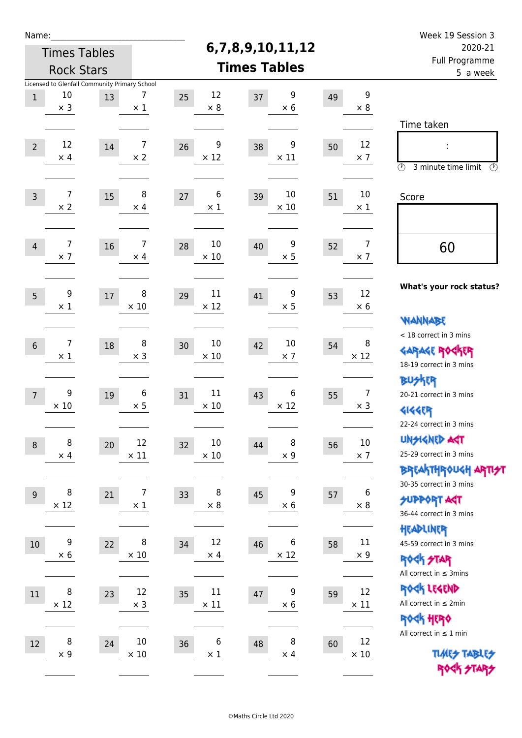Name:_______________________

Times Tables Rock Stars

# 6,7,8,9,10,11,12 Times Tables

Week 19 Session 3
2020-21
Full Programme
5 a week

Licensed to Glenfall Community Primary School

| # | Question | # | Question | # | Question | # | Question | # | Question |
|---|---|---|---|---|---|---|---|---|---|
| 1 | 10 × 3 | 13 | 7 × 1 | 25 | 12 × 8 | 37 | 9 × 6 | 49 | 9 × 8 |
| 2 | 12 × 4 | 14 | 7 × 2 | 26 | 9 × 12 | 38 | 9 × 11 | 50 | 12 × 7 |
| 3 | 7 × 2 | 15 | 8 × 4 | 27 | 6 × 1 | 39 | 10 × 10 | 51 | 10 × 1 |
| 4 | 7 × 7 | 16 | 7 × 4 | 28 | 10 × 10 | 40 | 9 × 5 | 52 | 7 × 7 |
| 5 | 9 × 1 | 17 | 8 × 10 | 29 | 11 × 12 | 41 | 9 × 5 | 53 | 12 × 6 |
| 6 | 7 × 1 | 18 | 8 × 3 | 30 | 10 × 10 | 42 | 10 × 7 | 54 | 8 × 12 |
| 7 | 9 × 10 | 19 | 6 × 5 | 31 | 11 × 10 | 43 | 6 × 12 | 55 | 7 × 3 |
| 8 | 8 × 4 | 20 | 12 × 11 | 32 | 10 × 10 | 44 | 8 × 9 | 56 | 10 × 7 |
| 9 | 8 × 12 | 21 | 7 × 1 | 33 | 8 × 8 | 45 | 9 × 6 | 57 | 6 × 8 |
| 10 | 9 × 6 | 22 | 8 × 10 | 34 | 12 × 4 | 46 | 6 × 12 | 58 | 11 × 9 |
| 11 | 8 × 12 | 23 | 12 × 3 | 35 | 11 × 11 | 47 | 9 × 6 | 59 | 12 × 11 |
| 12 | 8 × 9 | 24 | 10 × 10 | 36 | 6 × 1 | 48 | 8 × 4 | 60 | 12 × 10 |

Time taken

:

3 minute time limit

Score

60

**What's your rock status?**

WANNABE
< 18 correct in 3 mins

GARAGE ROCKER
18-19 correct in 3 mins

BUSKER
20-21 correct in 3 mins

GIGGER
22-24 correct in 3 mins

UNSIGNED ACT
25-29 correct in 3 mins

BREAKTHROUGH ARTIST
30-35 correct in 3 mins

SUPPORT ACT
36-44 correct in 3 mins

HEADLINER
45-59 correct in 3 mins

ROCK STAR
All correct in ≤ 3mins

ROCK LEGEND
All correct in ≤ 2min

ROCK HERO
All correct in ≤ 1 min

TIMES TABLES ROCK STARS

©Maths Circle Ltd 2020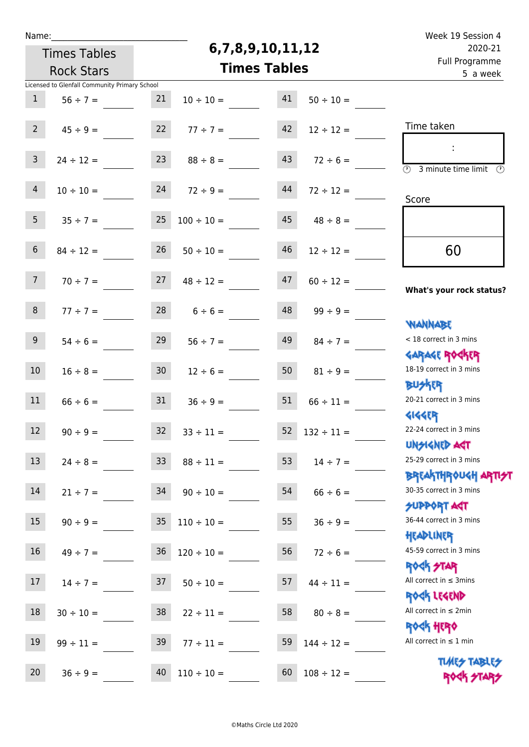Name:______________________________

Times Tables Rock Stars

# 6,7,8,9,10,11,12 Times Tables

Week 19 Session 4
2020-21
Full Programme
5 a week

Licensed to Glenfall Community Primary School

| # | Question | # | Question | # | Question |
|---|---|---|---|---|---|
| 1 | 56 ÷ 7 = ____ | 21 | 10 ÷ 10 = ____ | 41 | 50 ÷ 10 = ____ |
| 2 | 45 ÷ 9 = ____ | 22 | 77 ÷ 7 = ____ | 42 | 12 ÷ 12 = ____ |
| 3 | 24 ÷ 12 = ____ | 23 | 88 ÷ 8 = ____ | 43 | 72 ÷ 6 = ____ |
| 4 | 10 ÷ 10 = ____ | 24 | 72 ÷ 9 = ____ | 44 | 72 ÷ 12 = ____ |
| 5 | 35 ÷ 7 = ____ | 25 | 100 ÷ 10 = ____ | 45 | 48 ÷ 8 = ____ |
| 6 | 84 ÷ 12 = ____ | 26 | 50 ÷ 10 = ____ | 46 | 12 ÷ 12 = ____ |
| 7 | 70 ÷ 7 = ____ | 27 | 48 ÷ 12 = ____ | 47 | 60 ÷ 12 = ____ |
| 8 | 77 ÷ 7 = ____ | 28 | 6 ÷ 6 = ____ | 48 | 99 ÷ 9 = ____ |
| 9 | 54 ÷ 6 = ____ | 29 | 56 ÷ 7 = ____ | 49 | 84 ÷ 7 = ____ |
| 10 | 16 ÷ 8 = ____ | 30 | 12 ÷ 6 = ____ | 50 | 81 ÷ 9 = ____ |
| 11 | 66 ÷ 6 = ____ | 31 | 36 ÷ 9 = ____ | 51 | 66 ÷ 11 = ____ |
| 12 | 90 ÷ 9 = ____ | 32 | 33 ÷ 11 = ____ | 52 | 132 ÷ 11 = ____ |
| 13 | 24 ÷ 8 = ____ | 33 | 88 ÷ 11 = ____ | 53 | 14 ÷ 7 = ____ |
| 14 | 21 ÷ 7 = ____ | 34 | 90 ÷ 10 = ____ | 54 | 66 ÷ 6 = ____ |
| 15 | 90 ÷ 9 = ____ | 35 | 110 ÷ 10 = ____ | 55 | 36 ÷ 9 = ____ |
| 16 | 49 ÷ 7 = ____ | 36 | 120 ÷ 10 = ____ | 56 | 72 ÷ 6 = ____ |
| 17 | 14 ÷ 7 = ____ | 37 | 50 ÷ 10 = ____ | 57 | 44 ÷ 11 = ____ |
| 18 | 30 ÷ 10 = ____ | 38 | 22 ÷ 11 = ____ | 58 | 80 ÷ 8 = ____ |
| 19 | 99 ÷ 11 = ____ | 39 | 77 ÷ 11 = ____ | 59 | 144 ÷ 12 = ____ |
| 20 | 36 ÷ 9 = ____ | 40 | 110 ÷ 10 = ____ | 60 | 108 ÷ 12 = ____ |

Time taken

:

3 minute time limit

Score

60

**What's your rock status?**

WANNABE
< 18 correct in 3 mins

GARAGE ROCKER
18-19 correct in 3 mins

BUSKER
20-21 correct in 3 mins

GIGGER
22-24 correct in 3 mins

UNSIGNED ACT
25-29 correct in 3 mins

BREAKTHROUGH ARTIST
30-35 correct in 3 mins

SUPPORT ACT
36-44 correct in 3 mins

HEADLINER
45-59 correct in 3 mins

ROCK STAR
All correct in ≤ 3mins

ROCK LEGEND
All correct in ≤ 2min

ROCK HERO
All correct in ≤ 1 min

TIMES TABLES ROCK STARS

©Maths Circle Ltd 2020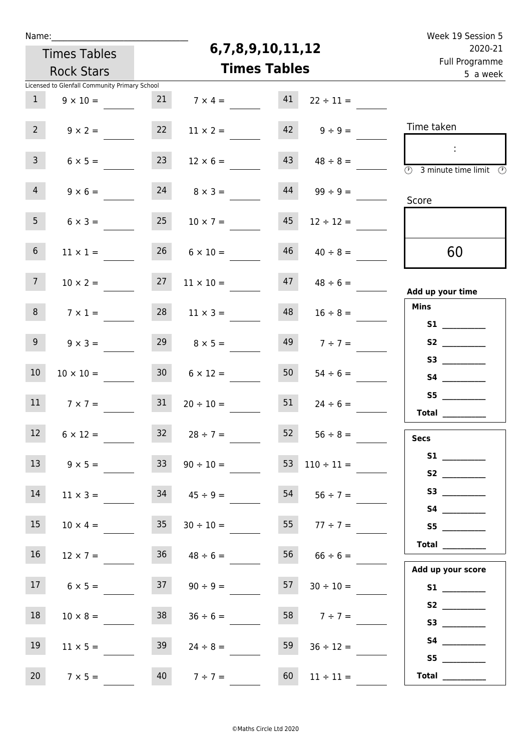Name:\_\_\_\_\_\_\_\_\_\_\_\_\_\_\_\_\_\_\_\_\_\_\_\_\_\_\_\_\_\_

Times Tables Rock Stars

# 6,7,8,9,10,11,12 Times Tables

Week 19 Session 5
2020-21
Full Programme
5 a week

Licensed to Glenfall Community Primary School

| | | | | | |
|---|---|---|---|---|---|
| 1 | $9 \times 10 =$ | 21 | $7 \times 4 =$ | 41 | $22 \div 11 =$ |
| 2 | $9 \times 2 =$ | 22 | $11 \times 2 =$ | 42 | $9 \div 9 =$ |
| 3 | $6 \times 5 =$ | 23 | $12 \times 6 =$ | 43 | $48 \div 8 =$ |
| 4 | $9 \times 6 =$ | 24 | $8 \times 3 =$ | 44 | $99 \div 9 =$ |
| 5 | $6 \times 3 =$ | 25 | $10 \times 7 =$ | 45 | $12 \div 12 =$ |
| 6 | $11 \times 1 =$ | 26 | $6 \times 10 =$ | 46 | $40 \div 8 =$ |
| 7 | $10 \times 2 =$ | 27 | $11 \times 10 =$ | 47 | $48 \div 6 =$ |
| 8 | $7 \times 1 =$ | 28 | $11 \times 3 =$ | 48 | $16 \div 8 =$ |
| 9 | $9 \times 3 =$ | 29 | $8 \times 5 =$ | 49 | $7 \div 7 =$ |
| 10 | $10 \times 10 =$ | 30 | $6 \times 12 =$ | 50 | $54 \div 6 =$ |
| 11 | $7 \times 7 =$ | 31 | $20 \div 10 =$ | 51 | $24 \div 6 =$ |
| 12 | $6 \times 12 =$ | 32 | $28 \div 7 =$ | 52 | $56 \div 8 =$ |
| 13 | $9 \times 5 =$ | 33 | $90 \div 10 =$ | 53 | $110 \div 11 =$ |
| 14 | $11 \times 3 =$ | 34 | $45 \div 9 =$ | 54 | $56 \div 7 =$ |
| 15 | $10 \times 4 =$ | 35 | $30 \div 10 =$ | 55 | $77 \div 7 =$ |
| 16 | $12 \times 7 =$ | 36 | $48 \div 6 =$ | 56 | $66 \div 6 =$ |
| 17 | $6 \times 5 =$ | 37 | $90 \div 9 =$ | 57 | $30 \div 10 =$ |
| 18 | $10 \times 8 =$ | 38 | $36 \div 6 =$ | 58 | $7 \div 7 =$ |
| 19 | $11 \times 5 =$ | 39 | $24 \div 8 =$ | 59 | $36 \div 12 =$ |
| 20 | $7 \times 5 =$ | 40 | $7 \div 7 =$ | 60 | $11 \div 11 =$ |

Time taken

:

3 minute time limit

Score

60

**Add up your time**

**Mins**

**S1** \_\_\_\_\_\_\_\_\_\_
**S2** \_\_\_\_\_\_\_\_\_\_
**S3** \_\_\_\_\_\_\_\_\_\_
**S4** \_\_\_\_\_\_\_\_\_\_
**S5** \_\_\_\_\_\_\_\_\_\_
**Total** \_\_\_\_\_\_\_\_\_\_

**Secs**

**S1** \_\_\_\_\_\_\_\_\_\_
**S2** \_\_\_\_\_\_\_\_\_\_
**S3** \_\_\_\_\_\_\_\_\_\_
**S4** \_\_\_\_\_\_\_\_\_\_
**S5** \_\_\_\_\_\_\_\_\_\_
**Total** \_\_\_\_\_\_\_\_\_\_

**Add up your score**

**S1** \_\_\_\_\_\_\_\_\_\_
**S2** \_\_\_\_\_\_\_\_\_\_
**S3** \_\_\_\_\_\_\_\_\_\_
**S4** \_\_\_\_\_\_\_\_\_\_
**S5** \_\_\_\_\_\_\_\_\_\_
**Total** \_\_\_\_\_\_\_\_\_\_

©Maths Circle Ltd 2020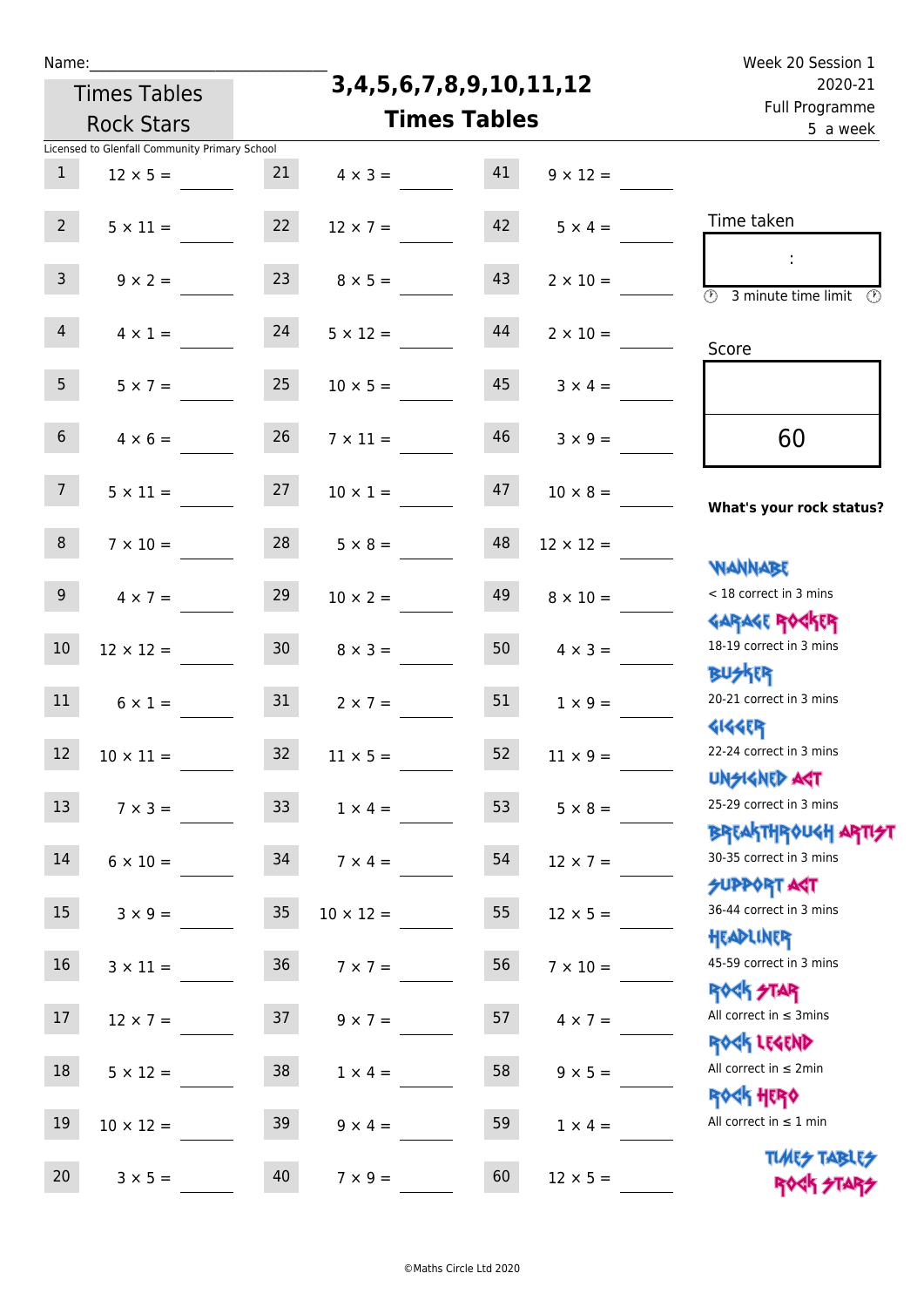Name:______________________________

Times Tables Rock Stars

# 3,4,5,6,7,8,9,10,11,12 Times Tables

Week 20 Session 1
2020-21
Full Programme
5 a week

Licensed to Glenfall Community Primary School

| | | | | | |
|---|---|---|---|---|---|
| 1 | 12 × 5 = ____ | 21 | 4 × 3 = ____ | 41 | 9 × 12 = ____ |
| 2 | 5 × 11 = ____ | 22 | 12 × 7 = ____ | 42 | 5 × 4 = ____ |
| 3 | 9 × 2 = ____ | 23 | 8 × 5 = ____ | 43 | 2 × 10 = ____ |
| 4 | 4 × 1 = ____ | 24 | 5 × 12 = ____ | 44 | 2 × 10 = ____ |
| 5 | 5 × 7 = ____ | 25 | 10 × 5 = ____ | 45 | 3 × 4 = ____ |
| 6 | 4 × 6 = ____ | 26 | 7 × 11 = ____ | 46 | 3 × 9 = ____ |
| 7 | 5 × 11 = ____ | 27 | 10 × 1 = ____ | 47 | 10 × 8 = ____ |
| 8 | 7 × 10 = ____ | 28 | 5 × 8 = ____ | 48 | 12 × 12 = ____ |
| 9 | 4 × 7 = ____ | 29 | 10 × 2 = ____ | 49 | 8 × 10 = ____ |
| 10 | 12 × 12 = ____ | 30 | 8 × 3 = ____ | 50 | 4 × 3 = ____ |
| 11 | 6 × 1 = ____ | 31 | 2 × 7 = ____ | 51 | 1 × 9 = ____ |
| 12 | 10 × 11 = ____ | 32 | 11 × 5 = ____ | 52 | 11 × 9 = ____ |
| 13 | 7 × 3 = ____ | 33 | 1 × 4 = ____ | 53 | 5 × 8 = ____ |
| 14 | 6 × 10 = ____ | 34 | 7 × 4 = ____ | 54 | 12 × 7 = ____ |
| 15 | 3 × 9 = ____ | 35 | 10 × 12 = ____ | 55 | 12 × 5 = ____ |
| 16 | 3 × 11 = ____ | 36 | 7 × 7 = ____ | 56 | 7 × 10 = ____ |
| 17 | 12 × 7 = ____ | 37 | 9 × 7 = ____ | 57 | 4 × 7 = ____ |
| 18 | 5 × 12 = ____ | 38 | 1 × 4 = ____ | 58 | 9 × 5 = ____ |
| 19 | 10 × 12 = ____ | 39 | 9 × 4 = ____ | 59 | 1 × 4 = ____ |
| 20 | 3 × 5 = ____ | 40 | 7 × 9 = ____ | 60 | 12 × 5 = ____ |

Time taken

:

3 minute time limit

Score

60

**What's your rock status?**

WANNABE
< 18 correct in 3 mins

GARAGE ROCKER
18-19 correct in 3 mins

BUSKER
20-21 correct in 3 mins

GIGGER
22-24 correct in 3 mins

UNSIGNED ACT
25-29 correct in 3 mins

BREAKTHROUGH ARTIST
30-35 correct in 3 mins

SUPPORT ACT
36-44 correct in 3 mins

HEADLINER
45-59 correct in 3 mins

ROCK STAR
All correct in ≤ 3mins

ROCK LEGEND
All correct in ≤ 2min

ROCK HERO
All correct in ≤ 1 min

TIMES TABLES ROCK STARS

©Maths Circle Ltd 2020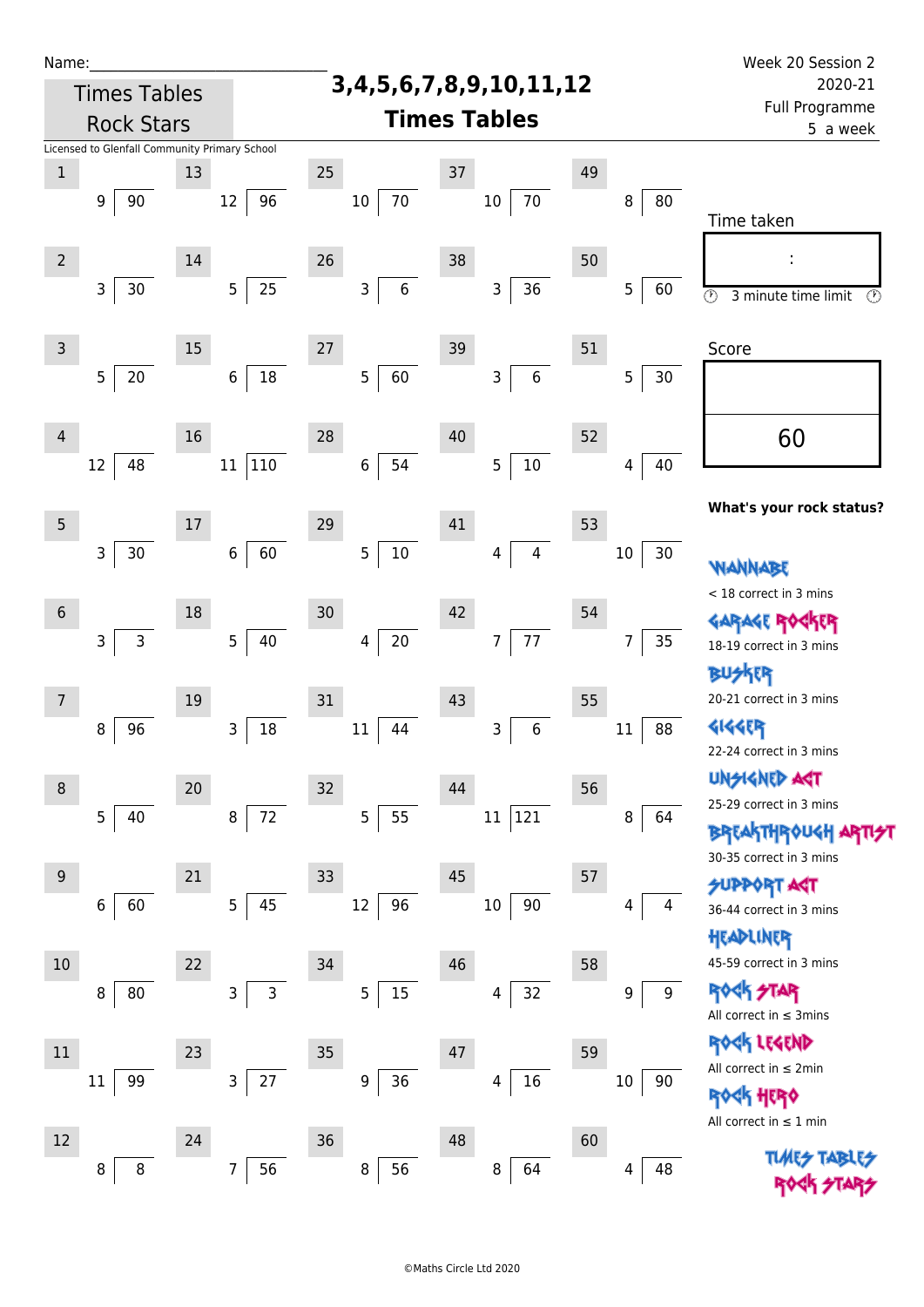Name:_______________________________

Times Tables Rock Stars

# 3,4,5,6,7,8,9,10,11,12 Times Tables

Week 20 Session 2
2020-21
Full Programme
5 a week

Licensed to Glenfall Community Primary School

| # | Question | # | Question | # | Question | # | Question | # | Question |
|---|---|---|---|---|---|---|---|---|---|
| 1 | 9 ) 90 | 13 | 12 ) 96 | 25 | 10 ) 70 | 37 | 10 ) 70 | 49 | 8 ) 80 |
| 2 | 3 ) 30 | 14 | 5 ) 25 | 26 | 3 ) 6 | 38 | 3 ) 36 | 50 | 5 ) 60 |
| 3 | 5 ) 20 | 15 | 6 ) 18 | 27 | 5 ) 60 | 39 | 3 ) 6 | 51 | 5 ) 30 |
| 4 | 12 ) 48 | 16 | 11 ) 110 | 28 | 6 ) 54 | 40 | 5 ) 10 | 52 | 4 ) 40 |
| 5 | 3 ) 30 | 17 | 6 ) 60 | 29 | 5 ) 10 | 41 | 4 ) 4 | 53 | 10 ) 30 |
| 6 | 3 ) 3 | 18 | 5 ) 40 | 30 | 4 ) 20 | 42 | 7 ) 77 | 54 | 7 ) 35 |
| 7 | 8 ) 96 | 19 | 3 ) 18 | 31 | 11 ) 44 | 43 | 3 ) 6 | 55 | 11 ) 88 |
| 8 | 5 ) 40 | 20 | 8 ) 72 | 32 | 5 ) 55 | 44 | 11 ) 121 | 56 | 8 ) 64 |
| 9 | 6 ) 60 | 21 | 5 ) 45 | 33 | 12 ) 96 | 45 | 10 ) 90 | 57 | 4 ) 4 |
| 10 | 8 ) 80 | 22 | 3 ) 3 | 34 | 5 ) 15 | 46 | 4 ) 32 | 58 | 9 ) 9 |
| 11 | 11 ) 99 | 23 | 3 ) 27 | 35 | 9 ) 36 | 47 | 4 ) 16 | 59 | 10 ) 90 |
| 12 | 8 ) 8 | 24 | 7 ) 56 | 36 | 8 ) 56 | 48 | 8 ) 64 | 60 | 4 ) 48 |

Time taken

:

3 minute time limit

Score

60

**What's your rock status?**

WANNABE
< 18 correct in 3 mins

GARAGE ROCKER
18-19 correct in 3 mins

BUSKER
20-21 correct in 3 mins

GIGGER
22-24 correct in 3 mins

UNSIGNED ACT
25-29 correct in 3 mins

BREAKTHROUGH ARTIST
30-35 correct in 3 mins

SUPPORT ACT
36-44 correct in 3 mins

HEADLINER
45-59 correct in 3 mins

ROCK STAR
All correct in ≤ 3mins

ROCK LEGEND
All correct in ≤ 2min

ROCK HERO
All correct in ≤ 1 min

TIMES TABLES ROCK STARS

©Maths Circle Ltd 2020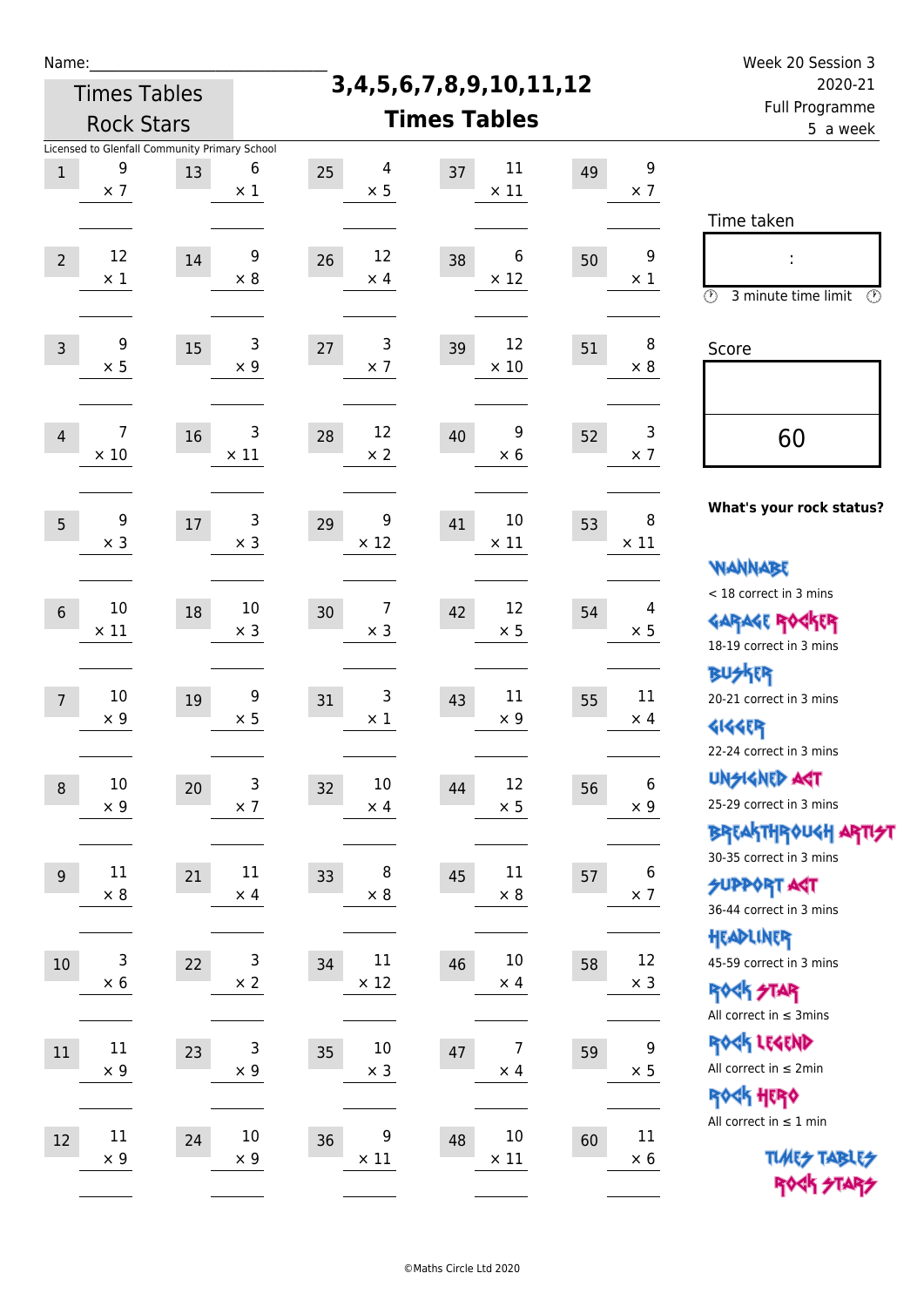Name:\_\_\_\_\_\_\_\_\_\_\_\_\_\_\_\_\_\_\_\_\_\_\_\_\_\_\_

Times Tables Rock Stars

# 3,4,5,6,7,8,9,10,11,12 Times Tables

Week 20 Session 3
2020-21
Full Programme
5 a week

Licensed to Glenfall Community Primary School

| | | | | | | | | | |
|---|---|---|---|---|---|---|---|---|---|
| 1 | 9 × 7 | 13 | 6 × 1 | 25 | 4 × 5 | 37 | 11 × 11 | 49 | 9 × 7 |
| 2 | 12 × 1 | 14 | 9 × 8 | 26 | 12 × 4 | 38 | 6 × 12 | 50 | 9 × 1 |
| 3 | 9 × 5 | 15 | 3 × 9 | 27 | 3 × 7 | 39 | 12 × 10 | 51 | 8 × 8 |
| 4 | 7 × 10 | 16 | 3 × 11 | 28 | 12 × 2 | 40 | 9 × 6 | 52 | 3 × 7 |
| 5 | 9 × 3 | 17 | 3 × 3 | 29 | 9 × 12 | 41 | 10 × 11 | 53 | 8 × 11 |
| 6 | 10 × 11 | 18 | 10 × 3 | 30 | 7 × 3 | 42 | 12 × 5 | 54 | 4 × 5 |
| 7 | 10 × 9 | 19 | 9 × 5 | 31 | 3 × 1 | 43 | 11 × 9 | 55 | 11 × 4 |
| 8 | 10 × 9 | 20 | 3 × 7 | 32 | 10 × 4 | 44 | 12 × 5 | 56 | 6 × 9 |
| 9 | 11 × 8 | 21 | 11 × 4 | 33 | 8 × 8 | 45 | 11 × 8 | 57 | 6 × 7 |
| 10 | 3 × 6 | 22 | 3 × 2 | 34 | 11 × 12 | 46 | 10 × 4 | 58 | 12 × 3 |
| 11 | 11 × 9 | 23 | 3 × 9 | 35 | 10 × 3 | 47 | 7 × 4 | 59 | 9 × 5 |
| 12 | 11 × 9 | 24 | 10 × 9 | 36 | 9 × 11 | 48 | 10 × 11 | 60 | 11 × 6 |

Time taken

:

3 minute time limit

Score

60

**What's your rock status?**

WANNABE
< 18 correct in 3 mins

GARAGE ROCKER
18-19 correct in 3 mins

BUSKER
20-21 correct in 3 mins

GIGGER
22-24 correct in 3 mins

UNSIGNED ACT
25-29 correct in 3 mins

BREAKTHROUGH ARTIST
30-35 correct in 3 mins

SUPPORT ACT
36-44 correct in 3 mins

HEADLINER
45-59 correct in 3 mins

ROCK STAR
All correct in ≤ 3mins

ROCK LEGEND
All correct in ≤ 2min

ROCK HERO
All correct in ≤ 1 min

TIMES TABLES ROCK STARS

©Maths Circle Ltd 2020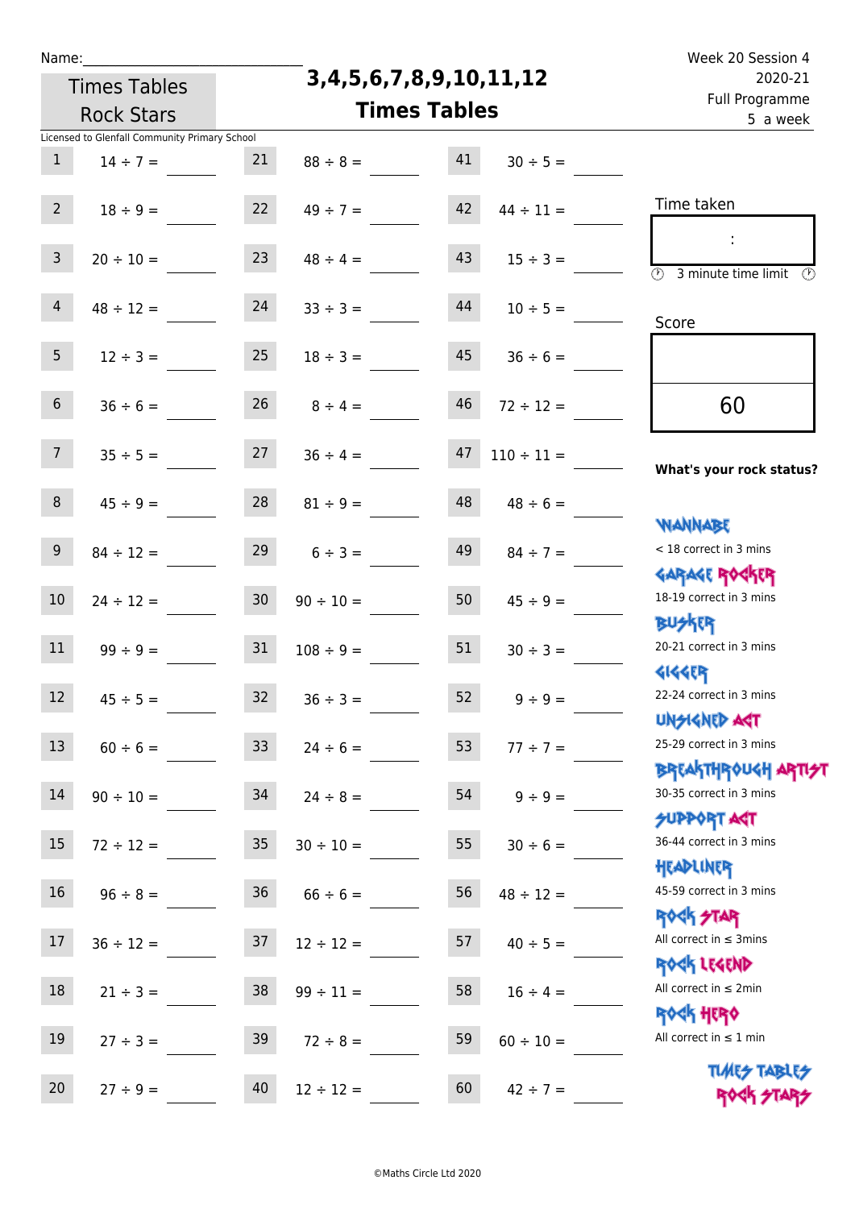Name:______________________________

Times Tables Rock Stars

# 3,4,5,6,7,8,9,10,11,12 Times Tables

Week 20 Session 4
2020-21
Full Programme
5 a week

Licensed to Glenfall Community Primary School

| | | | | | |
|---|---|---|---|---|---|
| 1 | 14 ÷ 7 = ____ | 21 | 88 ÷ 8 = ____ | 41 | 30 ÷ 5 = ____ |
| 2 | 18 ÷ 9 = ____ | 22 | 49 ÷ 7 = ____ | 42 | 44 ÷ 11 = ____ |
| 3 | 20 ÷ 10 = ____ | 23 | 48 ÷ 4 = ____ | 43 | 15 ÷ 3 = ____ |
| 4 | 48 ÷ 12 = ____ | 24 | 33 ÷ 3 = ____ | 44 | 10 ÷ 5 = ____ |
| 5 | 12 ÷ 3 = ____ | 25 | 18 ÷ 3 = ____ | 45 | 36 ÷ 6 = ____ |
| 6 | 36 ÷ 6 = ____ | 26 | 8 ÷ 4 = ____ | 46 | 72 ÷ 12 = ____ |
| 7 | 35 ÷ 5 = ____ | 27 | 36 ÷ 4 = ____ | 47 | 110 ÷ 11 = ____ |
| 8 | 45 ÷ 9 = ____ | 28 | 81 ÷ 9 = ____ | 48 | 48 ÷ 6 = ____ |
| 9 | 84 ÷ 12 = ____ | 29 | 6 ÷ 3 = ____ | 49 | 84 ÷ 7 = ____ |
| 10 | 24 ÷ 12 = ____ | 30 | 90 ÷ 10 = ____ | 50 | 45 ÷ 9 = ____ |
| 11 | 99 ÷ 9 = ____ | 31 | 108 ÷ 9 = ____ | 51 | 30 ÷ 3 = ____ |
| 12 | 45 ÷ 5 = ____ | 32 | 36 ÷ 3 = ____ | 52 | 9 ÷ 9 = ____ |
| 13 | 60 ÷ 6 = ____ | 33 | 24 ÷ 6 = ____ | 53 | 77 ÷ 7 = ____ |
| 14 | 90 ÷ 10 = ____ | 34 | 24 ÷ 8 = ____ | 54 | 9 ÷ 9 = ____ |
| 15 | 72 ÷ 12 = ____ | 35 | 30 ÷ 10 = ____ | 55 | 30 ÷ 6 = ____ |
| 16 | 96 ÷ 8 = ____ | 36 | 66 ÷ 6 = ____ | 56 | 48 ÷ 12 = ____ |
| 17 | 36 ÷ 12 = ____ | 37 | 12 ÷ 12 = ____ | 57 | 40 ÷ 5 = ____ |
| 18 | 21 ÷ 3 = ____ | 38 | 99 ÷ 11 = ____ | 58 | 16 ÷ 4 = ____ |
| 19 | 27 ÷ 3 = ____ | 39 | 72 ÷ 8 = ____ | 59 | 60 ÷ 10 = ____ |
| 20 | 27 ÷ 9 = ____ | 40 | 12 ÷ 12 = ____ | 60 | 42 ÷ 7 = ____ |

Time taken

:

3 minute time limit

Score

60

**What's your rock status?**

WANNABE
< 18 correct in 3 mins

GARAGE ROCKER
18-19 correct in 3 mins

BUSKER
20-21 correct in 3 mins

GIGGER
22-24 correct in 3 mins

UNSIGNED ACT
25-29 correct in 3 mins

BREAKTHROUGH ARTIST
30-35 correct in 3 mins

SUPPORT ACT
36-44 correct in 3 mins

HEADLINER
45-59 correct in 3 mins

ROCK STAR
All correct in ≤ 3mins

ROCK LEGEND
All correct in ≤ 2min

ROCK HERO
All correct in ≤ 1 min

TIMES TABLES ROCK STARS

©Maths Circle Ltd 2020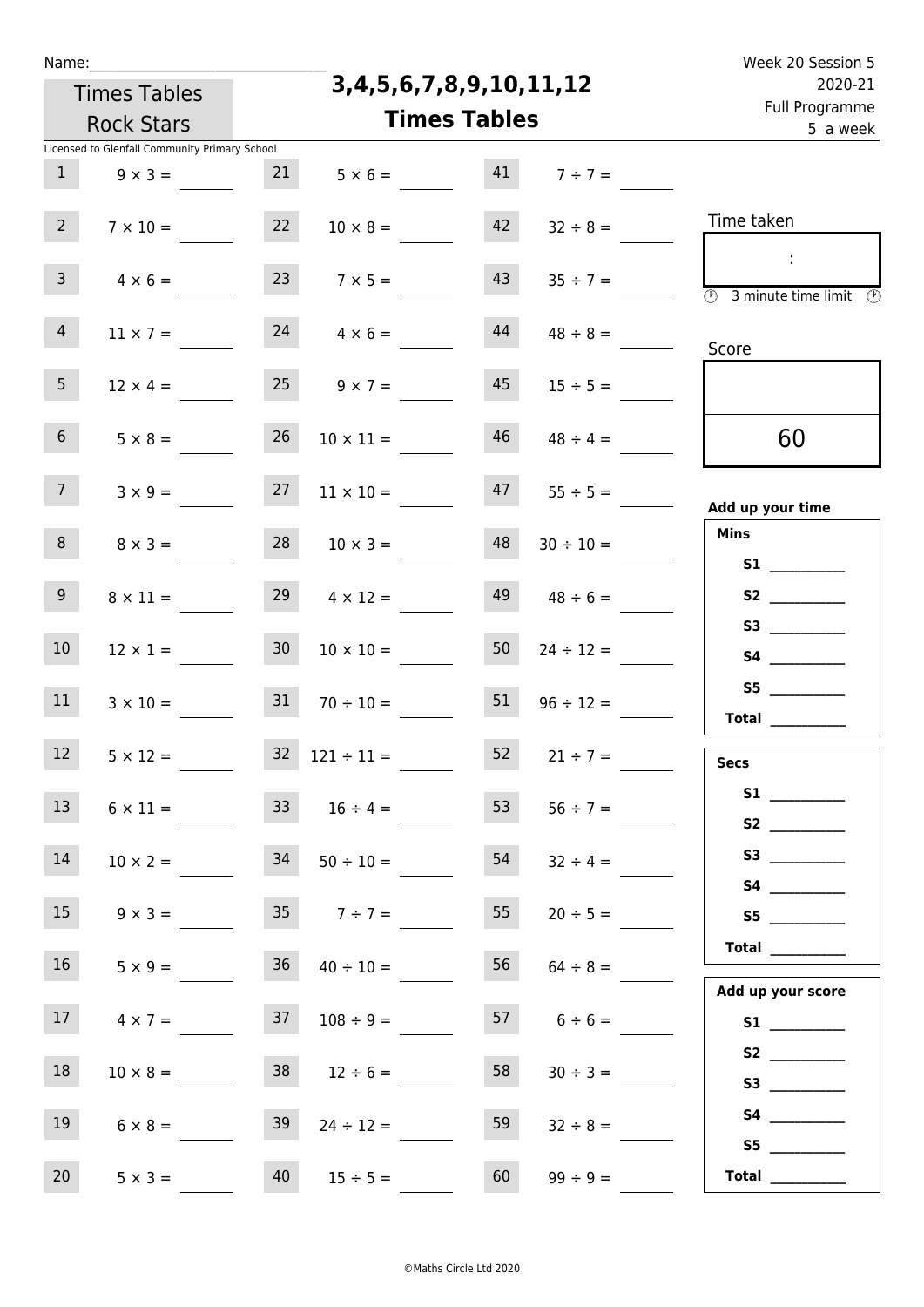Name:_______________________________

Times Tables Rock Stars

# 3,4,5,6,7,8,9,10,11,12 Times Tables

Week 20 Session 5
2020-21
Full Programme
5 a week

Licensed to Glenfall Community Primary School

| | | | | | |
|---|---|---|---|---|---|
| 1 | 9 × 3 = | 21 | 5 × 6 = | 41 | 7 ÷ 7 = |
| 2 | 7 × 10 = | 22 | 10 × 8 = | 42 | 32 ÷ 8 = |
| 3 | 4 × 6 = | 23 | 7 × 5 = | 43 | 35 ÷ 7 = |
| 4 | 11 × 7 = | 24 | 4 × 6 = | 44 | 48 ÷ 8 = |
| 5 | 12 × 4 = | 25 | 9 × 7 = | 45 | 15 ÷ 5 = |
| 6 | 5 × 8 = | 26 | 10 × 11 = | 46 | 48 ÷ 4 = |
| 7 | 3 × 9 = | 27 | 11 × 10 = | 47 | 55 ÷ 5 = |
| 8 | 8 × 3 = | 28 | 10 × 3 = | 48 | 30 ÷ 10 = |
| 9 | 8 × 11 = | 29 | 4 × 12 = | 49 | 48 ÷ 6 = |
| 10 | 12 × 1 = | 30 | 10 × 10 = | 50 | 24 ÷ 12 = |
| 11 | 3 × 10 = | 31 | 70 ÷ 10 = | 51 | 96 ÷ 12 = |
| 12 | 5 × 12 = | 32 | 121 ÷ 11 = | 52 | 21 ÷ 7 = |
| 13 | 6 × 11 = | 33 | 16 ÷ 4 = | 53 | 56 ÷ 7 = |
| 14 | 10 × 2 = | 34 | 50 ÷ 10 = | 54 | 32 ÷ 4 = |
| 15 | 9 × 3 = | 35 | 7 ÷ 7 = | 55 | 20 ÷ 5 = |
| 16 | 5 × 9 = | 36 | 40 ÷ 10 = | 56 | 64 ÷ 8 = |
| 17 | 4 × 7 = | 37 | 108 ÷ 9 = | 57 | 6 ÷ 6 = |
| 18 | 10 × 8 = | 38 | 12 ÷ 6 = | 58 | 30 ÷ 3 = |
| 19 | 6 × 8 = | 39 | 24 ÷ 12 = | 59 | 32 ÷ 8 = |
| 20 | 5 × 3 = | 40 | 15 ÷ 5 = | 60 | 99 ÷ 9 = |

Time taken

:

3 minute time limit

Score

60

**Add up your time**

**Mins**

**S1** __________
**S2** __________
**S3** __________
**S4** __________
**S5** __________
**Total** __________

**Secs**

**S1** __________
**S2** __________
**S3** __________
**S4** __________
**S5** __________
**Total** __________

**Add up your score**

**S1** __________
**S2** __________
**S3** __________
**S4** __________
**S5** __________
**Total** __________

©Maths Circle Ltd 2020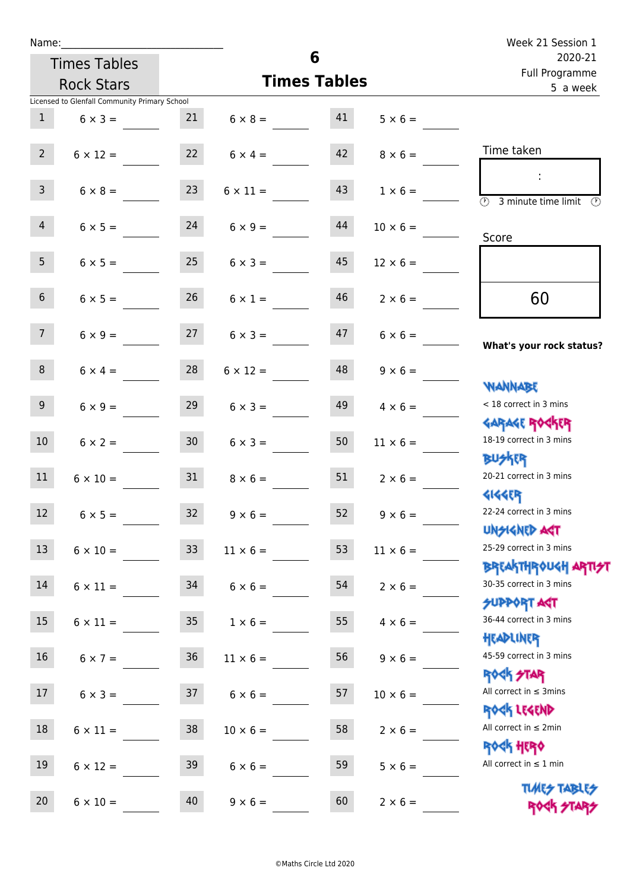Name:\_\_\_\_\_\_\_\_\_\_\_\_\_\_\_\_\_\_\_\_\_\_\_\_\_\_\_\_

Times Tables Rock Stars

Licensed to Glenfall Community Primary School

# 6
## Times Tables

Week 21 Session 1
2020-21
Full Programme
5 a week

| | | | | | | | |
|---|---|---|---|---|---|---|---|
| 1 | $6 \times 3 =$ | 21 | $6 \times 8 =$ | 41 | $5 \times 6 =$ | | |
| 2 | $6 \times 12 =$ | 22 | $6 \times 4 =$ | 42 | $8 \times 6 =$ | | |
| 3 | $6 \times 8 =$ | 23 | $6 \times 11 =$ | 43 | $1 \times 6 =$ | | |
| 4 | $6 \times 5 =$ | 24 | $6 \times 9 =$ | 44 | $10 \times 6 =$ | | |
| 5 | $6 \times 5 =$ | 25 | $6 \times 3 =$ | 45 | $12 \times 6 =$ | | |
| 6 | $6 \times 5 =$ | 26 | $6 \times 1 =$ | 46 | $2 \times 6 =$ | | |
| 7 | $6 \times 9 =$ | 27 | $6 \times 3 =$ | 47 | $6 \times 6 =$ | | |
| 8 | $6 \times 4 =$ | 28 | $6 \times 12 =$ | 48 | $9 \times 6 =$ | | |
| 9 | $6 \times 9 =$ | 29 | $6 \times 3 =$ | 49 | $4 \times 6 =$ | | |
| 10 | $6 \times 2 =$ | 30 | $6 \times 3 =$ | 50 | $11 \times 6 =$ | | |
| 11 | $6 \times 10 =$ | 31 | $8 \times 6 =$ | 51 | $2 \times 6 =$ | | |
| 12 | $6 \times 5 =$ | 32 | $9 \times 6 =$ | 52 | $9 \times 6 =$ | | |
| 13 | $6 \times 10 =$ | 33 | $11 \times 6 =$ | 53 | $11 \times 6 =$ | | |
| 14 | $6 \times 11 =$ | 34 | $6 \times 6 =$ | 54 | $2 \times 6 =$ | | |
| 15 | $6 \times 11 =$ | 35 | $1 \times 6 =$ | 55 | $4 \times 6 =$ | | |
| 16 | $6 \times 7 =$ | 36 | $11 \times 6 =$ | 56 | $9 \times 6 =$ | | |
| 17 | $6 \times 3 =$ | 37 | $6 \times 6 =$ | 57 | $10 \times 6 =$ | | |
| 18 | $6 \times 11 =$ | 38 | $10 \times 6 =$ | 58 | $2 \times 6 =$ | | |
| 19 | $6 \times 12 =$ | 39 | $6 \times 6 =$ | 59 | $5 \times 6 =$ | | |
| 20 | $6 \times 10 =$ | 40 | $9 \times 6 =$ | 60 | $2 \times 6 =$ | | |

Time taken

:

3 minute time limit

Score

60

**What's your rock status?**

WANNABE
< 18 correct in 3 mins

GARAGE ROCKER
18-19 correct in 3 mins

BUSKER
20-21 correct in 3 mins

GIGGER
22-24 correct in 3 mins

UNSIGNED ACT
25-29 correct in 3 mins

BREAKTHROUGH ARTIST
30-35 correct in 3 mins

SUPPORT ACT
36-44 correct in 3 mins

HEADLINER
45-59 correct in 3 mins

ROCK STAR
All correct in ≤ 3mins

ROCK LEGEND
All correct in ≤ 2min

ROCK HERO
All correct in ≤ 1 min

TIMES TABLES ROCK STARS

©Maths Circle Ltd 2020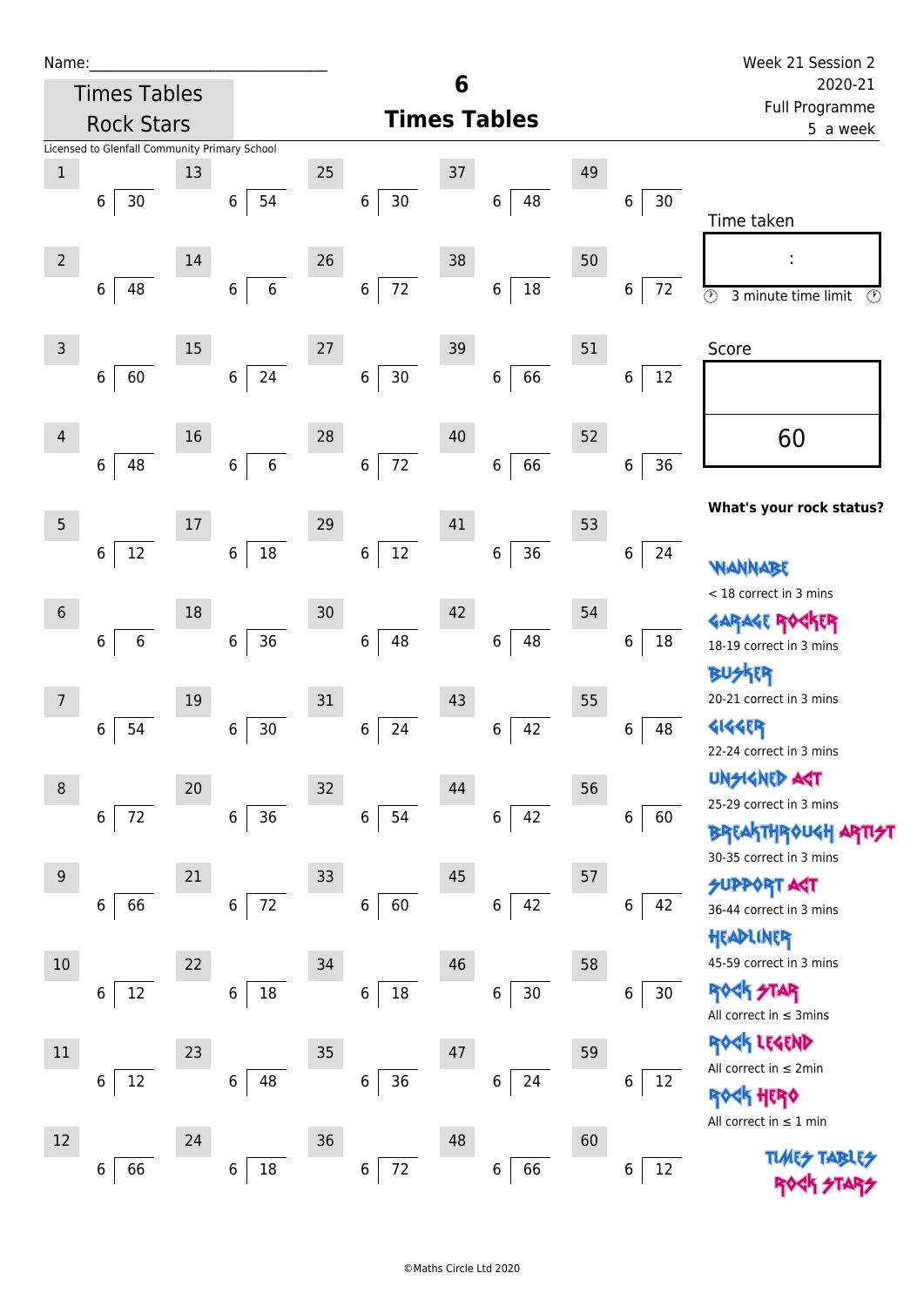Name:\_\_\_\_\_\_\_\_\_\_\_\_\_\_\_\_\_\_\_\_\_\_\_\_\_\_\_\_\_\_

Times Tables Rock Stars

# 6 Times Tables

Week 21 Session 2
2020-21
Full Programme
5 a week

Licensed to Glenfall Community Primary School

| # | | # | | # | | # | | # | |
|---|---|---|---|---|---|---|---|---|---|
| 1 | 6 ⟌ 30 | 13 | 6 ⟌ 54 | 25 | 6 ⟌ 30 | 37 | 6 ⟌ 48 | 49 | 6 ⟌ 30 |
| 2 | 6 ⟌ 48 | 14 | 6 ⟌ 6 | 26 | 6 ⟌ 72 | 38 | 6 ⟌ 18 | 50 | 6 ⟌ 72 |
| 3 | 6 ⟌ 60 | 15 | 6 ⟌ 24 | 27 | 6 ⟌ 30 | 39 | 6 ⟌ 66 | 51 | 6 ⟌ 12 |
| 4 | 6 ⟌ 48 | 16 | 6 ⟌ 6 | 28 | 6 ⟌ 72 | 40 | 6 ⟌ 66 | 52 | 6 ⟌ 36 |
| 5 | 6 ⟌ 12 | 17 | 6 ⟌ 18 | 29 | 6 ⟌ 12 | 41 | 6 ⟌ 36 | 53 | 6 ⟌ 24 |
| 6 | 6 ⟌ 6 | 18 | 6 ⟌ 36 | 30 | 6 ⟌ 48 | 42 | 6 ⟌ 48 | 54 | 6 ⟌ 18 |
| 7 | 6 ⟌ 54 | 19 | 6 ⟌ 30 | 31 | 6 ⟌ 24 | 43 | 6 ⟌ 42 | 55 | 6 ⟌ 48 |
| 8 | 6 ⟌ 72 | 20 | 6 ⟌ 36 | 32 | 6 ⟌ 54 | 44 | 6 ⟌ 42 | 56 | 6 ⟌ 60 |
| 9 | 6 ⟌ 66 | 21 | 6 ⟌ 72 | 33 | 6 ⟌ 60 | 45 | 6 ⟌ 42 | 57 | 6 ⟌ 42 |
| 10 | 6 ⟌ 12 | 22 | 6 ⟌ 18 | 34 | 6 ⟌ 18 | 46 | 6 ⟌ 30 | 58 | 6 ⟌ 30 |
| 11 | 6 ⟌ 12 | 23 | 6 ⟌ 48 | 35 | 6 ⟌ 36 | 47 | 6 ⟌ 24 | 59 | 6 ⟌ 12 |
| 12 | 6 ⟌ 66 | 24 | 6 ⟌ 18 | 36 | 6 ⟌ 72 | 48 | 6 ⟌ 66 | 60 | 6 ⟌ 12 |

Time taken

:

3 minute time limit

Score

60

**What's your rock status?**

WANNABE
< 18 correct in 3 mins

GARAGE ROCKER
18-19 correct in 3 mins

BUSKER
20-21 correct in 3 mins

GIGGER
22-24 correct in 3 mins

UNSIGNED ACT
25-29 correct in 3 mins

BREAKTHROUGH ARTIST
30-35 correct in 3 mins

SUPPORT ACT
36-44 correct in 3 mins

HEADLINER
45-59 correct in 3 mins

ROCK STAR
All correct in ≤ 3mins

ROCK LEGEND
All correct in ≤ 2min

ROCK HERO
All correct in ≤ 1 min

TIMES TABLES ROCK STARS

©Maths Circle Ltd 2020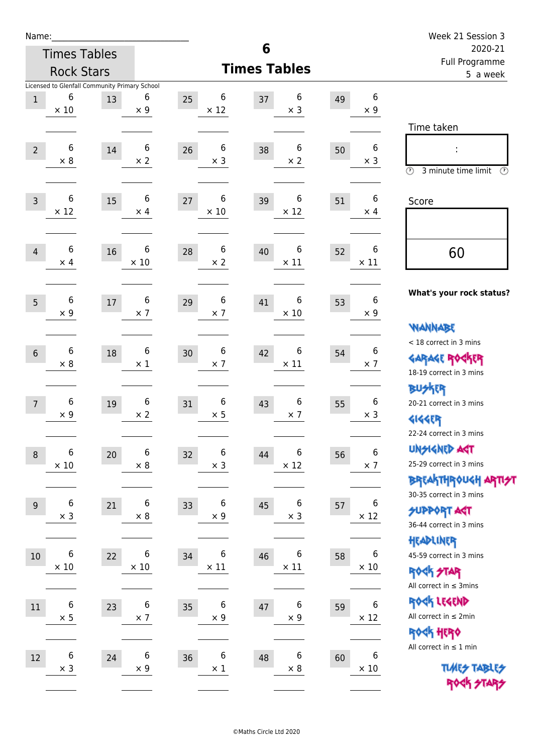Name:______________________________

Times Tables Rock Stars

Licensed to Glenfall Community Primary School

# 6 Times Tables

Week 21 Session 3
2020-21
Full Programme
5 a week

| # | Question | # | Question | # | Question | # | Question | # | Question |
|---|---|---|---|---|---|---|---|---|---|
| 1 | 6 × 10 | 13 | 6 × 9 | 25 | 6 × 12 | 37 | 6 × 3 | 49 | 6 × 9 |
| 2 | 6 × 8 | 14 | 6 × 2 | 26 | 6 × 3 | 38 | 6 × 2 | 50 | 6 × 3 |
| 3 | 6 × 12 | 15 | 6 × 4 | 27 | 6 × 10 | 39 | 6 × 12 | 51 | 6 × 4 |
| 4 | 6 × 4 | 16 | 6 × 10 | 28 | 6 × 2 | 40 | 6 × 11 | 52 | 6 × 11 |
| 5 | 6 × 9 | 17 | 6 × 7 | 29 | 6 × 7 | 41 | 6 × 10 | 53 | 6 × 9 |
| 6 | 6 × 8 | 18 | 6 × 1 | 30 | 6 × 7 | 42 | 6 × 11 | 54 | 6 × 7 |
| 7 | 6 × 9 | 19 | 6 × 2 | 31 | 6 × 5 | 43 | 6 × 7 | 55 | 6 × 3 |
| 8 | 6 × 10 | 20 | 6 × 8 | 32 | 6 × 3 | 44 | 6 × 12 | 56 | 6 × 7 |
| 9 | 6 × 3 | 21 | 6 × 8 | 33 | 6 × 9 | 45 | 6 × 3 | 57 | 6 × 12 |
| 10 | 6 × 10 | 22 | 6 × 10 | 34 | 6 × 11 | 46 | 6 × 11 | 58 | 6 × 10 |
| 11 | 6 × 5 | 23 | 6 × 7 | 35 | 6 × 9 | 47 | 6 × 9 | 59 | 6 × 12 |
| 12 | 6 × 3 | 24 | 6 × 9 | 36 | 6 × 1 | 48 | 6 × 8 | 60 | 6 × 10 |

Time taken

:

3 minute time limit

Score

60

**What's your rock status?**

WANNABE
< 18 correct in 3 mins

GARAGE ROCKER
18-19 correct in 3 mins

BUSKER
20-21 correct in 3 mins

GIGGER
22-24 correct in 3 mins

UNSIGNED ACT
25-29 correct in 3 mins

BREAKTHROUGH ARTIST
30-35 correct in 3 mins

SUPPORT ACT
36-44 correct in 3 mins

HEADLINER
45-59 correct in 3 mins

ROCK STAR
All correct in ≤ 3mins

ROCK LEGEND
All correct in ≤ 2min

ROCK HERO
All correct in ≤ 1 min

TIMES TABLES ROCK STARS

©Maths Circle Ltd 2020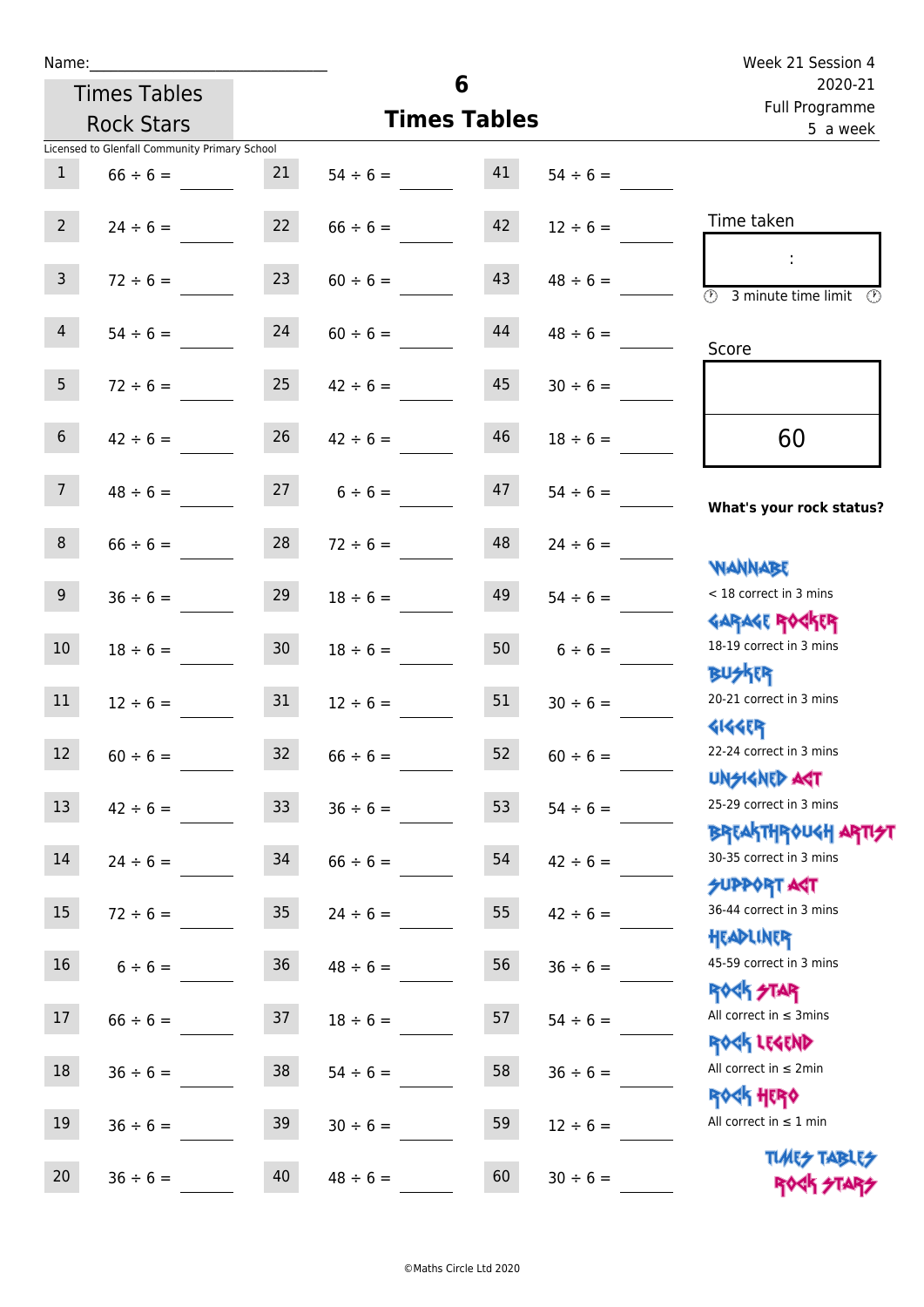Name:______________________________

Times Tables Rock Stars

# 6 Times Tables

Week 21 Session 4
2020-21
Full Programme
5 a week

Licensed to Glenfall Community Primary School

| | | | | | |
|---|---|---|---|---|---|
| 1 | 66 ÷ 6 = ____ | 21 | 54 ÷ 6 = ____ | 41 | 54 ÷ 6 = ____ |
| 2 | 24 ÷ 6 = ____ | 22 | 66 ÷ 6 = ____ | 42 | 12 ÷ 6 = ____ |
| 3 | 72 ÷ 6 = ____ | 23 | 60 ÷ 6 = ____ | 43 | 48 ÷ 6 = ____ |
| 4 | 54 ÷ 6 = ____ | 24 | 60 ÷ 6 = ____ | 44 | 48 ÷ 6 = ____ |
| 5 | 72 ÷ 6 = ____ | 25 | 42 ÷ 6 = ____ | 45 | 30 ÷ 6 = ____ |
| 6 | 42 ÷ 6 = ____ | 26 | 42 ÷ 6 = ____ | 46 | 18 ÷ 6 = ____ |
| 7 | 48 ÷ 6 = ____ | 27 | 6 ÷ 6 = ____ | 47 | 54 ÷ 6 = ____ |
| 8 | 66 ÷ 6 = ____ | 28 | 72 ÷ 6 = ____ | 48 | 24 ÷ 6 = ____ |
| 9 | 36 ÷ 6 = ____ | 29 | 18 ÷ 6 = ____ | 49 | 54 ÷ 6 = ____ |
| 10 | 18 ÷ 6 = ____ | 30 | 18 ÷ 6 = ____ | 50 | 6 ÷ 6 = ____ |
| 11 | 12 ÷ 6 = ____ | 31 | 12 ÷ 6 = ____ | 51 | 30 ÷ 6 = ____ |
| 12 | 60 ÷ 6 = ____ | 32 | 66 ÷ 6 = ____ | 52 | 60 ÷ 6 = ____ |
| 13 | 42 ÷ 6 = ____ | 33 | 36 ÷ 6 = ____ | 53 | 54 ÷ 6 = ____ |
| 14 | 24 ÷ 6 = ____ | 34 | 66 ÷ 6 = ____ | 54 | 42 ÷ 6 = ____ |
| 15 | 72 ÷ 6 = ____ | 35 | 24 ÷ 6 = ____ | 55 | 42 ÷ 6 = ____ |
| 16 | 6 ÷ 6 = ____ | 36 | 48 ÷ 6 = ____ | 56 | 36 ÷ 6 = ____ |
| 17 | 66 ÷ 6 = ____ | 37 | 18 ÷ 6 = ____ | 57 | 54 ÷ 6 = ____ |
| 18 | 36 ÷ 6 = ____ | 38 | 54 ÷ 6 = ____ | 58 | 36 ÷ 6 = ____ |
| 19 | 36 ÷ 6 = ____ | 39 | 30 ÷ 6 = ____ | 59 | 12 ÷ 6 = ____ |
| 20 | 36 ÷ 6 = ____ | 40 | 48 ÷ 6 = ____ | 60 | 30 ÷ 6 = ____ |

Time taken

:

3 minute time limit

Score

60

**What's your rock status?**

WANNABE
< 18 correct in 3 mins

GARAGE ROCKER
18-19 correct in 3 mins

BUSKER
20-21 correct in 3 mins

GIGGER
22-24 correct in 3 mins

UNSIGNED ACT
25-29 correct in 3 mins

BREAKTHROUGH ARTIST
30-35 correct in 3 mins

SUPPORT ACT
36-44 correct in 3 mins

HEADLINER
45-59 correct in 3 mins

ROCK STAR
All correct in ≤ 3mins

ROCK LEGEND
All correct in ≤ 2min

ROCK HERO
All correct in ≤ 1 min

TIMES TABLES ROCK STARS

©Maths Circle Ltd 2020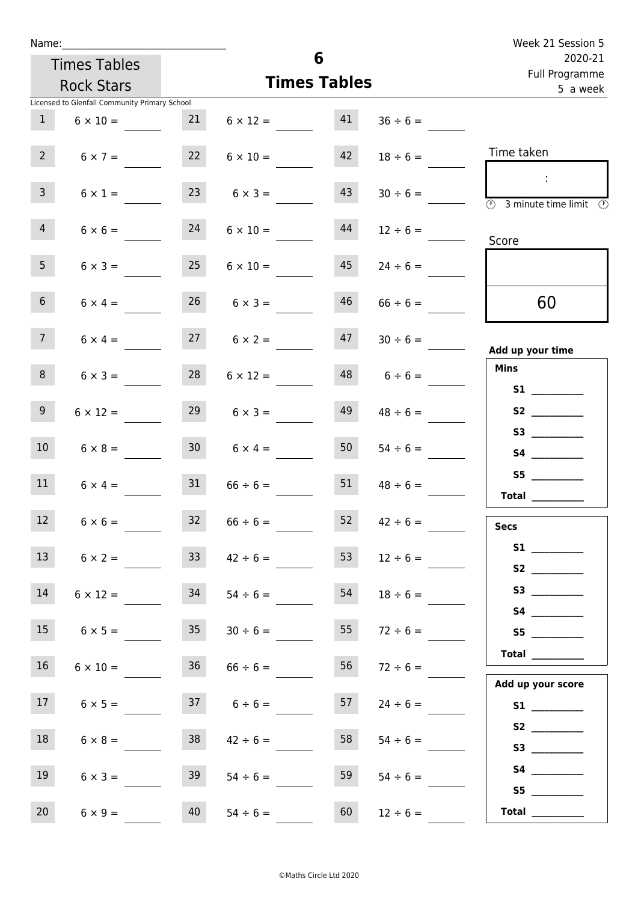Name:______________________________

Times Tables Rock Stars

Licensed to Glenfall Community Primary School

# 6
## Times Tables

Week 21 Session 5
2020-21
Full Programme
5 a week

| # | Question | # | Question | # | Question |
|---|---|---|---|---|---|
| 1 | 6 × 10 = | 21 | 6 × 12 = | 41 | 36 ÷ 6 = |
| 2 | 6 × 7 = | 22 | 6 × 10 = | 42 | 18 ÷ 6 = |
| 3 | 6 × 1 = | 23 | 6 × 3 = | 43 | 30 ÷ 6 = |
| 4 | 6 × 6 = | 24 | 6 × 10 = | 44 | 12 ÷ 6 = |
| 5 | 6 × 3 = | 25 | 6 × 10 = | 45 | 24 ÷ 6 = |
| 6 | 6 × 4 = | 26 | 6 × 3 = | 46 | 66 ÷ 6 = |
| 7 | 6 × 4 = | 27 | 6 × 2 = | 47 | 30 ÷ 6 = |
| 8 | 6 × 3 = | 28 | 6 × 12 = | 48 | 6 ÷ 6 = |
| 9 | 6 × 12 = | 29 | 6 × 3 = | 49 | 48 ÷ 6 = |
| 10 | 6 × 8 = | 30 | 6 × 4 = | 50 | 54 ÷ 6 = |
| 11 | 6 × 4 = | 31 | 66 ÷ 6 = | 51 | 48 ÷ 6 = |
| 12 | 6 × 6 = | 32 | 66 ÷ 6 = | 52 | 42 ÷ 6 = |
| 13 | 6 × 2 = | 33 | 42 ÷ 6 = | 53 | 12 ÷ 6 = |
| 14 | 6 × 12 = | 34 | 54 ÷ 6 = | 54 | 18 ÷ 6 = |
| 15 | 6 × 5 = | 35 | 30 ÷ 6 = | 55 | 72 ÷ 6 = |
| 16 | 6 × 10 = | 36 | 66 ÷ 6 = | 56 | 72 ÷ 6 = |
| 17 | 6 × 5 = | 37 | 6 ÷ 6 = | 57 | 24 ÷ 6 = |
| 18 | 6 × 8 = | 38 | 42 ÷ 6 = | 58 | 54 ÷ 6 = |
| 19 | 6 × 3 = | 39 | 54 ÷ 6 = | 59 | 54 ÷ 6 = |
| 20 | 6 × 9 = | 40 | 54 ÷ 6 = | 60 | 12 ÷ 6 = |

Time taken

:

3 minute time limit

Score

60

**Add up your time**

**Mins**

**S1** ________
**S2** ________
**S3** ________
**S4** ________
**S5** ________
**Total** ________

**Secs**

**S1** ________
**S2** ________
**S3** ________
**S4** ________
**S5** ________
**Total** ________

**Add up your score**

**S1** ________
**S2** ________
**S3** ________
**S4** ________
**S5** ________
**Total** ________

©Maths Circle Ltd 2020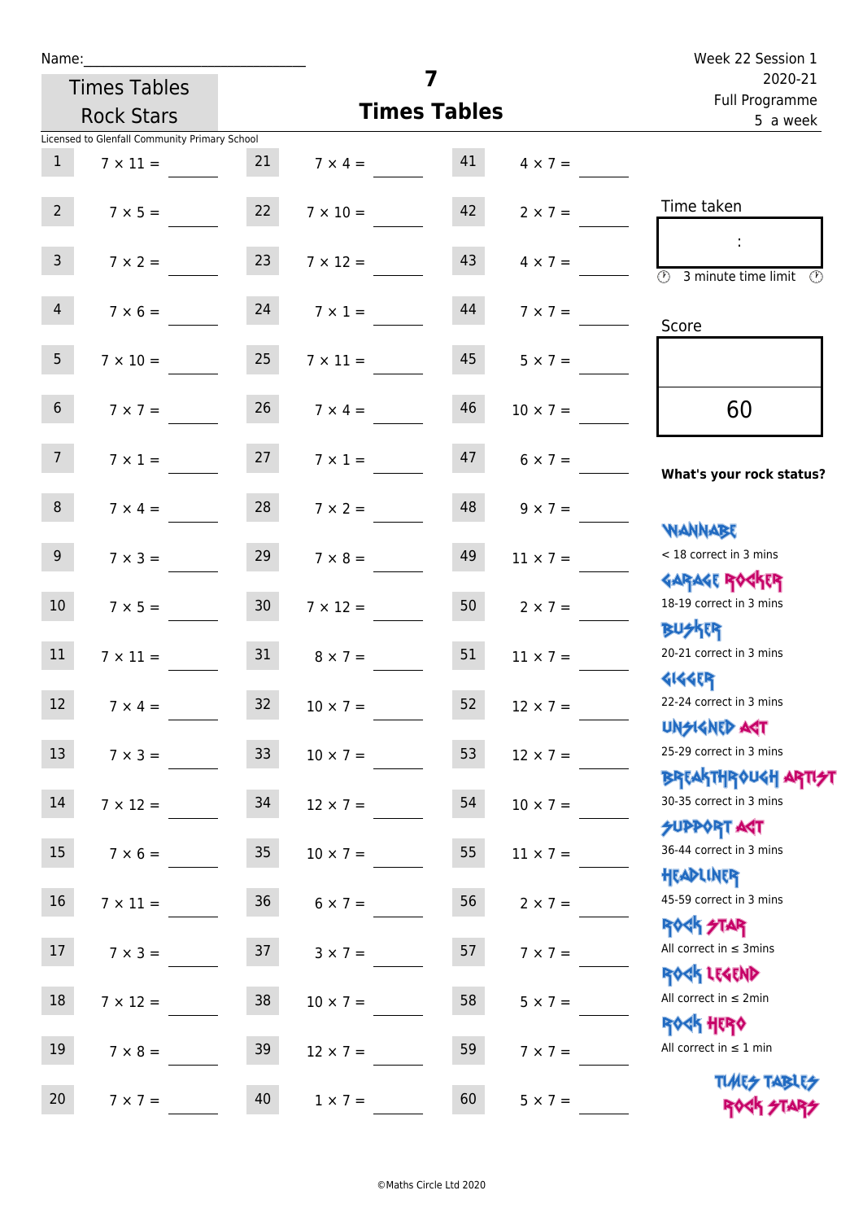Name:\_\_\_\_\_\_\_\_\_\_\_\_\_\_\_\_\_\_\_\_\_\_\_\_\_\_\_\_\_\_

Times Tables Rock Stars

# 7
## Times Tables

Week 22 Session 1
2020-21
Full Programme
5 a week

Licensed to Glenfall Community Primary School

| | | | | | |
|---|---|---|---|---|---|
| 1 | 7 × 11 = | 21 | 7 × 4 = | 41 | 4 × 7 = |
| 2 | 7 × 5 = | 22 | 7 × 10 = | 42 | 2 × 7 = |
| 3 | 7 × 2 = | 23 | 7 × 12 = | 43 | 4 × 7 = |
| 4 | 7 × 6 = | 24 | 7 × 1 = | 44 | 7 × 7 = |
| 5 | 7 × 10 = | 25 | 7 × 11 = | 45 | 5 × 7 = |
| 6 | 7 × 7 = | 26 | 7 × 4 = | 46 | 10 × 7 = |
| 7 | 7 × 1 = | 27 | 7 × 1 = | 47 | 6 × 7 = |
| 8 | 7 × 4 = | 28 | 7 × 2 = | 48 | 9 × 7 = |
| 9 | 7 × 3 = | 29 | 7 × 8 = | 49 | 11 × 7 = |
| 10 | 7 × 5 = | 30 | 7 × 12 = | 50 | 2 × 7 = |
| 11 | 7 × 11 = | 31 | 8 × 7 = | 51 | 11 × 7 = |
| 12 | 7 × 4 = | 32 | 10 × 7 = | 52 | 12 × 7 = |
| 13 | 7 × 3 = | 33 | 10 × 7 = | 53 | 12 × 7 = |
| 14 | 7 × 12 = | 34 | 12 × 7 = | 54 | 10 × 7 = |
| 15 | 7 × 6 = | 35 | 10 × 7 = | 55 | 11 × 7 = |
| 16 | 7 × 11 = | 36 | 6 × 7 = | 56 | 2 × 7 = |
| 17 | 7 × 3 = | 37 | 3 × 7 = | 57 | 7 × 7 = |
| 18 | 7 × 12 = | 38 | 10 × 7 = | 58 | 5 × 7 = |
| 19 | 7 × 8 = | 39 | 12 × 7 = | 59 | 7 × 7 = |
| 20 | 7 × 7 = | 40 | 1 × 7 = | 60 | 5 × 7 = |

Time taken

:

3 minute time limit

Score

60

**What's your rock status?**

WANNABE
< 18 correct in 3 mins

GARAGE ROCKER
18-19 correct in 3 mins

BUSKER
20-21 correct in 3 mins

GIGGER
22-24 correct in 3 mins

UNSIGNED ACT
25-29 correct in 3 mins

BREAKTHROUGH ARTIST
30-35 correct in 3 mins

SUPPORT ACT
36-44 correct in 3 mins

HEADLINER
45-59 correct in 3 mins

ROCK STAR
All correct in ≤ 3mins

ROCK LEGEND
All correct in ≤ 2min

ROCK HERO
All correct in ≤ 1 min

TIMES TABLES ROCK STARS

©Maths Circle Ltd 2020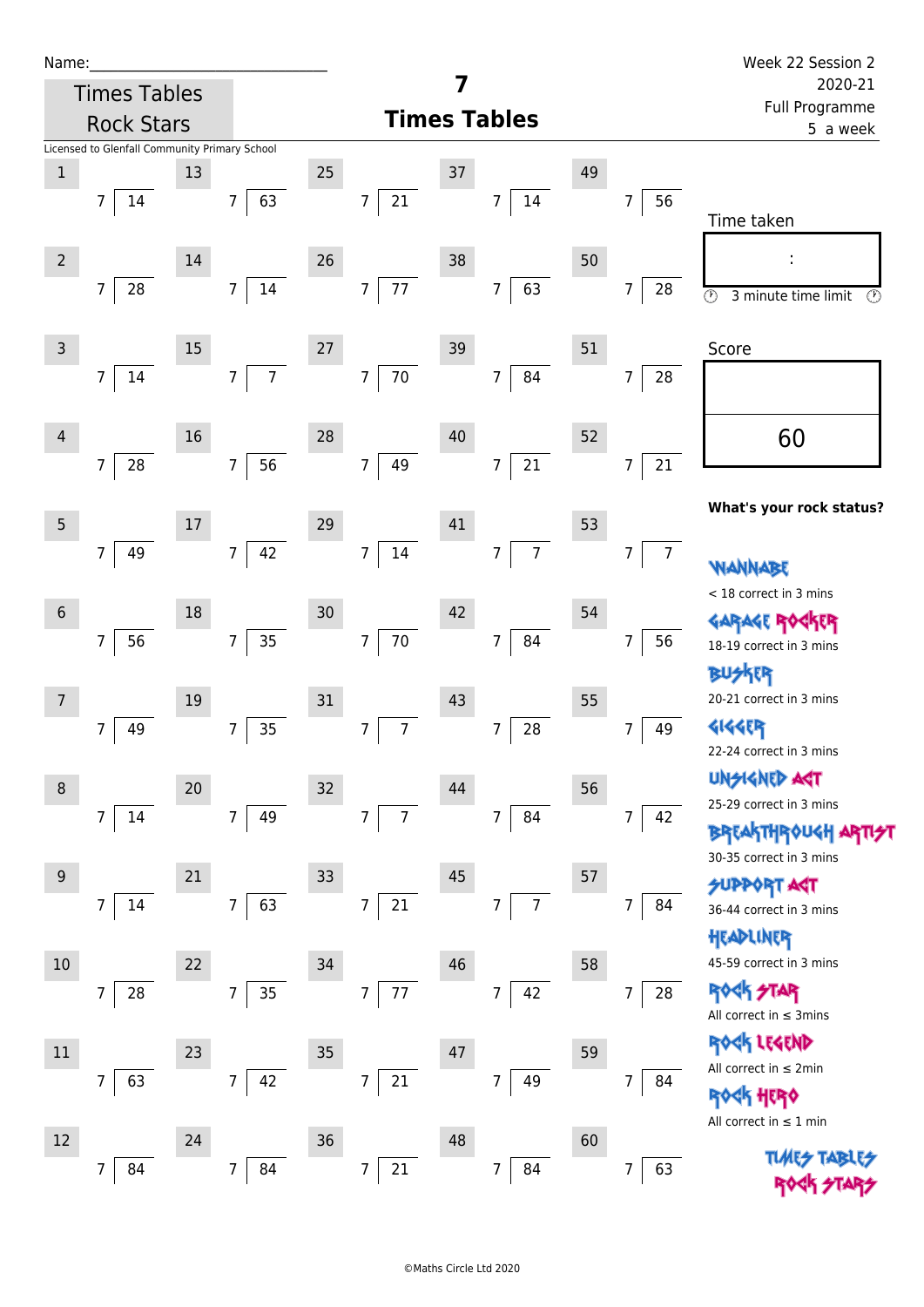Name:\_\_\_\_\_\_\_\_\_\_\_\_\_\_\_\_\_\_\_\_\_\_\_\_\_\_\_\_\_\_

Times Tables Rock Stars

# 7 Times Tables

Week 22 Session 2
2020-21
Full Programme
5 a week

Licensed to Glenfall Community Primary School

| # | Question | # | Question | # | Question | # | Question | # | Question |
|---|---|---|---|---|---|---|---|---|---|
| 1 | 7 ⟌ 14 | 13 | 7 ⟌ 63 | 25 | 7 ⟌ 21 | 37 | 7 ⟌ 14 | 49 | 7 ⟌ 56 |
| 2 | 7 ⟌ 28 | 14 | 7 ⟌ 14 | 26 | 7 ⟌ 77 | 38 | 7 ⟌ 63 | 50 | 7 ⟌ 28 |
| 3 | 7 ⟌ 14 | 15 | 7 ⟌ 7 | 27 | 7 ⟌ 70 | 39 | 7 ⟌ 84 | 51 | 7 ⟌ 28 |
| 4 | 7 ⟌ 28 | 16 | 7 ⟌ 56 | 28 | 7 ⟌ 49 | 40 | 7 ⟌ 21 | 52 | 7 ⟌ 21 |
| 5 | 7 ⟌ 49 | 17 | 7 ⟌ 42 | 29 | 7 ⟌ 14 | 41 | 7 ⟌ 7 | 53 | 7 ⟌ 7 |
| 6 | 7 ⟌ 56 | 18 | 7 ⟌ 35 | 30 | 7 ⟌ 70 | 42 | 7 ⟌ 84 | 54 | 7 ⟌ 56 |
| 7 | 7 ⟌ 49 | 19 | 7 ⟌ 35 | 31 | 7 ⟌ 7 | 43 | 7 ⟌ 28 | 55 | 7 ⟌ 49 |
| 8 | 7 ⟌ 14 | 20 | 7 ⟌ 49 | 32 | 7 ⟌ 7 | 44 | 7 ⟌ 84 | 56 | 7 ⟌ 42 |
| 9 | 7 ⟌ 14 | 21 | 7 ⟌ 63 | 33 | 7 ⟌ 21 | 45 | 7 ⟌ 7 | 57 | 7 ⟌ 84 |
| 10 | 7 ⟌ 28 | 22 | 7 ⟌ 35 | 34 | 7 ⟌ 77 | 46 | 7 ⟌ 42 | 58 | 7 ⟌ 28 |
| 11 | 7 ⟌ 63 | 23 | 7 ⟌ 42 | 35 | 7 ⟌ 21 | 47 | 7 ⟌ 49 | 59 | 7 ⟌ 84 |
| 12 | 7 ⟌ 84 | 24 | 7 ⟌ 84 | 36 | 7 ⟌ 21 | 48 | 7 ⟌ 84 | 60 | 7 ⟌ 63 |

Time taken

:

3 minute time limit

Score

60

**What's your rock status?**

WANNABE
< 18 correct in 3 mins

GARAGE ROCKER
18-19 correct in 3 mins

BUSKER
20-21 correct in 3 mins

GIGGER
22-24 correct in 3 mins

UNSIGNED ACT
25-29 correct in 3 mins

BREAKTHROUGH ARTIST
30-35 correct in 3 mins

SUPPORT ACT
36-44 correct in 3 mins

HEADLINER
45-59 correct in 3 mins

ROCK STAR
All correct in ≤ 3mins

ROCK LEGEND
All correct in ≤ 2min

ROCK HERO
All correct in ≤ 1 min

TIMES TABLES ROCK STARS

©Maths Circle Ltd 2020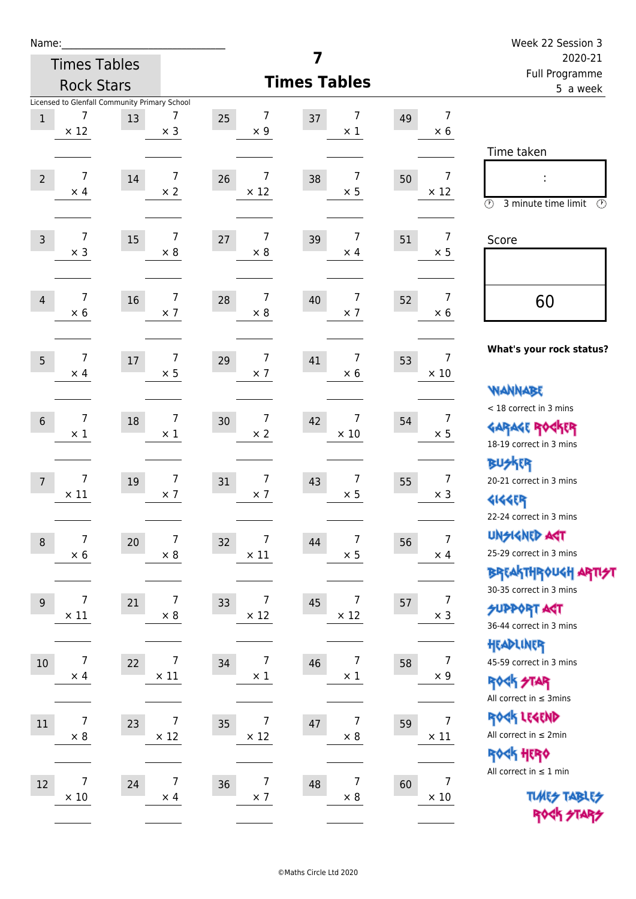Name:\_\_\_\_\_\_\_\_\_\_\_\_\_\_\_\_\_\_\_\_\_\_\_\_\_\_\_\_\_\_

Times Tables Rock Stars

Licensed to Glenfall Community Primary School

# 7 Times Tables

Week 22 Session 3
2020-21
Full Programme
5 a week

| | | | | | | | | | |
|---|---|---|---|---|---|---|---|---|---|
| 1 | 7 × 12 | 13 | 7 × 3 | 25 | 7 × 9 | 37 | 7 × 1 | 49 | 7 × 6 |
| 2 | 7 × 4 | 14 | 7 × 2 | 26 | 7 × 12 | 38 | 7 × 5 | 50 | 7 × 12 |
| 3 | 7 × 3 | 15 | 7 × 8 | 27 | 7 × 8 | 39 | 7 × 4 | 51 | 7 × 5 |
| 4 | 7 × 6 | 16 | 7 × 7 | 28 | 7 × 8 | 40 | 7 × 7 | 52 | 7 × 6 |
| 5 | 7 × 4 | 17 | 7 × 5 | 29 | 7 × 7 | 41 | 7 × 6 | 53 | 7 × 10 |
| 6 | 7 × 1 | 18 | 7 × 1 | 30 | 7 × 2 | 42 | 7 × 10 | 54 | 7 × 5 |
| 7 | 7 × 11 | 19 | 7 × 7 | 31 | 7 × 7 | 43 | 7 × 5 | 55 | 7 × 3 |
| 8 | 7 × 6 | 20 | 7 × 8 | 32 | 7 × 11 | 44 | 7 × 5 | 56 | 7 × 4 |
| 9 | 7 × 11 | 21 | 7 × 8 | 33 | 7 × 12 | 45 | 7 × 12 | 57 | 7 × 3 |
| 10 | 7 × 4 | 22 | 7 × 11 | 34 | 7 × 1 | 46 | 7 × 1 | 58 | 7 × 9 |
| 11 | 7 × 8 | 23 | 7 × 12 | 35 | 7 × 12 | 47 | 7 × 8 | 59 | 7 × 11 |
| 12 | 7 × 10 | 24 | 7 × 4 | 36 | 7 × 7 | 48 | 7 × 8 | 60 | 7 × 10 |

Time taken

:

3 minute time limit

Score

60

**What's your rock status?**

WANNABE
< 18 correct in 3 mins

GARAGE ROCKER
18-19 correct in 3 mins

BUSKER
20-21 correct in 3 mins

GIGGER
22-24 correct in 3 mins

UNSIGNED ACT
25-29 correct in 3 mins

BREAKTHROUGH ARTIST
30-35 correct in 3 mins

SUPPORT ACT
36-44 correct in 3 mins

HEADLINER
45-59 correct in 3 mins

ROCK STAR
All correct in ≤ 3mins

ROCK LEGEND
All correct in ≤ 2min

ROCK HERO
All correct in ≤ 1 min

TIMES TABLES ROCK STARS

©Maths Circle Ltd 2020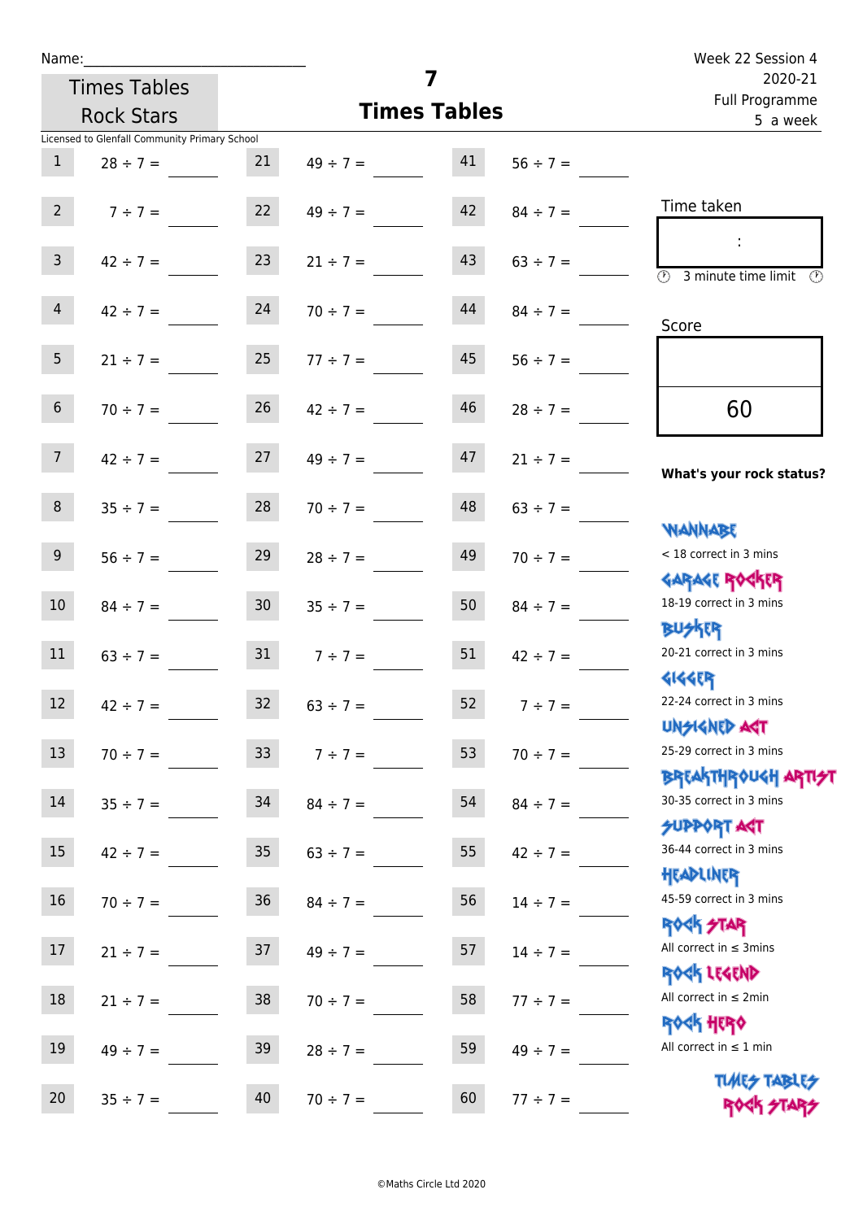Name:______________________________

Times Tables Rock Stars

# 7 Times Tables

Week 22 Session 4
2020-21
Full Programme
5 a week

Licensed to Glenfall Community Primary School

| | | | | | |
|---|---|---|---|---|---|
| 1 | 28 ÷ 7 = | 21 | 49 ÷ 7 = | 41 | 56 ÷ 7 = |
| 2 | 7 ÷ 7 = | 22 | 49 ÷ 7 = | 42 | 84 ÷ 7 = |
| 3 | 42 ÷ 7 = | 23 | 21 ÷ 7 = | 43 | 63 ÷ 7 = |
| 4 | 42 ÷ 7 = | 24 | 70 ÷ 7 = | 44 | 84 ÷ 7 = |
| 5 | 21 ÷ 7 = | 25 | 77 ÷ 7 = | 45 | 56 ÷ 7 = |
| 6 | 70 ÷ 7 = | 26 | 42 ÷ 7 = | 46 | 28 ÷ 7 = |
| 7 | 42 ÷ 7 = | 27 | 49 ÷ 7 = | 47 | 21 ÷ 7 = |
| 8 | 35 ÷ 7 = | 28 | 70 ÷ 7 = | 48 | 63 ÷ 7 = |
| 9 | 56 ÷ 7 = | 29 | 28 ÷ 7 = | 49 | 70 ÷ 7 = |
| 10 | 84 ÷ 7 = | 30 | 35 ÷ 7 = | 50 | 84 ÷ 7 = |
| 11 | 63 ÷ 7 = | 31 | 7 ÷ 7 = | 51 | 42 ÷ 7 = |
| 12 | 42 ÷ 7 = | 32 | 63 ÷ 7 = | 52 | 7 ÷ 7 = |
| 13 | 70 ÷ 7 = | 33 | 7 ÷ 7 = | 53 | 70 ÷ 7 = |
| 14 | 35 ÷ 7 = | 34 | 84 ÷ 7 = | 54 | 84 ÷ 7 = |
| 15 | 42 ÷ 7 = | 35 | 63 ÷ 7 = | 55 | 42 ÷ 7 = |
| 16 | 70 ÷ 7 = | 36 | 84 ÷ 7 = | 56 | 14 ÷ 7 = |
| 17 | 21 ÷ 7 = | 37 | 49 ÷ 7 = | 57 | 14 ÷ 7 = |
| 18 | 21 ÷ 7 = | 38 | 70 ÷ 7 = | 58 | 77 ÷ 7 = |
| 19 | 49 ÷ 7 = | 39 | 28 ÷ 7 = | 59 | 49 ÷ 7 = |
| 20 | 35 ÷ 7 = | 40 | 70 ÷ 7 = | 60 | 77 ÷ 7 = |

Time taken

:

3 minute time limit

Score

60

**What's your rock status?**

WANNABE
< 18 correct in 3 mins

GARAGE ROCKER
18-19 correct in 3 mins

BUSKER
20-21 correct in 3 mins

GIGGER
22-24 correct in 3 mins

UNSIGNED ACT
25-29 correct in 3 mins

BREAKTHROUGH ARTIST
30-35 correct in 3 mins

SUPPORT ACT
36-44 correct in 3 mins

HEADLINER
45-59 correct in 3 mins

ROCK STAR
All correct in ≤ 3mins

ROCK LEGEND
All correct in ≤ 2min

ROCK HERO
All correct in ≤ 1 min

TIMES TABLES ROCK STARS

©Maths Circle Ltd 2020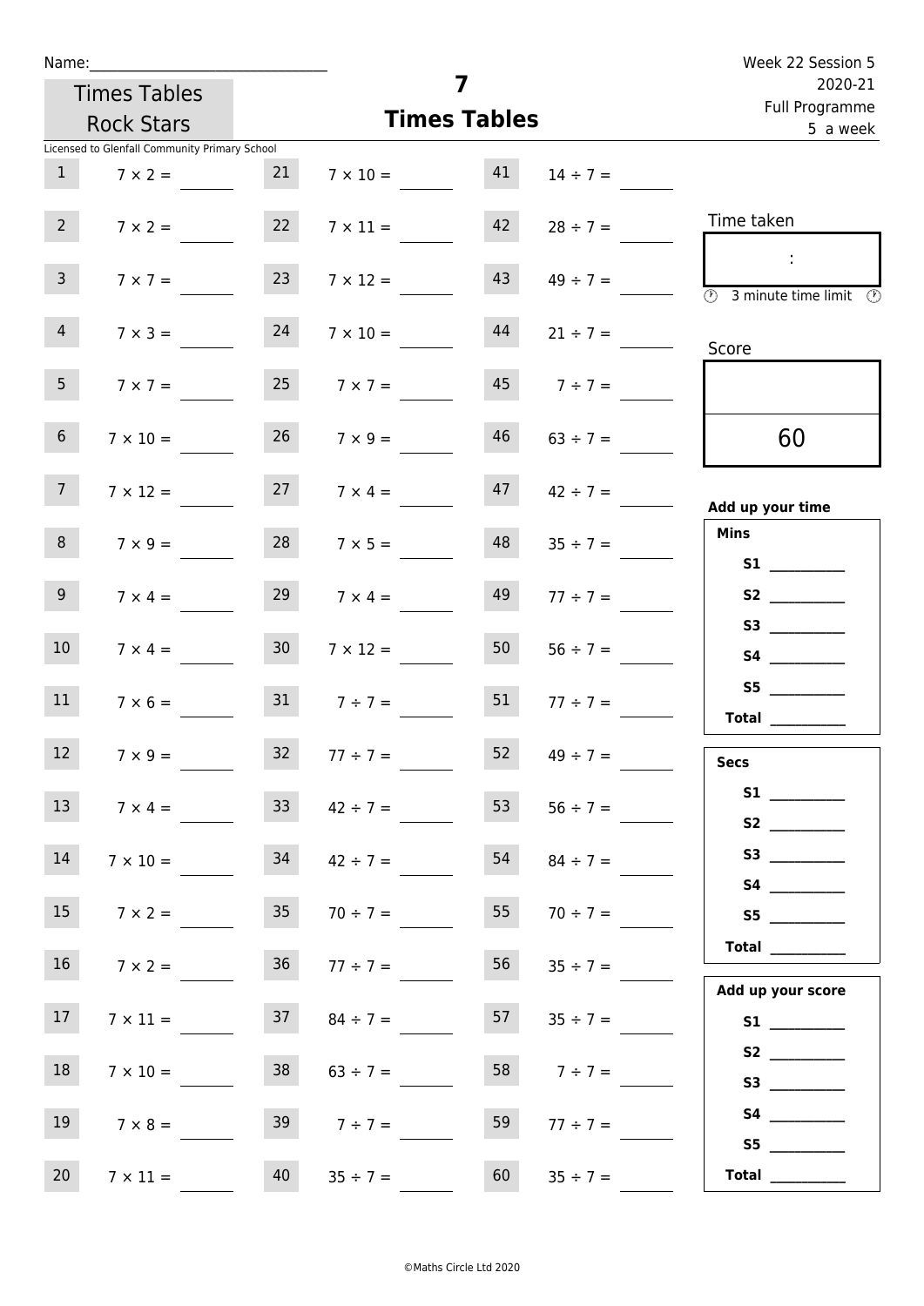Name:_______________________________

Times Tables Rock Stars

# 7
## Times Tables

Week 22 Session 5
2020-21
Full Programme
5 a week

Licensed to Glenfall Community Primary School

| | | | | | |
|---|---|---|---|---|---|
| 1 | $7 \times 2 =$ | 21 | $7 \times 10 =$ | 41 | $14 \div 7 =$ |
| 2 | $7 \times 2 =$ | 22 | $7 \times 11 =$ | 42 | $28 \div 7 =$ |
| 3 | $7 \times 7 =$ | 23 | $7 \times 12 =$ | 43 | $49 \div 7 =$ |
| 4 | $7 \times 3 =$ | 24 | $7 \times 10 =$ | 44 | $21 \div 7 =$ |
| 5 | $7 \times 7 =$ | 25 | $7 \times 7 =$ | 45 | $7 \div 7 =$ |
| 6 | $7 \times 10 =$ | 26 | $7 \times 9 =$ | 46 | $63 \div 7 =$ |
| 7 | $7 \times 12 =$ | 27 | $7 \times 4 =$ | 47 | $42 \div 7 =$ |
| 8 | $7 \times 9 =$ | 28 | $7 \times 5 =$ | 48 | $35 \div 7 =$ |
| 9 | $7 \times 4 =$ | 29 | $7 \times 4 =$ | 49 | $77 \div 7 =$ |
| 10 | $7 \times 4 =$ | 30 | $7 \times 12 =$ | 50 | $56 \div 7 =$ |
| 11 | $7 \times 6 =$ | 31 | $7 \div 7 =$ | 51 | $77 \div 7 =$ |
| 12 | $7 \times 9 =$ | 32 | $77 \div 7 =$ | 52 | $49 \div 7 =$ |
| 13 | $7 \times 4 =$ | 33 | $42 \div 7 =$ | 53 | $56 \div 7 =$ |
| 14 | $7 \times 10 =$ | 34 | $42 \div 7 =$ | 54 | $84 \div 7 =$ |
| 15 | $7 \times 2 =$ | 35 | $70 \div 7 =$ | 55 | $70 \div 7 =$ |
| 16 | $7 \times 2 =$ | 36 | $77 \div 7 =$ | 56 | $35 \div 7 =$ |
| 17 | $7 \times 11 =$ | 37 | $84 \div 7 =$ | 57 | $35 \div 7 =$ |
| 18 | $7 \times 10 =$ | 38 | $63 \div 7 =$ | 58 | $7 \div 7 =$ |
| 19 | $7 \times 8 =$ | 39 | $7 \div 7 =$ | 59 | $77 \div 7 =$ |
| 20 | $7 \times 11 =$ | 40 | $35 \div 7 =$ | 60 | $35 \div 7 =$ |

Time taken

:

3 minute time limit

Score

60

**Add up your time**

**Mins**

**S1** __________
**S2** __________
**S3** __________
**S4** __________
**S5** __________
**Total** __________

**Secs**

**S1** __________
**S2** __________
**S3** __________
**S4** __________
**S5** __________
**Total** __________

**Add up your score**

**S1** __________
**S2** __________
**S3** __________
**S4** __________
**S5** __________
**Total** __________

©Maths Circle Ltd 2020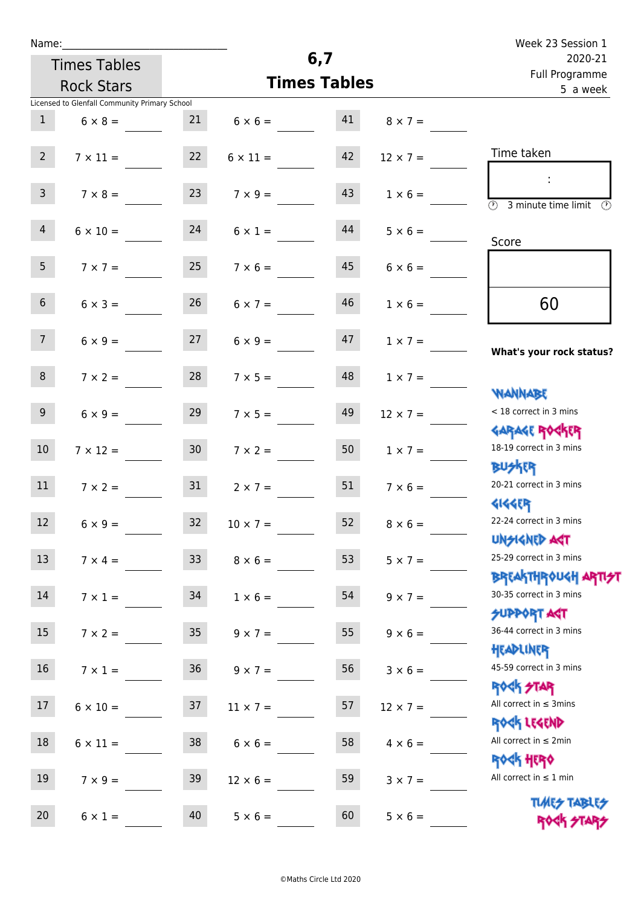Name:______________________________

Times Tables Rock Stars

# 6,7 Times Tables

Week 23 Session 1
2020-21
Full Programme
5 a week

Licensed to Glenfall Community Primary School

| # | Question | # | Question | # | Question |
|---|---|---|---|---|---|
| 1 | 6 × 8 = ____ | 21 | 6 × 6 = ____ | 41 | 8 × 7 = ____ |
| 2 | 7 × 11 = ____ | 22 | 6 × 11 = ____ | 42 | 12 × 7 = ____ |
| 3 | 7 × 8 = ____ | 23 | 7 × 9 = ____ | 43 | 1 × 6 = ____ |
| 4 | 6 × 10 = ____ | 24 | 6 × 1 = ____ | 44 | 5 × 6 = ____ |
| 5 | 7 × 7 = ____ | 25 | 7 × 6 = ____ | 45 | 6 × 6 = ____ |
| 6 | 6 × 3 = ____ | 26 | 6 × 7 = ____ | 46 | 1 × 6 = ____ |
| 7 | 6 × 9 = ____ | 27 | 6 × 9 = ____ | 47 | 1 × 7 = ____ |
| 8 | 7 × 2 = ____ | 28 | 7 × 5 = ____ | 48 | 1 × 7 = ____ |
| 9 | 6 × 9 = ____ | 29 | 7 × 5 = ____ | 49 | 12 × 7 = ____ |
| 10 | 7 × 12 = ____ | 30 | 7 × 2 = ____ | 50 | 1 × 7 = ____ |
| 11 | 7 × 2 = ____ | 31 | 2 × 7 = ____ | 51 | 7 × 6 = ____ |
| 12 | 6 × 9 = ____ | 32 | 10 × 7 = ____ | 52 | 8 × 6 = ____ |
| 13 | 7 × 4 = ____ | 33 | 8 × 6 = ____ | 53 | 5 × 7 = ____ |
| 14 | 7 × 1 = ____ | 34 | 1 × 6 = ____ | 54 | 9 × 7 = ____ |
| 15 | 7 × 2 = ____ | 35 | 9 × 7 = ____ | 55 | 9 × 6 = ____ |
| 16 | 7 × 1 = ____ | 36 | 9 × 7 = ____ | 56 | 3 × 6 = ____ |
| 17 | 6 × 10 = ____ | 37 | 11 × 7 = ____ | 57 | 12 × 7 = ____ |
| 18 | 6 × 11 = ____ | 38 | 6 × 6 = ____ | 58 | 4 × 6 = ____ |
| 19 | 7 × 9 = ____ | 39 | 12 × 6 = ____ | 59 | 3 × 7 = ____ |
| 20 | 6 × 1 = ____ | 40 | 5 × 6 = ____ | 60 | 5 × 6 = ____ |

Time taken

:

3 minute time limit

Score

60

**What's your rock status?**

WANNABE
< 18 correct in 3 mins

GARAGE ROCKER
18-19 correct in 3 mins

BUSKER
20-21 correct in 3 mins

GIGGER
22-24 correct in 3 mins

UNSIGNED ACT
25-29 correct in 3 mins

BREAKTHROUGH ARTIST
30-35 correct in 3 mins

SUPPORT ACT
36-44 correct in 3 mins

HEADLINER
45-59 correct in 3 mins

ROCK STAR
All correct in ≤ 3mins

ROCK LEGEND
All correct in ≤ 2min

ROCK HERO
All correct in ≤ 1 min

TIMES TABLES ROCK STARS

©Maths Circle Ltd 2020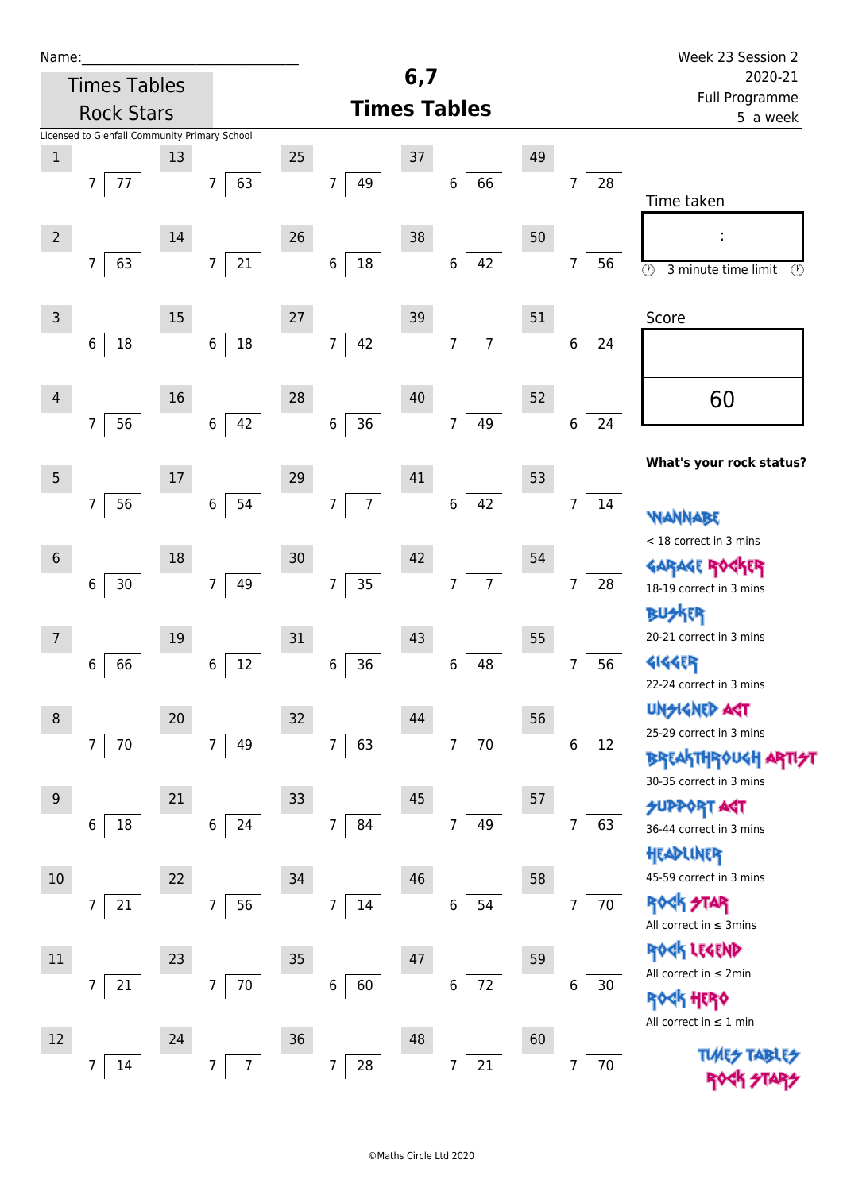Name:______________________________

Times Tables Rock Stars

# 6,7 Times Tables

Week 23 Session 2
2020-21
Full Programme
5 a week

Licensed to Glenfall Community Primary School

| # | Question | # | Question | # | Question | # | Question | # | Question |
|---|---|---|---|---|---|---|---|---|---|
| 1 | 7 ⟌ 77 | 13 | 7 ⟌ 63 | 25 | 7 ⟌ 49 | 37 | 6 ⟌ 66 | 49 | 7 ⟌ 28 |
| 2 | 7 ⟌ 63 | 14 | 7 ⟌ 21 | 26 | 6 ⟌ 18 | 38 | 6 ⟌ 42 | 50 | 7 ⟌ 56 |
| 3 | 6 ⟌ 18 | 15 | 6 ⟌ 18 | 27 | 7 ⟌ 42 | 39 | 7 ⟌ 7 | 51 | 6 ⟌ 24 |
| 4 | 7 ⟌ 56 | 16 | 6 ⟌ 42 | 28 | 6 ⟌ 36 | 40 | 7 ⟌ 49 | 52 | 6 ⟌ 24 |
| 5 | 7 ⟌ 56 | 17 | 6 ⟌ 54 | 29 | 7 ⟌ 7 | 41 | 6 ⟌ 42 | 53 | 7 ⟌ 14 |
| 6 | 6 ⟌ 30 | 18 | 7 ⟌ 49 | 30 | 7 ⟌ 35 | 42 | 7 ⟌ 7 | 54 | 7 ⟌ 28 |
| 7 | 6 ⟌ 66 | 19 | 6 ⟌ 12 | 31 | 6 ⟌ 36 | 43 | 6 ⟌ 48 | 55 | 7 ⟌ 56 |
| 8 | 7 ⟌ 70 | 20 | 7 ⟌ 49 | 32 | 7 ⟌ 63 | 44 | 7 ⟌ 70 | 56 | 6 ⟌ 12 |
| 9 | 6 ⟌ 18 | 21 | 6 ⟌ 24 | 33 | 7 ⟌ 84 | 45 | 7 ⟌ 49 | 57 | 7 ⟌ 63 |
| 10 | 7 ⟌ 21 | 22 | 7 ⟌ 56 | 34 | 7 ⟌ 14 | 46 | 6 ⟌ 54 | 58 | 7 ⟌ 70 |
| 11 | 7 ⟌ 21 | 23 | 7 ⟌ 70 | 35 | 6 ⟌ 60 | 47 | 6 ⟌ 72 | 59 | 6 ⟌ 30 |
| 12 | 7 ⟌ 14 | 24 | 7 ⟌ 7 | 36 | 7 ⟌ 28 | 48 | 7 ⟌ 21 | 60 | 7 ⟌ 70 |

Time taken

:

3 minute time limit

Score

60

**What's your rock status?**

WANNABE
< 18 correct in 3 mins

GARAGE ROCKER
18-19 correct in 3 mins

BUSKER
20-21 correct in 3 mins

GIGGER
22-24 correct in 3 mins

UNSIGNED ACT
25-29 correct in 3 mins

BREAKTHROUGH ARTIST
30-35 correct in 3 mins

SUPPORT ACT
36-44 correct in 3 mins

HEADLINER
45-59 correct in 3 mins

ROCK STAR
All correct in ≤ 3mins

ROCK LEGEND
All correct in ≤ 2min

ROCK HERO
All correct in ≤ 1 min

TIMES TABLES ROCK STARS

©Maths Circle Ltd 2020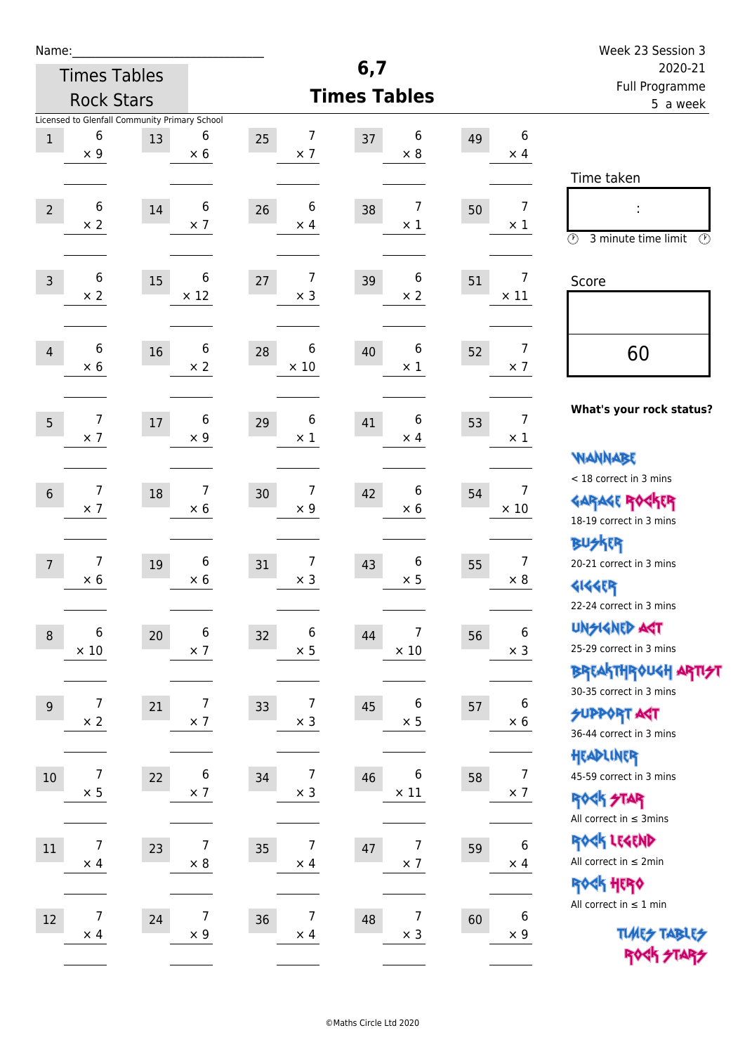Name:\_\_\_\_\_\_\_\_\_\_\_\_\_\_\_\_\_\_\_\_\_\_\_\_\_\_\_\_

Times Tables Rock Stars

Licensed to Glenfall Community Primary School

# 6,7 Times Tables

Week 23 Session 3
2020-21
Full Programme
5 a week

| # | Question | # | Question | # | Question | # | Question | # | Question |
|---|---|---|---|---|---|---|---|---|---|
| 1 | $6 \times 9$ | 13 | $6 \times 6$ | 25 | $7 \times 7$ | 37 | $6 \times 8$ | 49 | $6 \times 4$ |
| 2 | $6 \times 2$ | 14 | $6 \times 7$ | 26 | $6 \times 4$ | 38 | $7 \times 1$ | 50 | $7 \times 1$ |
| 3 | $6 \times 2$ | 15 | $6 \times 12$ | 27 | $7 \times 3$ | 39 | $6 \times 2$ | 51 | $7 \times 11$ |
| 4 | $6 \times 6$ | 16 | $6 \times 2$ | 28 | $6 \times 10$ | 40 | $6 \times 1$ | 52 | $7 \times 7$ |
| 5 | $7 \times 7$ | 17 | $6 \times 9$ | 29 | $6 \times 1$ | 41 | $6 \times 4$ | 53 | $7 \times 1$ |
| 6 | $7 \times 7$ | 18 | $7 \times 6$ | 30 | $7 \times 9$ | 42 | $6 \times 6$ | 54 | $7 \times 10$ |
| 7 | $7 \times 6$ | 19 | $6 \times 6$ | 31 | $7 \times 3$ | 43 | $6 \times 5$ | 55 | $7 \times 8$ |
| 8 | $6 \times 10$ | 20 | $6 \times 7$ | 32 | $6 \times 5$ | 44 | $7 \times 10$ | 56 | $6 \times 3$ |
| 9 | $7 \times 2$ | 21 | $7 \times 7$ | 33 | $7 \times 3$ | 45 | $6 \times 5$ | 57 | $6 \times 6$ |
| 10 | $7 \times 5$ | 22 | $6 \times 7$ | 34 | $7 \times 3$ | 46 | $6 \times 11$ | 58 | $7 \times 7$ |
| 11 | $7 \times 4$ | 23 | $7 \times 8$ | 35 | $7 \times 4$ | 47 | $7 \times 7$ | 59 | $6 \times 4$ |
| 12 | $7 \times 4$ | 24 | $7 \times 9$ | 36 | $7 \times 4$ | 48 | $7 \times 3$ | 60 | $6 \times 9$ |

Time taken

:

3 minute time limit

Score

60

**What's your rock status?**

WANNABE
< 18 correct in 3 mins

GARAGE ROCKER
18-19 correct in 3 mins

BUSKER
20-21 correct in 3 mins

GIGGER
22-24 correct in 3 mins

UNSIGNED ACT
25-29 correct in 3 mins

BREAKTHROUGH ARTIST
30-35 correct in 3 mins

SUPPORT ACT
36-44 correct in 3 mins

HEADLINER
45-59 correct in 3 mins

ROCK STAR
All correct in ≤ 3mins

ROCK LEGEND
All correct in ≤ 2min

ROCK HERO
All correct in ≤ 1 min

TIMES TABLES ROCK STARS

©Maths Circle Ltd 2020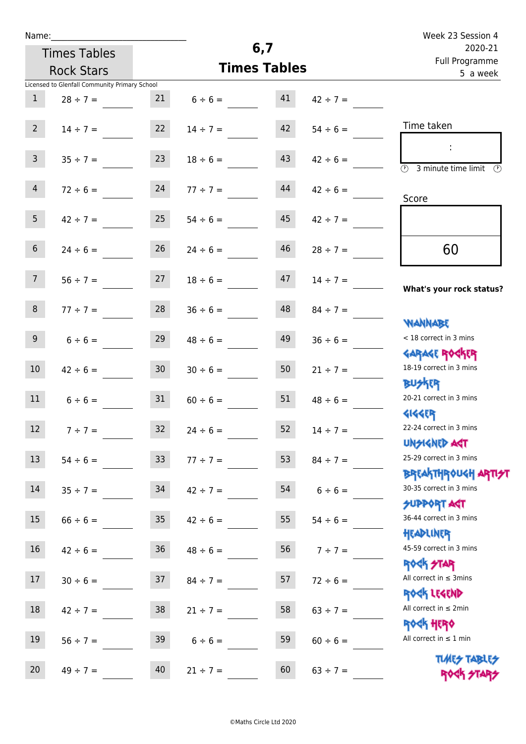Name:______________________________

Times Tables Rock Stars

# 6,7 Times Tables

Week 23 Session 4
2020-21
Full Programme
5 a week

Licensed to Glenfall Community Primary School

| # | Question | # | Question | # | Question |
|---|---|---|---|---|---|
| 1 | 28 ÷ 7 = ____ | 21 | 6 ÷ 6 = ____ | 41 | 42 ÷ 7 = ____ |
| 2 | 14 ÷ 7 = ____ | 22 | 14 ÷ 7 = ____ | 42 | 54 ÷ 6 = ____ |
| 3 | 35 ÷ 7 = ____ | 23 | 18 ÷ 6 = ____ | 43 | 42 ÷ 6 = ____ |
| 4 | 72 ÷ 6 = ____ | 24 | 77 ÷ 7 = ____ | 44 | 42 ÷ 6 = ____ |
| 5 | 42 ÷ 7 = ____ | 25 | 54 ÷ 6 = ____ | 45 | 42 ÷ 7 = ____ |
| 6 | 24 ÷ 6 = ____ | 26 | 24 ÷ 6 = ____ | 46 | 28 ÷ 7 = ____ |
| 7 | 56 ÷ 7 = ____ | 27 | 18 ÷ 6 = ____ | 47 | 14 ÷ 7 = ____ |
| 8 | 77 ÷ 7 = ____ | 28 | 36 ÷ 6 = ____ | 48 | 84 ÷ 7 = ____ |
| 9 | 6 ÷ 6 = ____ | 29 | 48 ÷ 6 = ____ | 49 | 36 ÷ 6 = ____ |
| 10 | 42 ÷ 6 = ____ | 30 | 30 ÷ 6 = ____ | 50 | 21 ÷ 7 = ____ |
| 11 | 6 ÷ 6 = ____ | 31 | 60 ÷ 6 = ____ | 51 | 48 ÷ 6 = ____ |
| 12 | 7 ÷ 7 = ____ | 32 | 24 ÷ 6 = ____ | 52 | 14 ÷ 7 = ____ |
| 13 | 54 ÷ 6 = ____ | 33 | 77 ÷ 7 = ____ | 53 | 84 ÷ 7 = ____ |
| 14 | 35 ÷ 7 = ____ | 34 | 42 ÷ 7 = ____ | 54 | 6 ÷ 6 = ____ |
| 15 | 66 ÷ 6 = ____ | 35 | 42 ÷ 6 = ____ | 55 | 54 ÷ 6 = ____ |
| 16 | 42 ÷ 6 = ____ | 36 | 48 ÷ 6 = ____ | 56 | 7 ÷ 7 = ____ |
| 17 | 30 ÷ 6 = ____ | 37 | 84 ÷ 7 = ____ | 57 | 72 ÷ 6 = ____ |
| 18 | 42 ÷ 7 = ____ | 38 | 21 ÷ 7 = ____ | 58 | 63 ÷ 7 = ____ |
| 19 | 56 ÷ 7 = ____ | 39 | 6 ÷ 6 = ____ | 59 | 60 ÷ 6 = ____ |
| 20 | 49 ÷ 7 = ____ | 40 | 21 ÷ 7 = ____ | 60 | 63 ÷ 7 = ____ |

Time taken

:

3 minute time limit

Score

60

**What's your rock status?**

WANNABE
< 18 correct in 3 mins

GARAGE ROCKER
18-19 correct in 3 mins

BUSKER
20-21 correct in 3 mins

GIGGER
22-24 correct in 3 mins

UNSIGNED ACT
25-29 correct in 3 mins

BREAKTHROUGH ARTIST
30-35 correct in 3 mins

SUPPORT ACT
36-44 correct in 3 mins

HEADLINER
45-59 correct in 3 mins

ROCK STAR
All correct in ≤ 3mins

ROCK LEGEND
All correct in ≤ 2min

ROCK HERO
All correct in ≤ 1 min

TIMES TABLES ROCK STARS

©Maths Circle Ltd 2020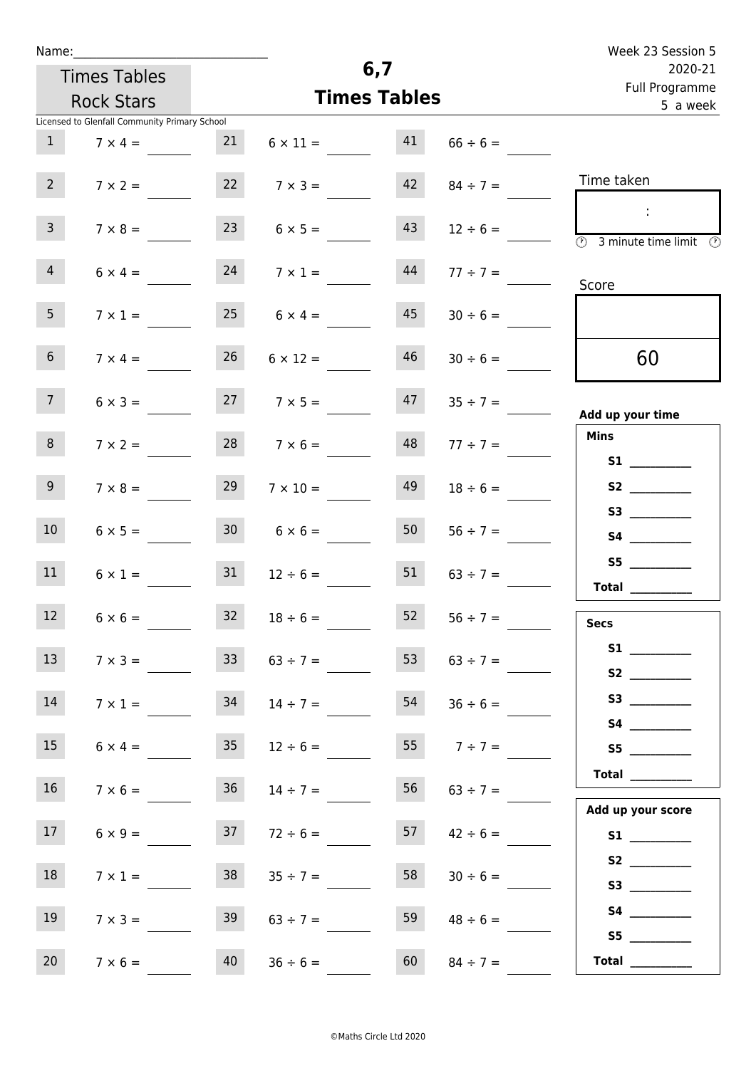Name:______________________________

Times Tables Rock Stars

Licensed to Glenfall Community Primary School

# 6,7
## Times Tables

Week 23 Session 5
2020-21
Full Programme
5 a week

| | | | | | |
|---|---|---|---|---|---|
| 1 | $7 \times 4 =$ | 21 | $6 \times 11 =$ | 41 | $66 \div 6 =$ |
| 2 | $7 \times 2 =$ | 22 | $7 \times 3 =$ | 42 | $84 \div 7 =$ |
| 3 | $7 \times 8 =$ | 23 | $6 \times 5 =$ | 43 | $12 \div 6 =$ |
| 4 | $6 \times 4 =$ | 24 | $7 \times 1 =$ | 44 | $77 \div 7 =$ |
| 5 | $7 \times 1 =$ | 25 | $6 \times 4 =$ | 45 | $30 \div 6 =$ |
| 6 | $7 \times 4 =$ | 26 | $6 \times 12 =$ | 46 | $30 \div 6 =$ |
| 7 | $6 \times 3 =$ | 27 | $7 \times 5 =$ | 47 | $35 \div 7 =$ |
| 8 | $7 \times 2 =$ | 28 | $7 \times 6 =$ | 48 | $77 \div 7 =$ |
| 9 | $7 \times 8 =$ | 29 | $7 \times 10 =$ | 49 | $18 \div 6 =$ |
| 10 | $6 \times 5 =$ | 30 | $6 \times 6 =$ | 50 | $56 \div 7 =$ |
| 11 | $6 \times 1 =$ | 31 | $12 \div 6 =$ | 51 | $63 \div 7 =$ |
| 12 | $6 \times 6 =$ | 32 | $18 \div 6 =$ | 52 | $56 \div 7 =$ |
| 13 | $7 \times 3 =$ | 33 | $63 \div 7 =$ | 53 | $63 \div 7 =$ |
| 14 | $7 \times 1 =$ | 34 | $14 \div 7 =$ | 54 | $36 \div 6 =$ |
| 15 | $6 \times 4 =$ | 35 | $12 \div 6 =$ | 55 | $7 \div 7 =$ |
| 16 | $7 \times 6 =$ | 36 | $14 \div 7 =$ | 56 | $63 \div 7 =$ |
| 17 | $6 \times 9 =$ | 37 | $72 \div 6 =$ | 57 | $42 \div 6 =$ |
| 18 | $7 \times 1 =$ | 38 | $35 \div 7 =$ | 58 | $30 \div 6 =$ |
| 19 | $7 \times 3 =$ | 39 | $63 \div 7 =$ | 59 | $48 \div 6 =$ |
| 20 | $7 \times 6 =$ | 40 | $36 \div 6 =$ | 60 | $84 \div 7 =$ |

Time taken

:

3 minute time limit

Score

60

**Add up your time**

**Mins**

**S1** __________
**S2** __________
**S3** __________
**S4** __________
**S5** __________
**Total** __________

**Secs**

**S1** __________
**S2** __________
**S3** __________
**S4** __________
**S5** __________
**Total** __________

**Add up your score**

**S1** __________
**S2** __________
**S3** __________
**S4** __________
**S5** __________
**Total** __________

©Maths Circle Ltd 2020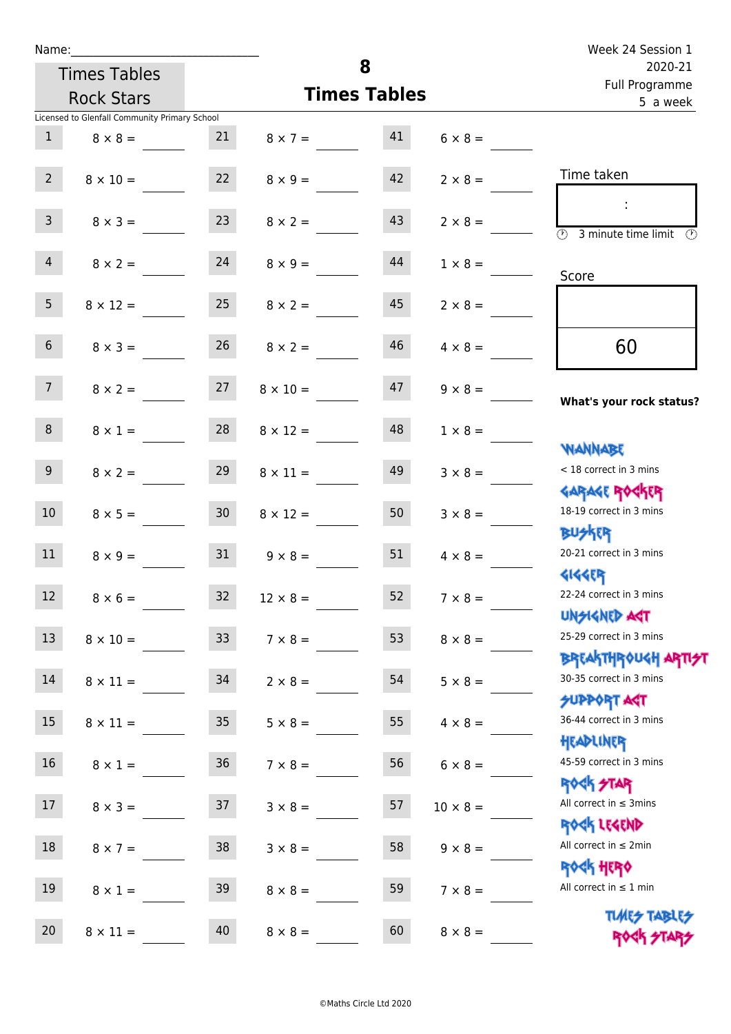Name:_______________________

Times Tables Rock Stars

# 8
## Times Tables

Week 24 Session 1
2020-21
Full Programme
5 a week

Licensed to Glenfall Community Primary School

| | | | | | |
|---|---|---|---|---|---|
| 1 | 8 × 8 = | 21 | 8 × 7 = | 41 | 6 × 8 = |
| 2 | 8 × 10 = | 22 | 8 × 9 = | 42 | 2 × 8 = |
| 3 | 8 × 3 = | 23 | 8 × 2 = | 43 | 2 × 8 = |
| 4 | 8 × 2 = | 24 | 8 × 9 = | 44 | 1 × 8 = |
| 5 | 8 × 12 = | 25 | 8 × 2 = | 45 | 2 × 8 = |
| 6 | 8 × 3 = | 26 | 8 × 2 = | 46 | 4 × 8 = |
| 7 | 8 × 2 = | 27 | 8 × 10 = | 47 | 9 × 8 = |
| 8 | 8 × 1 = | 28 | 8 × 12 = | 48 | 1 × 8 = |
| 9 | 8 × 2 = | 29 | 8 × 11 = | 49 | 3 × 8 = |
| 10 | 8 × 5 = | 30 | 8 × 12 = | 50 | 3 × 8 = |
| 11 | 8 × 9 = | 31 | 9 × 8 = | 51 | 4 × 8 = |
| 12 | 8 × 6 = | 32 | 12 × 8 = | 52 | 7 × 8 = |
| 13 | 8 × 10 = | 33 | 7 × 8 = | 53 | 8 × 8 = |
| 14 | 8 × 11 = | 34 | 2 × 8 = | 54 | 5 × 8 = |
| 15 | 8 × 11 = | 35 | 5 × 8 = | 55 | 4 × 8 = |
| 16 | 8 × 1 = | 36 | 7 × 8 = | 56 | 6 × 8 = |
| 17 | 8 × 3 = | 37 | 3 × 8 = | 57 | 10 × 8 = |
| 18 | 8 × 7 = | 38 | 3 × 8 = | 58 | 9 × 8 = |
| 19 | 8 × 1 = | 39 | 8 × 8 = | 59 | 7 × 8 = |
| 20 | 8 × 11 = | 40 | 8 × 8 = | 60 | 8 × 8 = |

Time taken

:

3 minute time limit

Score

60

**What's your rock status?**

WANNABE
< 18 correct in 3 mins

GARAGE ROCKER
18-19 correct in 3 mins

BUSKER
20-21 correct in 3 mins

GIGGER
22-24 correct in 3 mins

UNSIGNED ACT
25-29 correct in 3 mins

BREAKTHROUGH ARTIST
30-35 correct in 3 mins

SUPPORT ACT
36-44 correct in 3 mins

HEADLINER
45-59 correct in 3 mins

ROCK STAR
All correct in ≤ 3mins

ROCK LEGEND
All correct in ≤ 2min

ROCK HERO
All correct in ≤ 1 min

TIMES TABLES ROCK STARS

©Maths Circle Ltd 2020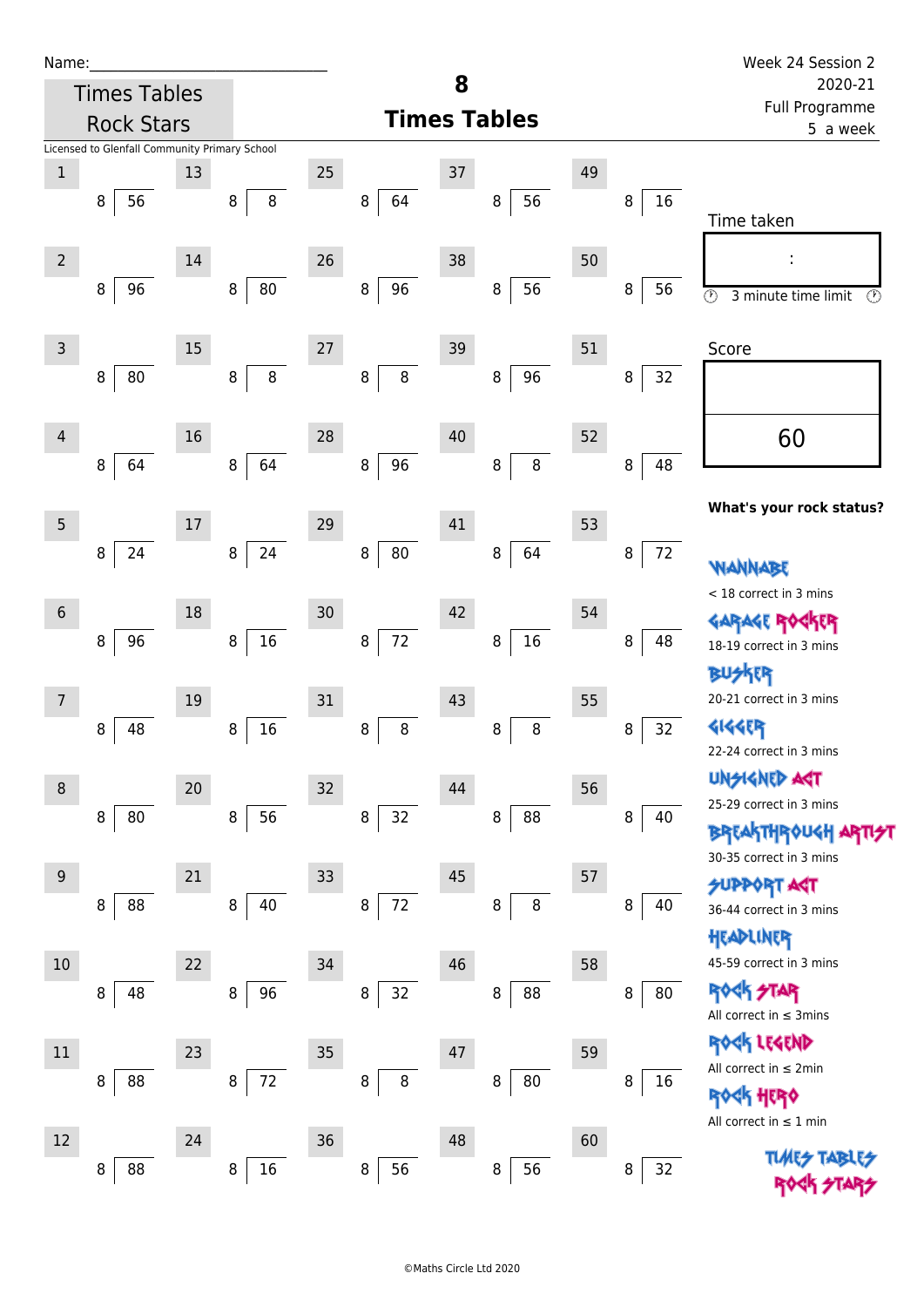Name:\_\_\_\_\_\_\_\_\_\_\_\_\_\_\_\_\_\_\_\_\_\_\_\_\_\_\_\_\_\_

Times Tables Rock Stars

# 8
## Times Tables

Week 24 Session 2
2020-21
Full Programme
5 a week

Licensed to Glenfall Community Primary School

| # | | | # | | | # | | | # | | | # | | |
|---|---|---|---|---|---|---|---|---|---|---|---|---|---|---|
| 1 | 8 | 56 | 13 | 8 | 8 | 25 | 8 | 64 | 37 | 8 | 56 | 49 | 8 | 16 |
| 2 | 8 | 96 | 14 | 8 | 80 | 26 | 8 | 96 | 38 | 8 | 56 | 50 | 8 | 56 |
| 3 | 8 | 80 | 15 | 8 | 8 | 27 | 8 | 8 | 39 | 8 | 96 | 51 | 8 | 32 |
| 4 | 8 | 64 | 16 | 8 | 64 | 28 | 8 | 96 | 40 | 8 | 8 | 52 | 8 | 48 |
| 5 | 8 | 24 | 17 | 8 | 24 | 29 | 8 | 80 | 41 | 8 | 64 | 53 | 8 | 72 |
| 6 | 8 | 96 | 18 | 8 | 16 | 30 | 8 | 72 | 42 | 8 | 16 | 54 | 8 | 48 |
| 7 | 8 | 48 | 19 | 8 | 16 | 31 | 8 | 8 | 43 | 8 | 8 | 55 | 8 | 32 |
| 8 | 8 | 80 | 20 | 8 | 56 | 32 | 8 | 32 | 44 | 8 | 88 | 56 | 8 | 40 |
| 9 | 8 | 88 | 21 | 8 | 40 | 33 | 8 | 72 | 45 | 8 | 8 | 57 | 8 | 40 |
| 10 | 8 | 48 | 22 | 8 | 96 | 34 | 8 | 32 | 46 | 8 | 88 | 58 | 8 | 80 |
| 11 | 8 | 88 | 23 | 8 | 72 | 35 | 8 | 8 | 47 | 8 | 80 | 59 | 8 | 16 |
| 12 | 8 | 88 | 24 | 8 | 16 | 36 | 8 | 56 | 48 | 8 | 56 | 60 | 8 | 32 |

Time taken

:

3 minute time limit

Score

60

**What's your rock status?**

WANNABE
< 18 correct in 3 mins

GARAGE ROCKER
18-19 correct in 3 mins

BUSKER
20-21 correct in 3 mins

GIGGER
22-24 correct in 3 mins

UNSIGNED ACT
25-29 correct in 3 mins

BREAKTHROUGH ARTIST
30-35 correct in 3 mins

SUPPORT ACT
36-44 correct in 3 mins

HEADLINER
45-59 correct in 3 mins

ROCK STAR
All correct in ≤ 3mins

ROCK LEGEND
All correct in ≤ 2min

ROCK HERO
All correct in ≤ 1 min

TIMES TABLES ROCK STARS

©Maths Circle Ltd 2020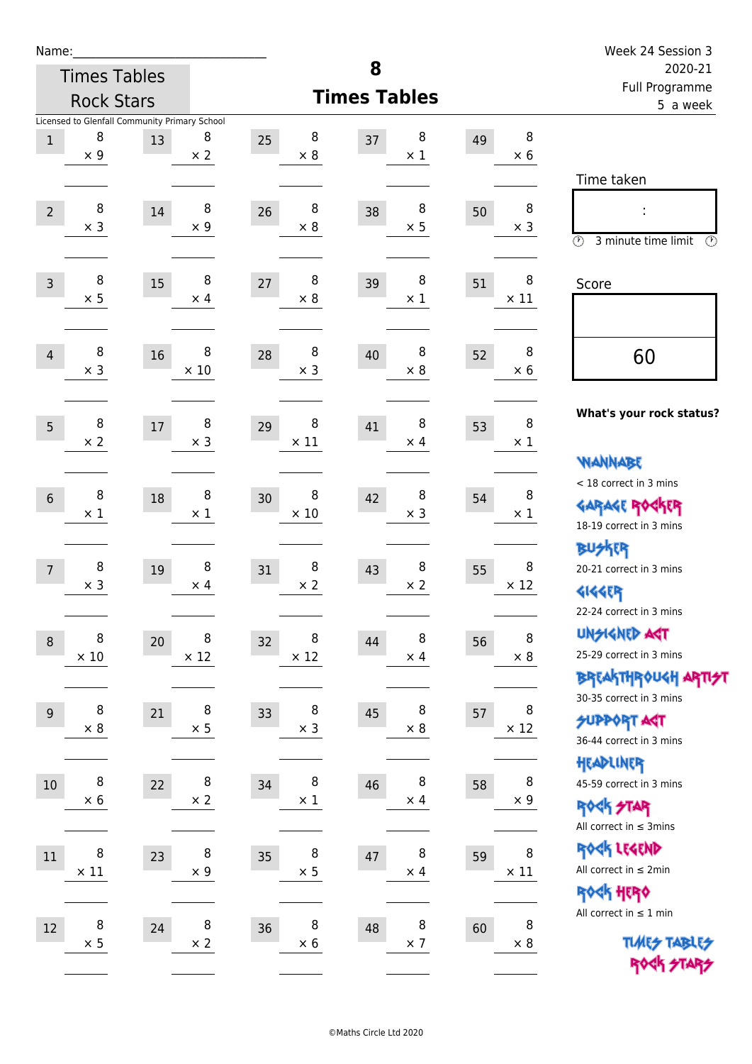Name:\_\_\_\_\_\_\_\_\_\_\_\_\_\_\_\_\_\_\_\_\_\_\_\_\_\_\_\_

Times Tables Rock Stars

# 8 Times Tables

Week 24 Session 3
2020-21
Full Programme
5 a week

Licensed to Glenfall Community Primary School

| # | | # | | # | | # | | # | |
|---|---|---|---|---|---|---|---|---|---|
| 1 | 8 × 9 | 13 | 8 × 2 | 25 | 8 × 8 | 37 | 8 × 1 | 49 | 8 × 6 |
| 2 | 8 × 3 | 14 | 8 × 9 | 26 | 8 × 8 | 38 | 8 × 5 | 50 | 8 × 3 |
| 3 | 8 × 5 | 15 | 8 × 4 | 27 | 8 × 8 | 39 | 8 × 1 | 51 | 8 × 11 |
| 4 | 8 × 3 | 16 | 8 × 10 | 28 | 8 × 3 | 40 | 8 × 8 | 52 | 8 × 6 |
| 5 | 8 × 2 | 17 | 8 × 3 | 29 | 8 × 11 | 41 | 8 × 4 | 53 | 8 × 1 |
| 6 | 8 × 1 | 18 | 8 × 1 | 30 | 8 × 10 | 42 | 8 × 3 | 54 | 8 × 1 |
| 7 | 8 × 3 | 19 | 8 × 4 | 31 | 8 × 2 | 43 | 8 × 2 | 55 | 8 × 12 |
| 8 | 8 × 10 | 20 | 8 × 12 | 32 | 8 × 12 | 44 | 8 × 4 | 56 | 8 × 8 |
| 9 | 8 × 8 | 21 | 8 × 5 | 33 | 8 × 3 | 45 | 8 × 8 | 57 | 8 × 12 |
| 10 | 8 × 6 | 22 | 8 × 2 | 34 | 8 × 1 | 46 | 8 × 4 | 58 | 8 × 9 |
| 11 | 8 × 11 | 23 | 8 × 9 | 35 | 8 × 5 | 47 | 8 × 4 | 59 | 8 × 11 |
| 12 | 8 × 5 | 24 | 8 × 2 | 36 | 8 × 6 | 48 | 8 × 7 | 60 | 8 × 8 |

Time taken

:

3 minute time limit

Score

60

**What's your rock status?**

WANNABE
< 18 correct in 3 mins

GARAGE ROCKER
18-19 correct in 3 mins

BUSKER
20-21 correct in 3 mins

GIGGER
22-24 correct in 3 mins

UNSIGNED ACT
25-29 correct in 3 mins

BREAKTHROUGH ARTIST
30-35 correct in 3 mins

SUPPORT ACT
36-44 correct in 3 mins

HEADLINER
45-59 correct in 3 mins

ROCK STAR
All correct in ≤ 3mins

ROCK LEGEND
All correct in ≤ 2min

ROCK HERO
All correct in ≤ 1 min

TIMES TABLES ROCK STARS

©Maths Circle Ltd 2020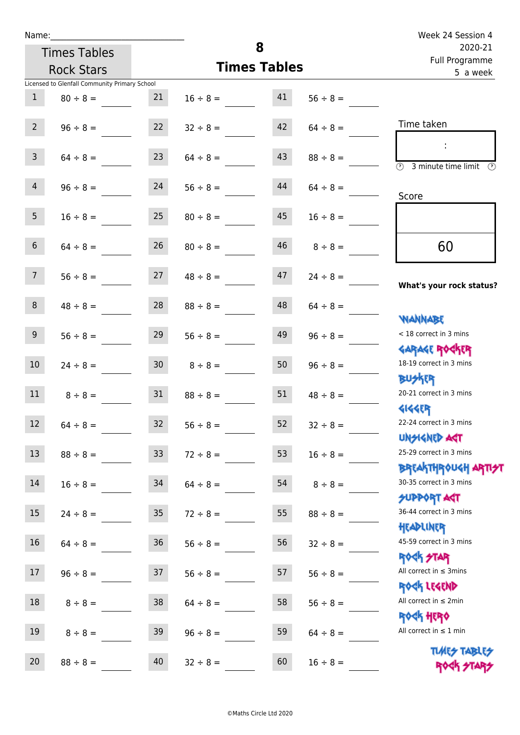Name:_______________________________

Times Tables Rock Stars

Licensed to Glenfall Community Primary School

# 8 Times Tables

Week 24 Session 4
2020-21
Full Programme
5 a week

| | | | | | |
|---|---|---|---|---|---|
| 1 | 80 ÷ 8 = | 21 | 16 ÷ 8 = | 41 | 56 ÷ 8 = |
| 2 | 96 ÷ 8 = | 22 | 32 ÷ 8 = | 42 | 64 ÷ 8 = |
| 3 | 64 ÷ 8 = | 23 | 64 ÷ 8 = | 43 | 88 ÷ 8 = |
| 4 | 96 ÷ 8 = | 24 | 56 ÷ 8 = | 44 | 64 ÷ 8 = |
| 5 | 16 ÷ 8 = | 25 | 80 ÷ 8 = | 45 | 16 ÷ 8 = |
| 6 | 64 ÷ 8 = | 26 | 80 ÷ 8 = | 46 | 8 ÷ 8 = |
| 7 | 56 ÷ 8 = | 27 | 48 ÷ 8 = | 47 | 24 ÷ 8 = |
| 8 | 48 ÷ 8 = | 28 | 88 ÷ 8 = | 48 | 64 ÷ 8 = |
| 9 | 56 ÷ 8 = | 29 | 56 ÷ 8 = | 49 | 96 ÷ 8 = |
| 10 | 24 ÷ 8 = | 30 | 8 ÷ 8 = | 50 | 96 ÷ 8 = |
| 11 | 8 ÷ 8 = | 31 | 88 ÷ 8 = | 51 | 48 ÷ 8 = |
| 12 | 64 ÷ 8 = | 32 | 56 ÷ 8 = | 52 | 32 ÷ 8 = |
| 13 | 88 ÷ 8 = | 33 | 72 ÷ 8 = | 53 | 16 ÷ 8 = |
| 14 | 16 ÷ 8 = | 34 | 64 ÷ 8 = | 54 | 8 ÷ 8 = |
| 15 | 24 ÷ 8 = | 35 | 72 ÷ 8 = | 55 | 88 ÷ 8 = |
| 16 | 64 ÷ 8 = | 36 | 56 ÷ 8 = | 56 | 32 ÷ 8 = |
| 17 | 96 ÷ 8 = | 37 | 56 ÷ 8 = | 57 | 56 ÷ 8 = |
| 18 | 8 ÷ 8 = | 38 | 64 ÷ 8 = | 58 | 56 ÷ 8 = |
| 19 | 8 ÷ 8 = | 39 | 96 ÷ 8 = | 59 | 64 ÷ 8 = |
| 20 | 88 ÷ 8 = | 40 | 32 ÷ 8 = | 60 | 16 ÷ 8 = |

Time taken

:

3 minute time limit

Score

60

**What's your rock status?**

WANNABE
< 18 correct in 3 mins

GARAGE ROCKER
18-19 correct in 3 mins

BUSKER
20-21 correct in 3 mins

GIGGER
22-24 correct in 3 mins

UNSIGNED ACT
25-29 correct in 3 mins

BREAKTHROUGH ARTIST
30-35 correct in 3 mins

SUPPORT ACT
36-44 correct in 3 mins

HEADLINER
45-59 correct in 3 mins

ROCK STAR
All correct in ≤ 3mins

ROCK LEGEND
All correct in ≤ 2min

ROCK HERO
All correct in ≤ 1 min

TIMES TABLES ROCK STARS

©Maths Circle Ltd 2020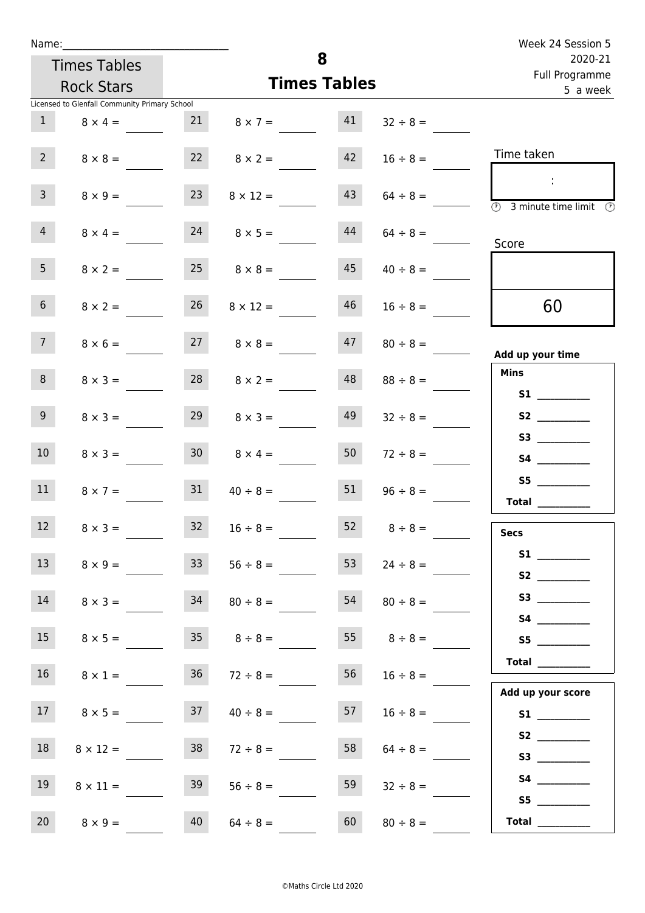Name:_______________________________

Times Tables Rock Stars

Licensed to Glenfall Community Primary School

# 8
## Times Tables

Week 24 Session 5
2020-21
Full Programme
5 a week

| | | | | | |
|---|---|---|---|---|---|
| 1 | $8 \times 4 =$ | 21 | $8 \times 7 =$ | 41 | $32 \div 8 =$ |
| 2 | $8 \times 8 =$ | 22 | $8 \times 2 =$ | 42 | $16 \div 8 =$ |
| 3 | $8 \times 9 =$ | 23 | $8 \times 12 =$ | 43 | $64 \div 8 =$ |
| 4 | $8 \times 4 =$ | 24 | $8 \times 5 =$ | 44 | $64 \div 8 =$ |
| 5 | $8 \times 2 =$ | 25 | $8 \times 8 =$ | 45 | $40 \div 8 =$ |
| 6 | $8 \times 2 =$ | 26 | $8 \times 12 =$ | 46 | $16 \div 8 =$ |
| 7 | $8 \times 6 =$ | 27 | $8 \times 8 =$ | 47 | $80 \div 8 =$ |
| 8 | $8 \times 3 =$ | 28 | $8 \times 2 =$ | 48 | $88 \div 8 =$ |
| 9 | $8 \times 3 =$ | 29 | $8 \times 3 =$ | 49 | $32 \div 8 =$ |
| 10 | $8 \times 3 =$ | 30 | $8 \times 4 =$ | 50 | $72 \div 8 =$ |
| 11 | $8 \times 7 =$ | 31 | $40 \div 8 =$ | 51 | $96 \div 8 =$ |
| 12 | $8 \times 3 =$ | 32 | $16 \div 8 =$ | 52 | $8 \div 8 =$ |
| 13 | $8 \times 9 =$ | 33 | $56 \div 8 =$ | 53 | $24 \div 8 =$ |
| 14 | $8 \times 3 =$ | 34 | $80 \div 8 =$ | 54 | $80 \div 8 =$ |
| 15 | $8 \times 5 =$ | 35 | $8 \div 8 =$ | 55 | $8 \div 8 =$ |
| 16 | $8 \times 1 =$ | 36 | $72 \div 8 =$ | 56 | $16 \div 8 =$ |
| 17 | $8 \times 5 =$ | 37 | $40 \div 8 =$ | 57 | $16 \div 8 =$ |
| 18 | $8 \times 12 =$ | 38 | $72 \div 8 =$ | 58 | $64 \div 8 =$ |
| 19 | $8 \times 11 =$ | 39 | $56 \div 8 =$ | 59 | $32 \div 8 =$ |
| 20 | $8 \times 9 =$ | 40 | $64 \div 8 =$ | 60 | $80 \div 8 =$ |

Time taken

:

3 minute time limit

Score

60

**Add up your time**

**Mins**

**S1** __________
**S2** __________
**S3** __________
**S4** __________
**S5** __________
**Total** __________

**Secs**

**S1** __________
**S2** __________
**S3** __________
**S4** __________
**S5** __________
**Total** __________

**Add up your score**

**S1** __________
**S2** __________
**S3** __________
**S4** __________
**S5** __________
**Total** __________

©Maths Circle Ltd 2020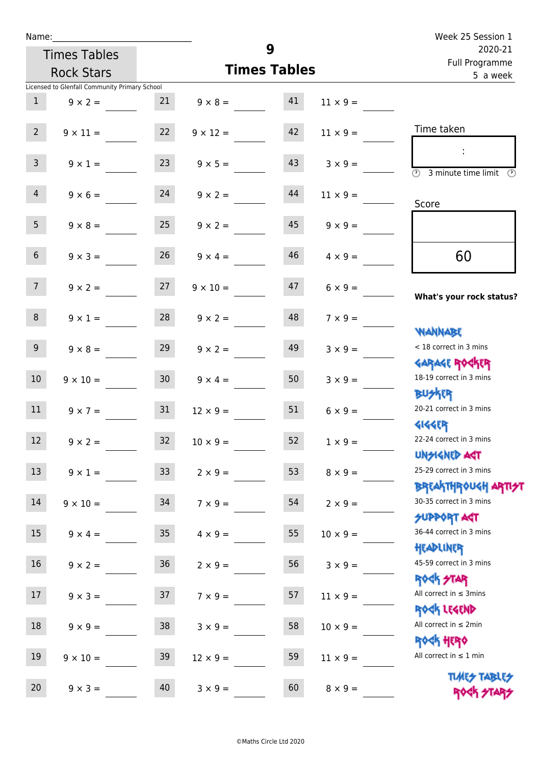Name:______________________________

Times Tables Rock Stars

# 9
## Times Tables

Week 25 Session 1
2020-21
Full Programme
5 a week

Licensed to Glenfall Community Primary School

| | | | | | |
|---|---|---|---|---|---|
| 1 | 9 × 2 = ____ | 21 | 9 × 8 = ____ | 41 | 11 × 9 = ____ |
| 2 | 9 × 11 = ____ | 22 | 9 × 12 = ____ | 42 | 11 × 9 = ____ |
| 3 | 9 × 1 = ____ | 23 | 9 × 5 = ____ | 43 | 3 × 9 = ____ |
| 4 | 9 × 6 = ____ | 24 | 9 × 2 = ____ | 44 | 11 × 9 = ____ |
| 5 | 9 × 8 = ____ | 25 | 9 × 2 = ____ | 45 | 9 × 9 = ____ |
| 6 | 9 × 3 = ____ | 26 | 9 × 4 = ____ | 46 | 4 × 9 = ____ |
| 7 | 9 × 2 = ____ | 27 | 9 × 10 = ____ | 47 | 6 × 9 = ____ |
| 8 | 9 × 1 = ____ | 28 | 9 × 2 = ____ | 48 | 7 × 9 = ____ |
| 9 | 9 × 8 = ____ | 29 | 9 × 2 = ____ | 49 | 3 × 9 = ____ |
| 10 | 9 × 10 = ____ | 30 | 9 × 4 = ____ | 50 | 3 × 9 = ____ |
| 11 | 9 × 7 = ____ | 31 | 12 × 9 = ____ | 51 | 6 × 9 = ____ |
| 12 | 9 × 2 = ____ | 32 | 10 × 9 = ____ | 52 | 1 × 9 = ____ |
| 13 | 9 × 1 = ____ | 33 | 2 × 9 = ____ | 53 | 8 × 9 = ____ |
| 14 | 9 × 10 = ____ | 34 | 7 × 9 = ____ | 54 | 2 × 9 = ____ |
| 15 | 9 × 4 = ____ | 35 | 4 × 9 = ____ | 55 | 10 × 9 = ____ |
| 16 | 9 × 2 = ____ | 36 | 2 × 9 = ____ | 56 | 3 × 9 = ____ |
| 17 | 9 × 3 = ____ | 37 | 7 × 9 = ____ | 57 | 11 × 9 = ____ |
| 18 | 9 × 9 = ____ | 38 | 3 × 9 = ____ | 58 | 10 × 9 = ____ |
| 19 | 9 × 10 = ____ | 39 | 12 × 9 = ____ | 59 | 11 × 9 = ____ |
| 20 | 9 × 3 = ____ | 40 | 3 × 9 = ____ | 60 | 8 × 9 = ____ |

Time taken

:

3 minute time limit

Score

60

**What's your rock status?**

WANNABE
< 18 correct in 3 mins

GARAGE ROCKER
18-19 correct in 3 mins

BUSKER
20-21 correct in 3 mins

GIGGER
22-24 correct in 3 mins

UNSIGNED ACT
25-29 correct in 3 mins

BREAKTHROUGH ARTIST
30-35 correct in 3 mins

SUPPORT ACT
36-44 correct in 3 mins

HEADLINER
45-59 correct in 3 mins

ROCK STAR
All correct in ≤ 3mins

ROCK LEGEND
All correct in ≤ 2min

ROCK HERO
All correct in ≤ 1 min

TIMES TABLES ROCK STARS

©Maths Circle Ltd 2020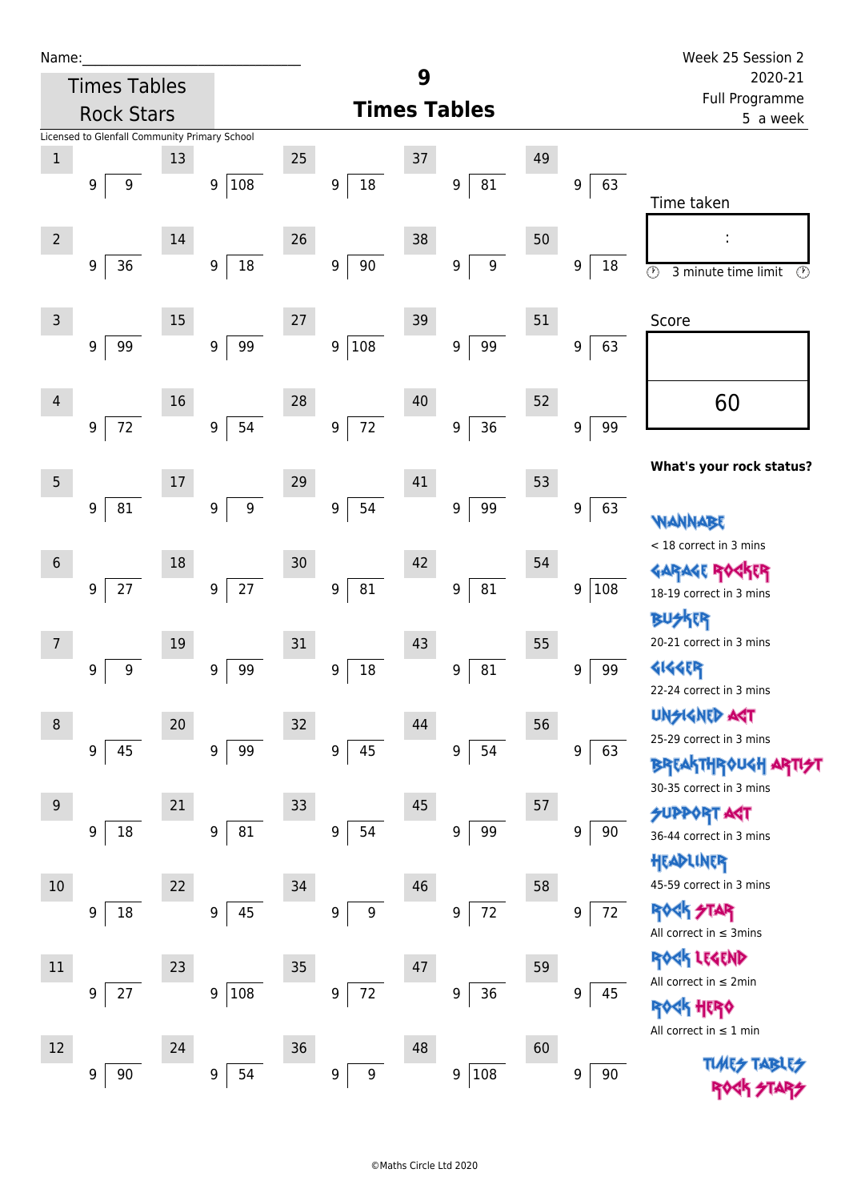Name:_______________________________

Times Tables Rock Stars

# 9
## Times Tables

Week 25 Session 2
2020-21
Full Programme
5 a week

Licensed to Glenfall Community Primary School

| # | | # | | # | | # | | # | |
|---|---|---|---|---|---|---|---|---|---|
| 1 | 9 ⟌ 9 | 13 | 9 ⟌ 108 | 25 | 9 ⟌ 18 | 37 | 9 ⟌ 81 | 49 | 9 ⟌ 63 |
| 2 | 9 ⟌ 36 | 14 | 9 ⟌ 18 | 26 | 9 ⟌ 90 | 38 | 9 ⟌ 9 | 50 | 9 ⟌ 18 |
| 3 | 9 ⟌ 99 | 15 | 9 ⟌ 99 | 27 | 9 ⟌ 108 | 39 | 9 ⟌ 99 | 51 | 9 ⟌ 63 |
| 4 | 9 ⟌ 72 | 16 | 9 ⟌ 54 | 28 | 9 ⟌ 72 | 40 | 9 ⟌ 36 | 52 | 9 ⟌ 99 |
| 5 | 9 ⟌ 81 | 17 | 9 ⟌ 9 | 29 | 9 ⟌ 54 | 41 | 9 ⟌ 99 | 53 | 9 ⟌ 63 |
| 6 | 9 ⟌ 27 | 18 | 9 ⟌ 27 | 30 | 9 ⟌ 81 | 42 | 9 ⟌ 81 | 54 | 9 ⟌ 108 |
| 7 | 9 ⟌ 9 | 19 | 9 ⟌ 99 | 31 | 9 ⟌ 18 | 43 | 9 ⟌ 81 | 55 | 9 ⟌ 99 |
| 8 | 9 ⟌ 45 | 20 | 9 ⟌ 99 | 32 | 9 ⟌ 45 | 44 | 9 ⟌ 54 | 56 | 9 ⟌ 63 |
| 9 | 9 ⟌ 18 | 21 | 9 ⟌ 81 | 33 | 9 ⟌ 54 | 45 | 9 ⟌ 99 | 57 | 9 ⟌ 90 |
| 10 | 9 ⟌ 18 | 22 | 9 ⟌ 45 | 34 | 9 ⟌ 9 | 46 | 9 ⟌ 72 | 58 | 9 ⟌ 72 |
| 11 | 9 ⟌ 27 | 23 | 9 ⟌ 108 | 35 | 9 ⟌ 72 | 47 | 9 ⟌ 36 | 59 | 9 ⟌ 45 |
| 12 | 9 ⟌ 90 | 24 | 9 ⟌ 54 | 36 | 9 ⟌ 9 | 48 | 9 ⟌ 108 | 60 | 9 ⟌ 90 |

Time taken

:

3 minute time limit

Score

60

**What's your rock status?**

WANNABE
< 18 correct in 3 mins

GARAGE ROCKER
18-19 correct in 3 mins

BUSKER
20-21 correct in 3 mins

GIGGER
22-24 correct in 3 mins

UNSIGNED ACT
25-29 correct in 3 mins

BREAKTHROUGH ARTIST
30-35 correct in 3 mins

SUPPORT ACT
36-44 correct in 3 mins

HEADLINER
45-59 correct in 3 mins

ROCK STAR
All correct in ≤ 3mins

ROCK LEGEND
All correct in ≤ 2min

ROCK HERO
All correct in ≤ 1 min

TIMES TABLES ROCK STARS

©Maths Circle Ltd 2020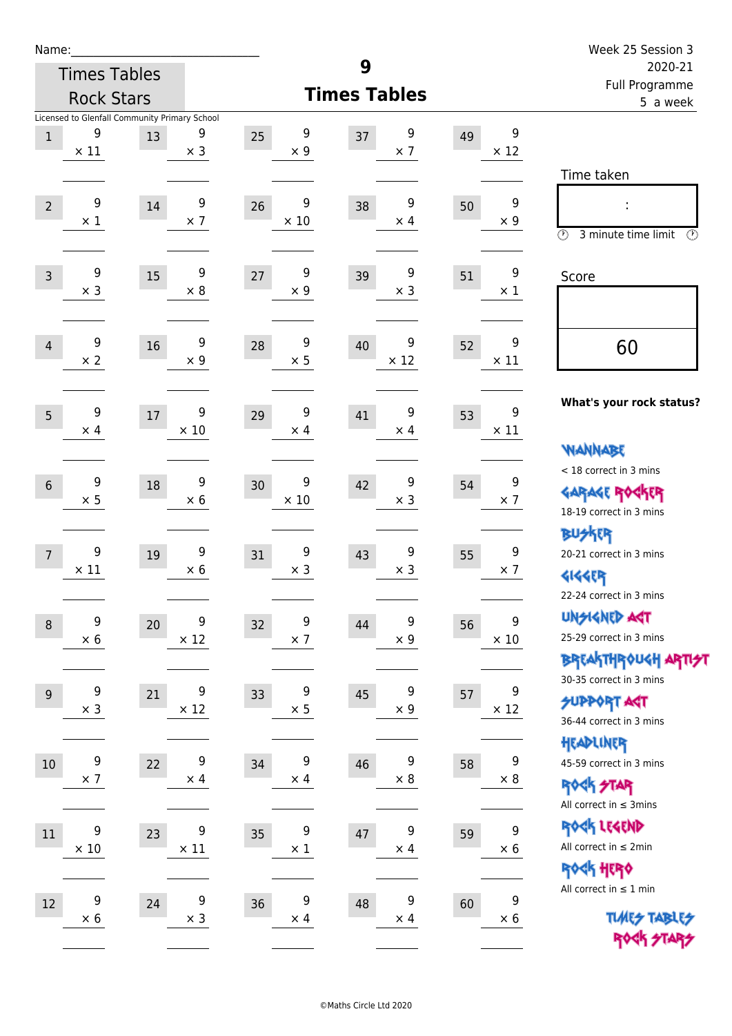Name:

Times Tables Rock Stars

Licensed to Glenfall Community Primary School

# 9 Times Tables

Week 25 Session 3
2020-21
Full Programme
5 a week

| | | | | | | | | | |
|---|---|---|---|---|---|---|---|---|---|
| 1 | 9 × 11 | 13 | 9 × 3 | 25 | 9 × 9 | 37 | 9 × 7 | 49 | 9 × 12 |
| 2 | 9 × 1 | 14 | 9 × 7 | 26 | 9 × 10 | 38 | 9 × 4 | 50 | 9 × 9 |
| 3 | 9 × 3 | 15 | 9 × 8 | 27 | 9 × 9 | 39 | 9 × 3 | 51 | 9 × 1 |
| 4 | 9 × 2 | 16 | 9 × 9 | 28 | 9 × 5 | 40 | 9 × 12 | 52 | 9 × 11 |
| 5 | 9 × 4 | 17 | 9 × 10 | 29 | 9 × 4 | 41 | 9 × 4 | 53 | 9 × 11 |
| 6 | 9 × 5 | 18 | 9 × 6 | 30 | 9 × 10 | 42 | 9 × 3 | 54 | 9 × 7 |
| 7 | 9 × 11 | 19 | 9 × 6 | 31 | 9 × 3 | 43 | 9 × 3 | 55 | 9 × 7 |
| 8 | 9 × 6 | 20 | 9 × 12 | 32 | 9 × 7 | 44 | 9 × 9 | 56 | 9 × 10 |
| 9 | 9 × 3 | 21 | 9 × 12 | 33 | 9 × 5 | 45 | 9 × 9 | 57 | 9 × 12 |
| 10 | 9 × 7 | 22 | 9 × 4 | 34 | 9 × 4 | 46 | 9 × 8 | 58 | 9 × 8 |
| 11 | 9 × 10 | 23 | 9 × 11 | 35 | 9 × 1 | 47 | 9 × 4 | 59 | 9 × 6 |
| 12 | 9 × 6 | 24 | 9 × 3 | 36 | 9 × 4 | 48 | 9 × 4 | 60 | 9 × 6 |

Time taken

:

3 minute time limit

Score

60

**What's your rock status?**

WANNABE
< 18 correct in 3 mins

GARAGE ROCKER
18-19 correct in 3 mins

BUSKER
20-21 correct in 3 mins

GIGGER
22-24 correct in 3 mins

UNSIGNED ACT
25-29 correct in 3 mins

BREAKTHROUGH ARTIST
30-35 correct in 3 mins

SUPPORT ACT
36-44 correct in 3 mins

HEADLINER
45-59 correct in 3 mins

ROCK STAR
All correct in ≤ 3mins

ROCK LEGEND
All correct in ≤ 2min

ROCK HERO
All correct in ≤ 1 min

TIMES TABLES ROCK STARS

©Maths Circle Ltd 2020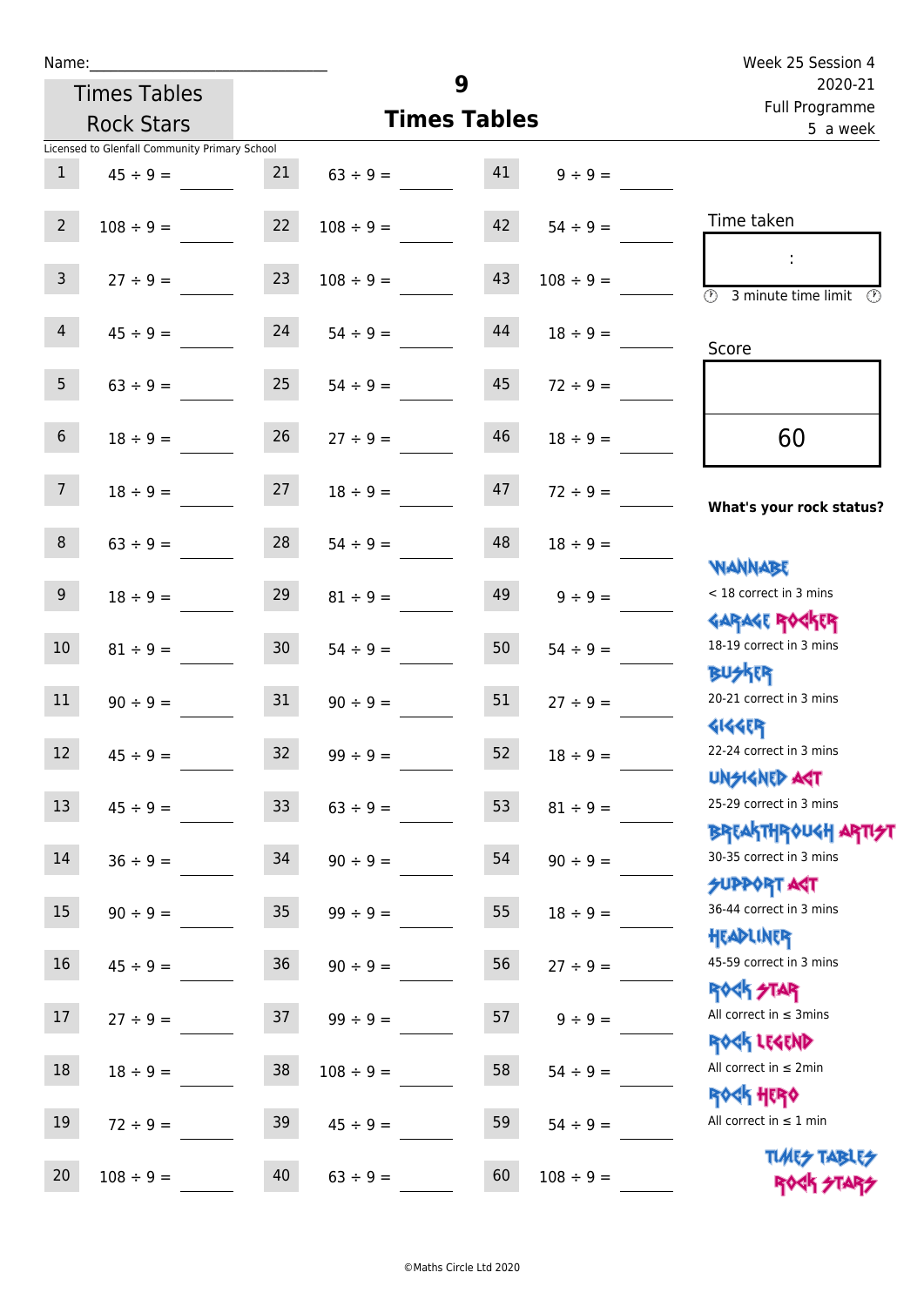Name:______________________________

Times Tables Rock Stars

# 9
## Times Tables

Week 25 Session 4
2020-21
Full Programme
5 a week

Licensed to Glenfall Community Primary School

| | | | | | |
|---|---|---|---|---|---|
| 1 | 45 ÷ 9 = ____ | 21 | 63 ÷ 9 = ____ | 41 | 9 ÷ 9 = ____ |
| 2 | 108 ÷ 9 = ____ | 22 | 108 ÷ 9 = ____ | 42 | 54 ÷ 9 = ____ |
| 3 | 27 ÷ 9 = ____ | 23 | 108 ÷ 9 = ____ | 43 | 108 ÷ 9 = ____ |
| 4 | 45 ÷ 9 = ____ | 24 | 54 ÷ 9 = ____ | 44 | 18 ÷ 9 = ____ |
| 5 | 63 ÷ 9 = ____ | 25 | 54 ÷ 9 = ____ | 45 | 72 ÷ 9 = ____ |
| 6 | 18 ÷ 9 = ____ | 26 | 27 ÷ 9 = ____ | 46 | 18 ÷ 9 = ____ |
| 7 | 18 ÷ 9 = ____ | 27 | 18 ÷ 9 = ____ | 47 | 72 ÷ 9 = ____ |
| 8 | 63 ÷ 9 = ____ | 28 | 54 ÷ 9 = ____ | 48 | 18 ÷ 9 = ____ |
| 9 | 18 ÷ 9 = ____ | 29 | 81 ÷ 9 = ____ | 49 | 9 ÷ 9 = ____ |
| 10 | 81 ÷ 9 = ____ | 30 | 54 ÷ 9 = ____ | 50 | 54 ÷ 9 = ____ |
| 11 | 90 ÷ 9 = ____ | 31 | 90 ÷ 9 = ____ | 51 | 27 ÷ 9 = ____ |
| 12 | 45 ÷ 9 = ____ | 32 | 99 ÷ 9 = ____ | 52 | 18 ÷ 9 = ____ |
| 13 | 45 ÷ 9 = ____ | 33 | 63 ÷ 9 = ____ | 53 | 81 ÷ 9 = ____ |
| 14 | 36 ÷ 9 = ____ | 34 | 90 ÷ 9 = ____ | 54 | 90 ÷ 9 = ____ |
| 15 | 90 ÷ 9 = ____ | 35 | 99 ÷ 9 = ____ | 55 | 18 ÷ 9 = ____ |
| 16 | 45 ÷ 9 = ____ | 36 | 90 ÷ 9 = ____ | 56 | 27 ÷ 9 = ____ |
| 17 | 27 ÷ 9 = ____ | 37 | 99 ÷ 9 = ____ | 57 | 9 ÷ 9 = ____ |
| 18 | 18 ÷ 9 = ____ | 38 | 108 ÷ 9 = ____ | 58 | 54 ÷ 9 = ____ |
| 19 | 72 ÷ 9 = ____ | 39 | 45 ÷ 9 = ____ | 59 | 54 ÷ 9 = ____ |
| 20 | 108 ÷ 9 = ____ | 40 | 63 ÷ 9 = ____ | 60 | 108 ÷ 9 = ____ |

Time taken

:

3 minute time limit

Score

60

**What's your rock status?**

WANNABE
< 18 correct in 3 mins

GARAGE ROCKER
18-19 correct in 3 mins

BUSKER
20-21 correct in 3 mins

GIGGER
22-24 correct in 3 mins

UNSIGNED ACT
25-29 correct in 3 mins

BREAKTHROUGH ARTIST
30-35 correct in 3 mins

SUPPORT ACT
36-44 correct in 3 mins

HEADLINER
45-59 correct in 3 mins

ROCK STAR
All correct in ≤ 3mins

ROCK LEGEND
All correct in ≤ 2min

ROCK HERO
All correct in ≤ 1 min

TIMES TABLES ROCK STARS

©Maths Circle Ltd 2020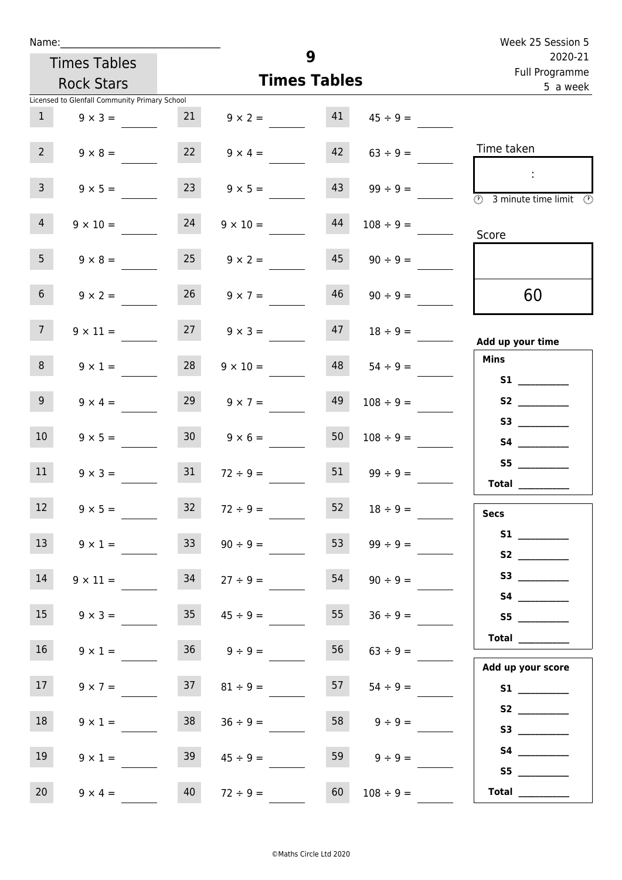Name:\_\_\_\_\_\_\_\_\_\_\_\_\_\_\_\_\_\_\_\_\_\_\_\_\_\_\_\_\_\_

Times Tables Rock Stars

Licensed to Glenfall Community Primary School

# 9
## Times Tables

Week 25 Session 5
2020-21
Full Programme
5 a week

| | | | | | |
|---|---|---|---|---|---|
| 1 | $9 \times 3 =$ | 21 | $9 \times 2 =$ | 41 | $45 \div 9 =$ |
| 2 | $9 \times 8 =$ | 22 | $9 \times 4 =$ | 42 | $63 \div 9 =$ |
| 3 | $9 \times 5 =$ | 23 | $9 \times 5 =$ | 43 | $99 \div 9 =$ |
| 4 | $9 \times 10 =$ | 24 | $9 \times 10 =$ | 44 | $108 \div 9 =$ |
| 5 | $9 \times 8 =$ | 25 | $9 \times 2 =$ | 45 | $90 \div 9 =$ |
| 6 | $9 \times 2 =$ | 26 | $9 \times 7 =$ | 46 | $90 \div 9 =$ |
| 7 | $9 \times 11 =$ | 27 | $9 \times 3 =$ | 47 | $18 \div 9 =$ |
| 8 | $9 \times 1 =$ | 28 | $9 \times 10 =$ | 48 | $54 \div 9 =$ |
| 9 | $9 \times 4 =$ | 29 | $9 \times 7 =$ | 49 | $108 \div 9 =$ |
| 10 | $9 \times 5 =$ | 30 | $9 \times 6 =$ | 50 | $108 \div 9 =$ |
| 11 | $9 \times 3 =$ | 31 | $72 \div 9 =$ | 51 | $99 \div 9 =$ |
| 12 | $9 \times 5 =$ | 32 | $72 \div 9 =$ | 52 | $18 \div 9 =$ |
| 13 | $9 \times 1 =$ | 33 | $90 \div 9 =$ | 53 | $99 \div 9 =$ |
| 14 | $9 \times 11 =$ | 34 | $27 \div 9 =$ | 54 | $90 \div 9 =$ |
| 15 | $9 \times 3 =$ | 35 | $45 \div 9 =$ | 55 | $36 \div 9 =$ |
| 16 | $9 \times 1 =$ | 36 | $9 \div 9 =$ | 56 | $63 \div 9 =$ |
| 17 | $9 \times 7 =$ | 37 | $81 \div 9 =$ | 57 | $54 \div 9 =$ |
| 18 | $9 \times 1 =$ | 38 | $36 \div 9 =$ | 58 | $9 \div 9 =$ |
| 19 | $9 \times 1 =$ | 39 | $45 \div 9 =$ | 59 | $9 \div 9 =$ |
| 20 | $9 \times 4 =$ | 40 | $72 \div 9 =$ | 60 | $108 \div 9 =$ |

Time taken

:

3 minute time limit

Score

60

**Add up your time**

**Mins**

**S1** \_\_\_\_\_\_\_\_\_\_
**S2** \_\_\_\_\_\_\_\_\_\_
**S3** \_\_\_\_\_\_\_\_\_\_
**S4** \_\_\_\_\_\_\_\_\_\_
**S5** \_\_\_\_\_\_\_\_\_\_
**Total** \_\_\_\_\_\_\_\_\_\_

**Secs**

**S1** \_\_\_\_\_\_\_\_\_\_
**S2** \_\_\_\_\_\_\_\_\_\_
**S3** \_\_\_\_\_\_\_\_\_\_
**S4** \_\_\_\_\_\_\_\_\_\_
**S5** \_\_\_\_\_\_\_\_\_\_
**Total** \_\_\_\_\_\_\_\_\_\_

**Add up your score**

**S1** \_\_\_\_\_\_\_\_\_\_
**S2** \_\_\_\_\_\_\_\_\_\_
**S3** \_\_\_\_\_\_\_\_\_\_
**S4** \_\_\_\_\_\_\_\_\_\_
**S5** \_\_\_\_\_\_\_\_\_\_
**Total** \_\_\_\_\_\_\_\_\_\_

©Maths Circle Ltd 2020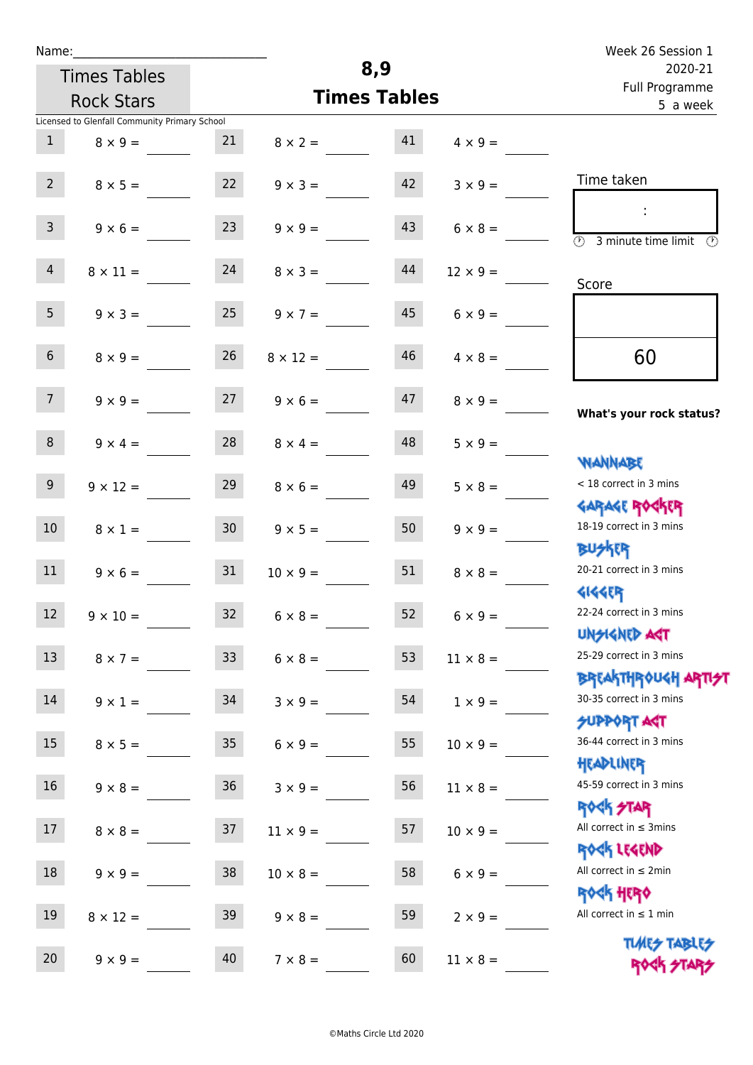Name:_______________________________

Times Tables Rock Stars

# 8,9 Times Tables

Week 26 Session 1
2020-21
Full Programme
5 a week

Licensed to Glenfall Community Primary School

| # | Question | # | Question | # | Question |
|---|---|---|---|---|---|
| 1 | 8 × 9 = | 21 | 8 × 2 = | 41 | 4 × 9 = |
| 2 | 8 × 5 = | 22 | 9 × 3 = | 42 | 3 × 9 = |
| 3 | 9 × 6 = | 23 | 9 × 9 = | 43 | 6 × 8 = |
| 4 | 8 × 11 = | 24 | 8 × 3 = | 44 | 12 × 9 = |
| 5 | 9 × 3 = | 25 | 9 × 7 = | 45 | 6 × 9 = |
| 6 | 8 × 9 = | 26 | 8 × 12 = | 46 | 4 × 8 = |
| 7 | 9 × 9 = | 27 | 9 × 6 = | 47 | 8 × 9 = |
| 8 | 9 × 4 = | 28 | 8 × 4 = | 48 | 5 × 9 = |
| 9 | 9 × 12 = | 29 | 8 × 6 = | 49 | 5 × 8 = |
| 10 | 8 × 1 = | 30 | 9 × 5 = | 50 | 9 × 9 = |
| 11 | 9 × 6 = | 31 | 10 × 9 = | 51 | 8 × 8 = |
| 12 | 9 × 10 = | 32 | 6 × 8 = | 52 | 6 × 9 = |
| 13 | 8 × 7 = | 33 | 6 × 8 = | 53 | 11 × 8 = |
| 14 | 9 × 1 = | 34 | 3 × 9 = | 54 | 1 × 9 = |
| 15 | 8 × 5 = | 35 | 6 × 9 = | 55 | 10 × 9 = |
| 16 | 9 × 8 = | 36 | 3 × 9 = | 56 | 11 × 8 = |
| 17 | 8 × 8 = | 37 | 11 × 9 = | 57 | 10 × 9 = |
| 18 | 9 × 9 = | 38 | 10 × 8 = | 58 | 6 × 9 = |
| 19 | 8 × 12 = | 39 | 9 × 8 = | 59 | 2 × 9 = |
| 20 | 9 × 9 = | 40 | 7 × 8 = | 60 | 11 × 8 = |

Time taken

:

3 minute time limit

Score

60

**What's your rock status?**

WANNABE
< 18 correct in 3 mins

GARAGE ROCKER
18-19 correct in 3 mins

BUSKER
20-21 correct in 3 mins

GIGGER
22-24 correct in 3 mins

UNSIGNED ACT
25-29 correct in 3 mins

BREAKTHROUGH ARTIST
30-35 correct in 3 mins

SUPPORT ACT
36-44 correct in 3 mins

HEADLINER
45-59 correct in 3 mins

ROCK STAR
All correct in ≤ 3mins

ROCK LEGEND
All correct in ≤ 2min

ROCK HERO
All correct in ≤ 1 min

TIMES TABLES ROCK STARS

©Maths Circle Ltd 2020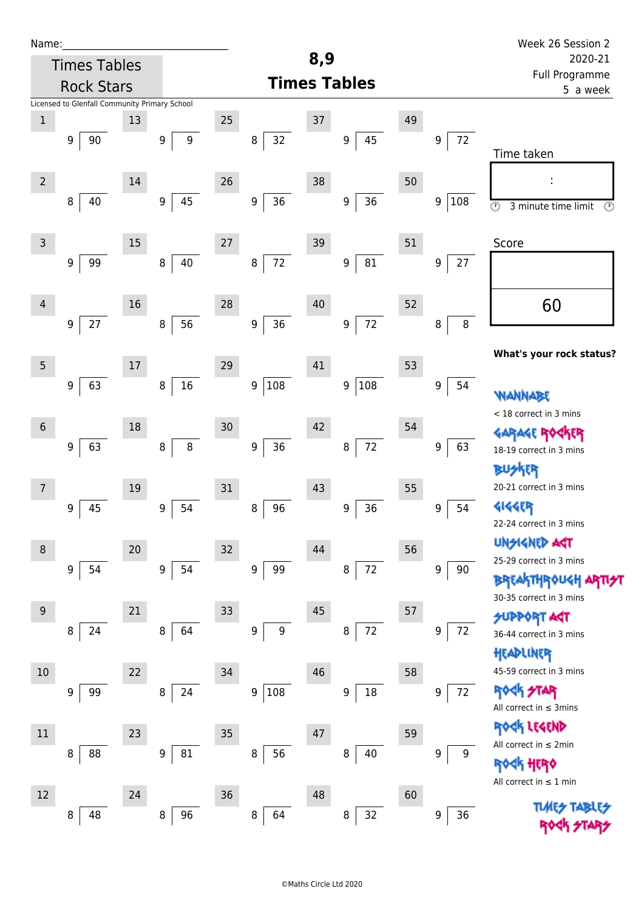Name:______________________________

Times Tables Rock Stars

Licensed to Glenfall Community Primary School

# 8,9 Times Tables

Week 26 Session 2
2020-21
Full Programme
5 a week

| # | Divisor | Dividend | # | Divisor | Dividend | # | Divisor | Dividend | # | Divisor | Dividend | # | Divisor | Dividend |
|---|---|---|---|---|---|---|---|---|---|---|---|---|---|---|
| 1 | 9 | 90 | 13 | 9 | 9 | 25 | 8 | 32 | 37 | 9 | 45 | 49 | 9 | 72 |
| 2 | 8 | 40 | 14 | 9 | 45 | 26 | 9 | 36 | 38 | 9 | 36 | 50 | 9 | 108 |
| 3 | 9 | 99 | 15 | 8 | 40 | 27 | 8 | 72 | 39 | 9 | 81 | 51 | 9 | 27 |
| 4 | 9 | 27 | 16 | 8 | 56 | 28 | 9 | 36 | 40 | 9 | 72 | 52 | 8 | 8 |
| 5 | 9 | 63 | 17 | 8 | 16 | 29 | 9 | 108 | 41 | 9 | 108 | 53 | 9 | 54 |
| 6 | 9 | 63 | 18 | 8 | 8 | 30 | 9 | 36 | 42 | 8 | 72 | 54 | 9 | 63 |
| 7 | 9 | 45 | 19 | 9 | 54 | 31 | 8 | 96 | 43 | 9 | 36 | 55 | 9 | 54 |
| 8 | 9 | 54 | 20 | 9 | 54 | 32 | 9 | 99 | 44 | 8 | 72 | 56 | 9 | 90 |
| 9 | 8 | 24 | 21 | 8 | 64 | 33 | 9 | 9 | 45 | 8 | 72 | 57 | 9 | 72 |
| 10 | 9 | 99 | 22 | 8 | 24 | 34 | 9 | 108 | 46 | 9 | 18 | 58 | 9 | 72 |
| 11 | 8 | 88 | 23 | 9 | 81 | 35 | 8 | 56 | 47 | 8 | 40 | 59 | 9 | 9 |
| 12 | 8 | 48 | 24 | 8 | 96 | 36 | 8 | 64 | 48 | 8 | 32 | 60 | 9 | 36 |

Time taken

:

3 minute time limit

Score

60

**What's your rock status?**

WANNABE
< 18 correct in 3 mins

GARAGE ROCKER
18-19 correct in 3 mins

BUSKER
20-21 correct in 3 mins

GIGGER
22-24 correct in 3 mins

UNSIGNED ACT
25-29 correct in 3 mins

BREAKTHROUGH ARTIST
30-35 correct in 3 mins

SUPPORT ACT
36-44 correct in 3 mins

HEADLINER
45-59 correct in 3 mins

ROCK STAR
All correct in ≤ 3mins

ROCK LEGEND
All correct in ≤ 2min

ROCK HERO
All correct in ≤ 1 min

TIMES TABLES ROCK STARS

©Maths Circle Ltd 2020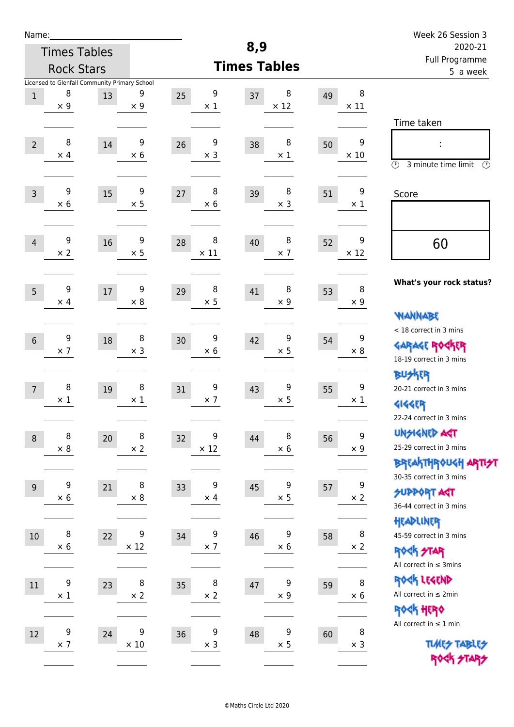Name:______________________________

Times Tables Rock Stars

Licensed to Glenfall Community Primary School

# 8,9 Times Tables

Week 26 Session 3
2020-21
Full Programme
5 a week

| # | Question | # | Question | # | Question | # | Question | # | Question |
|---|---|---|---|---|---|---|---|---|---|
| 1 | 8 × 9 | 13 | 9 × 9 | 25 | 9 × 1 | 37 | 8 × 12 | 49 | 8 × 11 |
| 2 | 8 × 4 | 14 | 9 × 6 | 26 | 9 × 3 | 38 | 8 × 1 | 50 | 9 × 10 |
| 3 | 9 × 6 | 15 | 9 × 5 | 27 | 8 × 6 | 39 | 8 × 3 | 51 | 9 × 1 |
| 4 | 9 × 2 | 16 | 9 × 5 | 28 | 8 × 11 | 40 | 8 × 7 | 52 | 9 × 12 |
| 5 | 9 × 4 | 17 | 9 × 8 | 29 | 8 × 5 | 41 | 8 × 9 | 53 | 8 × 9 |
| 6 | 9 × 7 | 18 | 8 × 3 | 30 | 9 × 6 | 42 | 9 × 5 | 54 | 9 × 8 |
| 7 | 8 × 1 | 19 | 8 × 1 | 31 | 9 × 7 | 43 | 9 × 5 | 55 | 9 × 1 |
| 8 | 8 × 8 | 20 | 8 × 2 | 32 | 9 × 12 | 44 | 8 × 6 | 56 | 9 × 9 |
| 9 | 9 × 6 | 21 | 8 × 8 | 33 | 9 × 4 | 45 | 9 × 5 | 57 | 9 × 2 |
| 10 | 8 × 6 | 22 | 9 × 12 | 34 | 9 × 7 | 46 | 9 × 6 | 58 | 8 × 2 |
| 11 | 9 × 1 | 23 | 8 × 2 | 35 | 8 × 2 | 47 | 9 × 9 | 59 | 8 × 6 |
| 12 | 9 × 7 | 24 | 9 × 10 | 36 | 9 × 3 | 48 | 9 × 5 | 60 | 8 × 3 |

Time taken

:

3 minute time limit

Score

60

**What's your rock status?**

WANNABE
< 18 correct in 3 mins

GARAGE ROCKER
18-19 correct in 3 mins

BUSKER
20-21 correct in 3 mins

GIGGER
22-24 correct in 3 mins

UNSIGNED ACT
25-29 correct in 3 mins

BREAKTHROUGH ARTIST
30-35 correct in 3 mins

SUPPORT ACT
36-44 correct in 3 mins

HEADLINER
45-59 correct in 3 mins

ROCK STAR
All correct in ≤ 3mins

ROCK LEGEND
All correct in ≤ 2min

ROCK HERO
All correct in ≤ 1 min

TIMES TABLES ROCK STARS

©Maths Circle Ltd 2020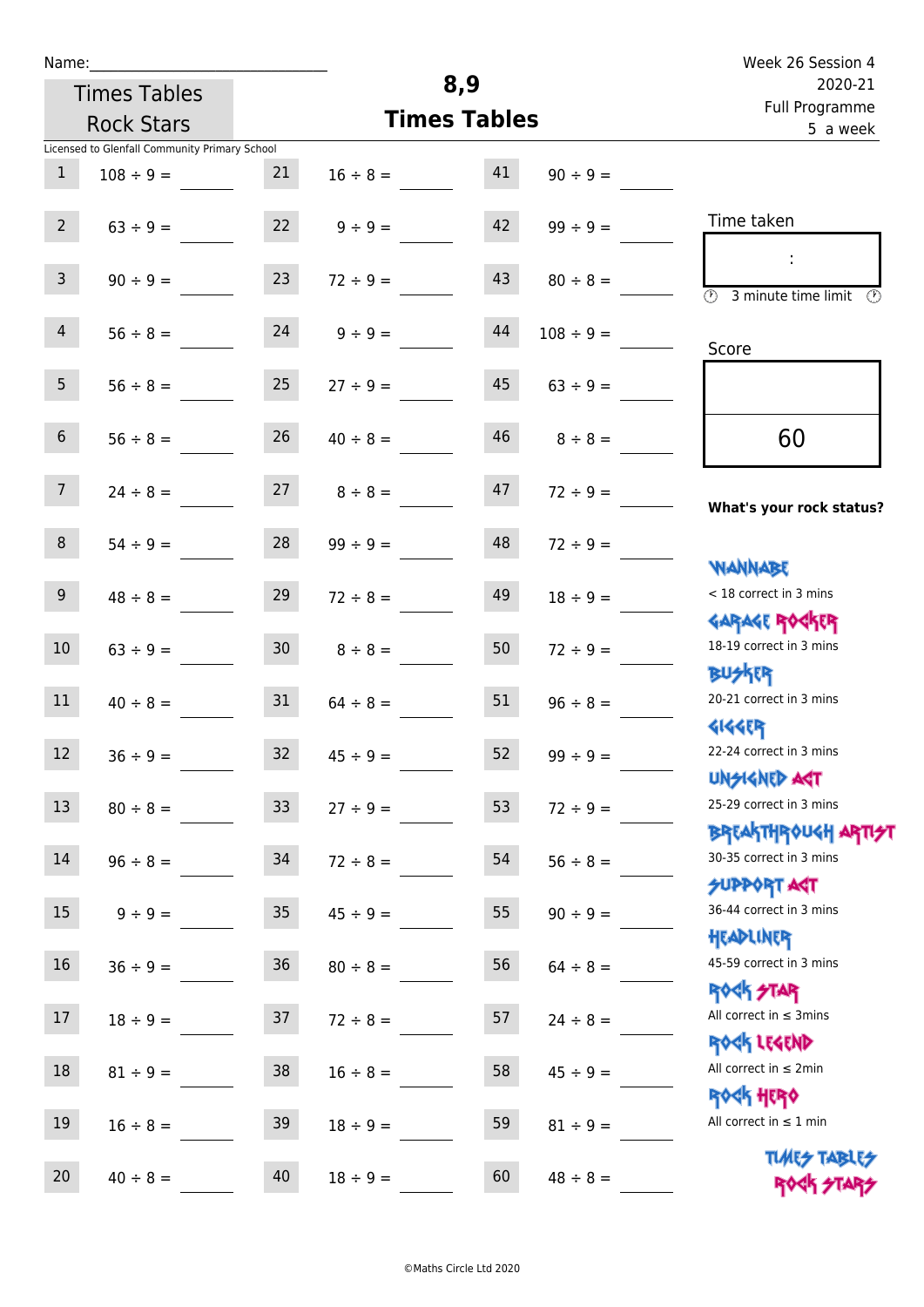Name:______________________________

Times Tables Rock Stars

Licensed to Glenfall Community Primary School

# 8,9 Times Tables

Week 26 Session 4
2020-21
Full Programme
5 a week

| | | | | | |
|---|---|---|---|---|---|
| 1 | 108 ÷ 9 = ____ | 21 | 16 ÷ 8 = ____ | 41 | 90 ÷ 9 = ____ |
| 2 | 63 ÷ 9 = ____ | 22 | 9 ÷ 9 = ____ | 42 | 99 ÷ 9 = ____ |
| 3 | 90 ÷ 9 = ____ | 23 | 72 ÷ 9 = ____ | 43 | 80 ÷ 8 = ____ |
| 4 | 56 ÷ 8 = ____ | 24 | 9 ÷ 9 = ____ | 44 | 108 ÷ 9 = ____ |
| 5 | 56 ÷ 8 = ____ | 25 | 27 ÷ 9 = ____ | 45 | 63 ÷ 9 = ____ |
| 6 | 56 ÷ 8 = ____ | 26 | 40 ÷ 8 = ____ | 46 | 8 ÷ 8 = ____ |
| 7 | 24 ÷ 8 = ____ | 27 | 8 ÷ 8 = ____ | 47 | 72 ÷ 9 = ____ |
| 8 | 54 ÷ 9 = ____ | 28 | 99 ÷ 9 = ____ | 48 | 72 ÷ 9 = ____ |
| 9 | 48 ÷ 8 = ____ | 29 | 72 ÷ 8 = ____ | 49 | 18 ÷ 9 = ____ |
| 10 | 63 ÷ 9 = ____ | 30 | 8 ÷ 8 = ____ | 50 | 72 ÷ 9 = ____ |
| 11 | 40 ÷ 8 = ____ | 31 | 64 ÷ 8 = ____ | 51 | 96 ÷ 8 = ____ |
| 12 | 36 ÷ 9 = ____ | 32 | 45 ÷ 9 = ____ | 52 | 99 ÷ 9 = ____ |
| 13 | 80 ÷ 8 = ____ | 33 | 27 ÷ 9 = ____ | 53 | 72 ÷ 9 = ____ |
| 14 | 96 ÷ 8 = ____ | 34 | 72 ÷ 8 = ____ | 54 | 56 ÷ 8 = ____ |
| 15 | 9 ÷ 9 = ____ | 35 | 45 ÷ 9 = ____ | 55 | 90 ÷ 9 = ____ |
| 16 | 36 ÷ 9 = ____ | 36 | 80 ÷ 8 = ____ | 56 | 64 ÷ 8 = ____ |
| 17 | 18 ÷ 9 = ____ | 37 | 72 ÷ 8 = ____ | 57 | 24 ÷ 8 = ____ |
| 18 | 81 ÷ 9 = ____ | 38 | 16 ÷ 8 = ____ | 58 | 45 ÷ 9 = ____ |
| 19 | 16 ÷ 8 = ____ | 39 | 18 ÷ 9 = ____ | 59 | 81 ÷ 9 = ____ |
| 20 | 40 ÷ 8 = ____ | 40 | 18 ÷ 9 = ____ | 60 | 48 ÷ 8 = ____ |

Time taken

:

3 minute time limit

Score

60

**What's your rock status?**

- WANNABE: < 18 correct in 3 mins
- GARAGE ROCKER: 18-19 correct in 3 mins
- BUSKER: 20-21 correct in 3 mins
- GIGGER: 22-24 correct in 3 mins
- UNSIGNED ACT: 25-29 correct in 3 mins
- BREAKTHROUGH ARTIST: 30-35 correct in 3 mins
- SUPPORT ACT: 36-44 correct in 3 mins
- HEADLINER: 45-59 correct in 3 mins
- ROCK STAR: All correct in ≤ 3mins
- ROCK LEGEND: All correct in ≤ 2min
- ROCK HERO: All correct in ≤ 1 min

TIMES TABLES ROCK STARS

©Maths Circle Ltd 2020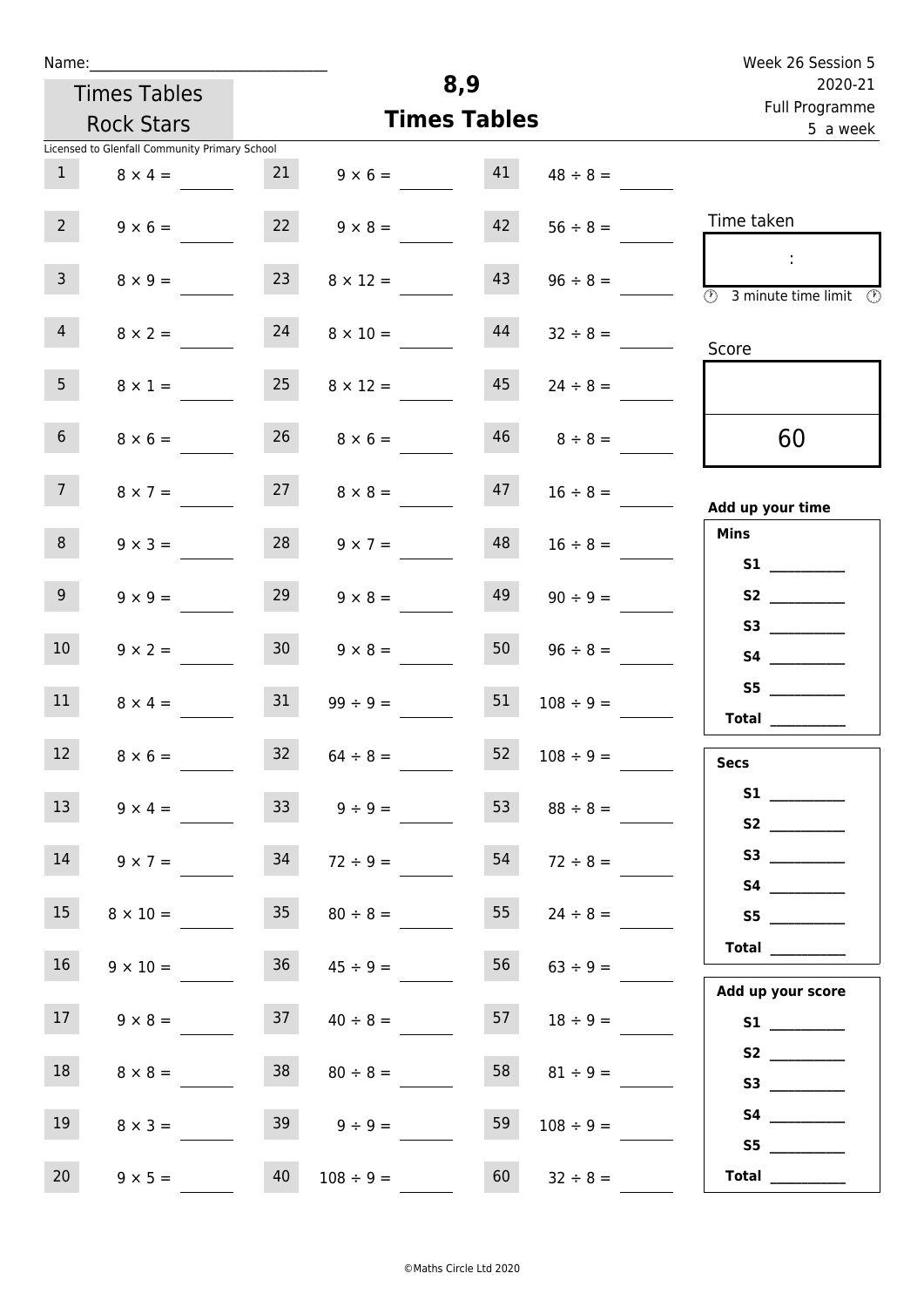Name:______________________________

Times Tables Rock Stars

Licensed to Glenfall Community Primary School

# 8,9
## Times Tables

Week 26 Session 5
2020-21
Full Programme
5 a week

| | | | | | |
|---|---|---|---|---|---|
| 1 | $8 \times 4 =$ | 21 | $9 \times 6 =$ | 41 | $48 \div 8 =$ |
| 2 | $9 \times 6 =$ | 22 | $9 \times 8 =$ | 42 | $56 \div 8 =$ |
| 3 | $8 \times 9 =$ | 23 | $8 \times 12 =$ | 43 | $96 \div 8 =$ |
| 4 | $8 \times 2 =$ | 24 | $8 \times 10 =$ | 44 | $32 \div 8 =$ |
| 5 | $8 \times 1 =$ | 25 | $8 \times 12 =$ | 45 | $24 \div 8 =$ |
| 6 | $8 \times 6 =$ | 26 | $8 \times 6 =$ | 46 | $8 \div 8 =$ |
| 7 | $8 \times 7 =$ | 27 | $8 \times 8 =$ | 47 | $16 \div 8 =$ |
| 8 | $9 \times 3 =$ | 28 | $9 \times 7 =$ | 48 | $16 \div 8 =$ |
| 9 | $9 \times 9 =$ | 29 | $9 \times 8 =$ | 49 | $90 \div 9 =$ |
| 10 | $9 \times 2 =$ | 30 | $9 \times 8 =$ | 50 | $96 \div 8 =$ |
| 11 | $8 \times 4 =$ | 31 | $99 \div 9 =$ | 51 | $108 \div 9 =$ |
| 12 | $8 \times 6 =$ | 32 | $64 \div 8 =$ | 52 | $108 \div 9 =$ |
| 13 | $9 \times 4 =$ | 33 | $9 \div 9 =$ | 53 | $88 \div 8 =$ |
| 14 | $9 \times 7 =$ | 34 | $72 \div 9 =$ | 54 | $72 \div 8 =$ |
| 15 | $8 \times 10 =$ | 35 | $80 \div 8 =$ | 55 | $24 \div 8 =$ |
| 16 | $9 \times 10 =$ | 36 | $45 \div 9 =$ | 56 | $63 \div 9 =$ |
| 17 | $9 \times 8 =$ | 37 | $40 \div 8 =$ | 57 | $18 \div 9 =$ |
| 18 | $8 \times 8 =$ | 38 | $80 \div 8 =$ | 58 | $81 \div 9 =$ |
| 19 | $8 \times 3 =$ | 39 | $9 \div 9 =$ | 59 | $108 \div 9 =$ |
| 20 | $9 \times 5 =$ | 40 | $108 \div 9 =$ | 60 | $32 \div 8 =$ |

Time taken

:

3 minute time limit

Score

60

**Add up your time**

**Mins**

**S1** __________
**S2** __________
**S3** __________
**S4** __________
**S5** __________
**Total** __________

**Secs**

**S1** __________
**S2** __________
**S3** __________
**S4** __________
**S5** __________
**Total** __________

**Add up your score**

**S1** __________
**S2** __________
**S3** __________
**S4** __________
**S5** __________
**Total** __________

©Maths Circle Ltd 2020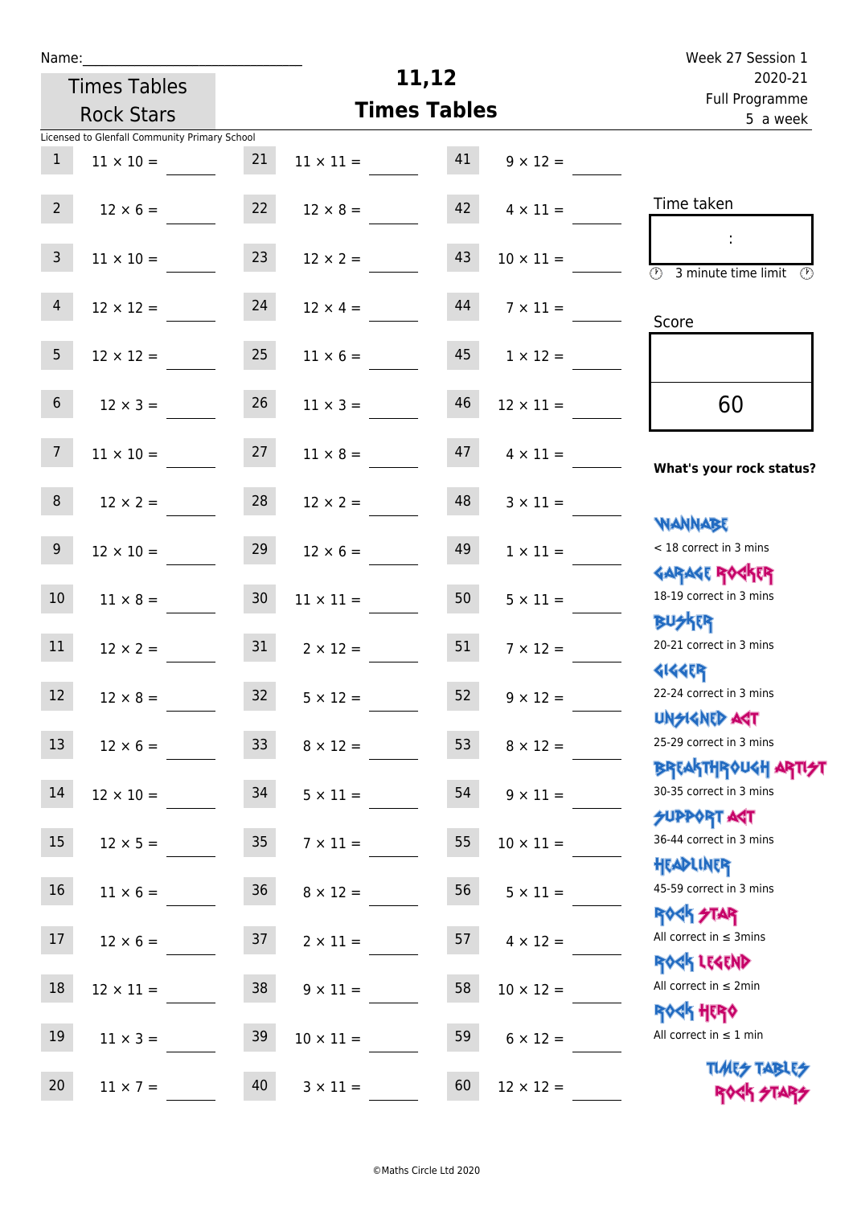Name:\_\_\_\_\_\_\_\_\_\_\_\_\_\_\_\_\_\_\_\_\_\_\_\_\_\_\_\_\_\_

Times Tables Rock Stars

# 11,12 Times Tables

Week 27 Session 1
2020-21
Full Programme
5 a week

Licensed to Glenfall Community Primary School

| | | | | | |
|---|---|---|---|---|---|
| 1 | 11 × 10 = | 21 | 11 × 11 = | 41 | 9 × 12 = |
| 2 | 12 × 6 = | 22 | 12 × 8 = | 42 | 4 × 11 = |
| 3 | 11 × 10 = | 23 | 12 × 2 = | 43 | 10 × 11 = |
| 4 | 12 × 12 = | 24 | 12 × 4 = | 44 | 7 × 11 = |
| 5 | 12 × 12 = | 25 | 11 × 6 = | 45 | 1 × 12 = |
| 6 | 12 × 3 = | 26 | 11 × 3 = | 46 | 12 × 11 = |
| 7 | 11 × 10 = | 27 | 11 × 8 = | 47 | 4 × 11 = |
| 8 | 12 × 2 = | 28 | 12 × 2 = | 48 | 3 × 11 = |
| 9 | 12 × 10 = | 29 | 12 × 6 = | 49 | 1 × 11 = |
| 10 | 11 × 8 = | 30 | 11 × 11 = | 50 | 5 × 11 = |
| 11 | 12 × 2 = | 31 | 2 × 12 = | 51 | 7 × 12 = |
| 12 | 12 × 8 = | 32 | 5 × 12 = | 52 | 9 × 12 = |
| 13 | 12 × 6 = | 33 | 8 × 12 = | 53 | 8 × 12 = |
| 14 | 12 × 10 = | 34 | 5 × 11 = | 54 | 9 × 11 = |
| 15 | 12 × 5 = | 35 | 7 × 11 = | 55 | 10 × 11 = |
| 16 | 11 × 6 = | 36 | 8 × 12 = | 56 | 5 × 11 = |
| 17 | 12 × 6 = | 37 | 2 × 11 = | 57 | 4 × 12 = |
| 18 | 12 × 11 = | 38 | 9 × 11 = | 58 | 10 × 12 = |
| 19 | 11 × 3 = | 39 | 10 × 11 = | 59 | 6 × 12 = |
| 20 | 11 × 7 = | 40 | 3 × 11 = | 60 | 12 × 12 = |

Time taken

:

3 minute time limit

Score

60

**What's your rock status?**

WANNABE
< 18 correct in 3 mins

GARAGE ROCKER
18-19 correct in 3 mins

BUSKER
20-21 correct in 3 mins

GIGGER
22-24 correct in 3 mins

UNSIGNED ACT
25-29 correct in 3 mins

BREAKTHROUGH ARTIST
30-35 correct in 3 mins

SUPPORT ACT
36-44 correct in 3 mins

HEADLINER
45-59 correct in 3 mins

ROCK STAR
All correct in ≤ 3mins

ROCK LEGEND
All correct in ≤ 2min

ROCK HERO
All correct in ≤ 1 min

TIMES TABLES ROCK STARS

©Maths Circle Ltd 2020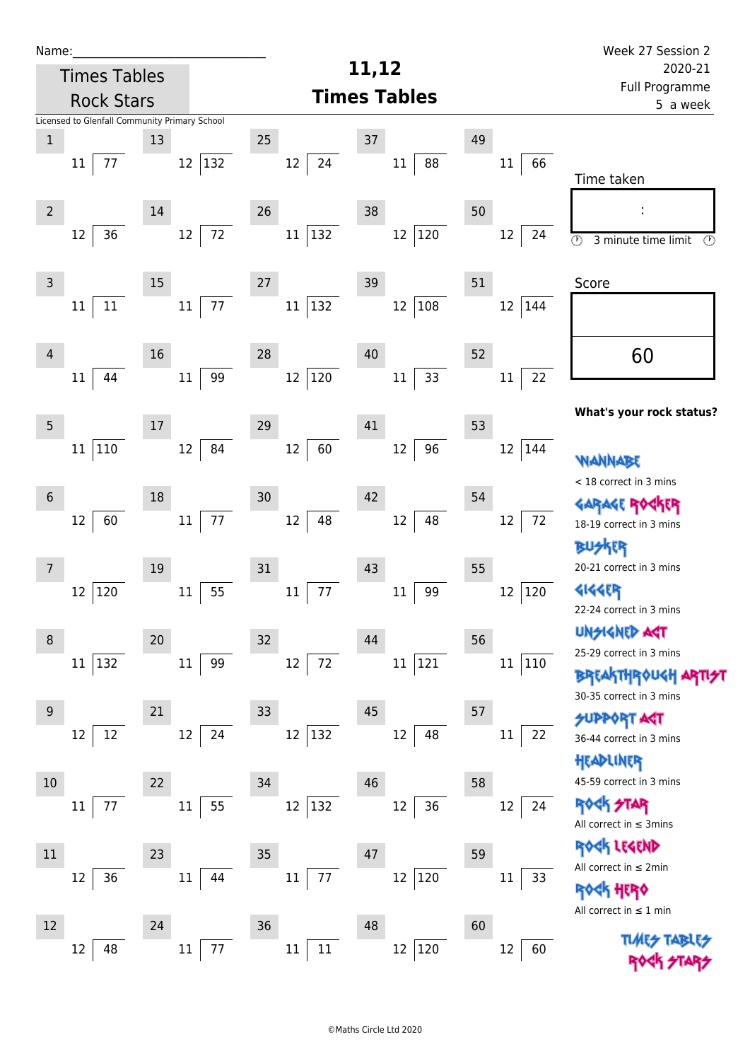Name:______________________________

Times Tables Rock Stars

Licensed to Glenfall Community Primary School

# 11,12 Times Tables

Week 27 Session 2
2020-21
Full Programme
5 a week

| # | Divisor | Dividend |
|---|---|---|
| 1 | 11 | 77 |
| 2 | 12 | 36 |
| 3 | 11 | 11 |
| 4 | 11 | 44 |
| 5 | 11 | 110 |
| 6 | 12 | 60 |
| 7 | 12 | 120 |
| 8 | 11 | 132 |
| 9 | 12 | 12 |
| 10 | 11 | 77 |
| 11 | 12 | 36 |
| 12 | 12 | 48 |
| 13 | 12 | 132 |
| 14 | 12 | 72 |
| 15 | 11 | 77 |
| 16 | 11 | 99 |
| 17 | 12 | 84 |
| 18 | 11 | 77 |
| 19 | 11 | 55 |
| 20 | 11 | 99 |
| 21 | 12 | 24 |
| 22 | 11 | 55 |
| 23 | 11 | 44 |
| 24 | 11 | 77 |
| 25 | 12 | 24 |
| 26 | 11 | 132 |
| 27 | 11 | 132 |
| 28 | 12 | 120 |
| 29 | 12 | 60 |
| 30 | 12 | 48 |
| 31 | 11 | 77 |
| 32 | 12 | 72 |
| 33 | 12 | 132 |
| 34 | 12 | 132 |
| 35 | 11 | 77 |
| 36 | 11 | 11 |
| 37 | 11 | 88 |
| 38 | 12 | 120 |
| 39 | 12 | 108 |
| 40 | 11 | 33 |
| 41 | 12 | 96 |
| 42 | 12 | 48 |
| 43 | 11 | 99 |
| 44 | 11 | 121 |
| 45 | 12 | 48 |
| 46 | 12 | 36 |
| 47 | 12 | 120 |
| 48 | 12 | 120 |
| 49 | 11 | 66 |
| 50 | 12 | 24 |
| 51 | 12 | 144 |
| 52 | 11 | 22 |
| 53 | 12 | 144 |
| 54 | 12 | 72 |
| 55 | 12 | 120 |
| 56 | 11 | 110 |
| 57 | 11 | 22 |
| 58 | 12 | 24 |
| 59 | 11 | 33 |
| 60 | 12 | 60 |

Time taken

:

3 minute time limit

Score

60

**What's your rock status?**

WANNABE
< 18 correct in 3 mins

GARAGE ROCKER
18-19 correct in 3 mins

BUSKER
20-21 correct in 3 mins

GIGGER
22-24 correct in 3 mins

UNSIGNED ACT
25-29 correct in 3 mins

BREAKTHROUGH ARTIST
30-35 correct in 3 mins

SUPPORT ACT
36-44 correct in 3 mins

HEADLINER
45-59 correct in 3 mins

ROCK STAR
All correct in ≤ 3mins

ROCK LEGEND
All correct in ≤ 2min

ROCK HERO
All correct in ≤ 1 min

TIMES TABLES ROCK STARS

©Maths Circle Ltd 2020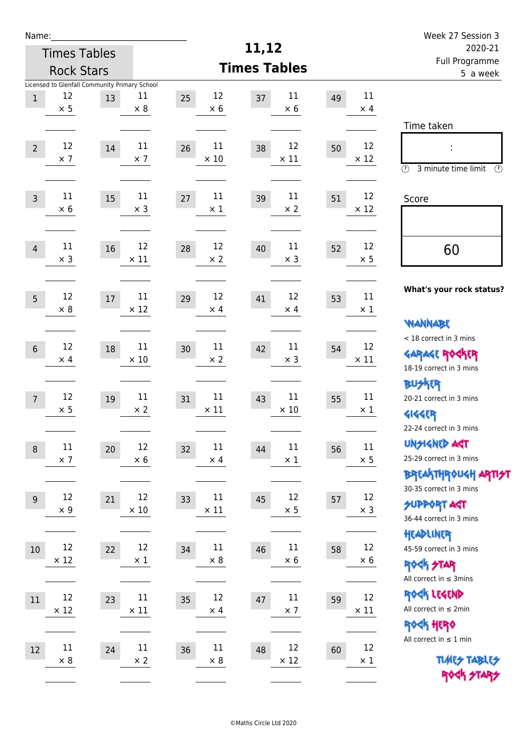Name:\_\_\_\_\_\_\_\_\_\_\_\_\_\_\_\_\_\_\_\_\_\_\_\_\_\_\_\_\_

Times Tables Rock Stars

Licensed to Glenfall Community Primary School

# 11,12 Times Tables

Week 27 Session 3
2020-21
Full Programme
5 a week

| | | | | | | | | | |
|---|---|---|---|---|---|---|---|---|---|
| 1 | 12 × 5 | 13 | 11 × 8 | 25 | 12 × 6 | 37 | 11 × 6 | 49 | 11 × 4 |
| 2 | 12 × 7 | 14 | 11 × 7 | 26 | 11 × 10 | 38 | 12 × 11 | 50 | 12 × 12 |
| 3 | 11 × 6 | 15 | 11 × 3 | 27 | 11 × 1 | 39 | 11 × 2 | 51 | 12 × 12 |
| 4 | 11 × 3 | 16 | 12 × 11 | 28 | 12 × 2 | 40 | 11 × 3 | 52 | 12 × 5 |
| 5 | 12 × 8 | 17 | 11 × 12 | 29 | 12 × 4 | 41 | 12 × 4 | 53 | 11 × 1 |
| 6 | 12 × 4 | 18 | 11 × 10 | 30 | 11 × 2 | 42 | 11 × 3 | 54 | 12 × 11 |
| 7 | 12 × 5 | 19 | 11 × 2 | 31 | 11 × 11 | 43 | 11 × 10 | 55 | 11 × 1 |
| 8 | 11 × 7 | 20 | 12 × 6 | 32 | 11 × 4 | 44 | 11 × 1 | 56 | 11 × 5 |
| 9 | 12 × 9 | 21 | 12 × 10 | 33 | 11 × 11 | 45 | 12 × 5 | 57 | 12 × 3 |
| 10 | 12 × 12 | 22 | 12 × 1 | 34 | 11 × 8 | 46 | 11 × 6 | 58 | 12 × 6 |
| 11 | 12 × 12 | 23 | 11 × 11 | 35 | 12 × 4 | 47 | 11 × 7 | 59 | 12 × 11 |
| 12 | 11 × 8 | 24 | 11 × 2 | 36 | 11 × 8 | 48 | 12 × 12 | 60 | 12 × 1 |

Time taken

:

3 minute time limit

Score

60

**What's your rock status?**

WANNABE
< 18 correct in 3 mins

GARAGE ROCKER
18-19 correct in 3 mins

BUSKER
20-21 correct in 3 mins

GIGGER
22-24 correct in 3 mins

UNSIGNED ACT
25-29 correct in 3 mins

BREAKTHROUGH ARTIST
30-35 correct in 3 mins

SUPPORT ACT
36-44 correct in 3 mins

HEADLINER
45-59 correct in 3 mins

ROCK STAR
All correct in ≤ 3mins

ROCK LEGEND
All correct in ≤ 2min

ROCK HERO
All correct in ≤ 1 min

TIMES TABLES ROCK STARS

©Maths Circle Ltd 2020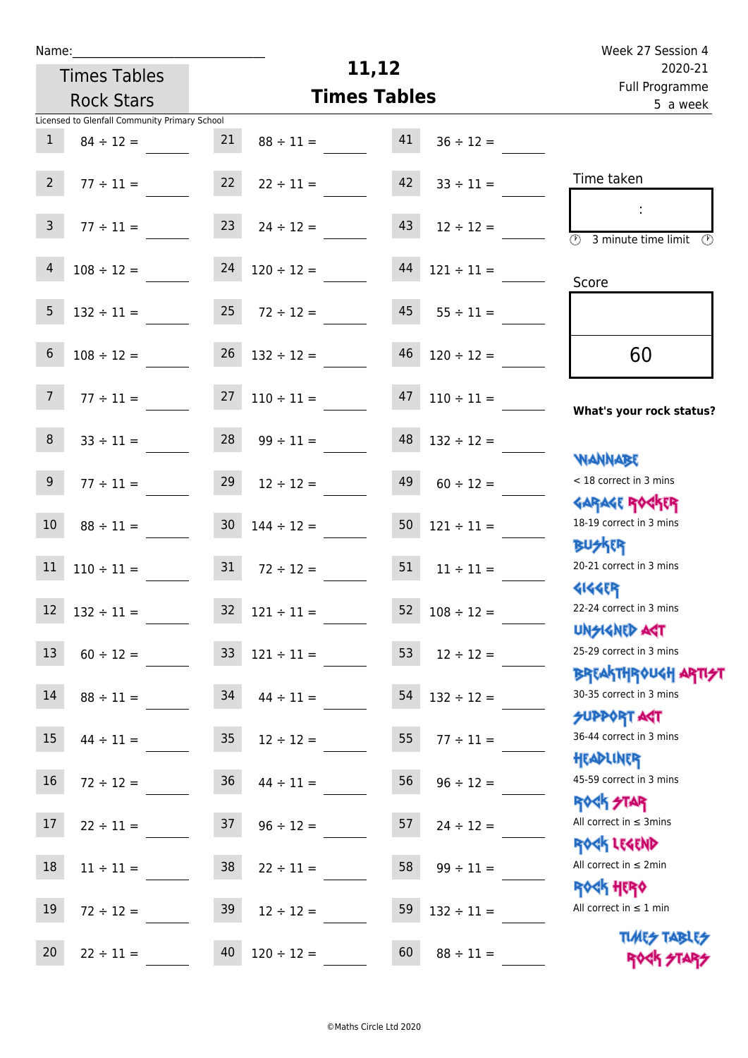Name:______________________________

Times Tables Rock Stars

# 11,12 Times Tables

Week 27 Session 4
2020-21
Full Programme
5 a week

Licensed to Glenfall Community Primary School

| | | | | | |
|---|---|---|---|---|---|
| 1 | 84 ÷ 12 = ____ | 21 | 88 ÷ 11 = ____ | 41 | 36 ÷ 12 = ____ |
| 2 | 77 ÷ 11 = ____ | 22 | 22 ÷ 11 = ____ | 42 | 33 ÷ 11 = ____ |
| 3 | 77 ÷ 11 = ____ | 23 | 24 ÷ 12 = ____ | 43 | 12 ÷ 12 = ____ |
| 4 | 108 ÷ 12 = ____ | 24 | 120 ÷ 12 = ____ | 44 | 121 ÷ 11 = ____ |
| 5 | 132 ÷ 11 = ____ | 25 | 72 ÷ 12 = ____ | 45 | 55 ÷ 11 = ____ |
| 6 | 108 ÷ 12 = ____ | 26 | 132 ÷ 12 = ____ | 46 | 120 ÷ 12 = ____ |
| 7 | 77 ÷ 11 = ____ | 27 | 110 ÷ 11 = ____ | 47 | 110 ÷ 11 = ____ |
| 8 | 33 ÷ 11 = ____ | 28 | 99 ÷ 11 = ____ | 48 | 132 ÷ 12 = ____ |
| 9 | 77 ÷ 11 = ____ | 29 | 12 ÷ 12 = ____ | 49 | 60 ÷ 12 = ____ |
| 10 | 88 ÷ 11 = ____ | 30 | 144 ÷ 12 = ____ | 50 | 121 ÷ 11 = ____ |
| 11 | 110 ÷ 11 = ____ | 31 | 72 ÷ 12 = ____ | 51 | 11 ÷ 11 = ____ |
| 12 | 132 ÷ 11 = ____ | 32 | 121 ÷ 11 = ____ | 52 | 108 ÷ 12 = ____ |
| 13 | 60 ÷ 12 = ____ | 33 | 121 ÷ 11 = ____ | 53 | 12 ÷ 12 = ____ |
| 14 | 88 ÷ 11 = ____ | 34 | 44 ÷ 11 = ____ | 54 | 132 ÷ 12 = ____ |
| 15 | 44 ÷ 11 = ____ | 35 | 12 ÷ 12 = ____ | 55 | 77 ÷ 11 = ____ |
| 16 | 72 ÷ 12 = ____ | 36 | 44 ÷ 11 = ____ | 56 | 96 ÷ 12 = ____ |
| 17 | 22 ÷ 11 = ____ | 37 | 96 ÷ 12 = ____ | 57 | 24 ÷ 12 = ____ |
| 18 | 11 ÷ 11 = ____ | 38 | 22 ÷ 11 = ____ | 58 | 99 ÷ 11 = ____ |
| 19 | 72 ÷ 12 = ____ | 39 | 12 ÷ 12 = ____ | 59 | 132 ÷ 11 = ____ |
| 20 | 22 ÷ 11 = ____ | 40 | 120 ÷ 12 = ____ | 60 | 88 ÷ 11 = ____ |

Time taken

:

3 minute time limit

Score

60

**What's your rock status?**

WANNABE
< 18 correct in 3 mins

GARAGE ROCKER
18-19 correct in 3 mins

BUSKER
20-21 correct in 3 mins

GIGGER
22-24 correct in 3 mins

UNSIGNED ACT
25-29 correct in 3 mins

BREAKTHROUGH ARTIST
30-35 correct in 3 mins

SUPPORT ACT
36-44 correct in 3 mins

HEADLINER
45-59 correct in 3 mins

ROCK STAR
All correct in ≤ 3mins

ROCK LEGEND
All correct in ≤ 2min

ROCK HERO
All correct in ≤ 1 min

TIMES TABLES ROCK STARS

©Maths Circle Ltd 2020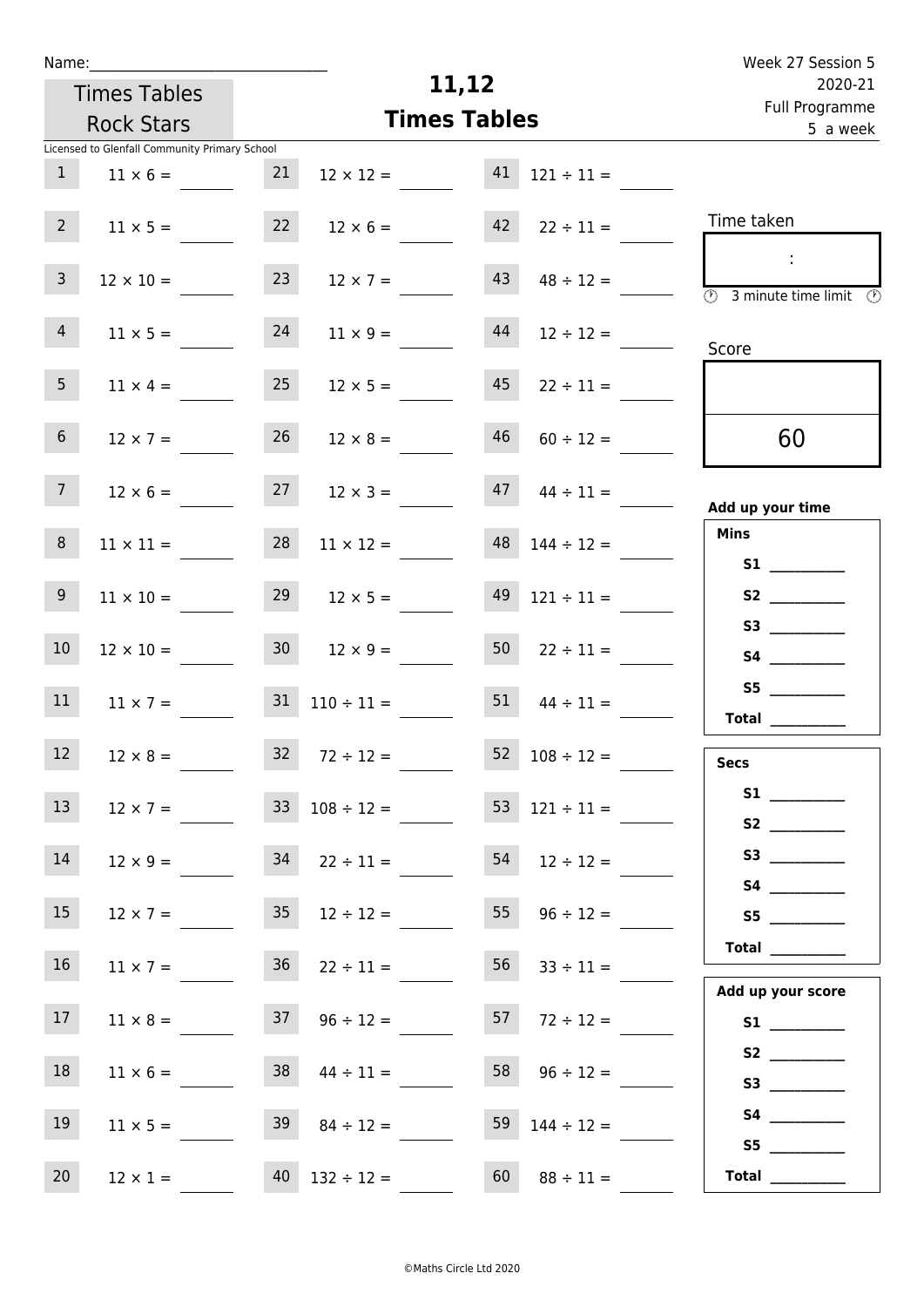Name:\_\_\_\_\_\_\_\_\_\_\_\_\_\_\_\_\_\_\_\_\_\_\_\_\_\_\_\_\_\_

Times Tables Rock Stars

Licensed to Glenfall Community Primary School

# 11,12 Times Tables

Week 27 Session 5
2020-21
Full Programme
5 a week

| | | | | | |
|---|---|---|---|---|---|
| 1 | $11 \times 6 =$ | 21 | $12 \times 12 =$ | 41 | $121 \div 11 =$ |
| 2 | $11 \times 5 =$ | 22 | $12 \times 6 =$ | 42 | $22 \div 11 =$ |
| 3 | $12 \times 10 =$ | 23 | $12 \times 7 =$ | 43 | $48 \div 12 =$ |
| 4 | $11 \times 5 =$ | 24 | $11 \times 9 =$ | 44 | $12 \div 12 =$ |
| 5 | $11 \times 4 =$ | 25 | $12 \times 5 =$ | 45 | $22 \div 11 =$ |
| 6 | $12 \times 7 =$ | 26 | $12 \times 8 =$ | 46 | $60 \div 12 =$ |
| 7 | $12 \times 6 =$ | 27 | $12 \times 3 =$ | 47 | $44 \div 11 =$ |
| 8 | $11 \times 11 =$ | 28 | $11 \times 12 =$ | 48 | $144 \div 12 =$ |
| 9 | $11 \times 10 =$ | 29 | $12 \times 5 =$ | 49 | $121 \div 11 =$ |
| 10 | $12 \times 10 =$ | 30 | $12 \times 9 =$ | 50 | $22 \div 11 =$ |
| 11 | $11 \times 7 =$ | 31 | $110 \div 11 =$ | 51 | $44 \div 11 =$ |
| 12 | $12 \times 8 =$ | 32 | $72 \div 12 =$ | 52 | $108 \div 12 =$ |
| 13 | $12 \times 7 =$ | 33 | $108 \div 12 =$ | 53 | $121 \div 11 =$ |
| 14 | $12 \times 9 =$ | 34 | $22 \div 11 =$ | 54 | $12 \div 12 =$ |
| 15 | $12 \times 7 =$ | 35 | $12 \div 12 =$ | 55 | $96 \div 12 =$ |
| 16 | $11 \times 7 =$ | 36 | $22 \div 11 =$ | 56 | $33 \div 11 =$ |
| 17 | $11 \times 8 =$ | 37 | $96 \div 12 =$ | 57 | $72 \div 12 =$ |
| 18 | $11 \times 6 =$ | 38 | $44 \div 11 =$ | 58 | $96 \div 12 =$ |
| 19 | $11 \times 5 =$ | 39 | $84 \div 12 =$ | 59 | $144 \div 12 =$ |
| 20 | $12 \times 1 =$ | 40 | $132 \div 12 =$ | 60 | $88 \div 11 =$ |

Time taken

:

3 minute time limit

Score

60

**Add up your time**

**Mins**

**S1** \_\_\_\_\_\_\_\_\_\_
**S2** \_\_\_\_\_\_\_\_\_\_
**S3** \_\_\_\_\_\_\_\_\_\_
**S4** \_\_\_\_\_\_\_\_\_\_
**S5** \_\_\_\_\_\_\_\_\_\_
**Total** \_\_\_\_\_\_\_\_\_\_

**Secs**

**S1** \_\_\_\_\_\_\_\_\_\_
**S2** \_\_\_\_\_\_\_\_\_\_
**S3** \_\_\_\_\_\_\_\_\_\_
**S4** \_\_\_\_\_\_\_\_\_\_
**S5** \_\_\_\_\_\_\_\_\_\_
**Total** \_\_\_\_\_\_\_\_\_\_

**Add up your score**

**S1** \_\_\_\_\_\_\_\_\_\_
**S2** \_\_\_\_\_\_\_\_\_\_
**S3** \_\_\_\_\_\_\_\_\_\_
**S4** \_\_\_\_\_\_\_\_\_\_
**S5** \_\_\_\_\_\_\_\_\_\_
**Total** \_\_\_\_\_\_\_\_\_\_

©Maths Circle Ltd 2020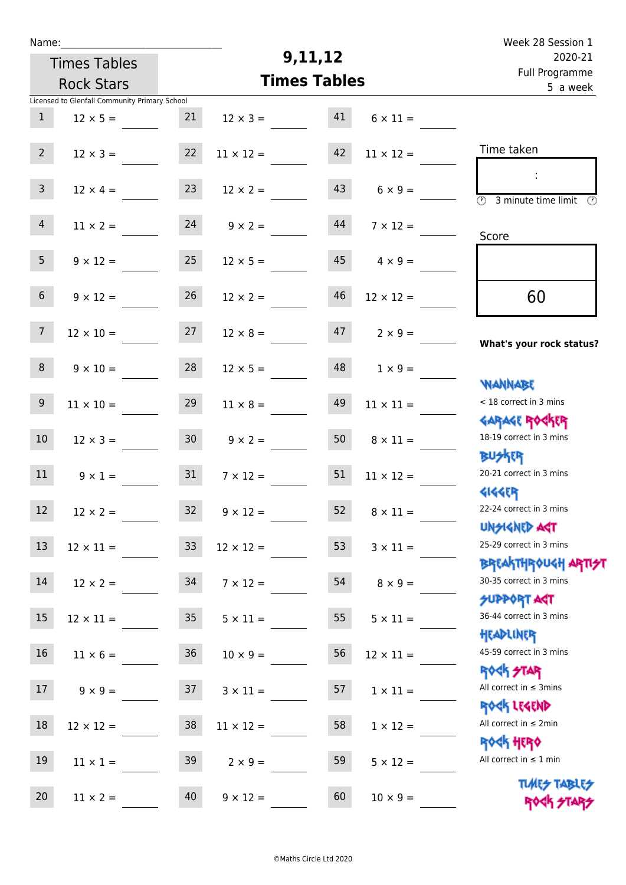Name:

Times Tables Rock Stars

# 9,11,12 Times Tables

Week 28 Session 1
2020-21
Full Programme
5 a week

Licensed to Glenfall Community Primary School

| | | | | | |
|---|---|---|---|---|---|
| 1 | $12 \times 5 =$ | 21 | $12 \times 3 =$ | 41 | $6 \times 11 =$ |
| 2 | $12 \times 3 =$ | 22 | $11 \times 12 =$ | 42 | $11 \times 12 =$ |
| 3 | $12 \times 4 =$ | 23 | $12 \times 2 =$ | 43 | $6 \times 9 =$ |
| 4 | $11 \times 2 =$ | 24 | $9 \times 2 =$ | 44 | $7 \times 12 =$ |
| 5 | $9 \times 12 =$ | 25 | $12 \times 5 =$ | 45 | $4 \times 9 =$ |
| 6 | $9 \times 12 =$ | 26 | $12 \times 2 =$ | 46 | $12 \times 12 =$ |
| 7 | $12 \times 10 =$ | 27 | $12 \times 8 =$ | 47 | $2 \times 9 =$ |
| 8 | $9 \times 10 =$ | 28 | $12 \times 5 =$ | 48 | $1 \times 9 =$ |
| 9 | $11 \times 10 =$ | 29 | $11 \times 8 =$ | 49 | $11 \times 11 =$ |
| 10 | $12 \times 3 =$ | 30 | $9 \times 2 =$ | 50 | $8 \times 11 =$ |
| 11 | $9 \times 1 =$ | 31 | $7 \times 12 =$ | 51 | $11 \times 12 =$ |
| 12 | $12 \times 2 =$ | 32 | $9 \times 12 =$ | 52 | $8 \times 11 =$ |
| 13 | $12 \times 11 =$ | 33 | $12 \times 12 =$ | 53 | $3 \times 11 =$ |
| 14 | $12 \times 2 =$ | 34 | $7 \times 12 =$ | 54 | $8 \times 9 =$ |
| 15 | $12 \times 11 =$ | 35 | $5 \times 11 =$ | 55 | $5 \times 11 =$ |
| 16 | $11 \times 6 =$ | 36 | $10 \times 9 =$ | 56 | $12 \times 11 =$ |
| 17 | $9 \times 9 =$ | 37 | $3 \times 11 =$ | 57 | $1 \times 11 =$ |
| 18 | $12 \times 12 =$ | 38 | $11 \times 12 =$ | 58 | $1 \times 12 =$ |
| 19 | $11 \times 1 =$ | 39 | $2 \times 9 =$ | 59 | $5 \times 12 =$ |
| 20 | $11 \times 2 =$ | 40 | $9 \times 12 =$ | 60 | $10 \times 9 =$ |

Time taken

:

3 minute time limit

Score

60

**What's your rock status?**

WANNABE
< 18 correct in 3 mins

GARAGE ROCKER
18-19 correct in 3 mins

BUSKER
20-21 correct in 3 mins

GIGGER
22-24 correct in 3 mins

UNSIGNED ACT
25-29 correct in 3 mins

BREAKTHROUGH ARTIST
30-35 correct in 3 mins

SUPPORT ACT
36-44 correct in 3 mins

HEADLINER
45-59 correct in 3 mins

ROCK STAR
All correct in ≤ 3mins

ROCK LEGEND
All correct in ≤ 2min

ROCK HERO
All correct in ≤ 1 min

TIMES TABLES ROCK STARS

©Maths Circle Ltd 2020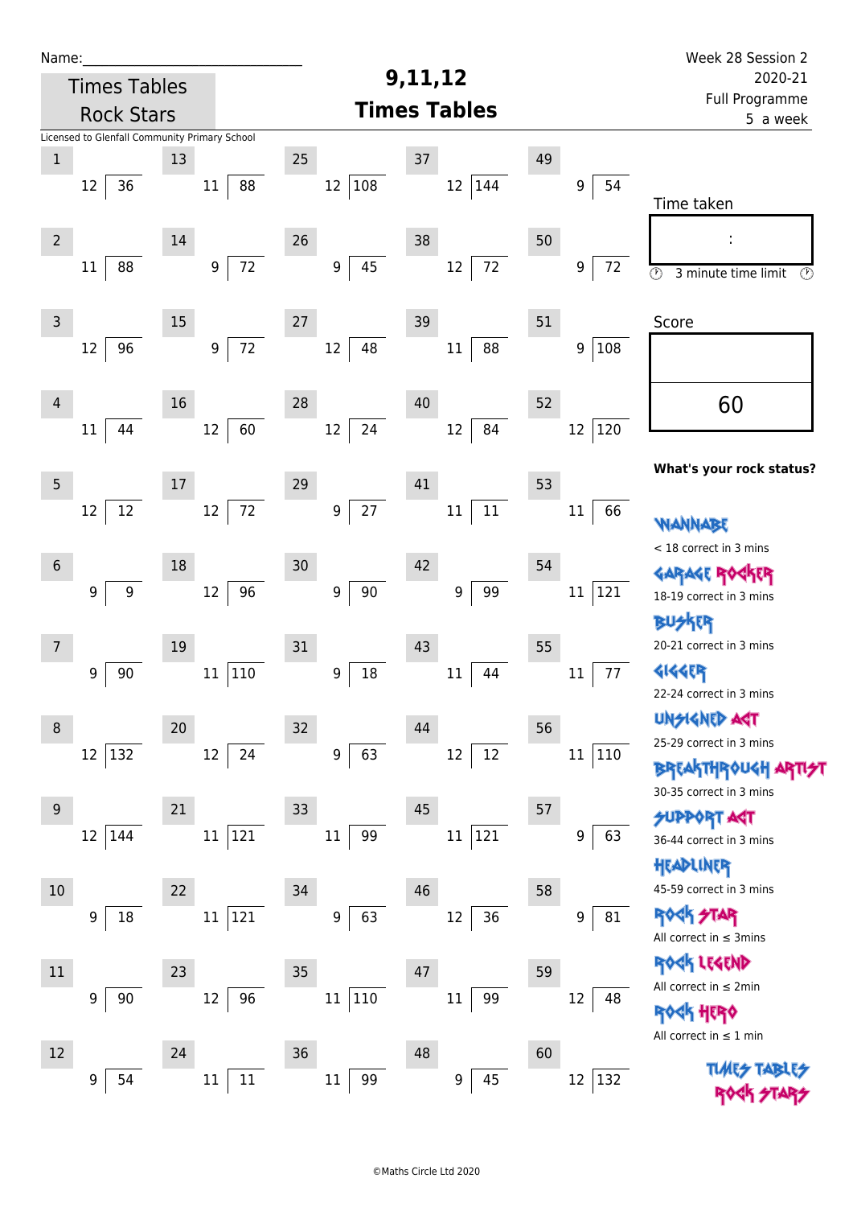Name:\_\_\_\_\_\_\_\_\_\_\_\_\_\_\_\_\_\_\_\_\_\_\_\_\_\_\_\_

Times Tables Rock Stars

Licensed to Glenfall Community Primary School

# 9,11,12 Times Tables

Week 28 Session 2
2020-21
Full Programme
5 a week

| # | Question | # | Question | # | Question | # | Question | # | Question |
|---|---|---|---|---|---|---|---|---|---|
| 1 | 12 ⟌ 36 | 13 | 11 ⟌ 88 | 25 | 12 ⟌ 108 | 37 | 12 ⟌ 144 | 49 | 9 ⟌ 54 |
| 2 | 11 ⟌ 88 | 14 | 9 ⟌ 72 | 26 | 9 ⟌ 45 | 38 | 12 ⟌ 72 | 50 | 9 ⟌ 72 |
| 3 | 12 ⟌ 96 | 15 | 9 ⟌ 72 | 27 | 12 ⟌ 48 | 39 | 11 ⟌ 88 | 51 | 9 ⟌ 108 |
| 4 | 11 ⟌ 44 | 16 | 12 ⟌ 60 | 28 | 12 ⟌ 24 | 40 | 12 ⟌ 84 | 52 | 12 ⟌ 120 |
| 5 | 12 ⟌ 12 | 17 | 12 ⟌ 72 | 29 | 9 ⟌ 27 | 41 | 11 ⟌ 11 | 53 | 11 ⟌ 66 |
| 6 | 9 ⟌ 9 | 18 | 12 ⟌ 96 | 30 | 9 ⟌ 90 | 42 | 9 ⟌ 99 | 54 | 11 ⟌ 121 |
| 7 | 9 ⟌ 90 | 19 | 11 ⟌ 110 | 31 | 9 ⟌ 18 | 43 | 11 ⟌ 44 | 55 | 11 ⟌ 77 |
| 8 | 12 ⟌ 132 | 20 | 12 ⟌ 24 | 32 | 9 ⟌ 63 | 44 | 12 ⟌ 12 | 56 | 11 ⟌ 110 |
| 9 | 12 ⟌ 144 | 21 | 11 ⟌ 121 | 33 | 11 ⟌ 99 | 45 | 11 ⟌ 121 | 57 | 9 ⟌ 63 |
| 10 | 9 ⟌ 18 | 22 | 11 ⟌ 121 | 34 | 9 ⟌ 63 | 46 | 12 ⟌ 36 | 58 | 9 ⟌ 81 |
| 11 | 9 ⟌ 90 | 23 | 12 ⟌ 96 | 35 | 11 ⟌ 110 | 47 | 11 ⟌ 99 | 59 | 12 ⟌ 48 |
| 12 | 9 ⟌ 54 | 24 | 11 ⟌ 11 | 36 | 11 ⟌ 99 | 48 | 9 ⟌ 45 | 60 | 12 ⟌ 132 |

Time taken

:

3 minute time limit

Score

60

**What's your rock status?**

WANNABE
< 18 correct in 3 mins

GARAGE ROCKER
18-19 correct in 3 mins

BUSKER
20-21 correct in 3 mins

GIGGER
22-24 correct in 3 mins

UNSIGNED ACT
25-29 correct in 3 mins

BREAKTHROUGH ARTIST
30-35 correct in 3 mins

SUPPORT ACT
36-44 correct in 3 mins

HEADLINER
45-59 correct in 3 mins

ROCK STAR
All correct in ≤ 3mins

ROCK LEGEND
All correct in ≤ 2min

ROCK HERO
All correct in ≤ 1 min

TIMES TABLES ROCK STARS

©Maths Circle Ltd 2020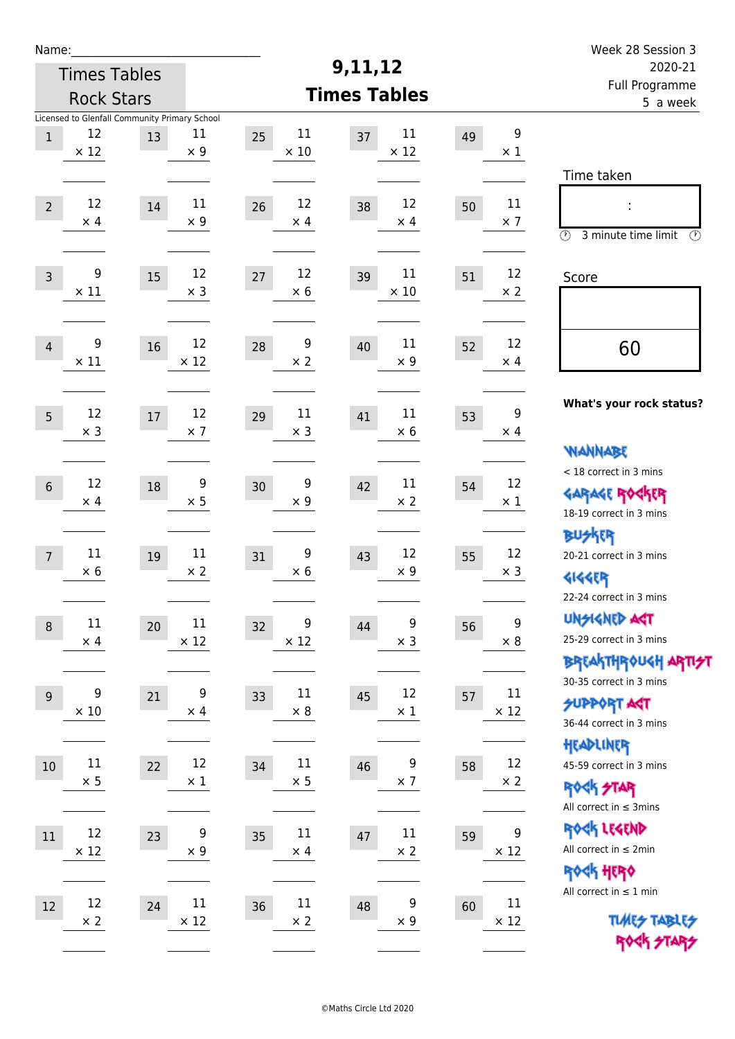Name:\_\_\_\_\_\_\_\_\_\_\_\_\_\_\_\_\_\_\_\_\_\_\_\_\_\_\_\_

Times Tables Rock Stars

# 9,11,12 Times Tables

Week 28 Session 3
2020-21
Full Programme
5 a week

Licensed to Glenfall Community Primary School

| | | | | | | | | | |
|---|---|---|---|---|---|---|---|---|---|
| 1 | 12 × 12 | 13 | 11 × 9 | 25 | 11 × 10 | 37 | 11 × 12 | 49 | 9 × 1 |
| 2 | 12 × 4 | 14 | 11 × 9 | 26 | 12 × 4 | 38 | 12 × 4 | 50 | 11 × 7 |
| 3 | 9 × 11 | 15 | 12 × 3 | 27 | 12 × 6 | 39 | 11 × 10 | 51 | 12 × 2 |
| 4 | 9 × 11 | 16 | 12 × 12 | 28 | 9 × 2 | 40 | 11 × 9 | 52 | 12 × 4 |
| 5 | 12 × 3 | 17 | 12 × 7 | 29 | 11 × 3 | 41 | 11 × 6 | 53 | 9 × 4 |
| 6 | 12 × 4 | 18 | 9 × 5 | 30 | 9 × 9 | 42 | 11 × 2 | 54 | 12 × 1 |
| 7 | 11 × 6 | 19 | 11 × 2 | 31 | 9 × 6 | 43 | 12 × 9 | 55 | 12 × 3 |
| 8 | 11 × 4 | 20 | 11 × 12 | 32 | 9 × 12 | 44 | 9 × 3 | 56 | 9 × 8 |
| 9 | 9 × 10 | 21 | 9 × 4 | 33 | 11 × 8 | 45 | 12 × 1 | 57 | 11 × 12 |
| 10 | 11 × 5 | 22 | 12 × 1 | 34 | 11 × 5 | 46 | 9 × 7 | 58 | 12 × 2 |
| 11 | 12 × 12 | 23 | 9 × 9 | 35 | 11 × 4 | 47 | 11 × 2 | 59 | 9 × 12 |
| 12 | 12 × 2 | 24 | 11 × 12 | 36 | 11 × 2 | 48 | 9 × 9 | 60 | 11 × 12 |

Time taken

:

3 minute time limit

Score

60

**What's your rock status?**

Wannabe
< 18 correct in 3 mins

Garage Rocker
18-19 correct in 3 mins

Busker
20-21 correct in 3 mins

Gigger
22-24 correct in 3 mins

Unsigned Act
25-29 correct in 3 mins

Breakthrough Artist
30-35 correct in 3 mins

Support Act
36-44 correct in 3 mins

Headliner
45-59 correct in 3 mins

Rock Star
All correct in ≤ 3mins

Rock Legend
All correct in ≤ 2min

Rock Hero
All correct in ≤ 1 min

Times Tables Rock Stars

©Maths Circle Ltd 2020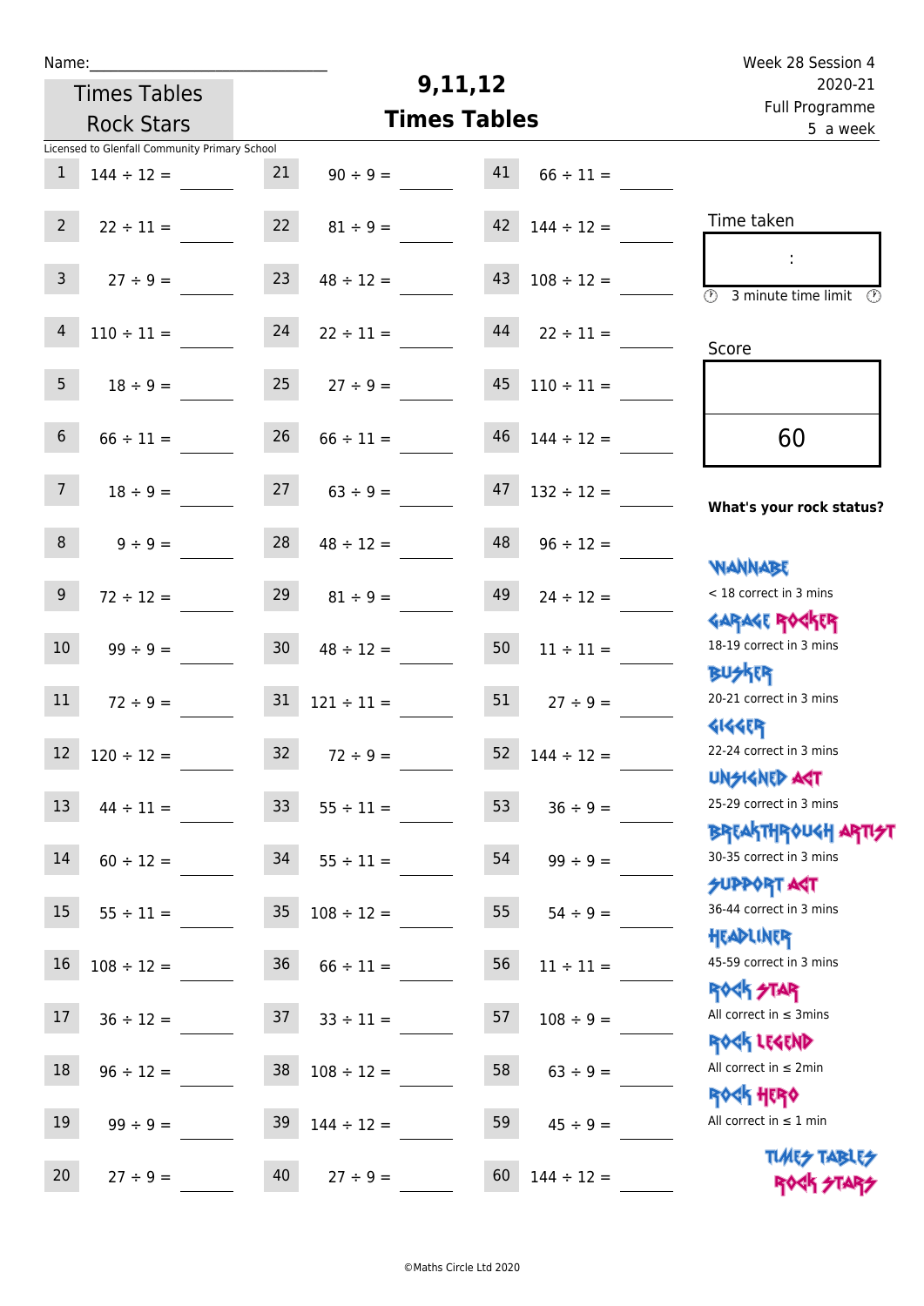Name:______________________________

Times Tables Rock Stars

# 9,11,12 Times Tables

Week 28 Session 4
2020-21
Full Programme
5 a week

Licensed to Glenfall Community Primary School

| | | | | | |
|---|---|---|---|---|---|
| 1 | 144 ÷ 12 = ____ | 21 | 90 ÷ 9 = ____ | 41 | 66 ÷ 11 = ____ |
| 2 | 22 ÷ 11 = ____ | 22 | 81 ÷ 9 = ____ | 42 | 144 ÷ 12 = ____ |
| 3 | 27 ÷ 9 = ____ | 23 | 48 ÷ 12 = ____ | 43 | 108 ÷ 12 = ____ |
| 4 | 110 ÷ 11 = ____ | 24 | 22 ÷ 11 = ____ | 44 | 22 ÷ 11 = ____ |
| 5 | 18 ÷ 9 = ____ | 25 | 27 ÷ 9 = ____ | 45 | 110 ÷ 11 = ____ |
| 6 | 66 ÷ 11 = ____ | 26 | 66 ÷ 11 = ____ | 46 | 144 ÷ 12 = ____ |
| 7 | 18 ÷ 9 = ____ | 27 | 63 ÷ 9 = ____ | 47 | 132 ÷ 12 = ____ |
| 8 | 9 ÷ 9 = ____ | 28 | 48 ÷ 12 = ____ | 48 | 96 ÷ 12 = ____ |
| 9 | 72 ÷ 12 = ____ | 29 | 81 ÷ 9 = ____ | 49 | 24 ÷ 12 = ____ |
| 10 | 99 ÷ 9 = ____ | 30 | 48 ÷ 12 = ____ | 50 | 11 ÷ 11 = ____ |
| 11 | 72 ÷ 9 = ____ | 31 | 121 ÷ 11 = ____ | 51 | 27 ÷ 9 = ____ |
| 12 | 120 ÷ 12 = ____ | 32 | 72 ÷ 9 = ____ | 52 | 144 ÷ 12 = ____ |
| 13 | 44 ÷ 11 = ____ | 33 | 55 ÷ 11 = ____ | 53 | 36 ÷ 9 = ____ |
| 14 | 60 ÷ 12 = ____ | 34 | 55 ÷ 11 = ____ | 54 | 99 ÷ 9 = ____ |
| 15 | 55 ÷ 11 = ____ | 35 | 108 ÷ 12 = ____ | 55 | 54 ÷ 9 = ____ |
| 16 | 108 ÷ 12 = ____ | 36 | 66 ÷ 11 = ____ | 56 | 11 ÷ 11 = ____ |
| 17 | 36 ÷ 12 = ____ | 37 | 33 ÷ 11 = ____ | 57 | 108 ÷ 9 = ____ |
| 18 | 96 ÷ 12 = ____ | 38 | 108 ÷ 12 = ____ | 58 | 63 ÷ 9 = ____ |
| 19 | 99 ÷ 9 = ____ | 39 | 144 ÷ 12 = ____ | 59 | 45 ÷ 9 = ____ |
| 20 | 27 ÷ 9 = ____ | 40 | 27 ÷ 9 = ____ | 60 | 144 ÷ 12 = ____ |

Time taken

:

3 minute time limit

Score

60

**What's your rock status?**

WANNABE
< 18 correct in 3 mins

GARAGE ROCKER
18-19 correct in 3 mins

BUSKER
20-21 correct in 3 mins

GIGGER
22-24 correct in 3 mins

UNSIGNED ACT
25-29 correct in 3 mins

BREAKTHROUGH ARTIST
30-35 correct in 3 mins

SUPPORT ACT
36-44 correct in 3 mins

HEADLINER
45-59 correct in 3 mins

ROCK STAR
All correct in ≤ 3mins

ROCK LEGEND
All correct in ≤ 2min

ROCK HERO
All correct in ≤ 1 min

TIMES TABLES ROCK STARS

©Maths Circle Ltd 2020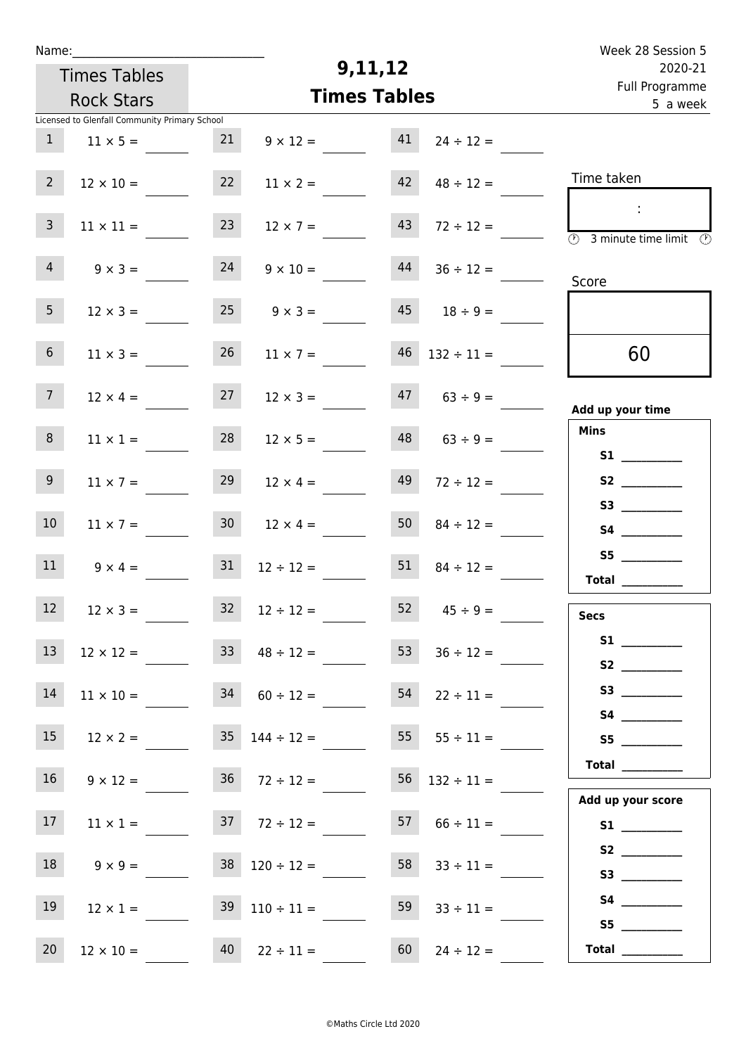Name:______________________________

Times Tables Rock Stars

Licensed to Glenfall Community Primary School

# 9,11,12
## Times Tables

Week 28 Session 5
2020-21
Full Programme
5 a week

| | | | | | |
|---|---|---|---|---|---|
| 1 | 11 × 5 = | 21 | 9 × 12 = | 41 | 24 ÷ 12 = |
| 2 | 12 × 10 = | 22 | 11 × 2 = | 42 | 48 ÷ 12 = |
| 3 | 11 × 11 = | 23 | 12 × 7 = | 43 | 72 ÷ 12 = |
| 4 | 9 × 3 = | 24 | 9 × 10 = | 44 | 36 ÷ 12 = |
| 5 | 12 × 3 = | 25 | 9 × 3 = | 45 | 18 ÷ 9 = |
| 6 | 11 × 3 = | 26 | 11 × 7 = | 46 | 132 ÷ 11 = |
| 7 | 12 × 4 = | 27 | 12 × 3 = | 47 | 63 ÷ 9 = |
| 8 | 11 × 1 = | 28 | 12 × 5 = | 48 | 63 ÷ 9 = |
| 9 | 11 × 7 = | 29 | 12 × 4 = | 49 | 72 ÷ 12 = |
| 10 | 11 × 7 = | 30 | 12 × 4 = | 50 | 84 ÷ 12 = |
| 11 | 9 × 4 = | 31 | 12 ÷ 12 = | 51 | 84 ÷ 12 = |
| 12 | 12 × 3 = | 32 | 12 ÷ 12 = | 52 | 45 ÷ 9 = |
| 13 | 12 × 12 = | 33 | 48 ÷ 12 = | 53 | 36 ÷ 12 = |
| 14 | 11 × 10 = | 34 | 60 ÷ 12 = | 54 | 22 ÷ 11 = |
| 15 | 12 × 2 = | 35 | 144 ÷ 12 = | 55 | 55 ÷ 11 = |
| 16 | 9 × 12 = | 36 | 72 ÷ 12 = | 56 | 132 ÷ 11 = |
| 17 | 11 × 1 = | 37 | 72 ÷ 12 = | 57 | 66 ÷ 11 = |
| 18 | 9 × 9 = | 38 | 120 ÷ 12 = | 58 | 33 ÷ 11 = |
| 19 | 12 × 1 = | 39 | 110 ÷ 11 = | 59 | 33 ÷ 11 = |
| 20 | 12 × 10 = | 40 | 22 ÷ 11 = | 60 | 24 ÷ 12 = |

Time taken

:

3 minute time limit

Score

60

**Add up your time**

**Mins**

**S1** __________
**S2** __________
**S3** __________
**S4** __________
**S5** __________
**Total** __________

**Secs**

**S1** __________
**S2** __________
**S3** __________
**S4** __________
**S5** __________
**Total** __________

**Add up your score**

**S1** __________
**S2** __________
**S3** __________
**S4** __________
**S5** __________
**Total** __________

©Maths Circle Ltd 2020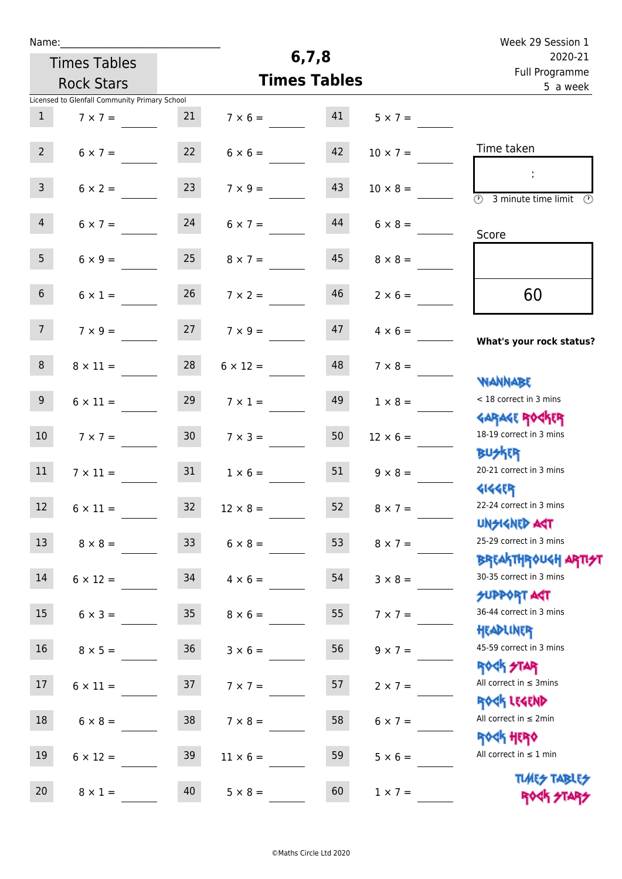Name:

Times Tables Rock Stars

Licensed to Glenfall Community Primary School

# 6,7,8 Times Tables

Week 29 Session 1
2020-21
Full Programme
5 a week

| | | | | | |
|---|---|---|---|---|---|
| 1 | 7 × 7 = | 21 | 7 × 6 = | 41 | 5 × 7 = |
| 2 | 6 × 7 = | 22 | 6 × 6 = | 42 | 10 × 7 = |
| 3 | 6 × 2 = | 23 | 7 × 9 = | 43 | 10 × 8 = |
| 4 | 6 × 7 = | 24 | 6 × 7 = | 44 | 6 × 8 = |
| 5 | 6 × 9 = | 25 | 8 × 7 = | 45 | 8 × 8 = |
| 6 | 6 × 1 = | 26 | 7 × 2 = | 46 | 2 × 6 = |
| 7 | 7 × 9 = | 27 | 7 × 9 = | 47 | 4 × 6 = |
| 8 | 8 × 11 = | 28 | 6 × 12 = | 48 | 7 × 8 = |
| 9 | 6 × 11 = | 29 | 7 × 1 = | 49 | 1 × 8 = |
| 10 | 7 × 7 = | 30 | 7 × 3 = | 50 | 12 × 6 = |
| 11 | 7 × 11 = | 31 | 1 × 6 = | 51 | 9 × 8 = |
| 12 | 6 × 11 = | 32 | 12 × 8 = | 52 | 8 × 7 = |
| 13 | 8 × 8 = | 33 | 6 × 8 = | 53 | 8 × 7 = |
| 14 | 6 × 12 = | 34 | 4 × 6 = | 54 | 3 × 8 = |
| 15 | 6 × 3 = | 35 | 8 × 6 = | 55 | 7 × 7 = |
| 16 | 8 × 5 = | 36 | 3 × 6 = | 56 | 9 × 7 = |
| 17 | 6 × 11 = | 37 | 7 × 7 = | 57 | 2 × 7 = |
| 18 | 6 × 8 = | 38 | 7 × 8 = | 58 | 6 × 7 = |
| 19 | 6 × 12 = | 39 | 11 × 6 = | 59 | 5 × 6 = |
| 20 | 8 × 1 = | 40 | 5 × 8 = | 60 | 1 × 7 = |

Time taken

:

3 minute time limit

Score

60

**What's your rock status?**

WANNABE
< 18 correct in 3 mins

GARAGE ROCKER
18-19 correct in 3 mins

BUSKER
20-21 correct in 3 mins

GIGGER
22-24 correct in 3 mins

UNSIGNED ACT
25-29 correct in 3 mins

BREAKTHROUGH ARTIST
30-35 correct in 3 mins

SUPPORT ACT
36-44 correct in 3 mins

HEADLINER
45-59 correct in 3 mins

ROCK STAR
All correct in ≤ 3mins

ROCK LEGEND
All correct in ≤ 2min

ROCK HERO
All correct in ≤ 1 min

TIMES TABLES ROCK STARS

©Maths Circle Ltd 2020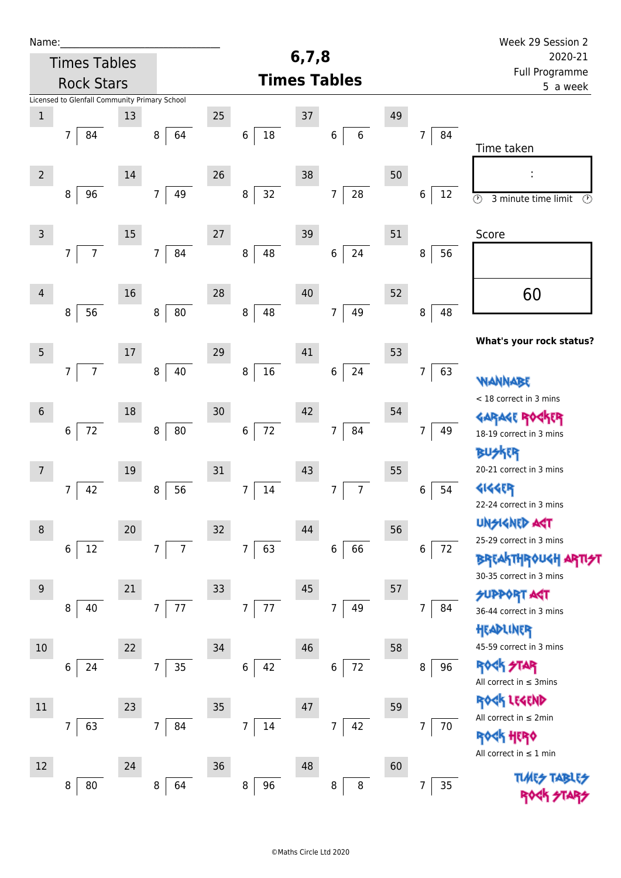Name:______________________________

Times Tables Rock Stars

# 6,7,8 Times Tables

Week 29 Session 2
2020-21
Full Programme
5 a week

Licensed to Glenfall Community Primary School

| # | Question | # | Question | # | Question | # | Question | # | Question |
|---|---|---|---|---|---|---|---|---|---|
| 1 | 84 ÷ 7 | 13 | 64 ÷ 8 | 25 | 18 ÷ 6 | 37 | 6 ÷ 6 | 49 | 84 ÷ 7 |
| 2 | 96 ÷ 8 | 14 | 49 ÷ 7 | 26 | 32 ÷ 8 | 38 | 28 ÷ 7 | 50 | 12 ÷ 6 |
| 3 | 7 ÷ 7 | 15 | 84 ÷ 7 | 27 | 48 ÷ 8 | 39 | 24 ÷ 6 | 51 | 56 ÷ 8 |
| 4 | 56 ÷ 8 | 16 | 80 ÷ 8 | 28 | 48 ÷ 8 | 40 | 49 ÷ 7 | 52 | 48 ÷ 8 |
| 5 | 7 ÷ 7 | 17 | 40 ÷ 8 | 29 | 16 ÷ 8 | 41 | 24 ÷ 6 | 53 | 63 ÷ 7 |
| 6 | 72 ÷ 6 | 18 | 80 ÷ 8 | 30 | 72 ÷ 6 | 42 | 84 ÷ 7 | 54 | 49 ÷ 7 |
| 7 | 42 ÷ 7 | 19 | 56 ÷ 8 | 31 | 14 ÷ 7 | 43 | 7 ÷ 7 | 55 | 54 ÷ 6 |
| 8 | 12 ÷ 6 | 20 | 7 ÷ 7 | 32 | 63 ÷ 7 | 44 | 66 ÷ 6 | 56 | 72 ÷ 6 |
| 9 | 40 ÷ 8 | 21 | 77 ÷ 7 | 33 | 77 ÷ 7 | 45 | 49 ÷ 7 | 57 | 84 ÷ 7 |
| 10 | 24 ÷ 6 | 22 | 35 ÷ 7 | 34 | 42 ÷ 6 | 46 | 72 ÷ 6 | 58 | 96 ÷ 8 |
| 11 | 63 ÷ 7 | 23 | 84 ÷ 7 | 35 | 14 ÷ 7 | 47 | 42 ÷ 7 | 59 | 70 ÷ 7 |
| 12 | 80 ÷ 8 | 24 | 64 ÷ 8 | 36 | 96 ÷ 8 | 48 | 8 ÷ 8 | 60 | 35 ÷ 7 |

Time taken

:

3 minute time limit

Score

60

**What's your rock status?**

WANNABE
< 18 correct in 3 mins

GARAGE ROCKER
18-19 correct in 3 mins

BUSKER
20-21 correct in 3 mins

GIGGER
22-24 correct in 3 mins

UNSIGNED ACT
25-29 correct in 3 mins

BREAKTHROUGH ARTIST
30-35 correct in 3 mins

SUPPORT ACT
36-44 correct in 3 mins

HEADLINER
45-59 correct in 3 mins

ROCK STAR
All correct in ≤ 3mins

ROCK LEGEND
All correct in ≤ 2min

ROCK HERO
All correct in ≤ 1 min

TIMES TABLES ROCK STARS

©Maths Circle Ltd 2020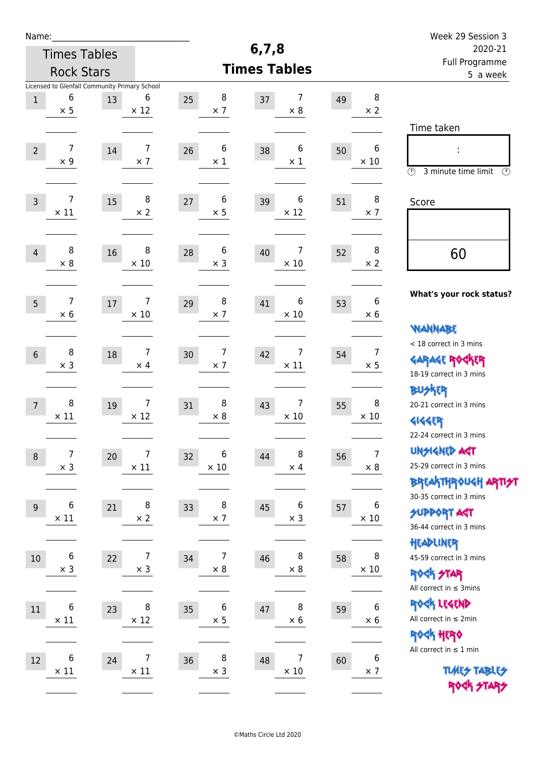Name:\_\_\_\_\_\_\_\_\_\_\_\_\_\_\_\_\_\_\_\_\_\_\_\_\_\_\_\_

Times Tables Rock Stars

# 6,7,8 Times Tables

Week 29 Session 3
2020-21
Full Programme
5 a week

Licensed to Glenfall Community Primary School

| # | Question | # | Question | # | Question | # | Question | # | Question |
|---|---|---|---|---|---|---|---|---|---|
| 1 | 6 × 5 | 13 | 6 × 12 | 25 | 8 × 7 | 37 | 7 × 8 | 49 | 8 × 2 |
| 2 | 7 × 9 | 14 | 7 × 7 | 26 | 6 × 1 | 38 | 6 × 1 | 50 | 6 × 10 |
| 3 | 7 × 11 | 15 | 8 × 2 | 27 | 6 × 5 | 39 | 6 × 12 | 51 | 8 × 7 |
| 4 | 8 × 8 | 16 | 8 × 10 | 28 | 6 × 3 | 40 | 7 × 10 | 52 | 8 × 2 |
| 5 | 7 × 6 | 17 | 7 × 10 | 29 | 8 × 7 | 41 | 6 × 10 | 53 | 6 × 6 |
| 6 | 8 × 3 | 18 | 7 × 4 | 30 | 7 × 7 | 42 | 7 × 11 | 54 | 7 × 5 |
| 7 | 8 × 11 | 19 | 7 × 12 | 31 | 8 × 8 | 43 | 7 × 10 | 55 | 8 × 10 |
| 8 | 7 × 3 | 20 | 7 × 11 | 32 | 6 × 10 | 44 | 8 × 4 | 56 | 7 × 8 |
| 9 | 6 × 11 | 21 | 8 × 2 | 33 | 8 × 7 | 45 | 6 × 3 | 57 | 6 × 10 |
| 10 | 6 × 3 | 22 | 7 × 3 | 34 | 7 × 8 | 46 | 8 × 8 | 58 | 8 × 10 |
| 11 | 6 × 11 | 23 | 8 × 12 | 35 | 6 × 5 | 47 | 8 × 6 | 59 | 6 × 6 |
| 12 | 6 × 11 | 24 | 7 × 11 | 36 | 8 × 3 | 48 | 7 × 10 | 60 | 6 × 7 |

Time taken

:

3 minute time limit

Score

60

**What's your rock status?**

WANNABE
< 18 correct in 3 mins

GARAGE ROCKER
18-19 correct in 3 mins

BUSKER
20-21 correct in 3 mins

GIGGER
22-24 correct in 3 mins

UNSIGNED ACT
25-29 correct in 3 mins

BREAKTHROUGH ARTIST
30-35 correct in 3 mins

SUPPORT ACT
36-44 correct in 3 mins

HEADLINER
45-59 correct in 3 mins

ROCK STAR
All correct in ≤ 3mins

ROCK LEGEND
All correct in ≤ 2min

ROCK HERO
All correct in ≤ 1 min

TIMES TABLES ROCK STARS

©Maths Circle Ltd 2020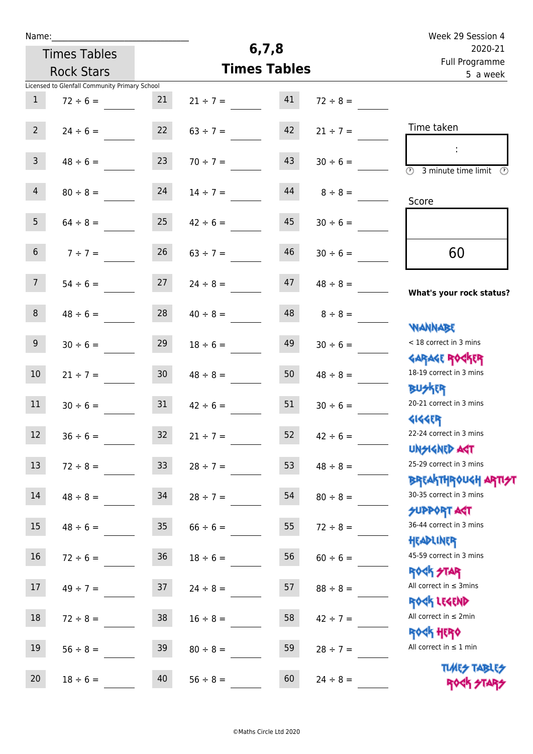Name:______________________________

Times Tables Rock Stars

# 6,7,8 Times Tables

Week 29 Session 4
2020-21
Full Programme
5 a week

Licensed to Glenfall Community Primary School

| | | | | | |
|---|---|---|---|---|---|
| 1 | 72 ÷ 6 = ____ | 21 | 21 ÷ 7 = ____ | 41 | 72 ÷ 8 = ____ |
| 2 | 24 ÷ 6 = ____ | 22 | 63 ÷ 7 = ____ | 42 | 21 ÷ 7 = ____ |
| 3 | 48 ÷ 6 = ____ | 23 | 70 ÷ 7 = ____ | 43 | 30 ÷ 6 = ____ |
| 4 | 80 ÷ 8 = ____ | 24 | 14 ÷ 7 = ____ | 44 | 8 ÷ 8 = ____ |
| 5 | 64 ÷ 8 = ____ | 25 | 42 ÷ 6 = ____ | 45 | 30 ÷ 6 = ____ |
| 6 | 7 ÷ 7 = ____ | 26 | 63 ÷ 7 = ____ | 46 | 30 ÷ 6 = ____ |
| 7 | 54 ÷ 6 = ____ | 27 | 24 ÷ 8 = ____ | 47 | 48 ÷ 8 = ____ |
| 8 | 48 ÷ 6 = ____ | 28 | 40 ÷ 8 = ____ | 48 | 8 ÷ 8 = ____ |
| 9 | 30 ÷ 6 = ____ | 29 | 18 ÷ 6 = ____ | 49 | 30 ÷ 6 = ____ |
| 10 | 21 ÷ 7 = ____ | 30 | 48 ÷ 8 = ____ | 50 | 48 ÷ 8 = ____ |
| 11 | 30 ÷ 6 = ____ | 31 | 42 ÷ 6 = ____ | 51 | 30 ÷ 6 = ____ |
| 12 | 36 ÷ 6 = ____ | 32 | 21 ÷ 7 = ____ | 52 | 42 ÷ 6 = ____ |
| 13 | 72 ÷ 8 = ____ | 33 | 28 ÷ 7 = ____ | 53 | 48 ÷ 8 = ____ |
| 14 | 48 ÷ 8 = ____ | 34 | 28 ÷ 7 = ____ | 54 | 80 ÷ 8 = ____ |
| 15 | 48 ÷ 6 = ____ | 35 | 66 ÷ 6 = ____ | 55 | 72 ÷ 8 = ____ |
| 16 | 72 ÷ 6 = ____ | 36 | 18 ÷ 6 = ____ | 56 | 60 ÷ 6 = ____ |
| 17 | 49 ÷ 7 = ____ | 37 | 24 ÷ 8 = ____ | 57 | 88 ÷ 8 = ____ |
| 18 | 72 ÷ 8 = ____ | 38 | 16 ÷ 8 = ____ | 58 | 42 ÷ 7 = ____ |
| 19 | 56 ÷ 8 = ____ | 39 | 80 ÷ 8 = ____ | 59 | 28 ÷ 7 = ____ |
| 20 | 18 ÷ 6 = ____ | 40 | 56 ÷ 8 = ____ | 60 | 24 ÷ 8 = ____ |

Time taken

:

3 minute time limit

Score

60

**What's your rock status?**

WANNABE
< 18 correct in 3 mins

GARAGE ROCKER
18-19 correct in 3 mins

BUSKER
20-21 correct in 3 mins

GIGGER
22-24 correct in 3 mins

UNSIGNED ACT
25-29 correct in 3 mins

BREAKTHROUGH ARTIST
30-35 correct in 3 mins

SUPPORT ACT
36-44 correct in 3 mins

HEADLINER
45-59 correct in 3 mins

ROCK STAR
All correct in ≤ 3mins

ROCK LEGEND
All correct in ≤ 2min

ROCK HERO
All correct in ≤ 1 min

TIMES TABLES ROCK STARS

©Maths Circle Ltd 2020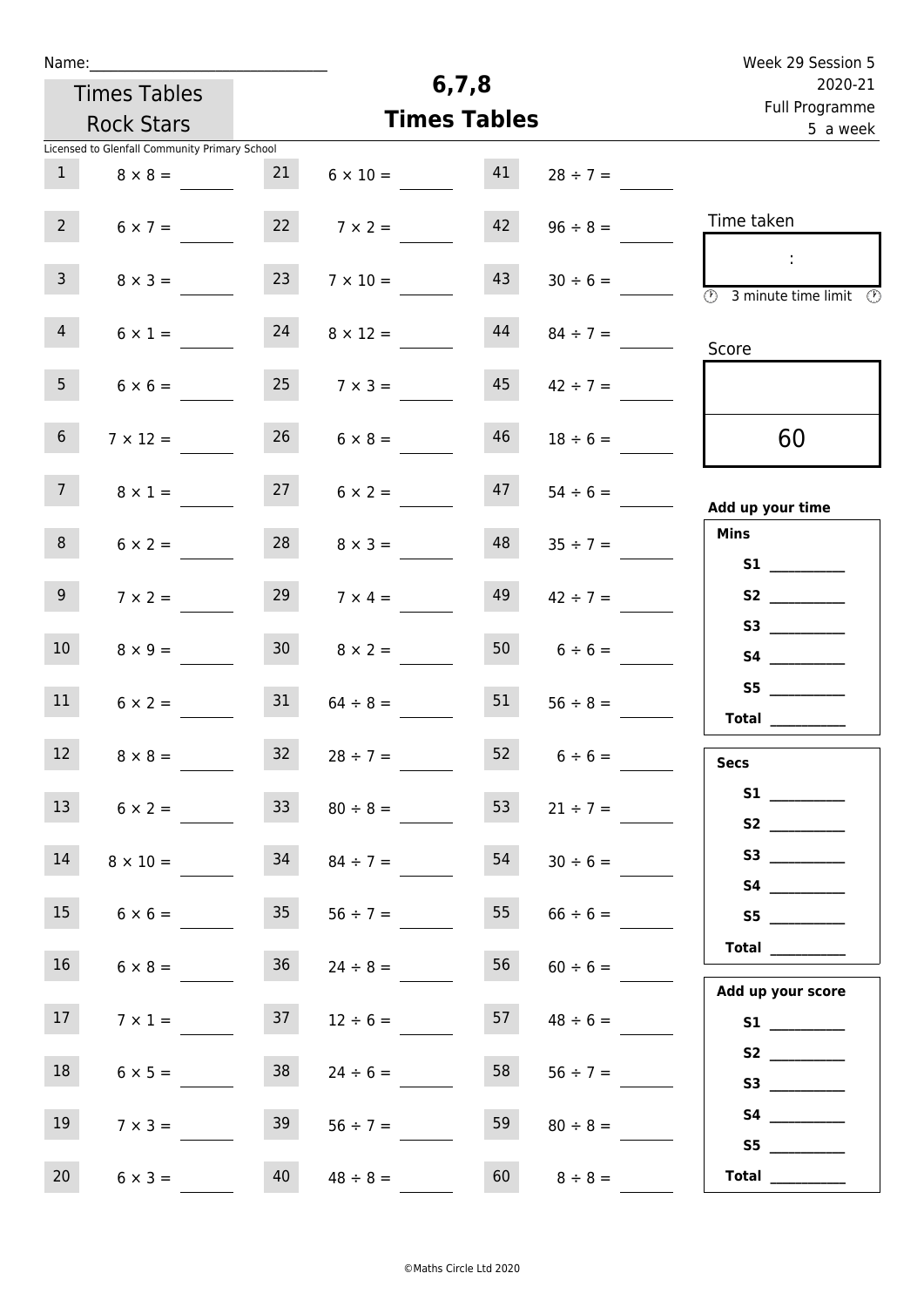Name:______________________________

Times Tables Rock Stars

Licensed to Glenfall Community Primary School

# 6,7,8 Times Tables

Week 29 Session 5
2020-21
Full Programme
5 a week

| | | | | | |
|---|---|---|---|---|---|
| 1 | $8 \times 8 =$ | 21 | $6 \times 10 =$ | 41 | $28 \div 7 =$ |
| 2 | $6 \times 7 =$ | 22 | $7 \times 2 =$ | 42 | $96 \div 8 =$ |
| 3 | $8 \times 3 =$ | 23 | $7 \times 10 =$ | 43 | $30 \div 6 =$ |
| 4 | $6 \times 1 =$ | 24 | $8 \times 12 =$ | 44 | $84 \div 7 =$ |
| 5 | $6 \times 6 =$ | 25 | $7 \times 3 =$ | 45 | $42 \div 7 =$ |
| 6 | $7 \times 12 =$ | 26 | $6 \times 8 =$ | 46 | $18 \div 6 =$ |
| 7 | $8 \times 1 =$ | 27 | $6 \times 2 =$ | 47 | $54 \div 6 =$ |
| 8 | $6 \times 2 =$ | 28 | $8 \times 3 =$ | 48 | $35 \div 7 =$ |
| 9 | $7 \times 2 =$ | 29 | $7 \times 4 =$ | 49 | $42 \div 7 =$ |
| 10 | $8 \times 9 =$ | 30 | $8 \times 2 =$ | 50 | $6 \div 6 =$ |
| 11 | $6 \times 2 =$ | 31 | $64 \div 8 =$ | 51 | $56 \div 8 =$ |
| 12 | $8 \times 8 =$ | 32 | $28 \div 7 =$ | 52 | $6 \div 6 =$ |
| 13 | $6 \times 2 =$ | 33 | $80 \div 8 =$ | 53 | $21 \div 7 =$ |
| 14 | $8 \times 10 =$ | 34 | $84 \div 7 =$ | 54 | $30 \div 6 =$ |
| 15 | $6 \times 6 =$ | 35 | $56 \div 7 =$ | 55 | $66 \div 6 =$ |
| 16 | $6 \times 8 =$ | 36 | $24 \div 8 =$ | 56 | $60 \div 6 =$ |
| 17 | $7 \times 1 =$ | 37 | $12 \div 6 =$ | 57 | $48 \div 6 =$ |
| 18 | $6 \times 5 =$ | 38 | $24 \div 6 =$ | 58 | $56 \div 7 =$ |
| 19 | $7 \times 3 =$ | 39 | $56 \div 7 =$ | 59 | $80 \div 8 =$ |
| 20 | $6 \times 3 =$ | 40 | $48 \div 8 =$ | 60 | $8 \div 8 =$ |

Time taken

:

3 minute time limit

Score

60

**Add up your time**

**Mins**

**S1** __________
**S2** __________
**S3** __________
**S4** __________
**S5** __________
**Total** __________

**Secs**

**S1** __________
**S2** __________
**S3** __________
**S4** __________
**S5** __________
**Total** __________

**Add up your score**

**S1** __________
**S2** __________
**S3** __________
**S4** __________
**S5** __________
**Total** __________

©Maths Circle Ltd 2020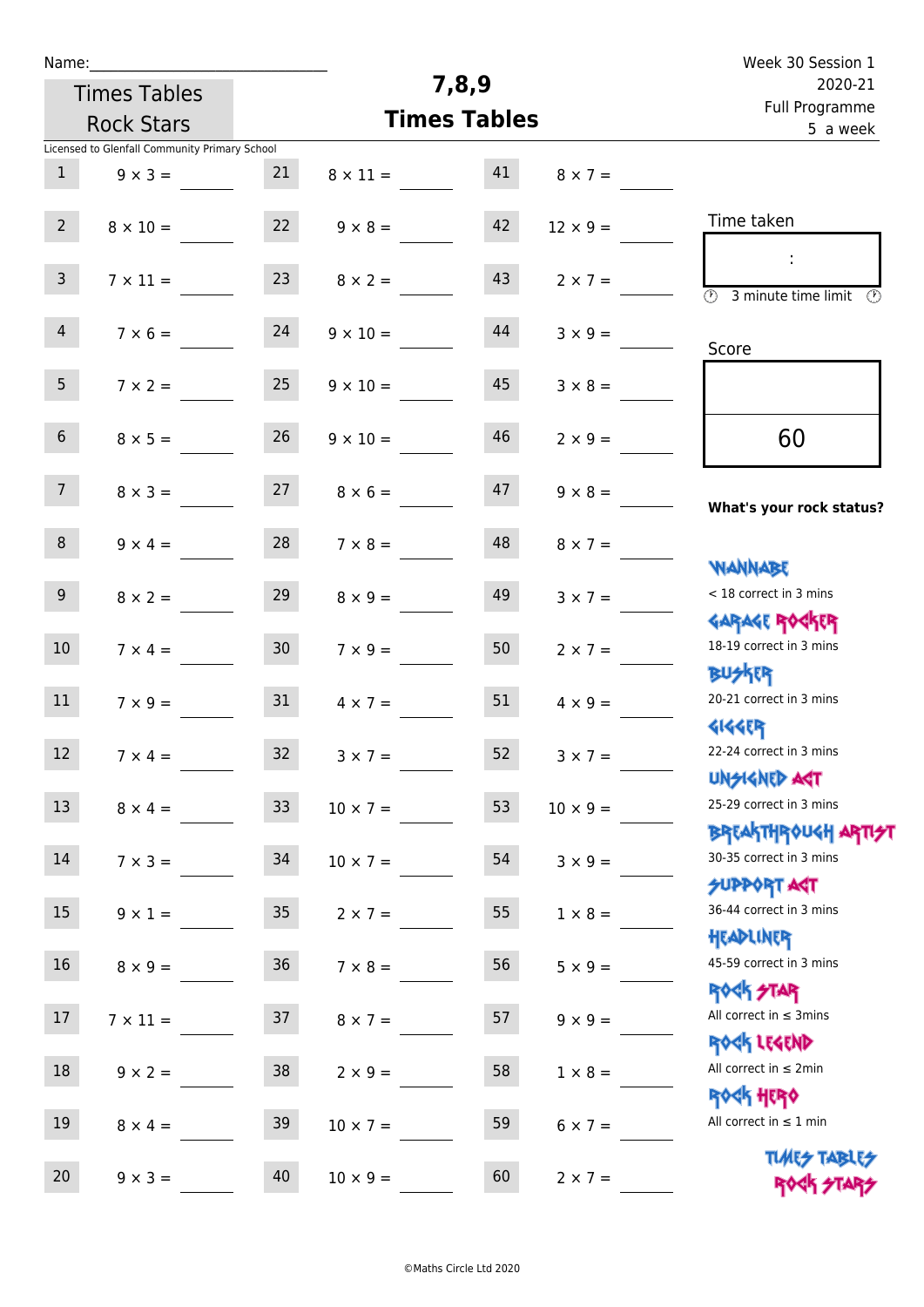Name:\_\_\_\_\_\_\_\_\_\_\_\_\_\_\_\_\_\_\_\_\_\_\_\_\_\_\_\_

Times Tables Rock Stars

# 7,8,9 Times Tables

Week 30 Session 1
2020-21
Full Programme
5 a week

Licensed to Glenfall Community Primary School

| | | | | | |
|---|---|---|---|---|---|
| 1 | 9 × 3 = | 21 | 8 × 11 = | 41 | 8 × 7 = |
| 2 | 8 × 10 = | 22 | 9 × 8 = | 42 | 12 × 9 = |
| 3 | 7 × 11 = | 23 | 8 × 2 = | 43 | 2 × 7 = |
| 4 | 7 × 6 = | 24 | 9 × 10 = | 44 | 3 × 9 = |
| 5 | 7 × 2 = | 25 | 9 × 10 = | 45 | 3 × 8 = |
| 6 | 8 × 5 = | 26 | 9 × 10 = | 46 | 2 × 9 = |
| 7 | 8 × 3 = | 27 | 8 × 6 = | 47 | 9 × 8 = |
| 8 | 9 × 4 = | 28 | 7 × 8 = | 48 | 8 × 7 = |
| 9 | 8 × 2 = | 29 | 8 × 9 = | 49 | 3 × 7 = |
| 10 | 7 × 4 = | 30 | 7 × 9 = | 50 | 2 × 7 = |
| 11 | 7 × 9 = | 31 | 4 × 7 = | 51 | 4 × 9 = |
| 12 | 7 × 4 = | 32 | 3 × 7 = | 52 | 3 × 7 = |
| 13 | 8 × 4 = | 33 | 10 × 7 = | 53 | 10 × 9 = |
| 14 | 7 × 3 = | 34 | 10 × 7 = | 54 | 3 × 9 = |
| 15 | 9 × 1 = | 35 | 2 × 7 = | 55 | 1 × 8 = |
| 16 | 8 × 9 = | 36 | 7 × 8 = | 56 | 5 × 9 = |
| 17 | 7 × 11 = | 37 | 8 × 7 = | 57 | 9 × 9 = |
| 18 | 9 × 2 = | 38 | 2 × 9 = | 58 | 1 × 8 = |
| 19 | 8 × 4 = | 39 | 10 × 7 = | 59 | 6 × 7 = |
| 20 | 9 × 3 = | 40 | 10 × 9 = | 60 | 2 × 7 = |

Time taken

:

3 minute time limit

Score

60

**What's your rock status?**

WANNABE
< 18 correct in 3 mins

GARAGE ROCKER
18-19 correct in 3 mins

BUSKER
20-21 correct in 3 mins

GIGGER
22-24 correct in 3 mins

UNSIGNED ACT
25-29 correct in 3 mins

BREAKTHROUGH ARTIST
30-35 correct in 3 mins

SUPPORT ACT
36-44 correct in 3 mins

HEADLINER
45-59 correct in 3 mins

ROCK STAR
All correct in ≤ 3mins

ROCK LEGEND
All correct in ≤ 2min

ROCK HERO
All correct in ≤ 1 min

TIMES TABLES ROCK STARS

©Maths Circle Ltd 2020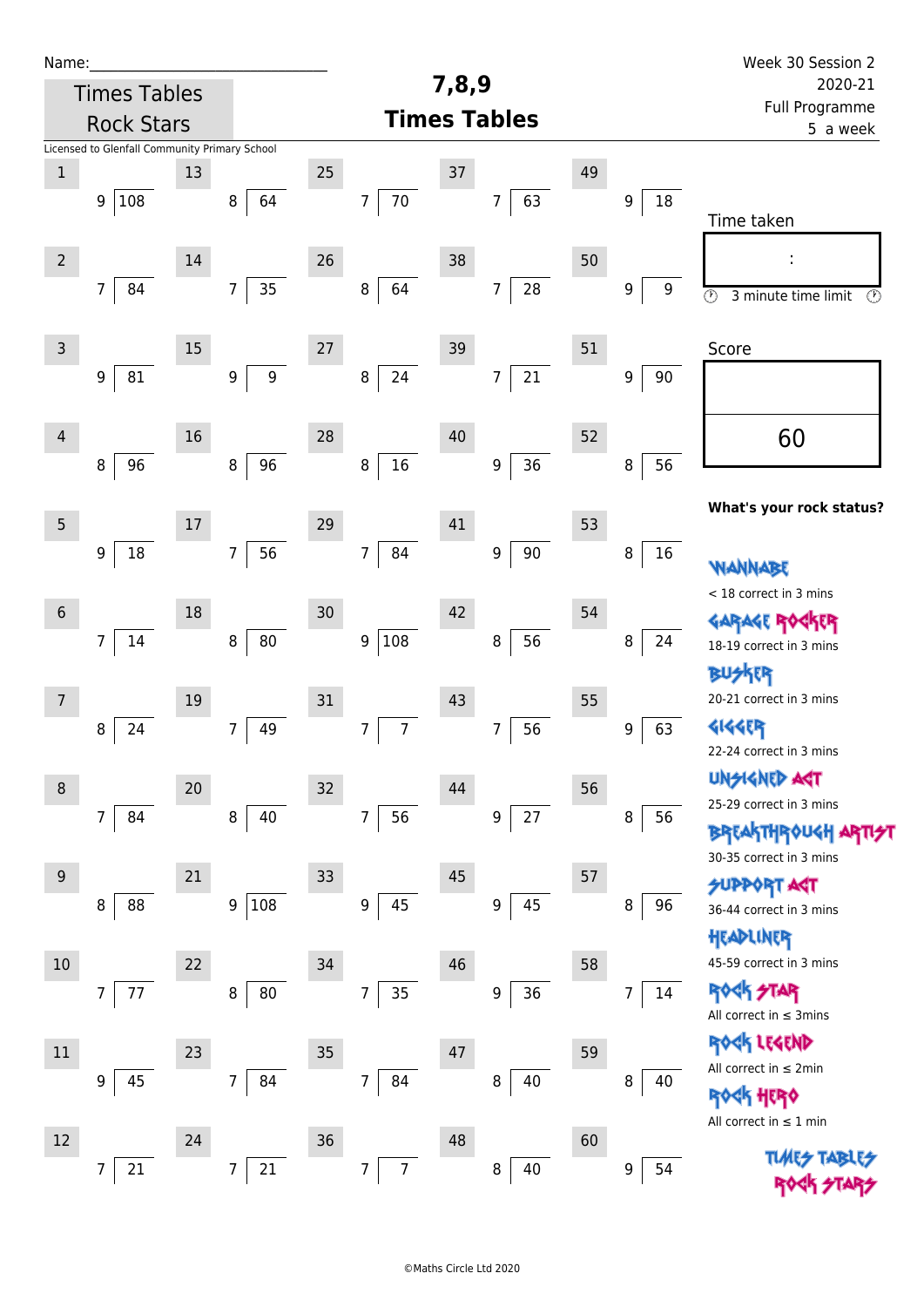Name:\_\_\_\_\_\_\_\_\_\_\_\_\_\_\_\_\_\_\_\_\_\_\_\_\_\_\_\_\_\_

Times Tables Rock Stars

Licensed to Glenfall Community Primary School

# 7,8,9 Times Tables

Week 30 Session 2
2020-21
Full Programme
5 a week

| # | Question | # | Question | # | Question | # | Question | # | Question |
|---|---|---|---|---|---|---|---|---|---|
| 1 | 108 ÷ 9 | 13 | 64 ÷ 8 | 25 | 70 ÷ 7 | 37 | 63 ÷ 7 | 49 | 18 ÷ 9 |
| 2 | 84 ÷ 7 | 14 | 35 ÷ 7 | 26 | 64 ÷ 8 | 38 | 28 ÷ 7 | 50 | 9 ÷ 9 |
| 3 | 81 ÷ 9 | 15 | 9 ÷ 9 | 27 | 24 ÷ 8 | 39 | 21 ÷ 7 | 51 | 90 ÷ 9 |
| 4 | 96 ÷ 8 | 16 | 96 ÷ 8 | 28 | 16 ÷ 8 | 40 | 36 ÷ 9 | 52 | 56 ÷ 8 |
| 5 | 18 ÷ 9 | 17 | 56 ÷ 7 | 29 | 84 ÷ 7 | 41 | 90 ÷ 9 | 53 | 16 ÷ 8 |
| 6 | 14 ÷ 7 | 18 | 80 ÷ 8 | 30 | 108 ÷ 9 | 42 | 56 ÷ 8 | 54 | 24 ÷ 8 |
| 7 | 24 ÷ 8 | 19 | 49 ÷ 7 | 31 | 7 ÷ 7 | 43 | 56 ÷ 7 | 55 | 63 ÷ 9 |
| 8 | 84 ÷ 7 | 20 | 40 ÷ 8 | 32 | 56 ÷ 7 | 44 | 27 ÷ 9 | 56 | 56 ÷ 8 |
| 9 | 88 ÷ 8 | 21 | 108 ÷ 9 | 33 | 45 ÷ 9 | 45 | 45 ÷ 9 | 57 | 96 ÷ 8 |
| 10 | 77 ÷ 7 | 22 | 80 ÷ 8 | 34 | 35 ÷ 7 | 46 | 36 ÷ 9 | 58 | 14 ÷ 7 |
| 11 | 45 ÷ 9 | 23 | 84 ÷ 7 | 35 | 84 ÷ 7 | 47 | 40 ÷ 8 | 59 | 40 ÷ 8 |
| 12 | 21 ÷ 7 | 24 | 21 ÷ 7 | 36 | 7 ÷ 7 | 48 | 40 ÷ 8 | 60 | 54 ÷ 9 |

Time taken

:

3 minute time limit

Score

60

**What's your rock status?**

WANNABE
< 18 correct in 3 mins

GARAGE ROCKER
18-19 correct in 3 mins

BUSKER
20-21 correct in 3 mins

GIGGER
22-24 correct in 3 mins

UNSIGNED ACT
25-29 correct in 3 mins

BREAKTHROUGH ARTIST
30-35 correct in 3 mins

SUPPORT ACT
36-44 correct in 3 mins

HEADLINER
45-59 correct in 3 mins

ROCK STAR
All correct in ≤ 3mins

ROCK LEGEND
All correct in ≤ 2min

ROCK HERO
All correct in ≤ 1 min

TIMES TABLES ROCK STARS

©Maths Circle Ltd 2020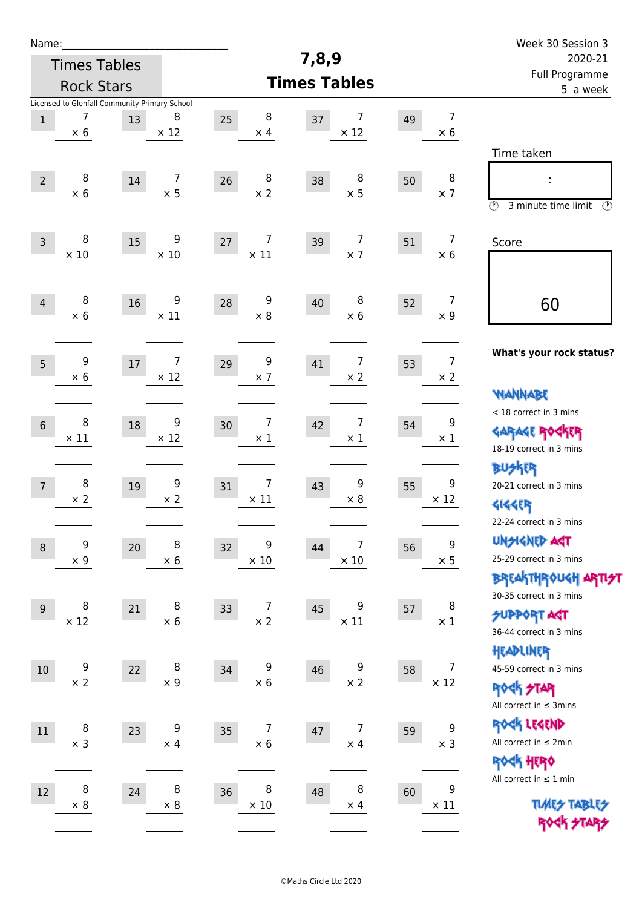Name:\_\_\_\_\_\_\_\_\_\_\_\_\_\_\_\_\_\_\_\_\_\_\_\_\_\_\_\_

Times Tables Rock Stars

# 7,8,9 Times Tables

Week 30 Session 3
2020-21
Full Programme
5 a week

Licensed to Glenfall Community Primary School

| # | | # | | # | | # | | # | |
|---|---|---|---|---|---|---|---|---|---|
| 1 | 7 × 6 | 13 | 8 × 12 | 25 | 8 × 4 | 37 | 7 × 12 | 49 | 7 × 6 |
| 2 | 8 × 6 | 14 | 7 × 5 | 26 | 8 × 2 | 38 | 8 × 5 | 50 | 8 × 7 |
| 3 | 8 × 10 | 15 | 9 × 10 | 27 | 7 × 11 | 39 | 7 × 7 | 51 | 7 × 6 |
| 4 | 8 × 6 | 16 | 9 × 11 | 28 | 9 × 8 | 40 | 8 × 6 | 52 | 7 × 9 |
| 5 | 9 × 6 | 17 | 7 × 12 | 29 | 9 × 7 | 41 | 7 × 2 | 53 | 7 × 2 |
| 6 | 8 × 11 | 18 | 9 × 12 | 30 | 7 × 1 | 42 | 7 × 1 | 54 | 9 × 1 |
| 7 | 8 × 2 | 19 | 9 × 2 | 31 | 7 × 11 | 43 | 9 × 8 | 55 | 9 × 12 |
| 8 | 9 × 9 | 20 | 8 × 6 | 32 | 9 × 10 | 44 | 7 × 10 | 56 | 9 × 5 |
| 9 | 8 × 12 | 21 | 8 × 6 | 33 | 7 × 2 | 45 | 9 × 11 | 57 | 8 × 1 |
| 10 | 9 × 2 | 22 | 8 × 9 | 34 | 9 × 6 | 46 | 9 × 2 | 58 | 7 × 12 |
| 11 | 8 × 3 | 23 | 9 × 4 | 35 | 7 × 6 | 47 | 7 × 4 | 59 | 9 × 3 |
| 12 | 8 × 8 | 24 | 8 × 8 | 36 | 8 × 10 | 48 | 8 × 4 | 60 | 9 × 11 |

Time taken

:

3 minute time limit

Score

60

**What's your rock status?**

WANNABE
< 18 correct in 3 mins

GARAGE ROCKER
18-19 correct in 3 mins

BUSKER
20-21 correct in 3 mins

GIGGER
22-24 correct in 3 mins

UNSIGNED ACT
25-29 correct in 3 mins

BREAKTHROUGH ARTIST
30-35 correct in 3 mins

SUPPORT ACT
36-44 correct in 3 mins

HEADLINER
45-59 correct in 3 mins

ROCK STAR
All correct in ≤ 3mins

ROCK LEGEND
All correct in ≤ 2min

ROCK HERO
All correct in ≤ 1 min

TIMES TABLES ROCK STARS

©Maths Circle Ltd 2020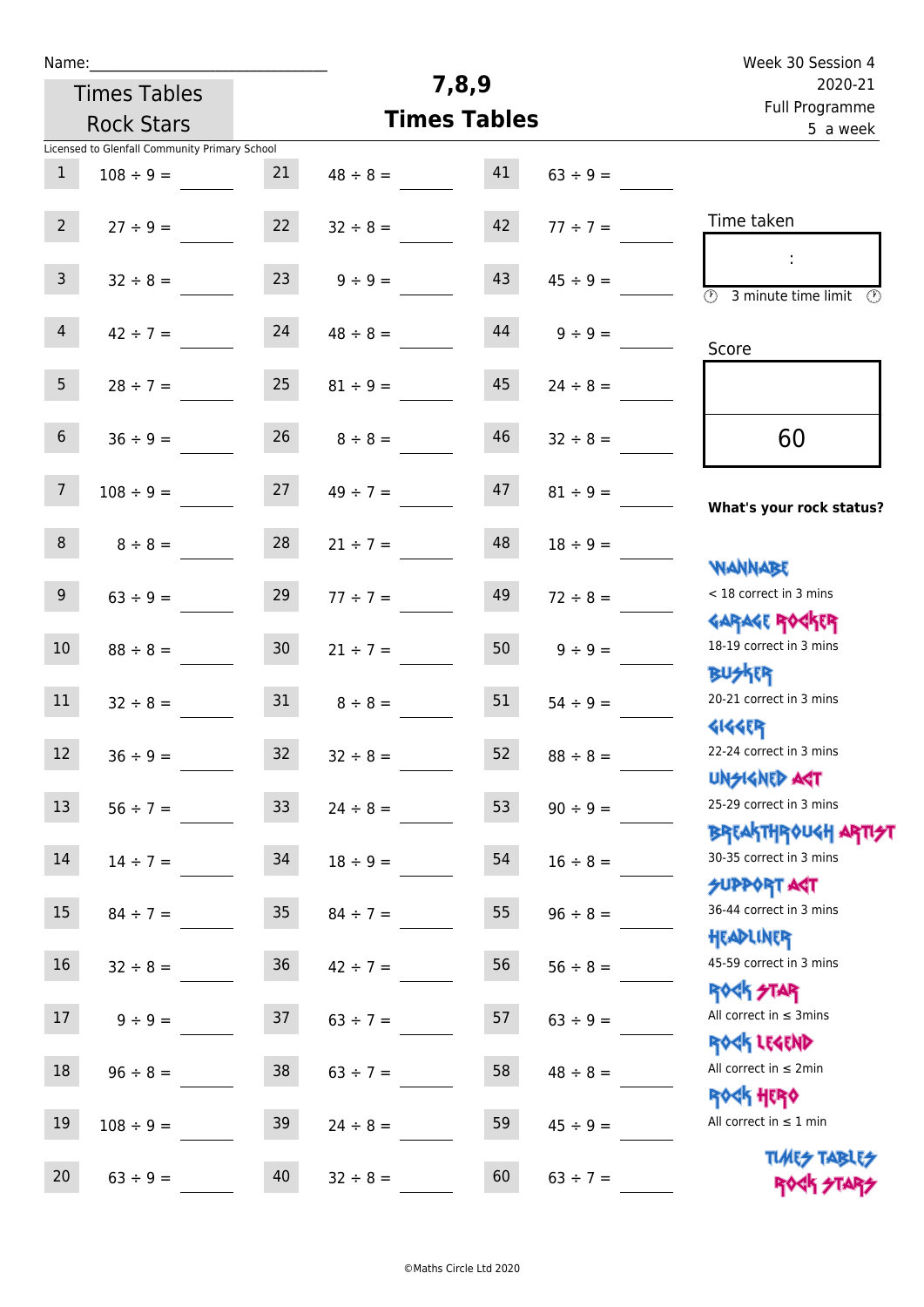Name:______________________________

Times Tables Rock Stars

# 7,8,9 Times Tables

Week 30 Session 4
2020-21
Full Programme
5 a week

Licensed to Glenfall Community Primary School

| | | | | | |
|---|---|---|---|---|---|
| 1 | 108 ÷ 9 = ____ | 21 | 48 ÷ 8 = ____ | 41 | 63 ÷ 9 = ____ |
| 2 | 27 ÷ 9 = ____ | 22 | 32 ÷ 8 = ____ | 42 | 77 ÷ 7 = ____ |
| 3 | 32 ÷ 8 = ____ | 23 | 9 ÷ 9 = ____ | 43 | 45 ÷ 9 = ____ |
| 4 | 42 ÷ 7 = ____ | 24 | 48 ÷ 8 = ____ | 44 | 9 ÷ 9 = ____ |
| 5 | 28 ÷ 7 = ____ | 25 | 81 ÷ 9 = ____ | 45 | 24 ÷ 8 = ____ |
| 6 | 36 ÷ 9 = ____ | 26 | 8 ÷ 8 = ____ | 46 | 32 ÷ 8 = ____ |
| 7 | 108 ÷ 9 = ____ | 27 | 49 ÷ 7 = ____ | 47 | 81 ÷ 9 = ____ |
| 8 | 8 ÷ 8 = ____ | 28 | 21 ÷ 7 = ____ | 48 | 18 ÷ 9 = ____ |
| 9 | 63 ÷ 9 = ____ | 29 | 77 ÷ 7 = ____ | 49 | 72 ÷ 8 = ____ |
| 10 | 88 ÷ 8 = ____ | 30 | 21 ÷ 7 = ____ | 50 | 9 ÷ 9 = ____ |
| 11 | 32 ÷ 8 = ____ | 31 | 8 ÷ 8 = ____ | 51 | 54 ÷ 9 = ____ |
| 12 | 36 ÷ 9 = ____ | 32 | 32 ÷ 8 = ____ | 52 | 88 ÷ 8 = ____ |
| 13 | 56 ÷ 7 = ____ | 33 | 24 ÷ 8 = ____ | 53 | 90 ÷ 9 = ____ |
| 14 | 14 ÷ 7 = ____ | 34 | 18 ÷ 9 = ____ | 54 | 16 ÷ 8 = ____ |
| 15 | 84 ÷ 7 = ____ | 35 | 84 ÷ 7 = ____ | 55 | 96 ÷ 8 = ____ |
| 16 | 32 ÷ 8 = ____ | 36 | 42 ÷ 7 = ____ | 56 | 56 ÷ 8 = ____ |
| 17 | 9 ÷ 9 = ____ | 37 | 63 ÷ 7 = ____ | 57 | 63 ÷ 9 = ____ |
| 18 | 96 ÷ 8 = ____ | 38 | 63 ÷ 7 = ____ | 58 | 48 ÷ 8 = ____ |
| 19 | 108 ÷ 9 = ____ | 39 | 24 ÷ 8 = ____ | 59 | 45 ÷ 9 = ____ |
| 20 | 63 ÷ 9 = ____ | 40 | 32 ÷ 8 = ____ | 60 | 63 ÷ 7 = ____ |

Time taken

:

3 minute time limit

Score

60

**What's your rock status?**

WANNABE
< 18 correct in 3 mins

GARAGE ROCKER
18-19 correct in 3 mins

BUSKER
20-21 correct in 3 mins

GIGGER
22-24 correct in 3 mins

UNSIGNED ACT
25-29 correct in 3 mins

BREAKTHROUGH ARTIST
30-35 correct in 3 mins

SUPPORT ACT
36-44 correct in 3 mins

HEADLINER
45-59 correct in 3 mins

ROCK STAR
All correct in ≤ 3mins

ROCK LEGEND
All correct in ≤ 2min

ROCK HERO
All correct in ≤ 1 min

TIMES TABLES ROCK STARS

©Maths Circle Ltd 2020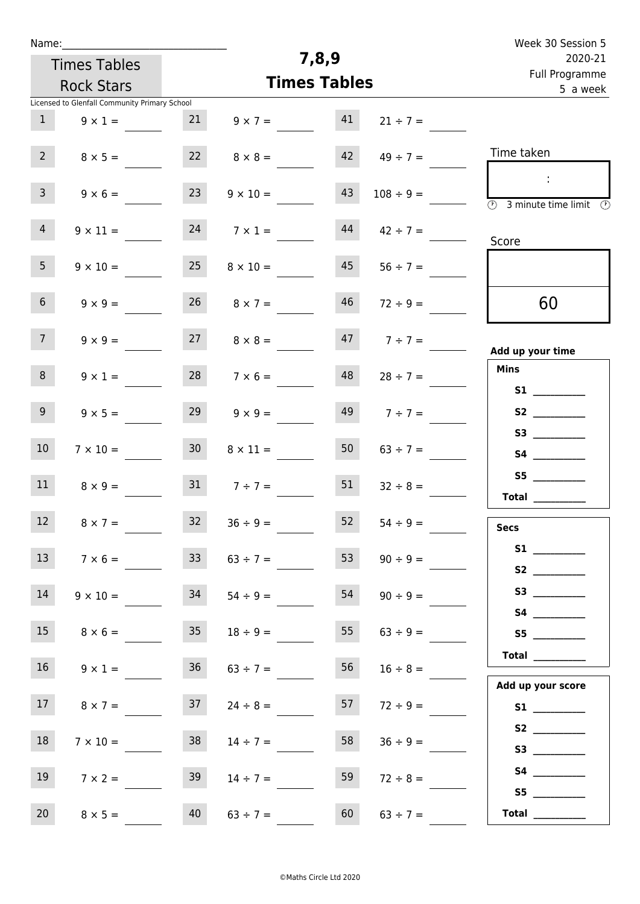Name:______________________________

Times Tables Rock Stars

Licensed to Glenfall Community Primary School

# 7,8,9 Times Tables

Week 30 Session 5
2020-21
Full Programme
5 a week

| | | | | | |
|---|---|---|---|---|---|
| 1 | $9 \times 1 =$ | 21 | $9 \times 7 =$ | 41 | $21 \div 7 =$ |
| 2 | $8 \times 5 =$ | 22 | $8 \times 8 =$ | 42 | $49 \div 7 =$ |
| 3 | $9 \times 6 =$ | 23 | $9 \times 10 =$ | 43 | $108 \div 9 =$ |
| 4 | $9 \times 11 =$ | 24 | $7 \times 1 =$ | 44 | $42 \div 7 =$ |
| 5 | $9 \times 10 =$ | 25 | $8 \times 10 =$ | 45 | $56 \div 7 =$ |
| 6 | $9 \times 9 =$ | 26 | $8 \times 7 =$ | 46 | $72 \div 9 =$ |
| 7 | $9 \times 9 =$ | 27 | $8 \times 8 =$ | 47 | $7 \div 7 =$ |
| 8 | $9 \times 1 =$ | 28 | $7 \times 6 =$ | 48 | $28 \div 7 =$ |
| 9 | $9 \times 5 =$ | 29 | $9 \times 9 =$ | 49 | $7 \div 7 =$ |
| 10 | $7 \times 10 =$ | 30 | $8 \times 11 =$ | 50 | $63 \div 7 =$ |
| 11 | $8 \times 9 =$ | 31 | $7 \div 7 =$ | 51 | $32 \div 8 =$ |
| 12 | $8 \times 7 =$ | 32 | $36 \div 9 =$ | 52 | $54 \div 9 =$ |
| 13 | $7 \times 6 =$ | 33 | $63 \div 7 =$ | 53 | $90 \div 9 =$ |
| 14 | $9 \times 10 =$ | 34 | $54 \div 9 =$ | 54 | $90 \div 9 =$ |
| 15 | $8 \times 6 =$ | 35 | $18 \div 9 =$ | 55 | $63 \div 9 =$ |
| 16 | $9 \times 1 =$ | 36 | $63 \div 7 =$ | 56 | $16 \div 8 =$ |
| 17 | $8 \times 7 =$ | 37 | $24 \div 8 =$ | 57 | $72 \div 9 =$ |
| 18 | $7 \times 10 =$ | 38 | $14 \div 7 =$ | 58 | $36 \div 9 =$ |
| 19 | $7 \times 2 =$ | 39 | $14 \div 7 =$ | 59 | $72 \div 8 =$ |
| 20 | $8 \times 5 =$ | 40 | $63 \div 7 =$ | 60 | $63 \div 7 =$ |

Time taken

:

3 minute time limit

Score

60

**Add up your time**

**Mins**

**S1** __________
**S2** __________
**S3** __________
**S4** __________
**S5** __________
**Total** __________

**Secs**

**S1** __________
**S2** __________
**S3** __________
**S4** __________
**S5** __________
**Total** __________

**Add up your score**

**S1** __________
**S2** __________
**S3** __________
**S4** __________
**S5** __________
**Total** __________

©Maths Circle Ltd 2020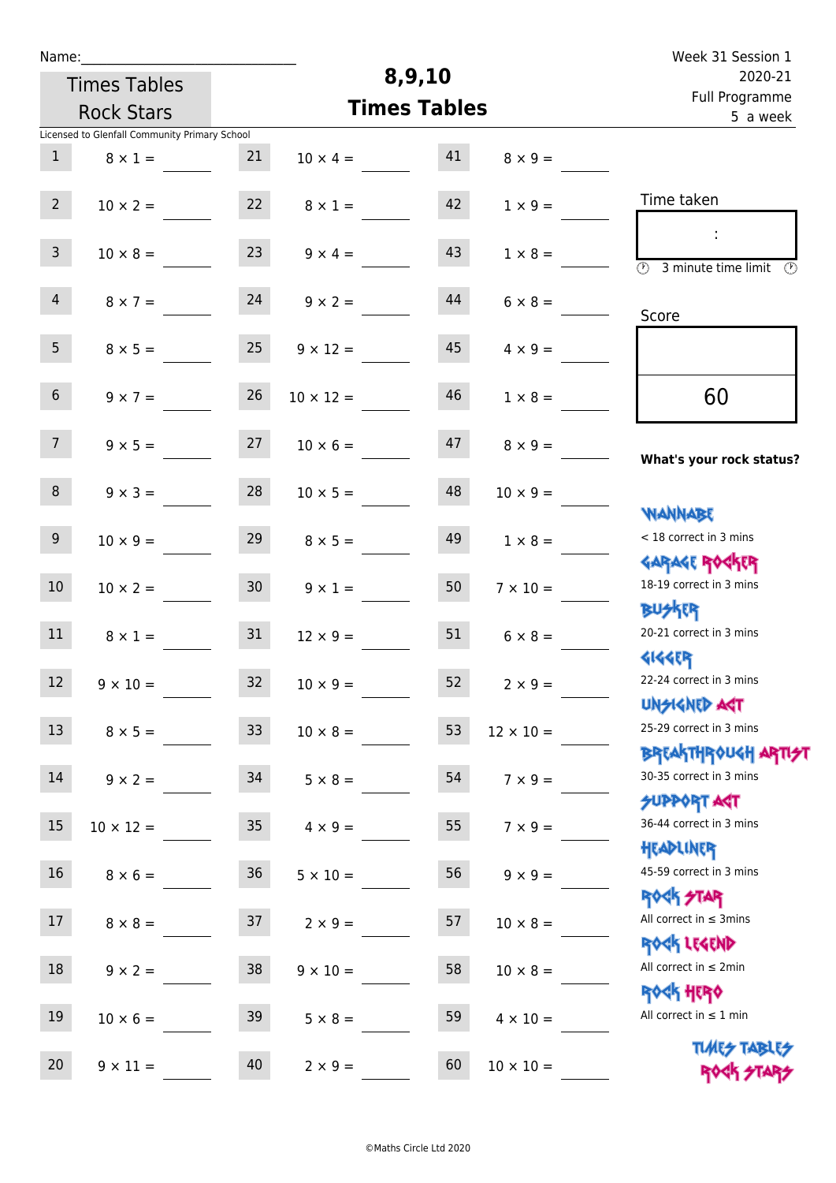Name:______________________________

Times Tables Rock Stars

# 8,9,10 Times Tables

Week 31 Session 1
2020-21
Full Programme
5 a week

Licensed to Glenfall Community Primary School

| | | | | | |
|---|---|---|---|---|---|
| 1 | 8 × 1 = ____ | 21 | 10 × 4 = ____ | 41 | 8 × 9 = ____ |
| 2 | 10 × 2 = ____ | 22 | 8 × 1 = ____ | 42 | 1 × 9 = ____ |
| 3 | 10 × 8 = ____ | 23 | 9 × 4 = ____ | 43 | 1 × 8 = ____ |
| 4 | 8 × 7 = ____ | 24 | 9 × 2 = ____ | 44 | 6 × 8 = ____ |
| 5 | 8 × 5 = ____ | 25 | 9 × 12 = ____ | 45 | 4 × 9 = ____ |
| 6 | 9 × 7 = ____ | 26 | 10 × 12 = ____ | 46 | 1 × 8 = ____ |
| 7 | 9 × 5 = ____ | 27 | 10 × 6 = ____ | 47 | 8 × 9 = ____ |
| 8 | 9 × 3 = ____ | 28 | 10 × 5 = ____ | 48 | 10 × 9 = ____ |
| 9 | 10 × 9 = ____ | 29 | 8 × 5 = ____ | 49 | 1 × 8 = ____ |
| 10 | 10 × 2 = ____ | 30 | 9 × 1 = ____ | 50 | 7 × 10 = ____ |
| 11 | 8 × 1 = ____ | 31 | 12 × 9 = ____ | 51 | 6 × 8 = ____ |
| 12 | 9 × 10 = ____ | 32 | 10 × 9 = ____ | 52 | 2 × 9 = ____ |
| 13 | 8 × 5 = ____ | 33 | 10 × 8 = ____ | 53 | 12 × 10 = ____ |
| 14 | 9 × 2 = ____ | 34 | 5 × 8 = ____ | 54 | 7 × 9 = ____ |
| 15 | 10 × 12 = ____ | 35 | 4 × 9 = ____ | 55 | 7 × 9 = ____ |
| 16 | 8 × 6 = ____ | 36 | 5 × 10 = ____ | 56 | 9 × 9 = ____ |
| 17 | 8 × 8 = ____ | 37 | 2 × 9 = ____ | 57 | 10 × 8 = ____ |
| 18 | 9 × 2 = ____ | 38 | 9 × 10 = ____ | 58 | 10 × 8 = ____ |
| 19 | 10 × 6 = ____ | 39 | 5 × 8 = ____ | 59 | 4 × 10 = ____ |
| 20 | 9 × 11 = ____ | 40 | 2 × 9 = ____ | 60 | 10 × 10 = ____ |

Time taken

:

3 minute time limit

Score

60

**What's your rock status?**

WANNABE
< 18 correct in 3 mins

GARAGE ROCKER
18-19 correct in 3 mins

BUSKER
20-21 correct in 3 mins

GIGGER
22-24 correct in 3 mins

UNSIGNED ACT
25-29 correct in 3 mins

BREAKTHROUGH ARTIST
30-35 correct in 3 mins

SUPPORT ACT
36-44 correct in 3 mins

HEADLINER
45-59 correct in 3 mins

ROCK STAR
All correct in ≤ 3mins

ROCK LEGEND
All correct in ≤ 2min

ROCK HERO
All correct in ≤ 1 min

TIMES TABLES ROCK STARS

©Maths Circle Ltd 2020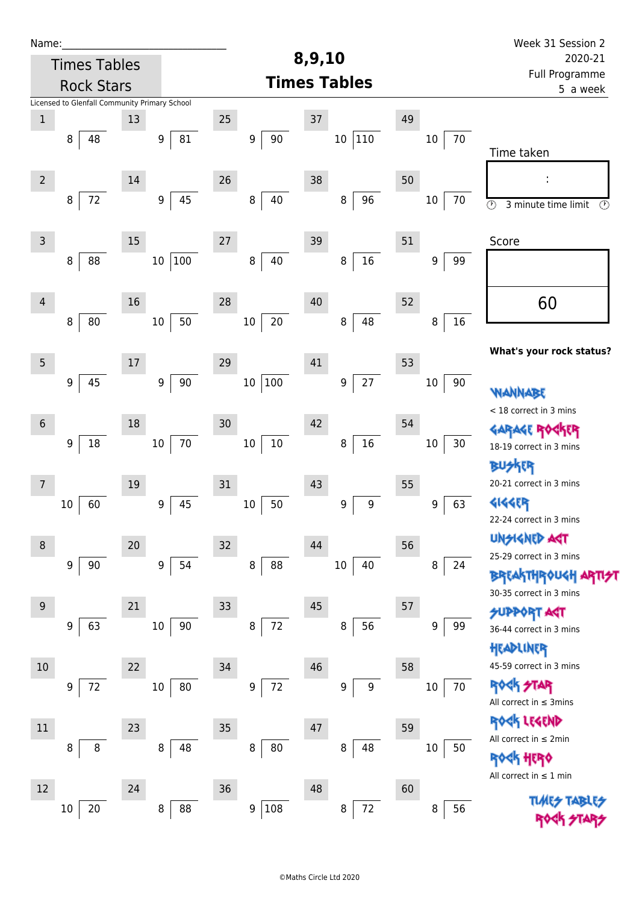Name:\_\_\_\_\_\_\_\_\_\_\_\_\_\_\_\_\_\_\_\_\_\_\_\_\_\_\_\_

Times Tables Rock Stars

Licensed to Glenfall Community Primary School

# 8,9,10 Times Tables

Week 31 Session 2
2020-21
Full Programme
5 a week

| # | Question | # | Question | # | Question | # | Question | # | Question |
|---|---|---|---|---|---|---|---|---|---|
| 1 | 8 ⟌ 48 | 13 | 9 ⟌ 81 | 25 | 9 ⟌ 90 | 37 | 10 ⟌ 110 | 49 | 10 ⟌ 70 |
| 2 | 8 ⟌ 72 | 14 | 9 ⟌ 45 | 26 | 8 ⟌ 40 | 38 | 8 ⟌ 96 | 50 | 10 ⟌ 70 |
| 3 | 8 ⟌ 88 | 15 | 10 ⟌ 100 | 27 | 8 ⟌ 40 | 39 | 8 ⟌ 16 | 51 | 9 ⟌ 99 |
| 4 | 8 ⟌ 80 | 16 | 10 ⟌ 50 | 28 | 10 ⟌ 20 | 40 | 8 ⟌ 48 | 52 | 8 ⟌ 16 |
| 5 | 9 ⟌ 45 | 17 | 9 ⟌ 90 | 29 | 10 ⟌ 100 | 41 | 9 ⟌ 27 | 53 | 10 ⟌ 90 |
| 6 | 9 ⟌ 18 | 18 | 10 ⟌ 70 | 30 | 10 ⟌ 10 | 42 | 8 ⟌ 16 | 54 | 10 ⟌ 30 |
| 7 | 10 ⟌ 60 | 19 | 9 ⟌ 45 | 31 | 10 ⟌ 50 | 43 | 9 ⟌ 9 | 55 | 9 ⟌ 63 |
| 8 | 9 ⟌ 90 | 20 | 9 ⟌ 54 | 32 | 8 ⟌ 88 | 44 | 10 ⟌ 40 | 56 | 8 ⟌ 24 |
| 9 | 9 ⟌ 63 | 21 | 10 ⟌ 90 | 33 | 8 ⟌ 72 | 45 | 8 ⟌ 56 | 57 | 9 ⟌ 99 |
| 10 | 9 ⟌ 72 | 22 | 10 ⟌ 80 | 34 | 9 ⟌ 72 | 46 | 9 ⟌ 9 | 58 | 10 ⟌ 70 |
| 11 | 8 ⟌ 8 | 23 | 8 ⟌ 48 | 35 | 8 ⟌ 80 | 47 | 8 ⟌ 48 | 59 | 10 ⟌ 50 |
| 12 | 10 ⟌ 20 | 24 | 8 ⟌ 88 | 36 | 9 ⟌ 108 | 48 | 8 ⟌ 72 | 60 | 8 ⟌ 56 |

Time taken

:

3 minute time limit

Score

60

**What's your rock status?**

WANNABE
< 18 correct in 3 mins

GARAGE ROCKER
18-19 correct in 3 mins

BUSKER
20-21 correct in 3 mins

GIGGER
22-24 correct in 3 mins

UNSIGNED ACT
25-29 correct in 3 mins

BREAKTHROUGH ARTIST
30-35 correct in 3 mins

SUPPORT ACT
36-44 correct in 3 mins

HEADLINER
45-59 correct in 3 mins

ROCK STAR
All correct in ≤ 3mins

ROCK LEGEND
All correct in ≤ 2min

ROCK HERO
All correct in ≤ 1 min

TIMES TABLES ROCK STARS

©Maths Circle Ltd 2020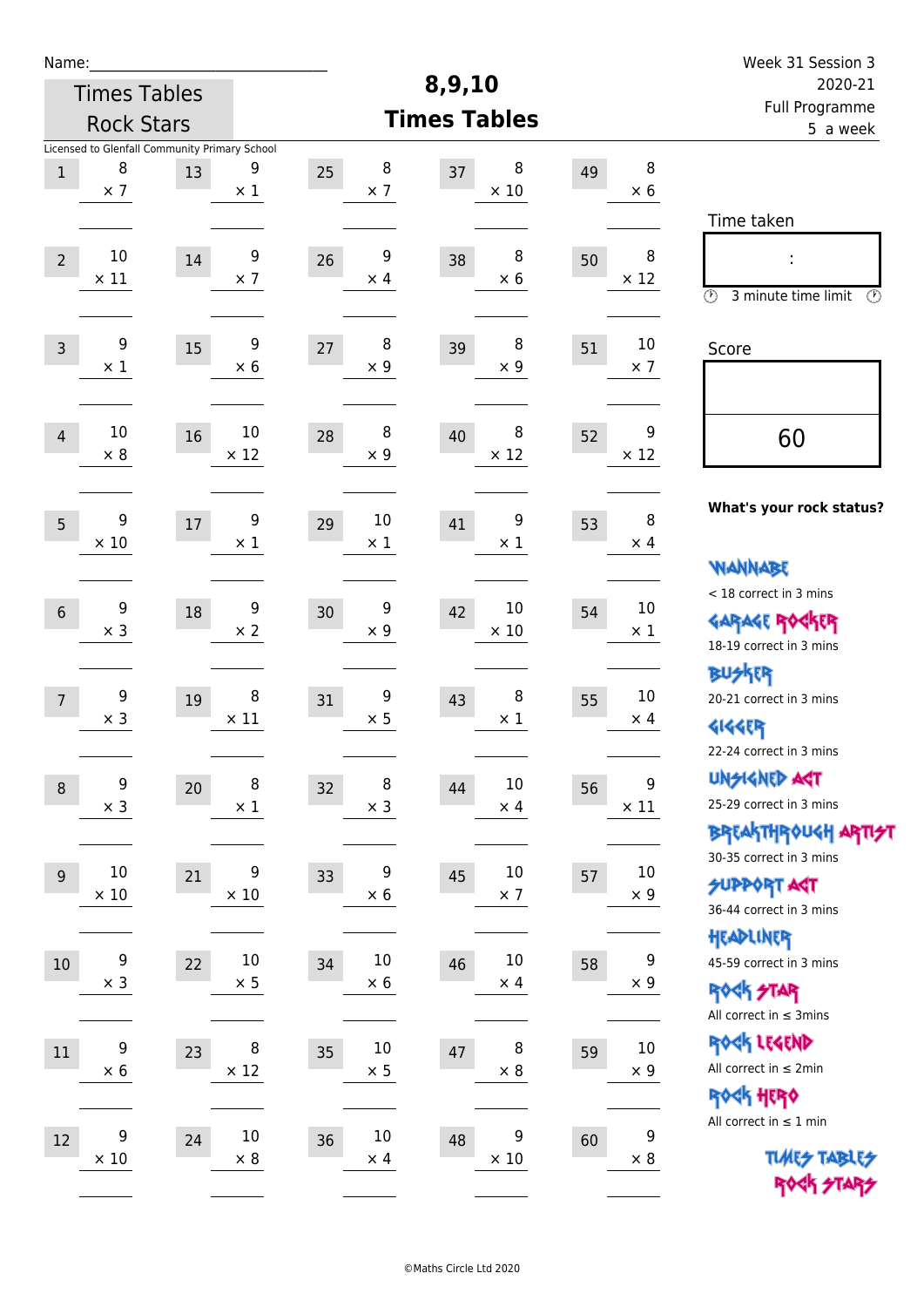Name:_______________________

Times Tables Rock Stars

# 8,9,10 Times Tables

Week 31 Session 3
2020-21
Full Programme
5 a week

Licensed to Glenfall Community Primary School

| # | Question | # | Question | # | Question | # | Question | # | Question |
|---|---|---|---|---|---|---|---|---|---|
| 1 | 8 × 7 | 13 | 9 × 1 | 25 | 8 × 7 | 37 | 8 × 10 | 49 | 8 × 6 |
| 2 | 10 × 11 | 14 | 9 × 7 | 26 | 9 × 4 | 38 | 8 × 6 | 50 | 8 × 12 |
| 3 | 9 × 1 | 15 | 9 × 6 | 27 | 8 × 9 | 39 | 8 × 9 | 51 | 10 × 7 |
| 4 | 10 × 8 | 16 | 10 × 12 | 28 | 8 × 9 | 40 | 8 × 12 | 52 | 9 × 12 |
| 5 | 9 × 10 | 17 | 9 × 1 | 29 | 10 × 1 | 41 | 9 × 1 | 53 | 8 × 4 |
| 6 | 9 × 3 | 18 | 9 × 2 | 30 | 9 × 9 | 42 | 10 × 10 | 54 | 10 × 1 |
| 7 | 9 × 3 | 19 | 8 × 11 | 31 | 9 × 5 | 43 | 8 × 1 | 55 | 10 × 4 |
| 8 | 9 × 3 | 20 | 8 × 1 | 32 | 8 × 3 | 44 | 10 × 4 | 56 | 9 × 11 |
| 9 | 10 × 10 | 21 | 9 × 10 | 33 | 9 × 6 | 45 | 10 × 7 | 57 | 10 × 9 |
| 10 | 9 × 3 | 22 | 10 × 5 | 34 | 10 × 6 | 46 | 10 × 4 | 58 | 9 × 9 |
| 11 | 9 × 6 | 23 | 8 × 12 | 35 | 10 × 5 | 47 | 8 × 8 | 59 | 10 × 9 |
| 12 | 9 × 10 | 24 | 10 × 8 | 36 | 10 × 4 | 48 | 9 × 10 | 60 | 9 × 8 |

Time taken

:

3 minute time limit

Score

60

**What's your rock status?**

WANNABE
< 18 correct in 3 mins

GARAGE ROCKER
18-19 correct in 3 mins

BUSKER
20-21 correct in 3 mins

GIGGER
22-24 correct in 3 mins

UNSIGNED ACT
25-29 correct in 3 mins

BREAKTHROUGH ARTIST
30-35 correct in 3 mins

SUPPORT ACT
36-44 correct in 3 mins

HEADLINER
45-59 correct in 3 mins

ROCK STAR
All correct in ≤ 3mins

ROCK LEGEND
All correct in ≤ 2min

ROCK HERO
All correct in ≤ 1 min

TIMES TABLES ROCK STARS

©Maths Circle Ltd 2020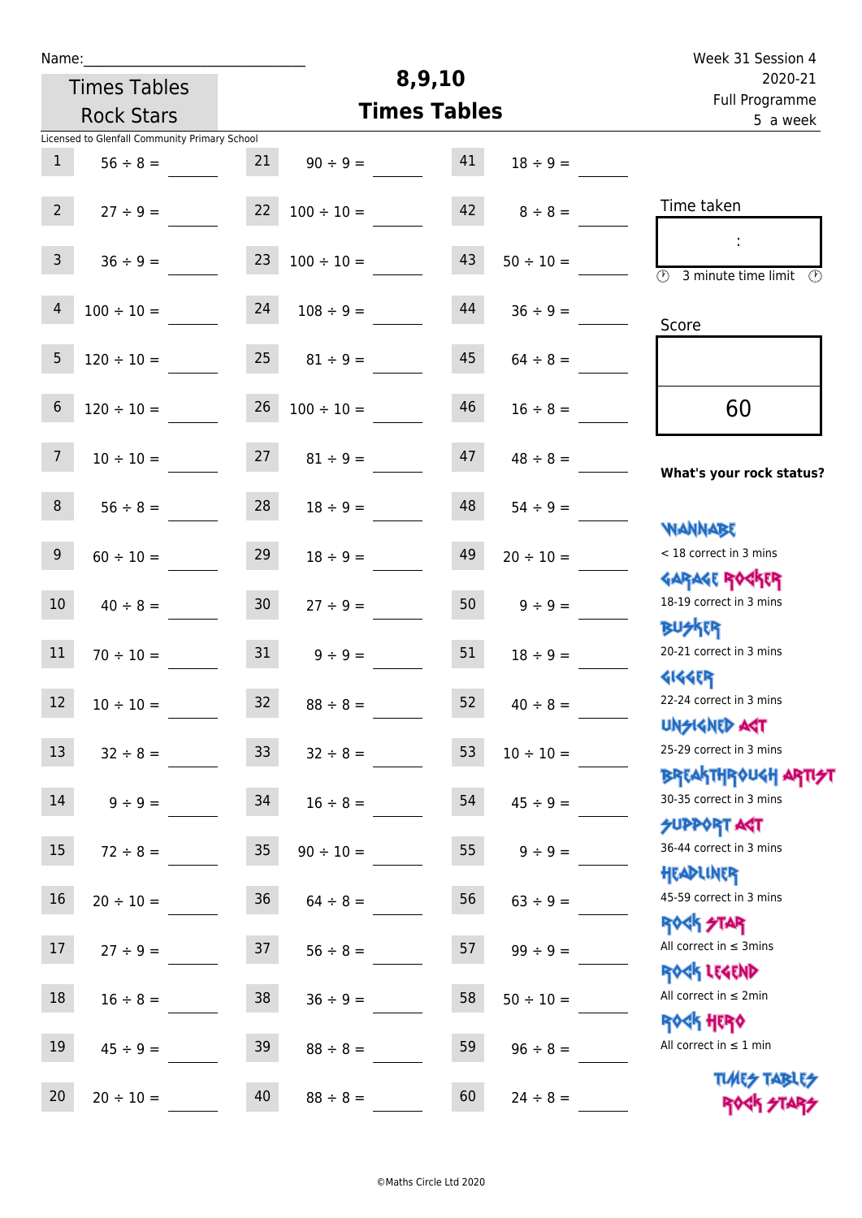Name:\_\_\_\_\_\_\_\_\_\_\_\_\_\_\_\_\_\_\_\_\_\_\_\_\_\_\_\_\_\_

Times Tables Rock Stars

# 8,9,10 Times Tables

Week 31 Session 4
2020-21
Full Programme
5 a week

Licensed to Glenfall Community Primary School

| | | | | | |
|---|---|---|---|---|---|
| 1 | 56 ÷ 8 = \_\_\_\_ | 21 | 90 ÷ 9 = \_\_\_\_ | 41 | 18 ÷ 9 = \_\_\_\_ |
| 2 | 27 ÷ 9 = \_\_\_\_ | 22 | 100 ÷ 10 = \_\_\_\_ | 42 | 8 ÷ 8 = \_\_\_\_ |
| 3 | 36 ÷ 9 = \_\_\_\_ | 23 | 100 ÷ 10 = \_\_\_\_ | 43 | 50 ÷ 10 = \_\_\_\_ |
| 4 | 100 ÷ 10 = \_\_\_\_ | 24 | 108 ÷ 9 = \_\_\_\_ | 44 | 36 ÷ 9 = \_\_\_\_ |
| 5 | 120 ÷ 10 = \_\_\_\_ | 25 | 81 ÷ 9 = \_\_\_\_ | 45 | 64 ÷ 8 = \_\_\_\_ |
| 6 | 120 ÷ 10 = \_\_\_\_ | 26 | 100 ÷ 10 = \_\_\_\_ | 46 | 16 ÷ 8 = \_\_\_\_ |
| 7 | 10 ÷ 10 = \_\_\_\_ | 27 | 81 ÷ 9 = \_\_\_\_ | 47 | 48 ÷ 8 = \_\_\_\_ |
| 8 | 56 ÷ 8 = \_\_\_\_ | 28 | 18 ÷ 9 = \_\_\_\_ | 48 | 54 ÷ 9 = \_\_\_\_ |
| 9 | 60 ÷ 10 = \_\_\_\_ | 29 | 18 ÷ 9 = \_\_\_\_ | 49 | 20 ÷ 10 = \_\_\_\_ |
| 10 | 40 ÷ 8 = \_\_\_\_ | 30 | 27 ÷ 9 = \_\_\_\_ | 50 | 9 ÷ 9 = \_\_\_\_ |
| 11 | 70 ÷ 10 = \_\_\_\_ | 31 | 9 ÷ 9 = \_\_\_\_ | 51 | 18 ÷ 9 = \_\_\_\_ |
| 12 | 10 ÷ 10 = \_\_\_\_ | 32 | 88 ÷ 8 = \_\_\_\_ | 52 | 40 ÷ 8 = \_\_\_\_ |
| 13 | 32 ÷ 8 = \_\_\_\_ | 33 | 32 ÷ 8 = \_\_\_\_ | 53 | 10 ÷ 10 = \_\_\_\_ |
| 14 | 9 ÷ 9 = \_\_\_\_ | 34 | 16 ÷ 8 = \_\_\_\_ | 54 | 45 ÷ 9 = \_\_\_\_ |
| 15 | 72 ÷ 8 = \_\_\_\_ | 35 | 90 ÷ 10 = \_\_\_\_ | 55 | 9 ÷ 9 = \_\_\_\_ |
| 16 | 20 ÷ 10 = \_\_\_\_ | 36 | 64 ÷ 8 = \_\_\_\_ | 56 | 63 ÷ 9 = \_\_\_\_ |
| 17 | 27 ÷ 9 = \_\_\_\_ | 37 | 56 ÷ 8 = \_\_\_\_ | 57 | 99 ÷ 9 = \_\_\_\_ |
| 18 | 16 ÷ 8 = \_\_\_\_ | 38 | 36 ÷ 9 = \_\_\_\_ | 58 | 50 ÷ 10 = \_\_\_\_ |
| 19 | 45 ÷ 9 = \_\_\_\_ | 39 | 88 ÷ 8 = \_\_\_\_ | 59 | 96 ÷ 8 = \_\_\_\_ |
| 20 | 20 ÷ 10 = \_\_\_\_ | 40 | 88 ÷ 8 = \_\_\_\_ | 60 | 24 ÷ 8 = \_\_\_\_ |

Time taken

:

3 minute time limit

Score

60

**What's your rock status?**

WANNABE
< 18 correct in 3 mins

GARAGE ROCKER
18-19 correct in 3 mins

BUSKER
20-21 correct in 3 mins

GIGGER
22-24 correct in 3 mins

UNSIGNED ACT
25-29 correct in 3 mins

BREAKTHROUGH ARTIST
30-35 correct in 3 mins

SUPPORT ACT
36-44 correct in 3 mins

HEADLINER
45-59 correct in 3 mins

ROCK STAR
All correct in ≤ 3mins

ROCK LEGEND
All correct in ≤ 2min

ROCK HERO
All correct in ≤ 1 min

TIMES TABLES ROCK STARS

©Maths Circle Ltd 2020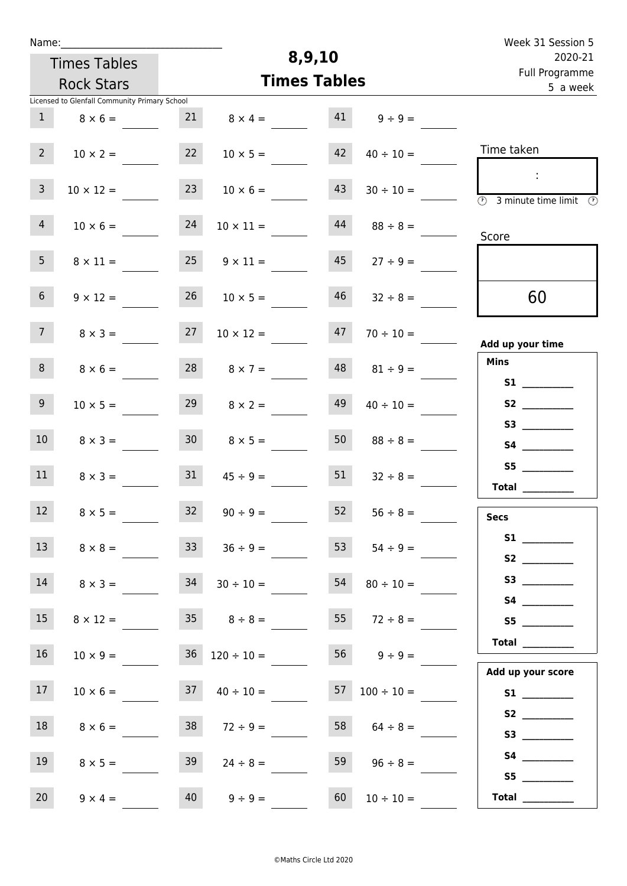Name:\_\_\_\_\_\_\_\_\_\_\_\_\_\_\_\_\_\_\_\_\_\_\_\_\_\_\_\_\_\_

Times Tables Rock Stars

# 8,9,10 Times Tables

Week 31 Session 5
2020-21
Full Programme
5 a week

Licensed to Glenfall Community Primary School

| | | | | | |
|---|---|---|---|---|---|
| 1 | $8 \times 6 =$ | 21 | $8 \times 4 =$ | 41 | $9 \div 9 =$ |
| 2 | $10 \times 2 =$ | 22 | $10 \times 5 =$ | 42 | $40 \div 10 =$ |
| 3 | $10 \times 12 =$ | 23 | $10 \times 6 =$ | 43 | $30 \div 10 =$ |
| 4 | $10 \times 6 =$ | 24 | $10 \times 11 =$ | 44 | $88 \div 8 =$ |
| 5 | $8 \times 11 =$ | 25 | $9 \times 11 =$ | 45 | $27 \div 9 =$ |
| 6 | $9 \times 12 =$ | 26 | $10 \times 5 =$ | 46 | $32 \div 8 =$ |
| 7 | $8 \times 3 =$ | 27 | $10 \times 12 =$ | 47 | $70 \div 10 =$ |
| 8 | $8 \times 6 =$ | 28 | $8 \times 7 =$ | 48 | $81 \div 9 =$ |
| 9 | $10 \times 5 =$ | 29 | $8 \times 2 =$ | 49 | $40 \div 10 =$ |
| 10 | $8 \times 3 =$ | 30 | $8 \times 5 =$ | 50 | $88 \div 8 =$ |
| 11 | $8 \times 3 =$ | 31 | $45 \div 9 =$ | 51 | $32 \div 8 =$ |
| 12 | $8 \times 5 =$ | 32 | $90 \div 9 =$ | 52 | $56 \div 8 =$ |
| 13 | $8 \times 8 =$ | 33 | $36 \div 9 =$ | 53 | $54 \div 9 =$ |
| 14 | $8 \times 3 =$ | 34 | $30 \div 10 =$ | 54 | $80 \div 10 =$ |
| 15 | $8 \times 12 =$ | 35 | $8 \div 8 =$ | 55 | $72 \div 8 =$ |
| 16 | $10 \times 9 =$ | 36 | $120 \div 10 =$ | 56 | $9 \div 9 =$ |
| 17 | $10 \times 6 =$ | 37 | $40 \div 10 =$ | 57 | $100 \div 10 =$ |
| 18 | $8 \times 6 =$ | 38 | $72 \div 9 =$ | 58 | $64 \div 8 =$ |
| 19 | $8 \times 5 =$ | 39 | $24 \div 8 =$ | 59 | $96 \div 8 =$ |
| 20 | $9 \times 4 =$ | 40 | $9 \div 9 =$ | 60 | $10 \div 10 =$ |

Time taken

:

3 minute time limit

Score

60

**Add up your time**

**Mins**

**S1** \_\_\_\_\_\_\_\_\_\_
**S2** \_\_\_\_\_\_\_\_\_\_
**S3** \_\_\_\_\_\_\_\_\_\_
**S4** \_\_\_\_\_\_\_\_\_\_
**S5** \_\_\_\_\_\_\_\_\_\_
**Total** \_\_\_\_\_\_\_\_\_\_

**Secs**

**S1** \_\_\_\_\_\_\_\_\_\_
**S2** \_\_\_\_\_\_\_\_\_\_
**S3** \_\_\_\_\_\_\_\_\_\_
**S4** \_\_\_\_\_\_\_\_\_\_
**S5** \_\_\_\_\_\_\_\_\_\_
**Total** \_\_\_\_\_\_\_\_\_\_

**Add up your score**

**S1** \_\_\_\_\_\_\_\_\_\_
**S2** \_\_\_\_\_\_\_\_\_\_
**S3** \_\_\_\_\_\_\_\_\_\_
**S4** \_\_\_\_\_\_\_\_\_\_
**S5** \_\_\_\_\_\_\_\_\_\_
**Total** \_\_\_\_\_\_\_\_\_\_

©Maths Circle Ltd 2020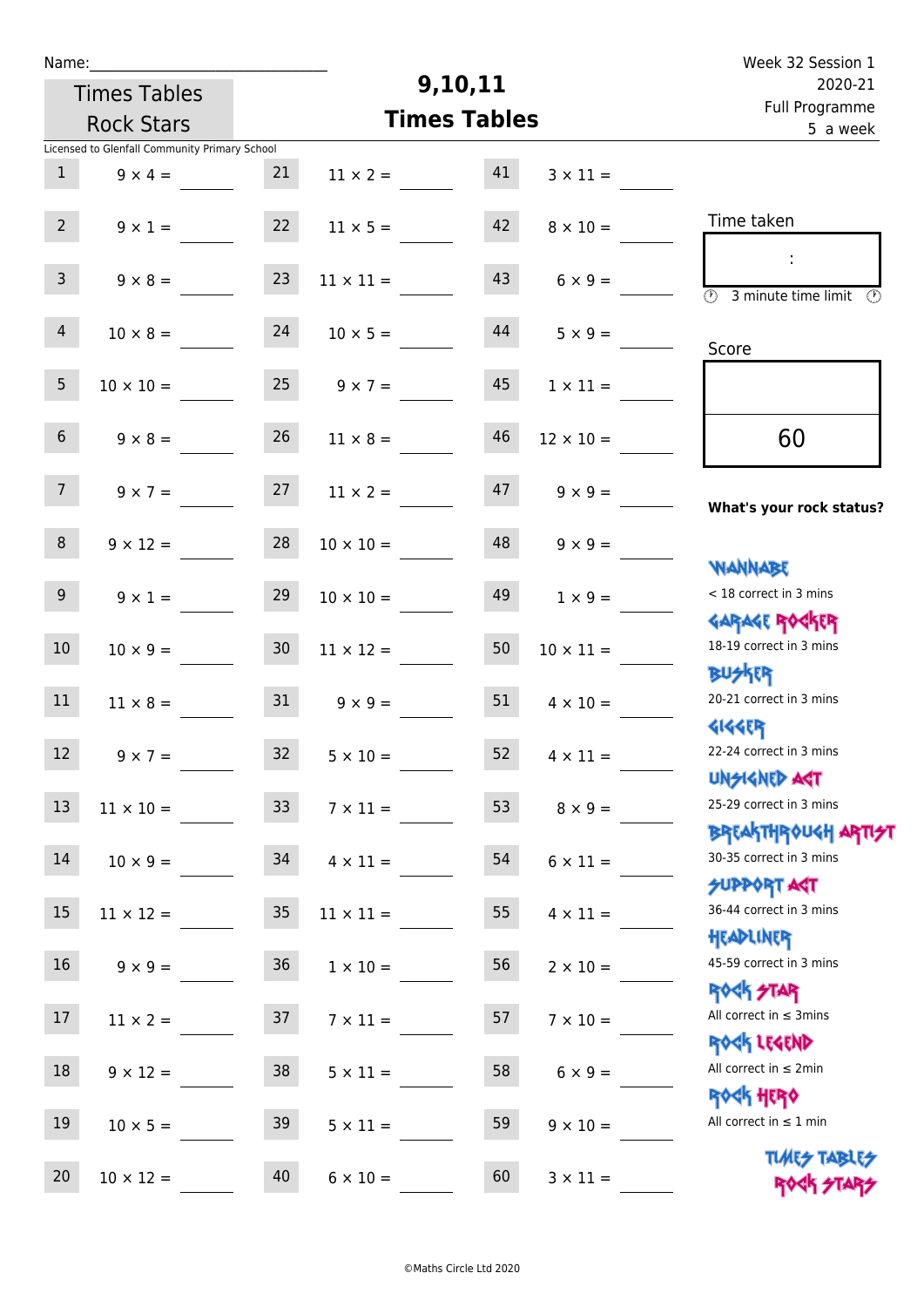Name:\_\_\_\_\_\_\_\_\_\_\_\_\_\_\_\_\_\_\_\_\_\_\_\_\_\_\_\_

Times Tables Rock Stars

Licensed to Glenfall Community Primary School

# 9,10,11 Times Tables

Week 32 Session 1
2020-21
Full Programme
5 a week

| | | | | | |
|---|---|---|---|---|---|
| 1 | $9 \times 4 =$ | 21 | $11 \times 2 =$ | 41 | $3 \times 11 =$ |
| 2 | $9 \times 1 =$ | 22 | $11 \times 5 =$ | 42 | $8 \times 10 =$ |
| 3 | $9 \times 8 =$ | 23 | $11 \times 11 =$ | 43 | $6 \times 9 =$ |
| 4 | $10 \times 8 =$ | 24 | $10 \times 5 =$ | 44 | $5 \times 9 =$ |
| 5 | $10 \times 10 =$ | 25 | $9 \times 7 =$ | 45 | $1 \times 11 =$ |
| 6 | $9 \times 8 =$ | 26 | $11 \times 8 =$ | 46 | $12 \times 10 =$ |
| 7 | $9 \times 7 =$ | 27 | $11 \times 2 =$ | 47 | $9 \times 9 =$ |
| 8 | $9 \times 12 =$ | 28 | $10 \times 10 =$ | 48 | $9 \times 9 =$ |
| 9 | $9 \times 1 =$ | 29 | $10 \times 10 =$ | 49 | $1 \times 9 =$ |
| 10 | $10 \times 9 =$ | 30 | $11 \times 12 =$ | 50 | $10 \times 11 =$ |
| 11 | $11 \times 8 =$ | 31 | $9 \times 9 =$ | 51 | $4 \times 10 =$ |
| 12 | $9 \times 7 =$ | 32 | $5 \times 10 =$ | 52 | $4 \times 11 =$ |
| 13 | $11 \times 10 =$ | 33 | $7 \times 11 =$ | 53 | $8 \times 9 =$ |
| 14 | $10 \times 9 =$ | 34 | $4 \times 11 =$ | 54 | $6 \times 11 =$ |
| 15 | $11 \times 12 =$ | 35 | $11 \times 11 =$ | 55 | $4 \times 11 =$ |
| 16 | $9 \times 9 =$ | 36 | $1 \times 10 =$ | 56 | $2 \times 10 =$ |
| 17 | $11 \times 2 =$ | 37 | $7 \times 11 =$ | 57 | $7 \times 10 =$ |
| 18 | $9 \times 12 =$ | 38 | $5 \times 11 =$ | 58 | $6 \times 9 =$ |
| 19 | $10 \times 5 =$ | 39 | $5 \times 11 =$ | 59 | $9 \times 10 =$ |
| 20 | $10 \times 12 =$ | 40 | $6 \times 10 =$ | 60 | $3 \times 11 =$ |

Time taken

:

3 minute time limit

Score

60

**What's your rock status?**

WANNABE
< 18 correct in 3 mins

GARAGE ROCKER
18-19 correct in 3 mins

BUSKER
20-21 correct in 3 mins

GIGGER
22-24 correct in 3 mins

UNSIGNED ACT
25-29 correct in 3 mins

BREAKTHROUGH ARTIST
30-35 correct in 3 mins

SUPPORT ACT
36-44 correct in 3 mins

HEADLINER
45-59 correct in 3 mins

ROCK STAR
All correct in ≤ 3mins

ROCK LEGEND
All correct in ≤ 2min

ROCK HERO
All correct in ≤ 1 min

TIMES TABLES ROCK STARS

©Maths Circle Ltd 2020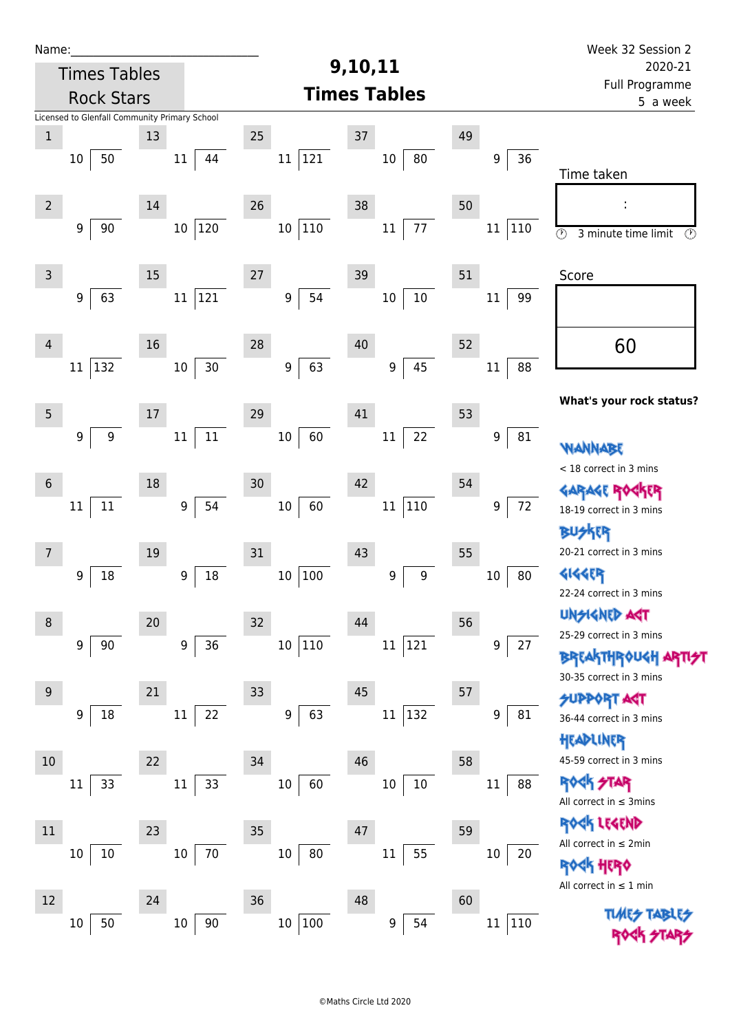Name:______________________________

Times Tables Rock Stars

# 9,10,11 Times Tables

Week 32 Session 2
2020-21
Full Programme
5 a week

Licensed to Glenfall Community Primary School

| # | Question | # | Question | # | Question | # | Question | # | Question |
|---|---|---|---|---|---|---|---|---|---|
| 1 | 10 ⟌ 50 | 13 | 11 ⟌ 44 | 25 | 11 ⟌ 121 | 37 | 10 ⟌ 80 | 49 | 9 ⟌ 36 |
| 2 | 9 ⟌ 90 | 14 | 10 ⟌ 120 | 26 | 10 ⟌ 110 | 38 | 11 ⟌ 77 | 50 | 11 ⟌ 110 |
| 3 | 9 ⟌ 63 | 15 | 11 ⟌ 121 | 27 | 9 ⟌ 54 | 39 | 10 ⟌ 10 | 51 | 11 ⟌ 99 |
| 4 | 11 ⟌ 132 | 16 | 10 ⟌ 30 | 28 | 9 ⟌ 63 | 40 | 9 ⟌ 45 | 52 | 11 ⟌ 88 |
| 5 | 9 ⟌ 9 | 17 | 11 ⟌ 11 | 29 | 10 ⟌ 60 | 41 | 11 ⟌ 22 | 53 | 9 ⟌ 81 |
| 6 | 11 ⟌ 11 | 18 | 9 ⟌ 54 | 30 | 10 ⟌ 60 | 42 | 11 ⟌ 110 | 54 | 9 ⟌ 72 |
| 7 | 9 ⟌ 18 | 19 | 9 ⟌ 18 | 31 | 10 ⟌ 100 | 43 | 9 ⟌ 9 | 55 | 10 ⟌ 80 |
| 8 | 9 ⟌ 90 | 20 | 9 ⟌ 36 | 32 | 10 ⟌ 110 | 44 | 11 ⟌ 121 | 56 | 9 ⟌ 27 |
| 9 | 9 ⟌ 18 | 21 | 11 ⟌ 22 | 33 | 9 ⟌ 63 | 45 | 11 ⟌ 132 | 57 | 9 ⟌ 81 |
| 10 | 11 ⟌ 33 | 22 | 11 ⟌ 33 | 34 | 10 ⟌ 60 | 46 | 10 ⟌ 10 | 58 | 11 ⟌ 88 |
| 11 | 10 ⟌ 10 | 23 | 10 ⟌ 70 | 35 | 10 ⟌ 80 | 47 | 11 ⟌ 55 | 59 | 10 ⟌ 20 |
| 12 | 10 ⟌ 50 | 24 | 10 ⟌ 90 | 36 | 10 ⟌ 100 | 48 | 9 ⟌ 54 | 60 | 11 ⟌ 110 |

Time taken

:

3 minute time limit

Score

60

**What's your rock status?**

WANNABE
< 18 correct in 3 mins

GARAGE ROCKER
18-19 correct in 3 mins

BUSKER
20-21 correct in 3 mins

GIGGER
22-24 correct in 3 mins

UNSIGNED ACT
25-29 correct in 3 mins

BREAKTHROUGH ARTIST
30-35 correct in 3 mins

SUPPORT ACT
36-44 correct in 3 mins

HEADLINER
45-59 correct in 3 mins

ROCK STAR
All correct in ≤ 3mins

ROCK LEGEND
All correct in ≤ 2min

ROCK HERO
All correct in ≤ 1 min

TIMES TABLES ROCK STARS

©Maths Circle Ltd 2020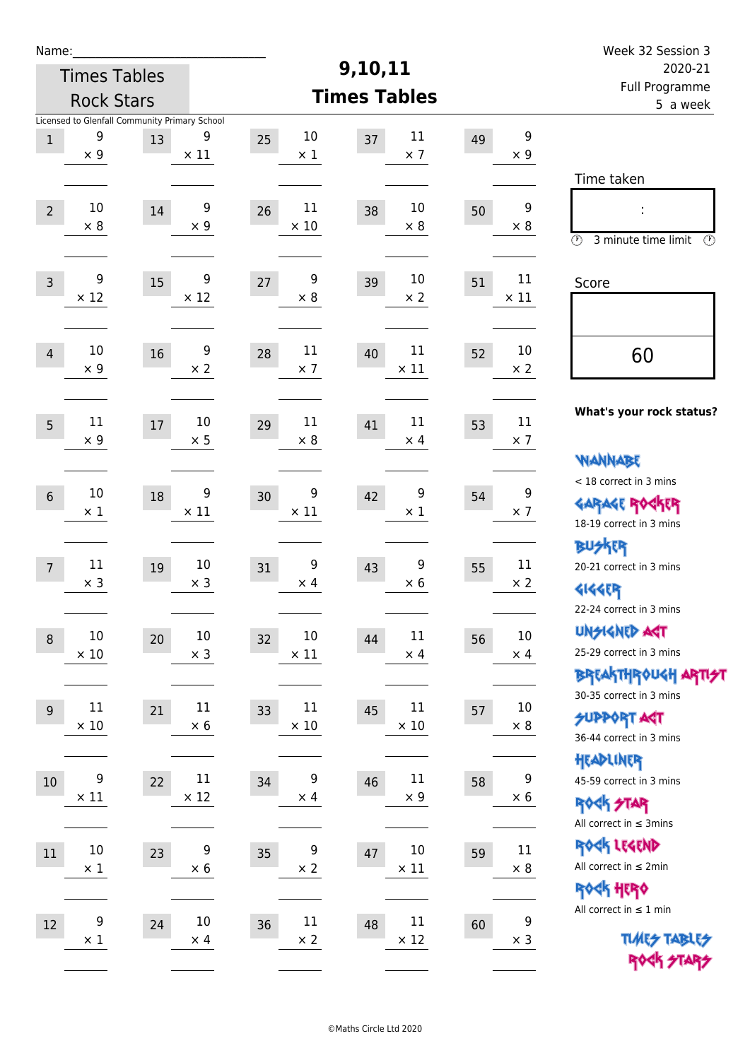Name:\_\_\_\_\_\_\_\_\_\_\_\_\_\_\_\_\_\_\_\_\_\_\_\_\_\_\_\_

Times Tables Rock Stars

# 9,10,11 Times Tables

Week 32 Session 3
2020-21
Full Programme
5 a week

Licensed to Glenfall Community Primary School

| | | | | | | | | | |
|---|---|---|---|---|---|---|---|---|---|
| 1 | 9 × 9 | 13 | 9 × 11 | 25 | 10 × 1 | 37 | 11 × 7 | 49 | 9 × 9 |
| 2 | 10 × 8 | 14 | 9 × 9 | 26 | 11 × 10 | 38 | 10 × 8 | 50 | 9 × 8 |
| 3 | 9 × 12 | 15 | 9 × 12 | 27 | 9 × 8 | 39 | 10 × 2 | 51 | 11 × 11 |
| 4 | 10 × 9 | 16 | 9 × 2 | 28 | 11 × 7 | 40 | 11 × 11 | 52 | 10 × 2 |
| 5 | 11 × 9 | 17 | 10 × 5 | 29 | 11 × 8 | 41 | 11 × 4 | 53 | 11 × 7 |
| 6 | 10 × 1 | 18 | 9 × 11 | 30 | 9 × 11 | 42 | 9 × 1 | 54 | 9 × 7 |
| 7 | 11 × 3 | 19 | 10 × 3 | 31 | 9 × 4 | 43 | 9 × 6 | 55 | 11 × 2 |
| 8 | 10 × 10 | 20 | 10 × 3 | 32 | 10 × 11 | 44 | 11 × 4 | 56 | 10 × 4 |
| 9 | 11 × 10 | 21 | 11 × 6 | 33 | 11 × 10 | 45 | 11 × 10 | 57 | 10 × 8 |
| 10 | 9 × 11 | 22 | 11 × 12 | 34 | 9 × 4 | 46 | 11 × 9 | 58 | 9 × 6 |
| 11 | 10 × 1 | 23 | 9 × 6 | 35 | 9 × 2 | 47 | 10 × 11 | 59 | 11 × 8 |
| 12 | 9 × 1 | 24 | 10 × 4 | 36 | 11 × 2 | 48 | 11 × 12 | 60 | 9 × 3 |

Time taken

:

3 minute time limit

Score

60

**What's your rock status?**

WANNABE
< 18 correct in 3 mins

GARAGE ROCKER
18-19 correct in 3 mins

BUSKER
20-21 correct in 3 mins

GIGGER
22-24 correct in 3 mins

UNSIGNED ACT
25-29 correct in 3 mins

BREAKTHROUGH ARTIST
30-35 correct in 3 mins

SUPPORT ACT
36-44 correct in 3 mins

HEADLINER
45-59 correct in 3 mins

ROCK STAR
All correct in ≤ 3mins

ROCK LEGEND
All correct in ≤ 2min

ROCK HERO
All correct in ≤ 1 min

TIMES TABLES ROCK STARS

©Maths Circle Ltd 2020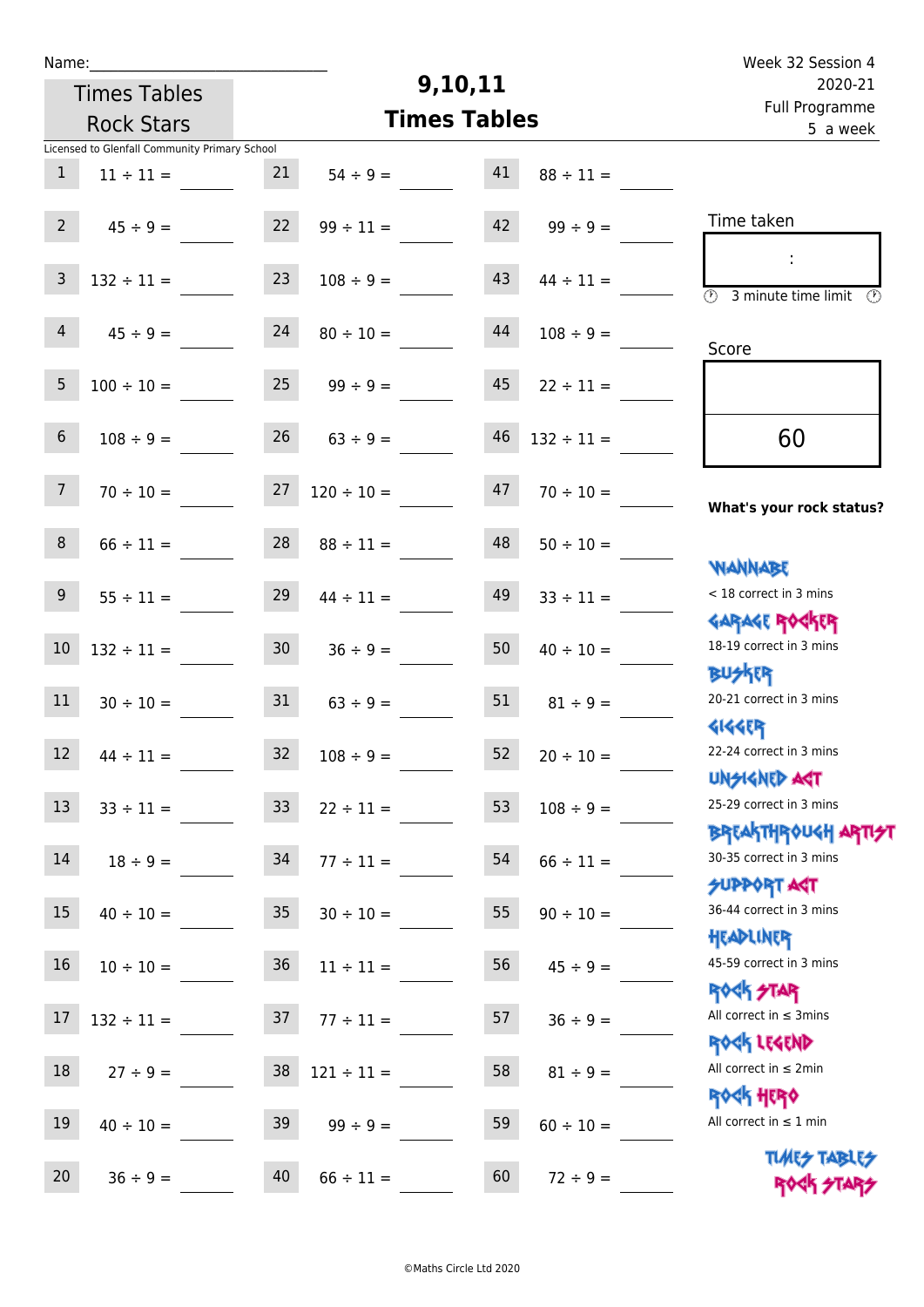Name:\_\_\_\_\_\_\_\_\_\_\_\_\_\_\_\_\_\_\_\_\_\_\_\_\_\_\_\_

Times Tables Rock Stars

# 9,10,11 Times Tables

Week 32 Session 4
2020-21
Full Programme
5 a week

Licensed to Glenfall Community Primary School

| | | | | | |
|---|---|---|---|---|---|
| 1 | 11 ÷ 11 = | 21 | 54 ÷ 9 = | 41 | 88 ÷ 11 = |
| 2 | 45 ÷ 9 = | 22 | 99 ÷ 11 = | 42 | 99 ÷ 9 = |
| 3 | 132 ÷ 11 = | 23 | 108 ÷ 9 = | 43 | 44 ÷ 11 = |
| 4 | 45 ÷ 9 = | 24 | 80 ÷ 10 = | 44 | 108 ÷ 9 = |
| 5 | 100 ÷ 10 = | 25 | 99 ÷ 9 = | 45 | 22 ÷ 11 = |
| 6 | 108 ÷ 9 = | 26 | 63 ÷ 9 = | 46 | 132 ÷ 11 = |
| 7 | 70 ÷ 10 = | 27 | 120 ÷ 10 = | 47 | 70 ÷ 10 = |
| 8 | 66 ÷ 11 = | 28 | 88 ÷ 11 = | 48 | 50 ÷ 10 = |
| 9 | 55 ÷ 11 = | 29 | 44 ÷ 11 = | 49 | 33 ÷ 11 = |
| 10 | 132 ÷ 11 = | 30 | 36 ÷ 9 = | 50 | 40 ÷ 10 = |
| 11 | 30 ÷ 10 = | 31 | 63 ÷ 9 = | 51 | 81 ÷ 9 = |
| 12 | 44 ÷ 11 = | 32 | 108 ÷ 9 = | 52 | 20 ÷ 10 = |
| 13 | 33 ÷ 11 = | 33 | 22 ÷ 11 = | 53 | 108 ÷ 9 = |
| 14 | 18 ÷ 9 = | 34 | 77 ÷ 11 = | 54 | 66 ÷ 11 = |
| 15 | 40 ÷ 10 = | 35 | 30 ÷ 10 = | 55 | 90 ÷ 10 = |
| 16 | 10 ÷ 10 = | 36 | 11 ÷ 11 = | 56 | 45 ÷ 9 = |
| 17 | 132 ÷ 11 = | 37 | 77 ÷ 11 = | 57 | 36 ÷ 9 = |
| 18 | 27 ÷ 9 = | 38 | 121 ÷ 11 = | 58 | 81 ÷ 9 = |
| 19 | 40 ÷ 10 = | 39 | 99 ÷ 9 = | 59 | 60 ÷ 10 = |
| 20 | 36 ÷ 9 = | 40 | 66 ÷ 11 = | 60 | 72 ÷ 9 = |

Time taken

:

3 minute time limit

Score

60

**What's your rock status?**

WANNABE
< 18 correct in 3 mins

GARAGE ROCKER
18-19 correct in 3 mins

BUSKER
20-21 correct in 3 mins

GIGGER
22-24 correct in 3 mins

UNSIGNED ACT
25-29 correct in 3 mins

BREAKTHROUGH ARTIST
30-35 correct in 3 mins

SUPPORT ACT
36-44 correct in 3 mins

HEADLINER
45-59 correct in 3 mins

ROCK STAR
All correct in ≤ 3mins

ROCK LEGEND
All correct in ≤ 2min

ROCK HERO
All correct in ≤ 1 min

TIMES TABLES ROCK STARS

©Maths Circle Ltd 2020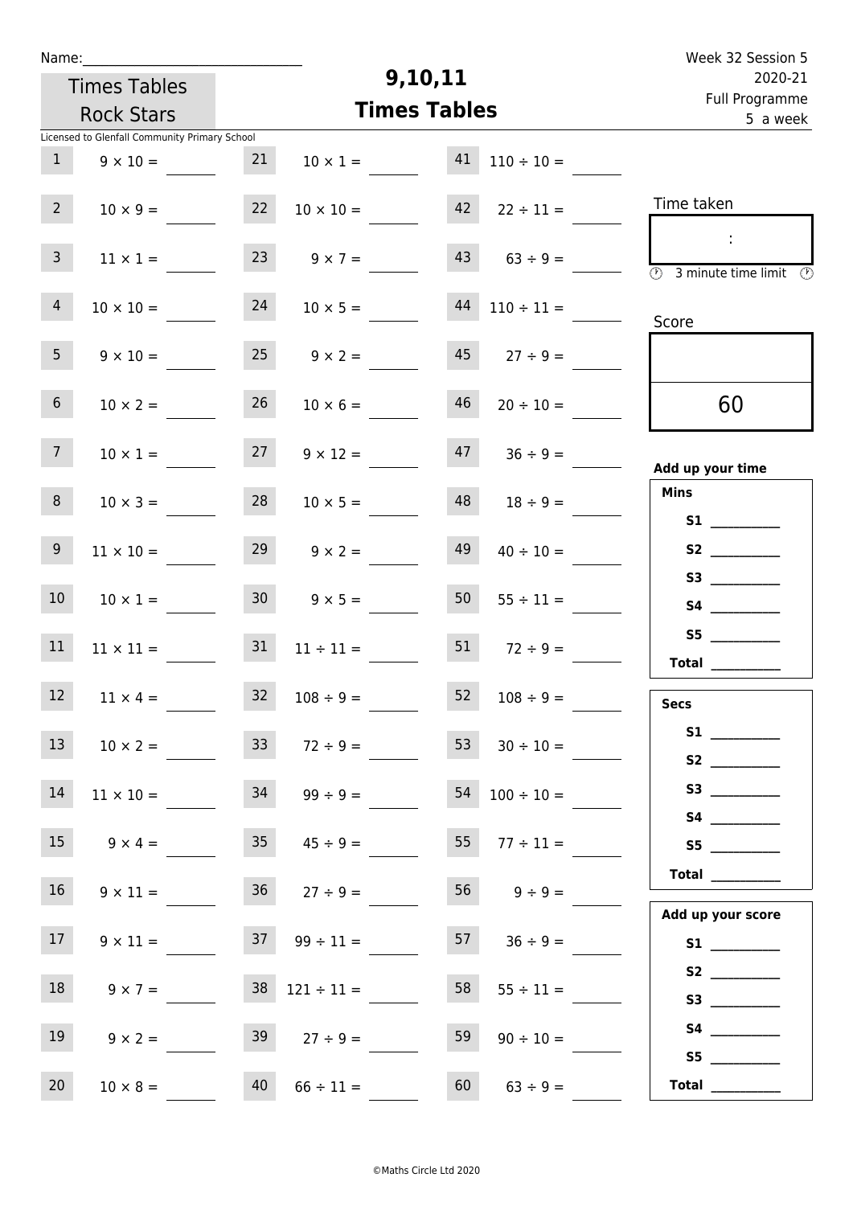Name:______________________________

Times Tables Rock Stars

# 9,10,11
## Times Tables

Week 32 Session 5
2020-21
Full Programme
5 a week

Licensed to Glenfall Community Primary School

| | | | | | |
|---|---|---|---|---|---|
| 1 | 9 × 10 = | 21 | 10 × 1 = | 41 | 110 ÷ 10 = |
| 2 | 10 × 9 = | 22 | 10 × 10 = | 42 | 22 ÷ 11 = |
| 3 | 11 × 1 = | 23 | 9 × 7 = | 43 | 63 ÷ 9 = |
| 4 | 10 × 10 = | 24 | 10 × 5 = | 44 | 110 ÷ 11 = |
| 5 | 9 × 10 = | 25 | 9 × 2 = | 45 | 27 ÷ 9 = |
| 6 | 10 × 2 = | 26 | 10 × 6 = | 46 | 20 ÷ 10 = |
| 7 | 10 × 1 = | 27 | 9 × 12 = | 47 | 36 ÷ 9 = |
| 8 | 10 × 3 = | 28 | 10 × 5 = | 48 | 18 ÷ 9 = |
| 9 | 11 × 10 = | 29 | 9 × 2 = | 49 | 40 ÷ 10 = |
| 10 | 10 × 1 = | 30 | 9 × 5 = | 50 | 55 ÷ 11 = |
| 11 | 11 × 11 = | 31 | 11 ÷ 11 = | 51 | 72 ÷ 9 = |
| 12 | 11 × 4 = | 32 | 108 ÷ 9 = | 52 | 108 ÷ 9 = |
| 13 | 10 × 2 = | 33 | 72 ÷ 9 = | 53 | 30 ÷ 10 = |
| 14 | 11 × 10 = | 34 | 99 ÷ 9 = | 54 | 100 ÷ 10 = |
| 15 | 9 × 4 = | 35 | 45 ÷ 9 = | 55 | 77 ÷ 11 = |
| 16 | 9 × 11 = | 36 | 27 ÷ 9 = | 56 | 9 ÷ 9 = |
| 17 | 9 × 11 = | 37 | 99 ÷ 11 = | 57 | 36 ÷ 9 = |
| 18 | 9 × 7 = | 38 | 121 ÷ 11 = | 58 | 55 ÷ 11 = |
| 19 | 9 × 2 = | 39 | 27 ÷ 9 = | 59 | 90 ÷ 10 = |
| 20 | 10 × 8 = | 40 | 66 ÷ 11 = | 60 | 63 ÷ 9 = |

Time taken

:

3 minute time limit

Score

60

**Add up your time**

**Mins**

**S1** __________
**S2** __________
**S3** __________
**S4** __________
**S5** __________
**Total** __________

**Secs**

**S1** __________
**S2** __________
**S3** __________
**S4** __________
**S5** __________
**Total** __________

**Add up your score**

**S1** __________
**S2** __________
**S3** __________
**S4** __________
**S5** __________
**Total** __________

©Maths Circle Ltd 2020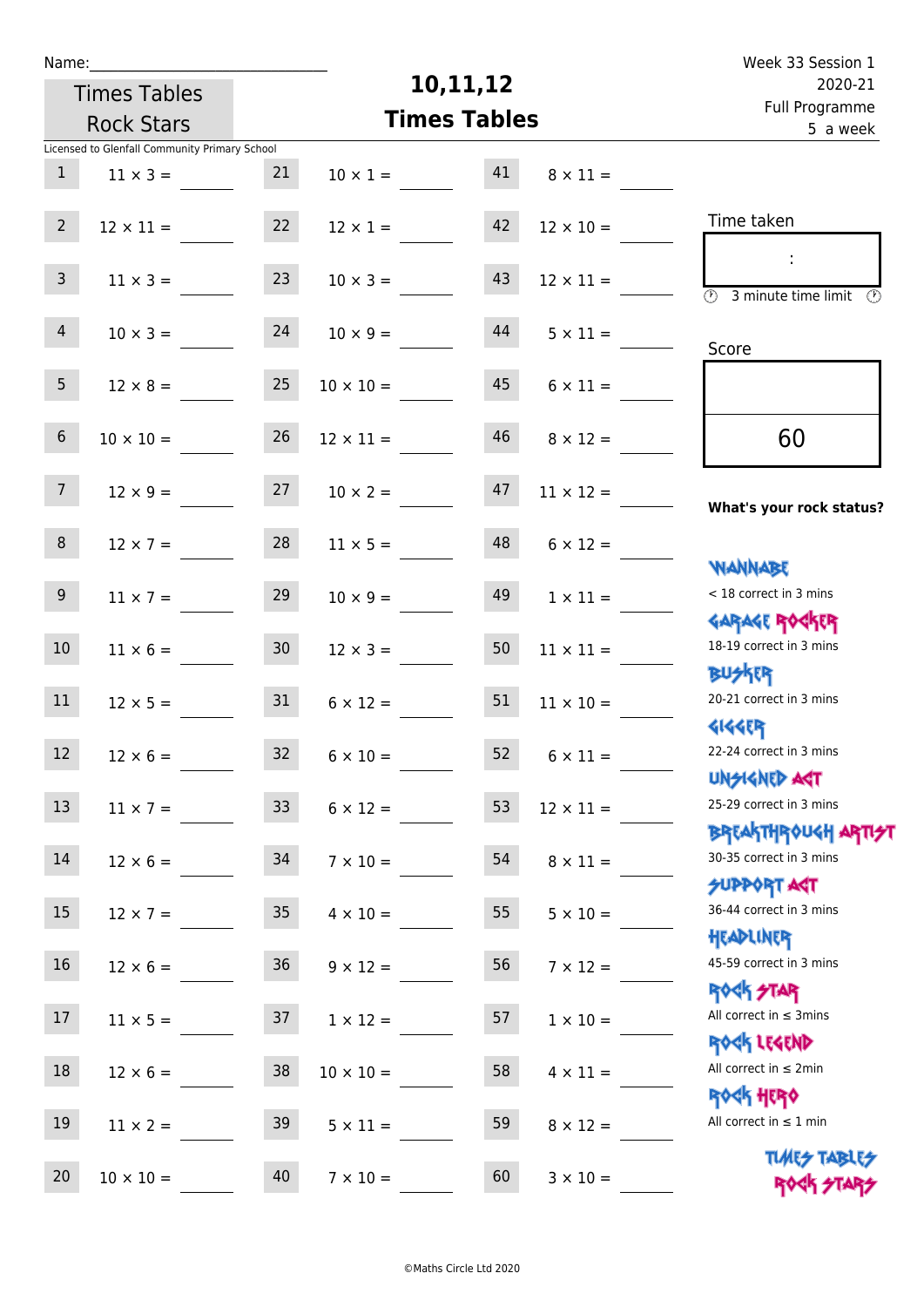Name:______________________________

Times Tables Rock Stars

# 10,11,12 Times Tables

Week 33 Session 1
2020-21
Full Programme
5 a week

Licensed to Glenfall Community Primary School

| # | Question | # | Question | # | Question |
|---|---|---|---|---|---|
| 1 | 11 × 3 = | 21 | 10 × 1 = | 41 | 8 × 11 = |
| 2 | 12 × 11 = | 22 | 12 × 1 = | 42 | 12 × 10 = |
| 3 | 11 × 3 = | 23 | 10 × 3 = | 43 | 12 × 11 = |
| 4 | 10 × 3 = | 24 | 10 × 9 = | 44 | 5 × 11 = |
| 5 | 12 × 8 = | 25 | 10 × 10 = | 45 | 6 × 11 = |
| 6 | 10 × 10 = | 26 | 12 × 11 = | 46 | 8 × 12 = |
| 7 | 12 × 9 = | 27 | 10 × 2 = | 47 | 11 × 12 = |
| 8 | 12 × 7 = | 28 | 11 × 5 = | 48 | 6 × 12 = |
| 9 | 11 × 7 = | 29 | 10 × 9 = | 49 | 1 × 11 = |
| 10 | 11 × 6 = | 30 | 12 × 3 = | 50 | 11 × 11 = |
| 11 | 12 × 5 = | 31 | 6 × 12 = | 51 | 11 × 10 = |
| 12 | 12 × 6 = | 32 | 6 × 10 = | 52 | 6 × 11 = |
| 13 | 11 × 7 = | 33 | 6 × 12 = | 53 | 12 × 11 = |
| 14 | 12 × 6 = | 34 | 7 × 10 = | 54 | 8 × 11 = |
| 15 | 12 × 7 = | 35 | 4 × 10 = | 55 | 5 × 10 = |
| 16 | 12 × 6 = | 36 | 9 × 12 = | 56 | 7 × 12 = |
| 17 | 11 × 5 = | 37 | 1 × 12 = | 57 | 1 × 10 = |
| 18 | 12 × 6 = | 38 | 10 × 10 = | 58 | 4 × 11 = |
| 19 | 11 × 2 = | 39 | 5 × 11 = | 59 | 8 × 12 = |
| 20 | 10 × 10 = | 40 | 7 × 10 = | 60 | 3 × 10 = |

Time taken

:

3 minute time limit

Score

60

**What's your rock status?**

WANNABE
< 18 correct in 3 mins

GARAGE ROCKER
18-19 correct in 3 mins

BUSKER
20-21 correct in 3 mins

GIGGER
22-24 correct in 3 mins

UNSIGNED ACT
25-29 correct in 3 mins

BREAKTHROUGH ARTIST
30-35 correct in 3 mins

SUPPORT ACT
36-44 correct in 3 mins

HEADLINER
45-59 correct in 3 mins

ROCK STAR
All correct in ≤ 3mins

ROCK LEGEND
All correct in ≤ 2min

ROCK HERO
All correct in ≤ 1 min

TIMES TABLES ROCK STARS

©Maths Circle Ltd 2020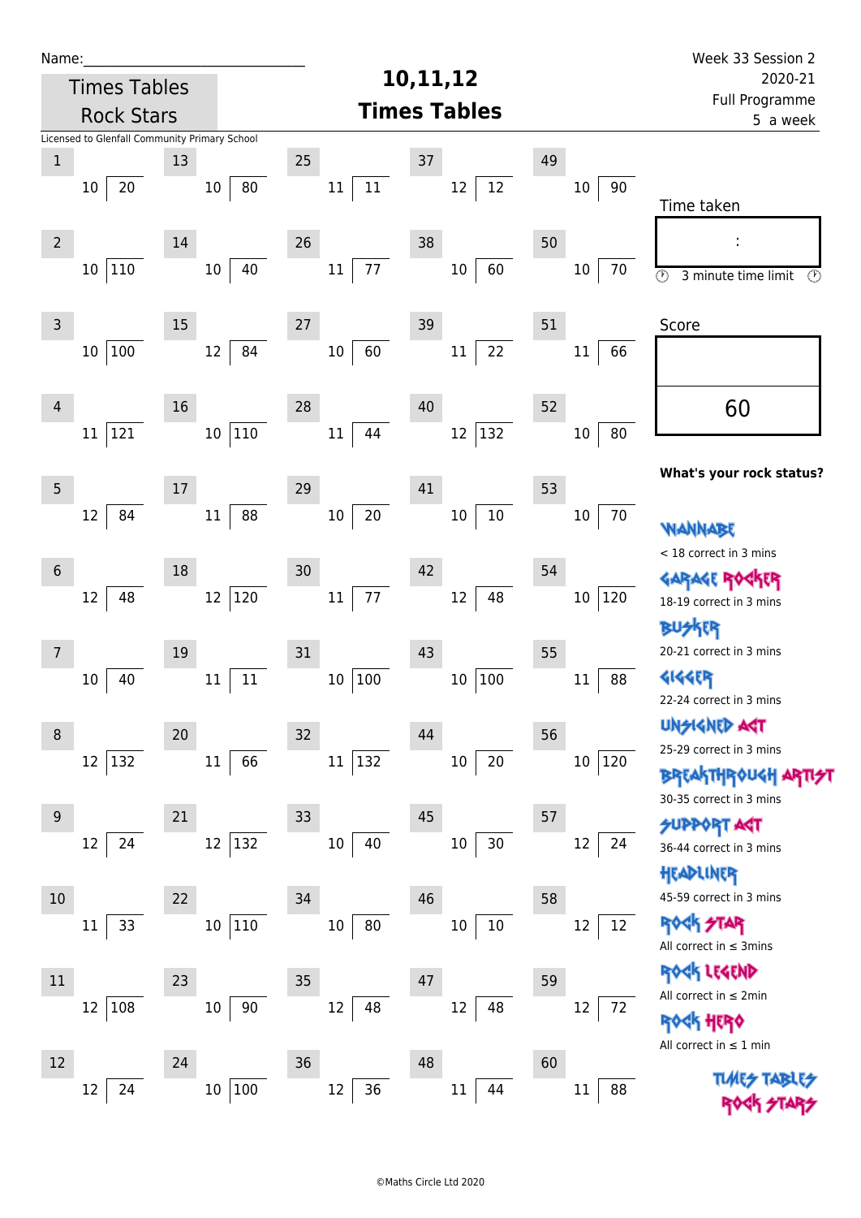Name:\_\_\_\_\_\_\_\_\_\_\_\_\_\_\_\_\_\_\_\_\_\_\_\_\_\_\_\_\_\_

Times Tables Rock Stars

Licensed to Glenfall Community Primary School

# 10,11,12 Times Tables

Week 33 Session 2
2020-21
Full Programme
5 a week

| # | Divisor | Dividend | # | Divisor | Dividend | # | Divisor | Dividend | # | Divisor | Dividend | # | Divisor | Dividend |
|---|---|---|---|---|---|---|---|---|---|---|---|---|---|---|
| 1 | 10 | 20 | 13 | 10 | 80 | 25 | 11 | 11 | 37 | 12 | 12 | 49 | 10 | 90 |
| 2 | 10 | 110 | 14 | 10 | 40 | 26 | 11 | 77 | 38 | 10 | 60 | 50 | 10 | 70 |
| 3 | 10 | 100 | 15 | 12 | 84 | 27 | 10 | 60 | 39 | 11 | 22 | 51 | 11 | 66 |
| 4 | 11 | 121 | 16 | 10 | 110 | 28 | 11 | 44 | 40 | 12 | 132 | 52 | 10 | 80 |
| 5 | 12 | 84 | 17 | 11 | 88 | 29 | 10 | 20 | 41 | 10 | 10 | 53 | 10 | 70 |
| 6 | 12 | 48 | 18 | 12 | 120 | 30 | 11 | 77 | 42 | 12 | 48 | 54 | 10 | 120 |
| 7 | 10 | 40 | 19 | 11 | 11 | 31 | 10 | 100 | 43 | 10 | 100 | 55 | 11 | 88 |
| 8 | 12 | 132 | 20 | 11 | 66 | 32 | 11 | 132 | 44 | 10 | 20 | 56 | 10 | 120 |
| 9 | 12 | 24 | 21 | 12 | 132 | 33 | 10 | 40 | 45 | 10 | 30 | 57 | 12 | 24 |
| 10 | 11 | 33 | 22 | 10 | 110 | 34 | 10 | 80 | 46 | 10 | 10 | 58 | 12 | 12 |
| 11 | 12 | 108 | 23 | 10 | 90 | 35 | 12 | 48 | 47 | 12 | 48 | 59 | 12 | 72 |
| 12 | 12 | 24 | 24 | 10 | 100 | 36 | 12 | 36 | 48 | 11 | 44 | 60 | 11 | 88 |

Time taken

:

3 minute time limit

Score

60

**What's your rock status?**

WANNABE
< 18 correct in 3 mins

GARAGE ROCKER
18-19 correct in 3 mins

BUSKER
20-21 correct in 3 mins

GIGGER
22-24 correct in 3 mins

UNSIGNED ACT
25-29 correct in 3 mins

BREAKTHROUGH ARTIST
30-35 correct in 3 mins

SUPPORT ACT
36-44 correct in 3 mins

HEADLINER
45-59 correct in 3 mins

ROCK STAR
All correct in ≤ 3mins

ROCK LEGEND
All correct in ≤ 2min

ROCK HERO
All correct in ≤ 1 min

TIMES TABLES ROCK STARS

©Maths Circle Ltd 2020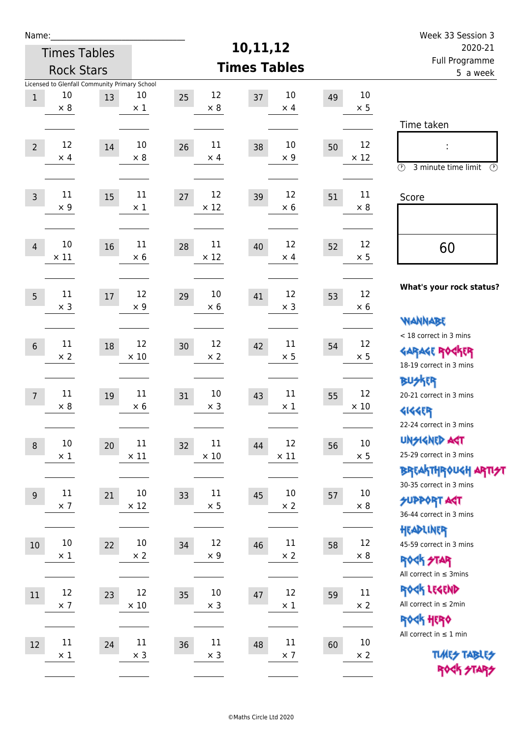Name:_____________________________

Times Tables Rock Stars

Licensed to Glenfall Community Primary School

# 10,11,12 Times Tables

Week 33 Session 3
2020-21
Full Programme
5 a week

| # | Question | # | Question | # | Question | # | Question | # | Question |
|---|---|---|---|---|---|---|---|---|---|
| 1 | 10 × 8 | 13 | 10 × 1 | 25 | 12 × 8 | 37 | 10 × 4 | 49 | 10 × 5 |
| 2 | 12 × 4 | 14 | 10 × 8 | 26 | 11 × 4 | 38 | 10 × 9 | 50 | 12 × 12 |
| 3 | 11 × 9 | 15 | 11 × 1 | 27 | 12 × 12 | 39 | 12 × 6 | 51 | 11 × 8 |
| 4 | 10 × 11 | 16 | 11 × 6 | 28 | 11 × 12 | 40 | 12 × 4 | 52 | 12 × 5 |
| 5 | 11 × 3 | 17 | 12 × 9 | 29 | 10 × 6 | 41 | 12 × 3 | 53 | 12 × 6 |
| 6 | 11 × 2 | 18 | 12 × 10 | 30 | 12 × 2 | 42 | 11 × 5 | 54 | 12 × 5 |
| 7 | 11 × 8 | 19 | 11 × 6 | 31 | 10 × 3 | 43 | 11 × 1 | 55 | 12 × 10 |
| 8 | 10 × 1 | 20 | 11 × 11 | 32 | 11 × 10 | 44 | 12 × 11 | 56 | 10 × 5 |
| 9 | 11 × 7 | 21 | 10 × 12 | 33 | 11 × 5 | 45 | 10 × 2 | 57 | 10 × 8 |
| 10 | 10 × 1 | 22 | 10 × 2 | 34 | 12 × 9 | 46 | 11 × 2 | 58 | 12 × 8 |
| 11 | 12 × 7 | 23 | 12 × 10 | 35 | 10 × 3 | 47 | 12 × 1 | 59 | 11 × 2 |
| 12 | 11 × 1 | 24 | 11 × 3 | 36 | 11 × 3 | 48 | 11 × 7 | 60 | 10 × 2 |

Time taken

:

3 minute time limit

Score

60

**What's your rock status?**

WANNABE
< 18 correct in 3 mins

GARAGE ROCKER
18-19 correct in 3 mins

BUSKER
20-21 correct in 3 mins

GIGGER
22-24 correct in 3 mins

UNSIGNED ACT
25-29 correct in 3 mins

BREAKTHROUGH ARTIST
30-35 correct in 3 mins

SUPPORT ACT
36-44 correct in 3 mins

HEADLINER
45-59 correct in 3 mins

ROCK STAR
All correct in ≤ 3mins

ROCK LEGEND
All correct in ≤ 2min

ROCK HERO
All correct in ≤ 1 min

TIMES TABLES ROCK STARS

©Maths Circle Ltd 2020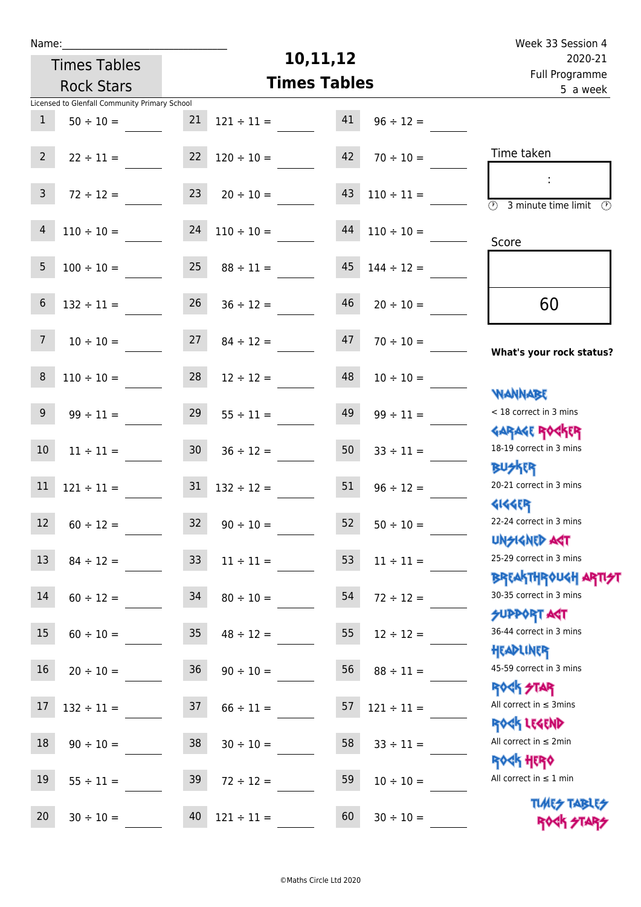Name:

Times Tables Rock Stars

# 10,11,12 Times Tables

Week 33 Session 4
2020-21
Full Programme
5 a week

Licensed to Glenfall Community Primary School

| | | | | | |
|---|---|---|---|---|---|
| 1 | 50 ÷ 10 = | 21 | 121 ÷ 11 = | 41 | 96 ÷ 12 = |
| 2 | 22 ÷ 11 = | 22 | 120 ÷ 10 = | 42 | 70 ÷ 10 = |
| 3 | 72 ÷ 12 = | 23 | 20 ÷ 10 = | 43 | 110 ÷ 11 = |
| 4 | 110 ÷ 10 = | 24 | 110 ÷ 10 = | 44 | 110 ÷ 10 = |
| 5 | 100 ÷ 10 = | 25 | 88 ÷ 11 = | 45 | 144 ÷ 12 = |
| 6 | 132 ÷ 11 = | 26 | 36 ÷ 12 = | 46 | 20 ÷ 10 = |
| 7 | 10 ÷ 10 = | 27 | 84 ÷ 12 = | 47 | 70 ÷ 10 = |
| 8 | 110 ÷ 10 = | 28 | 12 ÷ 12 = | 48 | 10 ÷ 10 = |
| 9 | 99 ÷ 11 = | 29 | 55 ÷ 11 = | 49 | 99 ÷ 11 = |
| 10 | 11 ÷ 11 = | 30 | 36 ÷ 12 = | 50 | 33 ÷ 11 = |
| 11 | 121 ÷ 11 = | 31 | 132 ÷ 12 = | 51 | 96 ÷ 12 = |
| 12 | 60 ÷ 12 = | 32 | 90 ÷ 10 = | 52 | 50 ÷ 10 = |
| 13 | 84 ÷ 12 = | 33 | 11 ÷ 11 = | 53 | 11 ÷ 11 = |
| 14 | 60 ÷ 12 = | 34 | 80 ÷ 10 = | 54 | 72 ÷ 12 = |
| 15 | 60 ÷ 10 = | 35 | 48 ÷ 12 = | 55 | 12 ÷ 12 = |
| 16 | 20 ÷ 10 = | 36 | 90 ÷ 10 = | 56 | 88 ÷ 11 = |
| 17 | 132 ÷ 11 = | 37 | 66 ÷ 11 = | 57 | 121 ÷ 11 = |
| 18 | 90 ÷ 10 = | 38 | 30 ÷ 10 = | 58 | 33 ÷ 11 = |
| 19 | 55 ÷ 11 = | 39 | 72 ÷ 12 = | 59 | 10 ÷ 10 = |
| 20 | 30 ÷ 10 = | 40 | 121 ÷ 11 = | 60 | 30 ÷ 10 = |

Time taken

:

3 minute time limit

Score

60

**What's your rock status?**

WANNABE
< 18 correct in 3 mins

GARAGE ROCKER
18-19 correct in 3 mins

BUSKER
20-21 correct in 3 mins

GIGGER
22-24 correct in 3 mins

UNSIGNED ACT
25-29 correct in 3 mins

BREAKTHROUGH ARTIST
30-35 correct in 3 mins

SUPPORT ACT
36-44 correct in 3 mins

HEADLINER
45-59 correct in 3 mins

ROCK STAR
All correct in ≤ 3mins

ROCK LEGEND
All correct in ≤ 2min

ROCK HERO
All correct in ≤ 1 min

TIMES TABLES ROCK STARS

©Maths Circle Ltd 2020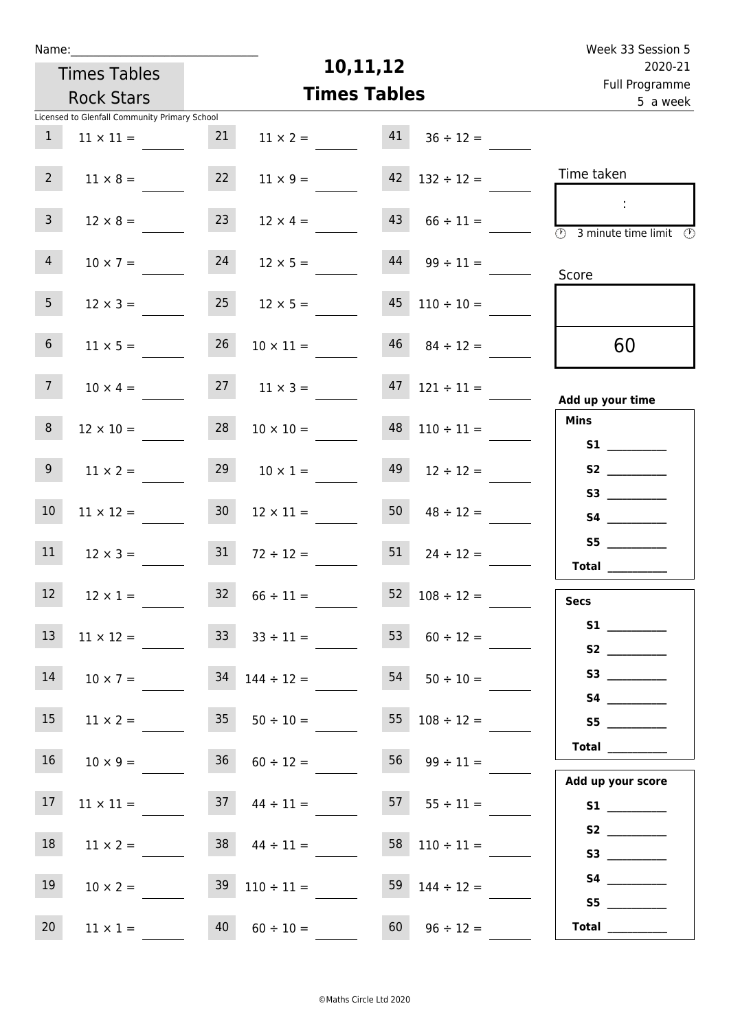Name:______________________________

Times Tables Rock Stars

# 10,11,12
## Times Tables

Week 33 Session 5
2020-21
Full Programme
5 a week

Licensed to Glenfall Community Primary School

| | | | | | |
|---|---|---|---|---|---|
| 1 | $11 \times 11 =$ | 21 | $11 \times 2 =$ | 41 | $36 \div 12 =$ |
| 2 | $11 \times 8 =$ | 22 | $11 \times 9 =$ | 42 | $132 \div 12 =$ |
| 3 | $12 \times 8 =$ | 23 | $12 \times 4 =$ | 43 | $66 \div 11 =$ |
| 4 | $10 \times 7 =$ | 24 | $12 \times 5 =$ | 44 | $99 \div 11 =$ |
| 5 | $12 \times 3 =$ | 25 | $12 \times 5 =$ | 45 | $110 \div 10 =$ |
| 6 | $11 \times 5 =$ | 26 | $10 \times 11 =$ | 46 | $84 \div 12 =$ |
| 7 | $10 \times 4 =$ | 27 | $11 \times 3 =$ | 47 | $121 \div 11 =$ |
| 8 | $12 \times 10 =$ | 28 | $10 \times 10 =$ | 48 | $110 \div 11 =$ |
| 9 | $11 \times 2 =$ | 29 | $10 \times 1 =$ | 49 | $12 \div 12 =$ |
| 10 | $11 \times 12 =$ | 30 | $12 \times 11 =$ | 50 | $48 \div 12 =$ |
| 11 | $12 \times 3 =$ | 31 | $72 \div 12 =$ | 51 | $24 \div 12 =$ |
| 12 | $12 \times 1 =$ | 32 | $66 \div 11 =$ | 52 | $108 \div 12 =$ |
| 13 | $11 \times 12 =$ | 33 | $33 \div 11 =$ | 53 | $60 \div 12 =$ |
| 14 | $10 \times 7 =$ | 34 | $144 \div 12 =$ | 54 | $50 \div 10 =$ |
| 15 | $11 \times 2 =$ | 35 | $50 \div 10 =$ | 55 | $108 \div 12 =$ |
| 16 | $10 \times 9 =$ | 36 | $60 \div 12 =$ | 56 | $99 \div 11 =$ |
| 17 | $11 \times 11 =$ | 37 | $44 \div 11 =$ | 57 | $55 \div 11 =$ |
| 18 | $11 \times 2 =$ | 38 | $44 \div 11 =$ | 58 | $110 \div 11 =$ |
| 19 | $10 \times 2 =$ | 39 | $110 \div 11 =$ | 59 | $144 \div 12 =$ |
| 20 | $11 \times 1 =$ | 40 | $60 \div 10 =$ | 60 | $96 \div 12 =$ |

Time taken

:

3 minute time limit

Score

60

**Add up your time**

**Mins**
**S1** ________
**S2** ________
**S3** ________
**S4** ________
**S5** ________
**Total** ________

**Secs**
**S1** ________
**S2** ________
**S3** ________
**S4** ________
**S5** ________
**Total** ________

**Add up your score**
**S1** ________
**S2** ________
**S3** ________
**S4** ________
**S5** ________
**Total** ________

©Maths Circle Ltd 2020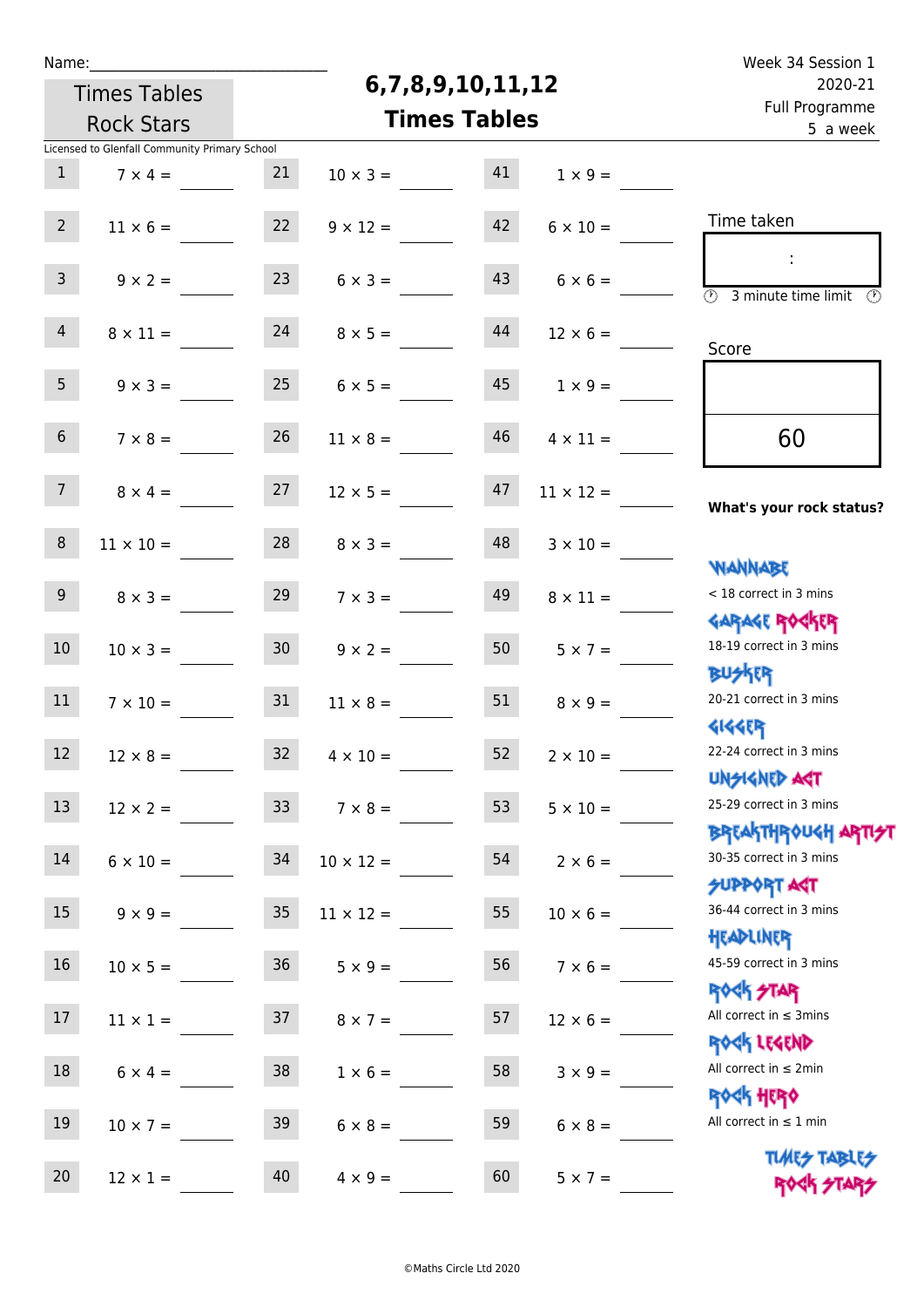Name:

Times Tables Rock Stars

# 6,7,8,9,10,11,12 Times Tables

Week 34 Session 1
2020-21
Full Programme
5 a week

Licensed to Glenfall Community Primary School

| | | | | | |
|---|---|---|---|---|---|
| 1 | $7 \times 4 =$ | 21 | $10 \times 3 =$ | 41 | $1 \times 9 =$ |
| 2 | $11 \times 6 =$ | 22 | $9 \times 12 =$ | 42 | $6 \times 10 =$ |
| 3 | $9 \times 2 =$ | 23 | $6 \times 3 =$ | 43 | $6 \times 6 =$ |
| 4 | $8 \times 11 =$ | 24 | $8 \times 5 =$ | 44 | $12 \times 6 =$ |
| 5 | $9 \times 3 =$ | 25 | $6 \times 5 =$ | 45 | $1 \times 9 =$ |
| 6 | $7 \times 8 =$ | 26 | $11 \times 8 =$ | 46 | $4 \times 11 =$ |
| 7 | $8 \times 4 =$ | 27 | $12 \times 5 =$ | 47 | $11 \times 12 =$ |
| 8 | $11 \times 10 =$ | 28 | $8 \times 3 =$ | 48 | $3 \times 10 =$ |
| 9 | $8 \times 3 =$ | 29 | $7 \times 3 =$ | 49 | $8 \times 11 =$ |
| 10 | $10 \times 3 =$ | 30 | $9 \times 2 =$ | 50 | $5 \times 7 =$ |
| 11 | $7 \times 10 =$ | 31 | $11 \times 8 =$ | 51 | $8 \times 9 =$ |
| 12 | $12 \times 8 =$ | 32 | $4 \times 10 =$ | 52 | $2 \times 10 =$ |
| 13 | $12 \times 2 =$ | 33 | $7 \times 8 =$ | 53 | $5 \times 10 =$ |
| 14 | $6 \times 10 =$ | 34 | $10 \times 12 =$ | 54 | $2 \times 6 =$ |
| 15 | $9 \times 9 =$ | 35 | $11 \times 12 =$ | 55 | $10 \times 6 =$ |
| 16 | $10 \times 5 =$ | 36 | $5 \times 9 =$ | 56 | $7 \times 6 =$ |
| 17 | $11 \times 1 =$ | 37 | $8 \times 7 =$ | 57 | $12 \times 6 =$ |
| 18 | $6 \times 4 =$ | 38 | $1 \times 6 =$ | 58 | $3 \times 9 =$ |
| 19 | $10 \times 7 =$ | 39 | $6 \times 8 =$ | 59 | $6 \times 8 =$ |
| 20 | $12 \times 1 =$ | 40 | $4 \times 9 =$ | 60 | $5 \times 7 =$ |

Time taken

:

3 minute time limit

Score

60

**What's your rock status?**

WANNABE
< 18 correct in 3 mins

GARAGE ROCKER
18-19 correct in 3 mins

BUSKER
20-21 correct in 3 mins

GIGGER
22-24 correct in 3 mins

UNSIGNED ACT
25-29 correct in 3 mins

BREAKTHROUGH ARTIST
30-35 correct in 3 mins

SUPPORT ACT
36-44 correct in 3 mins

HEADLINER
45-59 correct in 3 mins

ROCK STAR
All correct in ≤ 3mins

ROCK LEGEND
All correct in ≤ 2min

ROCK HERO
All correct in ≤ 1 min

TIMES TABLES ROCK STARS

©Maths Circle Ltd 2020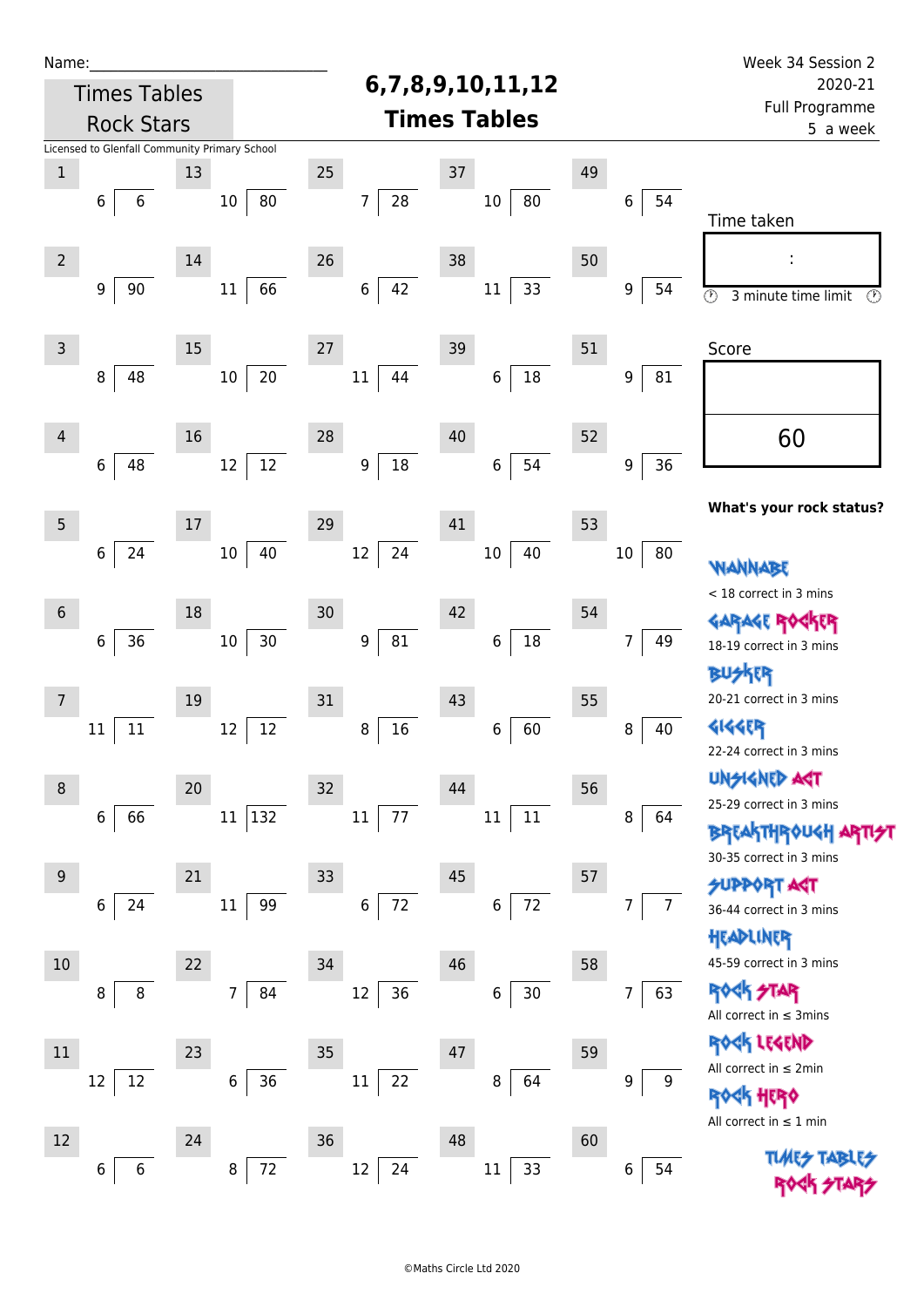Name:\_\_\_\_\_\_\_\_\_\_\_\_\_\_\_\_\_\_\_\_\_\_\_\_\_\_\_\_

Times Tables Rock Stars

# 6,7,8,9,10,11,12 Times Tables

Week 34 Session 2
2020-21
Full Programme
5 a week

Licensed to Glenfall Community Primary School

| # | Question | # | Question | # | Question | # | Question | # | Question |
|---|---|---|---|---|---|---|---|---|---|
| 1 | 6 ⟌ 6 | 13 | 10 ⟌ 80 | 25 | 7 ⟌ 28 | 37 | 10 ⟌ 80 | 49 | 6 ⟌ 54 |
| 2 | 9 ⟌ 90 | 14 | 11 ⟌ 66 | 26 | 6 ⟌ 42 | 38 | 11 ⟌ 33 | 50 | 9 ⟌ 54 |
| 3 | 8 ⟌ 48 | 15 | 10 ⟌ 20 | 27 | 11 ⟌ 44 | 39 | 6 ⟌ 18 | 51 | 9 ⟌ 81 |
| 4 | 6 ⟌ 48 | 16 | 12 ⟌ 12 | 28 | 9 ⟌ 18 | 40 | 6 ⟌ 54 | 52 | 9 ⟌ 36 |
| 5 | 6 ⟌ 24 | 17 | 10 ⟌ 40 | 29 | 12 ⟌ 24 | 41 | 10 ⟌ 40 | 53 | 10 ⟌ 80 |
| 6 | 6 ⟌ 36 | 18 | 10 ⟌ 30 | 30 | 9 ⟌ 81 | 42 | 6 ⟌ 18 | 54 | 7 ⟌ 49 |
| 7 | 11 ⟌ 11 | 19 | 12 ⟌ 12 | 31 | 8 ⟌ 16 | 43 | 6 ⟌ 60 | 55 | 8 ⟌ 40 |
| 8 | 6 ⟌ 66 | 20 | 11 ⟌ 132 | 32 | 11 ⟌ 77 | 44 | 11 ⟌ 11 | 56 | 8 ⟌ 64 |
| 9 | 6 ⟌ 24 | 21 | 11 ⟌ 99 | 33 | 6 ⟌ 72 | 45 | 6 ⟌ 72 | 57 | 7 ⟌ 7 |
| 10 | 8 ⟌ 8 | 22 | 7 ⟌ 84 | 34 | 12 ⟌ 36 | 46 | 6 ⟌ 30 | 58 | 7 ⟌ 63 |
| 11 | 12 ⟌ 12 | 23 | 6 ⟌ 36 | 35 | 11 ⟌ 22 | 47 | 8 ⟌ 64 | 59 | 9 ⟌ 9 |
| 12 | 6 ⟌ 6 | 24 | 8 ⟌ 72 | 36 | 12 ⟌ 24 | 48 | 11 ⟌ 33 | 60 | 6 ⟌ 54 |

Time taken

:

3 minute time limit

Score

60

**What's your rock status?**

WANNABE
< 18 correct in 3 mins

GARAGE ROCKER
18-19 correct in 3 mins

BUSKER
20-21 correct in 3 mins

GIGGER
22-24 correct in 3 mins

UNSIGNED ACT
25-29 correct in 3 mins

BREAKTHROUGH ARTIST
30-35 correct in 3 mins

SUPPORT ACT
36-44 correct in 3 mins

HEADLINER
45-59 correct in 3 mins

ROCK STAR
All correct in ≤ 3mins

ROCK LEGEND
All correct in ≤ 2min

ROCK HERO
All correct in ≤ 1 min

TIMES TABLES ROCK STARS

©Maths Circle Ltd 2020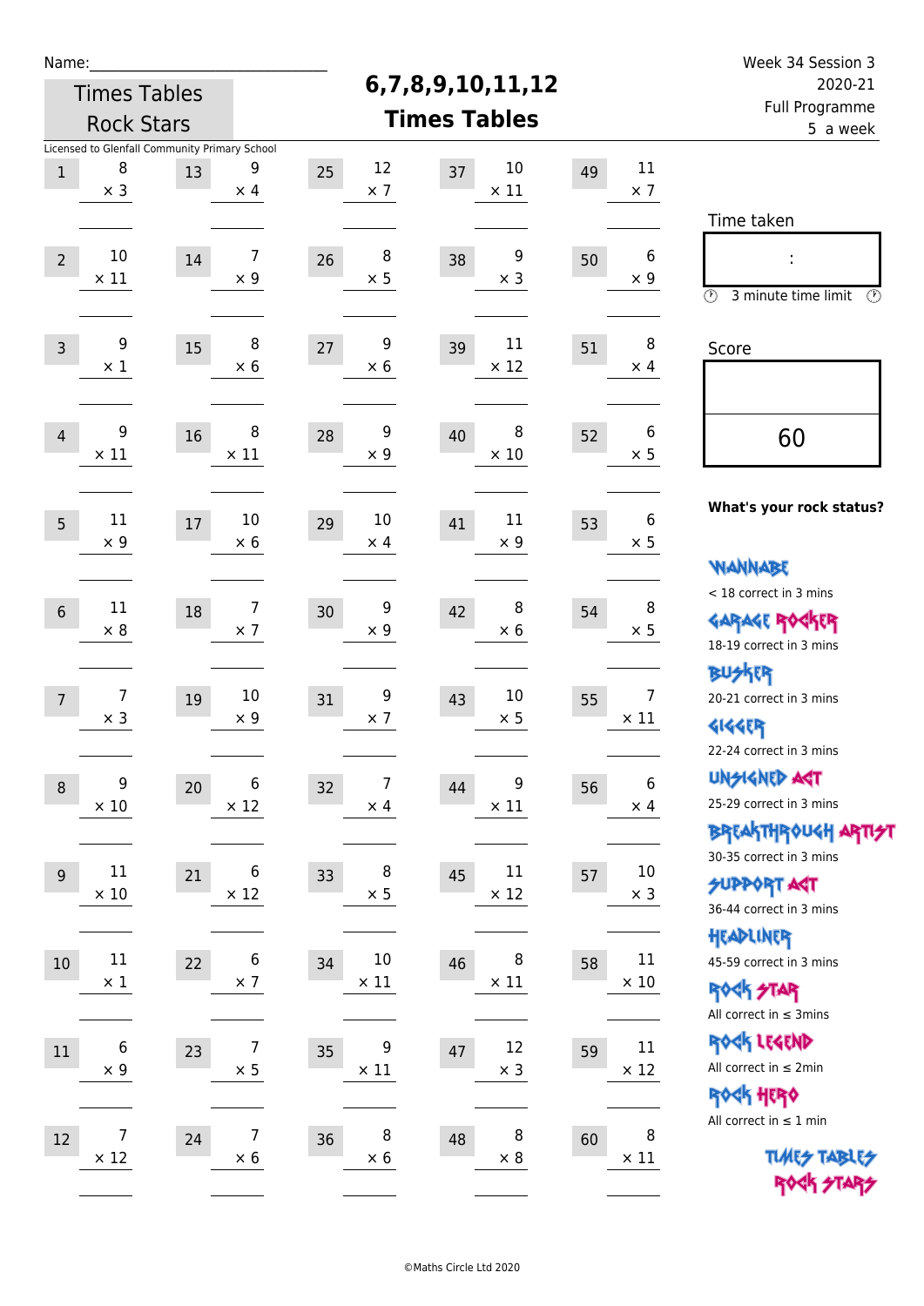Name:______________________________

Times Tables Rock Stars

# 6,7,8,9,10,11,12 Times Tables

Week 34 Session 3
2020-21
Full Programme
5 a week

Licensed to Glenfall Community Primary School

| # | Question | # | Question | # | Question | # | Question | # | Question |
|---|---|---|---|---|---|---|---|---|---|
| 1 | 8 × 3 | 13 | 9 × 4 | 25 | 12 × 7 | 37 | 10 × 11 | 49 | 11 × 7 |
| 2 | 10 × 11 | 14 | 7 × 9 | 26 | 8 × 5 | 38 | 9 × 3 | 50 | 6 × 9 |
| 3 | 9 × 1 | 15 | 8 × 6 | 27 | 9 × 6 | 39 | 11 × 12 | 51 | 8 × 4 |
| 4 | 9 × 11 | 16 | 8 × 11 | 28 | 9 × 9 | 40 | 8 × 10 | 52 | 6 × 5 |
| 5 | 11 × 9 | 17 | 10 × 6 | 29 | 10 × 4 | 41 | 11 × 9 | 53 | 6 × 5 |
| 6 | 11 × 8 | 18 | 7 × 7 | 30 | 9 × 9 | 42 | 8 × 6 | 54 | 8 × 5 |
| 7 | 7 × 3 | 19 | 10 × 9 | 31 | 9 × 7 | 43 | 10 × 5 | 55 | 7 × 11 |
| 8 | 9 × 10 | 20 | 6 × 12 | 32 | 7 × 4 | 44 | 9 × 11 | 56 | 6 × 4 |
| 9 | 11 × 10 | 21 | 6 × 12 | 33 | 8 × 5 | 45 | 11 × 12 | 57 | 10 × 3 |
| 10 | 11 × 1 | 22 | 6 × 7 | 34 | 10 × 11 | 46 | 8 × 11 | 58 | 11 × 10 |
| 11 | 6 × 9 | 23 | 7 × 5 | 35 | 9 × 11 | 47 | 12 × 3 | 59 | 11 × 12 |
| 12 | 7 × 12 | 24 | 7 × 6 | 36 | 8 × 6 | 48 | 8 × 8 | 60 | 8 × 11 |

Time taken

:

3 minute time limit

Score

60

**What's your rock status?**

WANNABE
< 18 correct in 3 mins

GARAGE ROCKER
18-19 correct in 3 mins

BUSKER
20-21 correct in 3 mins

GIGGER
22-24 correct in 3 mins

UNSIGNED ACT
25-29 correct in 3 mins

BREAKTHROUGH ARTIST
30-35 correct in 3 mins

SUPPORT ACT
36-44 correct in 3 mins

HEADLINER
45-59 correct in 3 mins

ROCK STAR
All correct in ≤ 3mins

ROCK LEGEND
All correct in ≤ 2min

ROCK HERO
All correct in ≤ 1 min

TIMES TABLES ROCK STARS

©Maths Circle Ltd 2020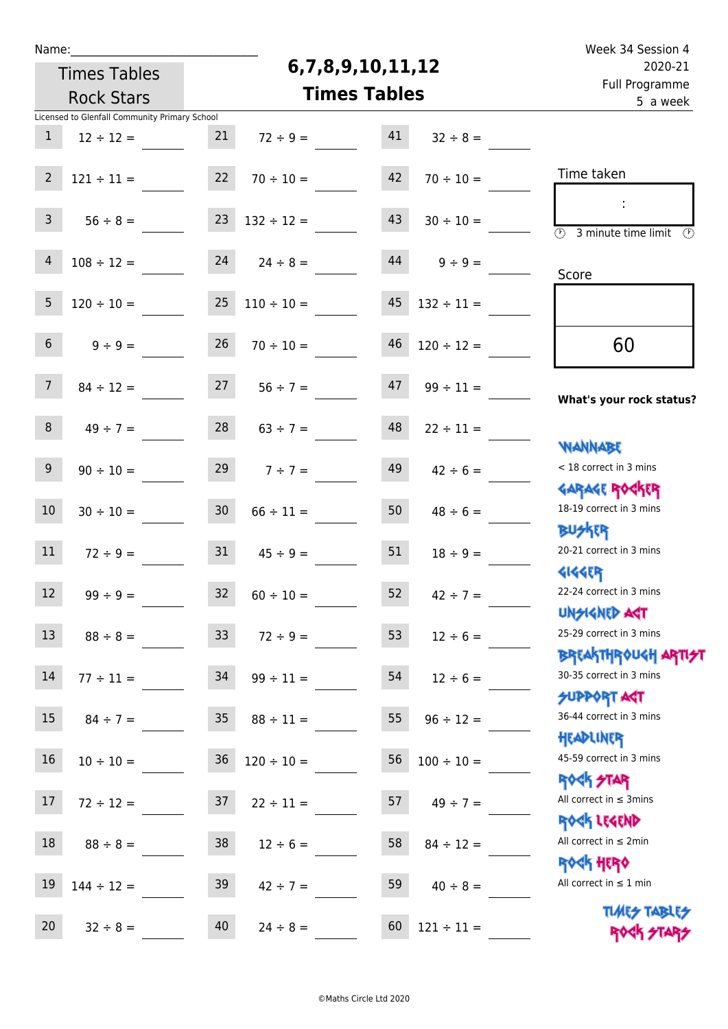Name:\_\_\_\_\_\_\_\_\_\_\_\_\_\_\_\_\_\_\_\_\_\_\_\_\_\_\_\_

Times Tables Rock Stars

# 6,7,8,9,10,11,12 Times Tables

Week 34 Session 4
2020-21
Full Programme
5 a week

Licensed to Glenfall Community Primary School

| | | | | | |
|---|---|---|---|---|---|
| 1 | 12 ÷ 12 = | 21 | 72 ÷ 9 = | 41 | 32 ÷ 8 = |
| 2 | 121 ÷ 11 = | 22 | 70 ÷ 10 = | 42 | 70 ÷ 10 = |
| 3 | 56 ÷ 8 = | 23 | 132 ÷ 12 = | 43 | 30 ÷ 10 = |
| 4 | 108 ÷ 12 = | 24 | 24 ÷ 8 = | 44 | 9 ÷ 9 = |
| 5 | 120 ÷ 10 = | 25 | 110 ÷ 10 = | 45 | 132 ÷ 11 = |
| 6 | 9 ÷ 9 = | 26 | 70 ÷ 10 = | 46 | 120 ÷ 12 = |
| 7 | 84 ÷ 12 = | 27 | 56 ÷ 7 = | 47 | 99 ÷ 11 = |
| 8 | 49 ÷ 7 = | 28 | 63 ÷ 7 = | 48 | 22 ÷ 11 = |
| 9 | 90 ÷ 10 = | 29 | 7 ÷ 7 = | 49 | 42 ÷ 6 = |
| 10 | 30 ÷ 10 = | 30 | 66 ÷ 11 = | 50 | 48 ÷ 6 = |
| 11 | 72 ÷ 9 = | 31 | 45 ÷ 9 = | 51 | 18 ÷ 9 = |
| 12 | 99 ÷ 9 = | 32 | 60 ÷ 10 = | 52 | 42 ÷ 7 = |
| 13 | 88 ÷ 8 = | 33 | 72 ÷ 9 = | 53 | 12 ÷ 6 = |
| 14 | 77 ÷ 11 = | 34 | 99 ÷ 11 = | 54 | 12 ÷ 6 = |
| 15 | 84 ÷ 7 = | 35 | 88 ÷ 11 = | 55 | 96 ÷ 12 = |
| 16 | 10 ÷ 10 = | 36 | 120 ÷ 10 = | 56 | 100 ÷ 10 = |
| 17 | 72 ÷ 12 = | 37 | 22 ÷ 11 = | 57 | 49 ÷ 7 = |
| 18 | 88 ÷ 8 = | 38 | 12 ÷ 6 = | 58 | 84 ÷ 12 = |
| 19 | 144 ÷ 12 = | 39 | 42 ÷ 7 = | 59 | 40 ÷ 8 = |
| 20 | 32 ÷ 8 = | 40 | 24 ÷ 8 = | 60 | 121 ÷ 11 = |

Time taken

:

3 minute time limit

Score

60

**What's your rock status?**

WANNABE
< 18 correct in 3 mins

GARAGE ROCKER
18-19 correct in 3 mins

BUSKER
20-21 correct in 3 mins

GIGGER
22-24 correct in 3 mins

UNSIGNED ACT
25-29 correct in 3 mins

BREAKTHROUGH ARTIST
30-35 correct in 3 mins

SUPPORT ACT
36-44 correct in 3 mins

HEADLINER
45-59 correct in 3 mins

ROCK STAR
All correct in ≤ 3mins

ROCK LEGEND
All correct in ≤ 2min

ROCK HERO
All correct in ≤ 1 min

TIMES TABLES ROCK STARS

©Maths Circle Ltd 2020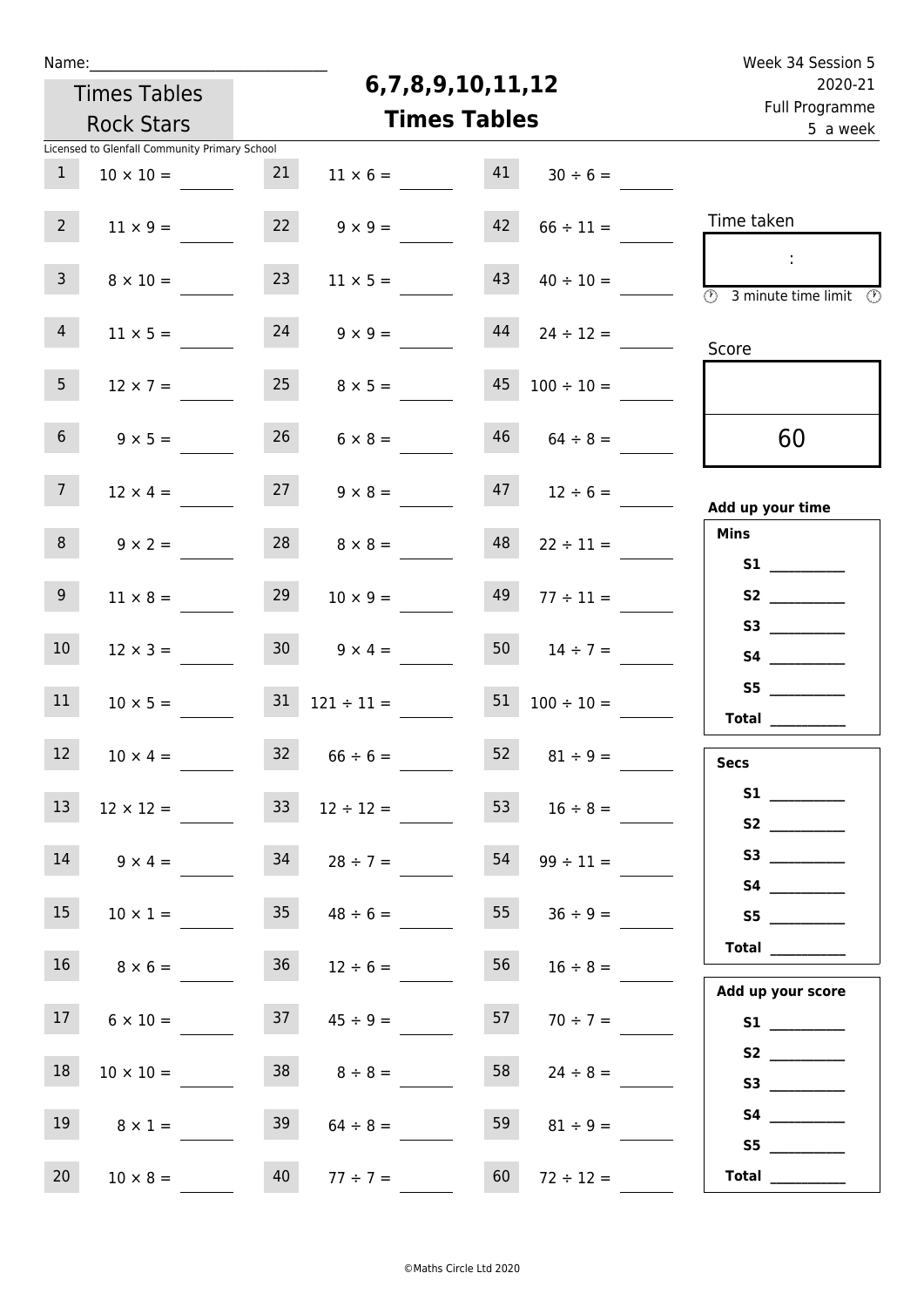Name:_______________________________

Times Tables Rock Stars

# 6,7,8,9,10,11,12 Times Tables

Week 34 Session 5
2020-21
Full Programme
5 a week

Licensed to Glenfall Community Primary School

| | | | | | |
|---|---|---|---|---|---|
| 1 | 10 × 10 = | 21 | 11 × 6 = | 41 | 30 ÷ 6 = |
| 2 | 11 × 9 = | 22 | 9 × 9 = | 42 | 66 ÷ 11 = |
| 3 | 8 × 10 = | 23 | 11 × 5 = | 43 | 40 ÷ 10 = |
| 4 | 11 × 5 = | 24 | 9 × 9 = | 44 | 24 ÷ 12 = |
| 5 | 12 × 7 = | 25 | 8 × 5 = | 45 | 100 ÷ 10 = |
| 6 | 9 × 5 = | 26 | 6 × 8 = | 46 | 64 ÷ 8 = |
| 7 | 12 × 4 = | 27 | 9 × 8 = | 47 | 12 ÷ 6 = |
| 8 | 9 × 2 = | 28 | 8 × 8 = | 48 | 22 ÷ 11 = |
| 9 | 11 × 8 = | 29 | 10 × 9 = | 49 | 77 ÷ 11 = |
| 10 | 12 × 3 = | 30 | 9 × 4 = | 50 | 14 ÷ 7 = |
| 11 | 10 × 5 = | 31 | 121 ÷ 11 = | 51 | 100 ÷ 10 = |
| 12 | 10 × 4 = | 32 | 66 ÷ 6 = | 52 | 81 ÷ 9 = |
| 13 | 12 × 12 = | 33 | 12 ÷ 12 = | 53 | 16 ÷ 8 = |
| 14 | 9 × 4 = | 34 | 28 ÷ 7 = | 54 | 99 ÷ 11 = |
| 15 | 10 × 1 = | 35 | 48 ÷ 6 = | 55 | 36 ÷ 9 = |
| 16 | 8 × 6 = | 36 | 12 ÷ 6 = | 56 | 16 ÷ 8 = |
| 17 | 6 × 10 = | 37 | 45 ÷ 9 = | 57 | 70 ÷ 7 = |
| 18 | 10 × 10 = | 38 | 8 ÷ 8 = | 58 | 24 ÷ 8 = |
| 19 | 8 × 1 = | 39 | 64 ÷ 8 = | 59 | 81 ÷ 9 = |
| 20 | 10 × 8 = | 40 | 77 ÷ 7 = | 60 | 72 ÷ 12 = |

Time taken

:

3 minute time limit

Score

60

**Add up your time**

**Mins**
**S1** ________
**S2** ________
**S3** ________
**S4** ________
**S5** ________
**Total** ________

**Secs**
**S1** ________
**S2** ________
**S3** ________
**S4** ________
**S5** ________
**Total** ________

**Add up your score**
**S1** ________
**S2** ________
**S3** ________
**S4** ________
**S5** ________
**Total** ________

©Maths Circle Ltd 2020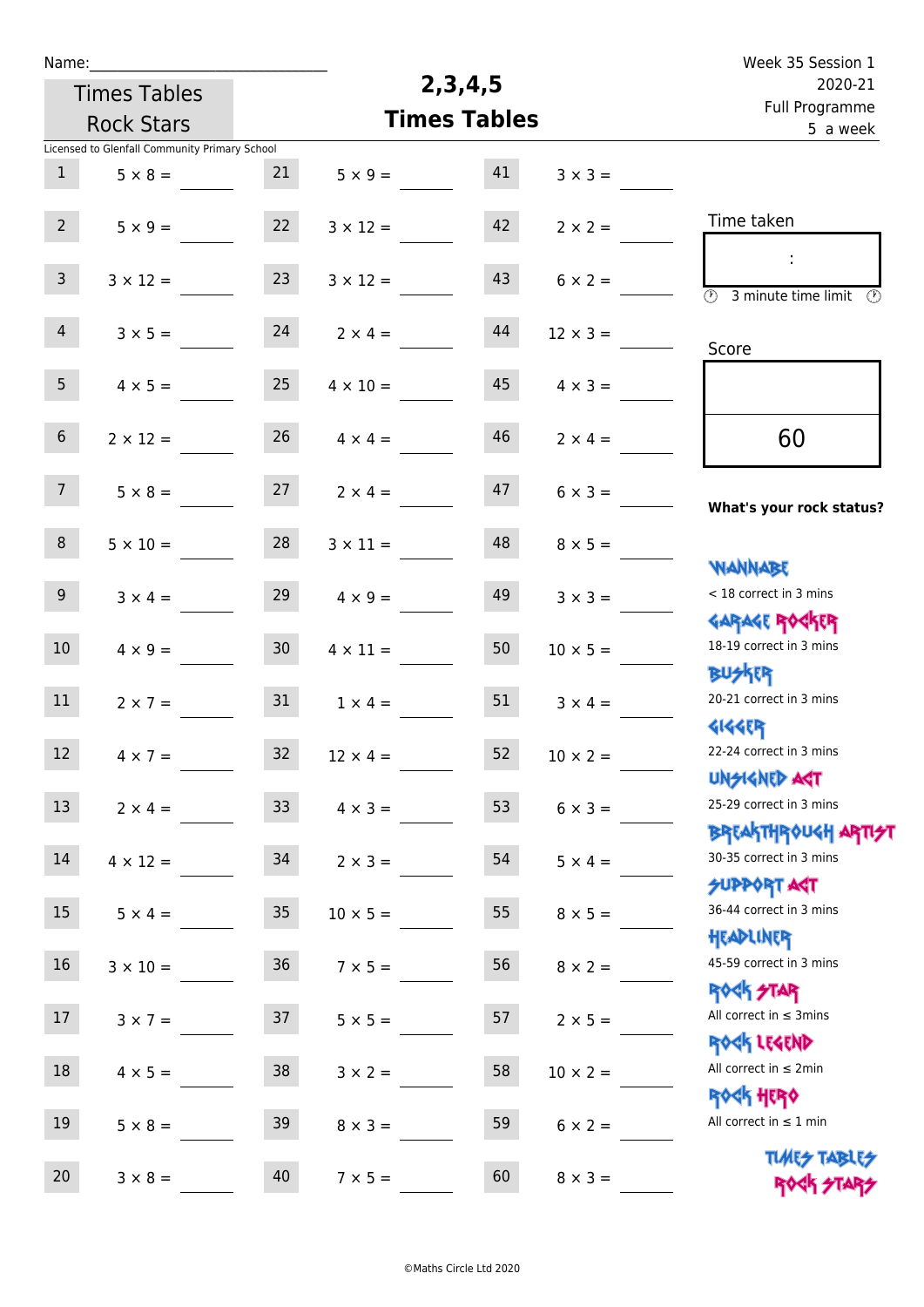Name:______________________________

Times Tables Rock Stars

# 2,3,4,5 Times Tables

Week 35 Session 1
2020-21
Full Programme
5 a week

Licensed to Glenfall Community Primary School

| | | | | | |
|---|---|---|---|---|---|
| 1 | 5 × 8 = | 21 | 5 × 9 = | 41 | 3 × 3 = |
| 2 | 5 × 9 = | 22 | 3 × 12 = | 42 | 2 × 2 = |
| 3 | 3 × 12 = | 23 | 3 × 12 = | 43 | 6 × 2 = |
| 4 | 3 × 5 = | 24 | 2 × 4 = | 44 | 12 × 3 = |
| 5 | 4 × 5 = | 25 | 4 × 10 = | 45 | 4 × 3 = |
| 6 | 2 × 12 = | 26 | 4 × 4 = | 46 | 2 × 4 = |
| 7 | 5 × 8 = | 27 | 2 × 4 = | 47 | 6 × 3 = |
| 8 | 5 × 10 = | 28 | 3 × 11 = | 48 | 8 × 5 = |
| 9 | 3 × 4 = | 29 | 4 × 9 = | 49 | 3 × 3 = |
| 10 | 4 × 9 = | 30 | 4 × 11 = | 50 | 10 × 5 = |
| 11 | 2 × 7 = | 31 | 1 × 4 = | 51 | 3 × 4 = |
| 12 | 4 × 7 = | 32 | 12 × 4 = | 52 | 10 × 2 = |
| 13 | 2 × 4 = | 33 | 4 × 3 = | 53 | 6 × 3 = |
| 14 | 4 × 12 = | 34 | 2 × 3 = | 54 | 5 × 4 = |
| 15 | 5 × 4 = | 35 | 10 × 5 = | 55 | 8 × 5 = |
| 16 | 3 × 10 = | 36 | 7 × 5 = | 56 | 8 × 2 = |
| 17 | 3 × 7 = | 37 | 5 × 5 = | 57 | 2 × 5 = |
| 18 | 4 × 5 = | 38 | 3 × 2 = | 58 | 10 × 2 = |
| 19 | 5 × 8 = | 39 | 8 × 3 = | 59 | 6 × 2 = |
| 20 | 3 × 8 = | 40 | 7 × 5 = | 60 | 8 × 3 = |

Time taken

:

3 minute time limit

Score

60

**What's your rock status?**

WANNABE
< 18 correct in 3 mins

GARAGE ROCKER
18-19 correct in 3 mins

BUSKER
20-21 correct in 3 mins

GIGGER
22-24 correct in 3 mins

UNSIGNED ACT
25-29 correct in 3 mins

BREAKTHROUGH ARTIST
30-35 correct in 3 mins

SUPPORT ACT
36-44 correct in 3 mins

HEADLINER
45-59 correct in 3 mins

ROCK STAR
All correct in ≤ 3mins

ROCK LEGEND
All correct in ≤ 2min

ROCK HERO
All correct in ≤ 1 min

TIMES TABLES ROCK STARS

©Maths Circle Ltd 2020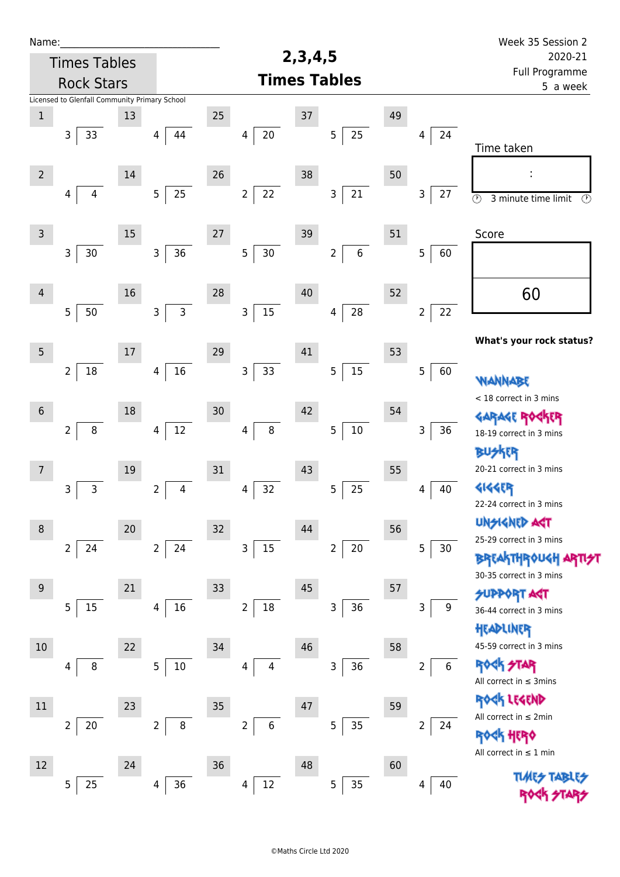Name:______________________________

Times Tables Rock Stars

# 2,3,4,5 Times Tables

Week 35 Session 2
2020-21
Full Programme
5 a week

Licensed to Glenfall Community Primary School

| # | Question | # | Question | # | Question | # | Question | # | Question |
|---|---|---|---|---|---|---|---|---|---|
| 1 | 33 ÷ 3 | 13 | 44 ÷ 4 | 25 | 20 ÷ 4 | 37 | 25 ÷ 5 | 49 | 24 ÷ 4 |
| 2 | 4 ÷ 4 | 14 | 25 ÷ 5 | 26 | 22 ÷ 2 | 38 | 21 ÷ 3 | 50 | 27 ÷ 3 |
| 3 | 30 ÷ 3 | 15 | 36 ÷ 3 | 27 | 30 ÷ 5 | 39 | 6 ÷ 2 | 51 | 60 ÷ 5 |
| 4 | 50 ÷ 5 | 16 | 3 ÷ 3 | 28 | 15 ÷ 3 | 40 | 28 ÷ 4 | 52 | 22 ÷ 2 |
| 5 | 18 ÷ 2 | 17 | 16 ÷ 4 | 29 | 33 ÷ 3 | 41 | 15 ÷ 5 | 53 | 60 ÷ 5 |
| 6 | 8 ÷ 2 | 18 | 12 ÷ 4 | 30 | 8 ÷ 4 | 42 | 10 ÷ 5 | 54 | 36 ÷ 3 |
| 7 | 3 ÷ 3 | 19 | 4 ÷ 2 | 31 | 32 ÷ 4 | 43 | 25 ÷ 5 | 55 | 40 ÷ 4 |
| 8 | 24 ÷ 2 | 20 | 24 ÷ 2 | 32 | 15 ÷ 3 | 44 | 20 ÷ 2 | 56 | 30 ÷ 5 |
| 9 | 15 ÷ 5 | 21 | 16 ÷ 4 | 33 | 18 ÷ 2 | 45 | 36 ÷ 3 | 57 | 9 ÷ 3 |
| 10 | 8 ÷ 4 | 22 | 10 ÷ 5 | 34 | 4 ÷ 4 | 46 | 36 ÷ 3 | 58 | 6 ÷ 2 |
| 11 | 20 ÷ 2 | 23 | 8 ÷ 2 | 35 | 6 ÷ 2 | 47 | 35 ÷ 5 | 59 | 24 ÷ 2 |
| 12 | 25 ÷ 5 | 24 | 36 ÷ 4 | 36 | 12 ÷ 4 | 48 | 35 ÷ 5 | 60 | 40 ÷ 4 |

Time taken

:

3 minute time limit

Score

60

**What's your rock status?**

WANNABE
< 18 correct in 3 mins

GARAGE ROCKER
18-19 correct in 3 mins

BUSKER
20-21 correct in 3 mins

GIGGER
22-24 correct in 3 mins

UNSIGNED ACT
25-29 correct in 3 mins

BREAKTHROUGH ARTIST
30-35 correct in 3 mins

SUPPORT ACT
36-44 correct in 3 mins

HEADLINER
45-59 correct in 3 mins

ROCK STAR
All correct in ≤ 3mins

ROCK LEGEND
All correct in ≤ 2min

ROCK HERO
All correct in ≤ 1 min

TIMES TABLES ROCK STARS

©Maths Circle Ltd 2020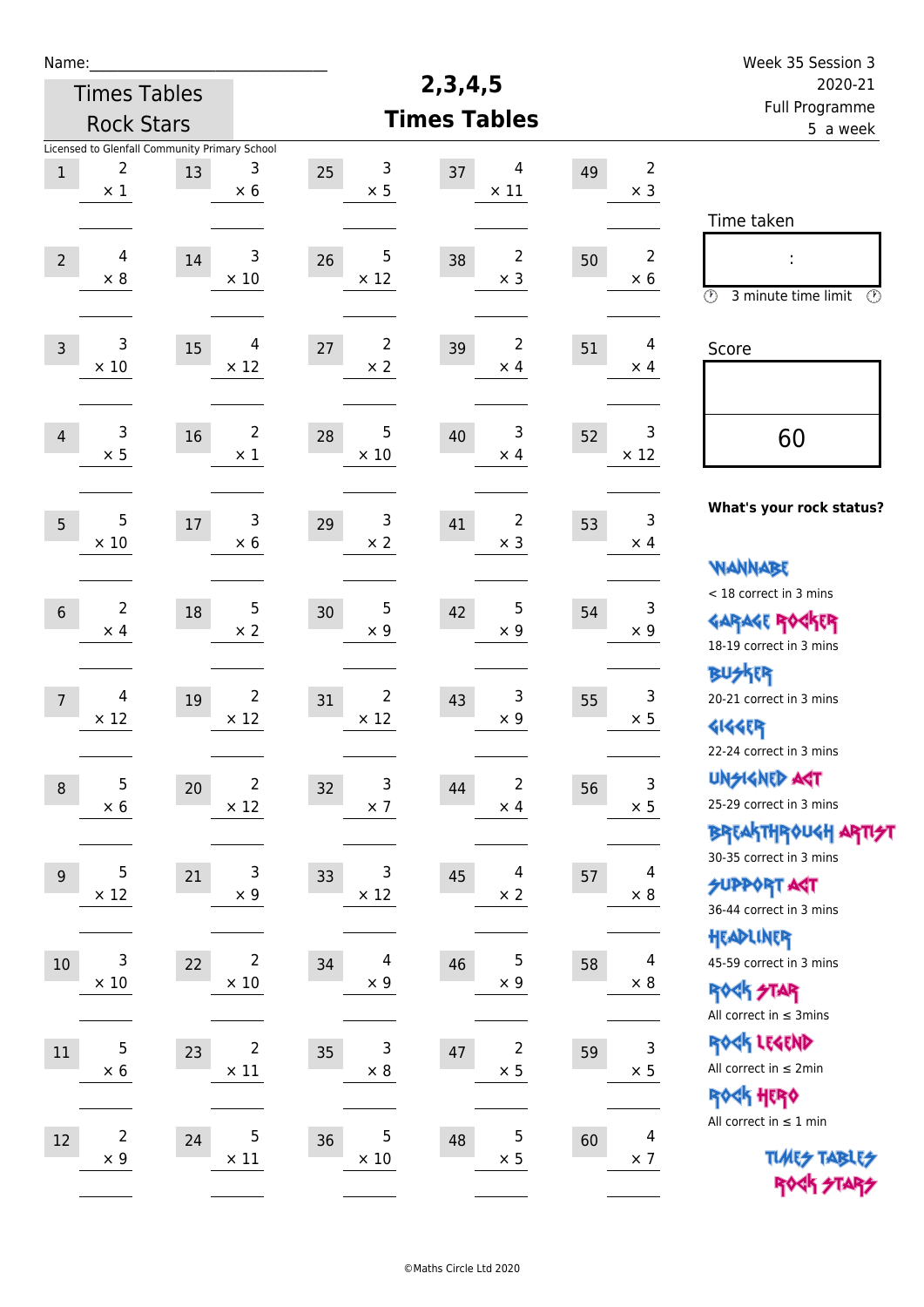Name:\_\_\_\_\_\_\_\_\_\_\_\_\_\_\_\_\_\_\_\_\_\_\_\_\_\_\_\_

Times Tables Rock Stars

Licensed to Glenfall Community Primary School

# 2,3,4,5 Times Tables

Week 35 Session 3
2020-21
Full Programme
5 a week

| # | Question | # | Question | # | Question | # | Question | # | Question |
|---|---|---|---|---|---|---|---|---|---|
| 1 | 2 × 1 | 13 | 3 × 6 | 25 | 3 × 5 | 37 | 4 × 11 | 49 | 2 × 3 |
| 2 | 4 × 8 | 14 | 3 × 10 | 26 | 5 × 12 | 38 | 2 × 3 | 50 | 2 × 6 |
| 3 | 3 × 10 | 15 | 4 × 12 | 27 | 2 × 2 | 39 | 2 × 4 | 51 | 4 × 4 |
| 4 | 3 × 5 | 16 | 2 × 1 | 28 | 5 × 10 | 40 | 3 × 4 | 52 | 3 × 12 |
| 5 | 5 × 10 | 17 | 3 × 6 | 29 | 3 × 2 | 41 | 2 × 3 | 53 | 3 × 4 |
| 6 | 2 × 4 | 18 | 5 × 2 | 30 | 5 × 9 | 42 | 5 × 9 | 54 | 3 × 9 |
| 7 | 4 × 12 | 19 | 2 × 12 | 31 | 2 × 12 | 43 | 3 × 9 | 55 | 3 × 5 |
| 8 | 5 × 6 | 20 | 2 × 12 | 32 | 3 × 7 | 44 | 2 × 4 | 56 | 3 × 5 |
| 9 | 5 × 12 | 21 | 3 × 9 | 33 | 3 × 12 | 45 | 4 × 2 | 57 | 4 × 8 |
| 10 | 3 × 10 | 22 | 2 × 10 | 34 | 4 × 9 | 46 | 5 × 9 | 58 | 4 × 8 |
| 11 | 5 × 6 | 23 | 2 × 11 | 35 | 3 × 8 | 47 | 2 × 5 | 59 | 3 × 5 |
| 12 | 2 × 9 | 24 | 5 × 11 | 36 | 5 × 10 | 48 | 5 × 5 | 60 | 4 × 7 |

Time taken

:

3 minute time limit

Score

60

**What's your rock status?**

WANNABE
< 18 correct in 3 mins

GARAGE ROCKER
18-19 correct in 3 mins

BUSKER
20-21 correct in 3 mins

GIGGER
22-24 correct in 3 mins

UNSIGNED ACT
25-29 correct in 3 mins

BREAKTHROUGH ARTIST
30-35 correct in 3 mins

SUPPORT ACT
36-44 correct in 3 mins

HEADLINER
45-59 correct in 3 mins

ROCK STAR
All correct in ≤ 3mins

ROCK LEGEND
All correct in ≤ 2min

ROCK HERO
All correct in ≤ 1 min

TIMES TABLES ROCK STARS

©Maths Circle Ltd 2020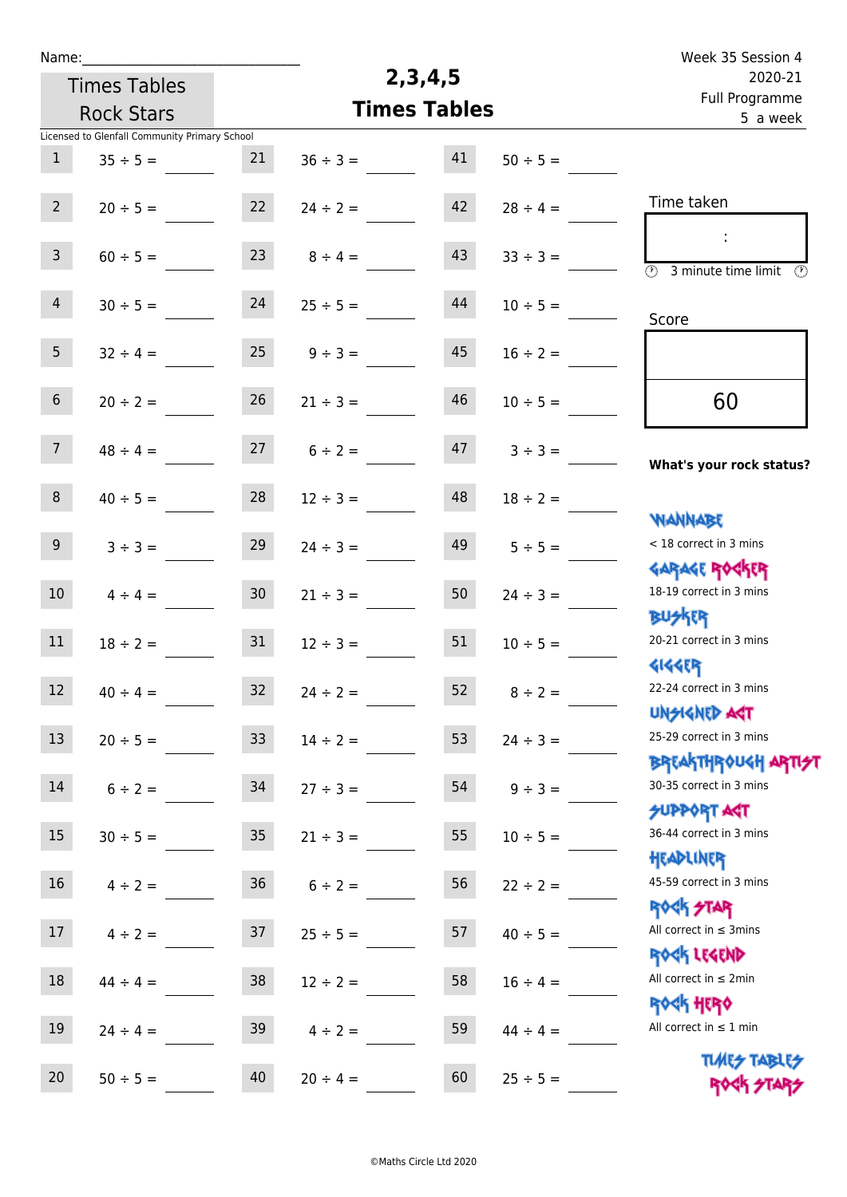Name:______________________________

Times Tables Rock Stars

# 2,3,4,5 Times Tables

Week 35 Session 4
2020-21
Full Programme
5 a week

Licensed to Glenfall Community Primary School

| | | | | | |
|---|---|---|---|---|---|
| 1 | 35 ÷ 5 = ____ | 21 | 36 ÷ 3 = ____ | 41 | 50 ÷ 5 = ____ |
| 2 | 20 ÷ 5 = ____ | 22 | 24 ÷ 2 = ____ | 42 | 28 ÷ 4 = ____ |
| 3 | 60 ÷ 5 = ____ | 23 | 8 ÷ 4 = ____ | 43 | 33 ÷ 3 = ____ |
| 4 | 30 ÷ 5 = ____ | 24 | 25 ÷ 5 = ____ | 44 | 10 ÷ 5 = ____ |
| 5 | 32 ÷ 4 = ____ | 25 | 9 ÷ 3 = ____ | 45 | 16 ÷ 2 = ____ |
| 6 | 20 ÷ 2 = ____ | 26 | 21 ÷ 3 = ____ | 46 | 10 ÷ 5 = ____ |
| 7 | 48 ÷ 4 = ____ | 27 | 6 ÷ 2 = ____ | 47 | 3 ÷ 3 = ____ |
| 8 | 40 ÷ 5 = ____ | 28 | 12 ÷ 3 = ____ | 48 | 18 ÷ 2 = ____ |
| 9 | 3 ÷ 3 = ____ | 29 | 24 ÷ 3 = ____ | 49 | 5 ÷ 5 = ____ |
| 10 | 4 ÷ 4 = ____ | 30 | 21 ÷ 3 = ____ | 50 | 24 ÷ 3 = ____ |
| 11 | 18 ÷ 2 = ____ | 31 | 12 ÷ 3 = ____ | 51 | 10 ÷ 5 = ____ |
| 12 | 40 ÷ 4 = ____ | 32 | 24 ÷ 2 = ____ | 52 | 8 ÷ 2 = ____ |
| 13 | 20 ÷ 5 = ____ | 33 | 14 ÷ 2 = ____ | 53 | 24 ÷ 3 = ____ |
| 14 | 6 ÷ 2 = ____ | 34 | 27 ÷ 3 = ____ | 54 | 9 ÷ 3 = ____ |
| 15 | 30 ÷ 5 = ____ | 35 | 21 ÷ 3 = ____ | 55 | 10 ÷ 5 = ____ |
| 16 | 4 ÷ 2 = ____ | 36 | 6 ÷ 2 = ____ | 56 | 22 ÷ 2 = ____ |
| 17 | 4 ÷ 2 = ____ | 37 | 25 ÷ 5 = ____ | 57 | 40 ÷ 5 = ____ |
| 18 | 44 ÷ 4 = ____ | 38 | 12 ÷ 2 = ____ | 58 | 16 ÷ 4 = ____ |
| 19 | 24 ÷ 4 = ____ | 39 | 4 ÷ 2 = ____ | 59 | 44 ÷ 4 = ____ |
| 20 | 50 ÷ 5 = ____ | 40 | 20 ÷ 4 = ____ | 60 | 25 ÷ 5 = ____ |

Time taken

:

3 minute time limit

Score

60

**What's your rock status?**

WANNABE
< 18 correct in 3 mins

GARAGE ROCKER
18-19 correct in 3 mins

BUSKER
20-21 correct in 3 mins

GIGGER
22-24 correct in 3 mins

UNSIGNED ACT
25-29 correct in 3 mins

BREAKTHROUGH ARTIST
30-35 correct in 3 mins

SUPPORT ACT
36-44 correct in 3 mins

HEADLINER
45-59 correct in 3 mins

ROCK STAR
All correct in ≤ 3mins

ROCK LEGEND
All correct in ≤ 2min

ROCK HERO
All correct in ≤ 1 min

TIMES TABLES ROCK STARS

©Maths Circle Ltd 2020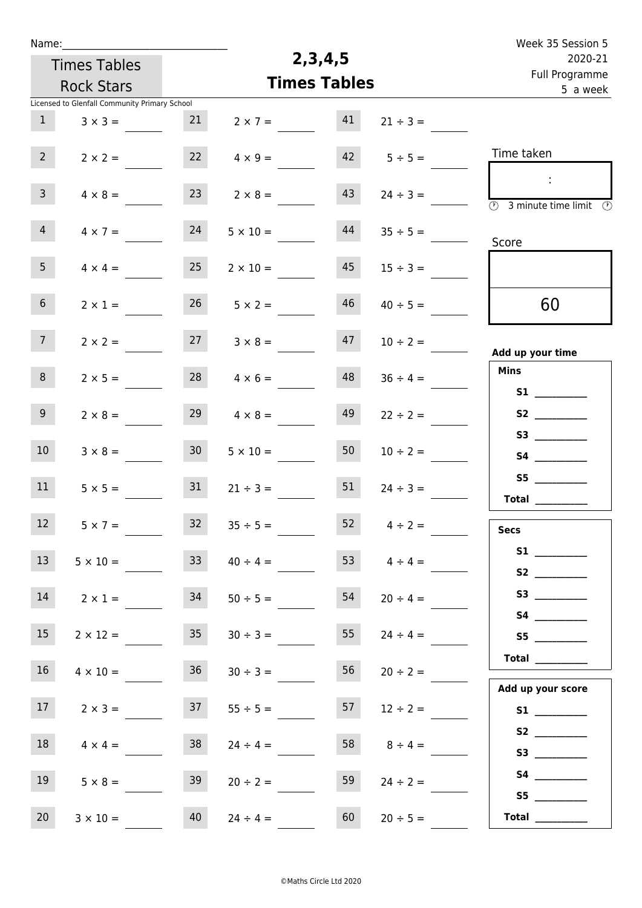Name:\_\_\_\_\_\_\_\_\_\_\_\_\_\_\_\_\_\_\_\_\_\_\_\_\_\_\_\_\_\_

Times Tables Rock Stars

Licensed to Glenfall Community Primary School

# 2,3,4,5 Times Tables

Week 35 Session 5
2020-21
Full Programme
5 a week

| | | | | | |
|---|---|---|---|---|---|
| 1 | $3 \times 3 =$ | 21 | $2 \times 7 =$ | 41 | $21 \div 3 =$ |
| 2 | $2 \times 2 =$ | 22 | $4 \times 9 =$ | 42 | $5 \div 5 =$ |
| 3 | $4 \times 8 =$ | 23 | $2 \times 8 =$ | 43 | $24 \div 3 =$ |
| 4 | $4 \times 7 =$ | 24 | $5 \times 10 =$ | 44 | $35 \div 5 =$ |
| 5 | $4 \times 4 =$ | 25 | $2 \times 10 =$ | 45 | $15 \div 3 =$ |
| 6 | $2 \times 1 =$ | 26 | $5 \times 2 =$ | 46 | $40 \div 5 =$ |
| 7 | $2 \times 2 =$ | 27 | $3 \times 8 =$ | 47 | $10 \div 2 =$ |
| 8 | $2 \times 5 =$ | 28 | $4 \times 6 =$ | 48 | $36 \div 4 =$ |
| 9 | $2 \times 8 =$ | 29 | $4 \times 8 =$ | 49 | $22 \div 2 =$ |
| 10 | $3 \times 8 =$ | 30 | $5 \times 10 =$ | 50 | $10 \div 2 =$ |
| 11 | $5 \times 5 =$ | 31 | $21 \div 3 =$ | 51 | $24 \div 3 =$ |
| 12 | $5 \times 7 =$ | 32 | $35 \div 5 =$ | 52 | $4 \div 2 =$ |
| 13 | $5 \times 10 =$ | 33 | $40 \div 4 =$ | 53 | $4 \div 4 =$ |
| 14 | $2 \times 1 =$ | 34 | $50 \div 5 =$ | 54 | $20 \div 4 =$ |
| 15 | $2 \times 12 =$ | 35 | $30 \div 3 =$ | 55 | $24 \div 4 =$ |
| 16 | $4 \times 10 =$ | 36 | $30 \div 3 =$ | 56 | $20 \div 2 =$ |
| 17 | $2 \times 3 =$ | 37 | $55 \div 5 =$ | 57 | $12 \div 2 =$ |
| 18 | $4 \times 4 =$ | 38 | $24 \div 4 =$ | 58 | $8 \div 4 =$ |
| 19 | $5 \times 8 =$ | 39 | $20 \div 2 =$ | 59 | $24 \div 2 =$ |
| 20 | $3 \times 10 =$ | 40 | $24 \div 4 =$ | 60 | $20 \div 5 =$ |

Time taken

:

3 minute time limit

Score

60

**Add up your time**

**Mins**

**S1** \_\_\_\_\_\_\_\_\_\_
**S2** \_\_\_\_\_\_\_\_\_\_
**S3** \_\_\_\_\_\_\_\_\_\_
**S4** \_\_\_\_\_\_\_\_\_\_
**S5** \_\_\_\_\_\_\_\_\_\_
**Total** \_\_\_\_\_\_\_\_\_\_

**Secs**

**S1** \_\_\_\_\_\_\_\_\_\_
**S2** \_\_\_\_\_\_\_\_\_\_
**S3** \_\_\_\_\_\_\_\_\_\_
**S4** \_\_\_\_\_\_\_\_\_\_
**S5** \_\_\_\_\_\_\_\_\_\_
**Total** \_\_\_\_\_\_\_\_\_\_

**Add up your score**

**S1** \_\_\_\_\_\_\_\_\_\_
**S2** \_\_\_\_\_\_\_\_\_\_
**S3** \_\_\_\_\_\_\_\_\_\_
**S4** \_\_\_\_\_\_\_\_\_\_
**S5** \_\_\_\_\_\_\_\_\_\_
**Total** \_\_\_\_\_\_\_\_\_\_

©Maths Circle Ltd 2020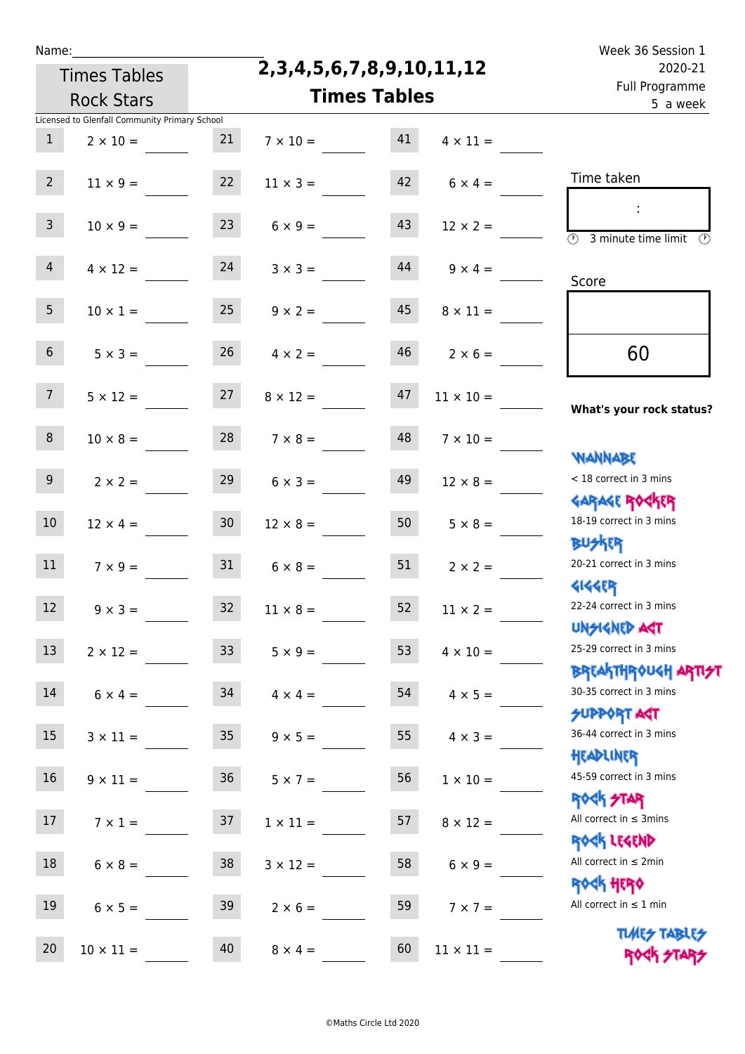Name:\_\_\_\_\_\_\_\_\_\_\_\_\_\_\_\_\_\_\_\_\_\_\_\_\_\_\_\_

Times Tables Rock Stars

# 2,3,4,5,6,7,8,9,10,11,12 Times Tables

Week 36 Session 1
2020-21
Full Programme
5 a week

Licensed to Glenfall Community Primary School

| | | | | | |
|---|---|---|---|---|---|
| 1 | 2 × 10 = \_\_\_\_ | 21 | 7 × 10 = \_\_\_\_ | 41 | 4 × 11 = \_\_\_\_ |
| 2 | 11 × 9 = \_\_\_\_ | 22 | 11 × 3 = \_\_\_\_ | 42 | 6 × 4 = \_\_\_\_ |
| 3 | 10 × 9 = \_\_\_\_ | 23 | 6 × 9 = \_\_\_\_ | 43 | 12 × 2 = \_\_\_\_ |
| 4 | 4 × 12 = \_\_\_\_ | 24 | 3 × 3 = \_\_\_\_ | 44 | 9 × 4 = \_\_\_\_ |
| 5 | 10 × 1 = \_\_\_\_ | 25 | 9 × 2 = \_\_\_\_ | 45 | 8 × 11 = \_\_\_\_ |
| 6 | 5 × 3 = \_\_\_\_ | 26 | 4 × 2 = \_\_\_\_ | 46 | 2 × 6 = \_\_\_\_ |
| 7 | 5 × 12 = \_\_\_\_ | 27 | 8 × 12 = \_\_\_\_ | 47 | 11 × 10 = \_\_\_\_ |
| 8 | 10 × 8 = \_\_\_\_ | 28 | 7 × 8 = \_\_\_\_ | 48 | 7 × 10 = \_\_\_\_ |
| 9 | 2 × 2 = \_\_\_\_ | 29 | 6 × 3 = \_\_\_\_ | 49 | 12 × 8 = \_\_\_\_ |
| 10 | 12 × 4 = \_\_\_\_ | 30 | 12 × 8 = \_\_\_\_ | 50 | 5 × 8 = \_\_\_\_ |
| 11 | 7 × 9 = \_\_\_\_ | 31 | 6 × 8 = \_\_\_\_ | 51 | 2 × 2 = \_\_\_\_ |
| 12 | 9 × 3 = \_\_\_\_ | 32 | 11 × 8 = \_\_\_\_ | 52 | 11 × 2 = \_\_\_\_ |
| 13 | 2 × 12 = \_\_\_\_ | 33 | 5 × 9 = \_\_\_\_ | 53 | 4 × 10 = \_\_\_\_ |
| 14 | 6 × 4 = \_\_\_\_ | 34 | 4 × 4 = \_\_\_\_ | 54 | 4 × 5 = \_\_\_\_ |
| 15 | 3 × 11 = \_\_\_\_ | 35 | 9 × 5 = \_\_\_\_ | 55 | 4 × 3 = \_\_\_\_ |
| 16 | 9 × 11 = \_\_\_\_ | 36 | 5 × 7 = \_\_\_\_ | 56 | 1 × 10 = \_\_\_\_ |
| 17 | 7 × 1 = \_\_\_\_ | 37 | 1 × 11 = \_\_\_\_ | 57 | 8 × 12 = \_\_\_\_ |
| 18 | 6 × 8 = \_\_\_\_ | 38 | 3 × 12 = \_\_\_\_ | 58 | 6 × 9 = \_\_\_\_ |
| 19 | 6 × 5 = \_\_\_\_ | 39 | 2 × 6 = \_\_\_\_ | 59 | 7 × 7 = \_\_\_\_ |
| 20 | 10 × 11 = \_\_\_\_ | 40 | 8 × 4 = \_\_\_\_ | 60 | 11 × 11 = \_\_\_\_ |

Time taken

:

3 minute time limit

Score

60

**What's your rock status?**

WANNABE
< 18 correct in 3 mins

GARAGE ROCKER
18-19 correct in 3 mins

BUSKER
20-21 correct in 3 mins

GIGGER
22-24 correct in 3 mins

UNSIGNED ACT
25-29 correct in 3 mins

BREAKTHROUGH ARTIST
30-35 correct in 3 mins

SUPPORT ACT
36-44 correct in 3 mins

HEADLINER
45-59 correct in 3 mins

ROCK STAR
All correct in ≤ 3mins

ROCK LEGEND
All correct in ≤ 2min

ROCK HERO
All correct in ≤ 1 min

TIMES TABLES ROCK STARS

©Maths Circle Ltd 2020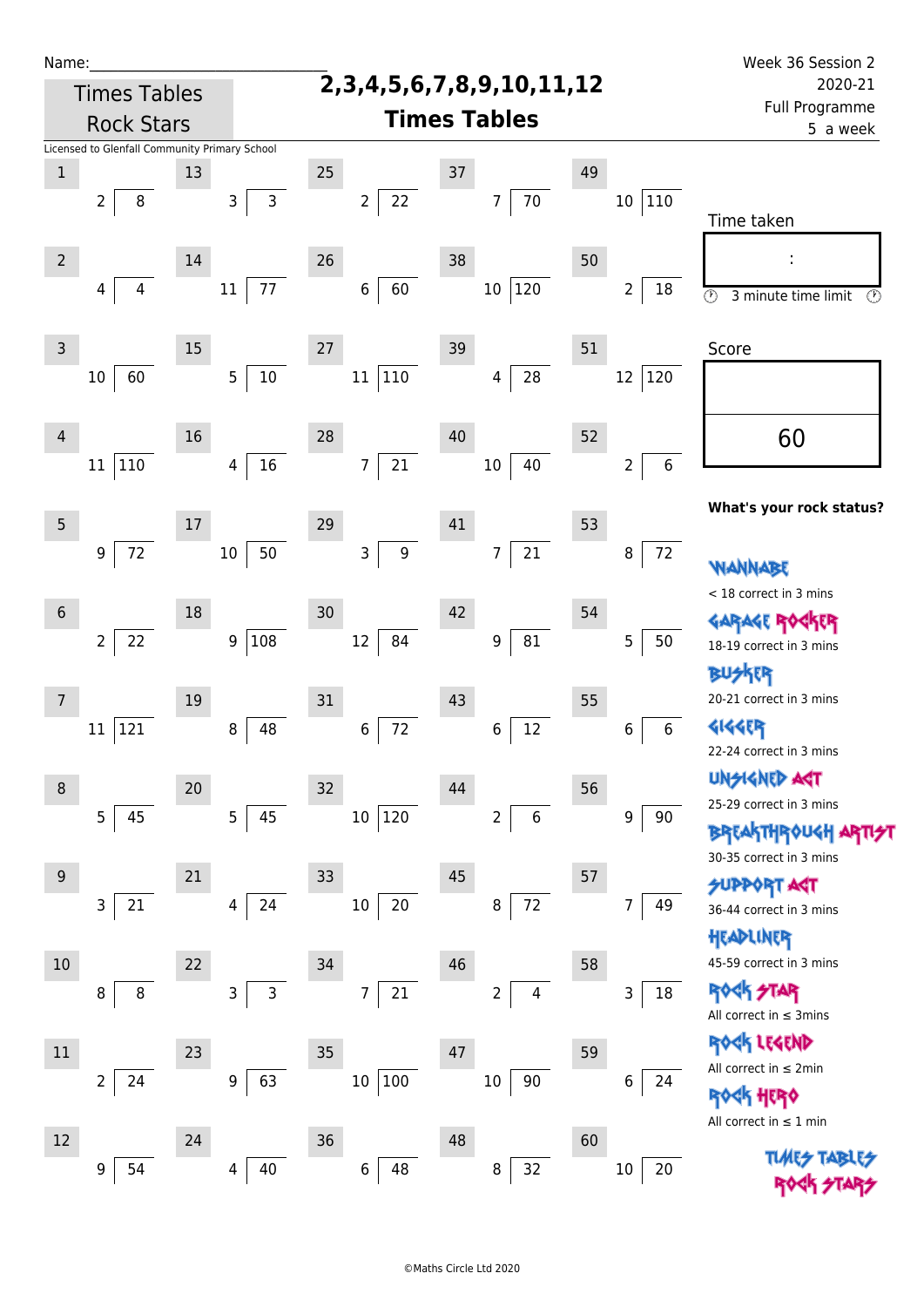Name:\_\_\_\_\_\_\_\_\_\_\_\_\_\_\_\_\_\_\_\_\_\_\_\_\_\_\_\_\_\_

**Times Tables Rock Stars**

# 2,3,4,5,6,7,8,9,10,11,12 Times Tables

Week 36 Session 2
2020-21
Full Programme
5 a week

Licensed to Glenfall Community Primary School

| # | Question | # | Question | # | Question | # | Question | # | Question |
|---|---|---|---|---|---|---|---|---|---|
| 1 | 8 ÷ 2 | 13 | 3 ÷ 3 | 25 | 22 ÷ 2 | 37 | 70 ÷ 7 | 49 | 110 ÷ 10 |
| 2 | 4 ÷ 4 | 14 | 77 ÷ 11 | 26 | 60 ÷ 6 | 38 | 120 ÷ 10 | 50 | 18 ÷ 2 |
| 3 | 60 ÷ 10 | 15 | 10 ÷ 5 | 27 | 110 ÷ 11 | 39 | 28 ÷ 4 | 51 | 120 ÷ 12 |
| 4 | 110 ÷ 11 | 16 | 16 ÷ 4 | 28 | 21 ÷ 7 | 40 | 40 ÷ 10 | 52 | 6 ÷ 2 |
| 5 | 72 ÷ 9 | 17 | 50 ÷ 10 | 29 | 9 ÷ 3 | 41 | 21 ÷ 7 | 53 | 72 ÷ 8 |
| 6 | 22 ÷ 2 | 18 | 108 ÷ 9 | 30 | 84 ÷ 12 | 42 | 81 ÷ 9 | 54 | 50 ÷ 5 |
| 7 | 121 ÷ 11 | 19 | 48 ÷ 8 | 31 | 72 ÷ 6 | 43 | 12 ÷ 6 | 55 | 6 ÷ 6 |
| 8 | 45 ÷ 5 | 20 | 45 ÷ 5 | 32 | 120 ÷ 10 | 44 | 6 ÷ 2 | 56 | 90 ÷ 9 |
| 9 | 21 ÷ 3 | 21 | 24 ÷ 4 | 33 | 20 ÷ 10 | 45 | 72 ÷ 8 | 57 | 49 ÷ 7 |
| 10 | 8 ÷ 8 | 22 | 3 ÷ 3 | 34 | 21 ÷ 7 | 46 | 4 ÷ 2 | 58 | 18 ÷ 3 |
| 11 | 24 ÷ 2 | 23 | 63 ÷ 9 | 35 | 100 ÷ 10 | 47 | 90 ÷ 10 | 59 | 24 ÷ 6 |
| 12 | 54 ÷ 9 | 24 | 40 ÷ 4 | 36 | 48 ÷ 6 | 48 | 32 ÷ 8 | 60 | 20 ÷ 10 |

Time taken

:

3 minute time limit

Score

60

**What's your rock status?**

WANNABE
< 18 correct in 3 mins

GARAGE ROCKER
18-19 correct in 3 mins

BUSKER
20-21 correct in 3 mins

GIGGER
22-24 correct in 3 mins

UNSIGNED ACT
25-29 correct in 3 mins

BREAKTHROUGH ARTIST
30-35 correct in 3 mins

SUPPORT ACT
36-44 correct in 3 mins

HEADLINER
45-59 correct in 3 mins

ROCK STAR
All correct in ≤ 3mins

ROCK LEGEND
All correct in ≤ 2min

ROCK HERO
All correct in ≤ 1 min

©Maths Circle Ltd 2020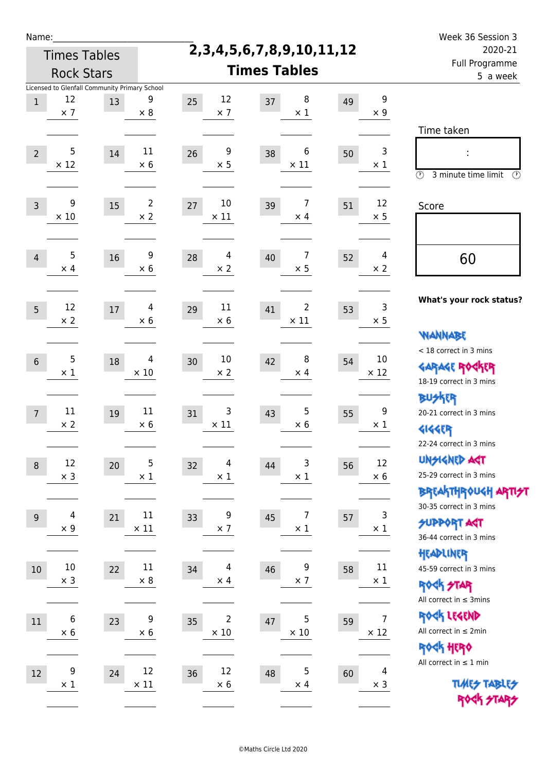Name:\_\_\_\_\_\_\_\_\_\_\_\_\_\_\_\_\_\_\_\_\_\_\_\_\_\_\_\_

Times Tables Rock Stars

# 2,3,4,5,6,7,8,9,10,11,12 Times Tables

Week 36 Session 3
2020-21
Full Programme
5 a week

Licensed to Glenfall Community Primary School

| # | Question | # | Question | # | Question | # | Question | # | Question |
|---|---|---|---|---|---|---|---|---|---|
| 1 | 12 × 7 | 13 | 9 × 8 | 25 | 12 × 7 | 37 | 8 × 1 | 49 | 9 × 9 |
| 2 | 5 × 12 | 14 | 11 × 6 | 26 | 9 × 5 | 38 | 6 × 11 | 50 | 3 × 1 |
| 3 | 9 × 10 | 15 | 2 × 2 | 27 | 10 × 11 | 39 | 7 × 4 | 51 | 12 × 5 |
| 4 | 5 × 4 | 16 | 9 × 6 | 28 | 4 × 2 | 40 | 7 × 5 | 52 | 4 × 2 |
| 5 | 12 × 2 | 17 | 4 × 6 | 29 | 11 × 6 | 41 | 2 × 11 | 53 | 3 × 5 |
| 6 | 5 × 1 | 18 | 4 × 10 | 30 | 10 × 2 | 42 | 8 × 4 | 54 | 10 × 12 |
| 7 | 11 × 2 | 19 | 11 × 6 | 31 | 3 × 11 | 43 | 5 × 6 | 55 | 9 × 1 |
| 8 | 12 × 3 | 20 | 5 × 1 | 32 | 4 × 1 | 44 | 3 × 1 | 56 | 12 × 6 |
| 9 | 4 × 9 | 21 | 11 × 11 | 33 | 9 × 7 | 45 | 7 × 1 | 57 | 3 × 1 |
| 10 | 10 × 3 | 22 | 11 × 8 | 34 | 4 × 4 | 46 | 9 × 7 | 58 | 11 × 1 |
| 11 | 6 × 6 | 23 | 9 × 6 | 35 | 2 × 10 | 47 | 5 × 10 | 59 | 7 × 12 |
| 12 | 9 × 1 | 24 | 12 × 11 | 36 | 12 × 6 | 48 | 5 × 4 | 60 | 4 × 3 |

Time taken

:

3 minute time limit

Score

60

**What's your rock status?**

WANNABE
< 18 correct in 3 mins

GARAGE ROCKER
18-19 correct in 3 mins

BUSKER
20-21 correct in 3 mins

GIGGER
22-24 correct in 3 mins

UNSIGNED ACT
25-29 correct in 3 mins

BREAKTHROUGH ARTIST
30-35 correct in 3 mins

SUPPORT ACT
36-44 correct in 3 mins

HEADLINER
45-59 correct in 3 mins

ROCK STAR
All correct in ≤ 3mins

ROCK LEGEND
All correct in ≤ 2min

ROCK HERO
All correct in ≤ 1 min

TIMES TABLES ROCK STARS

©Maths Circle Ltd 2020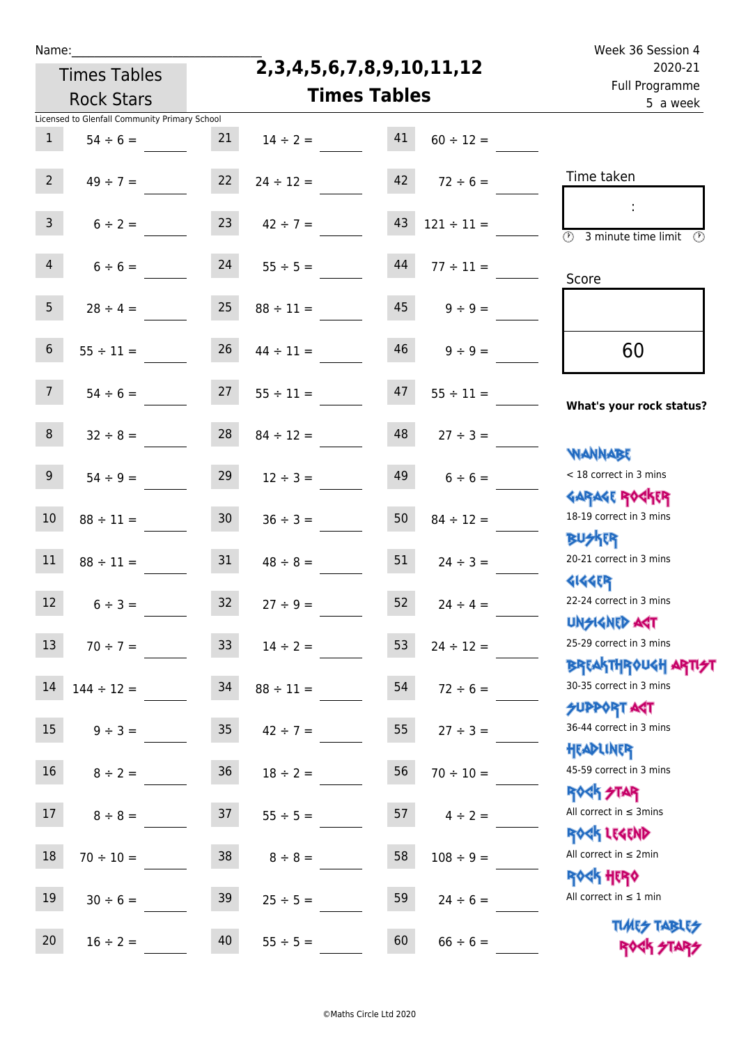Name:\_\_\_\_\_\_\_\_\_\_\_\_\_\_\_\_\_\_\_\_\_\_\_\_\_\_\_\_

Times Tables Rock Stars

# 2,3,4,5,6,7,8,9,10,11,12 Times Tables

Week 36 Session 4
2020-21
Full Programme
5 a week

Licensed to Glenfall Community Primary School

| | | | | | |
|---|---|---|---|---|---|
| 1 | 54 ÷ 6 = | 21 | 14 ÷ 2 = | 41 | 60 ÷ 12 = |
| 2 | 49 ÷ 7 = | 22 | 24 ÷ 12 = | 42 | 72 ÷ 6 = |
| 3 | 6 ÷ 2 = | 23 | 42 ÷ 7 = | 43 | 121 ÷ 11 = |
| 4 | 6 ÷ 6 = | 24 | 55 ÷ 5 = | 44 | 77 ÷ 11 = |
| 5 | 28 ÷ 4 = | 25 | 88 ÷ 11 = | 45 | 9 ÷ 9 = |
| 6 | 55 ÷ 11 = | 26 | 44 ÷ 11 = | 46 | 9 ÷ 9 = |
| 7 | 54 ÷ 6 = | 27 | 55 ÷ 11 = | 47 | 55 ÷ 11 = |
| 8 | 32 ÷ 8 = | 28 | 84 ÷ 12 = | 48 | 27 ÷ 3 = |
| 9 | 54 ÷ 9 = | 29 | 12 ÷ 3 = | 49 | 6 ÷ 6 = |
| 10 | 88 ÷ 11 = | 30 | 36 ÷ 3 = | 50 | 84 ÷ 12 = |
| 11 | 88 ÷ 11 = | 31 | 48 ÷ 8 = | 51 | 24 ÷ 3 = |
| 12 | 6 ÷ 3 = | 32 | 27 ÷ 9 = | 52 | 24 ÷ 4 = |
| 13 | 70 ÷ 7 = | 33 | 14 ÷ 2 = | 53 | 24 ÷ 12 = |
| 14 | 144 ÷ 12 = | 34 | 88 ÷ 11 = | 54 | 72 ÷ 6 = |
| 15 | 9 ÷ 3 = | 35 | 42 ÷ 7 = | 55 | 27 ÷ 3 = |
| 16 | 8 ÷ 2 = | 36 | 18 ÷ 2 = | 56 | 70 ÷ 10 = |
| 17 | 8 ÷ 8 = | 37 | 55 ÷ 5 = | 57 | 4 ÷ 2 = |
| 18 | 70 ÷ 10 = | 38 | 8 ÷ 8 = | 58 | 108 ÷ 9 = |
| 19 | 30 ÷ 6 = | 39 | 25 ÷ 5 = | 59 | 24 ÷ 6 = |
| 20 | 16 ÷ 2 = | 40 | 55 ÷ 5 = | 60 | 66 ÷ 6 = |

Time taken

:

3 minute time limit

Score

60

**What's your rock status?**

WANNABE
< 18 correct in 3 mins

GARAGE ROCKER
18-19 correct in 3 mins

BUSKER
20-21 correct in 3 mins

GIGGER
22-24 correct in 3 mins

UNSIGNED ACT
25-29 correct in 3 mins

BREAKTHROUGH ARTIST
30-35 correct in 3 mins

SUPPORT ACT
36-44 correct in 3 mins

HEADLINER
45-59 correct in 3 mins

ROCK STAR
All correct in ≤ 3mins

ROCK LEGEND
All correct in ≤ 2min

ROCK HERO
All correct in ≤ 1 min

TIMES TABLES ROCK STARS

©Maths Circle Ltd 2020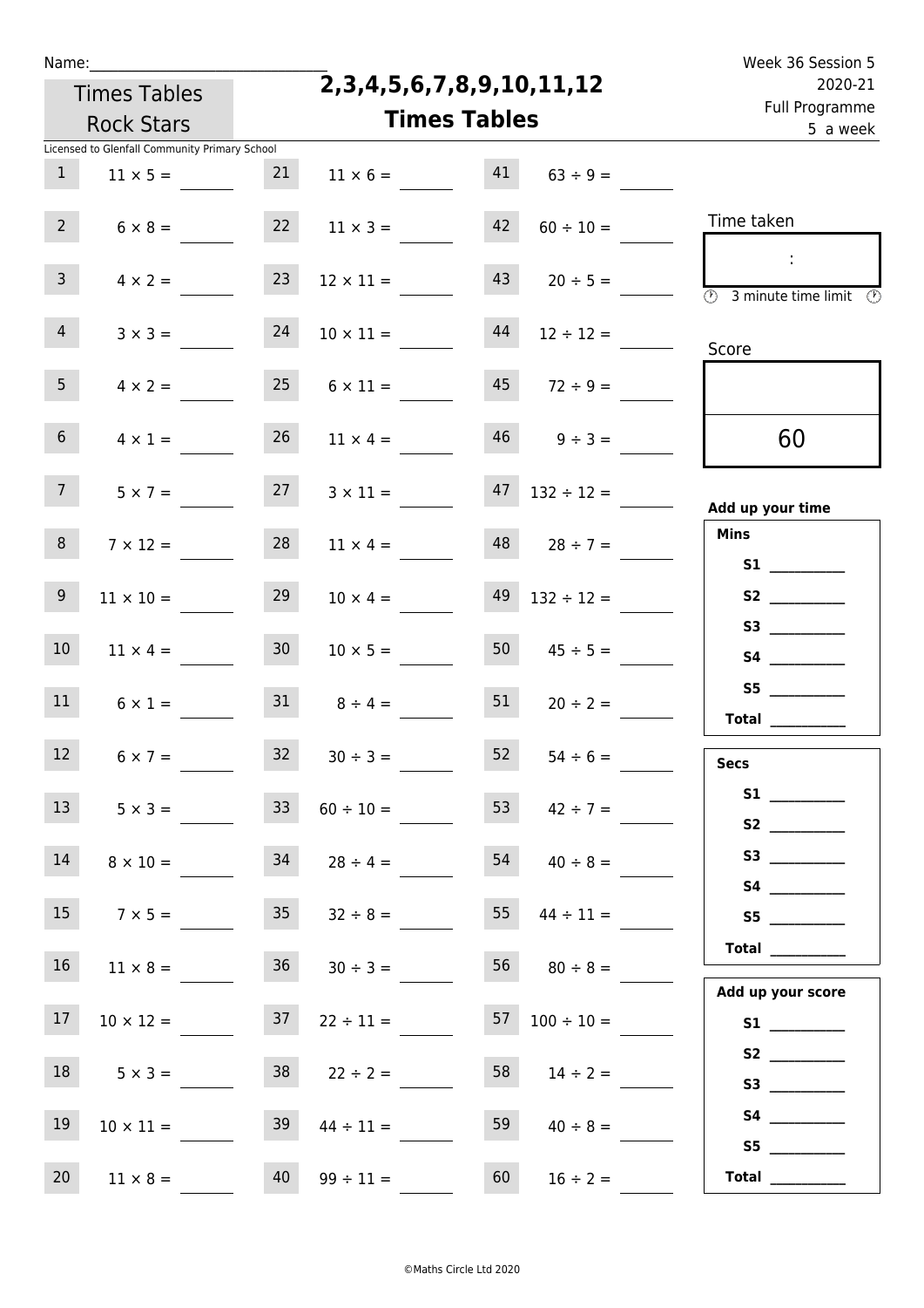Name:\_\_\_\_\_\_\_\_\_\_\_\_\_\_\_\_\_\_\_\_\_\_\_\_\_\_\_\_\_\_

Times Tables Rock Stars

# 2,3,4,5,6,7,8,9,10,11,12 Times Tables

Week 36 Session 5
2020-21
Full Programme
5 a week

Licensed to Glenfall Community Primary School

| | | | | | |
|---|---|---|---|---|---|
| 1 | 11 × 5 = | 21 | 11 × 6 = | 41 | 63 ÷ 9 = |
| 2 | 6 × 8 = | 22 | 11 × 3 = | 42 | 60 ÷ 10 = |
| 3 | 4 × 2 = | 23 | 12 × 11 = | 43 | 20 ÷ 5 = |
| 4 | 3 × 3 = | 24 | 10 × 11 = | 44 | 12 ÷ 12 = |
| 5 | 4 × 2 = | 25 | 6 × 11 = | 45 | 72 ÷ 9 = |
| 6 | 4 × 1 = | 26 | 11 × 4 = | 46 | 9 ÷ 3 = |
| 7 | 5 × 7 = | 27 | 3 × 11 = | 47 | 132 ÷ 12 = |
| 8 | 7 × 12 = | 28 | 11 × 4 = | 48 | 28 ÷ 7 = |
| 9 | 11 × 10 = | 29 | 10 × 4 = | 49 | 132 ÷ 12 = |
| 10 | 11 × 4 = | 30 | 10 × 5 = | 50 | 45 ÷ 5 = |
| 11 | 6 × 1 = | 31 | 8 ÷ 4 = | 51 | 20 ÷ 2 = |
| 12 | 6 × 7 = | 32 | 30 ÷ 3 = | 52 | 54 ÷ 6 = |
| 13 | 5 × 3 = | 33 | 60 ÷ 10 = | 53 | 42 ÷ 7 = |
| 14 | 8 × 10 = | 34 | 28 ÷ 4 = | 54 | 40 ÷ 8 = |
| 15 | 7 × 5 = | 35 | 32 ÷ 8 = | 55 | 44 ÷ 11 = |
| 16 | 11 × 8 = | 36 | 30 ÷ 3 = | 56 | 80 ÷ 8 = |
| 17 | 10 × 12 = | 37 | 22 ÷ 11 = | 57 | 100 ÷ 10 = |
| 18 | 5 × 3 = | 38 | 22 ÷ 2 = | 58 | 14 ÷ 2 = |
| 19 | 10 × 11 = | 39 | 44 ÷ 11 = | 59 | 40 ÷ 8 = |
| 20 | 11 × 8 = | 40 | 99 ÷ 11 = | 60 | 16 ÷ 2 = |

Time taken

:

3 minute time limit

Score

60

**Add up your time**

**Mins**

**S1** \_\_\_\_\_\_\_\_\_\_
**S2** \_\_\_\_\_\_\_\_\_\_
**S3** \_\_\_\_\_\_\_\_\_\_
**S4** \_\_\_\_\_\_\_\_\_\_
**S5** \_\_\_\_\_\_\_\_\_\_
**Total** \_\_\_\_\_\_\_\_\_\_

**Secs**

**S1** \_\_\_\_\_\_\_\_\_\_
**S2** \_\_\_\_\_\_\_\_\_\_
**S3** \_\_\_\_\_\_\_\_\_\_
**S4** \_\_\_\_\_\_\_\_\_\_
**S5** \_\_\_\_\_\_\_\_\_\_
**Total** \_\_\_\_\_\_\_\_\_\_

**Add up your score**

**S1** \_\_\_\_\_\_\_\_\_\_
**S2** \_\_\_\_\_\_\_\_\_\_
**S3** \_\_\_\_\_\_\_\_\_\_
**S4** \_\_\_\_\_\_\_\_\_\_
**S5** \_\_\_\_\_\_\_\_\_\_
**Total** \_\_\_\_\_\_\_\_\_\_

©Maths Circle Ltd 2020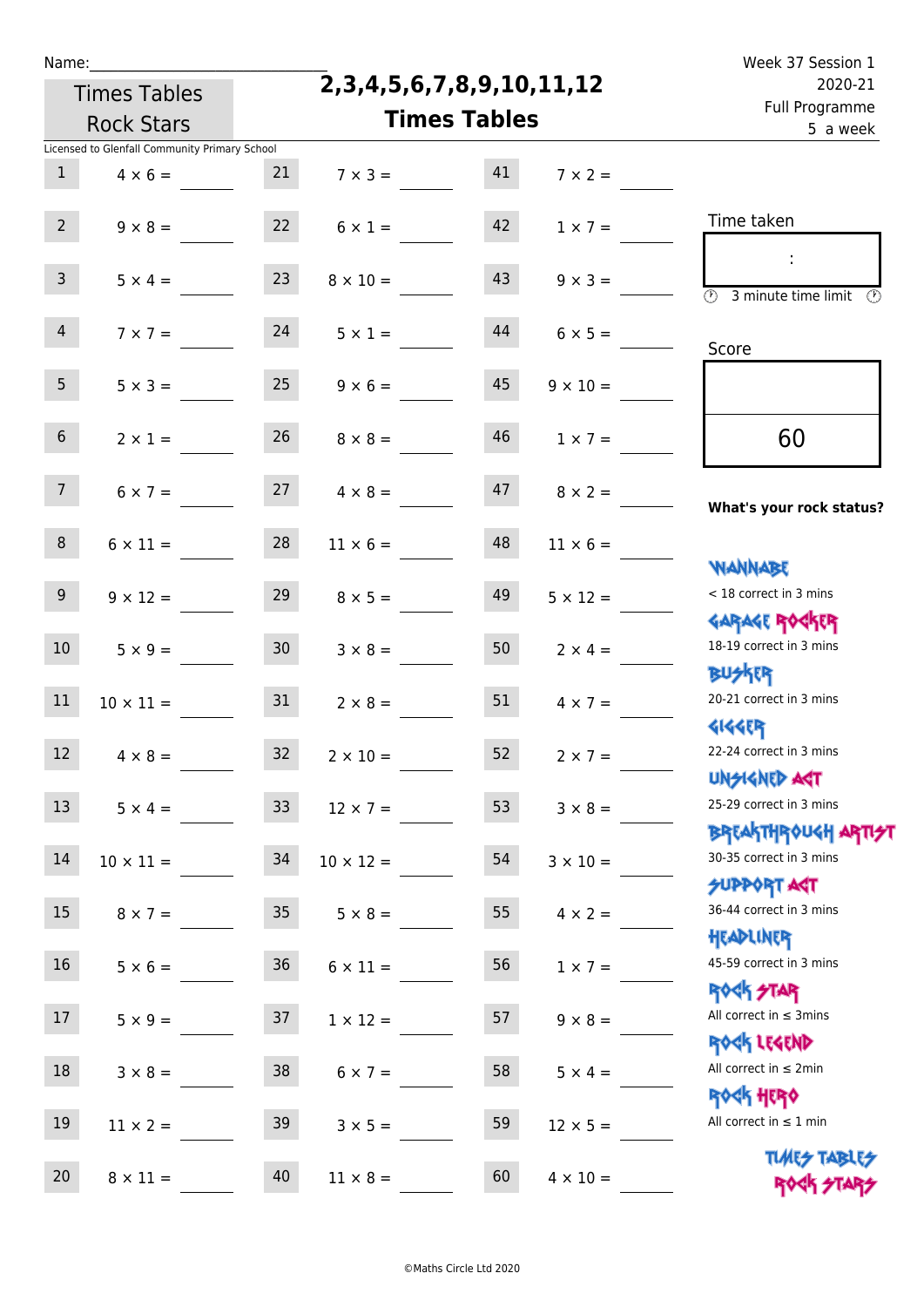Name:

Times Tables Rock Stars

# 2,3,4,5,6,7,8,9,10,11,12 Times Tables

Week 37 Session 1
2020-21
Full Programme
5 a week

Licensed to Glenfall Community Primary School

| | | | | | |
|---|---|---|---|---|---|
| 1 | $4 \times 6 =$ | 21 | $7 \times 3 =$ | 41 | $7 \times 2 =$ |
| 2 | $9 \times 8 =$ | 22 | $6 \times 1 =$ | 42 | $1 \times 7 =$ |
| 3 | $5 \times 4 =$ | 23 | $8 \times 10 =$ | 43 | $9 \times 3 =$ |
| 4 | $7 \times 7 =$ | 24 | $5 \times 1 =$ | 44 | $6 \times 5 =$ |
| 5 | $5 \times 3 =$ | 25 | $9 \times 6 =$ | 45 | $9 \times 10 =$ |
| 6 | $2 \times 1 =$ | 26 | $8 \times 8 =$ | 46 | $1 \times 7 =$ |
| 7 | $6 \times 7 =$ | 27 | $4 \times 8 =$ | 47 | $8 \times 2 =$ |
| 8 | $6 \times 11 =$ | 28 | $11 \times 6 =$ | 48 | $11 \times 6 =$ |
| 9 | $9 \times 12 =$ | 29 | $8 \times 5 =$ | 49 | $5 \times 12 =$ |
| 10 | $5 \times 9 =$ | 30 | $3 \times 8 =$ | 50 | $2 \times 4 =$ |
| 11 | $10 \times 11 =$ | 31 | $2 \times 8 =$ | 51 | $4 \times 7 =$ |
| 12 | $4 \times 8 =$ | 32 | $2 \times 10 =$ | 52 | $2 \times 7 =$ |
| 13 | $5 \times 4 =$ | 33 | $12 \times 7 =$ | 53 | $3 \times 8 =$ |
| 14 | $10 \times 11 =$ | 34 | $10 \times 12 =$ | 54 | $3 \times 10 =$ |
| 15 | $8 \times 7 =$ | 35 | $5 \times 8 =$ | 55 | $4 \times 2 =$ |
| 16 | $5 \times 6 =$ | 36 | $6 \times 11 =$ | 56 | $1 \times 7 =$ |
| 17 | $5 \times 9 =$ | 37 | $1 \times 12 =$ | 57 | $9 \times 8 =$ |
| 18 | $3 \times 8 =$ | 38 | $6 \times 7 =$ | 58 | $5 \times 4 =$ |
| 19 | $11 \times 2 =$ | 39 | $3 \times 5 =$ | 59 | $12 \times 5 =$ |
| 20 | $8 \times 11 =$ | 40 | $11 \times 8 =$ | 60 | $4 \times 10 =$ |

Time taken

:

3 minute time limit

Score

60

**What's your rock status?**

WANNABE
< 18 correct in 3 mins

GARAGE ROCKER
18-19 correct in 3 mins

BUSKER
20-21 correct in 3 mins

GIGGER
22-24 correct in 3 mins

UNSIGNED ACT
25-29 correct in 3 mins

BREAKTHROUGH ARTIST
30-35 correct in 3 mins

SUPPORT ACT
36-44 correct in 3 mins

HEADLINER
45-59 correct in 3 mins

ROCK STAR
All correct in ≤ 3mins

ROCK LEGEND
All correct in ≤ 2min

ROCK HERO
All correct in ≤ 1 min

TIMES TABLES ROCK STARS

©Maths Circle Ltd 2020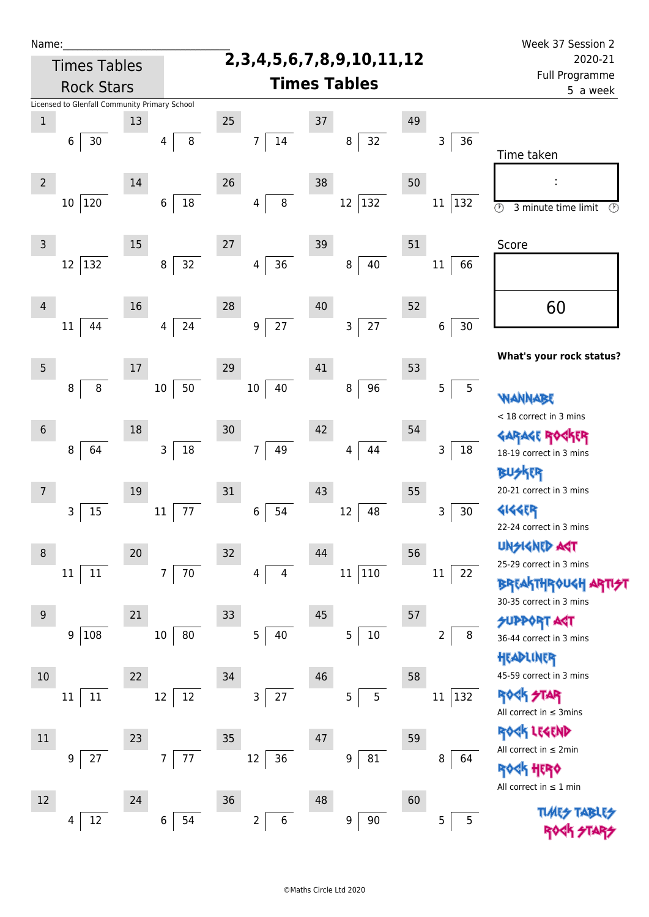Name:\_\_\_\_\_\_\_\_\_\_\_\_\_\_\_\_\_\_\_\_\_\_\_\_\_\_\_\_

Times Tables Rock Stars

# 2,3,4,5,6,7,8,9,10,11,12 Times Tables

Week 37 Session 2
2020-21
Full Programme
5 a week

Licensed to Glenfall Community Primary School

| No. | Question | No. | Question | No. | Question | No. | Question | No. | Question |
|---|---|---|---|---|---|---|---|---|---|
| 1 | 6 ⟌ 30 | 13 | 4 ⟌ 8 | 25 | 7 ⟌ 14 | 37 | 8 ⟌ 32 | 49 | 3 ⟌ 36 |
| 2 | 10 ⟌ 120 | 14 | 6 ⟌ 18 | 26 | 4 ⟌ 8 | 38 | 12 ⟌ 132 | 50 | 11 ⟌ 132 |
| 3 | 12 ⟌ 132 | 15 | 8 ⟌ 32 | 27 | 4 ⟌ 36 | 39 | 8 ⟌ 40 | 51 | 11 ⟌ 66 |
| 4 | 11 ⟌ 44 | 16 | 4 ⟌ 24 | 28 | 9 ⟌ 27 | 40 | 3 ⟌ 27 | 52 | 6 ⟌ 30 |
| 5 | 8 ⟌ 8 | 17 | 10 ⟌ 50 | 29 | 10 ⟌ 40 | 41 | 8 ⟌ 96 | 53 | 5 ⟌ 5 |
| 6 | 8 ⟌ 64 | 18 | 3 ⟌ 18 | 30 | 7 ⟌ 49 | 42 | 4 ⟌ 44 | 54 | 3 ⟌ 18 |
| 7 | 3 ⟌ 15 | 19 | 11 ⟌ 77 | 31 | 6 ⟌ 54 | 43 | 12 ⟌ 48 | 55 | 3 ⟌ 30 |
| 8 | 11 ⟌ 11 | 20 | 7 ⟌ 70 | 32 | 4 ⟌ 4 | 44 | 11 ⟌ 110 | 56 | 11 ⟌ 22 |
| 9 | 9 ⟌ 108 | 21 | 10 ⟌ 80 | 33 | 5 ⟌ 40 | 45 | 5 ⟌ 10 | 57 | 2 ⟌ 8 |
| 10 | 11 ⟌ 11 | 22 | 12 ⟌ 12 | 34 | 3 ⟌ 27 | 46 | 5 ⟌ 5 | 58 | 11 ⟌ 132 |
| 11 | 9 ⟌ 27 | 23 | 7 ⟌ 77 | 35 | 12 ⟌ 36 | 47 | 9 ⟌ 81 | 59 | 8 ⟌ 64 |
| 12 | 4 ⟌ 12 | 24 | 6 ⟌ 54 | 36 | 2 ⟌ 6 | 48 | 9 ⟌ 90 | 60 | 5 ⟌ 5 |

Time taken

:

3 minute time limit

Score

60

**What's your rock status?**

WANNABE
< 18 correct in 3 mins

GARAGE ROCKER
18-19 correct in 3 mins

BUSKER
20-21 correct in 3 mins

GIGGER
22-24 correct in 3 mins

UNSIGNED ACT
25-29 correct in 3 mins

BREAKTHROUGH ARTIST
30-35 correct in 3 mins

SUPPORT ACT
36-44 correct in 3 mins

HEADLINER
45-59 correct in 3 mins

ROCK STAR
All correct in ≤ 3mins

ROCK LEGEND
All correct in ≤ 2min

ROCK HERO
All correct in ≤ 1 min

TIMES TABLES ROCK STARS

©Maths Circle Ltd 2020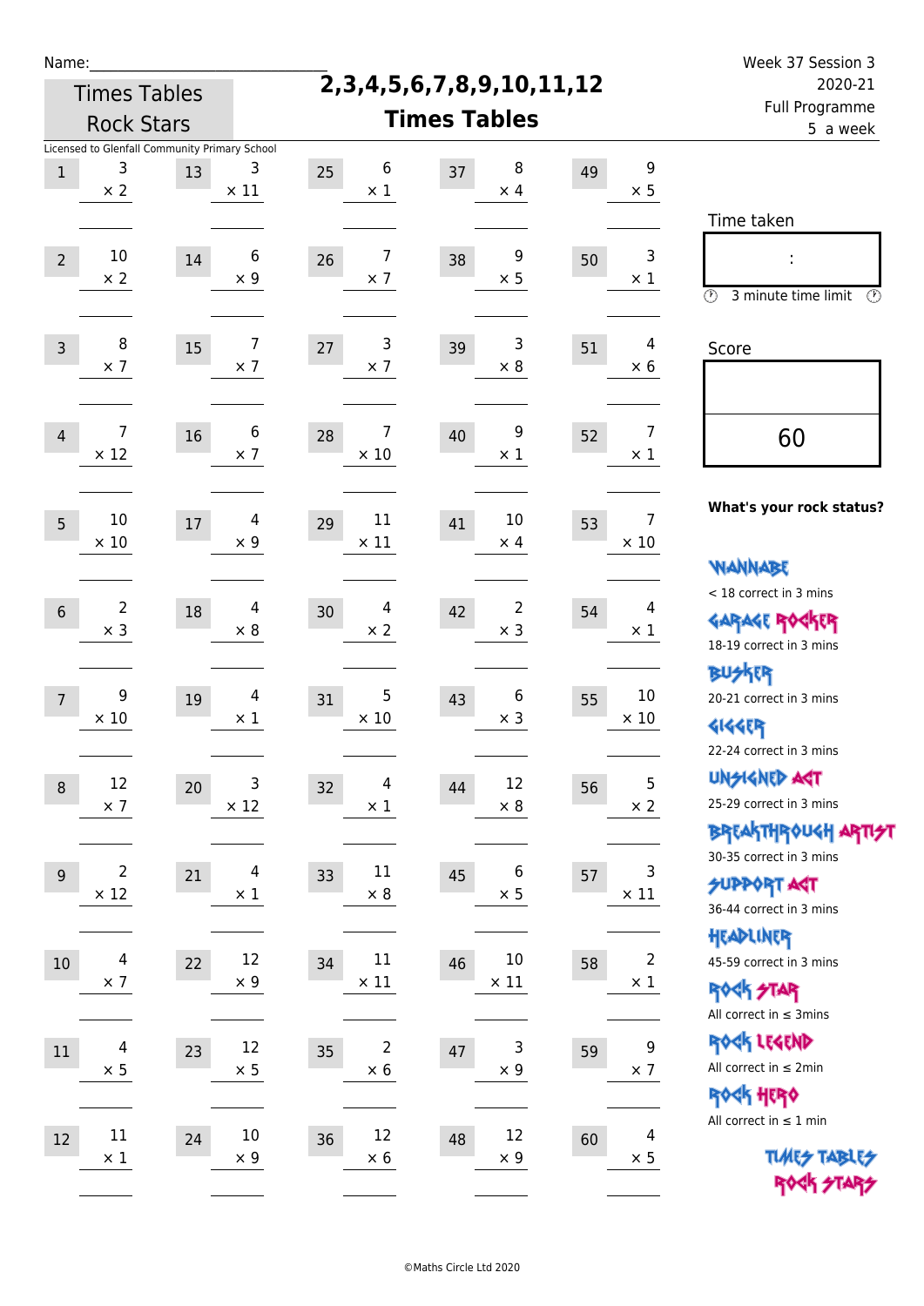Name:

Times Tables Rock Stars

# 2,3,4,5,6,7,8,9,10,11,12 Times Tables

Week 37 Session 3
2020-21
Full Programme
5 a week

Licensed to Glenfall Community Primary School

| | | | | | | | | | |
|---|---|---|---|---|---|---|---|---|---|
| 1 | 3 × 2 | 13 | 3 × 11 | 25 | 6 × 1 | 37 | 8 × 4 | 49 | 9 × 5 |
| 2 | 10 × 2 | 14 | 6 × 9 | 26 | 7 × 7 | 38 | 9 × 5 | 50 | 3 × 1 |
| 3 | 8 × 7 | 15 | 7 × 7 | 27 | 3 × 7 | 39 | 3 × 8 | 51 | 4 × 6 |
| 4 | 7 × 12 | 16 | 6 × 7 | 28 | 7 × 10 | 40 | 9 × 1 | 52 | 7 × 1 |
| 5 | 10 × 10 | 17 | 4 × 9 | 29 | 11 × 11 | 41 | 10 × 4 | 53 | 7 × 10 |
| 6 | 2 × 3 | 18 | 4 × 8 | 30 | 4 × 2 | 42 | 2 × 3 | 54 | 4 × 1 |
| 7 | 9 × 10 | 19 | 4 × 1 | 31 | 5 × 10 | 43 | 6 × 3 | 55 | 10 × 10 |
| 8 | 12 × 7 | 20 | 3 × 12 | 32 | 4 × 1 | 44 | 12 × 8 | 56 | 5 × 2 |
| 9 | 2 × 12 | 21 | 4 × 1 | 33 | 11 × 8 | 45 | 6 × 5 | 57 | 3 × 11 |
| 10 | 4 × 7 | 22 | 12 × 9 | 34 | 11 × 11 | 46 | 10 × 11 | 58 | 2 × 1 |
| 11 | 4 × 5 | 23 | 12 × 5 | 35 | 2 × 6 | 47 | 3 × 9 | 59 | 9 × 7 |
| 12 | 11 × 1 | 24 | 10 × 9 | 36 | 12 × 6 | 48 | 12 × 9 | 60 | 4 × 5 |

Time taken

:

3 minute time limit

Score

60

**What's your rock status?**

WANNABE
< 18 correct in 3 mins

GARAGE ROCKER
18-19 correct in 3 mins

BUSKER
20-21 correct in 3 mins

GIGGER
22-24 correct in 3 mins

UNSIGNED ACT
25-29 correct in 3 mins

BREAKTHROUGH ARTIST
30-35 correct in 3 mins

SUPPORT ACT
36-44 correct in 3 mins

HEADLINER
45-59 correct in 3 mins

ROCK STAR
All correct in ≤ 3mins

ROCK LEGEND
All correct in ≤ 2min

ROCK HERO
All correct in ≤ 1 min

TIMES TABLES ROCK STARS

©Maths Circle Ltd 2020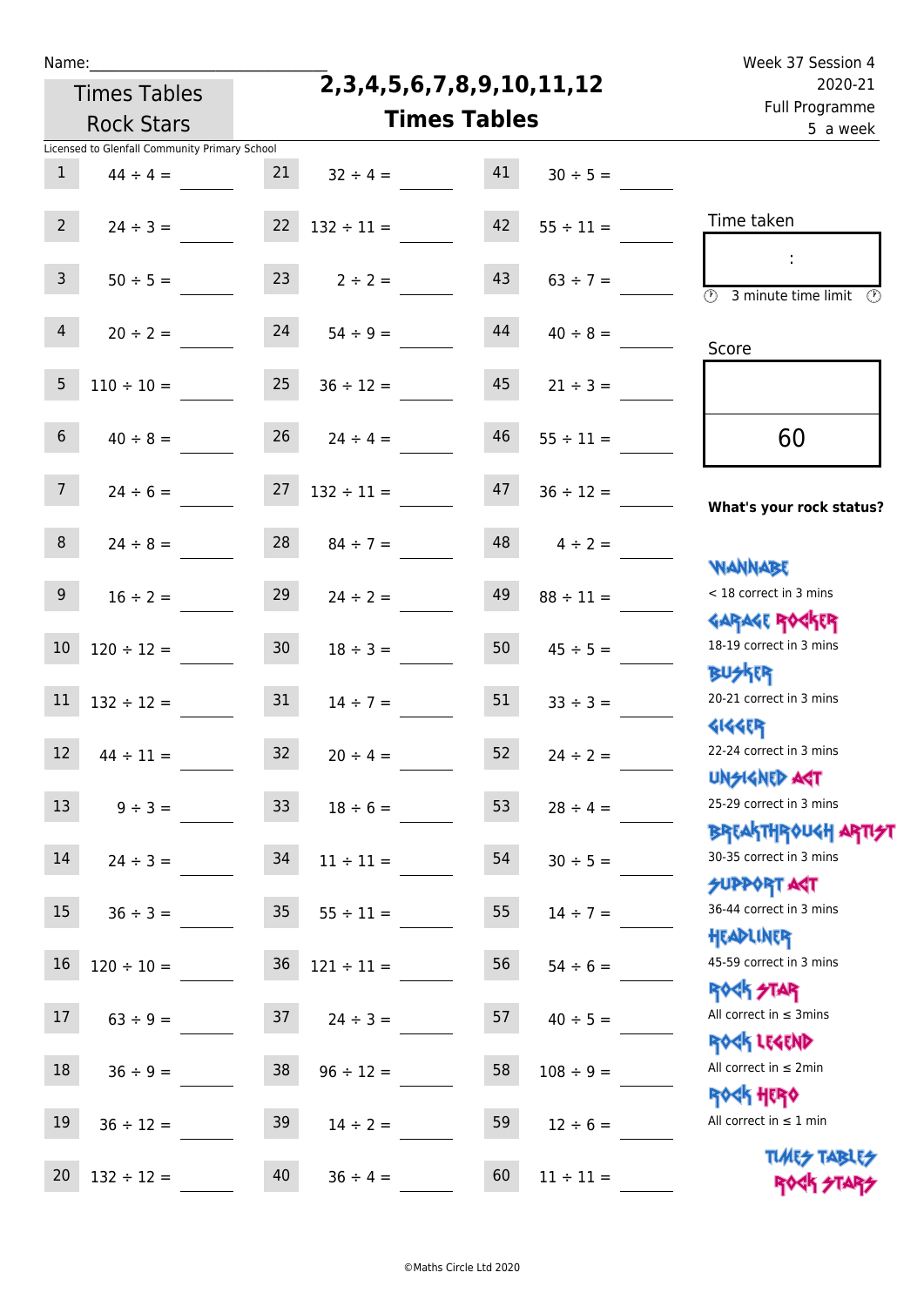Name:______________________________

Times Tables Rock Stars

# 2,3,4,5,6,7,8,9,10,11,12 Times Tables

Week 37 Session 4
2020-21
Full Programme
5 a week

Licensed to Glenfall Community Primary School

| | | | | | |
|---|---|---|---|---|---|
| 1 | 44 ÷ 4 = ____ | 21 | 32 ÷ 4 = ____ | 41 | 30 ÷ 5 = ____ |
| 2 | 24 ÷ 3 = ____ | 22 | 132 ÷ 11 = ____ | 42 | 55 ÷ 11 = ____ |
| 3 | 50 ÷ 5 = ____ | 23 | 2 ÷ 2 = ____ | 43 | 63 ÷ 7 = ____ |
| 4 | 20 ÷ 2 = ____ | 24 | 54 ÷ 9 = ____ | 44 | 40 ÷ 8 = ____ |
| 5 | 110 ÷ 10 = ____ | 25 | 36 ÷ 12 = ____ | 45 | 21 ÷ 3 = ____ |
| 6 | 40 ÷ 8 = ____ | 26 | 24 ÷ 4 = ____ | 46 | 55 ÷ 11 = ____ |
| 7 | 24 ÷ 6 = ____ | 27 | 132 ÷ 11 = ____ | 47 | 36 ÷ 12 = ____ |
| 8 | 24 ÷ 8 = ____ | 28 | 84 ÷ 7 = ____ | 48 | 4 ÷ 2 = ____ |
| 9 | 16 ÷ 2 = ____ | 29 | 24 ÷ 2 = ____ | 49 | 88 ÷ 11 = ____ |
| 10 | 120 ÷ 12 = ____ | 30 | 18 ÷ 3 = ____ | 50 | 45 ÷ 5 = ____ |
| 11 | 132 ÷ 12 = ____ | 31 | 14 ÷ 7 = ____ | 51 | 33 ÷ 3 = ____ |
| 12 | 44 ÷ 11 = ____ | 32 | 20 ÷ 4 = ____ | 52 | 24 ÷ 2 = ____ |
| 13 | 9 ÷ 3 = ____ | 33 | 18 ÷ 6 = ____ | 53 | 28 ÷ 4 = ____ |
| 14 | 24 ÷ 3 = ____ | 34 | 11 ÷ 11 = ____ | 54 | 30 ÷ 5 = ____ |
| 15 | 36 ÷ 3 = ____ | 35 | 55 ÷ 11 = ____ | 55 | 14 ÷ 7 = ____ |
| 16 | 120 ÷ 10 = ____ | 36 | 121 ÷ 11 = ____ | 56 | 54 ÷ 6 = ____ |
| 17 | 63 ÷ 9 = ____ | 37 | 24 ÷ 3 = ____ | 57 | 40 ÷ 5 = ____ |
| 18 | 36 ÷ 9 = ____ | 38 | 96 ÷ 12 = ____ | 58 | 108 ÷ 9 = ____ |
| 19 | 36 ÷ 12 = ____ | 39 | 14 ÷ 2 = ____ | 59 | 12 ÷ 6 = ____ |
| 20 | 132 ÷ 12 = ____ | 40 | 36 ÷ 4 = ____ | 60 | 11 ÷ 11 = ____ |

Time taken

:

3 minute time limit

Score

60

**What's your rock status?**

WANNABE
< 18 correct in 3 mins

GARAGE ROCKER
18-19 correct in 3 mins

BUSKER
20-21 correct in 3 mins

GIGGER
22-24 correct in 3 mins

UNSIGNED ACT
25-29 correct in 3 mins

BREAKTHROUGH ARTIST
30-35 correct in 3 mins

SUPPORT ACT
36-44 correct in 3 mins

HEADLINER
45-59 correct in 3 mins

ROCK STAR
All correct in ≤ 3mins

ROCK LEGEND
All correct in ≤ 2min

ROCK HERO
All correct in ≤ 1 min

TIMES TABLES ROCK STARS

©Maths Circle Ltd 2020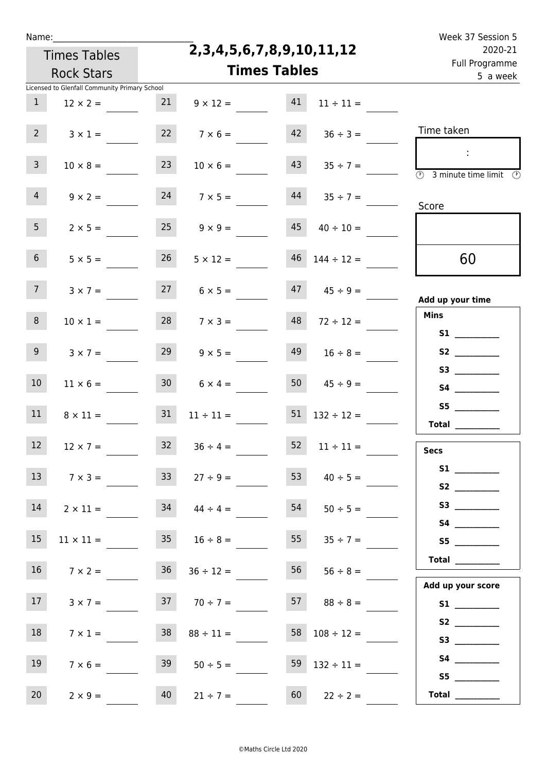Name:______________________________

Times Tables Rock Stars

# 2,3,4,5,6,7,8,9,10,11,12 Times Tables

Week 37 Session 5
2020-21
Full Programme
5 a week

Licensed to Glenfall Community Primary School

| | | | | | |
|---|---|---|---|---|---|
| 1 | $12 \times 2 =$ | 21 | $9 \times 12 =$ | 41 | $11 \div 11 =$ |
| 2 | $3 \times 1 =$ | 22 | $7 \times 6 =$ | 42 | $36 \div 3 =$ |
| 3 | $10 \times 8 =$ | 23 | $10 \times 6 =$ | 43 | $35 \div 7 =$ |
| 4 | $9 \times 2 =$ | 24 | $7 \times 5 =$ | 44 | $35 \div 7 =$ |
| 5 | $2 \times 5 =$ | 25 | $9 \times 9 =$ | 45 | $40 \div 10 =$ |
| 6 | $5 \times 5 =$ | 26 | $5 \times 12 =$ | 46 | $144 \div 12 =$ |
| 7 | $3 \times 7 =$ | 27 | $6 \times 5 =$ | 47 | $45 \div 9 =$ |
| 8 | $10 \times 1 =$ | 28 | $7 \times 3 =$ | 48 | $72 \div 12 =$ |
| 9 | $3 \times 7 =$ | 29 | $9 \times 5 =$ | 49 | $16 \div 8 =$ |
| 10 | $11 \times 6 =$ | 30 | $6 \times 4 =$ | 50 | $45 \div 9 =$ |
| 11 | $8 \times 11 =$ | 31 | $11 \div 11 =$ | 51 | $132 \div 12 =$ |
| 12 | $12 \times 7 =$ | 32 | $36 \div 4 =$ | 52 | $11 \div 11 =$ |
| 13 | $7 \times 3 =$ | 33 | $27 \div 9 =$ | 53 | $40 \div 5 =$ |
| 14 | $2 \times 11 =$ | 34 | $44 \div 4 =$ | 54 | $50 \div 5 =$ |
| 15 | $11 \times 11 =$ | 35 | $16 \div 8 =$ | 55 | $35 \div 7 =$ |
| 16 | $7 \times 2 =$ | 36 | $36 \div 12 =$ | 56 | $56 \div 8 =$ |
| 17 | $3 \times 7 =$ | 37 | $70 \div 7 =$ | 57 | $88 \div 8 =$ |
| 18 | $7 \times 1 =$ | 38 | $88 \div 11 =$ | 58 | $108 \div 12 =$ |
| 19 | $7 \times 6 =$ | 39 | $50 \div 5 =$ | 59 | $132 \div 11 =$ |
| 20 | $2 \times 9 =$ | 40 | $21 \div 7 =$ | 60 | $22 \div 2 =$ |

Time taken

:

3 minute time limit

Score

60

**Add up your time**

**Mins**

**S1** __________
**S2** __________
**S3** __________
**S4** __________
**S5** __________
**Total** __________

**Secs**

**S1** __________
**S2** __________
**S3** __________
**S4** __________
**S5** __________
**Total** __________

**Add up your score**

**S1** __________
**S2** __________
**S3** __________
**S4** __________
**S5** __________
**Total** __________

©Maths Circle Ltd 2020